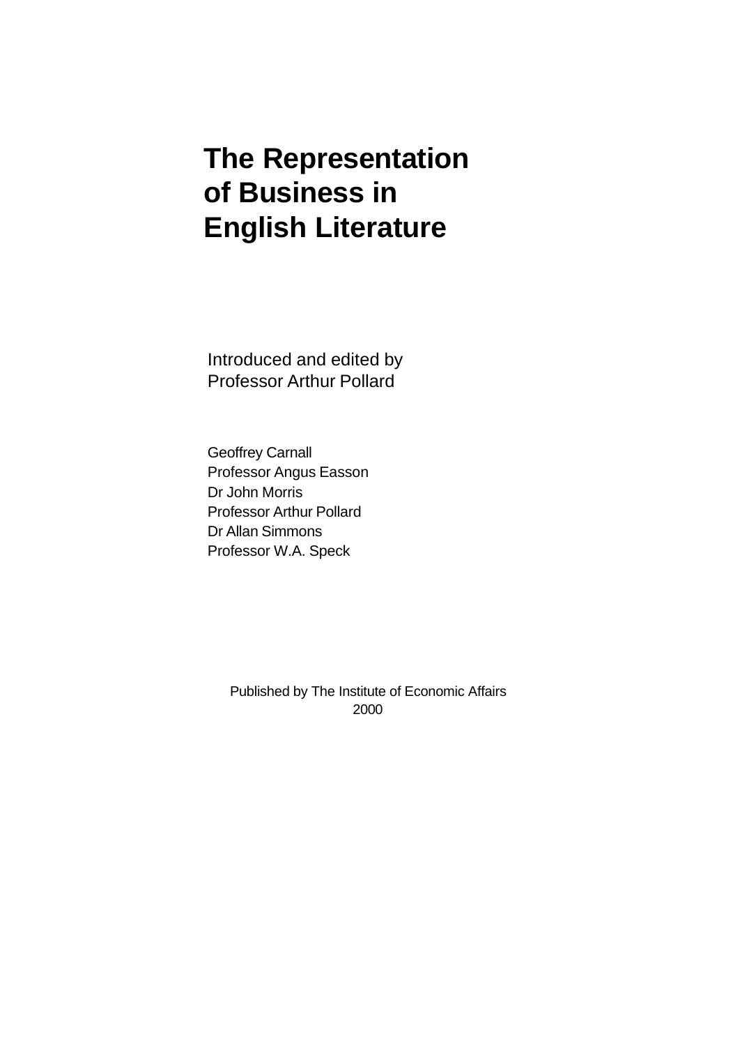# The Representation of Business in English Literature

Introduced and edited by
Professor Arthur Pollard

Geoffrey Carnall
Professor Angus Easson
Dr John Morris
Professor Arthur Pollard
Dr Allan Simmons
Professor W.A. Speck

Published by The Institute of Economic Affairs
2000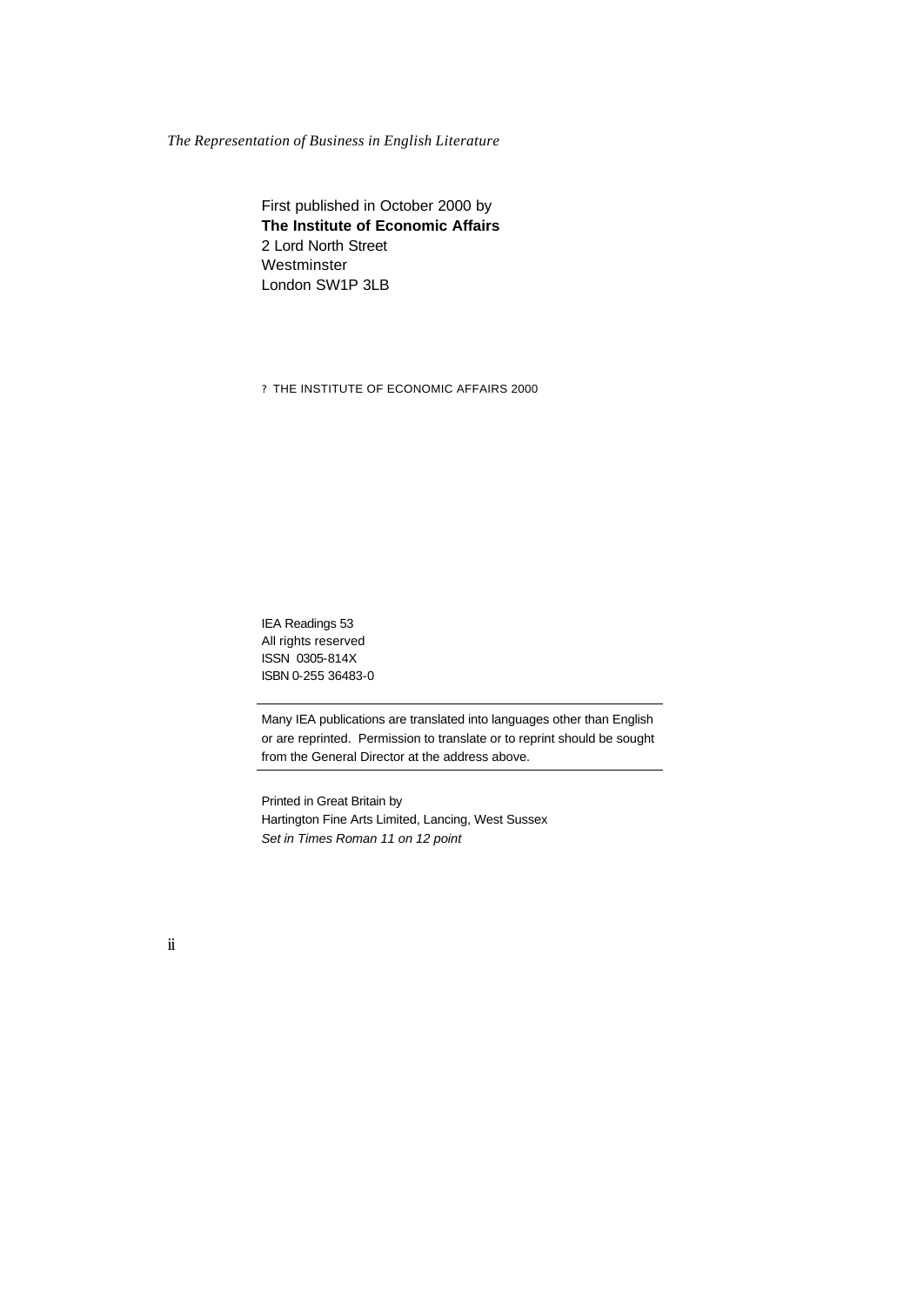First published in October 2000 by
**The Institute of Economic Affairs**
2 Lord North Street
Westminster
London SW1P 3LB

? THE INSTITUTE OF ECONOMIC AFFAIRS 2000

IEA Readings 53
All rights reserved
ISSN 0305-814X
ISBN 0-255 36483-0

---

Many IEA publications are translated into languages other than English or are reprinted. Permission to translate or to reprint should be sought from the General Director at the address above.

---

Printed in Great Britain by
Hartington Fine Arts Limited, Lancing, West Sussex
*Set in Times Roman 11 on 12 point*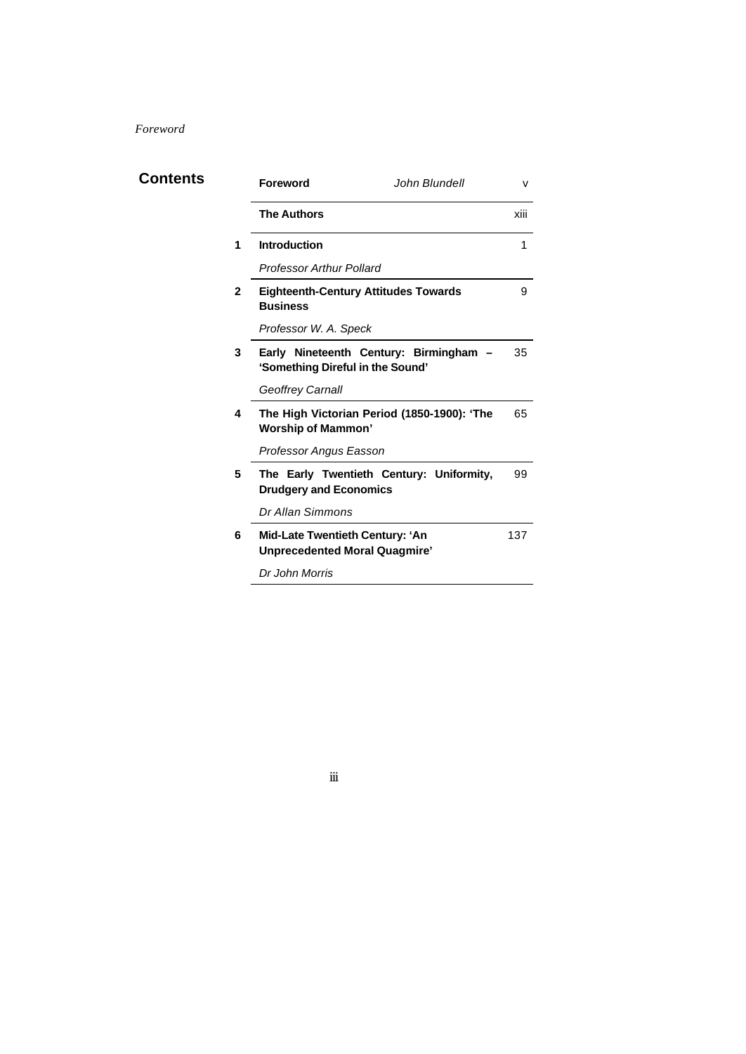# Contents

| | | | |
|---|---|---|---|
| | **Foreword** | *John Blundell* | v |
| | **The Authors** | | xiii |
| **1** | **Introduction** *Professor Arthur Pollard* | | 1 |
| **2** | **Eighteenth-Century Attitudes Towards Business** *Professor W. A. Speck* | | 9 |
| **3** | **Early Nineteenth Century: Birmingham – 'Something Direful in the Sound'** *Geoffrey Carnall* | | 35 |
| **4** | **The High Victorian Period (1850-1900): 'The Worship of Mammon'** *Professor Angus Easson* | | 65 |
| **5** | **The Early Twentieth Century: Uniformity, Drudgery and Economics** *Dr Allan Simmons* | | 99 |
| **6** | **Mid-Late Twentieth Century: 'An Unprecedented Moral Quagmire'** *Dr John Morris* | | 137 |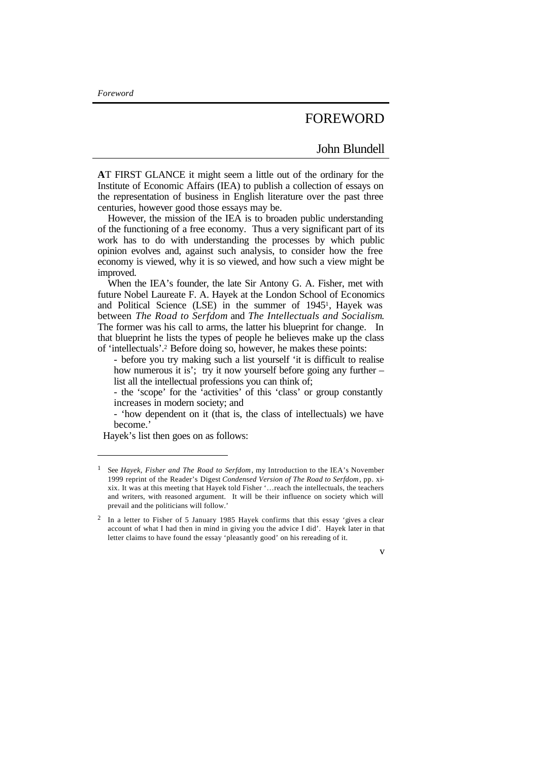# FOREWORD

## John Blundell

**A**T FIRST GLANCE it might seem a little out of the ordinary for the Institute of Economic Affairs (IEA) to publish a collection of essays on the representation of business in English literature over the past three centuries, however good those essays may be.

However, the mission of the IEA is to broaden public understanding of the functioning of a free economy. Thus a very significant part of its work has to do with understanding the processes by which public opinion evolves and, against such analysis, to consider how the free economy is viewed, why it is so viewed, and how such a view might be improved.

When the IEA's founder, the late Sir Antony G. A. Fisher, met with future Nobel Laureate F. A. Hayek at the London School of Economics and Political Science (LSE) in the summer of 1945[1], Hayek was between *The Road to Serfdom* and *The Intellectuals and Socialism*. The former was his call to arms, the latter his blueprint for change. In that blueprint he lists the types of people he believes make up the class of 'intellectuals'.[2] Before doing so, however, he makes these points:

- before you try making such a list yourself 'it is difficult to realise how numerous it is'; try it now yourself before going any further – list all the intellectual professions you can think of;
- the 'scope' for the 'activities' of this 'class' or group constantly increases in modern society; and
- 'how dependent on it (that is, the class of intellectuals) we have become.'

Hayek's list then goes on as follows:

---

[1] See *Hayek, Fisher and The Road to Serfdom*, my Introduction to the IEA's November 1999 reprint of the Reader's Digest *Condensed Version of The Road to Serfdom*, pp. xi-xix. It was at this meeting that Hayek told Fisher '…reach the intellectuals, the teachers and writers, with reasoned argument. It will be their influence on society which will prevail and the politicians will follow.'

[2] In a letter to Fisher of 5 January 1985 Hayek confirms that this essay 'gives a clear account of what I had then in mind in giving you the advice I did'. Hayek later in that letter claims to have found the essay 'pleasantly good' on his rereading of it.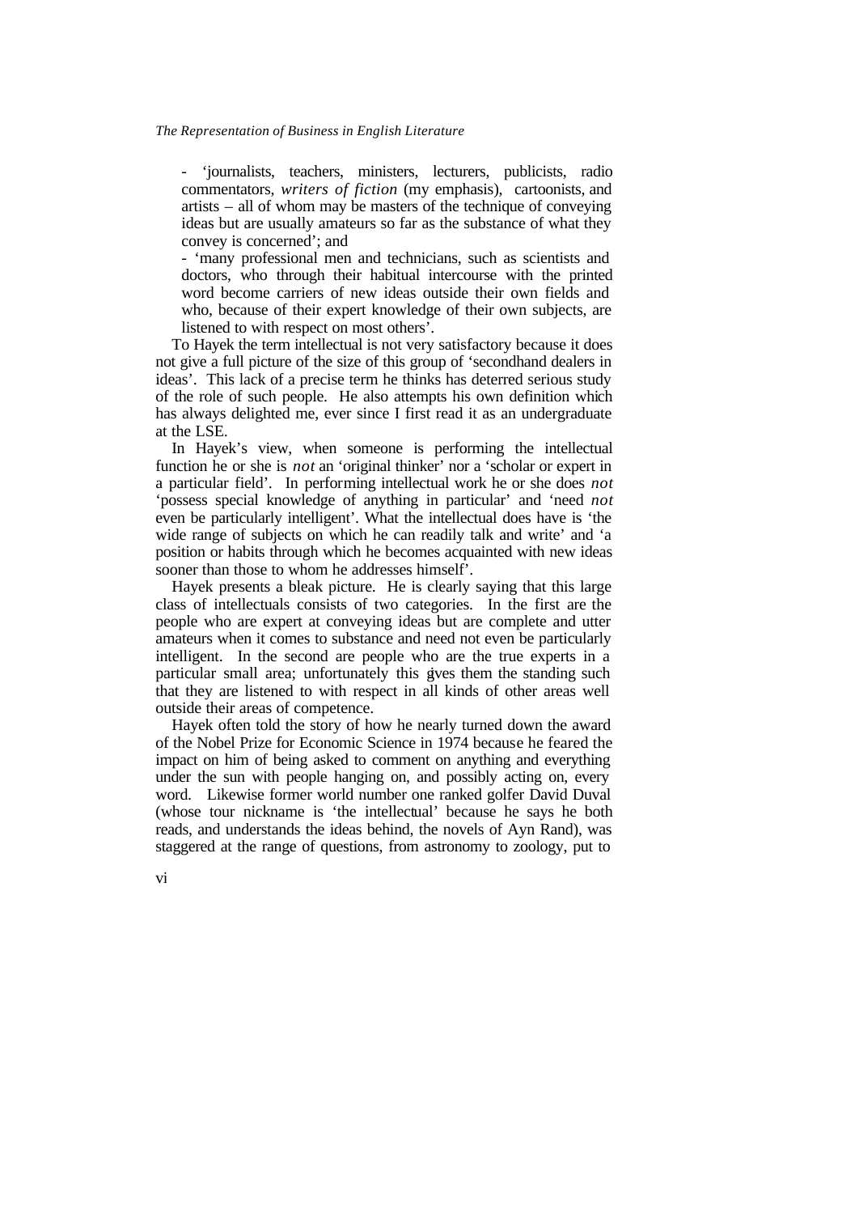- 'journalists, teachers, ministers, lecturers, publicists, radio commentators, *writers of fiction* (my emphasis), cartoonists, and artists – all of whom may be masters of the technique of conveying ideas but are usually amateurs so far as the substance of what they convey is concerned'; and
- 'many professional men and technicians, such as scientists and doctors, who through their habitual intercourse with the printed word become carriers of new ideas outside their own fields and who, because of their expert knowledge of their own subjects, are listened to with respect on most others'.

To Hayek the term intellectual is not very satisfactory because it does not give a full picture of the size of this group of 'secondhand dealers in ideas'. This lack of a precise term he thinks has deterred serious study of the role of such people. He also attempts his own definition which has always delighted me, ever since I first read it as an undergraduate at the LSE.

In Hayek's view, when someone is performing the intellectual function he or she is *not* an 'original thinker' nor a 'scholar or expert in a particular field'. In performing intellectual work he or she does *not* 'possess special knowledge of anything in particular' and 'need *not* even be particularly intelligent'. What the intellectual does have is 'the wide range of subjects on which he can readily talk and write' and 'a position or habits through which he becomes acquainted with new ideas sooner than those to whom he addresses himself'.

Hayek presents a bleak picture. He is clearly saying that this large class of intellectuals consists of two categories. In the first are the people who are expert at conveying ideas but are complete and utter amateurs when it comes to substance and need not even be particularly intelligent. In the second are people who are the true experts in a particular small area; unfortunately this gives them the standing such that they are listened to with respect in all kinds of other areas well outside their areas of competence.

Hayek often told the story of how he nearly turned down the award of the Nobel Prize for Economic Science in 1974 because he feared the impact on him of being asked to comment on anything and everything under the sun with people hanging on, and possibly acting on, every word. Likewise former world number one ranked golfer David Duval (whose tour nickname is 'the intellectual' because he says he both reads, and understands the ideas behind, the novels of Ayn Rand), was staggered at the range of questions, from astronomy to zoology, put to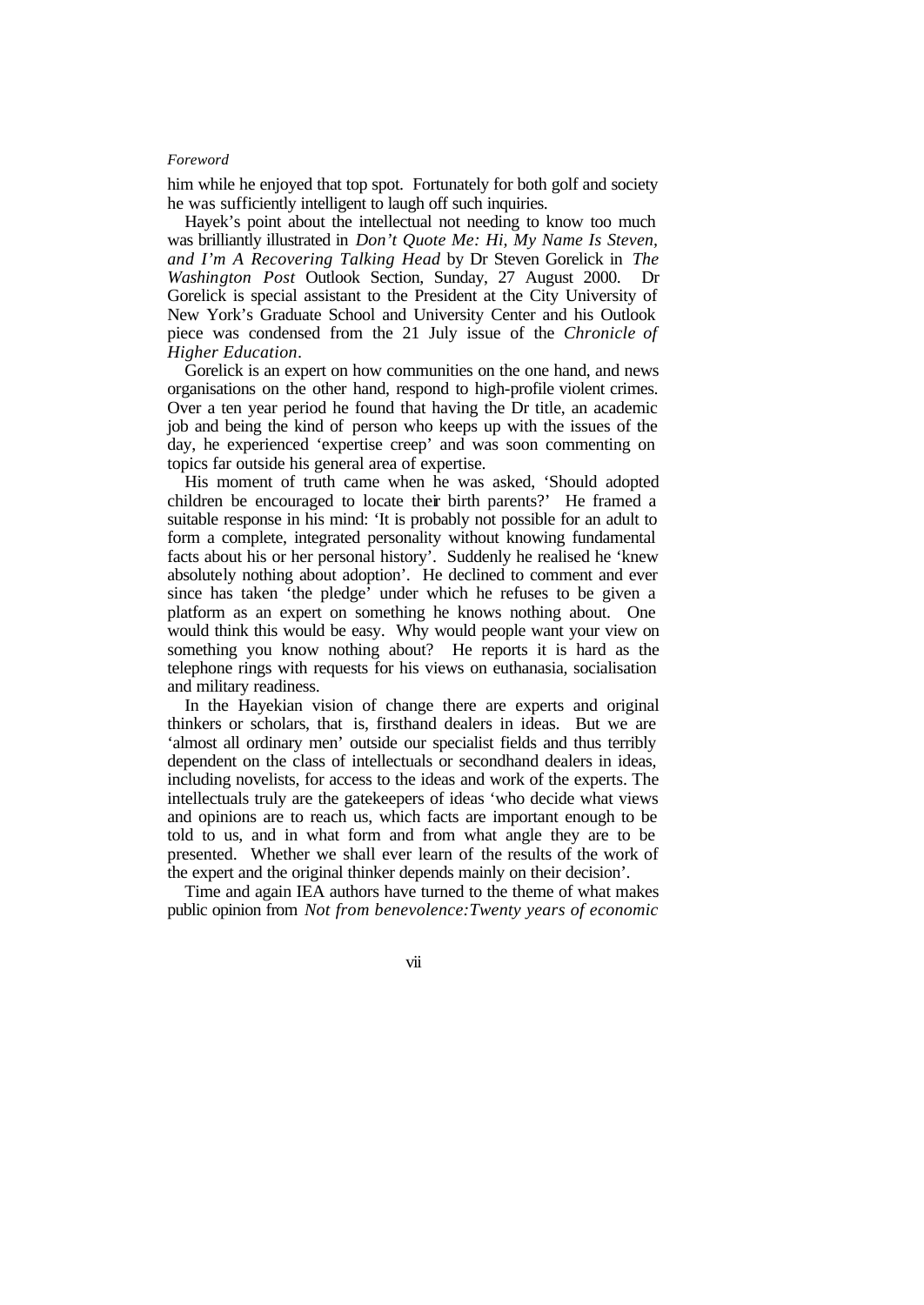him while he enjoyed that top spot. Fortunately for both golf and society he was sufficiently intelligent to laugh off such inquiries.

Hayek's point about the intellectual not needing to know too much was brilliantly illustrated in *Don't Quote Me: Hi, My Name Is Steven, and I'm A Recovering Talking Head* by Dr Steven Gorelick in *The Washington Post* Outlook Section, Sunday, 27 August 2000. Dr Gorelick is special assistant to the President at the City University of New York's Graduate School and University Center and his Outlook piece was condensed from the 21 July issue of the *Chronicle of Higher Education*.

Gorelick is an expert on how communities on the one hand, and news organisations on the other hand, respond to high-profile violent crimes. Over a ten year period he found that having the Dr title, an academic job and being the kind of person who keeps up with the issues of the day, he experienced 'expertise creep' and was soon commenting on topics far outside his general area of expertise.

His moment of truth came when he was asked, 'Should adopted children be encouraged to locate their birth parents?' He framed a suitable response in his mind: 'It is probably not possible for an adult to form a complete, integrated personality without knowing fundamental facts about his or her personal history'. Suddenly he realised he 'knew absolutely nothing about adoption'. He declined to comment and ever since has taken 'the pledge' under which he refuses to be given a platform as an expert on something he knows nothing about. One would think this would be easy. Why would people want your view on something you know nothing about? He reports it is hard as the telephone rings with requests for his views on euthanasia, socialisation and military readiness.

In the Hayekian vision of change there are experts and original thinkers or scholars, that is, firsthand dealers in ideas. But we are 'almost all ordinary men' outside our specialist fields and thus terribly dependent on the class of intellectuals or secondhand dealers in ideas, including novelists, for access to the ideas and work of the experts. The intellectuals truly are the gatekeepers of ideas 'who decide what views and opinions are to reach us, which facts are important enough to be told to us, and in what form and from what angle they are to be presented. Whether we shall ever learn of the results of the work of the expert and the original thinker depends mainly on their decision'.

Time and again IEA authors have turned to the theme of what makes public opinion from *Not from benevolence:Twenty years of economic*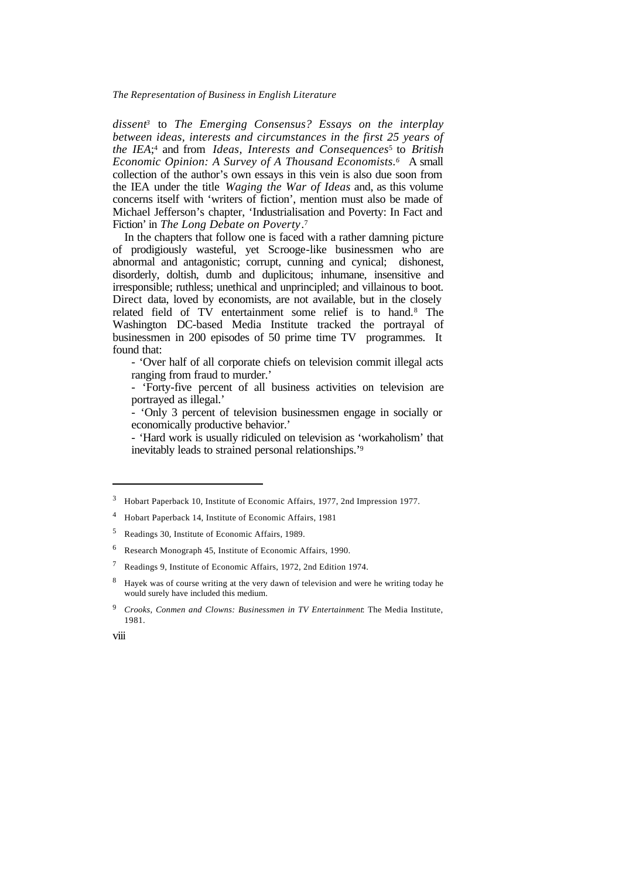*dissent*[3] to *The Emerging Consensus? Essays on the interplay between ideas, interests and circumstances in the first 25 years of the IEA*;[4] and from *Ideas, Interests and Consequences*[5] to *British Economic Opinion: A Survey of A Thousand Economists.*[6] A small collection of the author's own essays in this vein is also due soon from the IEA under the title *Waging the War of Ideas* and, as this volume concerns itself with 'writers of fiction', mention must also be made of Michael Jefferson's chapter, 'Industrialisation and Poverty: In Fact and Fiction' in *The Long Debate on Poverty*.[7]

In the chapters that follow one is faced with a rather damning picture of prodigiously wasteful, yet Scrooge-like businessmen who are abnormal and antagonistic; corrupt, cunning and cynical; dishonest, disorderly, doltish, dumb and duplicitous; inhumane, insensitive and irresponsible; ruthless; unethical and unprincipled; and villainous to boot. Direct data, loved by economists, are not available, but in the closely related field of TV entertainment some relief is to hand.[8] The Washington DC-based Media Institute tracked the portrayal of businessmen in 200 episodes of 50 prime time TV programmes. It found that:

- 'Over half of all corporate chiefs on television commit illegal acts ranging from fraud to murder.'
- 'Forty-five percent of all business activities on television are portrayed as illegal.'
- 'Only 3 percent of television businessmen engage in socially or economically productive behavior.'
- 'Hard work is usually ridiculed on television as 'workaholism' that inevitably leads to strained personal relationships.'[9]

---

[3] Hobart Paperback 10, Institute of Economic Affairs, 1977, 2nd Impression 1977.

[4] Hobart Paperback 14, Institute of Economic Affairs, 1981

[5] Readings 30, Institute of Economic Affairs, 1989.

[6] Research Monograph 45, Institute of Economic Affairs, 1990.

[7] Readings 9, Institute of Economic Affairs, 1972, 2nd Edition 1974.

[8] Hayek was of course writing at the very dawn of television and were he writing today he would surely have included this medium.

[9] *Crooks, Conmen and Clowns: Businessmen in TV Entertainment*: The Media Institute, 1981.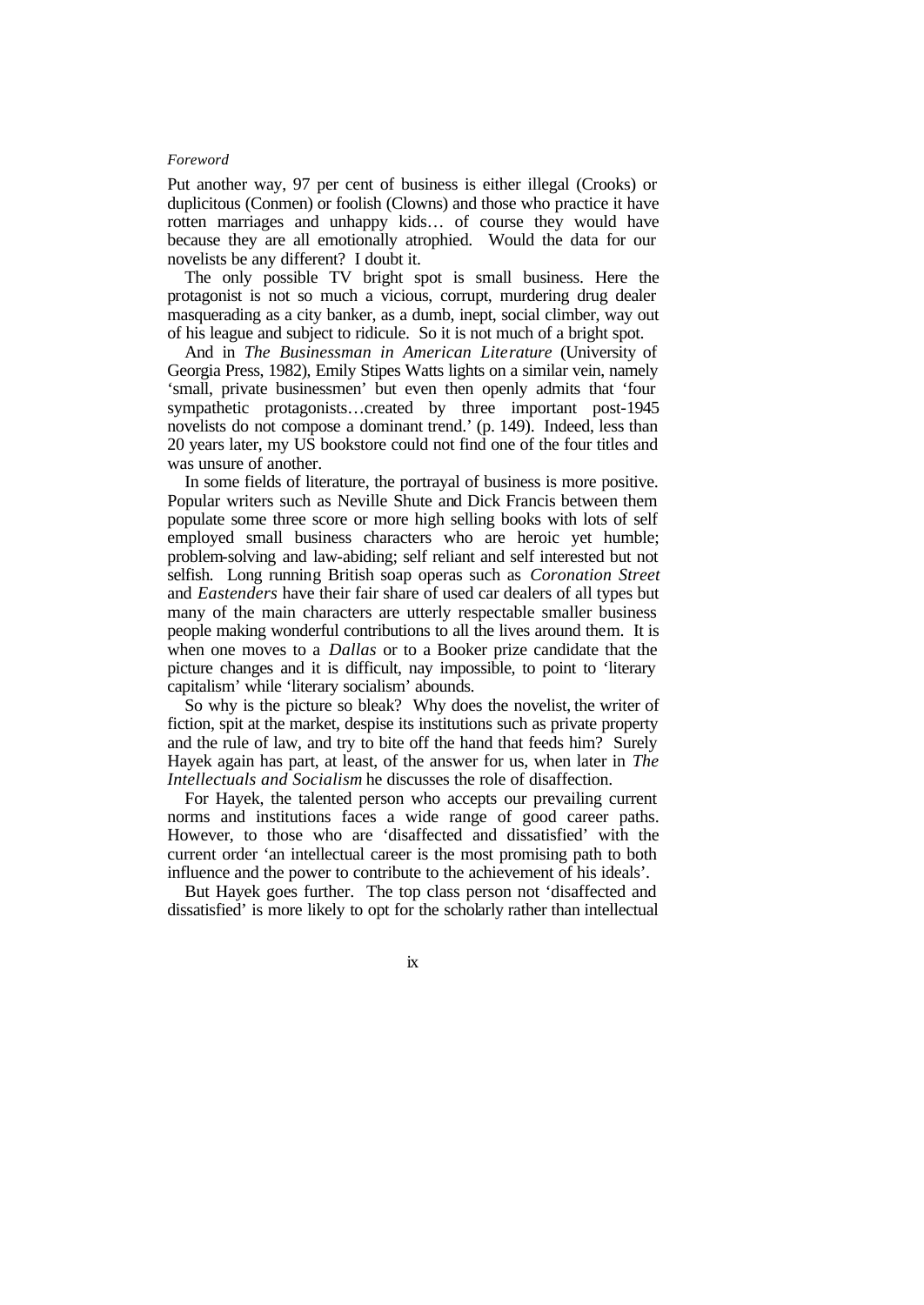Put another way, 97 per cent of business is either illegal (Crooks) or duplicitous (Conmen) or foolish (Clowns) and those who practice it have rotten marriages and unhappy kids… of course they would have because they are all emotionally atrophied. Would the data for our novelists be any different? I doubt it.

The only possible TV bright spot is small business. Here the protagonist is not so much a vicious, corrupt, murdering drug dealer masquerading as a city banker, as a dumb, inept, social climber, way out of his league and subject to ridicule. So it is not much of a bright spot.

And in *The Businessman in American Literature* (University of Georgia Press, 1982), Emily Stipes Watts lights on a similar vein, namely 'small, private businessmen' but even then openly admits that 'four sympathetic protagonists…created by three important post-1945 novelists do not compose a dominant trend.' (p. 149). Indeed, less than 20 years later, my US bookstore could not find one of the four titles and was unsure of another.

In some fields of literature, the portrayal of business is more positive. Popular writers such as Neville Shute and Dick Francis between them populate some three score or more high selling books with lots of self employed small business characters who are heroic yet humble; problem-solving and law-abiding; self reliant and self interested but not selfish. Long running British soap operas such as *Coronation Street* and *Eastenders* have their fair share of used car dealers of all types but many of the main characters are utterly respectable smaller business people making wonderful contributions to all the lives around them. It is when one moves to a *Dallas* or to a Booker prize candidate that the picture changes and it is difficult, nay impossible, to point to 'literary capitalism' while 'literary socialism' abounds.

So why is the picture so bleak? Why does the novelist, the writer of fiction, spit at the market, despise its institutions such as private property and the rule of law, and try to bite off the hand that feeds him? Surely Hayek again has part, at least, of the answer for us, when later in *The Intellectuals and Socialism* he discusses the role of disaffection.

For Hayek, the talented person who accepts our prevailing current norms and institutions faces a wide range of good career paths. However, to those who are 'disaffected and dissatisfied' with the current order 'an intellectual career is the most promising path to both influence and the power to contribute to the achievement of his ideals'.

But Hayek goes further. The top class person not 'disaffected and dissatisfied' is more likely to opt for the scholarly rather than intellectual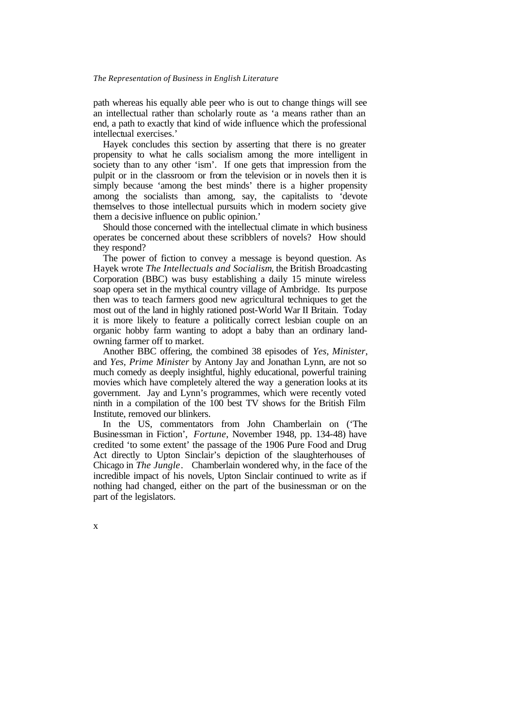path whereas his equally able peer who is out to change things will see an intellectual rather than scholarly route as 'a means rather than an end, a path to exactly that kind of wide influence which the professional intellectual exercises.'

Hayek concludes this section by asserting that there is no greater propensity to what he calls socialism among the more intelligent in society than to any other 'ism'. If one gets that impression from the pulpit or in the classroom or from the television or in novels then it is simply because 'among the best minds' there is a higher propensity among the socialists than among, say, the capitalists to 'devote themselves to those intellectual pursuits which in modern society give them a decisive influence on public opinion.'

Should those concerned with the intellectual climate in which business operates be concerned about these scribblers of novels? How should they respond?

The power of fiction to convey a message is beyond question. As Hayek wrote *The Intellectuals and Socialism*, the British Broadcasting Corporation (BBC) was busy establishing a daily 15 minute wireless soap opera set in the mythical country village of Ambridge. Its purpose then was to teach farmers good new agricultural techniques to get the most out of the land in highly rationed post-World War II Britain. Today it is more likely to feature a politically correct lesbian couple on an organic hobby farm wanting to adopt a baby than an ordinary land-owning farmer off to market.

Another BBC offering, the combined 38 episodes of *Yes, Minister*, and *Yes, Prime Minister* by Antony Jay and Jonathan Lynn, are not so much comedy as deeply insightful, highly educational, powerful training movies which have completely altered the way a generation looks at its government. Jay and Lynn's programmes, which were recently voted ninth in a compilation of the 100 best TV shows for the British Film Institute, removed our blinkers.

In the US, commentators from John Chamberlain on ('The Businessman in Fiction', *Fortune*, November 1948, pp. 134-48) have credited 'to some extent' the passage of the 1906 Pure Food and Drug Act directly to Upton Sinclair's depiction of the slaughterhouses of Chicago in *The Jungle*. Chamberlain wondered why, in the face of the incredible impact of his novels, Upton Sinclair continued to write as if nothing had changed, either on the part of the businessman or on the part of the legislators.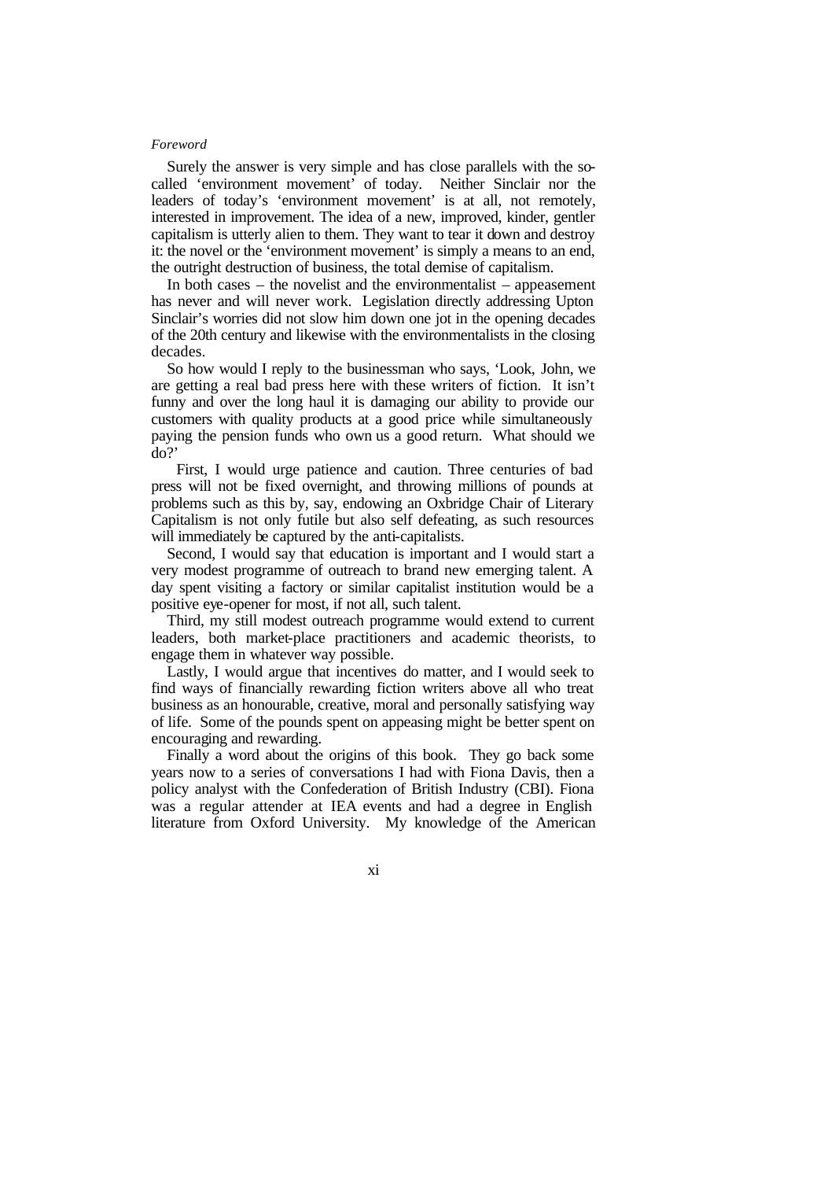Surely the answer is very simple and has close parallels with the so-called 'environment movement' of today. Neither Sinclair nor the leaders of today's 'environment movement' is at all, not remotely, interested in improvement. The idea of a new, improved, kinder, gentler capitalism is utterly alien to them. They want to tear it down and destroy it: the novel or the 'environment movement' is simply a means to an end, the outright destruction of business, the total demise of capitalism.

In both cases – the novelist and the environmentalist – appeasement has never and will never work. Legislation directly addressing Upton Sinclair's worries did not slow him down one jot in the opening decades of the 20th century and likewise with the environmentalists in the closing decades.

So how would I reply to the businessman who says, 'Look, John, we are getting a real bad press here with these writers of fiction. It isn't funny and over the long haul it is damaging our ability to provide our customers with quality products at a good price while simultaneously paying the pension funds who own us a good return. What should we do?'

First, I would urge patience and caution. Three centuries of bad press will not be fixed overnight, and throwing millions of pounds at problems such as this by, say, endowing an Oxbridge Chair of Literary Capitalism is not only futile but also self defeating, as such resources will immediately be captured by the anti-capitalists.

Second, I would say that education is important and I would start a very modest programme of outreach to brand new emerging talent. A day spent visiting a factory or similar capitalist institution would be a positive eye-opener for most, if not all, such talent.

Third, my still modest outreach programme would extend to current leaders, both market-place practitioners and academic theorists, to engage them in whatever way possible.

Lastly, I would argue that incentives do matter, and I would seek to find ways of financially rewarding fiction writers above all who treat business as an honourable, creative, moral and personally satisfying way of life. Some of the pounds spent on appeasing might be better spent on encouraging and rewarding.

Finally a word about the origins of this book. They go back some years now to a series of conversations I had with Fiona Davis, then a policy analyst with the Confederation of British Industry (CBI). Fiona was a regular attender at IEA events and had a degree in English literature from Oxford University. My knowledge of the American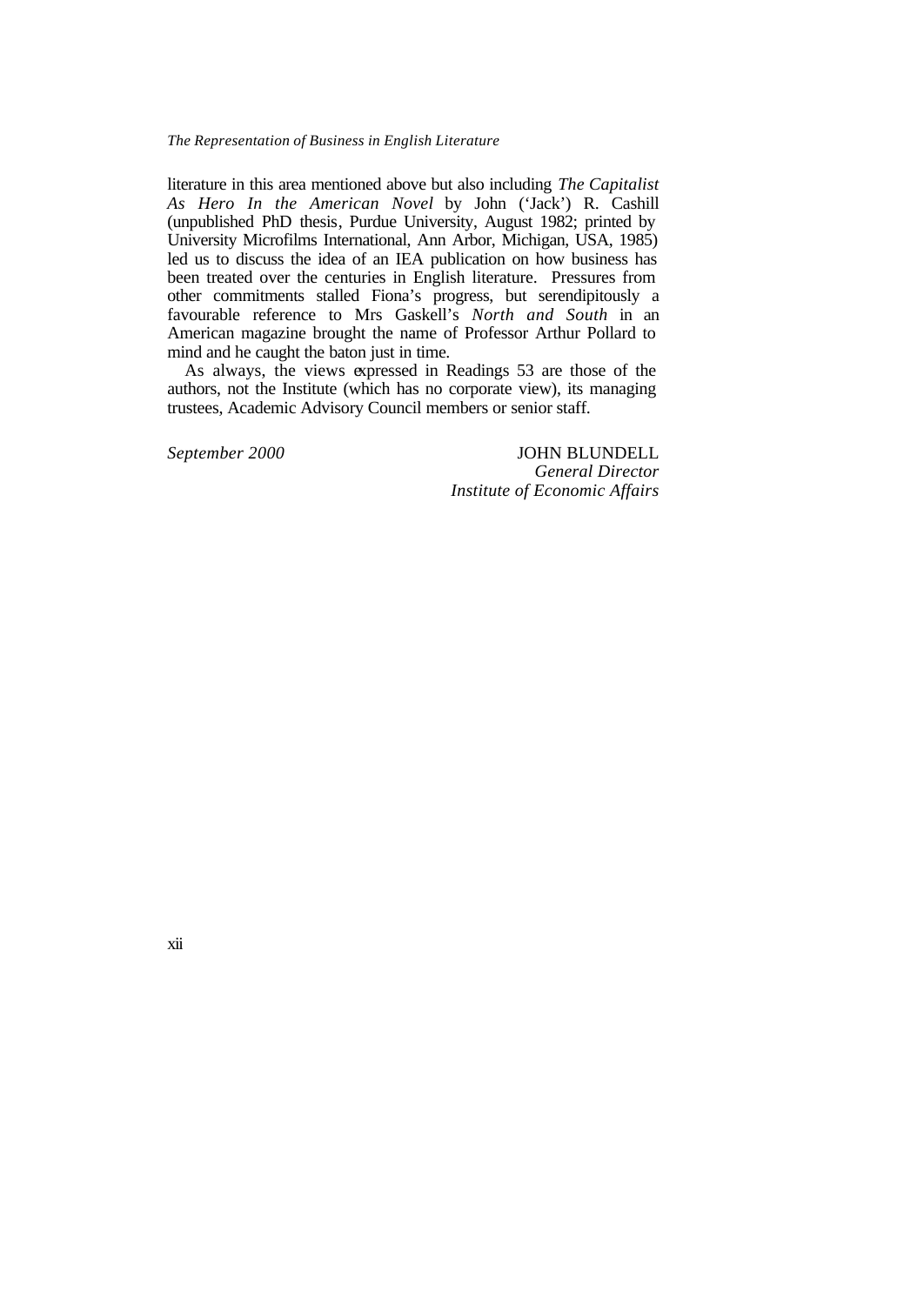literature in this area mentioned above but also including *The Capitalist As Hero In the American Novel* by John ('Jack') R. Cashill (unpublished PhD thesis, Purdue University, August 1982; printed by University Microfilms International, Ann Arbor, Michigan, USA, 1985) led us to discuss the idea of an IEA publication on how business has been treated over the centuries in English literature. Pressures from other commitments stalled Fiona's progress, but serendipitously a favourable reference to Mrs Gaskell's *North and South* in an American magazine brought the name of Professor Arthur Pollard to mind and he caught the baton just in time.

As always, the views expressed in Readings 53 are those of the authors, not the Institute (which has no corporate view), its managing trustees, Academic Advisory Council members or senior staff.

*September 2000*

JOHN BLUNDELL
*General Director*
*Institute of Economic Affairs*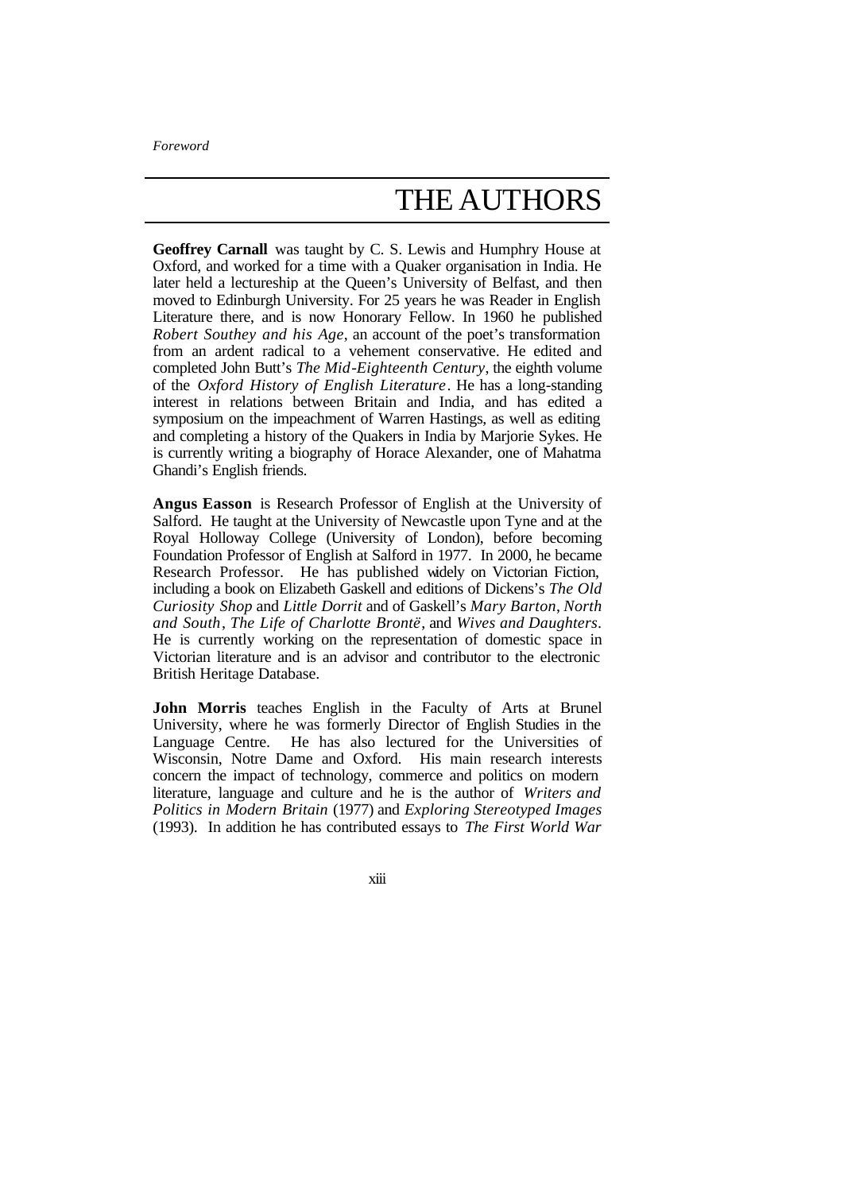# THE AUTHORS

**Geoffrey Carnall** was taught by C. S. Lewis and Humphry House at Oxford, and worked for a time with a Quaker organisation in India. He later held a lectureship at the Queen's University of Belfast, and then moved to Edinburgh University. For 25 years he was Reader in English Literature there, and is now Honorary Fellow. In 1960 he published *Robert Southey and his Age*, an account of the poet's transformation from an ardent radical to a vehement conservative. He edited and completed John Butt's *The Mid-Eighteenth Century*, the eighth volume of the *Oxford History of English Literature*. He has a long-standing interest in relations between Britain and India, and has edited a symposium on the impeachment of Warren Hastings, as well as editing and completing a history of the Quakers in India by Marjorie Sykes. He is currently writing a biography of Horace Alexander, one of Mahatma Ghandi's English friends.

**Angus Easson** is Research Professor of English at the University of Salford. He taught at the University of Newcastle upon Tyne and at the Royal Holloway College (University of London), before becoming Foundation Professor of English at Salford in 1977. In 2000, he became Research Professor. He has published widely on Victorian Fiction, including a book on Elizabeth Gaskell and editions of Dickens's *The Old Curiosity Shop* and *Little Dorrit* and of Gaskell's *Mary Barton*, *North and South*, *The Life of Charlotte Brontë*, and *Wives and Daughters*. He is currently working on the representation of domestic space in Victorian literature and is an advisor and contributor to the electronic British Heritage Database.

**John Morris** teaches English in the Faculty of Arts at Brunel University, where he was formerly Director of English Studies in the Language Centre. He has also lectured for the Universities of Wisconsin, Notre Dame and Oxford. His main research interests concern the impact of technology, commerce and politics on modern literature, language and culture and he is the author of *Writers and Politics in Modern Britain* (1977) and *Exploring Stereotyped Images* (1993). In addition he has contributed essays to *The First World War*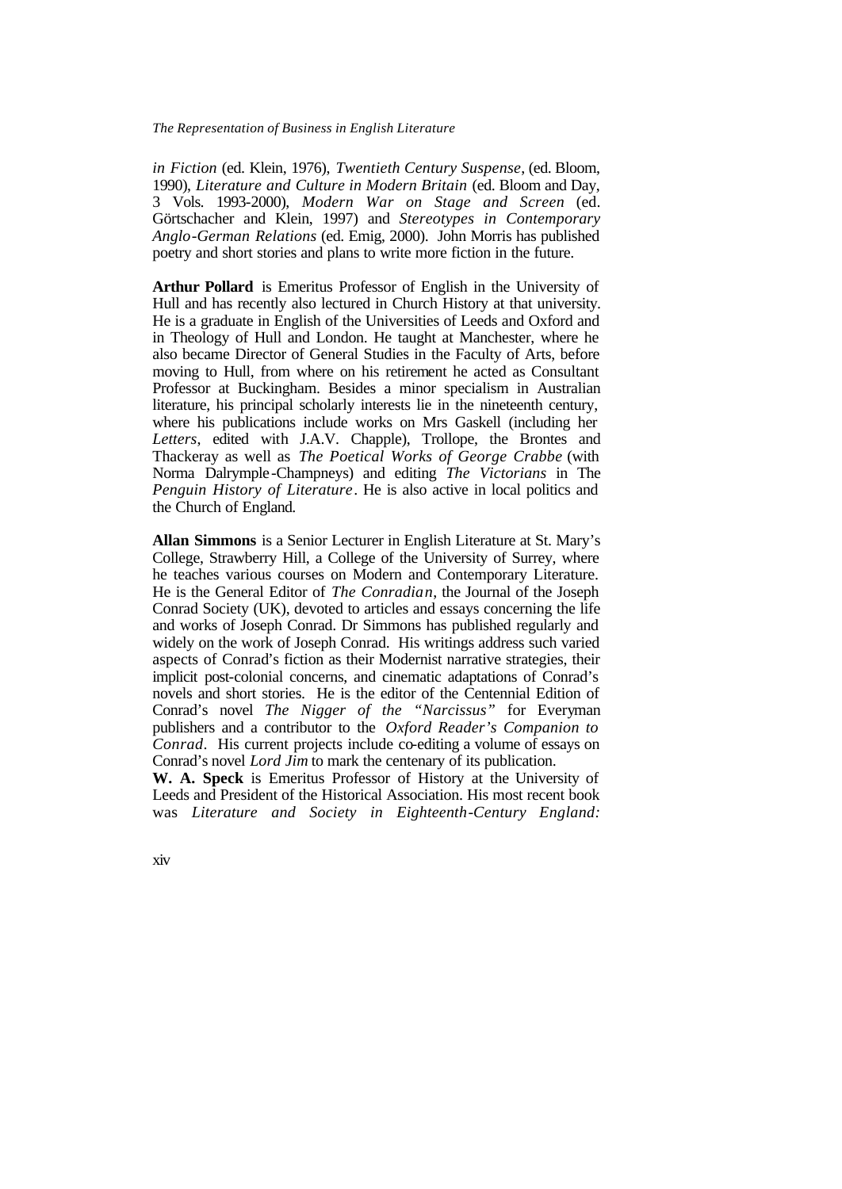*in Fiction* (ed. Klein, 1976), *Twentieth Century Suspense*, (ed. Bloom, 1990), *Literature and Culture in Modern Britain* (ed. Bloom and Day, 3 Vols. 1993-2000), *Modern War on Stage and Screen* (ed. Görtschacher and Klein, 1997) and *Stereotypes in Contemporary Anglo-German Relations* (ed. Emig, 2000). John Morris has published poetry and short stories and plans to write more fiction in the future.

**Arthur Pollard** is Emeritus Professor of English in the University of Hull and has recently also lectured in Church History at that university. He is a graduate in English of the Universities of Leeds and Oxford and in Theology of Hull and London. He taught at Manchester, where he also became Director of General Studies in the Faculty of Arts, before moving to Hull, from where on his retirement he acted as Consultant Professor at Buckingham. Besides a minor specialism in Australian literature, his principal scholarly interests lie in the nineteenth century, where his publications include works on Mrs Gaskell (including her *Letters*, edited with J.A.V. Chapple), Trollope, the Brontes and Thackeray as well as *The Poetical Works of George Crabbe* (with Norma Dalrymple-Champneys) and editing *The Victorians* in The *Penguin History of Literature*. He is also active in local politics and the Church of England.

**Allan Simmons** is a Senior Lecturer in English Literature at St. Mary's College, Strawberry Hill, a College of the University of Surrey, where he teaches various courses on Modern and Contemporary Literature. He is the General Editor of *The Conradian*, the Journal of the Joseph Conrad Society (UK), devoted to articles and essays concerning the life and works of Joseph Conrad. Dr Simmons has published regularly and widely on the work of Joseph Conrad. His writings address such varied aspects of Conrad's fiction as their Modernist narrative strategies, their implicit post-colonial concerns, and cinematic adaptations of Conrad's novels and short stories. He is the editor of the Centennial Edition of Conrad's novel *The Nigger of the "Narcissus"* for Everyman publishers and a contributor to the *Oxford Reader's Companion to Conrad*. His current projects include co-editing a volume of essays on Conrad's novel *Lord Jim* to mark the centenary of its publication.

**W. A. Speck** is Emeritus Professor of History at the University of Leeds and President of the Historical Association. His most recent book was *Literature and Society in Eighteenth-Century England:*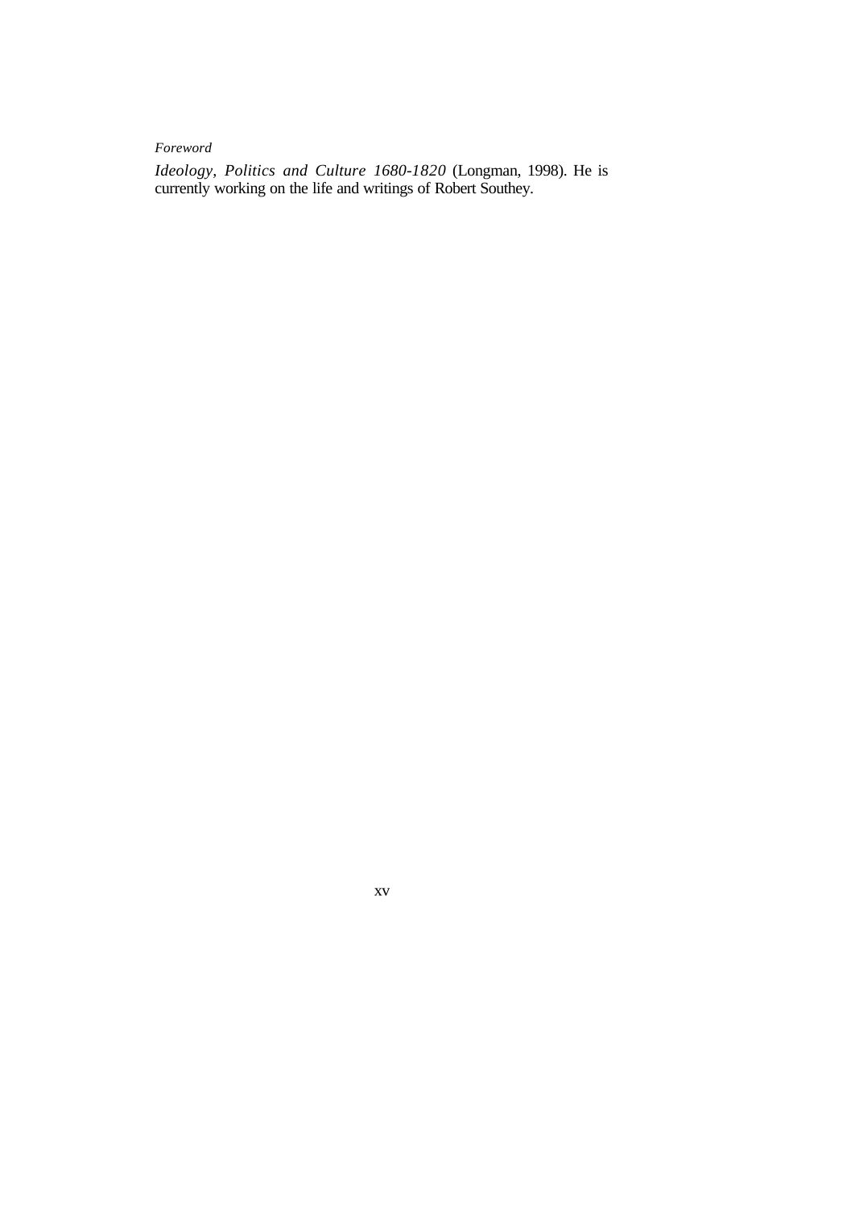*Ideology, Politics and Culture 1680-1820* (Longman, 1998). He is currently working on the life and writings of Robert Southey.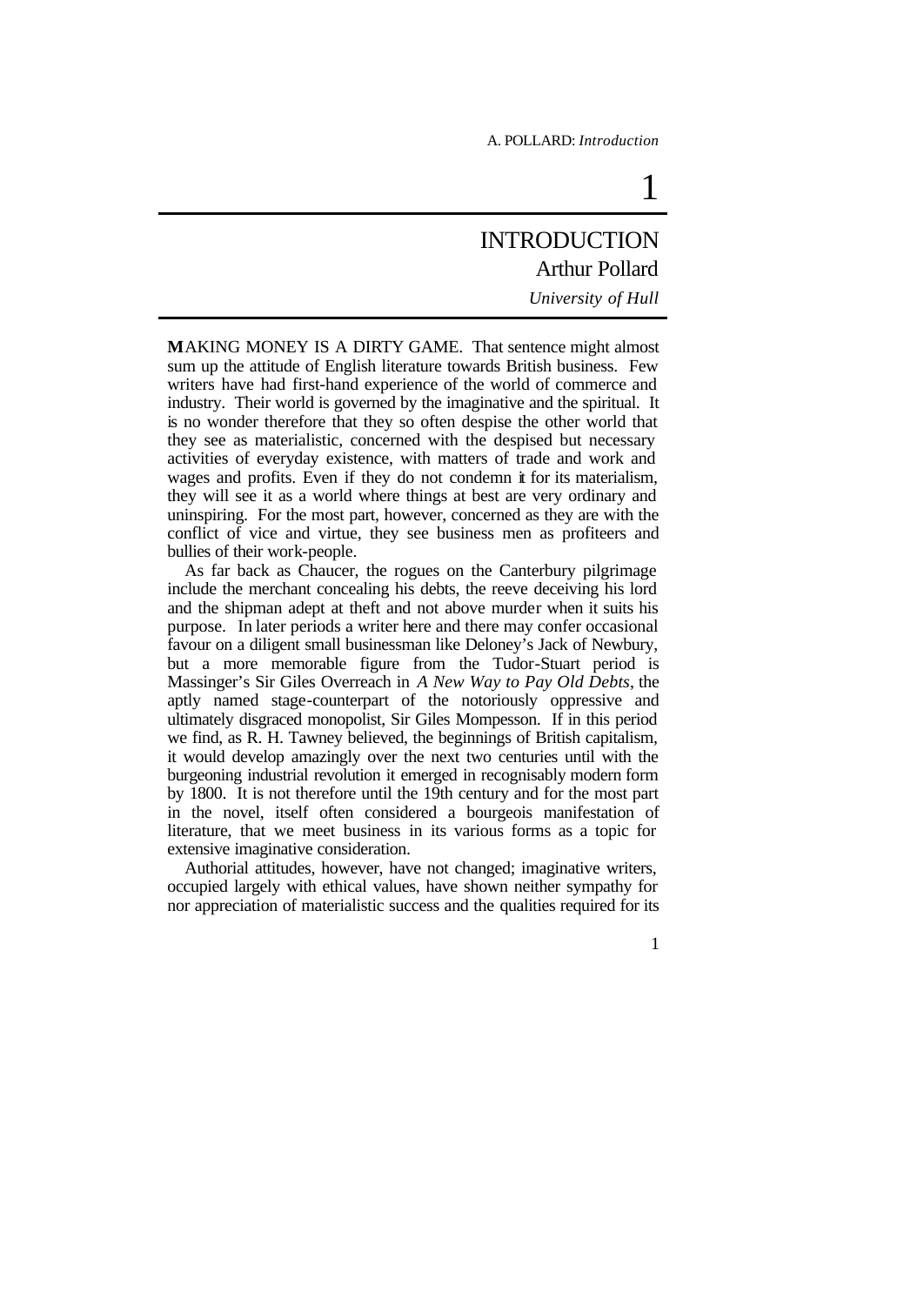# 1

## INTRODUCTION

Arthur Pollard

*University of Hull*

**M**AKING MONEY IS A DIRTY GAME. That sentence might almost sum up the attitude of English literature towards British business. Few writers have had first-hand experience of the world of commerce and industry. Their world is governed by the imaginative and the spiritual. It is no wonder therefore that they so often despise the other world that they see as materialistic, concerned with the despised but necessary activities of everyday existence, with matters of trade and work and wages and profits. Even if they do not condemn it for its materialism, they will see it as a world where things at best are very ordinary and uninspiring. For the most part, however, concerned as they are with the conflict of vice and virtue, they see business men as profiteers and bullies of their work-people.

As far back as Chaucer, the rogues on the Canterbury pilgrimage include the merchant concealing his debts, the reeve deceiving his lord and the shipman adept at theft and not above murder when it suits his purpose. In later periods a writer here and there may confer occasional favour on a diligent small businessman like Deloney's Jack of Newbury, but a more memorable figure from the Tudor-Stuart period is Massinger's Sir Giles Overreach in *A New Way to Pay Old Debts*, the aptly named stage-counterpart of the notoriously oppressive and ultimately disgraced monopolist, Sir Giles Mompesson. If in this period we find, as R. H. Tawney believed, the beginnings of British capitalism, it would develop amazingly over the next two centuries until with the burgeoning industrial revolution it emerged in recognisably modern form by 1800. It is not therefore until the 19th century and for the most part in the novel, itself often considered a bourgeois manifestation of literature, that we meet business in its various forms as a topic for extensive imaginative consideration.

Authorial attitudes, however, have not changed; imaginative writers, occupied largely with ethical values, have shown neither sympathy for nor appreciation of materialistic success and the qualities required for its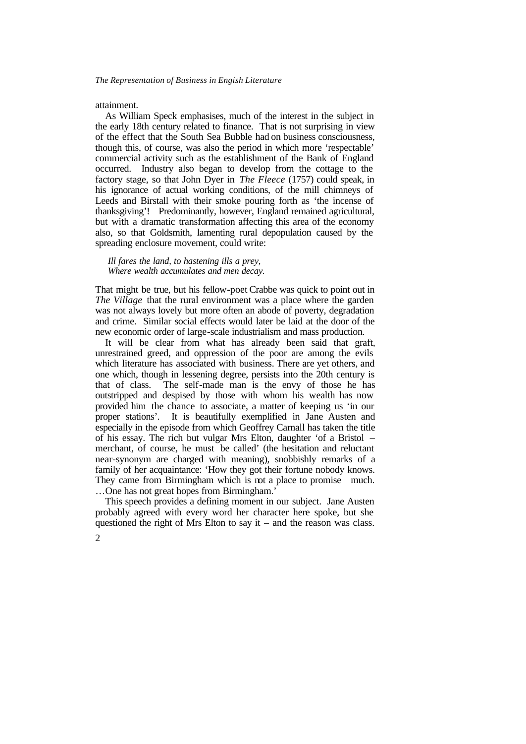attainment.

As William Speck emphasises, much of the interest in the subject in the early 18th century related to finance. That is not surprising in view of the effect that the South Sea Bubble had on business consciousness, though this, of course, was also the period in which more 'respectable' commercial activity such as the establishment of the Bank of England occurred. Industry also began to develop from the cottage to the factory stage, so that John Dyer in *The Fleece* (1757) could speak, in his ignorance of actual working conditions, of the mill chimneys of Leeds and Birstall with their smoke pouring forth as 'the incense of thanksgiving'! Predominantly, however, England remained agricultural, but with a dramatic transformation affecting this area of the economy also, so that Goldsmith, lamenting rural depopulation caused by the spreading enclosure movement, could write:

*Ill fares the land, to hastening ills a prey,*
*Where wealth accumulates and men decay.*

That might be true, but his fellow-poet Crabbe was quick to point out in *The Village* that the rural environment was a place where the garden was not always lovely but more often an abode of poverty, degradation and crime. Similar social effects would later be laid at the door of the new economic order of large-scale industrialism and mass production.

It will be clear from what has already been said that graft, unrestrained greed, and oppression of the poor are among the evils which literature has associated with business. There are yet others, and one which, though in lessening degree, persists into the 20th century is that of class. The self-made man is the envy of those he has outstripped and despised by those with whom his wealth has now provided him the chance to associate, a matter of keeping us 'in our proper stations'. It is beautifully exemplified in Jane Austen and especially in the episode from which Geoffrey Carnall has taken the title of his essay. The rich but vulgar Mrs Elton, daughter 'of a Bristol – merchant, of course, he must be called' (the hesitation and reluctant near-synonym are charged with meaning), snobbishly remarks of a family of her acquaintance: 'How they got their fortune nobody knows. They came from Birmingham which is not a place to promise much. …One has not great hopes from Birmingham.'

This speech provides a defining moment in our subject. Jane Austen probably agreed with every word her character here spoke, but she questioned the right of Mrs Elton to say it – and the reason was class.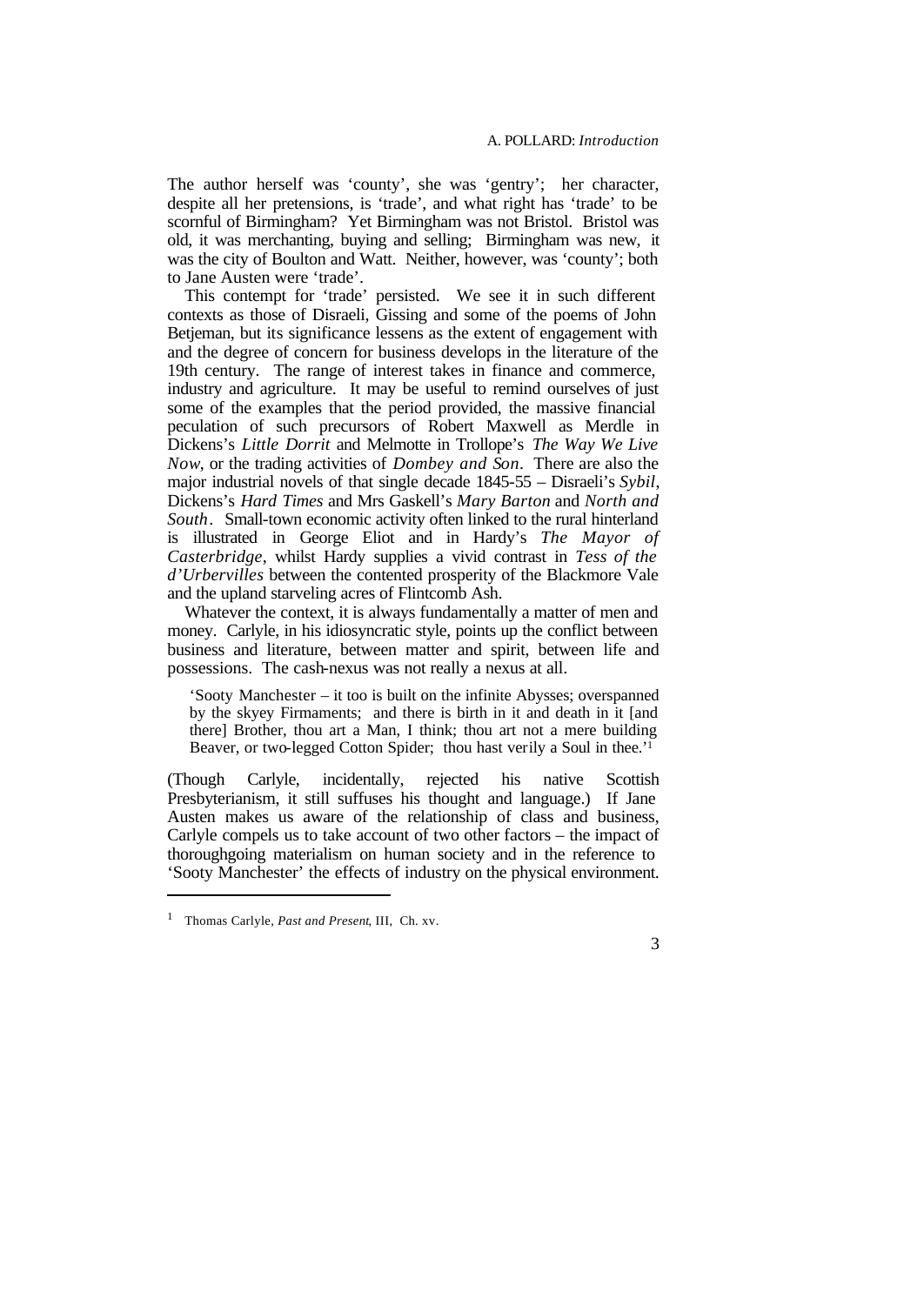The author herself was 'county', she was 'gentry'; her character, despite all her pretensions, is 'trade', and what right has 'trade' to be scornful of Birmingham? Yet Birmingham was not Bristol. Bristol was old, it was merchanting, buying and selling; Birmingham was new, it was the city of Boulton and Watt. Neither, however, was 'county'; both to Jane Austen were 'trade'.

This contempt for 'trade' persisted. We see it in such different contexts as those of Disraeli, Gissing and some of the poems of John Betjeman, but its significance lessens as the extent of engagement with and the degree of concern for business develops in the literature of the 19th century. The range of interest takes in finance and commerce, industry and agriculture. It may be useful to remind ourselves of just some of the examples that the period provided, the massive financial peculation of such precursors of Robert Maxwell as Merdle in Dickens's *Little Dorrit* and Melmotte in Trollope's *The Way We Live Now*, or the trading activities of *Dombey and Son*. There are also the major industrial novels of that single decade 1845-55 – Disraeli's *Sybil*, Dickens's *Hard Times* and Mrs Gaskell's *Mary Barton* and *North and South*. Small-town economic activity often linked to the rural hinterland is illustrated in George Eliot and in Hardy's *The Mayor of Casterbridge*, whilst Hardy supplies a vivid contrast in *Tess of the d'Urbervilles* between the contented prosperity of the Blackmore Vale and the upland starveling acres of Flintcomb Ash.

Whatever the context, it is always fundamentally a matter of men and money. Carlyle, in his idiosyncratic style, points up the conflict between business and literature, between matter and spirit, between life and possessions. The cash-nexus was not really a nexus at all.

> 'Sooty Manchester – it too is built on the infinite Abysses; overspanned by the skyey Firmaments; and there is birth in it and death in it [and there] Brother, thou art a Man, I think; thou art not a mere building Beaver, or two-legged Cotton Spider; thou hast verily a Soul in thee.'[1]

(Though Carlyle, incidentally, rejected his native Scottish Presbyterianism, it still suffuses his thought and language.) If Jane Austen makes us aware of the relationship of class and business, Carlyle compels us to take account of two other factors – the impact of thoroughgoing materialism on human society and in the reference to 'Sooty Manchester' the effects of industry on the physical environment.

[1] Thomas Carlyle, *Past and Present*, III, Ch. xv.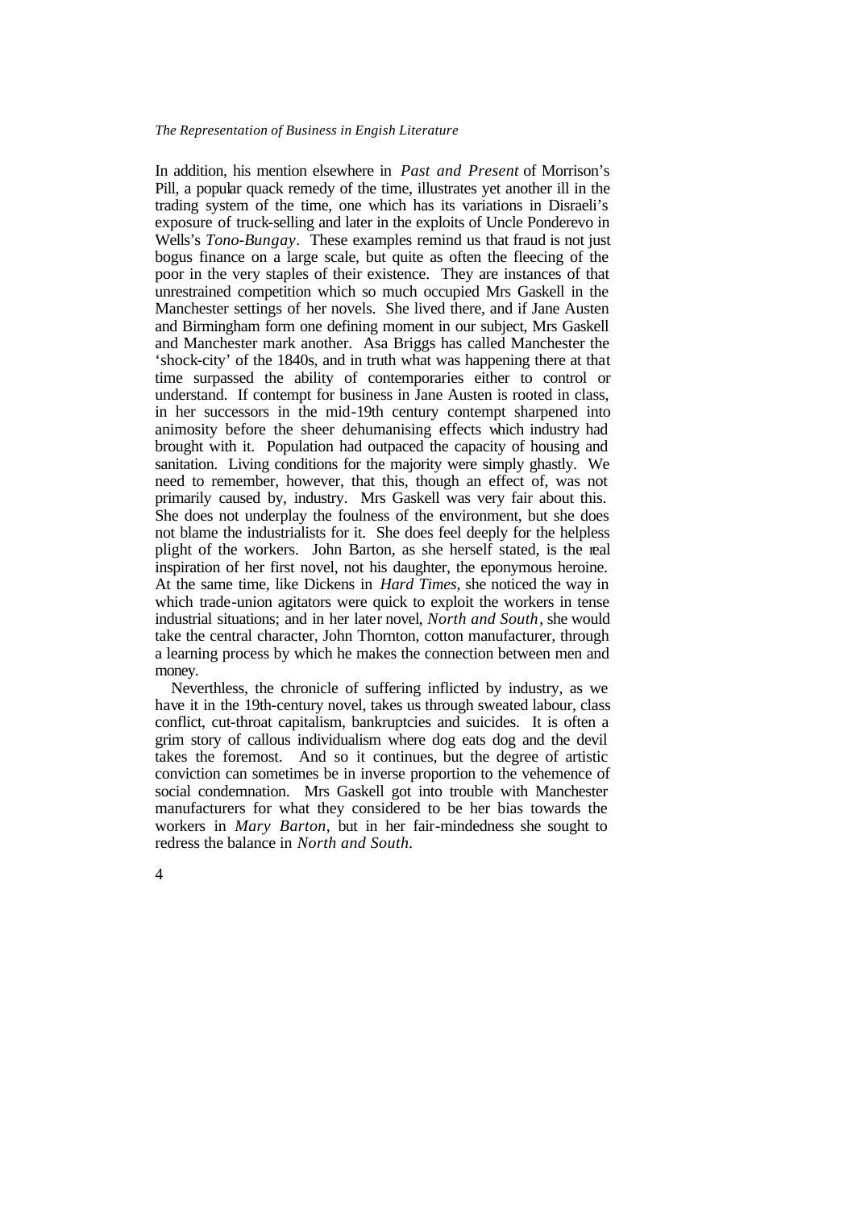In addition, his mention elsewhere in *Past and Present* of Morrison's Pill, a popular quack remedy of the time, illustrates yet another ill in the trading system of the time, one which has its variations in Disraeli's exposure of truck-selling and later in the exploits of Uncle Ponderevo in Wells's *Tono-Bungay*. These examples remind us that fraud is not just bogus finance on a large scale, but quite as often the fleecing of the poor in the very staples of their existence. They are instances of that unrestrained competition which so much occupied Mrs Gaskell in the Manchester settings of her novels. She lived there, and if Jane Austen and Birmingham form one defining moment in our subject, Mrs Gaskell and Manchester mark another. Asa Briggs has called Manchester the 'shock-city' of the 1840s, and in truth what was happening there at that time surpassed the ability of contemporaries either to control or understand. If contempt for business in Jane Austen is rooted in class, in her successors in the mid-19th century contempt sharpened into animosity before the sheer dehumanising effects which industry had brought with it. Population had outpaced the capacity of housing and sanitation. Living conditions for the majority were simply ghastly. We need to remember, however, that this, though an effect of, was not primarily caused by, industry. Mrs Gaskell was very fair about this. She does not underplay the foulness of the environment, but she does not blame the industrialists for it. She does feel deeply for the helpless plight of the workers. John Barton, as she herself stated, is the real inspiration of her first novel, not his daughter, the eponymous heroine. At the same time, like Dickens in *Hard Times*, she noticed the way in which trade-union agitators were quick to exploit the workers in tense industrial situations; and in her later novel, *North and South*, she would take the central character, John Thornton, cotton manufacturer, through a learning process by which he makes the connection between men and money.

Neverthless, the chronicle of suffering inflicted by industry, as we have it in the 19th-century novel, takes us through sweated labour, class conflict, cut-throat capitalism, bankruptcies and suicides. It is often a grim story of callous individualism where dog eats dog and the devil takes the foremost. And so it continues, but the degree of artistic conviction can sometimes be in inverse proportion to the vehemence of social condemnation. Mrs Gaskell got into trouble with Manchester manufacturers for what they considered to be her bias towards the workers in *Mary Barton*, but in her fair-mindedness she sought to redress the balance in *North and South*.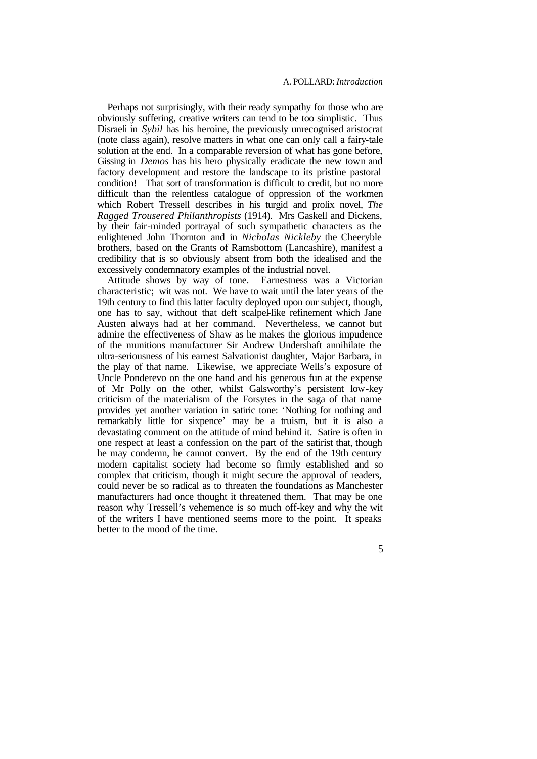Perhaps not surprisingly, with their ready sympathy for those who are obviously suffering, creative writers can tend to be too simplistic. Thus Disraeli in *Sybil* has his heroine, the previously unrecognised aristocrat (note class again), resolve matters in what one can only call a fairy-tale solution at the end. In a comparable reversion of what has gone before, Gissing in *Demos* has his hero physically eradicate the new town and factory development and restore the landscape to its pristine pastoral condition! That sort of transformation is difficult to credit, but no more difficult than the relentless catalogue of oppression of the workmen which Robert Tressell describes in his turgid and prolix novel, *The Ragged Trousered Philanthropists* (1914). Mrs Gaskell and Dickens, by their fair-minded portrayal of such sympathetic characters as the enlightened John Thornton and in *Nicholas Nickleby* the Cheeryble brothers, based on the Grants of Ramsbottom (Lancashire), manifest a credibility that is so obviously absent from both the idealised and the excessively condemnatory examples of the industrial novel.

Attitude shows by way of tone. Earnestness was a Victorian characteristic; wit was not. We have to wait until the later years of the 19th century to find this latter faculty deployed upon our subject, though, one has to say, without that deft scalpel-like refinement which Jane Austen always had at her command. Nevertheless, we cannot but admire the effectiveness of Shaw as he makes the glorious impudence of the munitions manufacturer Sir Andrew Undershaft annihilate the ultra-seriousness of his earnest Salvationist daughter, Major Barbara, in the play of that name. Likewise, we appreciate Wells's exposure of Uncle Ponderevo on the one hand and his generous fun at the expense of Mr Polly on the other, whilst Galsworthy's persistent low-key criticism of the materialism of the Forsytes in the saga of that name provides yet another variation in satiric tone: 'Nothing for nothing and remarkably little for sixpence' may be a truism, but it is also a devastating comment on the attitude of mind behind it. Satire is often in one respect at least a confession on the part of the satirist that, though he may condemn, he cannot convert. By the end of the 19th century modern capitalist society had become so firmly established and so complex that criticism, though it might secure the approval of readers, could never be so radical as to threaten the foundations as Manchester manufacturers had once thought it threatened them. That may be one reason why Tressell's vehemence is so much off-key and why the wit of the writers I have mentioned seems more to the point. It speaks better to the mood of the time.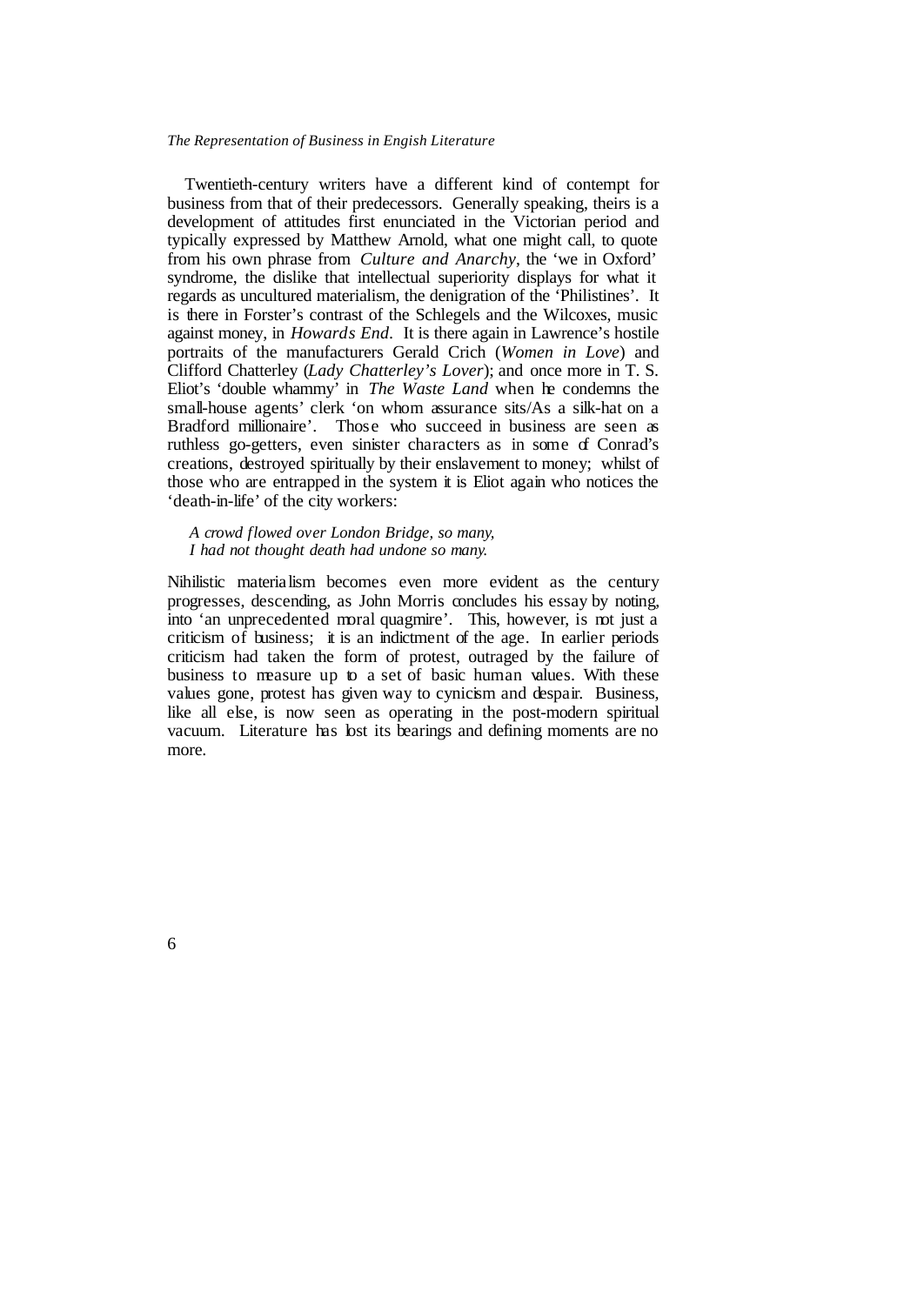Twentieth-century writers have a different kind of contempt for business from that of their predecessors. Generally speaking, theirs is a development of attitudes first enunciated in the Victorian period and typically expressed by Matthew Arnold, what one might call, to quote from his own phrase from *Culture and Anarchy*, the 'we in Oxford' syndrome, the dislike that intellectual superiority displays for what it regards as uncultured materialism, the denigration of the 'Philistines'. It is there in Forster's contrast of the Schlegels and the Wilcoxes, music against money, in *Howards End*. It is there again in Lawrence's hostile portraits of the manufacturers Gerald Crich (*Women in Love*) and Clifford Chatterley (*Lady Chatterley's Lover*); and once more in T. S. Eliot's 'double whammy' in *The Waste Land* when he condemns the small-house agents' clerk 'on whom assurance sits/As a silk-hat on a Bradford millionaire'. Those who succeed in business are seen as ruthless go-getters, even sinister characters as in some of Conrad's creations, destroyed spiritually by their enslavement to money; whilst of those who are entrapped in the system it is Eliot again who notices the 'death-in-life' of the city workers:

> *A crowd flowed over London Bridge, so many,*
> *I had not thought death had undone so many.*

Nihilistic materialism becomes even more evident as the century progresses, descending, as John Morris concludes his essay by noting, into 'an unprecedented moral quagmire'. This, however, is not just a criticism of business; it is an indictment of the age. In earlier periods criticism had taken the form of protest, outraged by the failure of business to measure up to a set of basic human values. With these values gone, protest has given way to cynicism and despair. Business, like all else, is now seen as operating in the post-modern spiritual vacuum. Literature has lost its bearings and defining moments are no more.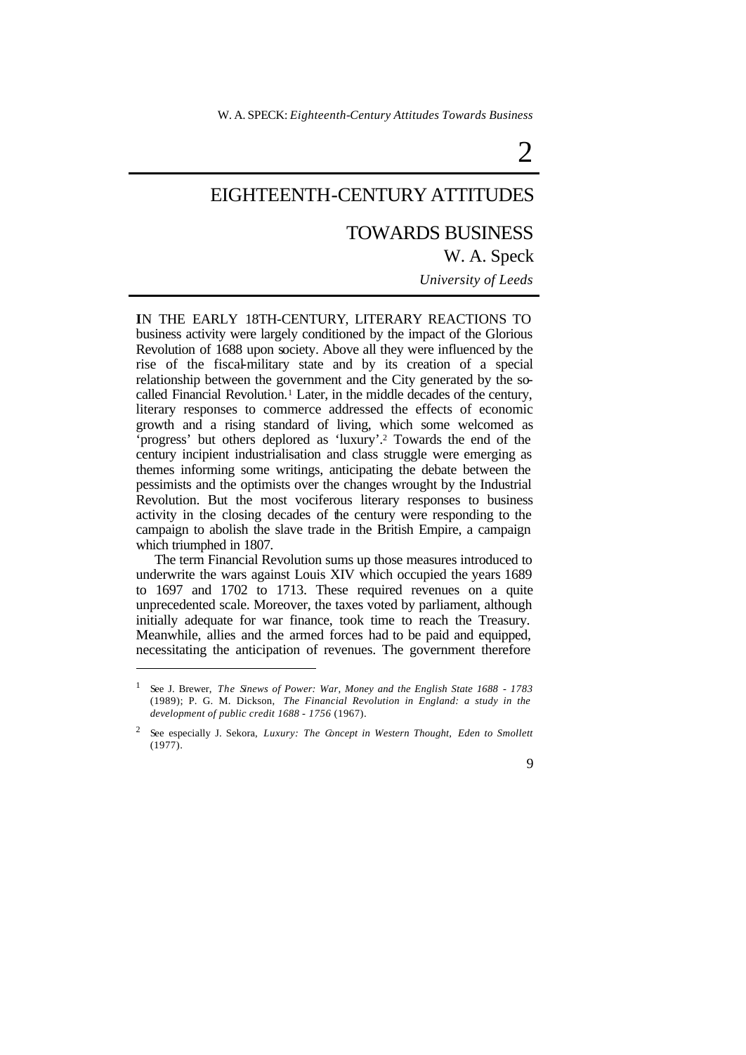2

# EIGHTEENTH-CENTURY ATTITUDES TOWARDS BUSINESS

W. A. Speck

*University of Leeds*

**I**N THE EARLY 18TH-CENTURY, LITERARY REACTIONS TO business activity were largely conditioned by the impact of the Glorious Revolution of 1688 upon society. Above all they were influenced by the rise of the fiscal-military state and by its creation of a special relationship between the government and the City generated by the so-called Financial Revolution.[1] Later, in the middle decades of the century, literary responses to commerce addressed the effects of economic growth and a rising standard of living, which some welcomed as 'progress' but others deplored as 'luxury'.[2] Towards the end of the century incipient industrialisation and class struggle were emerging as themes informing some writings, anticipating the debate between the pessimists and the optimists over the changes wrought by the Industrial Revolution. But the most vociferous literary responses to business activity in the closing decades of the century were responding to the campaign to abolish the slave trade in the British Empire, a campaign which triumphed in 1807.

The term Financial Revolution sums up those measures introduced to underwrite the wars against Louis XIV which occupied the years 1689 to 1697 and 1702 to 1713. These required revenues on a quite unprecedented scale. Moreover, the taxes voted by parliament, although initially adequate for war finance, took time to reach the Treasury. Meanwhile, allies and the armed forces had to be paid and equipped, necessitating the anticipation of revenues. The government therefore

---

[1] See J. Brewer, *The Sinews of Power: War, Money and the English State 1688 - 1783* (1989); P. G. M. Dickson, *The Financial Revolution in England: a study in the development of public credit 1688 - 1756* (1967).

[2] See especially J. Sekora, *Luxury: The Concept in Western Thought, Eden to Smollett* (1977).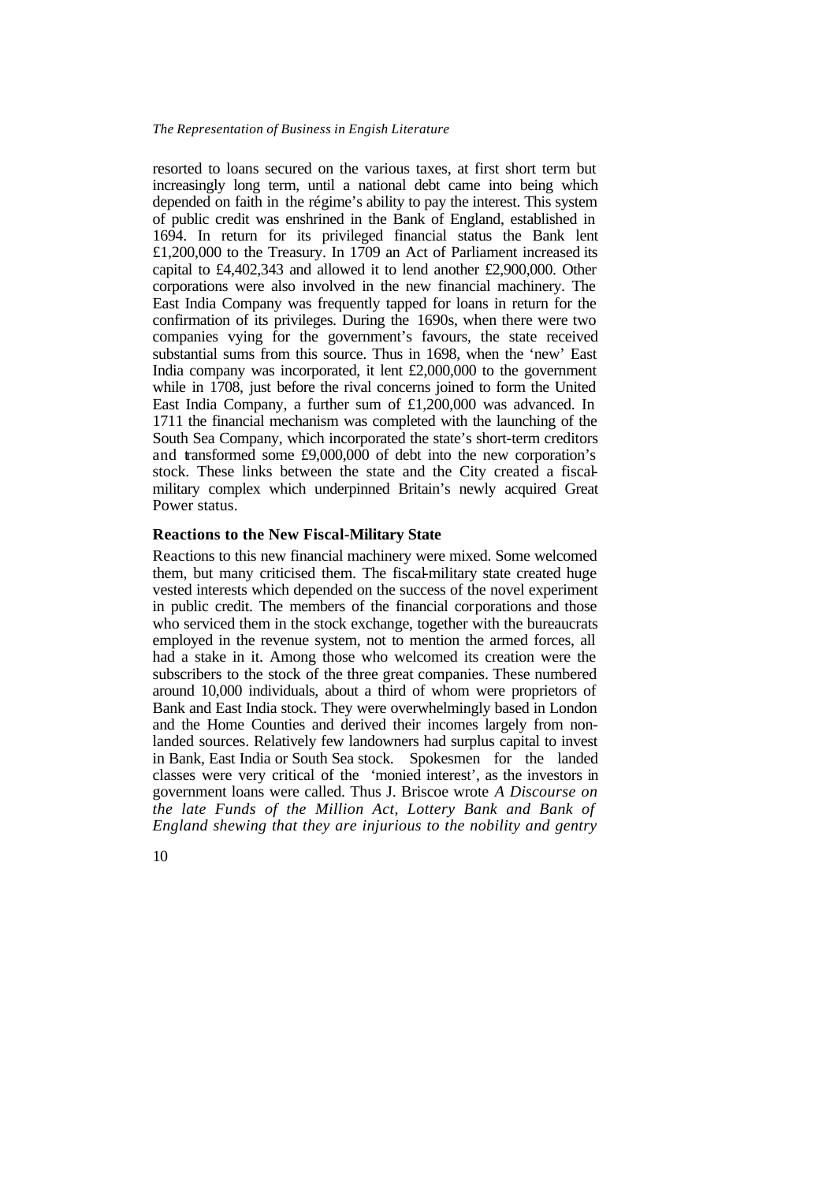resorted to loans secured on the various taxes, at first short term but increasingly long term, until a national debt came into being which depended on faith in the régime's ability to pay the interest. This system of public credit was enshrined in the Bank of England, established in 1694. In return for its privileged financial status the Bank lent £1,200,000 to the Treasury. In 1709 an Act of Parliament increased its capital to £4,402,343 and allowed it to lend another £2,900,000. Other corporations were also involved in the new financial machinery. The East India Company was frequently tapped for loans in return for the confirmation of its privileges. During the 1690s, when there were two companies vying for the government's favours, the state received substantial sums from this source. Thus in 1698, when the 'new' East India company was incorporated, it lent £2,000,000 to the government while in 1708, just before the rival concerns joined to form the United East India Company, a further sum of £1,200,000 was advanced. In 1711 the financial mechanism was completed with the launching of the South Sea Company, which incorporated the state's short-term creditors and transformed some £9,000,000 of debt into the new corporation's stock. These links between the state and the City created a fiscal-military complex which underpinned Britain's newly acquired Great Power status.

### Reactions to the New Fiscal-Military State

Reactions to this new financial machinery were mixed. Some welcomed them, but many criticised them. The fiscal-military state created huge vested interests which depended on the success of the novel experiment in public credit. The members of the financial corporations and those who serviced them in the stock exchange, together with the bureaucrats employed in the revenue system, not to mention the armed forces, all had a stake in it. Among those who welcomed its creation were the subscribers to the stock of the three great companies. These numbered around 10,000 individuals, about a third of whom were proprietors of Bank and East India stock. They were overwhelmingly based in London and the Home Counties and derived their incomes largely from non-landed sources. Relatively few landowners had surplus capital to invest in Bank, East India or South Sea stock. Spokesmen for the landed classes were very critical of the 'monied interest', as the investors in government loans were called. Thus J. Briscoe wrote *A Discourse on the late Funds of the Million Act, Lottery Bank and Bank of England shewing that they are injurious to the nobility and gentry*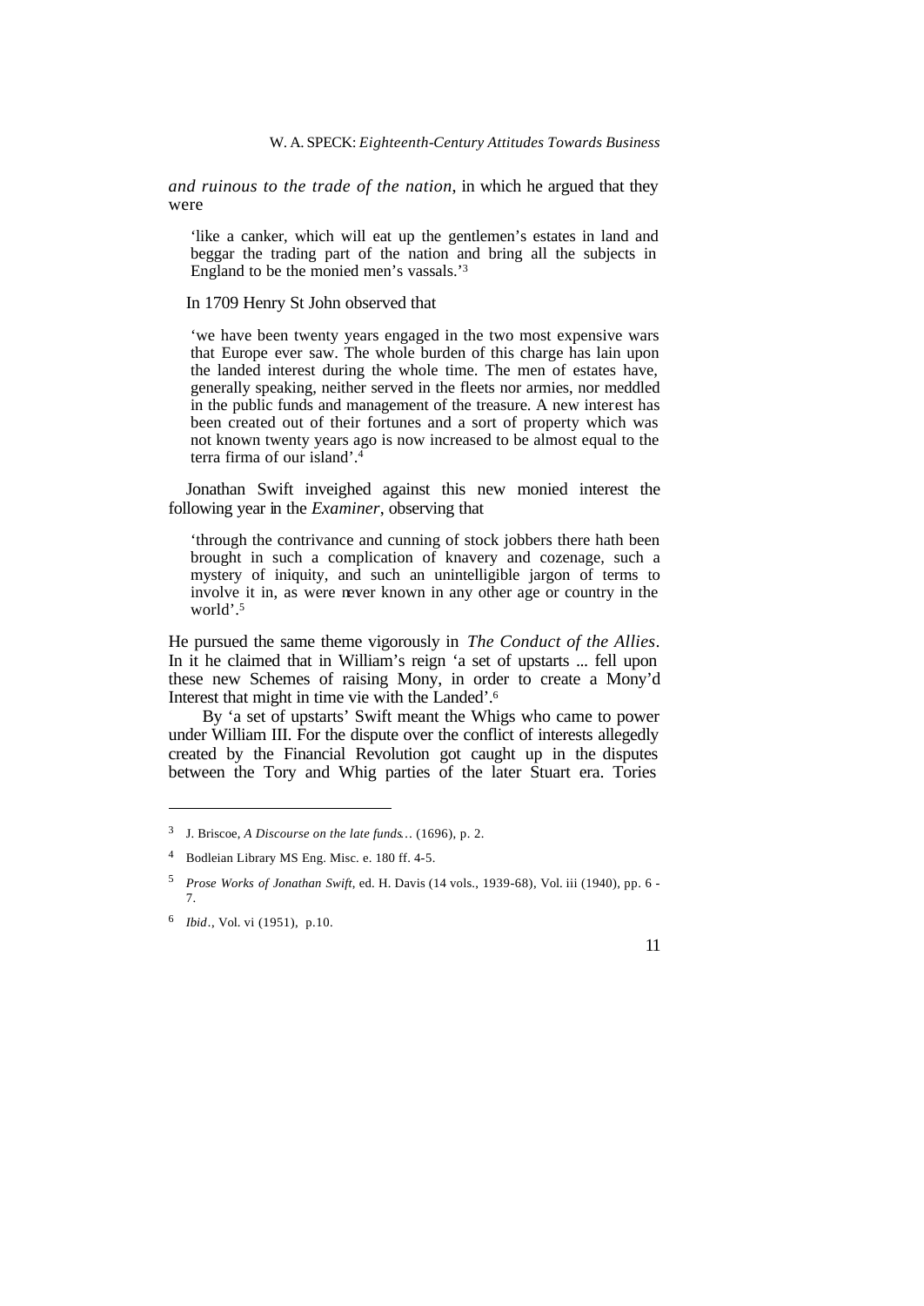*and ruinous to the trade of the nation*, in which he argued that they were

> 'like a canker, which will eat up the gentlemen's estates in land and beggar the trading part of the nation and bring all the subjects in England to be the monied men's vassals.'[3]

In 1709 Henry St John observed that

> 'we have been twenty years engaged in the two most expensive wars that Europe ever saw. The whole burden of this charge has lain upon the landed interest during the whole time. The men of estates have, generally speaking, neither served in the fleets nor armies, nor meddled in the public funds and management of the treasure. A new interest has been created out of their fortunes and a sort of property which was not known twenty years ago is now increased to be almost equal to the terra firma of our island'.[4]

Jonathan Swift inveighed against this new monied interest the following year in the *Examiner*, observing that

> 'through the contrivance and cunning of stock jobbers there hath been brought in such a complication of knavery and cozenage, such a mystery of iniquity, and such an unintelligible jargon of terms to involve it in, as were never known in any other age or country in the world'.[5]

He pursued the same theme vigorously in *The Conduct of the Allies*. In it he claimed that in William's reign 'a set of upstarts ... fell upon these new Schemes of raising Mony, in order to create a Mony'd Interest that might in time vie with the Landed'.[6]

By 'a set of upstarts' Swift meant the Whigs who came to power under William III. For the dispute over the conflict of interests allegedly created by the Financial Revolution got caught up in the disputes between the Tory and Whig parties of the later Stuart era. Tories

---

[3] J. Briscoe, *A Discourse on the late funds...* (1696), p. 2.

[4] Bodleian Library MS Eng. Misc. e. 180 ff. 4-5.

[5] *Prose Works of Jonathan Swift*, ed. H. Davis (14 vols., 1939-68), Vol. iii (1940), pp. 6-7.

[6] *Ibid.*, Vol. vi (1951), p.10.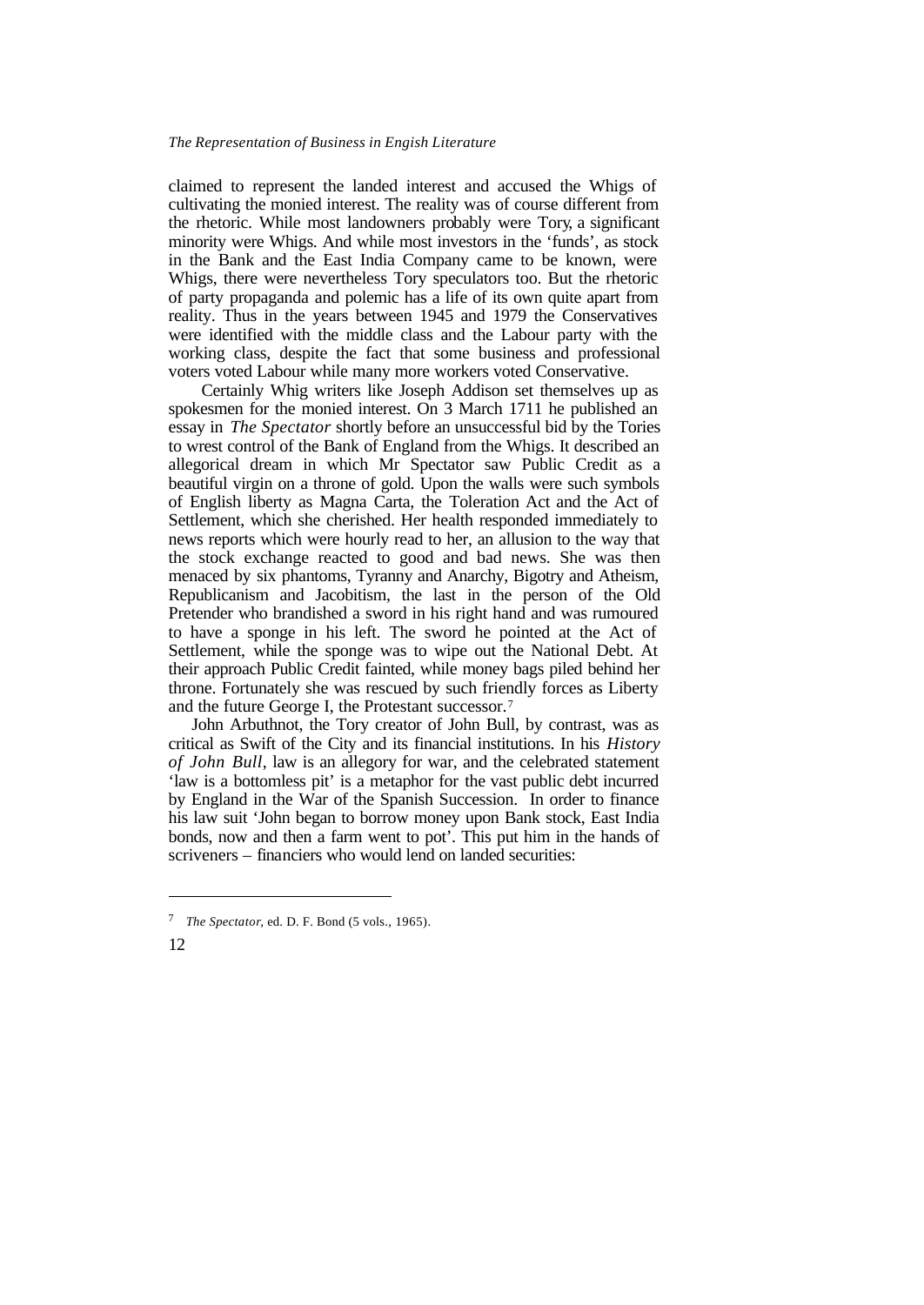claimed to represent the landed interest and accused the Whigs of cultivating the monied interest. The reality was of course different from the rhetoric. While most landowners probably were Tory, a significant minority were Whigs. And while most investors in the 'funds', as stock in the Bank and the East India Company came to be known, were Whigs, there were nevertheless Tory speculators too. But the rhetoric of party propaganda and polemic has a life of its own quite apart from reality. Thus in the years between 1945 and 1979 the Conservatives were identified with the middle class and the Labour party with the working class, despite the fact that some business and professional voters voted Labour while many more workers voted Conservative.

Certainly Whig writers like Joseph Addison set themselves up as spokesmen for the monied interest. On 3 March 1711 he published an essay in *The Spectator* shortly before an unsuccessful bid by the Tories to wrest control of the Bank of England from the Whigs. It described an allegorical dream in which Mr Spectator saw Public Credit as a beautiful virgin on a throne of gold. Upon the walls were such symbols of English liberty as Magna Carta, the Toleration Act and the Act of Settlement, which she cherished. Her health responded immediately to news reports which were hourly read to her, an allusion to the way that the stock exchange reacted to good and bad news. She was then menaced by six phantoms, Tyranny and Anarchy, Bigotry and Atheism, Republicanism and Jacobitism, the last in the person of the Old Pretender who brandished a sword in his right hand and was rumoured to have a sponge in his left. The sword he pointed at the Act of Settlement, while the sponge was to wipe out the National Debt. At their approach Public Credit fainted, while money bags piled behind her throne. Fortunately she was rescued by such friendly forces as Liberty and the future George I, the Protestant successor.[7]

John Arbuthnot, the Tory creator of John Bull, by contrast, was as critical as Swift of the City and its financial institutions. In his *History of John Bull*, law is an allegory for war, and the celebrated statement 'law is a bottomless pit' is a metaphor for the vast public debt incurred by England in the War of the Spanish Succession. In order to finance his law suit 'John began to borrow money upon Bank stock, East India bonds, now and then a farm went to pot'. This put him in the hands of scriveners – financiers who would lend on landed securities:

---

[7] *The Spectator*, ed. D. F. Bond (5 vols., 1965).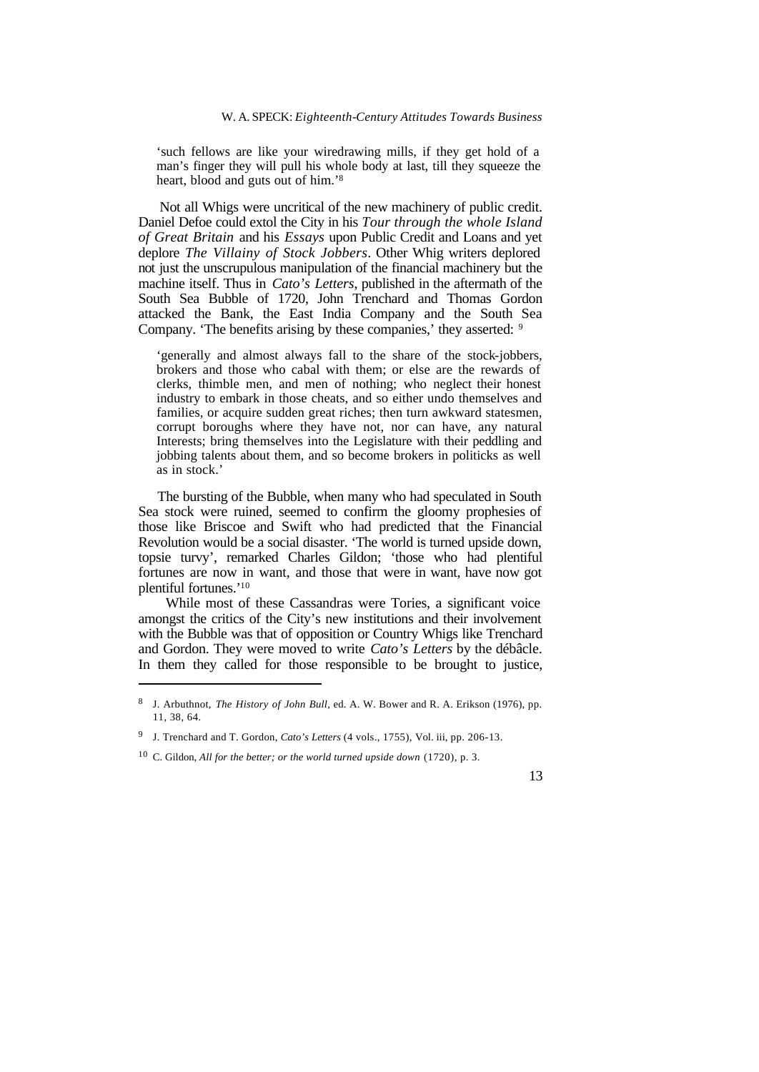> 'such fellows are like your wiredrawing mills, if they get hold of a man's finger they will pull his whole body at last, till they squeeze the heart, blood and guts out of him.'[8]

Not all Whigs were uncritical of the new machinery of public credit. Daniel Defoe could extol the City in his *Tour through the whole Island of Great Britain* and his *Essays* upon Public Credit and Loans and yet deplore *The Villainy of Stock Jobbers*. Other Whig writers deplored not just the unscrupulous manipulation of the financial machinery but the machine itself. Thus in *Cato's Letters*, published in the aftermath of the South Sea Bubble of 1720, John Trenchard and Thomas Gordon attacked the Bank, the East India Company and the South Sea Company. 'The benefits arising by these companies,' they asserted: [9]

> 'generally and almost always fall to the share of the stock-jobbers, brokers and those who cabal with them; or else are the rewards of clerks, thimble men, and men of nothing; who neglect their honest industry to embark in those cheats, and so either undo themselves and families, or acquire sudden great riches; then turn awkward statesmen, corrupt boroughs where they have not, nor can have, any natural Interests; bring themselves into the Legislature with their peddling and jobbing talents about them, and so become brokers in politicks as well as in stock.'

The bursting of the Bubble, when many who had speculated in South Sea stock were ruined, seemed to confirm the gloomy prophesies of those like Briscoe and Swift who had predicted that the Financial Revolution would be a social disaster. 'The world is turned upside down, topsie turvy', remarked Charles Gildon; 'those who had plentiful fortunes are now in want, and those that were in want, have now got plentiful fortunes.'[10]

While most of these Cassandras were Tories, a significant voice amongst the critics of the City's new institutions and their involvement with the Bubble was that of opposition or Country Whigs like Trenchard and Gordon. They were moved to write *Cato's Letters* by the débâcle. In them they called for those responsible to be brought to justice,

---

[8] J. Arbuthnot, *The History of John Bull*, ed. A. W. Bower and R. A. Erikson (1976), pp. 11, 38, 64.

[9] J. Trenchard and T. Gordon, *Cato's Letters* (4 vols., 1755), Vol. iii, pp. 206-13.

[10] C. Gildon, *All for the better; or the world turned upside down* (1720), p. 3.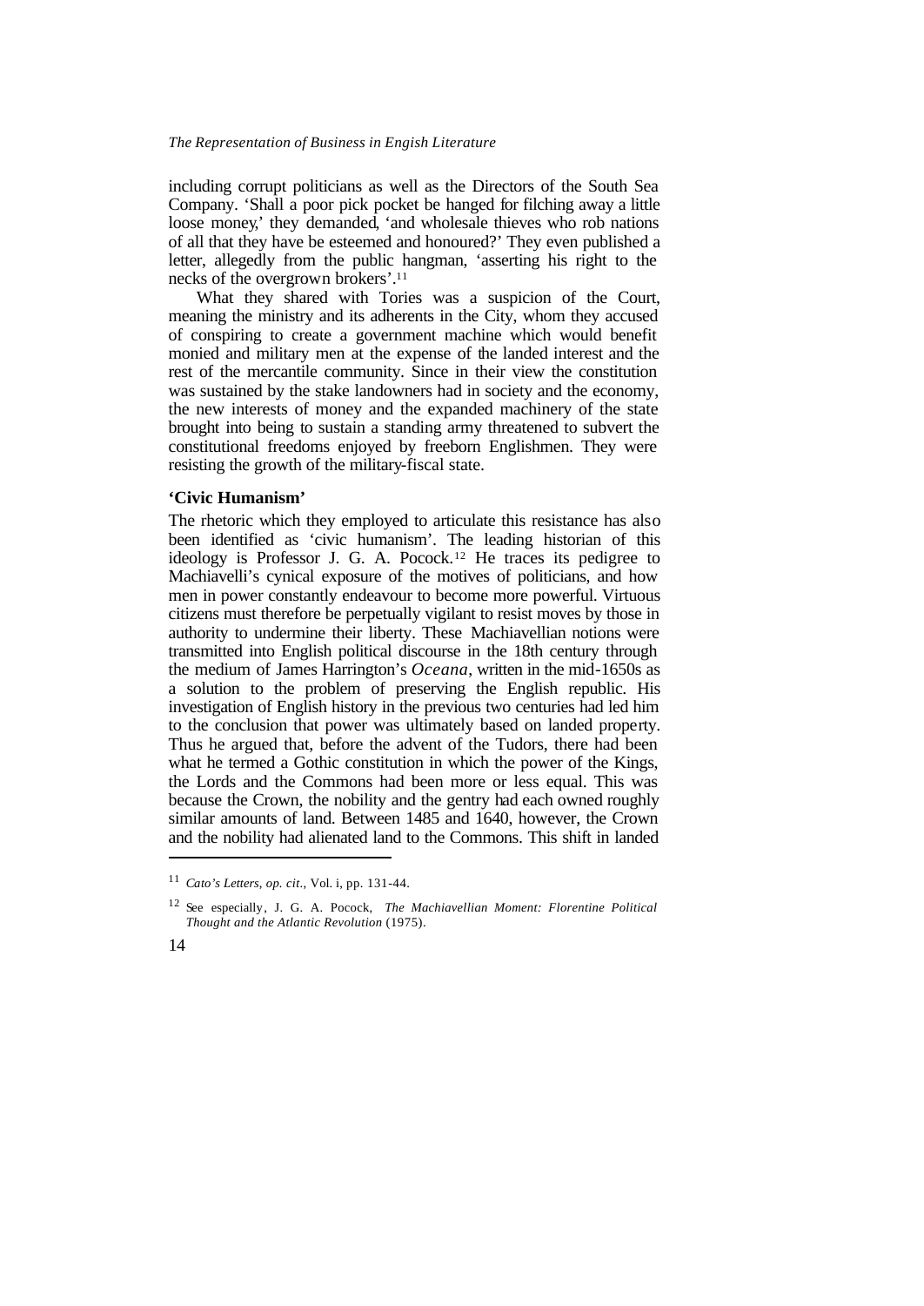including corrupt politicians as well as the Directors of the South Sea Company. 'Shall a poor pick pocket be hanged for filching away a little loose money,' they demanded, 'and wholesale thieves who rob nations of all that they have be esteemed and honoured?' They even published a letter, allegedly from the public hangman, 'asserting his right to the necks of the overgrown brokers'.[11]

What they shared with Tories was a suspicion of the Court, meaning the ministry and its adherents in the City, whom they accused of conspiring to create a government machine which would benefit monied and military men at the expense of the landed interest and the rest of the mercantile community. Since in their view the constitution was sustained by the stake landowners had in society and the economy, the new interests of money and the expanded machinery of the state brought into being to sustain a standing army threatened to subvert the constitutional freedoms enjoyed by freeborn Englishmen. They were resisting the growth of the military-fiscal state.

**'Civic Humanism'**

The rhetoric which they employed to articulate this resistance has also been identified as 'civic humanism'. The leading historian of this ideology is Professor J. G. A. Pocock.[12] He traces its pedigree to Machiavelli's cynical exposure of the motives of politicians, and how men in power constantly endeavour to become more powerful. Virtuous citizens must therefore be perpetually vigilant to resist moves by those in authority to undermine their liberty. These Machiavellian notions were transmitted into English political discourse in the 18th century through the medium of James Harrington's *Oceana*, written in the mid-1650s as a solution to the problem of preserving the English republic. His investigation of English history in the previous two centuries had led him to the conclusion that power was ultimately based on landed property. Thus he argued that, before the advent of the Tudors, there had been what he termed a Gothic constitution in which the power of the Kings, the Lords and the Commons had been more or less equal. This was because the Crown, the nobility and the gentry had each owned roughly similar amounts of land. Between 1485 and 1640, however, the Crown and the nobility had alienated land to the Commons. This shift in landed

---

[11] *Cato's Letters, op. cit.*, Vol. i, pp. 131-44.

[12] See especially, J. G. A. Pocock, *The Machiavellian Moment: Florentine Political Thought and the Atlantic Revolution* (1975).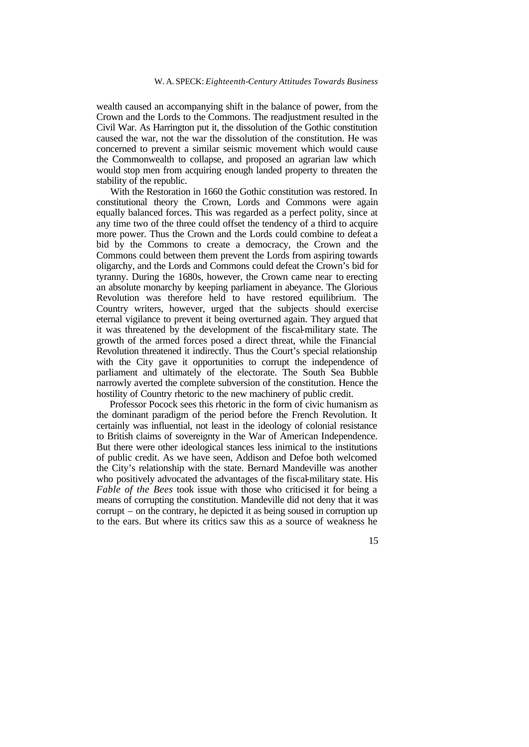wealth caused an accompanying shift in the balance of power, from the Crown and the Lords to the Commons. The readjustment resulted in the Civil War. As Harrington put it, the dissolution of the Gothic constitution caused the war, not the war the dissolution of the constitution. He was concerned to prevent a similar seismic movement which would cause the Commonwealth to collapse, and proposed an agrarian law which would stop men from acquiring enough landed property to threaten the stability of the republic.

With the Restoration in 1660 the Gothic constitution was restored. In constitutional theory the Crown, Lords and Commons were again equally balanced forces. This was regarded as a perfect polity, since at any time two of the three could offset the tendency of a third to acquire more power. Thus the Crown and the Lords could combine to defeat a bid by the Commons to create a democracy, the Crown and the Commons could between them prevent the Lords from aspiring towards oligarchy, and the Lords and Commons could defeat the Crown's bid for tyranny. During the 1680s, however, the Crown came near to erecting an absolute monarchy by keeping parliament in abeyance. The Glorious Revolution was therefore held to have restored equilibrium. The Country writers, however, urged that the subjects should exercise eternal vigilance to prevent it being overturned again. They argued that it was threatened by the development of the fiscal-military state. The growth of the armed forces posed a direct threat, while the Financial Revolution threatened it indirectly. Thus the Court's special relationship with the City gave it opportunities to corrupt the independence of parliament and ultimately of the electorate. The South Sea Bubble narrowly averted the complete subversion of the constitution. Hence the hostility of Country rhetoric to the new machinery of public credit.

Professor Pocock sees this rhetoric in the form of civic humanism as the dominant paradigm of the period before the French Revolution. It certainly was influential, not least in the ideology of colonial resistance to British claims of sovereignty in the War of American Independence. But there were other ideological stances less inimical to the institutions of public credit. As we have seen, Addison and Defoe both welcomed the City's relationship with the state. Bernard Mandeville was another who positively advocated the advantages of the fiscal-military state. His *Fable of the Bees* took issue with those who criticised it for being a means of corrupting the constitution. Mandeville did not deny that it was corrupt – on the contrary, he depicted it as being soused in corruption up to the ears. But where its critics saw this as a source of weakness he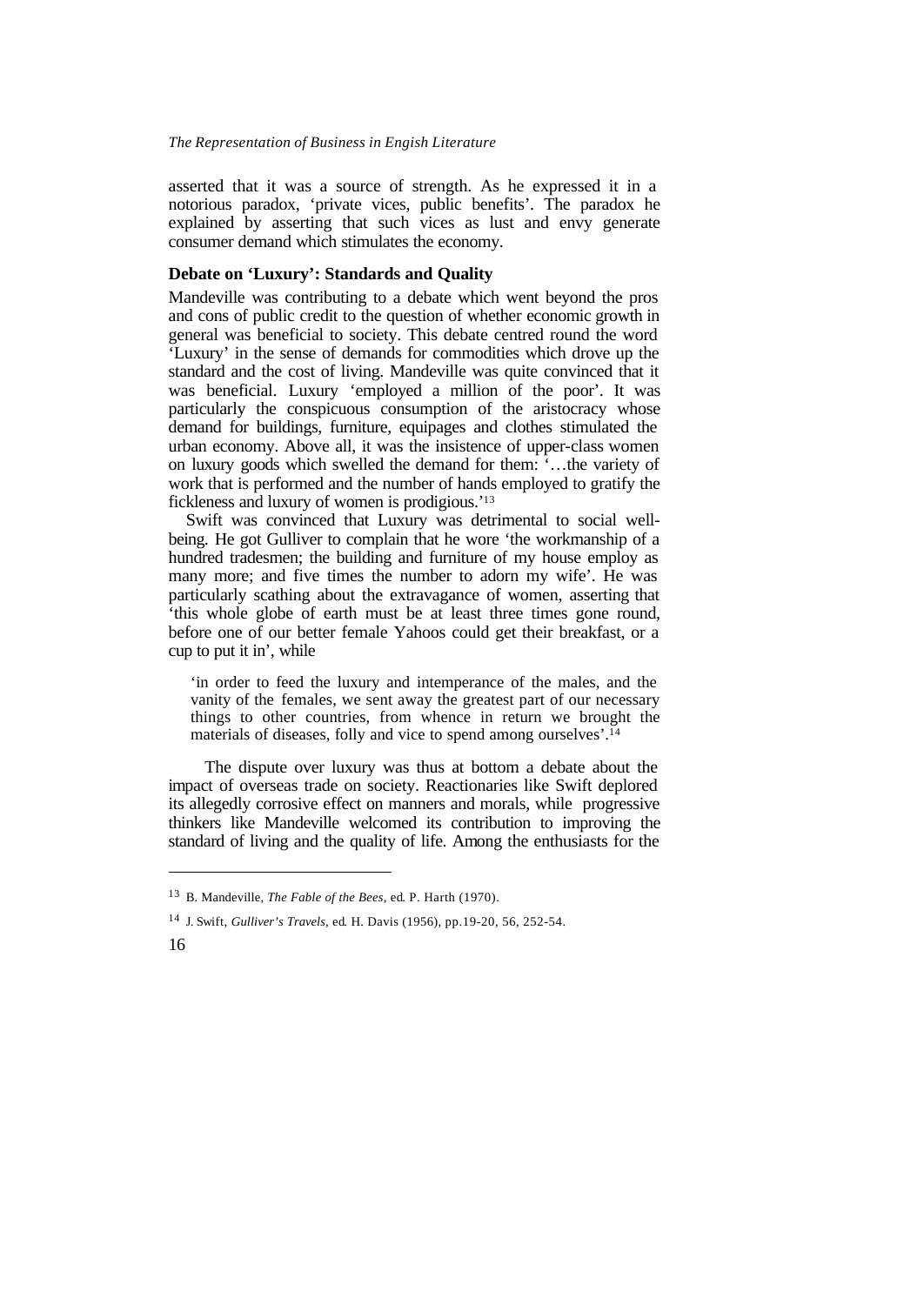asserted that it was a source of strength. As he expressed it in a notorious paradox, 'private vices, public benefits'. The paradox he explained by asserting that such vices as lust and envy generate consumer demand which stimulates the economy.

### Debate on 'Luxury': Standards and Quality

Mandeville was contributing to a debate which went beyond the pros and cons of public credit to the question of whether economic growth in general was beneficial to society. This debate centred round the word 'Luxury' in the sense of demands for commodities which drove up the standard and the cost of living. Mandeville was quite convinced that it was beneficial. Luxury 'employed a million of the poor'. It was particularly the conspicuous consumption of the aristocracy whose demand for buildings, furniture, equipages and clothes stimulated the urban economy. Above all, it was the insistence of upper-class women on luxury goods which swelled the demand for them: '…the variety of work that is performed and the number of hands employed to gratify the fickleness and luxury of women is prodigious.'[13]

Swift was convinced that Luxury was detrimental to social well-being. He got Gulliver to complain that he wore 'the workmanship of a hundred tradesmen; the building and furniture of my house employ as many more; and five times the number to adorn my wife'. He was particularly scathing about the extravagance of women, asserting that 'this whole globe of earth must be at least three times gone round, before one of our better female Yahoos could get their breakfast, or a cup to put it in', while

> 'in order to feed the luxury and intemperance of the males, and the vanity of the females, we sent away the greatest part of our necessary things to other countries, from whence in return we brought the materials of diseases, folly and vice to spend among ourselves'.[14]

The dispute over luxury was thus at bottom a debate about the impact of overseas trade on society. Reactionaries like Swift deplored its allegedly corrosive effect on manners and morals, while progressive thinkers like Mandeville welcomed its contribution to improving the standard of living and the quality of life. Among the enthusiasts for the

---

[13] B. Mandeville, *The Fable of the Bees*, ed. P. Harth (1970).

[14] J. Swift, *Gulliver's Travels*, ed. H. Davis (1956), pp.19-20, 56, 252-54.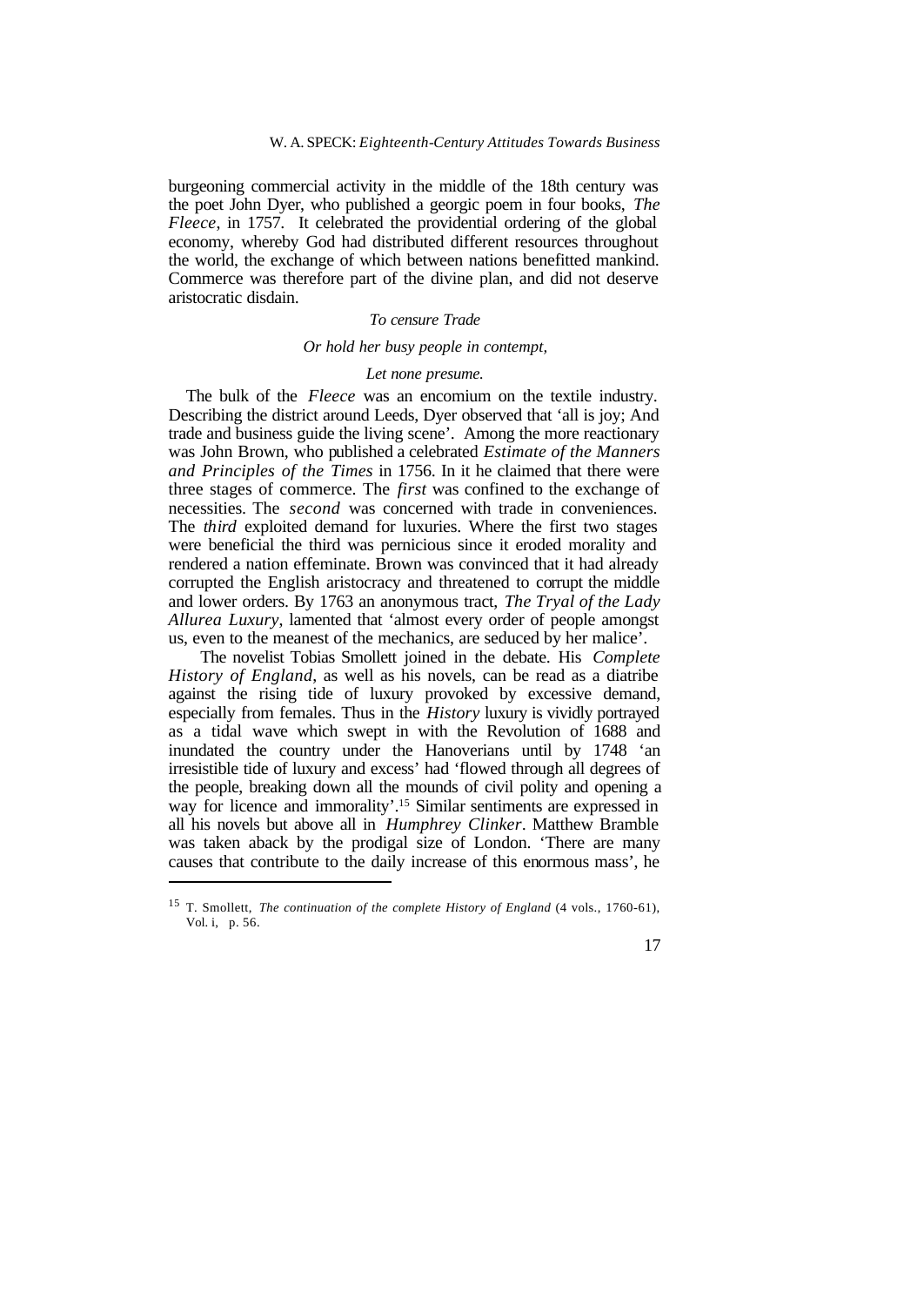burgeoning commercial activity in the middle of the 18th century was the poet John Dyer, who published a georgic poem in four books, *The Fleece*, in 1757. It celebrated the providential ordering of the global economy, whereby God had distributed different resources throughout the world, the exchange of which between nations benefitted mankind. Commerce was therefore part of the divine plan, and did not deserve aristocratic disdain.

*To censure Trade*

*Or hold her busy people in contempt,*

*Let none presume.*

The bulk of the *Fleece* was an encomium on the textile industry. Describing the district around Leeds, Dyer observed that 'all is joy; And trade and business guide the living scene'. Among the more reactionary was John Brown, who published a celebrated *Estimate of the Manners and Principles of the Times* in 1756. In it he claimed that there were three stages of commerce. The *first* was confined to the exchange of necessities. The *second* was concerned with trade in conveniences. The *third* exploited demand for luxuries. Where the first two stages were beneficial the third was pernicious since it eroded morality and rendered a nation effeminate. Brown was convinced that it had already corrupted the English aristocracy and threatened to corrupt the middle and lower orders. By 1763 an anonymous tract, *The Tryal of the Lady Allurea Luxury*, lamented that 'almost every order of people amongst us, even to the meanest of the mechanics, are seduced by her malice'.

The novelist Tobias Smollett joined in the debate. His *Complete History of England*, as well as his novels, can be read as a diatribe against the rising tide of luxury provoked by excessive demand, especially from females. Thus in the *History* luxury is vividly portrayed as a tidal wave which swept in with the Revolution of 1688 and inundated the country under the Hanoverians until by 1748 'an irresistible tide of luxury and excess' had 'flowed through all degrees of the people, breaking down all the mounds of civil polity and opening a way for licence and immorality'.[15] Similar sentiments are expressed in all his novels but above all in *Humphrey Clinker*. Matthew Bramble was taken aback by the prodigal size of London. 'There are many causes that contribute to the daily increase of this enormous mass', he

---

[15] T. Smollett, *The continuation of the complete History of England* (4 vols., 1760-61), Vol. i, p. 56.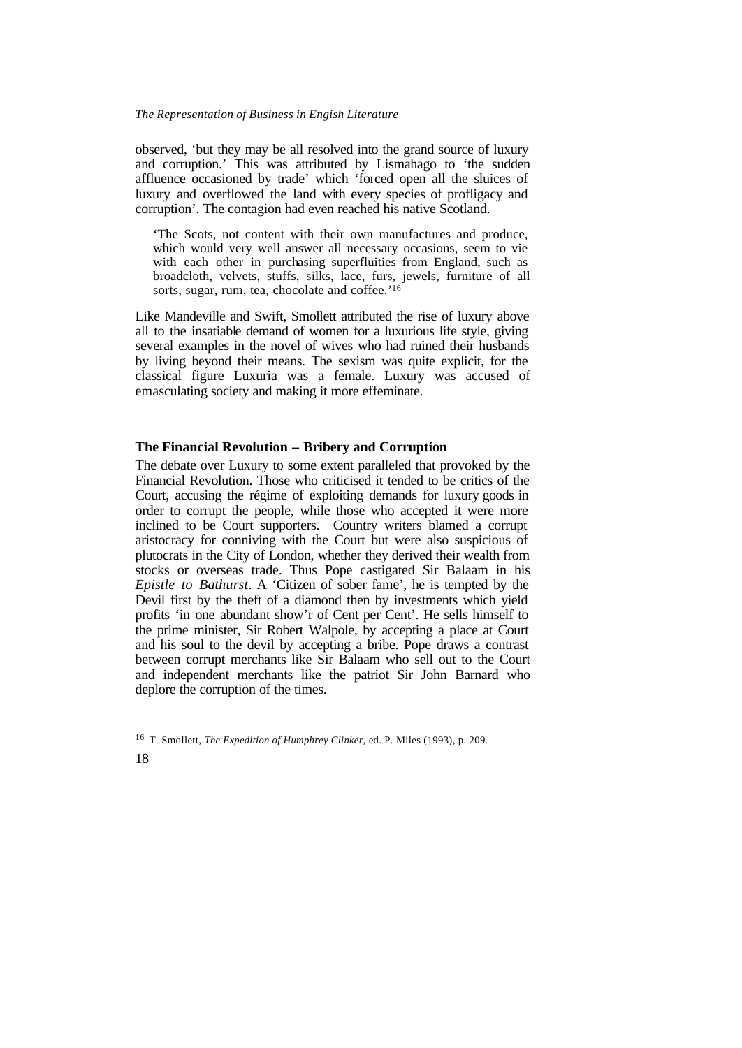observed, 'but they may be all resolved into the grand source of luxury and corruption.' This was attributed by Lismahago to 'the sudden affluence occasioned by trade' which 'forced open all the sluices of luxury and overflowed the land with every species of profligacy and corruption'. The contagion had even reached his native Scotland.

> 'The Scots, not content with their own manufactures and produce, which would very well answer all necessary occasions, seem to vie with each other in purchasing superfluities from England, such as broadcloth, velvets, stuffs, silks, lace, furs, jewels, furniture of all sorts, sugar, rum, tea, chocolate and coffee.'[16]

Like Mandeville and Swift, Smollett attributed the rise of luxury above all to the insatiable demand of women for a luxurious life style, giving several examples in the novel of wives who had ruined their husbands by living beyond their means. The sexism was quite explicit, for the classical figure Luxuria was a female. Luxury was accused of emasculating society and making it more effeminate.

### The Financial Revolution – Bribery and Corruption

The debate over Luxury to some extent paralleled that provoked by the Financial Revolution. Those who criticised it tended to be critics of the Court, accusing the régime of exploiting demands for luxury goods in order to corrupt the people, while those who accepted it were more inclined to be Court supporters. Country writers blamed a corrupt aristocracy for conniving with the Court but were also suspicious of plutocrats in the City of London, whether they derived their wealth from stocks or overseas trade. Thus Pope castigated Sir Balaam in his *Epistle to Bathurst*. A 'Citizen of sober fame', he is tempted by the Devil first by the theft of a diamond then by investments which yield profits 'in one abundant show'r of Cent per Cent'. He sells himself to the prime minister, Sir Robert Walpole, by accepting a place at Court and his soul to the devil by accepting a bribe. Pope draws a contrast between corrupt merchants like Sir Balaam who sell out to the Court and independent merchants like the patriot Sir John Barnard who deplore the corruption of the times.

---

[16] T. Smollett, *The Expedition of Humphrey Clinker*, ed. P. Miles (1993), p. 209.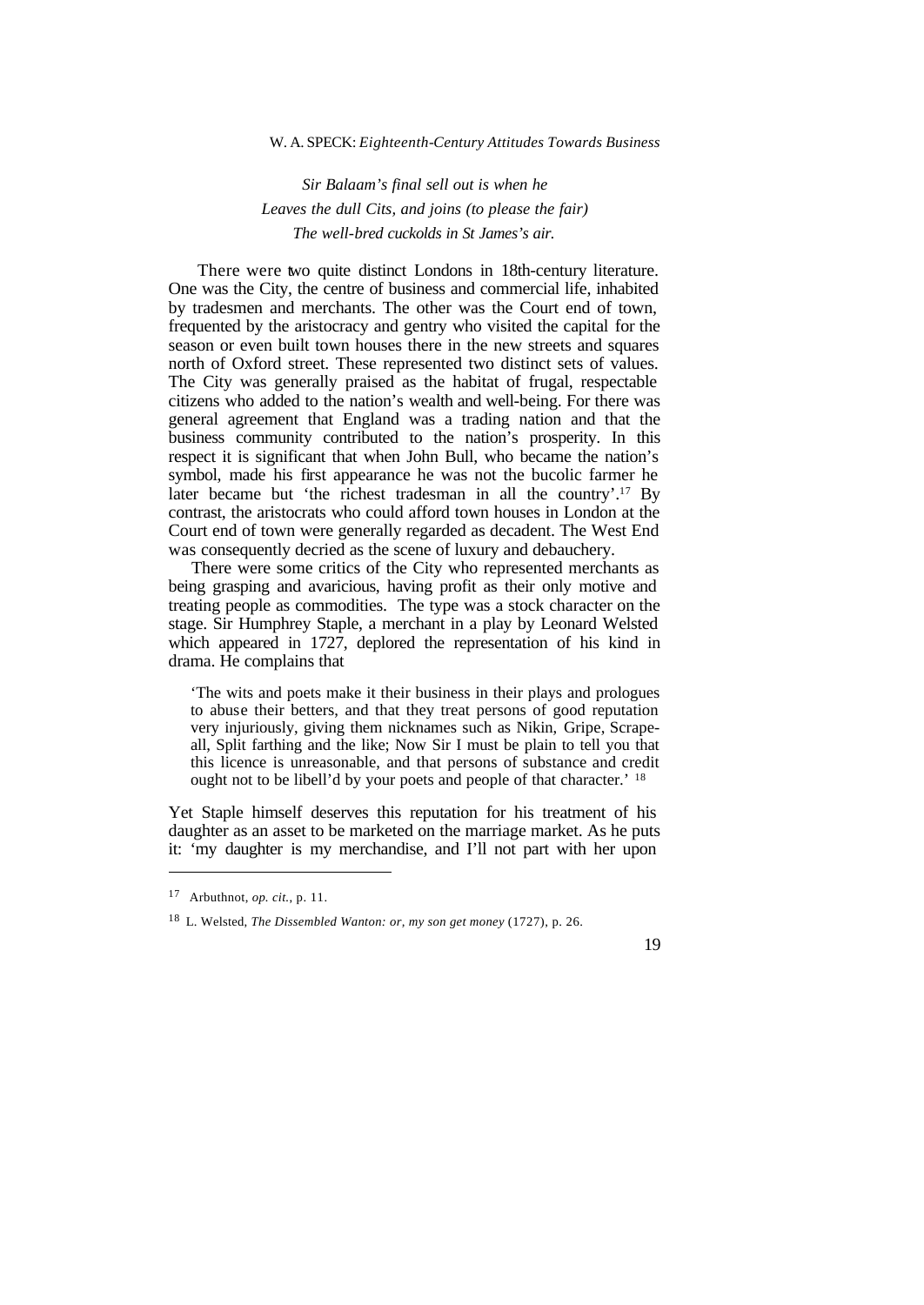*Sir Balaam's final sell out is when he*
*Leaves the dull Cits, and joins (to please the fair)*
*The well-bred cuckolds in St James's air.*

There were two quite distinct Londons in 18th-century literature. One was the City, the centre of business and commercial life, inhabited by tradesmen and merchants. The other was the Court end of town, frequented by the aristocracy and gentry who visited the capital for the season or even built town houses there in the new streets and squares north of Oxford street. These represented two distinct sets of values. The City was generally praised as the habitat of frugal, respectable citizens who added to the nation's wealth and well-being. For there was general agreement that England was a trading nation and that the business community contributed to the nation's prosperity. In this respect it is significant that when John Bull, who became the nation's symbol, made his first appearance he was not the bucolic farmer he later became but 'the richest tradesman in all the country'.[17] By contrast, the aristocrats who could afford town houses in London at the Court end of town were generally regarded as decadent. The West End was consequently decried as the scene of luxury and debauchery.

There were some critics of the City who represented merchants as being grasping and avaricious, having profit as their only motive and treating people as commodities. The type was a stock character on the stage. Sir Humphrey Staple, a merchant in a play by Leonard Welsted which appeared in 1727, deplored the representation of his kind in drama. He complains that

> 'The wits and poets make it their business in their plays and prologues to abuse their betters, and that they treat persons of good reputation very injuriously, giving them nicknames such as Nikin, Gripe, Scrape-all, Split farthing and the like; Now Sir I must be plain to tell you that this licence is unreasonable, and that persons of substance and credit ought not to be libell'd by your poets and people of that character.' [18]

Yet Staple himself deserves this reputation for his treatment of his daughter as an asset to be marketed on the marriage market. As he puts it: 'my daughter is my merchandise, and I'll not part with her upon

---

[17] Arbuthnot, *op. cit.*, p. 11.

[18] L. Welsted, *The Dissembled Wanton: or, my son get money* (1727), p. 26.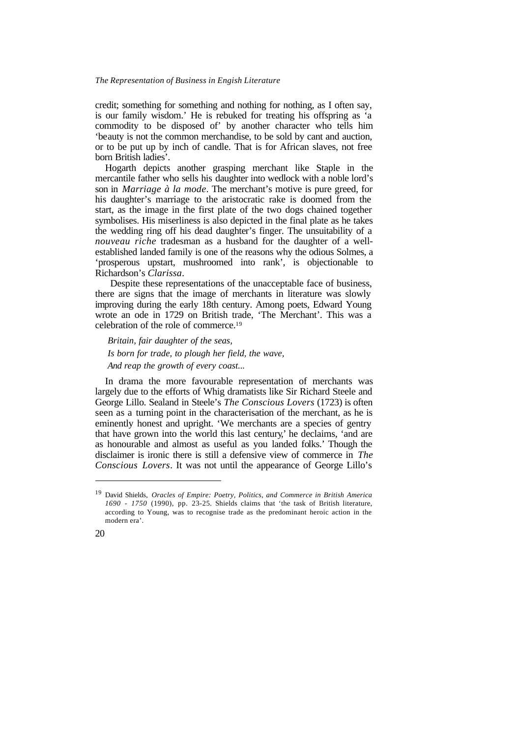credit; something for something and nothing for nothing, as I often say, is our family wisdom.' He is rebuked for treating his offspring as 'a commodity to be disposed of' by another character who tells him 'beauty is not the common merchandise, to be sold by cant and auction, or to be put up by inch of candle. That is for African slaves, not free born British ladies'.

Hogarth depicts another grasping merchant like Staple in the mercantile father who sells his daughter into wedlock with a noble lord's son in *Marriage à la mode*. The merchant's motive is pure greed, for his daughter's marriage to the aristocratic rake is doomed from the start, as the image in the first plate of the two dogs chained together symbolises. His miserliness is also depicted in the final plate as he takes the wedding ring off his dead daughter's finger. The unsuitability of a *nouveau riche* tradesman as a husband for the daughter of a well-established landed family is one of the reasons why the odious Solmes, a 'prosperous upstart, mushroomed into rank', is objectionable to Richardson's *Clarissa*.

Despite these representations of the unacceptable face of business, there are signs that the image of merchants in literature was slowly improving during the early 18th century. Among poets, Edward Young wrote an ode in 1729 on British trade, 'The Merchant'. This was a celebration of the role of commerce.[19]

*Britain, fair daughter of the seas,*
*Is born for trade, to plough her field, the wave,*
*And reap the growth of every coast...*

In drama the more favourable representation of merchants was largely due to the efforts of Whig dramatists like Sir Richard Steele and George Lillo. Sealand in Steele's *The Conscious Lovers* (1723) is often seen as a turning point in the characterisation of the merchant, as he is eminently honest and upright. 'We merchants are a species of gentry that have grown into the world this last century,' he declaims, 'and are as honourable and almost as useful as you landed folks.' Though the disclaimer is ironic there is still a defensive view of commerce in *The Conscious Lovers*. It was not until the appearance of George Lillo's

---

[19] David Shields, *Oracles of Empire: Poetry, Politics, and Commerce in British America 1690 - 1750* (1990), pp. 23-25. Shields claims that 'the task of British literature, according to Young, was to recognise trade as the predominant heroic action in the modern era'.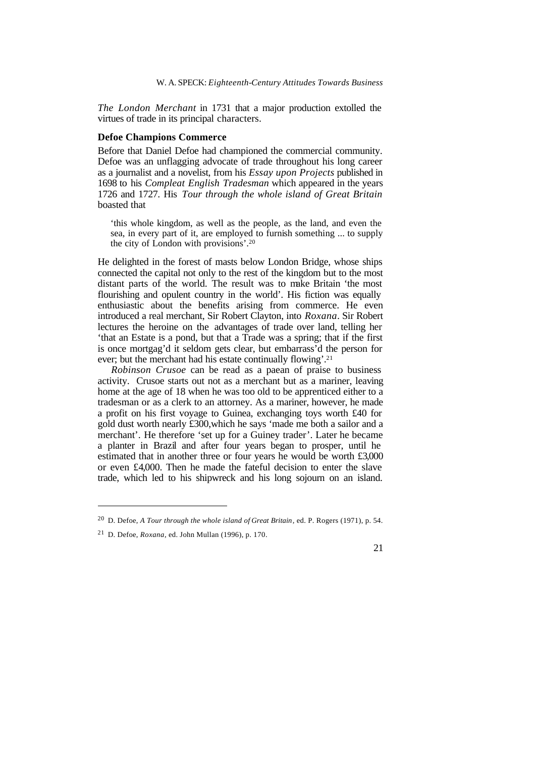*The London Merchant* in 1731 that a major production extolled the virtues of trade in its principal characters.

### Defoe Champions Commerce

Before that Daniel Defoe had championed the commercial community. Defoe was an unflagging advocate of trade throughout his long career as a journalist and a novelist, from his *Essay upon Projects* published in 1698 to his *Compleat English Tradesman* which appeared in the years 1726 and 1727. His *Tour through the whole island of Great Britain* boasted that

> 'this whole kingdom, as well as the people, as the land, and even the sea, in every part of it, are employed to furnish something ... to supply the city of London with provisions'.[20]

He delighted in the forest of masts below London Bridge, whose ships connected the capital not only to the rest of the kingdom but to the most distant parts of the world. The result was to make Britain 'the most flourishing and opulent country in the world'. His fiction was equally enthusiastic about the benefits arising from commerce. He even introduced a real merchant, Sir Robert Clayton, into *Roxana*. Sir Robert lectures the heroine on the advantages of trade over land, telling her 'that an Estate is a pond, but that a Trade was a spring; that if the first is once mortgag'd it seldom gets clear, but embarrass'd the person for ever; but the merchant had his estate continually flowing'.[21]

*Robinson Crusoe* can be read as a paean of praise to business activity. Crusoe starts out not as a merchant but as a mariner, leaving home at the age of 18 when he was too old to be apprenticed either to a tradesman or as a clerk to an attorney. As a mariner, however, he made a profit on his first voyage to Guinea, exchanging toys worth £40 for gold dust worth nearly £300,which he says 'made me both a sailor and a merchant'. He therefore 'set up for a Guiney trader'. Later he became a planter in Brazil and after four years began to prosper, until he estimated that in another three or four years he would be worth £3,000 or even £4,000. Then he made the fateful decision to enter the slave trade, which led to his shipwreck and his long sojourn on an island.

---

[20] D. Defoe, *A Tour through the whole island of Great Britain*, ed. P. Rogers (1971), p. 54.

[21] D. Defoe, *Roxana*, ed. John Mullan (1996), p. 170.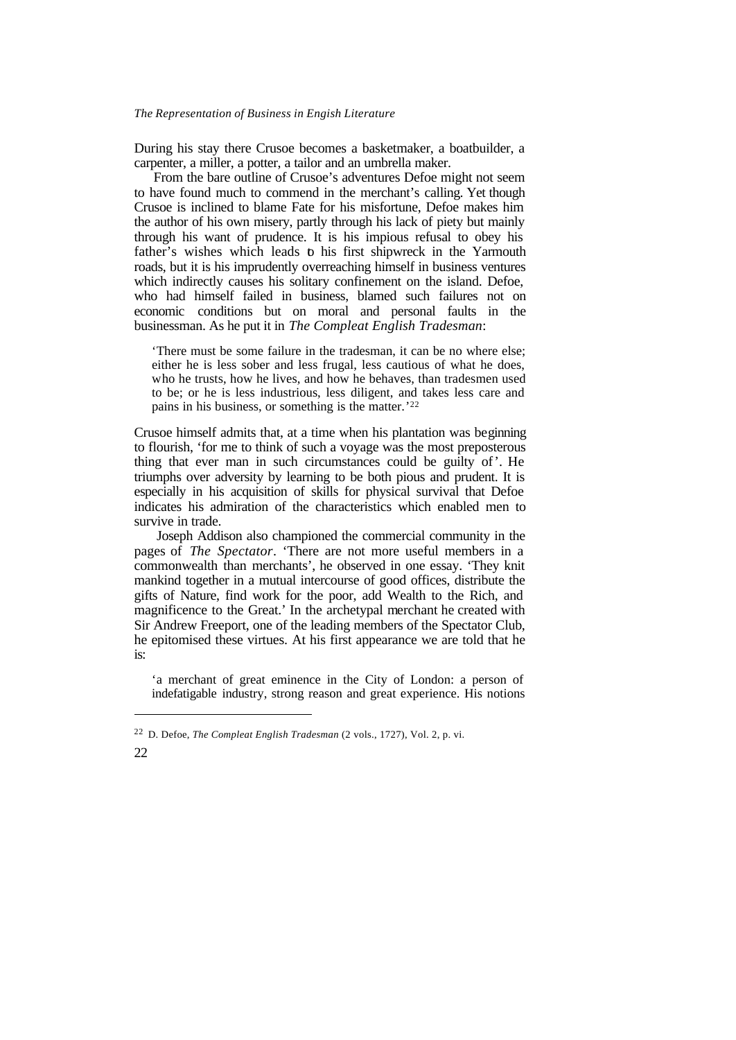During his stay there Crusoe becomes a basketmaker, a boatbuilder, a carpenter, a miller, a potter, a tailor and an umbrella maker.

From the bare outline of Crusoe's adventures Defoe might not seem to have found much to commend in the merchant's calling. Yet though Crusoe is inclined to blame Fate for his misfortune, Defoe makes him the author of his own misery, partly through his lack of piety but mainly through his want of prudence. It is his impious refusal to obey his father's wishes which leads to his first shipwreck in the Yarmouth roads, but it is his imprudently overreaching himself in business ventures which indirectly causes his solitary confinement on the island. Defoe, who had himself failed in business, blamed such failures not on economic conditions but on moral and personal faults in the businessman. As he put it in *The Compleat English Tradesman*:

> 'There must be some failure in the tradesman, it can be no where else; either he is less sober and less frugal, less cautious of what he does, who he trusts, how he lives, and how he behaves, than tradesmen used to be; or he is less industrious, less diligent, and takes less care and pains in his business, or something is the matter.'[22]

Crusoe himself admits that, at a time when his plantation was beginning to flourish, 'for me to think of such a voyage was the most preposterous thing that ever man in such circumstances could be guilty of'. He triumphs over adversity by learning to be both pious and prudent. It is especially in his acquisition of skills for physical survival that Defoe indicates his admiration of the characteristics which enabled men to survive in trade.

Joseph Addison also championed the commercial community in the pages of *The Spectator*. 'There are not more useful members in a commonwealth than merchants', he observed in one essay. 'They knit mankind together in a mutual intercourse of good offices, distribute the gifts of Nature, find work for the poor, add Wealth to the Rich, and magnificence to the Great.' In the archetypal merchant he created with Sir Andrew Freeport, one of the leading members of the Spectator Club, he epitomised these virtues. At his first appearance we are told that he is:

> 'a merchant of great eminence in the City of London: a person of indefatigable industry, strong reason and great experience. His notions

---

[22] D. Defoe, *The Compleat English Tradesman* (2 vols., 1727), Vol. 2, p. vi.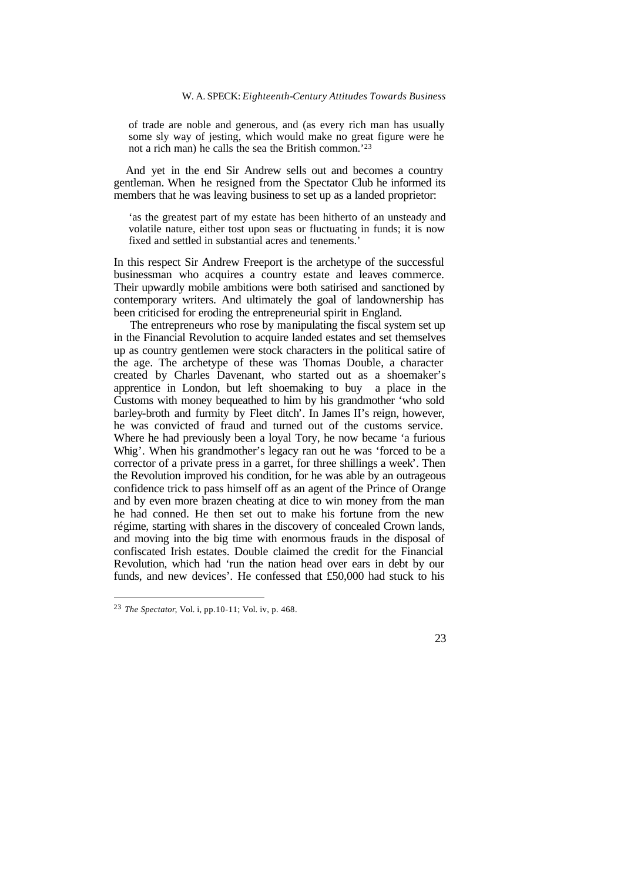of trade are noble and generous, and (as every rich man has usually some sly way of jesting, which would make no great figure were he not a rich man) he calls the sea the British common.'[23]

And yet in the end Sir Andrew sells out and becomes a country gentleman. When he resigned from the Spectator Club he informed its members that he was leaving business to set up as a landed proprietor:

> 'as the greatest part of my estate has been hitherto of an unsteady and volatile nature, either tost upon seas or fluctuating in funds; it is now fixed and settled in substantial acres and tenements.'

In this respect Sir Andrew Freeport is the archetype of the successful businessman who acquires a country estate and leaves commerce. Their upwardly mobile ambitions were both satirised and sanctioned by contemporary writers. And ultimately the goal of landownership has been criticised for eroding the entrepreneurial spirit in England.

The entrepreneurs who rose by manipulating the fiscal system set up in the Financial Revolution to acquire landed estates and set themselves up as country gentlemen were stock characters in the political satire of the age. The archetype of these was Thomas Double, a character created by Charles Davenant, who started out as a shoemaker's apprentice in London, but left shoemaking to buy a place in the Customs with money bequeathed to him by his grandmother 'who sold barley-broth and furmity by Fleet ditch'. In James II's reign, however, he was convicted of fraud and turned out of the customs service. Where he had previously been a loyal Tory, he now became 'a furious Whig'. When his grandmother's legacy ran out he was 'forced to be a corrector of a private press in a garret, for three shillings a week'. Then the Revolution improved his condition, for he was able by an outrageous confidence trick to pass himself off as an agent of the Prince of Orange and by even more brazen cheating at dice to win money from the man he had conned. He then set out to make his fortune from the new régime, starting with shares in the discovery of concealed Crown lands, and moving into the big time with enormous frauds in the disposal of confiscated Irish estates. Double claimed the credit for the Financial Revolution, which had 'run the nation head over ears in debt by our funds, and new devices'. He confessed that £50,000 had stuck to his

[23] *The Spectator,* Vol. i, pp.10-11; Vol. iv, p. 468.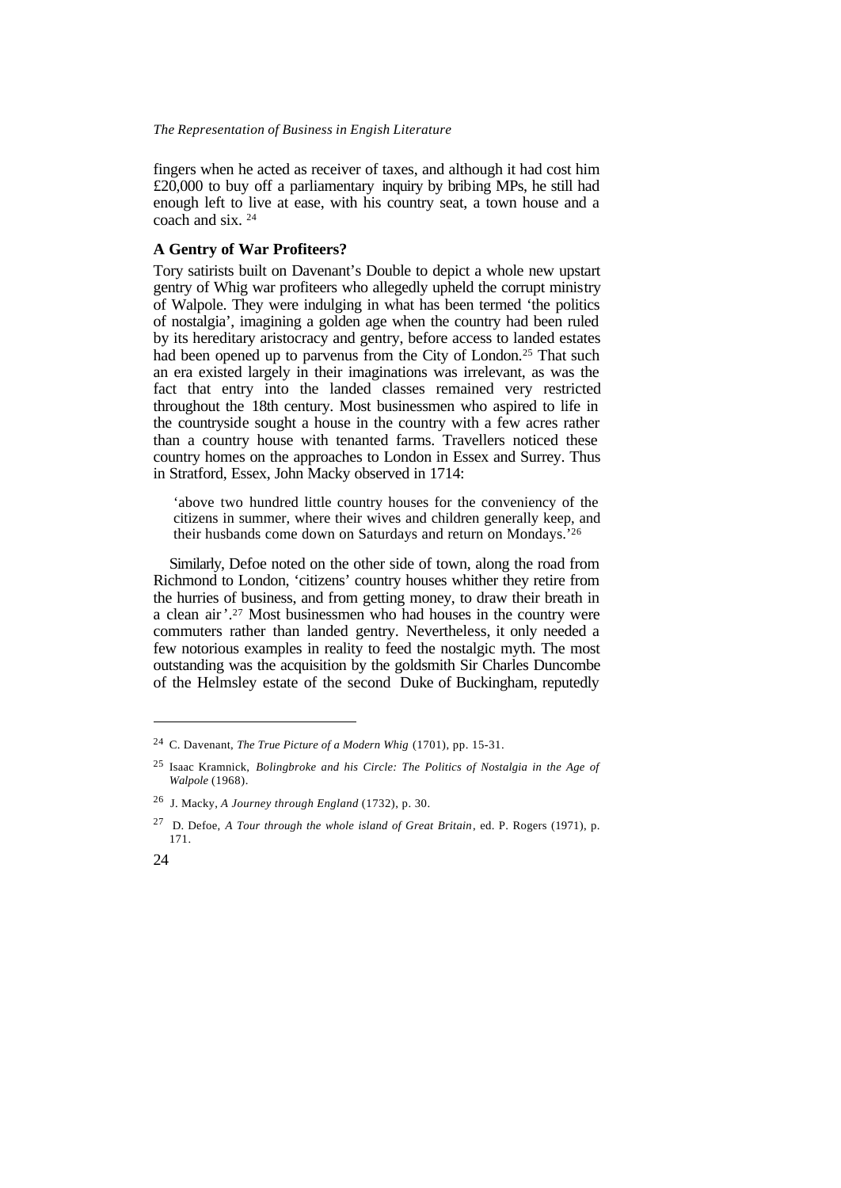fingers when he acted as receiver of taxes, and although it had cost him £20,000 to buy off a parliamentary inquiry by bribing MPs, he still had enough left to live at ease, with his country seat, a town house and a coach and six. [24]

## A Gentry of War Profiteers?

Tory satirists built on Davenant's Double to depict a whole new upstart gentry of Whig war profiteers who allegedly upheld the corrupt ministry of Walpole. They were indulging in what has been termed 'the politics of nostalgia', imagining a golden age when the country had been ruled by its hereditary aristocracy and gentry, before access to landed estates had been opened up to parvenus from the City of London.[25] That such an era existed largely in their imaginations was irrelevant, as was the fact that entry into the landed classes remained very restricted throughout the 18th century. Most businessmen who aspired to life in the countryside sought a house in the country with a few acres rather than a country house with tenanted farms. Travellers noticed these country homes on the approaches to London in Essex and Surrey. Thus in Stratford, Essex, John Macky observed in 1714:

> 'above two hundred little country houses for the conveniency of the citizens in summer, where their wives and children generally keep, and their husbands come down on Saturdays and return on Mondays.'[26]

Similarly, Defoe noted on the other side of town, along the road from Richmond to London, 'citizens' country houses whither they retire from the hurries of business, and from getting money, to draw their breath in a clean air'.[27] Most businessmen who had houses in the country were commuters rather than landed gentry. Nevertheless, it only needed a few notorious examples in reality to feed the nostalgic myth. The most outstanding was the acquisition by the goldsmith Sir Charles Duncombe of the Helmsley estate of the second Duke of Buckingham, reputedly

---

[24] C. Davenant, *The True Picture of a Modern Whig* (1701), pp. 15-31.

[25] Isaac Kramnick, *Bolingbroke and his Circle: The Politics of Nostalgia in the Age of Walpole* (1968).

[26] J. Macky, *A Journey through England* (1732), p. 30.

[27] D. Defoe, *A Tour through the whole island of Great Britain*, ed. P. Rogers (1971), p. 171.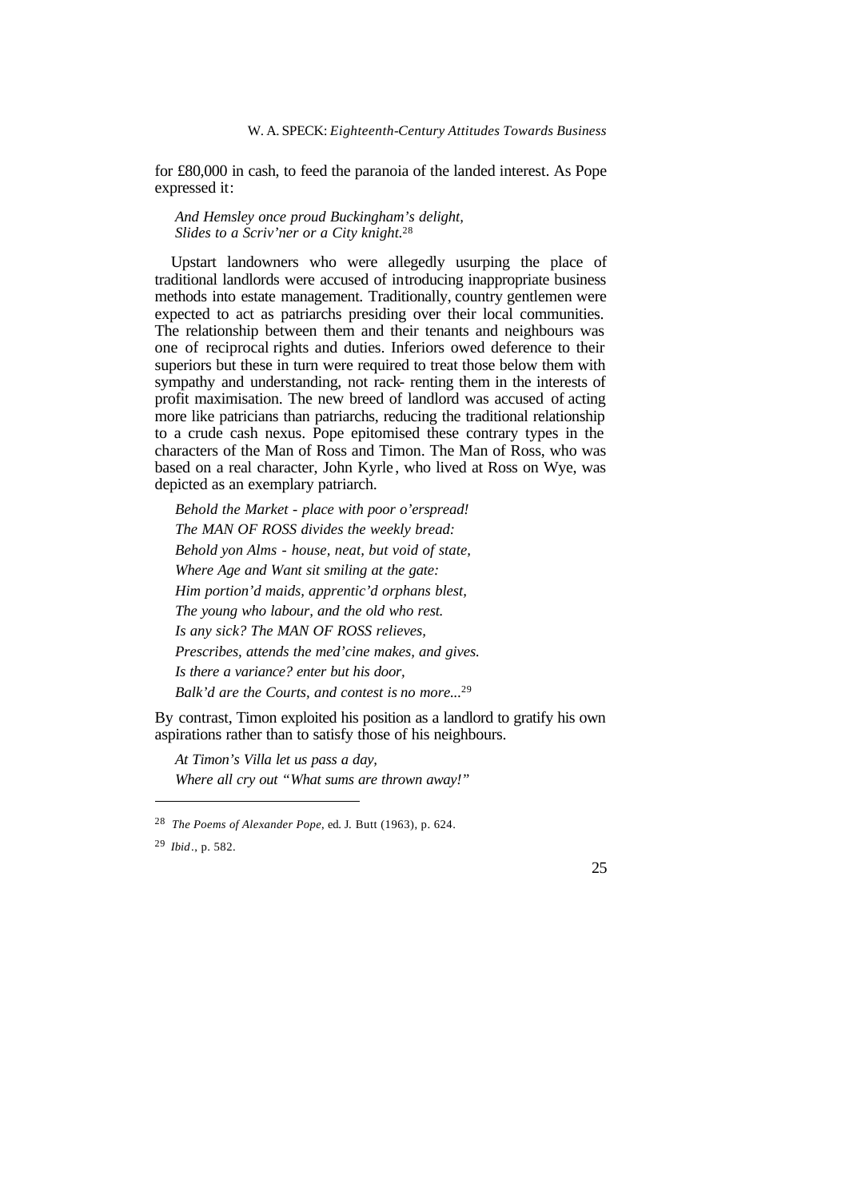for £80,000 in cash, to feed the paranoia of the landed interest. As Pope expressed it:

*And Hemsley once proud Buckingham's delight,*
*Slides to a Scriv'ner or a City knight.*[28]

Upstart landowners who were allegedly usurping the place of traditional landlords were accused of introducing inappropriate business methods into estate management. Traditionally, country gentlemen were expected to act as patriarchs presiding over their local communities. The relationship between them and their tenants and neighbours was one of reciprocal rights and duties. Inferiors owed deference to their superiors but these in turn were required to treat those below them with sympathy and understanding, not rack- renting them in the interests of profit maximisation. The new breed of landlord was accused of acting more like patricians than patriarchs, reducing the traditional relationship to a crude cash nexus. Pope epitomised these contrary types in the characters of the Man of Ross and Timon. The Man of Ross, who was based on a real character, John Kyrle, who lived at Ross on Wye, was depicted as an exemplary patriarch.

*Behold the Market - place with poor o'erspread!*
*The MAN OF ROSS divides the weekly bread:*
*Behold yon Alms - house, neat, but void of state,*
*Where Age and Want sit smiling at the gate:*
*Him portion'd maids, apprentic'd orphans blest,*
*The young who labour, and the old who rest.*
*Is any sick? The MAN OF ROSS relieves,*
*Prescribes, attends the med'cine makes, and gives.*
*Is there a variance? enter but his door,*
*Balk'd are the Courts, and contest is no more...*[29]

By contrast, Timon exploited his position as a landlord to gratify his own aspirations rather than to satisfy those of his neighbours.

*At Timon's Villa let us pass a day,*
*Where all cry out "What sums are thrown away!"*

---

[28] *The Poems of Alexander Pope*, ed. J. Butt (1963), p. 624.

[29] *Ibid*., p. 582.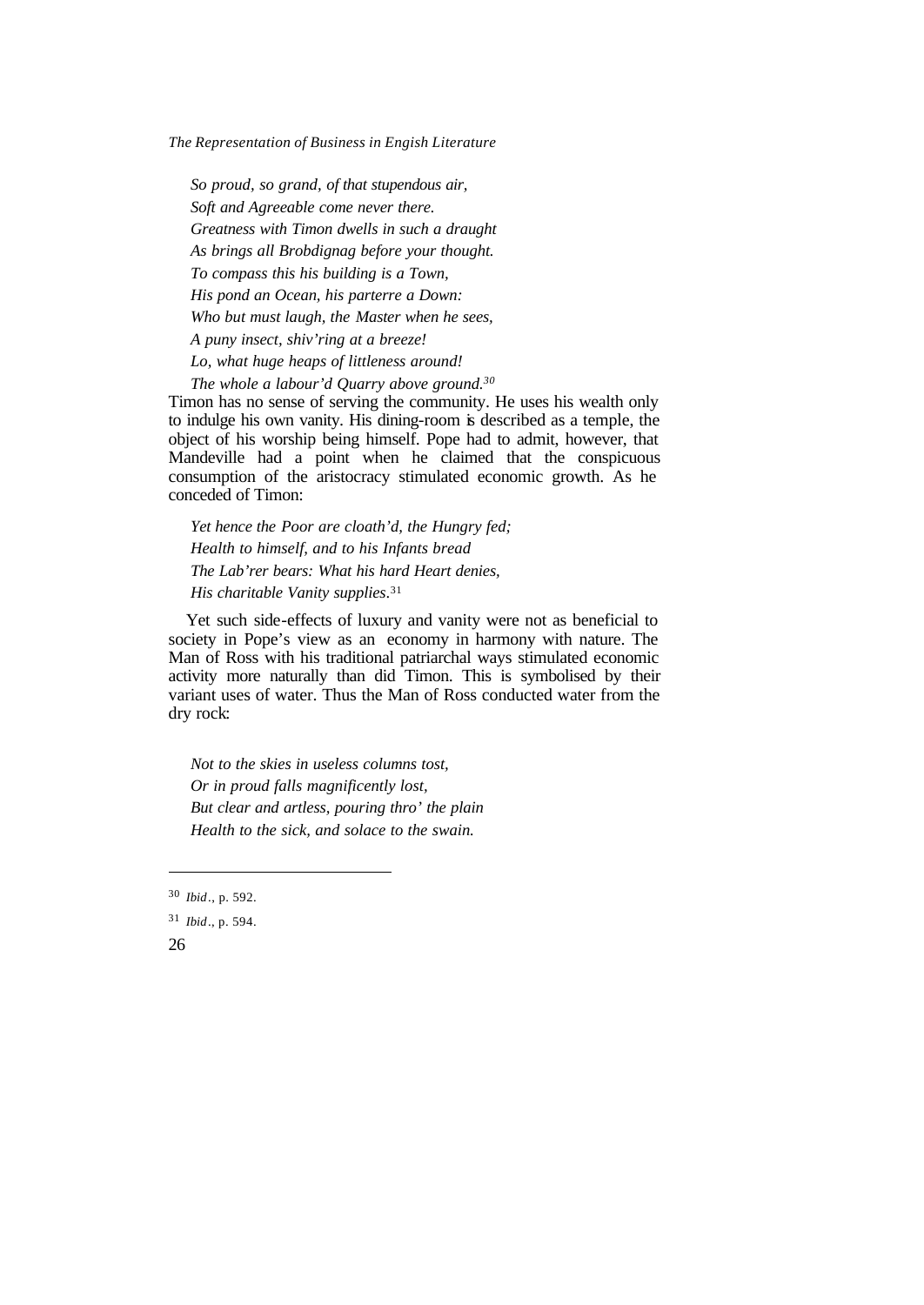*So proud, so grand, of that stupendous air,*
*Soft and Agreeable come never there.*
*Greatness with Timon dwells in such a draught*
*As brings all Brobdignag before your thought.*
*To compass this his building is a Town,*
*His pond an Ocean, his parterre a Down:*
*Who but must laugh, the Master when he sees,*
*A puny insect, shiv'ring at a breeze!*
*Lo, what huge heaps of littleness around!*
*The whole a labour'd Quarry above ground.*[30]

Timon has no sense of serving the community. He uses his wealth only to indulge his own vanity. His dining-room is described as a temple, the object of his worship being himself. Pope had to admit, however, that Mandeville had a point when he claimed that the conspicuous consumption of the aristocracy stimulated economic growth. As he conceded of Timon:

*Yet hence the Poor are cloath'd, the Hungry fed;*
*Health to himself, and to his Infants bread*
*The Lab'rer bears: What his hard Heart denies,*
*His charitable Vanity supplies.*[31]

Yet such side-effects of luxury and vanity were not as beneficial to society in Pope's view as an economy in harmony with nature. The Man of Ross with his traditional patriarchal ways stimulated economic activity more naturally than did Timon. This is symbolised by their variant uses of water. Thus the Man of Ross conducted water from the dry rock:

*Not to the skies in useless columns tost,*
*Or in proud falls magnificently lost,*
*But clear and artless, pouring thro' the plain*
*Health to the sick, and solace to the swain.*

---

[30] *Ibid.*, p. 592.

[31] *Ibid.*, p. 594.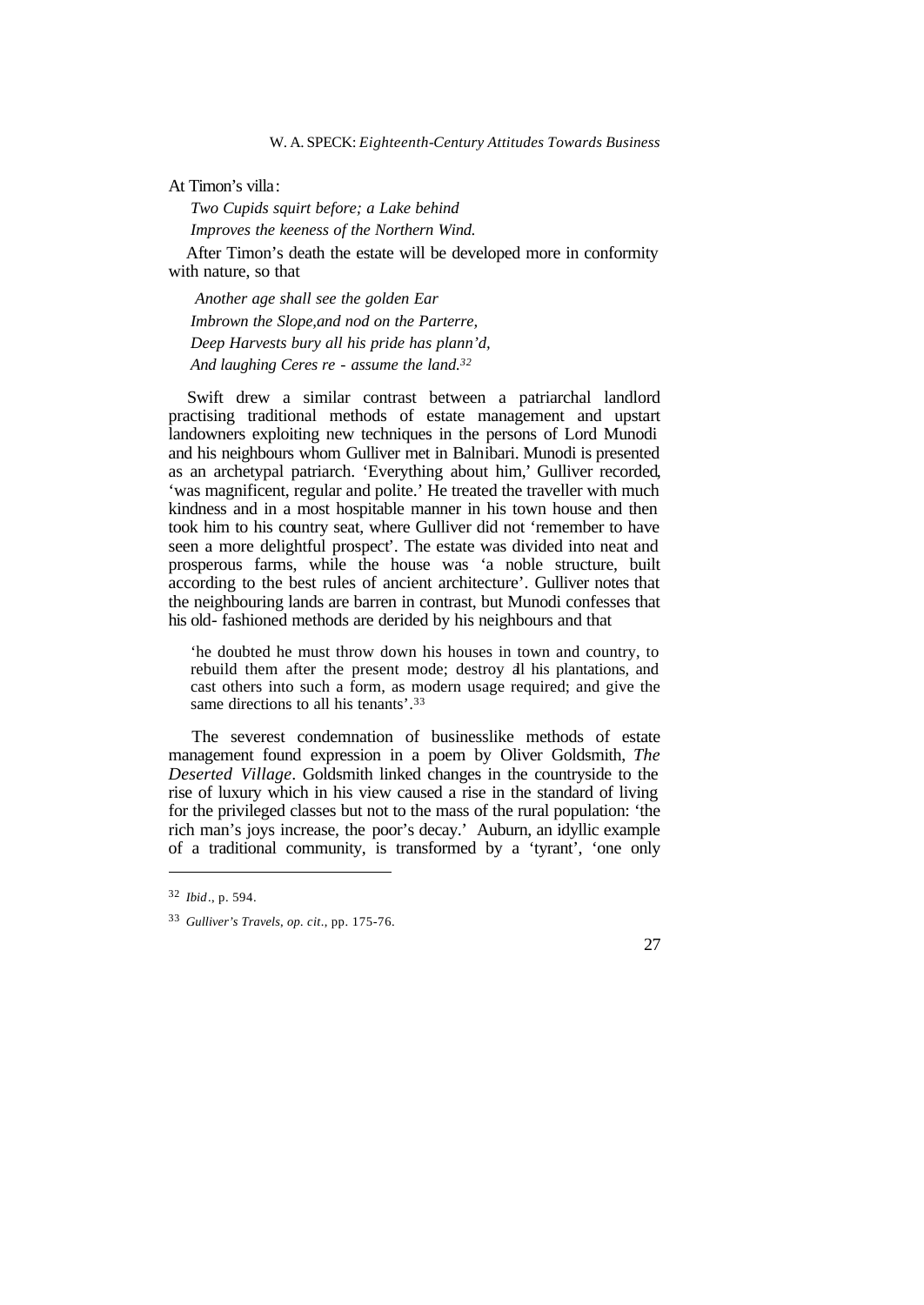At Timon's villa:

*Two Cupids squirt before; a Lake behind*
*Improves the keeness of the Northern Wind.*

After Timon's death the estate will be developed more in conformity with nature, so that

*Another age shall see the golden Ear*
*Imbrown the Slope,and nod on the Parterre,*
*Deep Harvests bury all his pride has plann'd,*
*And laughing Ceres re - assume the land.*[32]

Swift drew a similar contrast between a patriarchal landlord practising traditional methods of estate management and upstart landowners exploiting new techniques in the persons of Lord Munodi and his neighbours whom Gulliver met in Balnibari. Munodi is presented as an archetypal patriarch. 'Everything about him,' Gulliver recorded, 'was magnificent, regular and polite.' He treated the traveller with much kindness and in a most hospitable manner in his town house and then took him to his country seat, where Gulliver did not 'remember to have seen a more delightful prospect'. The estate was divided into neat and prosperous farms, while the house was 'a noble structure, built according to the best rules of ancient architecture'. Gulliver notes that the neighbouring lands are barren in contrast, but Munodi confesses that his old- fashioned methods are derided by his neighbours and that

> 'he doubted he must throw down his houses in town and country, to rebuild them after the present mode; destroy all his plantations, and cast others into such a form, as modern usage required; and give the same directions to all his tenants'.[33]

The severest condemnation of businesslike methods of estate management found expression in a poem by Oliver Goldsmith, *The Deserted Village*. Goldsmith linked changes in the countryside to the rise of luxury which in his view caused a rise in the standard of living for the privileged classes but not to the mass of the rural population: 'the rich man's joys increase, the poor's decay.' Auburn, an idyllic example of a traditional community, is transformed by a 'tyrant', 'one only

---

[32] *Ibid*., p. 594.

[33] *Gulliver's Travels, op. cit*., pp. 175-76.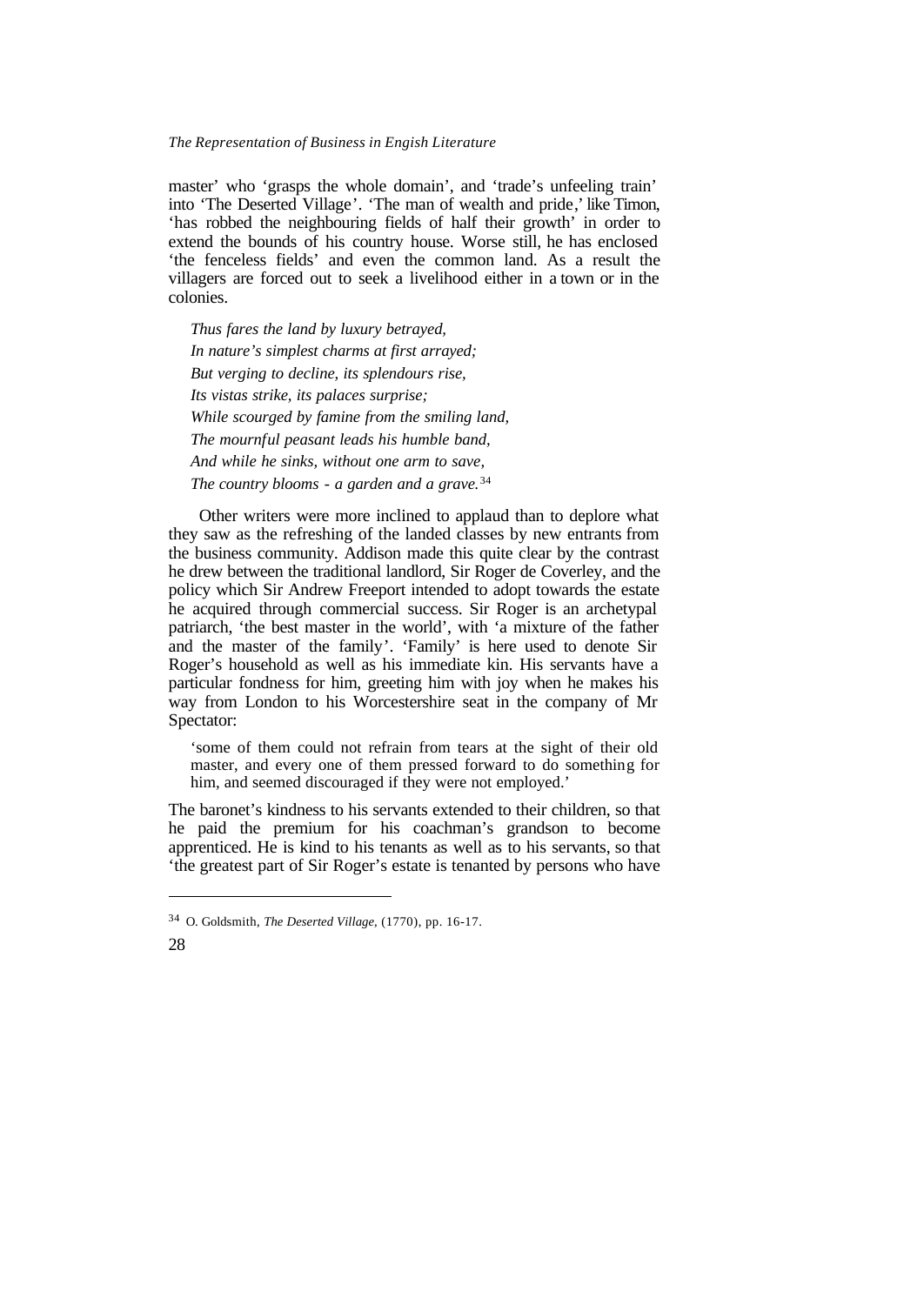master' who 'grasps the whole domain', and 'trade's unfeeling train' into 'The Deserted Village'. 'The man of wealth and pride,' like Timon, 'has robbed the neighbouring fields of half their growth' in order to extend the bounds of his country house. Worse still, he has enclosed 'the fenceless fields' and even the common land. As a result the villagers are forced out to seek a livelihood either in a town or in the colonies.

> *Thus fares the land by luxury betrayed,*
> *In nature's simplest charms at first arrayed;*
> *But verging to decline, its splendours rise,*
> *Its vistas strike, its palaces surprise;*
> *While scourged by famine from the smiling land,*
> *The mournful peasant leads his humble band,*
> *And while he sinks, without one arm to save,*
> *The country blooms - a garden and a grave.*[34]

Other writers were more inclined to applaud than to deplore what they saw as the refreshing of the landed classes by new entrants from the business community. Addison made this quite clear by the contrast he drew between the traditional landlord, Sir Roger de Coverley, and the policy which Sir Andrew Freeport intended to adopt towards the estate he acquired through commercial success. Sir Roger is an archetypal patriarch, 'the best master in the world', with 'a mixture of the father and the master of the family'. 'Family' is here used to denote Sir Roger's household as well as his immediate kin. His servants have a particular fondness for him, greeting him with joy when he makes his way from London to his Worcestershire seat in the company of Mr Spectator:

> 'some of them could not refrain from tears at the sight of their old master, and every one of them pressed forward to do something for him, and seemed discouraged if they were not employed.'

The baronet's kindness to his servants extended to their children, so that he paid the premium for his coachman's grandson to become apprenticed. He is kind to his tenants as well as to his servants, so that 'the greatest part of Sir Roger's estate is tenanted by persons who have

---

[34] O. Goldsmith, *The Deserted Village*, (1770), pp. 16-17.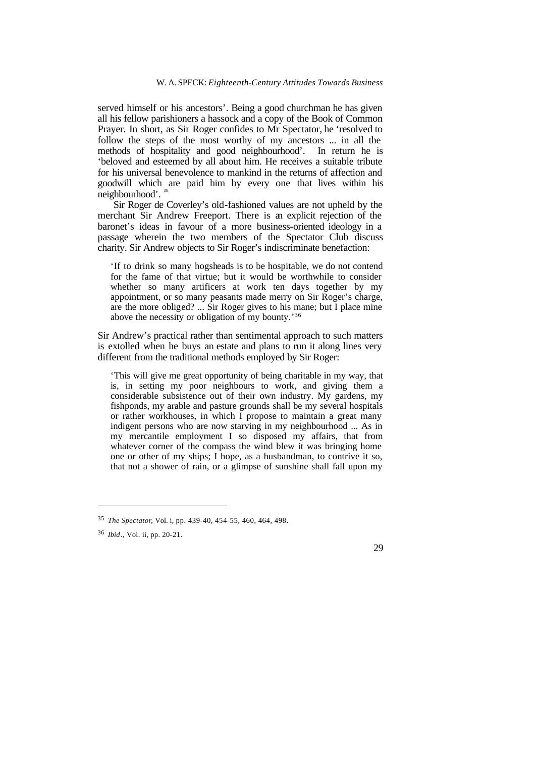served himself or his ancestors'. Being a good churchman he has given all his fellow parishioners a hassock and a copy of the Book of Common Prayer. In short, as Sir Roger confides to Mr Spectator, he 'resolved to follow the steps of the most worthy of my ancestors ... in all the methods of hospitality and good neighbourhood'. In return he is 'beloved and esteemed by all about him. He receives a suitable tribute for his universal benevolence to mankind in the returns of affection and goodwill which are paid him by every one that lives within his neighbourhood'. [35]

Sir Roger de Coverley's old-fashioned values are not upheld by the merchant Sir Andrew Freeport. There is an explicit rejection of the baronet's ideas in favour of a more business-oriented ideology in a passage wherein the two members of the Spectator Club discuss charity. Sir Andrew objects to Sir Roger's indiscriminate benefaction:

> 'If to drink so many hogsheads is to be hospitable, we do not contend for the fame of that virtue; but it would be worthwhile to consider whether so many artificers at work ten days together by my appointment, or so many peasants made merry on Sir Roger's charge, are the more obliged? ... Sir Roger gives to his mane; but I place mine above the necessity or obligation of my bounty.'[36]

Sir Andrew's practical rather than sentimental approach to such matters is extolled when he buys an estate and plans to run it along lines very different from the traditional methods employed by Sir Roger:

> 'This will give me great opportunity of being charitable in my way, that is, in setting my poor neighbours to work, and giving them a considerable subsistence out of their own industry. My gardens, my fishponds, my arable and pasture grounds shall be my several hospitals or rather workhouses, in which I propose to maintain a great many indigent persons who are now starving in my neighbourhood ... As in my mercantile employment I so disposed my affairs, that from whatever corner of the compass the wind blew it was bringing home one or other of my ships; I hope, as a husbandman, to contrive it so, that not a shower of rain, or a glimpse of sunshine shall fall upon my

---

[35] *The Spectator*, Vol. i, pp. 439-40, 454-55, 460, 464, 498.

[36] *Ibid*., Vol. ii, pp. 20-21.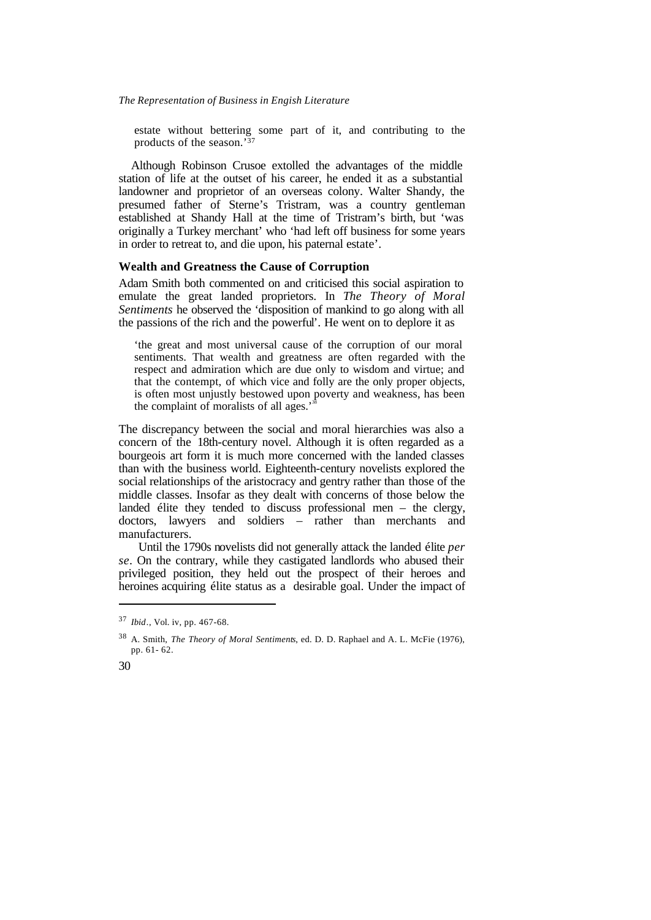> estate without bettering some part of it, and contributing to the products of the season.'[37]

Although Robinson Crusoe extolled the advantages of the middle station of life at the outset of his career, he ended it as a substantial landowner and proprietor of an overseas colony. Walter Shandy, the presumed father of Sterne's Tristram, was a country gentleman established at Shandy Hall at the time of Tristram's birth, but 'was originally a Turkey merchant' who 'had left off business for some years in order to retreat to, and die upon, his paternal estate'.

### Wealth and Greatness the Cause of Corruption

Adam Smith both commented on and criticised this social aspiration to emulate the great landed proprietors. In *The Theory of Moral Sentiments* he observed the 'disposition of mankind to go along with all the passions of the rich and the powerful'. He went on to deplore it as

> 'the great and most universal cause of the corruption of our moral sentiments. That wealth and greatness are often regarded with the respect and admiration which are due only to wisdom and virtue; and that the contempt, of which vice and folly are the only proper objects, is often most unjustly bestowed upon poverty and weakness, has been the complaint of moralists of all ages.'[38]

The discrepancy between the social and moral hierarchies was also a concern of the 18th-century novel. Although it is often regarded as a bourgeois art form it is much more concerned with the landed classes than with the business world. Eighteenth-century novelists explored the social relationships of the aristocracy and gentry rather than those of the middle classes. Insofar as they dealt with concerns of those below the landed élite they tended to discuss professional men – the clergy, doctors, lawyers and soldiers – rather than merchants and manufacturers.

Until the 1790s novelists did not generally attack the landed élite *per se*. On the contrary, while they castigated landlords who abused their privileged position, they held out the prospect of their heroes and heroines acquiring élite status as a desirable goal. Under the impact of

---

[37] *Ibid*., Vol. iv, pp. 467-68.

[38] A. Smith, *The Theory of Moral Sentiments*, ed. D. D. Raphael and A. L. McFie (1976), pp. 61- 62.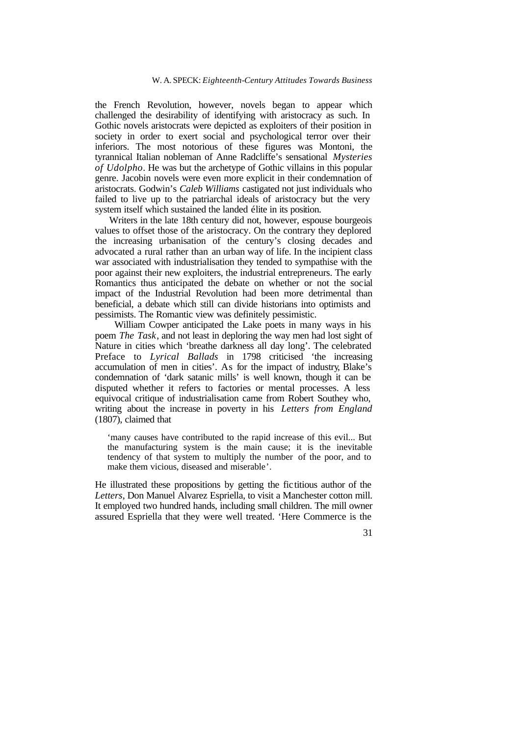the French Revolution, however, novels began to appear which challenged the desirability of identifying with aristocracy as such. In Gothic novels aristocrats were depicted as exploiters of their position in society in order to exert social and psychological terror over their inferiors. The most notorious of these figures was Montoni, the tyrannical Italian nobleman of Anne Radcliffe's sensational *Mysteries of Udolpho*. He was but the archetype of Gothic villains in this popular genre. Jacobin novels were even more explicit in their condemnation of aristocrats. Godwin's *Caleb Williams* castigated not just individuals who failed to live up to the patriarchal ideals of aristocracy but the very system itself which sustained the landed élite in its position.

Writers in the late 18th century did not, however, espouse bourgeois values to offset those of the aristocracy. On the contrary they deplored the increasing urbanisation of the century's closing decades and advocated a rural rather than an urban way of life. In the incipient class war associated with industrialisation they tended to sympathise with the poor against their new exploiters, the industrial entrepreneurs. The early Romantics thus anticipated the debate on whether or not the social impact of the Industrial Revolution had been more detrimental than beneficial, a debate which still can divide historians into optimists and pessimists. The Romantic view was definitely pessimistic.

William Cowper anticipated the Lake poets in many ways in his poem *The Task*, and not least in deploring the way men had lost sight of Nature in cities which 'breathe darkness all day long'. The celebrated Preface to *Lyrical Ballads* in 1798 criticised 'the increasing accumulation of men in cities'. As for the impact of industry, Blake's condemnation of 'dark satanic mills' is well known, though it can be disputed whether it refers to factories or mental processes. A less equivocal critique of industrialisation came from Robert Southey who, writing about the increase in poverty in his *Letters from England* (1807), claimed that

> 'many causes have contributed to the rapid increase of this evil... But the manufacturing system is the main cause; it is the inevitable tendency of that system to multiply the number of the poor, and to make them vicious, diseased and miserable'.

He illustrated these propositions by getting the fictitious author of the *Letters*, Don Manuel Alvarez Espriella, to visit a Manchester cotton mill. It employed two hundred hands, including small children. The mill owner assured Espriella that they were well treated. 'Here Commerce is the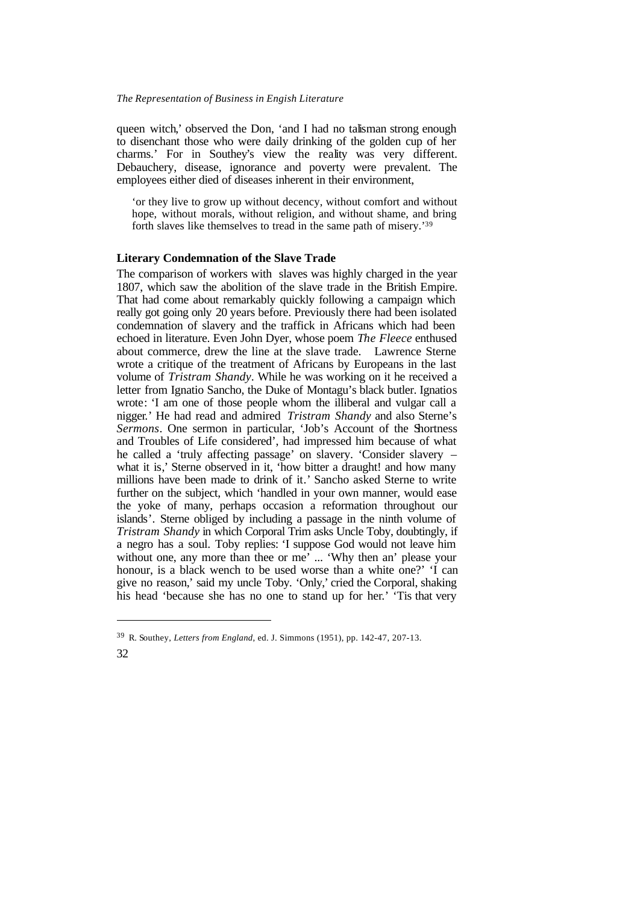queen witch,' observed the Don, 'and I had no talisman strong enough to disenchant those who were daily drinking of the golden cup of her charms.' For in Southey's view the reality was very different. Debauchery, disease, ignorance and poverty were prevalent. The employees either died of diseases inherent in their environment,

> 'or they live to grow up without decency, without comfort and without hope, without morals, without religion, and without shame, and bring forth slaves like themselves to tread in the same path of misery.'[39]

## Literary Condemnation of the Slave Trade

The comparison of workers with slaves was highly charged in the year 1807, which saw the abolition of the slave trade in the British Empire. That had come about remarkably quickly following a campaign which really got going only 20 years before. Previously there had been isolated condemnation of slavery and the traffick in Africans which had been echoed in literature. Even John Dyer, whose poem *The Fleece* enthused about commerce, drew the line at the slave trade. Lawrence Sterne wrote a critique of the treatment of Africans by Europeans in the last volume of *Tristram Shandy*. While he was working on it he received a letter from Ignatio Sancho, the Duke of Montagu's black butler. Ignatios wrote: 'I am one of those people whom the illiberal and vulgar call a nigger.' He had read and admired *Tristram Shandy* and also Sterne's *Sermons*. One sermon in particular, 'Job's Account of the Shortness and Troubles of Life considered', had impressed him because of what he called a 'truly affecting passage' on slavery. 'Consider slavery – what it is,' Sterne observed in it, 'how bitter a draught! and how many millions have been made to drink of it.' Sancho asked Sterne to write further on the subject, which 'handled in your own manner, would ease the yoke of many, perhaps occasion a reformation throughout our islands'. Sterne obliged by including a passage in the ninth volume of *Tristram Shandy* in which Corporal Trim asks Uncle Toby, doubtingly, if a negro has a soul. Toby replies: 'I suppose God would not leave him without one, any more than thee or me' ... 'Why then an' please your honour, is a black wench to be used worse than a white one?' 'I can give no reason,' said my uncle Toby. 'Only,' cried the Corporal, shaking his head 'because she has no one to stand up for her.' 'Tis that very

---

[39] R. Southey, *Letters from England*, ed. J. Simmons (1951), pp. 142-47, 207-13.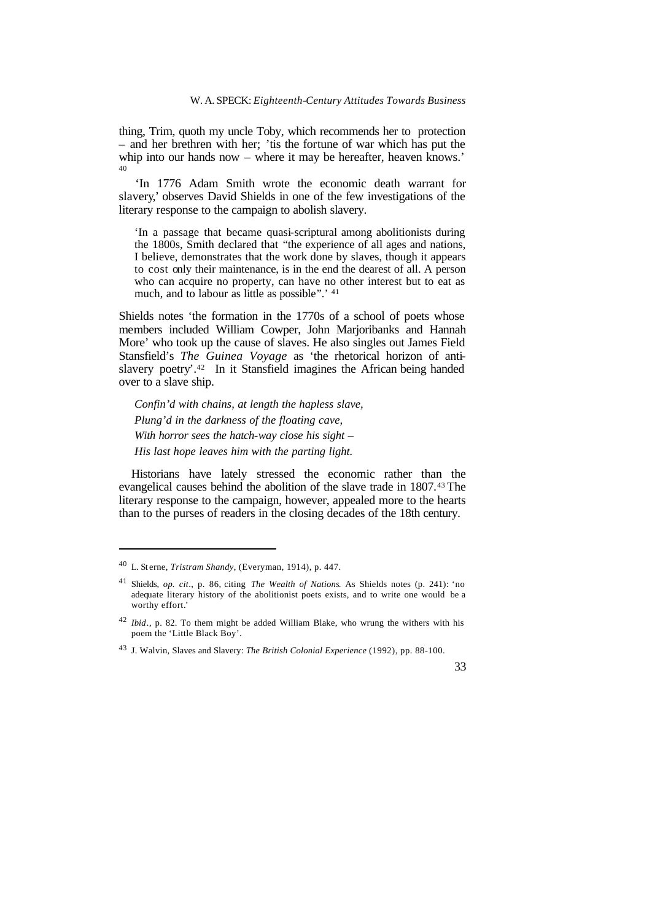thing, Trim, quoth my uncle Toby, which recommends her to protection – and her brethren with her; 'tis the fortune of war which has put the whip into our hands now – where it may be hereafter, heaven knows.' [40]

'In 1776 Adam Smith wrote the economic death warrant for slavery,' observes David Shields in one of the few investigations of the literary response to the campaign to abolish slavery.

> 'In a passage that became quasi-scriptural among abolitionists during the 1800s, Smith declared that "the experience of all ages and nations, I believe, demonstrates that the work done by slaves, though it appears to cost only their maintenance, is in the end the dearest of all. A person who can acquire no property, can have no other interest but to eat as much, and to labour as little as possible".' [41]

Shields notes 'the formation in the 1770s of a school of poets whose members included William Cowper, John Marjoribanks and Hannah More' who took up the cause of slaves. He also singles out James Field Stansfield's *The Guinea Voyage* as 'the rhetorical horizon of anti-slavery poetry'.[42] In it Stansfield imagines the African being handed over to a slave ship.

> *Confin'd with chains, at length the hapless slave,*
> *Plung'd in the darkness of the floating cave,*
> *With horror sees the hatch-way close his sight –*
> *His last hope leaves him with the parting light.*

Historians have lately stressed the economic rather than the evangelical causes behind the abolition of the slave trade in 1807.[43] The literary response to the campaign, however, appealed more to the hearts than to the purses of readers in the closing decades of the 18th century.

---

[40] L. Sterne, *Tristram Shandy*, (Everyman, 1914), p. 447.

[41] Shields, *op. cit*., p. 86, citing *The Wealth of Nations*. As Shields notes (p. 241): 'no adequate literary history of the abolitionist poets exists, and to write one would be a worthy effort.'

[42] *Ibid*., p. 82. To them might be added William Blake, who wrung the withers with his poem the 'Little Black Boy'.

[43] J. Walvin, Slaves and Slavery: *The British Colonial Experience* (1992), pp. 88-100.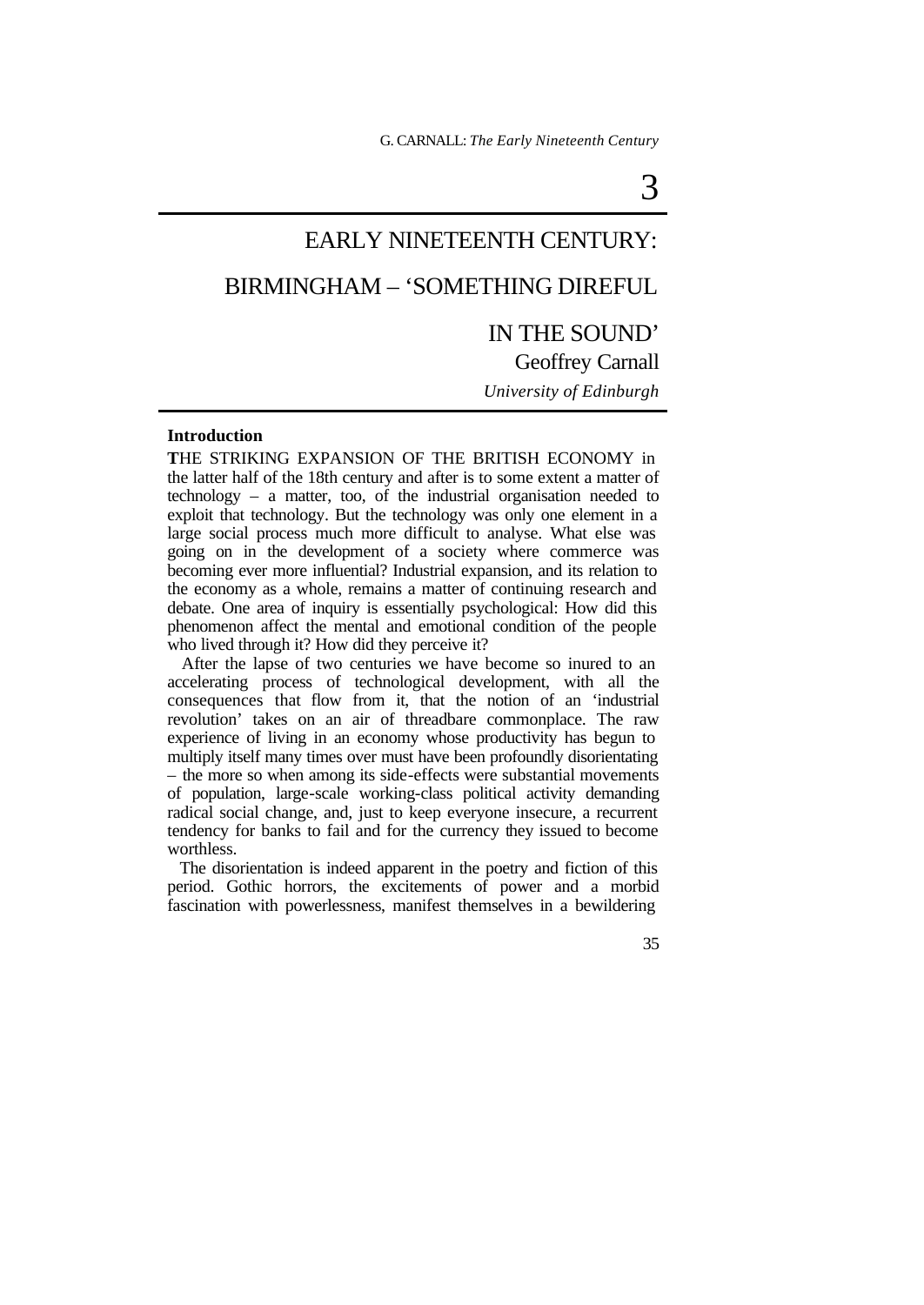# 3

# EARLY NINETEENTH CENTURY: BIRMINGHAM – 'SOMETHING DIREFUL IN THE SOUND'

Geoffrey Carnall

*University of Edinburgh*

## Introduction

**T**HE STRIKING EXPANSION OF THE BRITISH ECONOMY in the latter half of the 18th century and after is to some extent a matter of technology – a matter, too, of the industrial organisation needed to exploit that technology. But the technology was only one element in a large social process much more difficult to analyse. What else was going on in the development of a society where commerce was becoming ever more influential? Industrial expansion, and its relation to the economy as a whole, remains a matter of continuing research and debate. One area of inquiry is essentially psychological: How did this phenomenon affect the mental and emotional condition of the people who lived through it? How did they perceive it?

After the lapse of two centuries we have become so inured to an accelerating process of technological development, with all the consequences that flow from it, that the notion of an 'industrial revolution' takes on an air of threadbare commonplace. The raw experience of living in an economy whose productivity has begun to multiply itself many times over must have been profoundly disorientating – the more so when among its side-effects were substantial movements of population, large-scale working-class political activity demanding radical social change, and, just to keep everyone insecure, a recurrent tendency for banks to fail and for the currency they issued to become worthless.

The disorientation is indeed apparent in the poetry and fiction of this period. Gothic horrors, the excitements of power and a morbid fascination with powerlessness, manifest themselves in a bewildering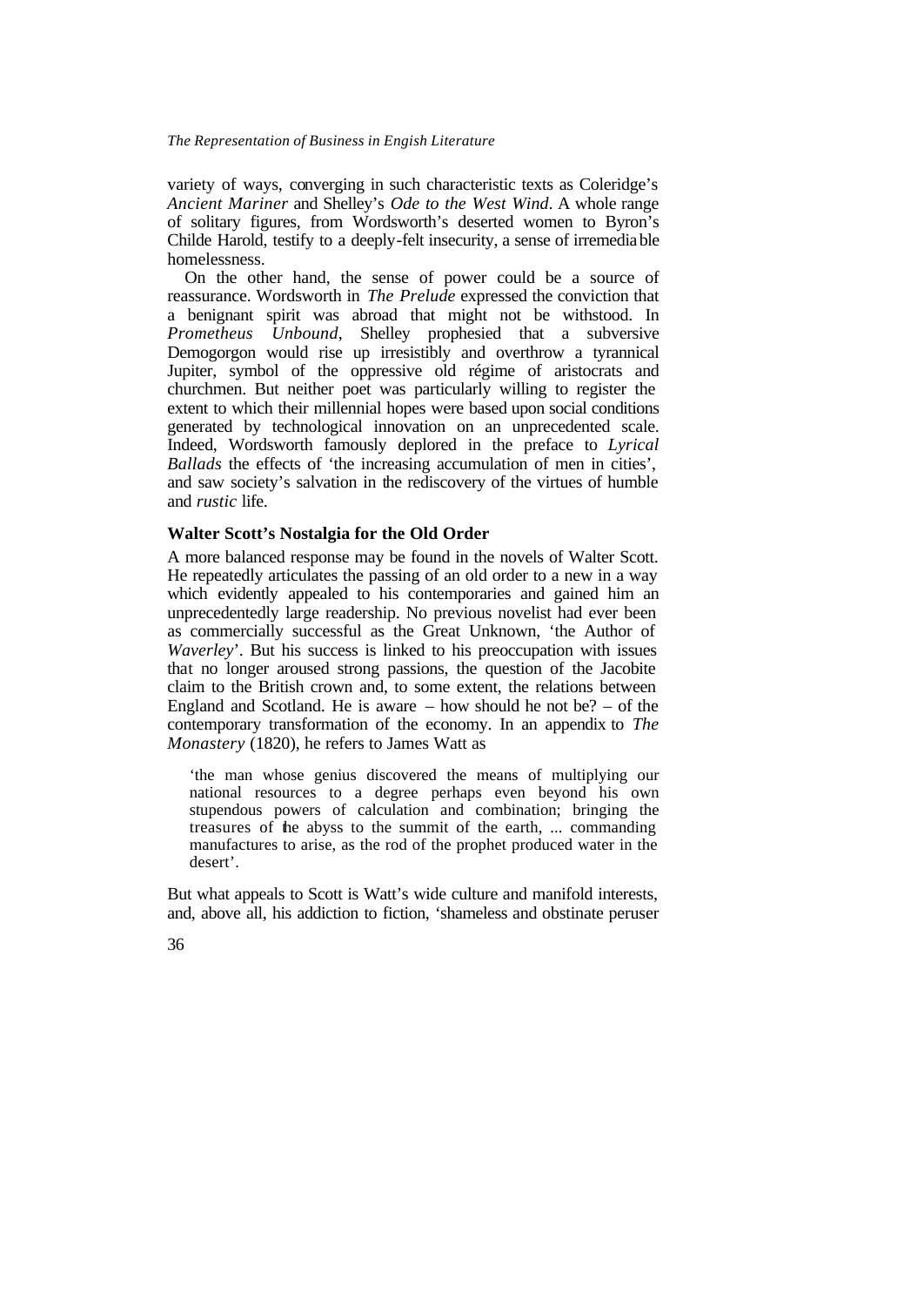variety of ways, converging in such characteristic texts as Coleridge's *Ancient Mariner* and Shelley's *Ode to the West Wind*. A whole range of solitary figures, from Wordsworth's deserted women to Byron's Childe Harold, testify to a deeply-felt insecurity, a sense of irremediable homelessness.

On the other hand, the sense of power could be a source of reassurance. Wordsworth in *The Prelude* expressed the conviction that a benignant spirit was abroad that might not be withstood. In *Prometheus Unbound*, Shelley prophesied that a subversive Demogorgon would rise up irresistibly and overthrow a tyrannical Jupiter, symbol of the oppressive old régime of aristocrats and churchmen. But neither poet was particularly willing to register the extent to which their millennial hopes were based upon social conditions generated by technological innovation on an unprecedented scale. Indeed, Wordsworth famously deplored in the preface to *Lyrical Ballads* the effects of 'the increasing accumulation of men in cities', and saw society's salvation in the rediscovery of the virtues of humble and *rustic* life.

### Walter Scott's Nostalgia for the Old Order

A more balanced response may be found in the novels of Walter Scott. He repeatedly articulates the passing of an old order to a new in a way which evidently appealed to his contemporaries and gained him an unprecedentedly large readership. No previous novelist had ever been as commercially successful as the Great Unknown, 'the Author of *Waverley*'. But his success is linked to his preoccupation with issues that no longer aroused strong passions, the question of the Jacobite claim to the British crown and, to some extent, the relations between England and Scotland. He is aware – how should he not be? – of the contemporary transformation of the economy. In an appendix to *The Monastery* (1820), he refers to James Watt as

> 'the man whose genius discovered the means of multiplying our national resources to a degree perhaps even beyond his own stupendous powers of calculation and combination; bringing the treasures of the abyss to the summit of the earth, ... commanding manufactures to arise, as the rod of the prophet produced water in the desert'.

But what appeals to Scott is Watt's wide culture and manifold interests, and, above all, his addiction to fiction, 'shameless and obstinate peruser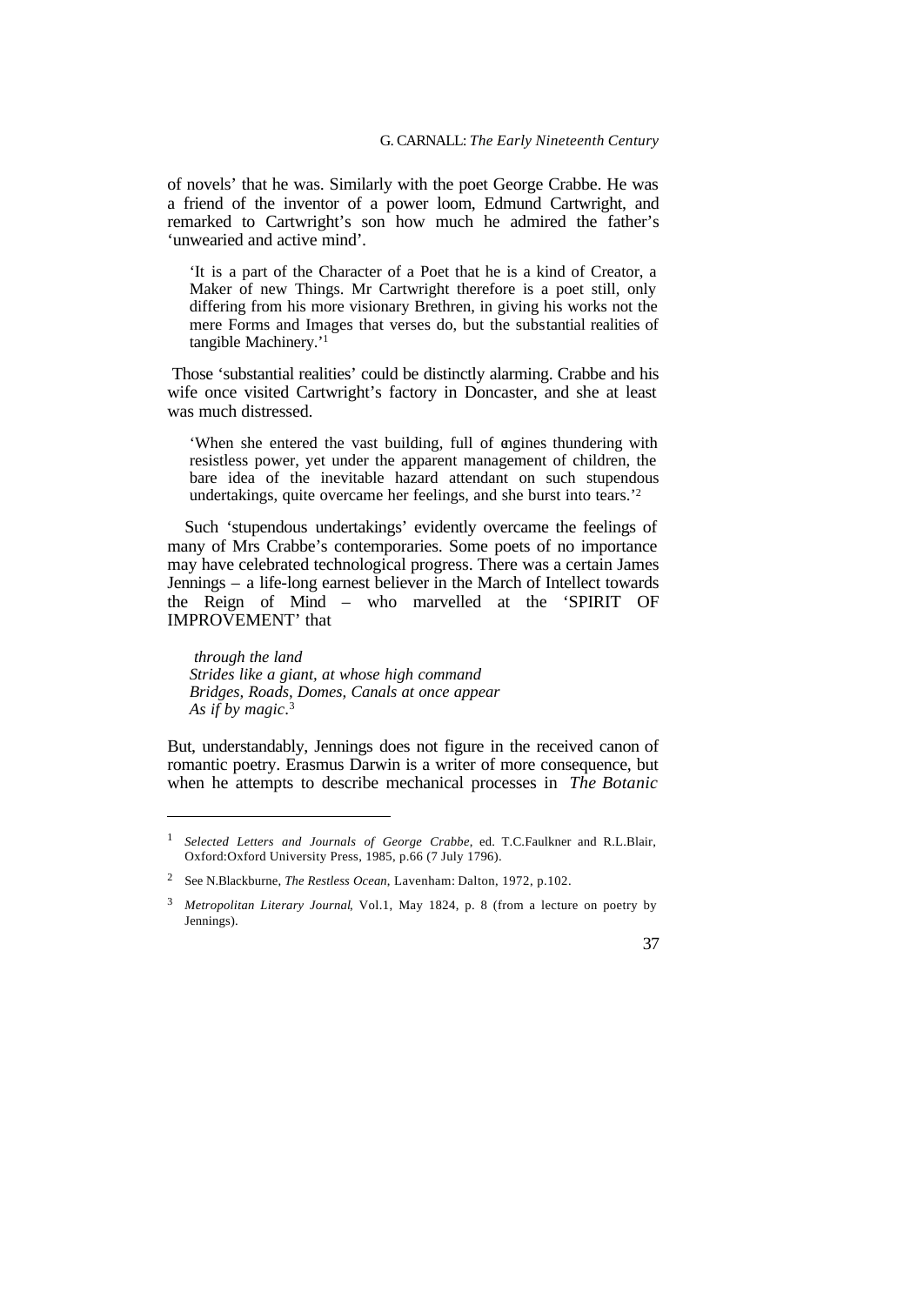of novels' that he was. Similarly with the poet George Crabbe. He was a friend of the inventor of a power loom, Edmund Cartwright, and remarked to Cartwright's son how much he admired the father's 'unwearied and active mind'.

> 'It is a part of the Character of a Poet that he is a kind of Creator, a Maker of new Things. Mr Cartwright therefore is a poet still, only differing from his more visionary Brethren, in giving his works not the mere Forms and Images that verses do, but the substantial realities of tangible Machinery.'[1]

Those 'substantial realities' could be distinctly alarming. Crabbe and his wife once visited Cartwright's factory in Doncaster, and she at least was much distressed.

> 'When she entered the vast building, full of engines thundering with resistless power, yet under the apparent management of children, the bare idea of the inevitable hazard attendant on such stupendous undertakings, quite overcame her feelings, and she burst into tears.'[2]

Such 'stupendous undertakings' evidently overcame the feelings of many of Mrs Crabbe's contemporaries. Some poets of no importance may have celebrated technological progress. There was a certain James Jennings – a life-long earnest believer in the March of Intellect towards the Reign of Mind – who marvelled at the 'SPIRIT OF IMPROVEMENT' that

> *through the land*
> *Strides like a giant, at whose high command*
> *Bridges, Roads, Domes, Canals at once appear*
> *As if by magic.*[3]

But, understandably, Jennings does not figure in the received canon of romantic poetry. Erasmus Darwin is a writer of more consequence, but when he attempts to describe mechanical processes in *The Botanic*

---

[1] *Selected Letters and Journals of George Crabbe*, ed. T.C.Faulkner and R.L.Blair, Oxford:Oxford University Press, 1985, p.66 (7 July 1796).

[2] See N.Blackburne, *The Restless Ocean*, Lavenham: Dalton, 1972, p.102.

[3] *Metropolitan Literary Journal*, Vol.1, May 1824, p. 8 (from a lecture on poetry by Jennings).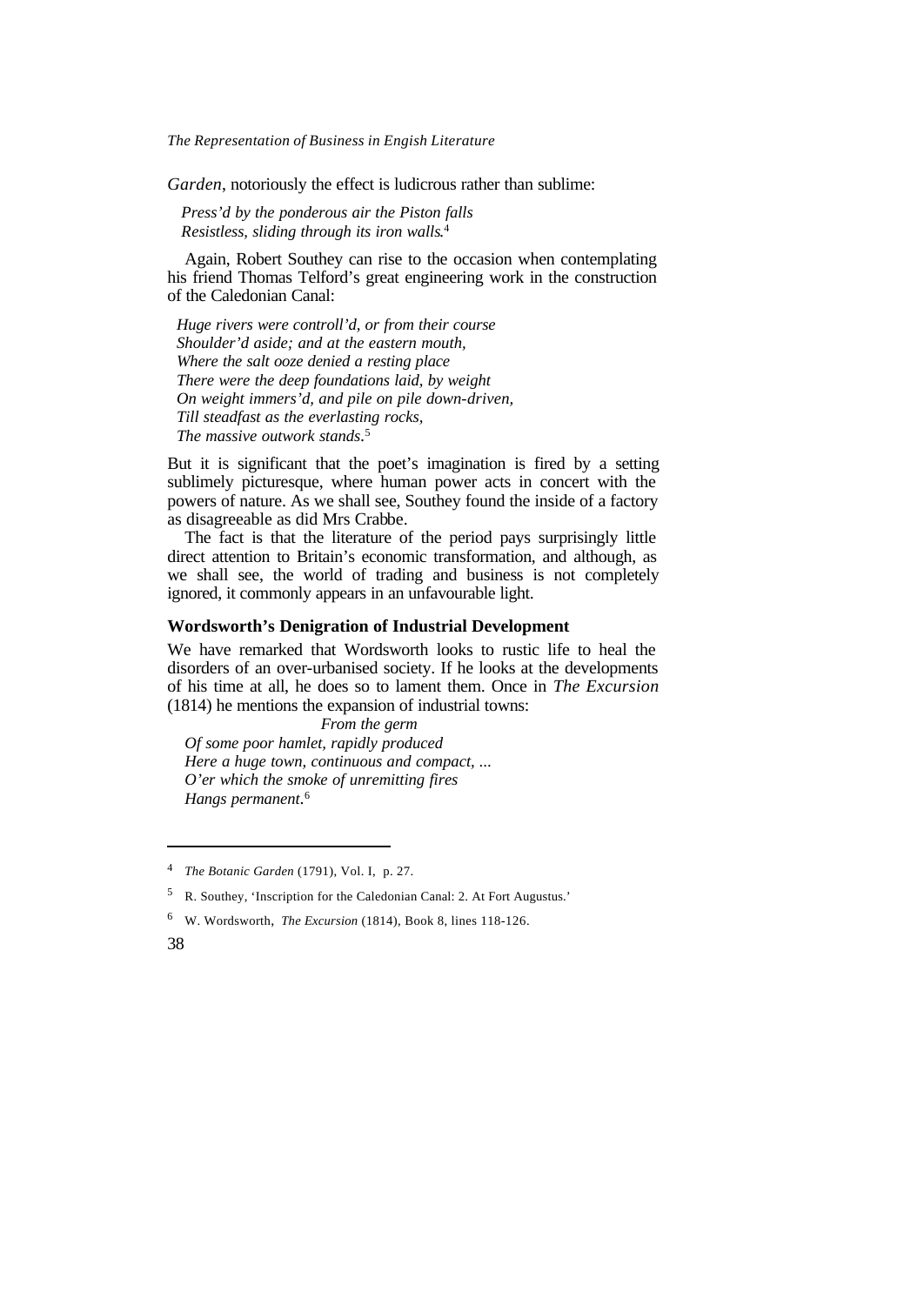*Garden*, notoriously the effect is ludicrous rather than sublime:

*Press'd by the ponderous air the Piston falls*
*Resistless, sliding through its iron walls*.[4]

Again, Robert Southey can rise to the occasion when contemplating his friend Thomas Telford's great engineering work in the construction of the Caledonian Canal:

*Huge rivers were controll'd, or from their course*
*Shoulder'd aside; and at the eastern mouth,*
*Where the salt ooze denied a resting place*
*There were the deep foundations laid, by weight*
*On weight immers'd, and pile on pile down-driven,*
*Till steadfast as the everlasting rocks,*
*The massive outwork stands*.[5]

But it is significant that the poet's imagination is fired by a setting sublimely picturesque, where human power acts in concert with the powers of nature. As we shall see, Southey found the inside of a factory as disagreeable as did Mrs Crabbe.

The fact is that the literature of the period pays surprisingly little direct attention to Britain's economic transformation, and although, as we shall see, the world of trading and business is not completely ignored, it commonly appears in an unfavourable light.

### Wordsworth's Denigration of Industrial Development

We have remarked that Wordsworth looks to rustic life to heal the disorders of an over-urbanised society. If he looks at the developments of his time at all, he does so to lament them. Once in *The Excursion* (1814) he mentions the expansion of industrial towns:

*From the germ*
*Of some poor hamlet, rapidly produced*
*Here a huge town, continuous and compact, ...*
*O'er which the smoke of unremitting fires*
*Hangs permanent*.[6]

---

[4] *The Botanic Garden* (1791), Vol. I, p. 27.

[5] R. Southey, 'Inscription for the Caledonian Canal: 2. At Fort Augustus.'

[6] W. Wordsworth, *The Excursion* (1814), Book 8, lines 118-126.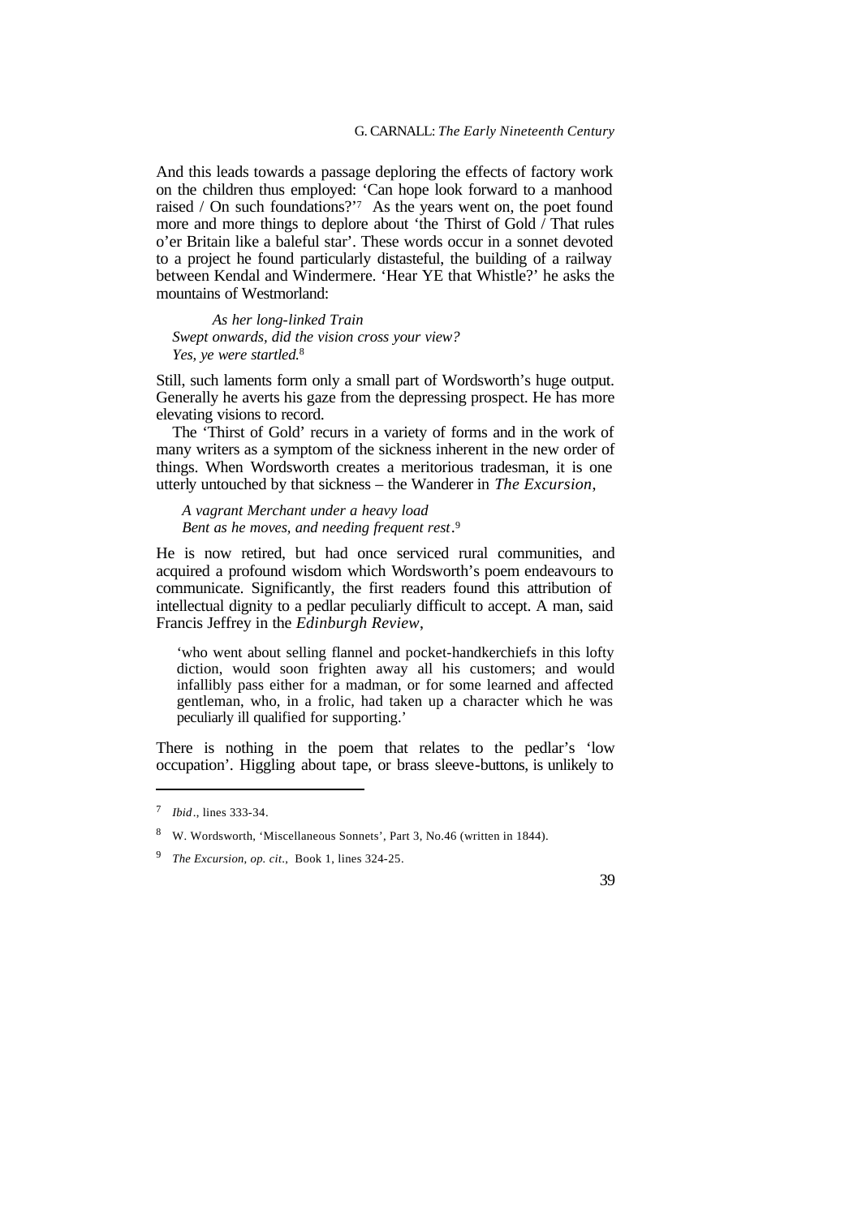And this leads towards a passage deploring the effects of factory work on the children thus employed: 'Can hope look forward to a manhood raised / On such foundations?'[7] As the years went on, the poet found more and more things to deplore about 'the Thirst of Gold / That rules o'er Britain like a baleful star'. These words occur in a sonnet devoted to a project he found particularly distasteful, the building of a railway between Kendal and Windermere. 'Hear YE that Whistle?' he asks the mountains of Westmorland:

> *As her long-linked Train*
> *Swept onwards, did the vision cross your view?*
> *Yes, ye were startled.*[8]

Still, such laments form only a small part of Wordsworth's huge output. Generally he averts his gaze from the depressing prospect. He has more elevating visions to record.

The 'Thirst of Gold' recurs in a variety of forms and in the work of many writers as a symptom of the sickness inherent in the new order of things. When Wordsworth creates a meritorious tradesman, it is one utterly untouched by that sickness – the Wanderer in *The Excursion*,

> *A vagrant Merchant under a heavy load*
> *Bent as he moves, and needing frequent rest*.[9]

He is now retired, but had once serviced rural communities, and acquired a profound wisdom which Wordsworth's poem endeavours to communicate. Significantly, the first readers found this attribution of intellectual dignity to a pedlar peculiarly difficult to accept. A man, said Francis Jeffrey in the *Edinburgh Review*,

> 'who went about selling flannel and pocket-handkerchiefs in this lofty diction, would soon frighten away all his customers; and would infallibly pass either for a madman, or for some learned and affected gentleman, who, in a frolic, had taken up a character which he was peculiarly ill qualified for supporting.'

There is nothing in the poem that relates to the pedlar's 'low occupation'. Higgling about tape, or brass sleeve-buttons, is unlikely to

---

[7] *Ibid*., lines 333-34.

[8] W. Wordsworth, 'Miscellaneous Sonnets', Part 3, No.46 (written in 1844).

[9] *The Excursion*, *op. cit*., Book 1, lines 324-25.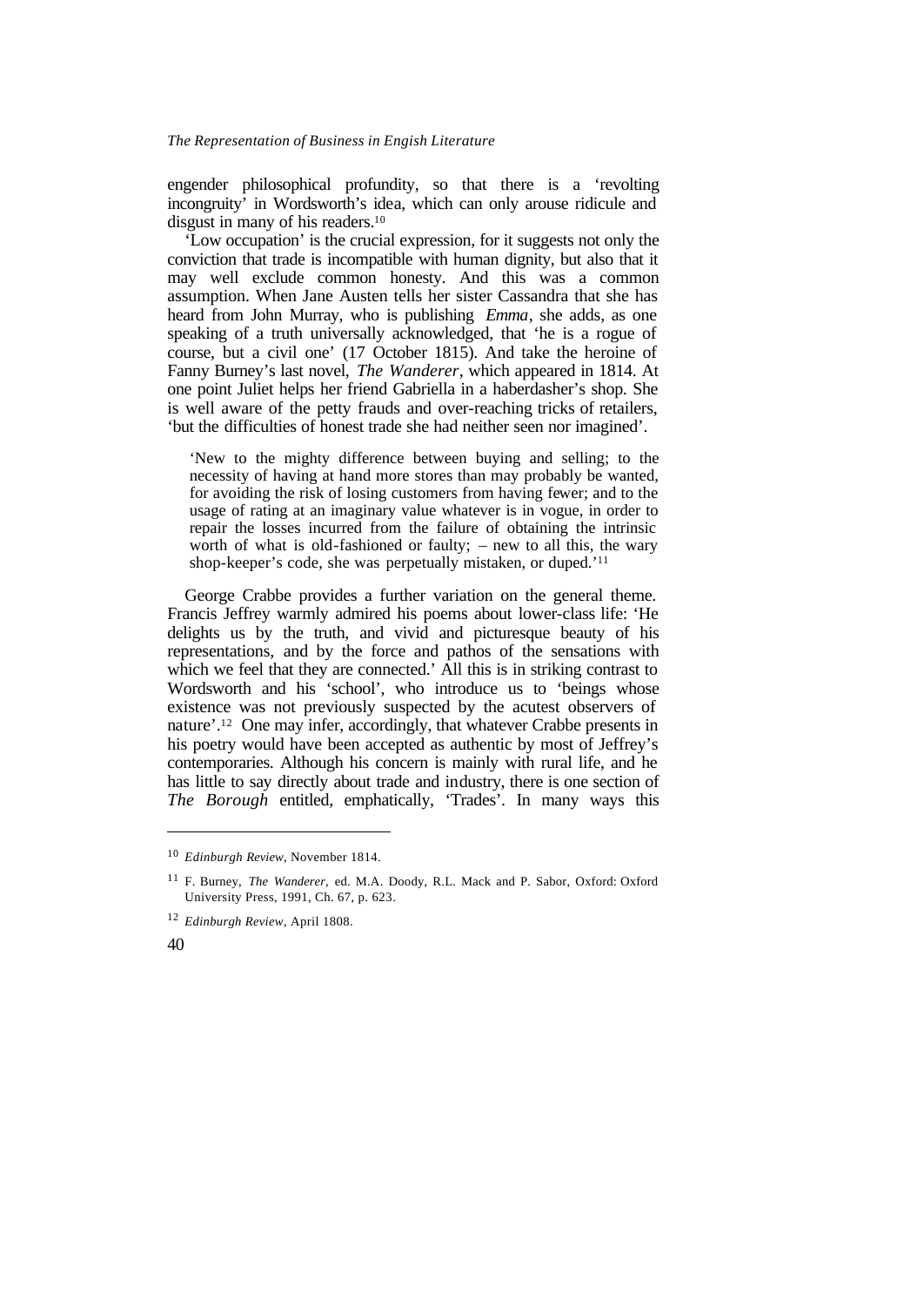engender philosophical profundity, so that there is a 'revolting incongruity' in Wordsworth's idea, which can only arouse ridicule and disgust in many of his readers.[10]

'Low occupation' is the crucial expression, for it suggests not only the conviction that trade is incompatible with human dignity, but also that it may well exclude common honesty. And this was a common assumption. When Jane Austen tells her sister Cassandra that she has heard from John Murray, who is publishing *Emma*, she adds, as one speaking of a truth universally acknowledged, that 'he is a rogue of course, but a civil one' (17 October 1815). And take the heroine of Fanny Burney's last novel, *The Wanderer*, which appeared in 1814. At one point Juliet helps her friend Gabriella in a haberdasher's shop. She is well aware of the petty frauds and over-reaching tricks of retailers, 'but the difficulties of honest trade she had neither seen nor imagined'.

> 'New to the mighty difference between buying and selling; to the necessity of having at hand more stores than may probably be wanted, for avoiding the risk of losing customers from having fewer; and to the usage of rating at an imaginary value whatever is in vogue, in order to repair the losses incurred from the failure of obtaining the intrinsic worth of what is old-fashioned or faulty; – new to all this, the wary shop-keeper's code, she was perpetually mistaken, or duped.'[11]

George Crabbe provides a further variation on the general theme. Francis Jeffrey warmly admired his poems about lower-class life: 'He delights us by the truth, and vivid and picturesque beauty of his representations, and by the force and pathos of the sensations with which we feel that they are connected.' All this is in striking contrast to Wordsworth and his 'school', who introduce us to 'beings whose existence was not previously suspected by the acutest observers of nature'.[12] One may infer, accordingly, that whatever Crabbe presents in his poetry would have been accepted as authentic by most of Jeffrey's contemporaries. Although his concern is mainly with rural life, and he has little to say directly about trade and industry, there is one section of *The Borough* entitled, emphatically, 'Trades'. In many ways this

---

[10] *Edinburgh Review*, November 1814.

[11] F. Burney, *The Wanderer*, ed. M.A. Doody, R.L. Mack and P. Sabor, Oxford: Oxford University Press, 1991, Ch. 67, p. 623.

[12] *Edinburgh Review*, April 1808.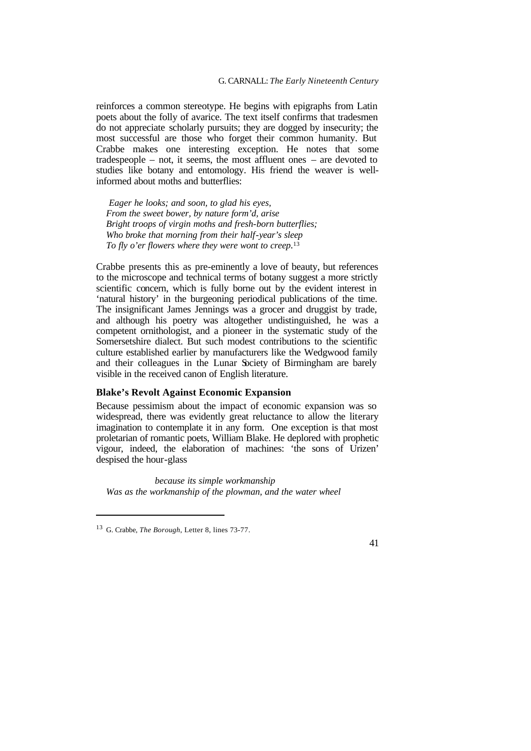reinforces a common stereotype. He begins with epigraphs from Latin poets about the folly of avarice. The text itself confirms that tradesmen do not appreciate scholarly pursuits; they are dogged by insecurity; the most successful are those who forget their common humanity. But Crabbe makes one interesting exception. He notes that some tradespeople – not, it seems, the most affluent ones – are devoted to studies like botany and entomology. His friend the weaver is well-informed about moths and butterflies:

> *Eager he looks; and soon, to glad his eyes,*
> *From the sweet bower, by nature form'd, arise*
> *Bright troops of virgin moths and fresh-born butterflies;*
> *Who broke that morning from their half-year's sleep*
> *To fly o'er flowers where they were wont to creep.*[13]

Crabbe presents this as pre-eminently a love of beauty, but references to the microscope and technical terms of botany suggest a more strictly scientific concern, which is fully borne out by the evident interest in 'natural history' in the burgeoning periodical publications of the time. The insignificant James Jennings was a grocer and druggist by trade, and although his poetry was altogether undistinguished, he was a competent ornithologist, and a pioneer in the systematic study of the Somersetshire dialect. But such modest contributions to the scientific culture established earlier by manufacturers like the Wedgwood family and their colleagues in the Lunar Society of Birmingham are barely visible in the received canon of English literature.

### Blake's Revolt Against Economic Expansion

Because pessimism about the impact of economic expansion was so widespread, there was evidently great reluctance to allow the literary imagination to contemplate it in any form. One exception is that most proletarian of romantic poets, William Blake. He deplored with prophetic vigour, indeed, the elaboration of machines: 'the sons of Urizen' despised the hour-glass

> *because its simple workmanship*
> *Was as the workmanship of the plowman, and the water wheel*

---

[13] G. Crabbe, *The Borough*, Letter 8, lines 73-77.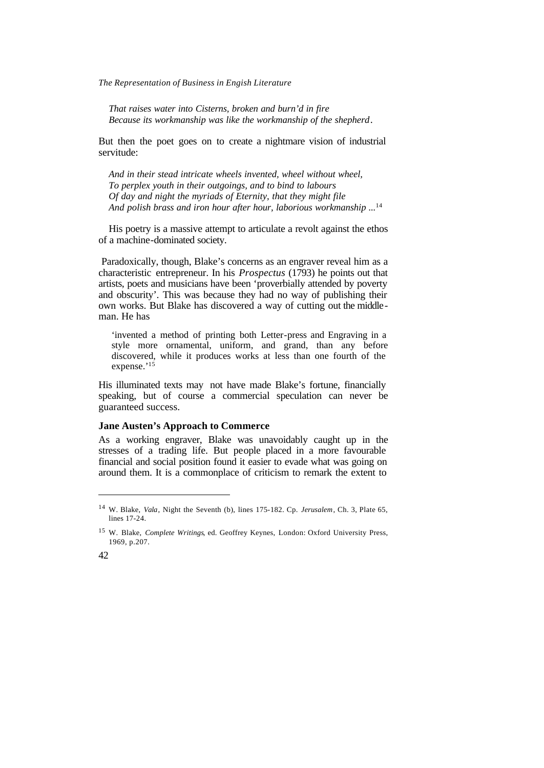*That raises water into Cisterns, broken and burn'd in fire*
*Because its workmanship was like the workmanship of the shepherd*.

But then the poet goes on to create a nightmare vision of industrial servitude:

*And in their stead intricate wheels invented, wheel without wheel,*
*To perplex youth in their outgoings, and to bind to labours*
*Of day and night the myriads of Eternity, that they might file*
*And polish brass and iron hour after hour, laborious workmanship ...*[14]

His poetry is a massive attempt to articulate a revolt against the ethos of a machine-dominated society.

Paradoxically, though, Blake's concerns as an engraver reveal him as a characteristic entrepreneur. In his *Prospectus* (1793) he points out that artists, poets and musicians have been 'proverbially attended by poverty and obscurity'. This was because they had no way of publishing their own works. But Blake has discovered a way of cutting out the middle-man. He has

> 'invented a method of printing both Letter-press and Engraving in a style more ornamental, uniform, and grand, than any before discovered, while it produces works at less than one fourth of the expense.'[15]

His illuminated texts may not have made Blake's fortune, financially speaking, but of course a commercial speculation can never be guaranteed success.

### Jane Austen's Approach to Commerce

As a working engraver, Blake was unavoidably caught up in the stresses of a trading life. But people placed in a more favourable financial and social position found it easier to evade what was going on around them. It is a commonplace of criticism to remark the extent to

---

[14] W. Blake, *Vala*, Night the Seventh (b), lines 175-182. Cp. *Jerusalem*, Ch. 3, Plate 65, lines 17-24.

[15] W. Blake, *Complete Writings*, ed. Geoffrey Keynes, London: Oxford University Press, 1969, p.207.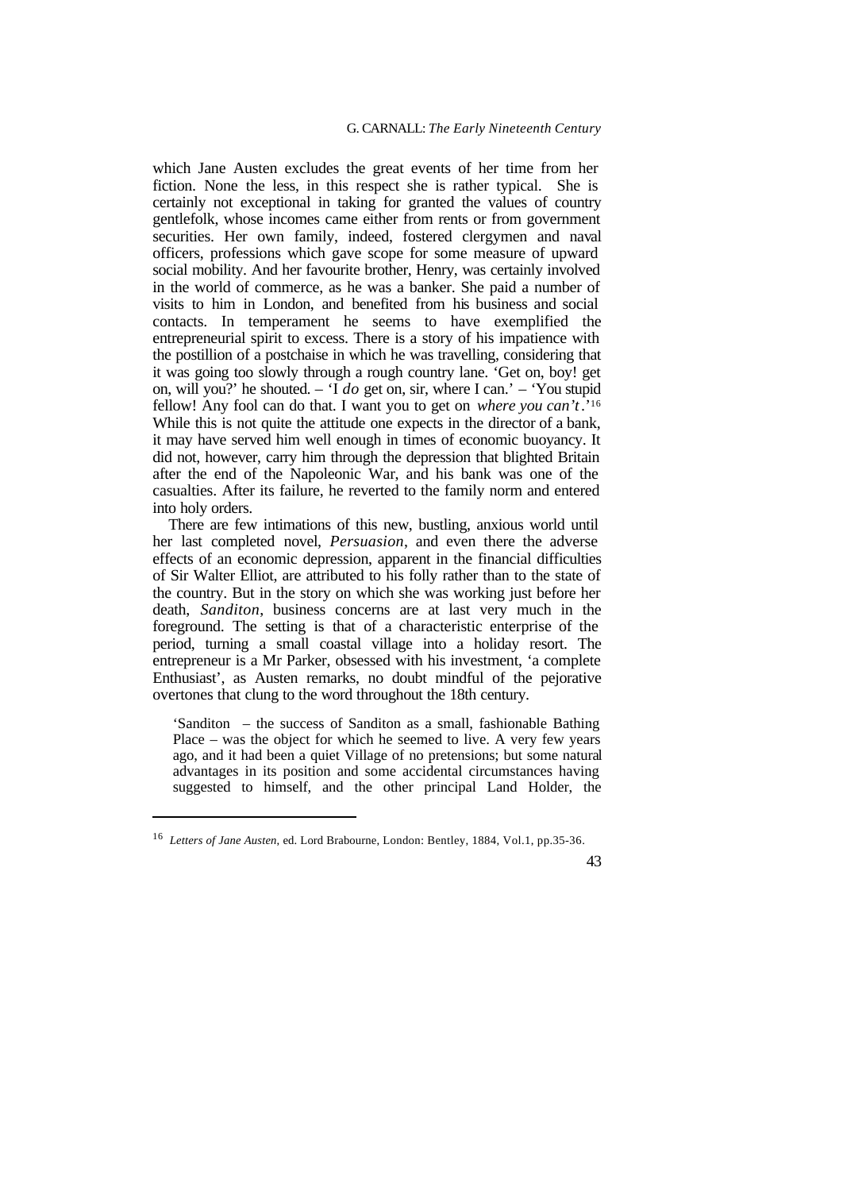which Jane Austen excludes the great events of her time from her fiction. None the less, in this respect she is rather typical. She is certainly not exceptional in taking for granted the values of country gentlefolk, whose incomes came either from rents or from government securities. Her own family, indeed, fostered clergymen and naval officers, professions which gave scope for some measure of upward social mobility. And her favourite brother, Henry, was certainly involved in the world of commerce, as he was a banker. She paid a number of visits to him in London, and benefited from his business and social contacts. In temperament he seems to have exemplified the entrepreneurial spirit to excess. There is a story of his impatience with the postillion of a postchaise in which he was travelling, considering that it was going too slowly through a rough country lane. 'Get on, boy! get on, will you?' he shouted. – 'I *do* get on, sir, where I can.' – 'You stupid fellow! Any fool can do that. I want you to get on *where you can't*.'[16] While this is not quite the attitude one expects in the director of a bank, it may have served him well enough in times of economic buoyancy. It did not, however, carry him through the depression that blighted Britain after the end of the Napoleonic War, and his bank was one of the casualties. After its failure, he reverted to the family norm and entered into holy orders.

There are few intimations of this new, bustling, anxious world until her last completed novel, *Persuasion*, and even there the adverse effects of an economic depression, apparent in the financial difficulties of Sir Walter Elliot, are attributed to his folly rather than to the state of the country. But in the story on which she was working just before her death, *Sanditon*, business concerns are at last very much in the foreground. The setting is that of a characteristic enterprise of the period, turning a small coastal village into a holiday resort. The entrepreneur is a Mr Parker, obsessed with his investment, 'a complete Enthusiast', as Austen remarks, no doubt mindful of the pejorative overtones that clung to the word throughout the 18th century.

> 'Sanditon – the success of Sanditon as a small, fashionable Bathing Place – was the object for which he seemed to live. A very few years ago, and it had been a quiet Village of no pretensions; but some natural advantages in its position and some accidental circumstances having suggested to himself, and the other principal Land Holder, the

[16] *Letters of Jane Austen*, ed. Lord Brabourne, London: Bentley, 1884, Vol.1, pp.35-36.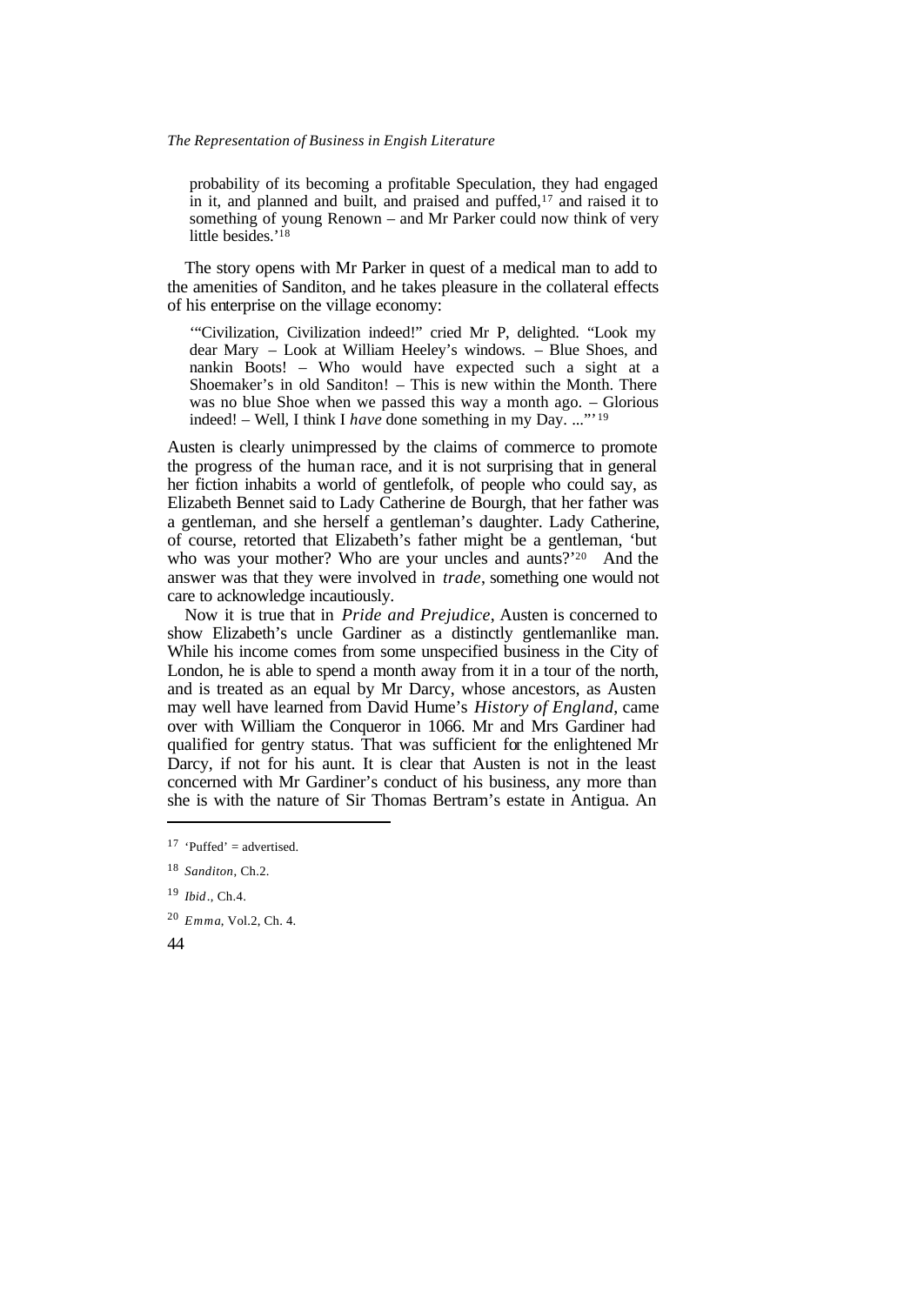probability of its becoming a profitable Speculation, they had engaged in it, and planned and built, and praised and puffed,[17] and raised it to something of young Renown – and Mr Parker could now think of very little besides.'[18]

The story opens with Mr Parker in quest of a medical man to add to the amenities of Sanditon, and he takes pleasure in the collateral effects of his enterprise on the village economy:

'"Civilization, Civilization indeed!" cried Mr P, delighted. "Look my dear Mary – Look at William Heeley's windows. – Blue Shoes, and nankin Boots! – Who would have expected such a sight at a Shoemaker's in old Sanditon! – This is new within the Month. There was no blue Shoe when we passed this way a month ago. – Glorious indeed! – Well, I think I *have* done something in my Day. ..."'[19]

Austen is clearly unimpressed by the claims of commerce to promote the progress of the human race, and it is not surprising that in general her fiction inhabits a world of gentlefolk, of people who could say, as Elizabeth Bennet said to Lady Catherine de Bourgh, that her father was a gentleman, and she herself a gentleman's daughter. Lady Catherine, of course, retorted that Elizabeth's father might be a gentleman, 'but who was your mother? Who are your uncles and aunts?'[20] And the answer was that they were involved in *trade*, something one would not care to acknowledge incautiously.

Now it is true that in *Pride and Prejudice*, Austen is concerned to show Elizabeth's uncle Gardiner as a distinctly gentlemanlike man. While his income comes from some unspecified business in the City of London, he is able to spend a month away from it in a tour of the north, and is treated as an equal by Mr Darcy, whose ancestors, as Austen may well have learned from David Hume's *History of England*, came over with William the Conqueror in 1066. Mr and Mrs Gardiner had qualified for gentry status. That was sufficient for the enlightened Mr Darcy, if not for his aunt. It is clear that Austen is not in the least concerned with Mr Gardiner's conduct of his business, any more than she is with the nature of Sir Thomas Bertram's estate in Antigua. An

---

[17] 'Puffed' = advertised.

[18] *Sanditon*, Ch.2.

[19] *Ibid*., Ch.4.

[20] *Emma*, Vol.2, Ch. 4.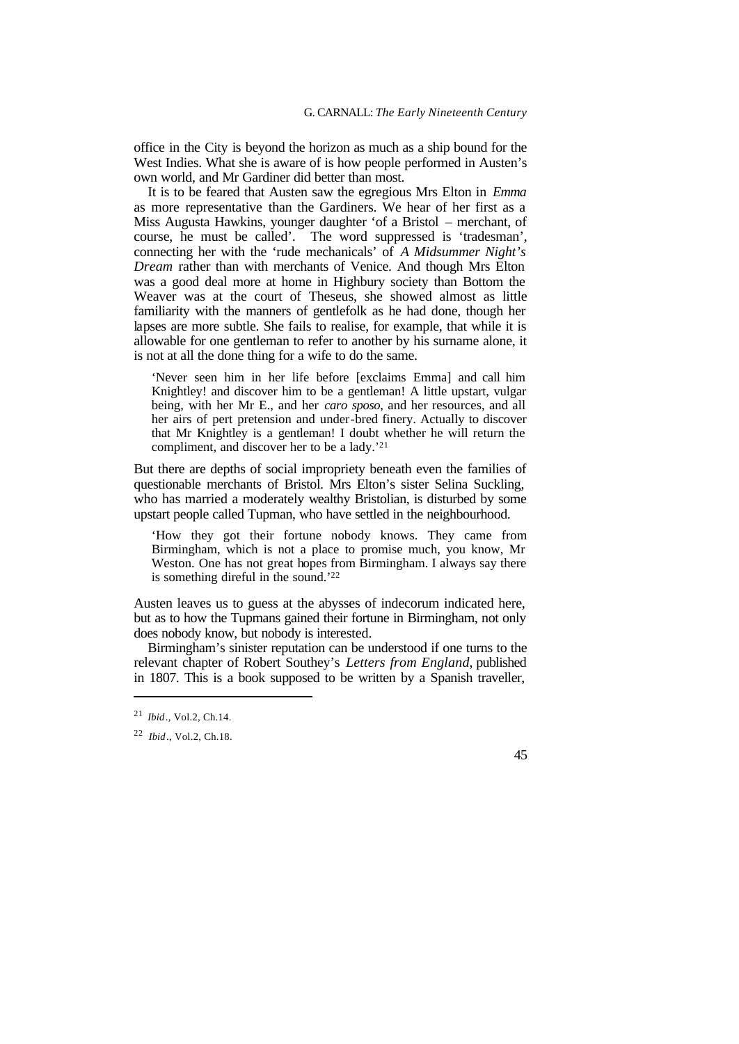office in the City is beyond the horizon as much as a ship bound for the West Indies. What she is aware of is how people performed in Austen's own world, and Mr Gardiner did better than most.

It is to be feared that Austen saw the egregious Mrs Elton in *Emma* as more representative than the Gardiners. We hear of her first as a Miss Augusta Hawkins, younger daughter 'of a Bristol – merchant, of course, he must be called'. The word suppressed is 'tradesman', connecting her with the 'rude mechanicals' of *A Midsummer Night's Dream* rather than with merchants of Venice. And though Mrs Elton was a good deal more at home in Highbury society than Bottom the Weaver was at the court of Theseus, she showed almost as little familiarity with the manners of gentlefolk as he had done, though her lapses are more subtle. She fails to realise, for example, that while it is allowable for one gentleman to refer to another by his surname alone, it is not at all the done thing for a wife to do the same.

> 'Never seen him in her life before [exclaims Emma] and call him Knightley! and discover him to be a gentleman! A little upstart, vulgar being, with her Mr E., and her *caro sposo*, and her resources, and all her airs of pert pretension and under-bred finery. Actually to discover that Mr Knightley is a gentleman! I doubt whether he will return the compliment, and discover her to be a lady.'[21]

But there are depths of social impropriety beneath even the families of questionable merchants of Bristol. Mrs Elton's sister Selina Suckling, who has married a moderately wealthy Bristolian, is disturbed by some upstart people called Tupman, who have settled in the neighbourhood.

> 'How they got their fortune nobody knows. They came from Birmingham, which is not a place to promise much, you know, Mr Weston. One has not great hopes from Birmingham. I always say there is something direful in the sound.'[22]

Austen leaves us to guess at the abysses of indecorum indicated here, but as to how the Tupmans gained their fortune in Birmingham, not only does nobody know, but nobody is interested.

Birmingham's sinister reputation can be understood if one turns to the relevant chapter of Robert Southey's *Letters from England*, published in 1807. This is a book supposed to be written by a Spanish traveller,

---

[21] *Ibid*., Vol.2, Ch.14.

[22] *Ibid*., Vol.2, Ch.18.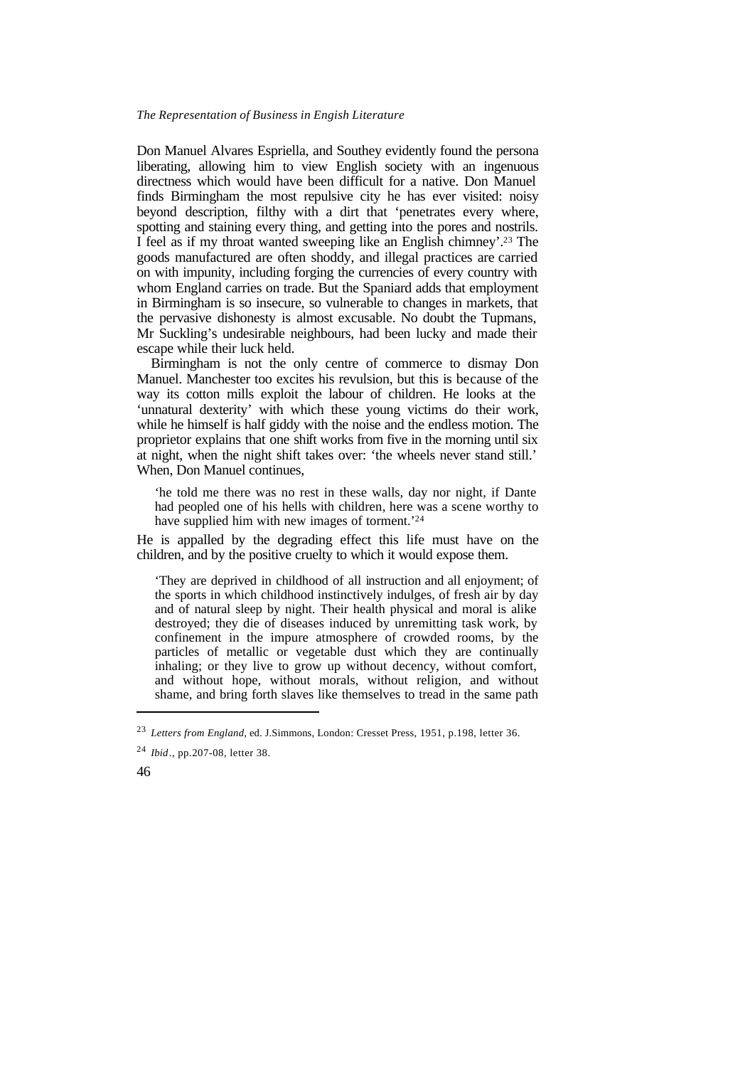Don Manuel Alvares Espriella, and Southey evidently found the persona liberating, allowing him to view English society with an ingenuous directness which would have been difficult for a native. Don Manuel finds Birmingham the most repulsive city he has ever visited: noisy beyond description, filthy with a dirt that 'penetrates every where, spotting and staining every thing, and getting into the pores and nostrils. I feel as if my throat wanted sweeping like an English chimney'.[23] The goods manufactured are often shoddy, and illegal practices are carried on with impunity, including forging the currencies of every country with whom England carries on trade. But the Spaniard adds that employment in Birmingham is so insecure, so vulnerable to changes in markets, that the pervasive dishonesty is almost excusable. No doubt the Tupmans, Mr Suckling's undesirable neighbours, had been lucky and made their escape while their luck held.

Birmingham is not the only centre of commerce to dismay Don Manuel. Manchester too excites his revulsion, but this is because of the way its cotton mills exploit the labour of children. He looks at the 'unnatural dexterity' with which these young victims do their work, while he himself is half giddy with the noise and the endless motion. The proprietor explains that one shift works from five in the morning until six at night, when the night shift takes over: 'the wheels never stand still.' When, Don Manuel continues,

> 'he told me there was no rest in these walls, day nor night, if Dante had peopled one of his hells with children, here was a scene worthy to have supplied him with new images of torment.'[24]

He is appalled by the degrading effect this life must have on the children, and by the positive cruelty to which it would expose them.

> 'They are deprived in childhood of all instruction and all enjoyment; of the sports in which childhood instinctively indulges, of fresh air by day and of natural sleep by night. Their health physical and moral is alike destroyed; they die of diseases induced by unremitting task work, by confinement in the impure atmosphere of crowded rooms, by the particles of metallic or vegetable dust which they are continually inhaling; or they live to grow up without decency, without comfort, and without hope, without morals, without religion, and without shame, and bring forth slaves like themselves to tread in the same path

---

[23] *Letters from England*, ed. J.Simmons, London: Cresset Press, 1951, p.198, letter 36.

[24] *Ibid*., pp.207-08, letter 38.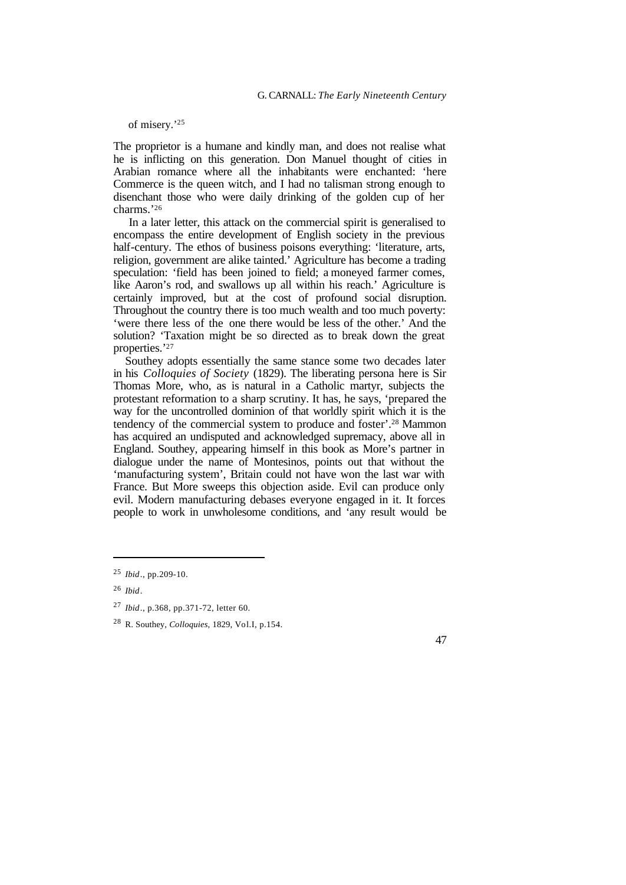of misery.'[25]

The proprietor is a humane and kindly man, and does not realise what he is inflicting on this generation. Don Manuel thought of cities in Arabian romance where all the inhabitants were enchanted: 'here Commerce is the queen witch, and I had no talisman strong enough to disenchant those who were daily drinking of the golden cup of her charms.'[26]

In a later letter, this attack on the commercial spirit is generalised to encompass the entire development of English society in the previous half-century. The ethos of business poisons everything: 'literature, arts, religion, government are alike tainted.' Agriculture has become a trading speculation: 'field has been joined to field; a moneyed farmer comes, like Aaron's rod, and swallows up all within his reach.' Agriculture is certainly improved, but at the cost of profound social disruption. Throughout the country there is too much wealth and too much poverty: 'were there less of the one there would be less of the other.' And the solution? 'Taxation might be so directed as to break down the great properties.'[27]

Southey adopts essentially the same stance some two decades later in his *Colloquies of Society* (1829). The liberating persona here is Sir Thomas More, who, as is natural in a Catholic martyr, subjects the protestant reformation to a sharp scrutiny. It has, he says, 'prepared the way for the uncontrolled dominion of that worldly spirit which it is the tendency of the commercial system to produce and foster'.[28] Mammon has acquired an undisputed and acknowledged supremacy, above all in England. Southey, appearing himself in this book as More's partner in dialogue under the name of Montesinos, points out that without the 'manufacturing system', Britain could not have won the last war with France. But More sweeps this objection aside. Evil can produce only evil. Modern manufacturing debases everyone engaged in it. It forces people to work in unwholesome conditions, and 'any result would be

---

[25] *Ibid*., pp.209-10.

[26] *Ibid*.

[27] *Ibid*., p.368, pp.371-72, letter 60.

[28] R. Southey, *Colloquies*, 1829, Vol.I, p.154.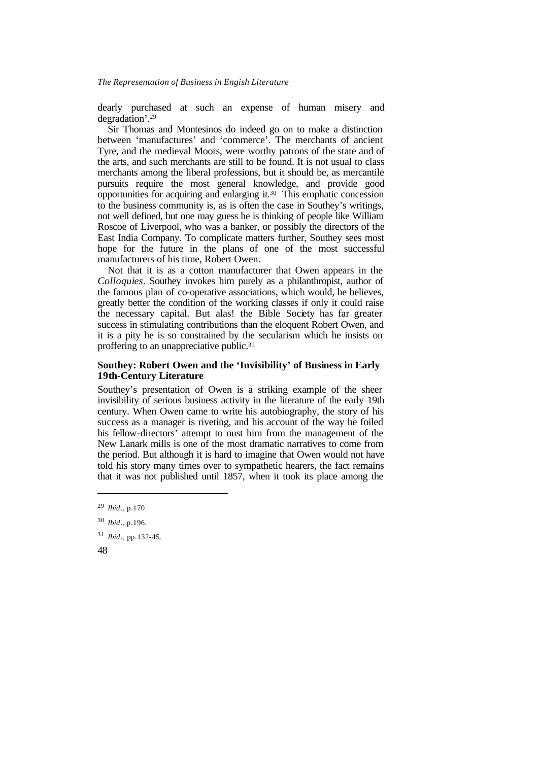dearly purchased at such an expense of human misery and degradation'.[29]

Sir Thomas and Montesinos do indeed go on to make a distinction between 'manufactures' and 'commerce'. The merchants of ancient Tyre, and the medieval Moors, were worthy patrons of the state and of the arts, and such merchants are still to be found. It is not usual to class merchants among the liberal professions, but it should be, as mercantile pursuits require the most general knowledge, and provide good opportunities for acquiring and enlarging it.[30] This emphatic concession to the business community is, as is often the case in Southey's writings, not well defined, but one may guess he is thinking of people like William Roscoe of Liverpool, who was a banker, or possibly the directors of the East India Company. To complicate matters further, Southey sees most hope for the future in the plans of one of the most successful manufacturers of his time, Robert Owen.

Not that it is as a cotton manufacturer that Owen appears in the *Colloquies*. Southey invokes him purely as a philanthropist, author of the famous plan of co-operative associations, which would, he believes, greatly better the condition of the working classes if only it could raise the necessary capital. But alas! the Bible Society has far greater success in stimulating contributions than the eloquent Robert Owen, and it is a pity he is so constrained by the secularism which he insists on proffering to an unappreciative public.[31]

### Southey: Robert Owen and the 'Invisibility' of Business in Early 19th-Century Literature

Southey's presentation of Owen is a striking example of the sheer invisibility of serious business activity in the literature of the early 19th century. When Owen came to write his autobiography, the story of his success as a manager is riveting, and his account of the way he foiled his fellow-directors' attempt to oust him from the management of the New Lanark mills is one of the most dramatic narratives to come from the period. But although it is hard to imagine that Owen would not have told his story many times over to sympathetic hearers, the fact remains that it was not published until 1857, when it took its place among the

---

[29] *Ibid*., p.170.

[30] *Ibid*., p.196.

[31] *Ibid*., pp.132-45.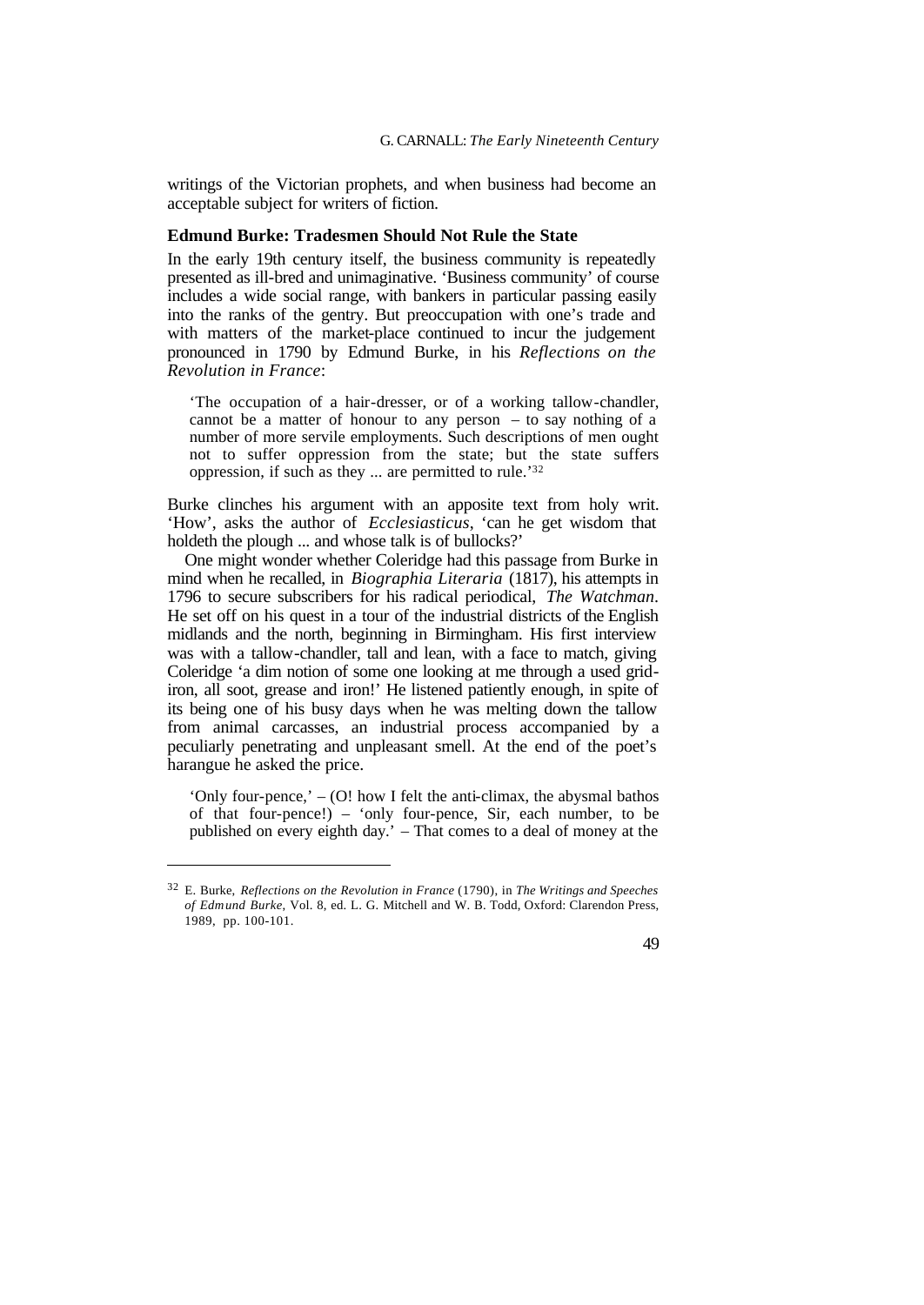writings of the Victorian prophets, and when business had become an acceptable subject for writers of fiction.

### Edmund Burke: Tradesmen Should Not Rule the State

In the early 19th century itself, the business community is repeatedly presented as ill-bred and unimaginative. 'Business community' of course includes a wide social range, with bankers in particular passing easily into the ranks of the gentry. But preoccupation with one's trade and with matters of the market-place continued to incur the judgement pronounced in 1790 by Edmund Burke, in his *Reflections on the Revolution in France*:

> 'The occupation of a hair-dresser, or of a working tallow-chandler, cannot be a matter of honour to any person – to say nothing of a number of more servile employments. Such descriptions of men ought not to suffer oppression from the state; but the state suffers oppression, if such as they ... are permitted to rule.'[32]

Burke clinches his argument with an apposite text from holy writ. 'How', asks the author of *Ecclesiasticus*, 'can he get wisdom that holdeth the plough ... and whose talk is of bullocks?'

One might wonder whether Coleridge had this passage from Burke in mind when he recalled, in *Biographia Literaria* (1817), his attempts in 1796 to secure subscribers for his radical periodical, *The Watchman*. He set off on his quest in a tour of the industrial districts of the English midlands and the north, beginning in Birmingham. His first interview was with a tallow-chandler, tall and lean, with a face to match, giving Coleridge 'a dim notion of some one looking at me through a used grid-iron, all soot, grease and iron!' He listened patiently enough, in spite of its being one of his busy days when he was melting down the tallow from animal carcasses, an industrial process accompanied by a peculiarly penetrating and unpleasant smell. At the end of the poet's harangue he asked the price.

> 'Only four-pence,' – (O! how I felt the anti-climax, the abysmal bathos of that four-pence!) – 'only four-pence, Sir, each number, to be published on every eighth day.' – That comes to a deal of money at the

---

[32] E. Burke, *Reflections on the Revolution in France* (1790), in *The Writings and Speeches of Edmund Burke*, Vol. 8, ed. L. G. Mitchell and W. B. Todd, Oxford: Clarendon Press, 1989, pp. 100-101.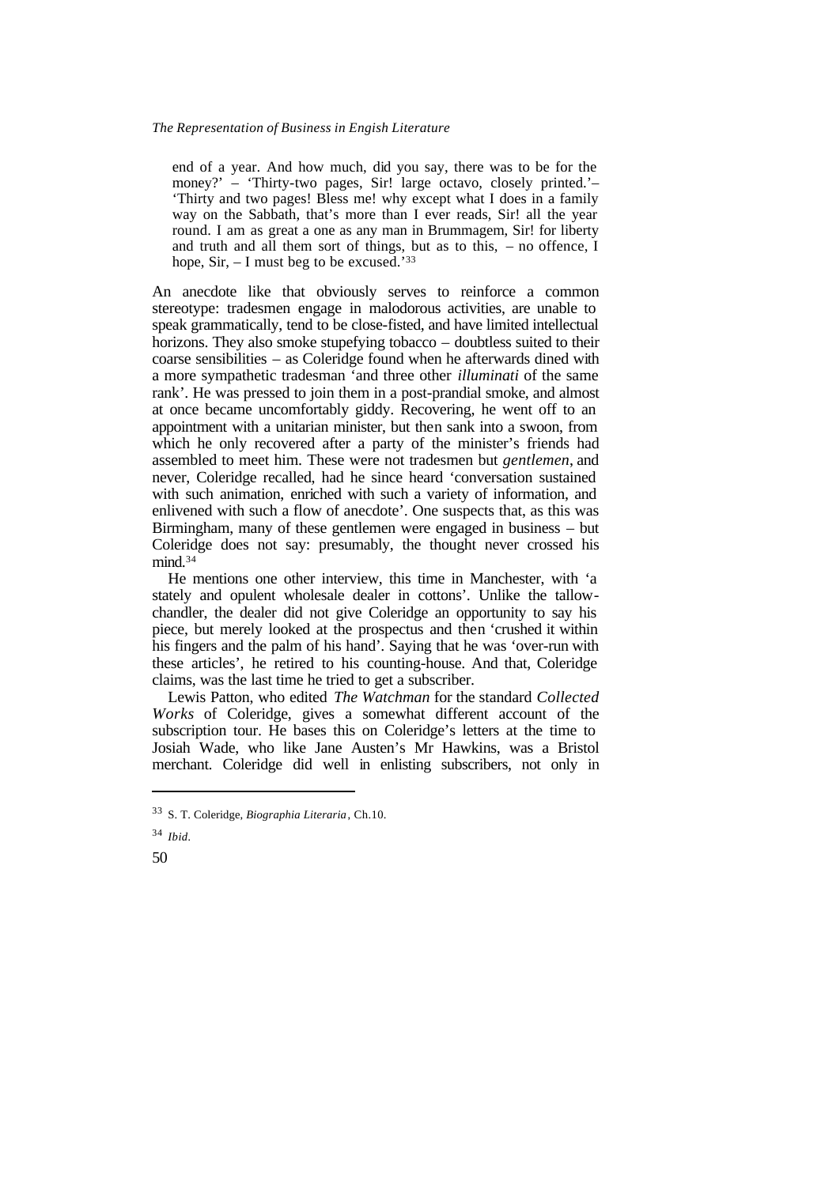> end of a year. And how much, did you say, there was to be for the money?' – 'Thirty-two pages, Sir! large octavo, closely printed.'– 'Thirty and two pages! Bless me! why except what I does in a family way on the Sabbath, that's more than I ever reads, Sir! all the year round. I am as great a one as any man in Brummagem, Sir! for liberty and truth and all them sort of things, but as to this, – no offence, I hope, Sir, – I must beg to be excused.'[33]

An anecdote like that obviously serves to reinforce a common stereotype: tradesmen engage in malodorous activities, are unable to speak grammatically, tend to be close-fisted, and have limited intellectual horizons. They also smoke stupefying tobacco – doubtless suited to their coarse sensibilities – as Coleridge found when he afterwards dined with a more sympathetic tradesman 'and three other *illuminati* of the same rank'. He was pressed to join them in a post-prandial smoke, and almost at once became uncomfortably giddy. Recovering, he went off to an appointment with a unitarian minister, but then sank into a swoon, from which he only recovered after a party of the minister's friends had assembled to meet him. These were not tradesmen but *gentlemen*, and never, Coleridge recalled, had he since heard 'conversation sustained with such animation, enriched with such a variety of information, and enlivened with such a flow of anecdote'. One suspects that, as this was Birmingham, many of these gentlemen were engaged in business – but Coleridge does not say: presumably, the thought never crossed his mind.[34]

He mentions one other interview, this time in Manchester, with 'a stately and opulent wholesale dealer in cottons'. Unlike the tallow-chandler, the dealer did not give Coleridge an opportunity to say his piece, but merely looked at the prospectus and then 'crushed it within his fingers and the palm of his hand'. Saying that he was 'over-run with these articles', he retired to his counting-house. And that, Coleridge claims, was the last time he tried to get a subscriber.

Lewis Patton, who edited *The Watchman* for the standard *Collected Works* of Coleridge, gives a somewhat different account of the subscription tour. He bases this on Coleridge's letters at the time to Josiah Wade, who like Jane Austen's Mr Hawkins, was a Bristol merchant. Coleridge did well in enlisting subscribers, not only in

---

[33] S. T. Coleridge, *Biographia Literaria*, Ch.10.

[34] *Ibid.*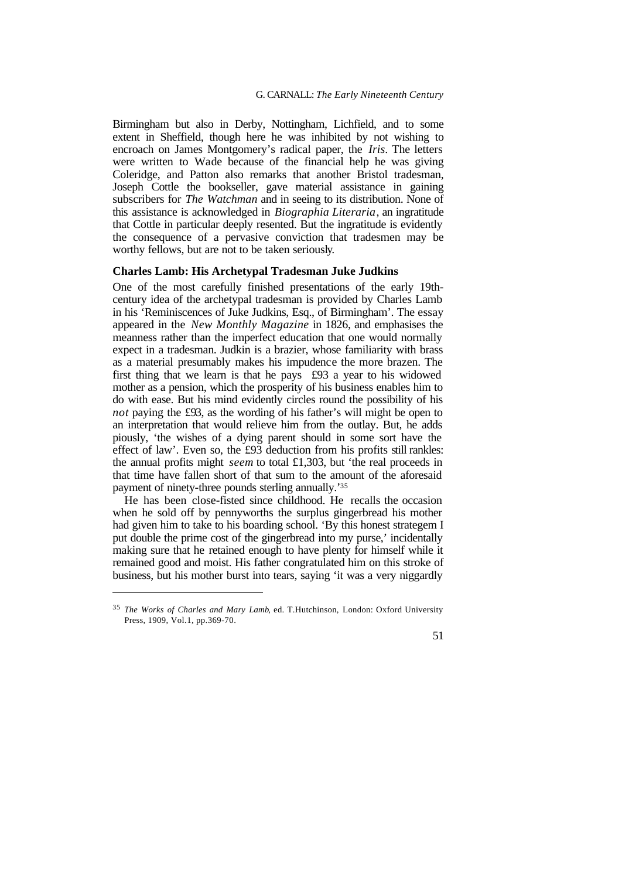Birmingham but also in Derby, Nottingham, Lichfield, and to some extent in Sheffield, though here he was inhibited by not wishing to encroach on James Montgomery's radical paper, the *Iris*. The letters were written to Wade because of the financial help he was giving Coleridge, and Patton also remarks that another Bristol tradesman, Joseph Cottle the bookseller, gave material assistance in gaining subscribers for *The Watchman* and in seeing to its distribution. None of this assistance is acknowledged in *Biographia Literaria*, an ingratitude that Cottle in particular deeply resented. But the ingratitude is evidently the consequence of a pervasive conviction that tradesmen may be worthy fellows, but are not to be taken seriously.

### Charles Lamb: His Archetypal Tradesman Juke Judkins

One of the most carefully finished presentations of the early 19th-century idea of the archetypal tradesman is provided by Charles Lamb in his 'Reminiscences of Juke Judkins, Esq., of Birmingham'. The essay appeared in the *New Monthly Magazine* in 1826, and emphasises the meanness rather than the imperfect education that one would normally expect in a tradesman. Judkin is a brazier, whose familiarity with brass as a material presumably makes his impudence the more brazen. The first thing that we learn is that he pays £93 a year to his widowed mother as a pension, which the prosperity of his business enables him to do with ease. But his mind evidently circles round the possibility of his *not* paying the £93, as the wording of his father's will might be open to an interpretation that would relieve him from the outlay. But, he adds piously, 'the wishes of a dying parent should in some sort have the effect of law'. Even so, the £93 deduction from his profits still rankles: the annual profits might *seem* to total £1,303, but 'the real proceeds in that time have fallen short of that sum to the amount of the aforesaid payment of ninety-three pounds sterling annually.'[35]

He has been close-fisted since childhood. He recalls the occasion when he sold off by pennyworths the surplus gingerbread his mother had given him to take to his boarding school. 'By this honest strategem I put double the prime cost of the gingerbread into my purse,' incidentally making sure that he retained enough to have plenty for himself while it remained good and moist. His father congratulated him on this stroke of business, but his mother burst into tears, saying 'it was a very niggardly

---

[35] *The Works of Charles and Mary Lamb*, ed. T.Hutchinson, London: Oxford University Press, 1909, Vol.1, pp.369-70.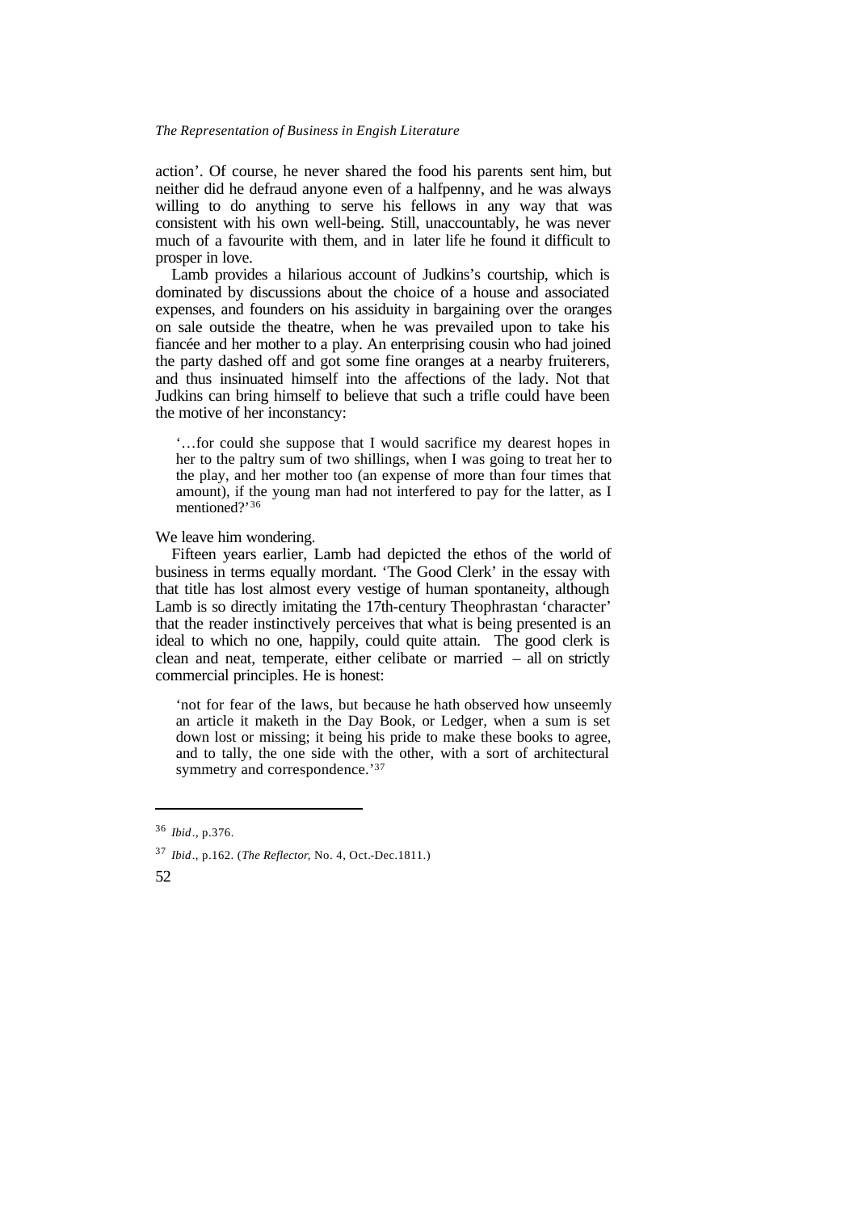action'. Of course, he never shared the food his parents sent him, but neither did he defraud anyone even of a halfpenny, and he was always willing to do anything to serve his fellows in any way that was consistent with his own well-being. Still, unaccountably, he was never much of a favourite with them, and in later life he found it difficult to prosper in love.

Lamb provides a hilarious account of Judkins's courtship, which is dominated by discussions about the choice of a house and associated expenses, and founders on his assiduity in bargaining over the oranges on sale outside the theatre, when he was prevailed upon to take his fiancée and her mother to a play. An enterprising cousin who had joined the party dashed off and got some fine oranges at a nearby fruiterers, and thus insinuated himself into the affections of the lady. Not that Judkins can bring himself to believe that such a trifle could have been the motive of her inconstancy:

> '…for could she suppose that I would sacrifice my dearest hopes in her to the paltry sum of two shillings, when I was going to treat her to the play, and her mother too (an expense of more than four times that amount), if the young man had not interfered to pay for the latter, as I mentioned?'[36]

We leave him wondering.

Fifteen years earlier, Lamb had depicted the ethos of the world of business in terms equally mordant. 'The Good Clerk' in the essay with that title has lost almost every vestige of human spontaneity, although Lamb is so directly imitating the 17th-century Theophrastan 'character' that the reader instinctively perceives that what is being presented is an ideal to which no one, happily, could quite attain. The good clerk is clean and neat, temperate, either celibate or married – all on strictly commercial principles. He is honest:

> 'not for fear of the laws, but because he hath observed how unseemly an article it maketh in the Day Book, or Ledger, when a sum is set down lost or missing; it being his pride to make these books to agree, and to tally, the one side with the other, with a sort of architectural symmetry and correspondence.'[37]

---

[36] *Ibid*., p.376.

[37] *Ibid*., p.162. (*The Reflector*, No. 4, Oct.-Dec.1811.)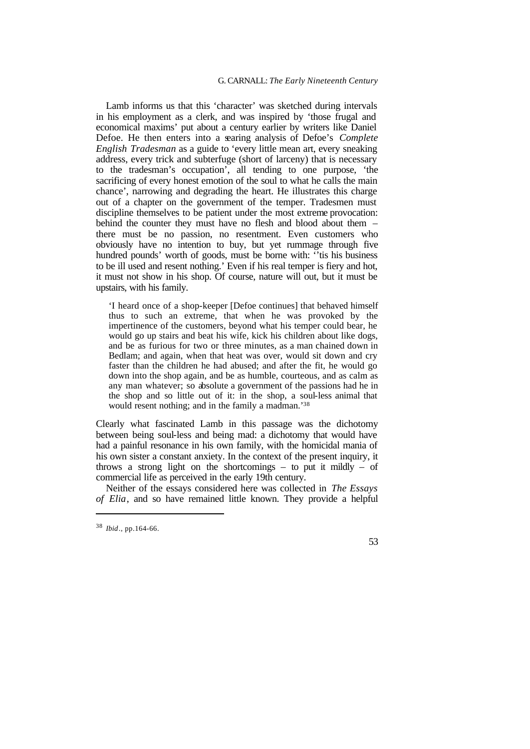Lamb informs us that this 'character' was sketched during intervals in his employment as a clerk, and was inspired by 'those frugal and economical maxims' put about a century earlier by writers like Daniel Defoe. He then enters into a searing analysis of Defoe's *Complete English Tradesman* as a guide to 'every little mean art, every sneaking address, every trick and subterfuge (short of larceny) that is necessary to the tradesman's occupation', all tending to one purpose, 'the sacrificing of every honest emotion of the soul to what he calls the main chance', narrowing and degrading the heart. He illustrates this charge out of a chapter on the government of the temper. Tradesmen must discipline themselves to be patient under the most extreme provocation: behind the counter they must have no flesh and blood about them – there must be no passion, no resentment. Even customers who obviously have no intention to buy, but yet rummage through five hundred pounds' worth of goods, must be borne with: ''tis his business to be ill used and resent nothing.' Even if his real temper is fiery and hot, it must not show in his shop. Of course, nature will out, but it must be upstairs, with his family.

> 'I heard once of a shop-keeper [Defoe continues] that behaved himself thus to such an extreme, that when he was provoked by the impertinence of the customers, beyond what his temper could bear, he would go up stairs and beat his wife, kick his children about like dogs, and be as furious for two or three minutes, as a man chained down in Bedlam; and again, when that heat was over, would sit down and cry faster than the children he had abused; and after the fit, he would go down into the shop again, and be as humble, courteous, and as calm as any man whatever; so absolute a government of the passions had he in the shop and so little out of it: in the shop, a soul-less animal that would resent nothing; and in the family a madman.'[38]

Clearly what fascinated Lamb in this passage was the dichotomy between being soul-less and being mad: a dichotomy that would have had a painful resonance in his own family, with the homicidal mania of his own sister a constant anxiety. In the context of the present inquiry, it throws a strong light on the shortcomings – to put it mildly – of commercial life as perceived in the early 19th century.

Neither of the essays considered here was collected in *The Essays of Elia*, and so have remained little known. They provide a helpful

---

[38] *Ibid*., pp.164-66.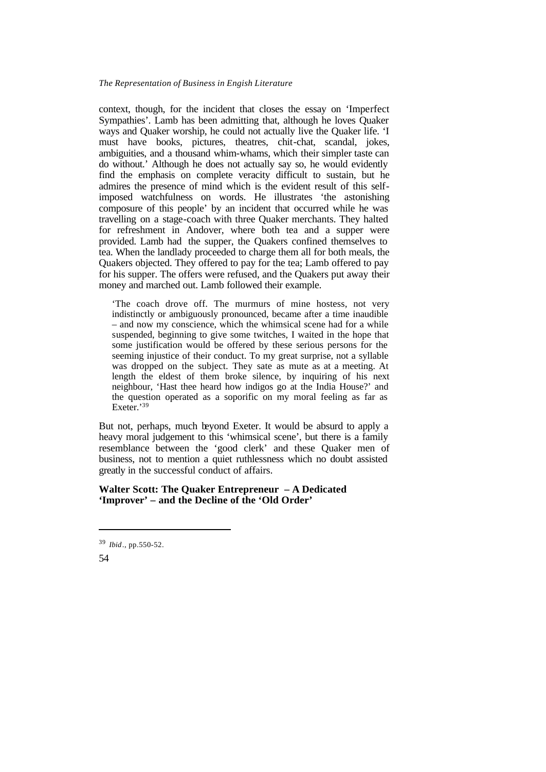context, though, for the incident that closes the essay on 'Imperfect Sympathies'. Lamb has been admitting that, although he loves Quaker ways and Quaker worship, he could not actually live the Quaker life. 'I must have books, pictures, theatres, chit-chat, scandal, jokes, ambiguities, and a thousand whim-whams, which their simpler taste can do without.' Although he does not actually say so, he would evidently find the emphasis on complete veracity difficult to sustain, but he admires the presence of mind which is the evident result of this self-imposed watchfulness on words. He illustrates 'the astonishing composure of this people' by an incident that occurred while he was travelling on a stage-coach with three Quaker merchants. They halted for refreshment in Andover, where both tea and a supper were provided. Lamb had the supper, the Quakers confined themselves to tea. When the landlady proceeded to charge them all for both meals, the Quakers objected. They offered to pay for the tea; Lamb offered to pay for his supper. The offers were refused, and the Quakers put away their money and marched out. Lamb followed their example.

> 'The coach drove off. The murmurs of mine hostess, not very indistinctly or ambiguously pronounced, became after a time inaudible – and now my conscience, which the whimsical scene had for a while suspended, beginning to give some twitches, I waited in the hope that some justification would be offered by these serious persons for the seeming injustice of their conduct. To my great surprise, not a syllable was dropped on the subject. They sate as mute as at a meeting. At length the eldest of them broke silence, by inquiring of his next neighbour, 'Hast thee heard how indigos go at the India House?' and the question operated as a soporific on my moral feeling as far as Exeter.'[39]

But not, perhaps, much beyond Exeter. It would be absurd to apply a heavy moral judgement to this 'whimsical scene', but there is a family resemblance between the 'good clerk' and these Quaker men of business, not to mention a quiet ruthlessness which no doubt assisted greatly in the successful conduct of affairs.

## Walter Scott: The Quaker Entrepreneur – A Dedicated 'Improver' – and the Decline of the 'Old Order'

---

[39] *Ibid*., pp.550-52.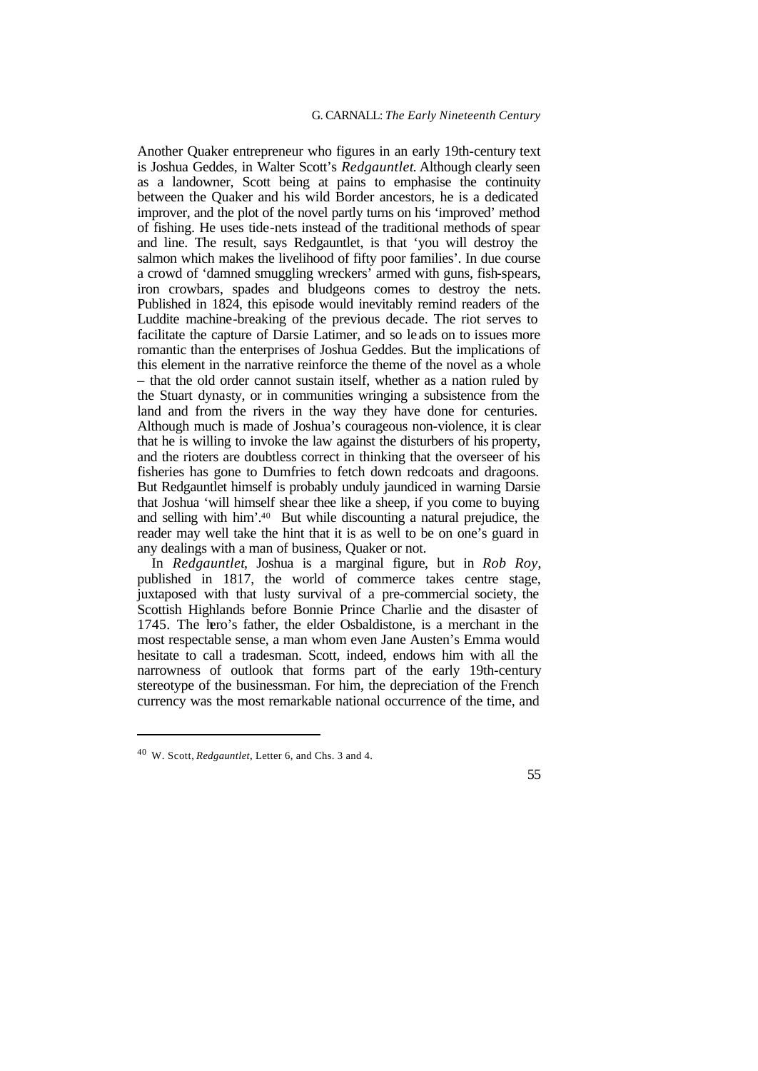Another Quaker entrepreneur who figures in an early 19th-century text is Joshua Geddes, in Walter Scott's *Redgauntlet*. Although clearly seen as a landowner, Scott being at pains to emphasise the continuity between the Quaker and his wild Border ancestors, he is a dedicated improver, and the plot of the novel partly turns on his 'improved' method of fishing. He uses tide-nets instead of the traditional methods of spear and line. The result, says Redgauntlet, is that 'you will destroy the salmon which makes the livelihood of fifty poor families'. In due course a crowd of 'damned smuggling wreckers' armed with guns, fish-spears, iron crowbars, spades and bludgeons comes to destroy the nets. Published in 1824, this episode would inevitably remind readers of the Luddite machine-breaking of the previous decade. The riot serves to facilitate the capture of Darsie Latimer, and so leads on to issues more romantic than the enterprises of Joshua Geddes. But the implications of this element in the narrative reinforce the theme of the novel as a whole – that the old order cannot sustain itself, whether as a nation ruled by the Stuart dynasty, or in communities wringing a subsistence from the land and from the rivers in the way they have done for centuries. Although much is made of Joshua's courageous non-violence, it is clear that he is willing to invoke the law against the disturbers of his property, and the rioters are doubtless correct in thinking that the overseer of his fisheries has gone to Dumfries to fetch down redcoats and dragoons. But Redgauntlet himself is probably unduly jaundiced in warning Darsie that Joshua 'will himself shear thee like a sheep, if you come to buying and selling with him'.[40] But while discounting a natural prejudice, the reader may well take the hint that it is as well to be on one's guard in any dealings with a man of business, Quaker or not.

In *Redgauntlet*, Joshua is a marginal figure, but in *Rob Roy*, published in 1817, the world of commerce takes centre stage, juxtaposed with that lusty survival of a pre-commercial society, the Scottish Highlands before Bonnie Prince Charlie and the disaster of 1745. The hero's father, the elder Osbaldistone, is a merchant in the most respectable sense, a man whom even Jane Austen's Emma would hesitate to call a tradesman. Scott, indeed, endows him with all the narrowness of outlook that forms part of the early 19th-century stereotype of the businessman. For him, the depreciation of the French currency was the most remarkable national occurrence of the time, and

---

[40] W. Scott, *Redgauntlet*, Letter 6, and Chs. 3 and 4.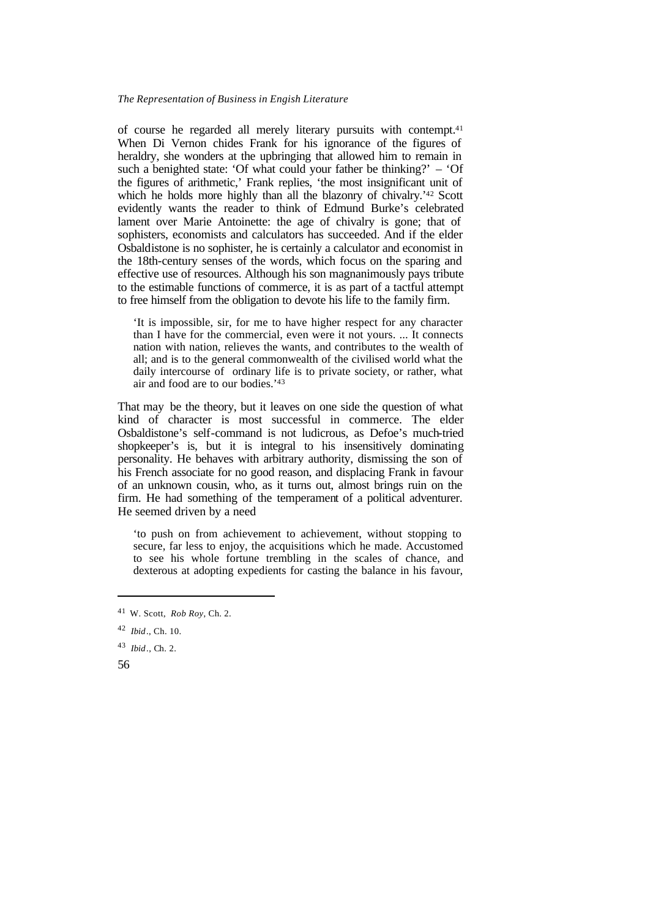of course he regarded all merely literary pursuits with contempt.[41] When Di Vernon chides Frank for his ignorance of the figures of heraldry, she wonders at the upbringing that allowed him to remain in such a benighted state: 'Of what could your father be thinking?' – 'Of the figures of arithmetic,' Frank replies, 'the most insignificant unit of which he holds more highly than all the blazonry of chivalry.'[42] Scott evidently wants the reader to think of Edmund Burke's celebrated lament over Marie Antoinette: the age of chivalry is gone; that of sophisters, economists and calculators has succeeded. And if the elder Osbaldistone is no sophister, he is certainly a calculator and economist in the 18th-century senses of the words, which focus on the sparing and effective use of resources. Although his son magnanimously pays tribute to the estimable functions of commerce, it is as part of a tactful attempt to free himself from the obligation to devote his life to the family firm.

> 'It is impossible, sir, for me to have higher respect for any character than I have for the commercial, even were it not yours. ... It connects nation with nation, relieves the wants, and contributes to the wealth of all; and is to the general commonwealth of the civilised world what the daily intercourse of ordinary life is to private society, or rather, what air and food are to our bodies.'[43]

That may be the theory, but it leaves on one side the question of what kind of character is most successful in commerce. The elder Osbaldistone's self-command is not ludicrous, as Defoe's much-tried shopkeeper's is, but it is integral to his insensitively dominating personality. He behaves with arbitrary authority, dismissing the son of his French associate for no good reason, and displacing Frank in favour of an unknown cousin, who, as it turns out, almost brings ruin on the firm. He had something of the temperament of a political adventurer. He seemed driven by a need

> 'to push on from achievement to achievement, without stopping to secure, far less to enjoy, the acquisitions which he made. Accustomed to see his whole fortune trembling in the scales of chance, and dexterous at adopting expedients for casting the balance in his favour,

---

[41] W. Scott, *Rob Roy*, Ch. 2.

[42] *Ibid*., Ch. 10.

[43] *Ibid*., Ch. 2.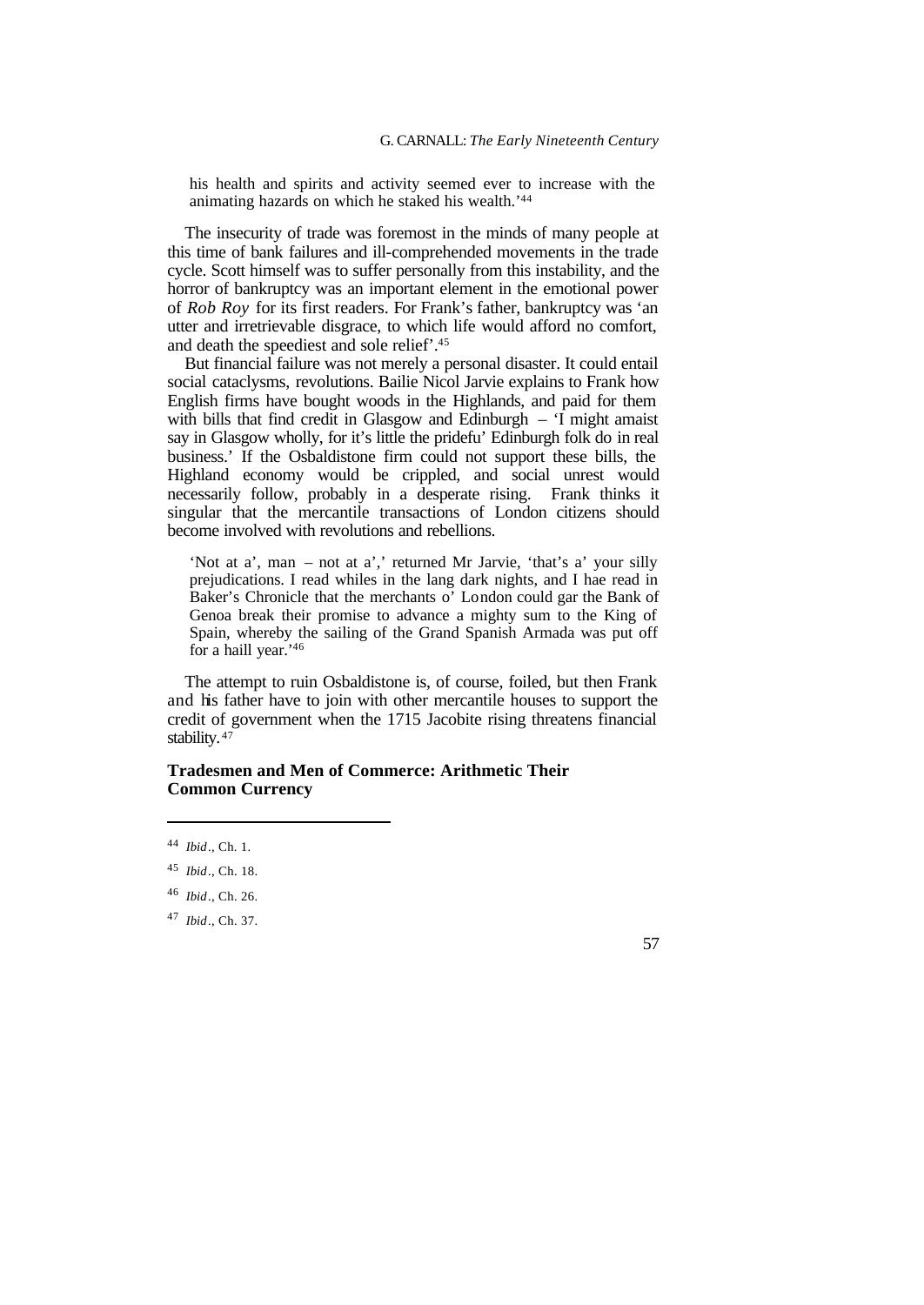his health and spirits and activity seemed ever to increase with the animating hazards on which he staked his wealth.'[44]

The insecurity of trade was foremost in the minds of many people at this time of bank failures and ill-comprehended movements in the trade cycle. Scott himself was to suffer personally from this instability, and the horror of bankruptcy was an important element in the emotional power of *Rob Roy* for its first readers. For Frank's father, bankruptcy was 'an utter and irretrievable disgrace, to which life would afford no comfort, and death the speediest and sole relief'.[45]

But financial failure was not merely a personal disaster. It could entail social cataclysms, revolutions. Bailie Nicol Jarvie explains to Frank how English firms have bought woods in the Highlands, and paid for them with bills that find credit in Glasgow and Edinburgh – 'I might amaist say in Glasgow wholly, for it's little the pridefu' Edinburgh folk do in real business.' If the Osbaldistone firm could not support these bills, the Highland economy would be crippled, and social unrest would necessarily follow, probably in a desperate rising. Frank thinks it singular that the mercantile transactions of London citizens should become involved with revolutions and rebellions.

> 'Not at a', man – not at a',' returned Mr Jarvie, 'that's a' your silly prejudications. I read whiles in the lang dark nights, and I hae read in Baker's Chronicle that the merchants o' London could gar the Bank of Genoa break their promise to advance a mighty sum to the King of Spain, whereby the sailing of the Grand Spanish Armada was put off for a haill year.'[46]

The attempt to ruin Osbaldistone is, of course, foiled, but then Frank and his father have to join with other mercantile houses to support the credit of government when the 1715 Jacobite rising threatens financial stability.[47]

## Tradesmen and Men of Commerce: Arithmetic Their Common Currency

---

[44] *Ibid*., Ch. 1.

[45] *Ibid*., Ch. 18.

[46] *Ibid*., Ch. 26.

[47] *Ibid*., Ch. 37.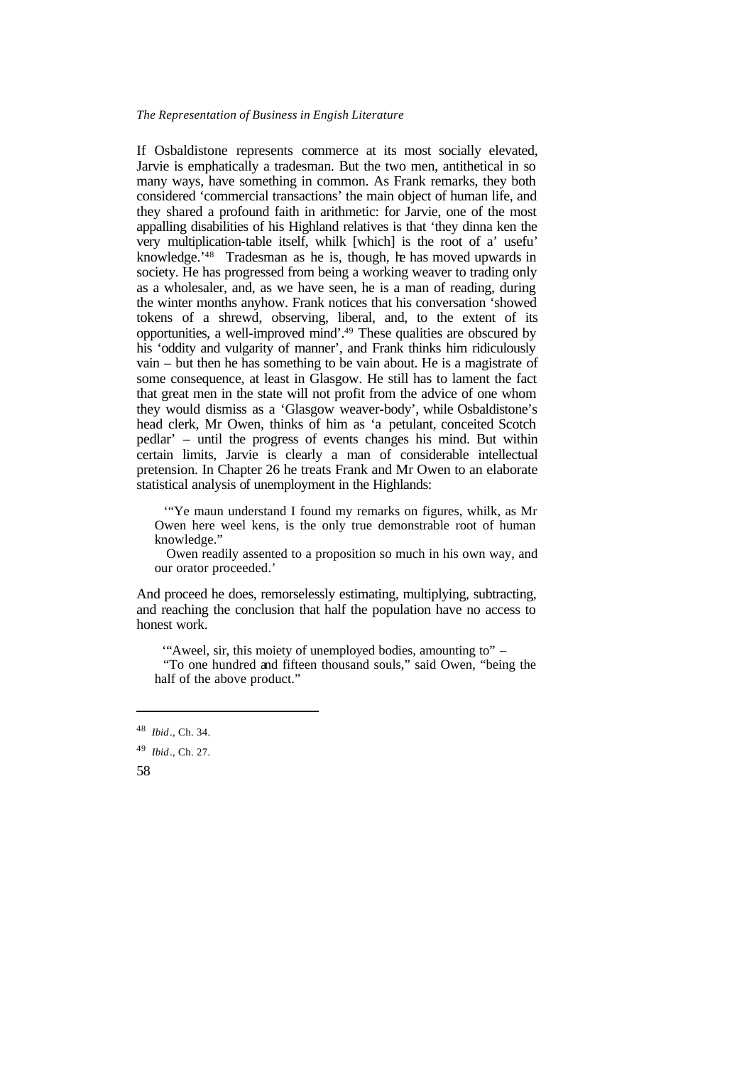If Osbaldistone represents commerce at its most socially elevated, Jarvie is emphatically a tradesman. But the two men, antithetical in so many ways, have something in common. As Frank remarks, they both considered 'commercial transactions' the main object of human life, and they shared a profound faith in arithmetic: for Jarvie, one of the most appalling disabilities of his Highland relatives is that 'they dinna ken the very multiplication-table itself, whilk [which] is the root of a' usefu' knowledge.'[48] Tradesman as he is, though, he has moved upwards in society. He has progressed from being a working weaver to trading only as a wholesaler, and, as we have seen, he is a man of reading, during the winter months anyhow. Frank notices that his conversation 'showed tokens of a shrewd, observing, liberal, and, to the extent of its opportunities, a well-improved mind'.[49] These qualities are obscured by his 'oddity and vulgarity of manner', and Frank thinks him ridiculously vain – but then he has something to be vain about. He is a magistrate of some consequence, at least in Glasgow. He still has to lament the fact that great men in the state will not profit from the advice of one whom they would dismiss as a 'Glasgow weaver-body', while Osbaldistone's head clerk, Mr Owen, thinks of him as 'a petulant, conceited Scotch pedlar' – until the progress of events changes his mind. But within certain limits, Jarvie is clearly a man of considerable intellectual pretension. In Chapter 26 he treats Frank and Mr Owen to an elaborate statistical analysis of unemployment in the Highlands:

> '"Ye maun understand I found my remarks on figures, whilk, as Mr Owen here weel kens, is the only true demonstrable root of human knowledge."
>
> Owen readily assented to a proposition so much in his own way, and our orator proceeded.'

And proceed he does, remorselessly estimating, multiplying, subtracting, and reaching the conclusion that half the population have no access to honest work.

> '"Aweel, sir, this moiety of unemployed bodies, amounting to" –
>
> "To one hundred and fifteen thousand souls," said Owen, "being the half of the above product."

---

[48] *Ibid*., Ch. 34.

[49] *Ibid*., Ch. 27.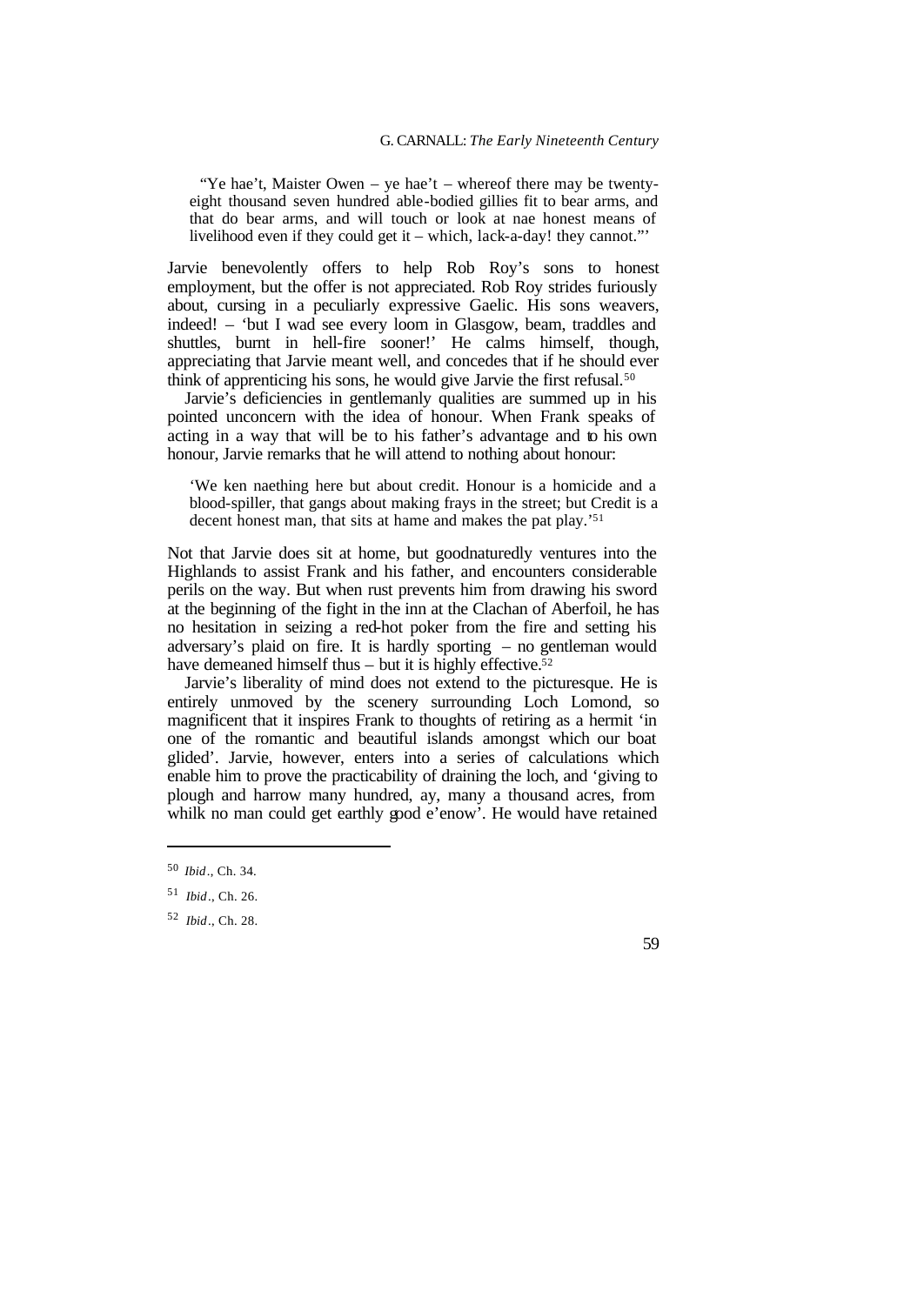"Ye hae't, Maister Owen – ye hae't – whereof there may be twenty-eight thousand seven hundred able-bodied gillies fit to bear arms, and that do bear arms, and will touch or look at nae honest means of livelihood even if they could get it – which, lack-a-day! they cannot."'

Jarvie benevolently offers to help Rob Roy's sons to honest employment, but the offer is not appreciated. Rob Roy strides furiously about, cursing in a peculiarly expressive Gaelic. His sons weavers, indeed! – 'but I wad see every loom in Glasgow, beam, traddles and shuttles, burnt in hell-fire sooner!' He calms himself, though, appreciating that Jarvie meant well, and concedes that if he should ever think of apprenticing his sons, he would give Jarvie the first refusal.[50]

Jarvie's deficiencies in gentlemanly qualities are summed up in his pointed unconcern with the idea of honour. When Frank speaks of acting in a way that will be to his father's advantage and to his own honour, Jarvie remarks that he will attend to nothing about honour:

> 'We ken naething here but about credit. Honour is a homicide and a blood-spiller, that gangs about making frays in the street; but Credit is a decent honest man, that sits at hame and makes the pat play.'[51]

Not that Jarvie does sit at home, but goodnaturedly ventures into the Highlands to assist Frank and his father, and encounters considerable perils on the way. But when rust prevents him from drawing his sword at the beginning of the fight in the inn at the Clachan of Aberfoil, he has no hesitation in seizing a red-hot poker from the fire and setting his adversary's plaid on fire. It is hardly sporting – no gentleman would have demeaned himself thus – but it is highly effective.[52]

Jarvie's liberality of mind does not extend to the picturesque. He is entirely unmoved by the scenery surrounding Loch Lomond, so magnificent that it inspires Frank to thoughts of retiring as a hermit 'in one of the romantic and beautiful islands amongst which our boat glided'. Jarvie, however, enters into a series of calculations which enable him to prove the practicability of draining the loch, and 'giving to plough and harrow many hundred, ay, many a thousand acres, from whilk no man could get earthly good e'enow'. He would have retained

---

[50] *Ibid*., Ch. 34.

[51] *Ibid*., Ch. 26.

[52] *Ibid*., Ch. 28.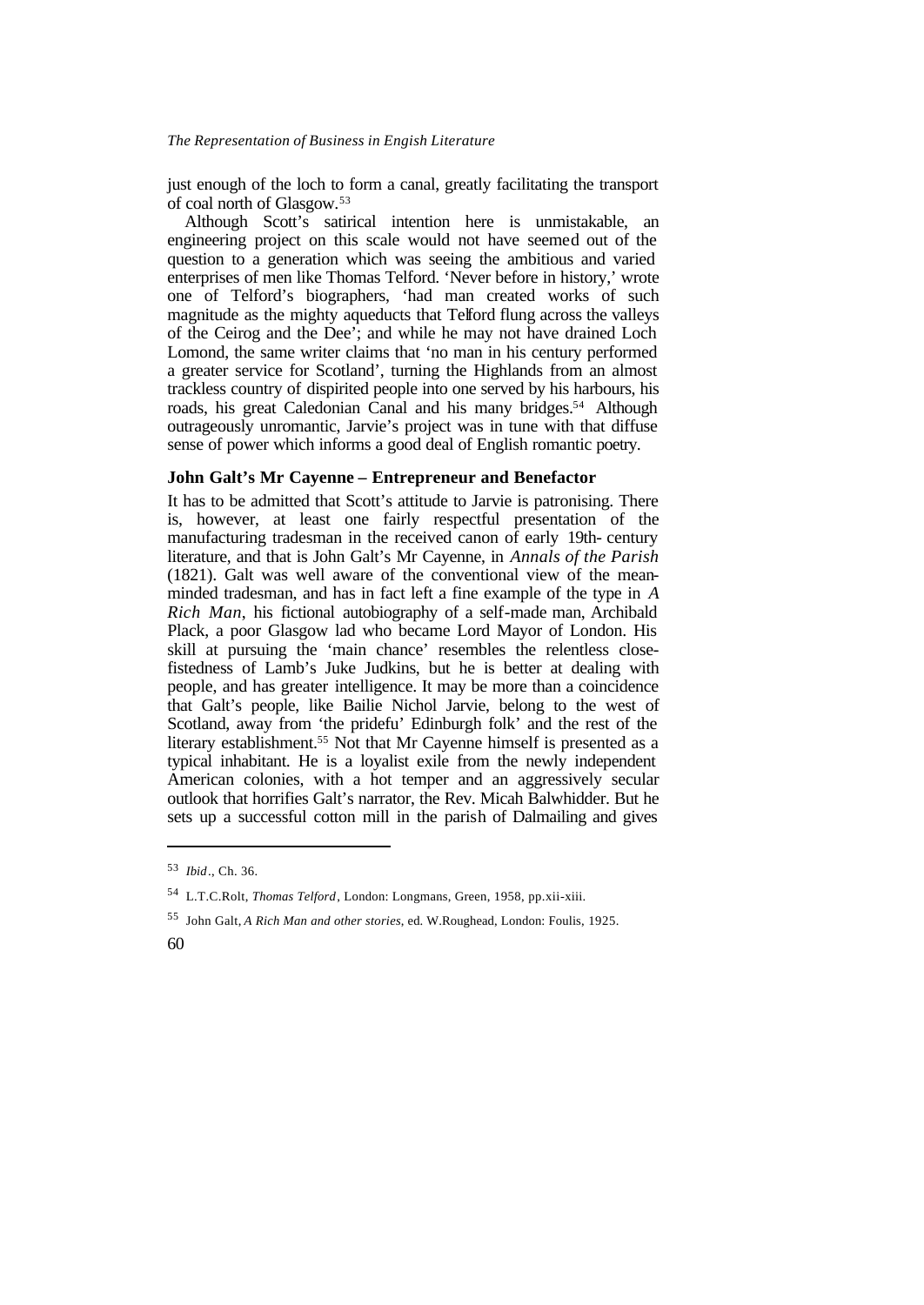just enough of the loch to form a canal, greatly facilitating the transport of coal north of Glasgow.[53]

Although Scott's satirical intention here is unmistakable, an engineering project on this scale would not have seemed out of the question to a generation which was seeing the ambitious and varied enterprises of men like Thomas Telford. 'Never before in history,' wrote one of Telford's biographers, 'had man created works of such magnitude as the mighty aqueducts that Telford flung across the valleys of the Ceirog and the Dee'; and while he may not have drained Loch Lomond, the same writer claims that 'no man in his century performed a greater service for Scotland', turning the Highlands from an almost trackless country of dispirited people into one served by his harbours, his roads, his great Caledonian Canal and his many bridges.[54] Although outrageously unromantic, Jarvie's project was in tune with that diffuse sense of power which informs a good deal of English romantic poetry.

### John Galt's Mr Cayenne – Entrepreneur and Benefactor

It has to be admitted that Scott's attitude to Jarvie is patronising. There is, however, at least one fairly respectful presentation of the manufacturing tradesman in the received canon of early 19th- century literature, and that is John Galt's Mr Cayenne, in *Annals of the Parish* (1821). Galt was well aware of the conventional view of the mean-minded tradesman, and has in fact left a fine example of the type in *A Rich Man*, his fictional autobiography of a self-made man, Archibald Plack, a poor Glasgow lad who became Lord Mayor of London. His skill at pursuing the 'main chance' resembles the relentless close-fistedness of Lamb's Juke Judkins, but he is better at dealing with people, and has greater intelligence. It may be more than a coincidence that Galt's people, like Bailie Nichol Jarvie, belong to the west of Scotland, away from 'the pridefu' Edinburgh folk' and the rest of the literary establishment.[55] Not that Mr Cayenne himself is presented as a typical inhabitant. He is a loyalist exile from the newly independent American colonies, with a hot temper and an aggressively secular outlook that horrifies Galt's narrator, the Rev. Micah Balwhidder. But he sets up a successful cotton mill in the parish of Dalmailing and gives

---

[53] *Ibid*., Ch. 36.

[54] L.T.C.Rolt, *Thomas Telford*, London: Longmans, Green, 1958, pp.xii-xiii.

[55] John Galt, *A Rich Man and other stories*, ed. W.Roughead, London: Foulis, 1925.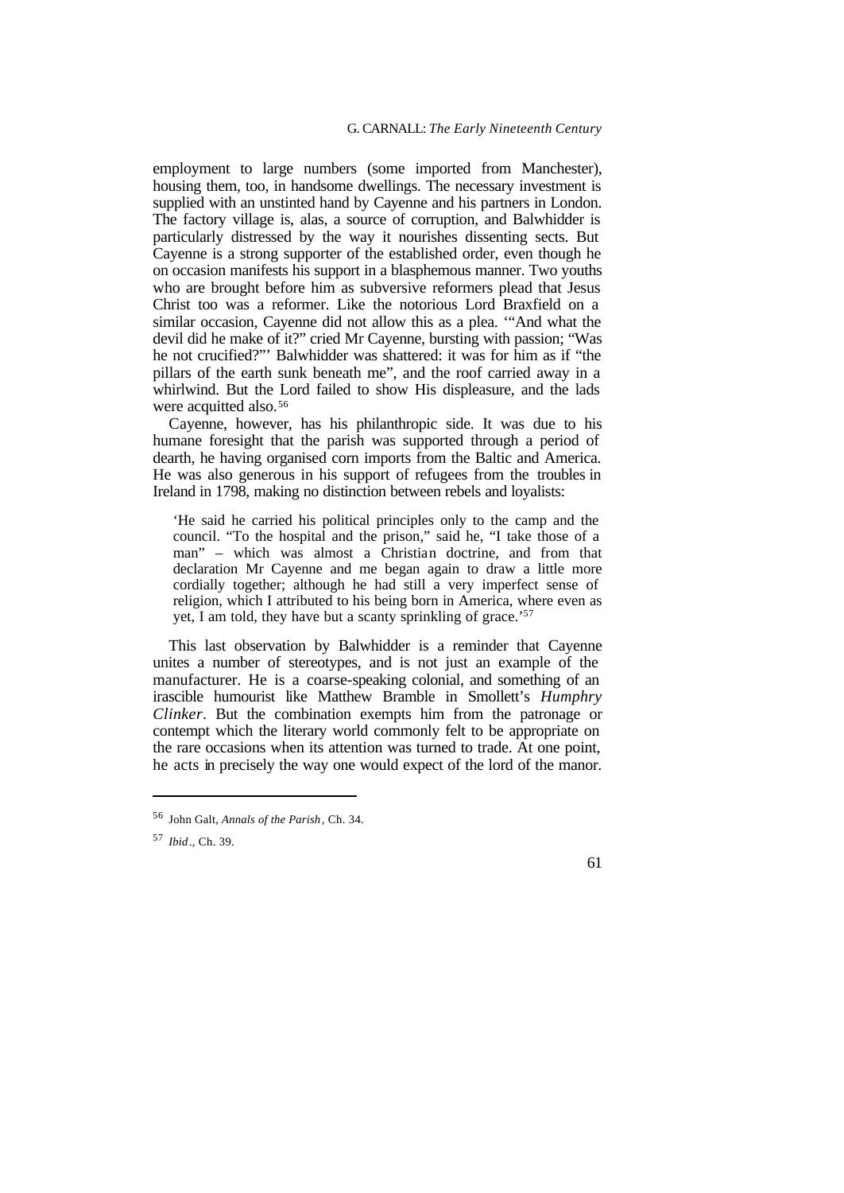employment to large numbers (some imported from Manchester), housing them, too, in handsome dwellings. The necessary investment is supplied with an unstinted hand by Cayenne and his partners in London. The factory village is, alas, a source of corruption, and Balwhidder is particularly distressed by the way it nourishes dissenting sects. But Cayenne is a strong supporter of the established order, even though he on occasion manifests his support in a blasphemous manner. Two youths who are brought before him as subversive reformers plead that Jesus Christ too was a reformer. Like the notorious Lord Braxfield on a similar occasion, Cayenne did not allow this as a plea. '"And what the devil did he make of it?" cried Mr Cayenne, bursting with passion; "Was he not crucified?"' Balwhidder was shattered: it was for him as if "the pillars of the earth sunk beneath me", and the roof carried away in a whirlwind. But the Lord failed to show His displeasure, and the lads were acquitted also.[56]

Cayenne, however, has his philanthropic side. It was due to his humane foresight that the parish was supported through a period of dearth, he having organised corn imports from the Baltic and America. He was also generous in his support of refugees from the troubles in Ireland in 1798, making no distinction between rebels and loyalists:

> 'He said he carried his political principles only to the camp and the council. "To the hospital and the prison," said he, "I take those of a man" – which was almost a Christian doctrine, and from that declaration Mr Cayenne and me began again to draw a little more cordially together; although he had still a very imperfect sense of religion, which I attributed to his being born in America, where even as yet, I am told, they have but a scanty sprinkling of grace.'[57]

This last observation by Balwhidder is a reminder that Cayenne unites a number of stereotypes, and is not just an example of the manufacturer. He is a coarse-speaking colonial, and something of an irascible humourist like Matthew Bramble in Smollett's *Humphry Clinker*. But the combination exempts him from the patronage or contempt which the literary world commonly felt to be appropriate on the rare occasions when its attention was turned to trade. At one point, he acts in precisely the way one would expect of the lord of the manor.

---

[56] John Galt, *Annals of the Parish*, Ch. 34.

[57] *Ibid*., Ch. 39.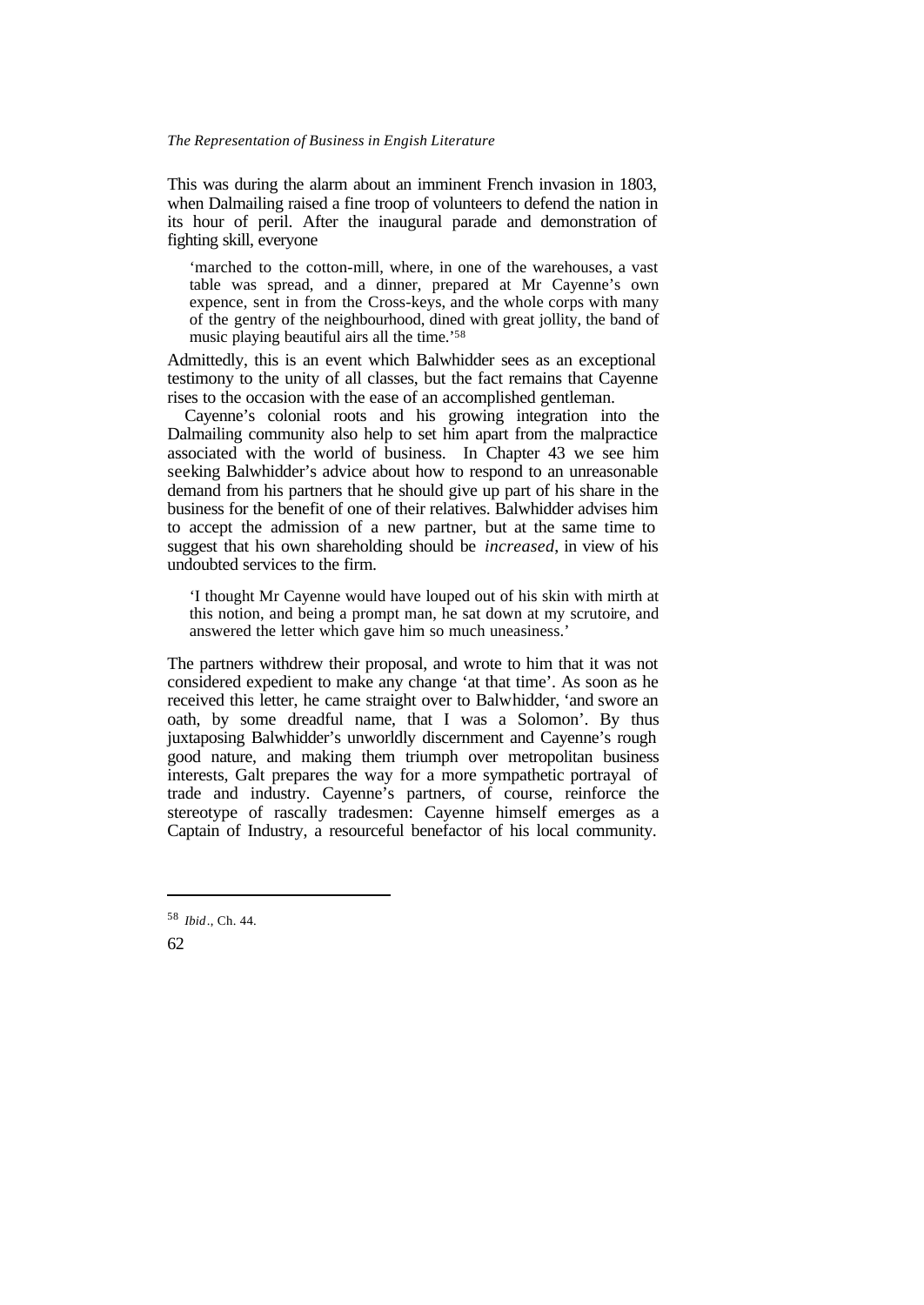This was during the alarm about an imminent French invasion in 1803, when Dalmailing raised a fine troop of volunteers to defend the nation in its hour of peril. After the inaugural parade and demonstration of fighting skill, everyone

> 'marched to the cotton-mill, where, in one of the warehouses, a vast table was spread, and a dinner, prepared at Mr Cayenne's own expence, sent in from the Cross-keys, and the whole corps with many of the gentry of the neighbourhood, dined with great jollity, the band of music playing beautiful airs all the time.'[58]

Admittedly, this is an event which Balwhidder sees as an exceptional testimony to the unity of all classes, but the fact remains that Cayenne rises to the occasion with the ease of an accomplished gentleman.

Cayenne's colonial roots and his growing integration into the Dalmailing community also help to set him apart from the malpractice associated with the world of business. In Chapter 43 we see him seeking Balwhidder's advice about how to respond to an unreasonable demand from his partners that he should give up part of his share in the business for the benefit of one of their relatives. Balwhidder advises him to accept the admission of a new partner, but at the same time to suggest that his own shareholding should be *increased*, in view of his undoubted services to the firm.

> 'I thought Mr Cayenne would have louped out of his skin with mirth at this notion, and being a prompt man, he sat down at my scrutoire, and answered the letter which gave him so much uneasiness.'

The partners withdrew their proposal, and wrote to him that it was not considered expedient to make any change 'at that time'. As soon as he received this letter, he came straight over to Balwhidder, 'and swore an oath, by some dreadful name, that I was a Solomon'. By thus juxtaposing Balwhidder's unworldly discernment and Cayenne's rough good nature, and making them triumph over metropolitan business interests, Galt prepares the way for a more sympathetic portrayal of trade and industry. Cayenne's partners, of course, reinforce the stereotype of rascally tradesmen: Cayenne himself emerges as a Captain of Industry, a resourceful benefactor of his local community.

---

[58] *Ibid*., Ch. 44.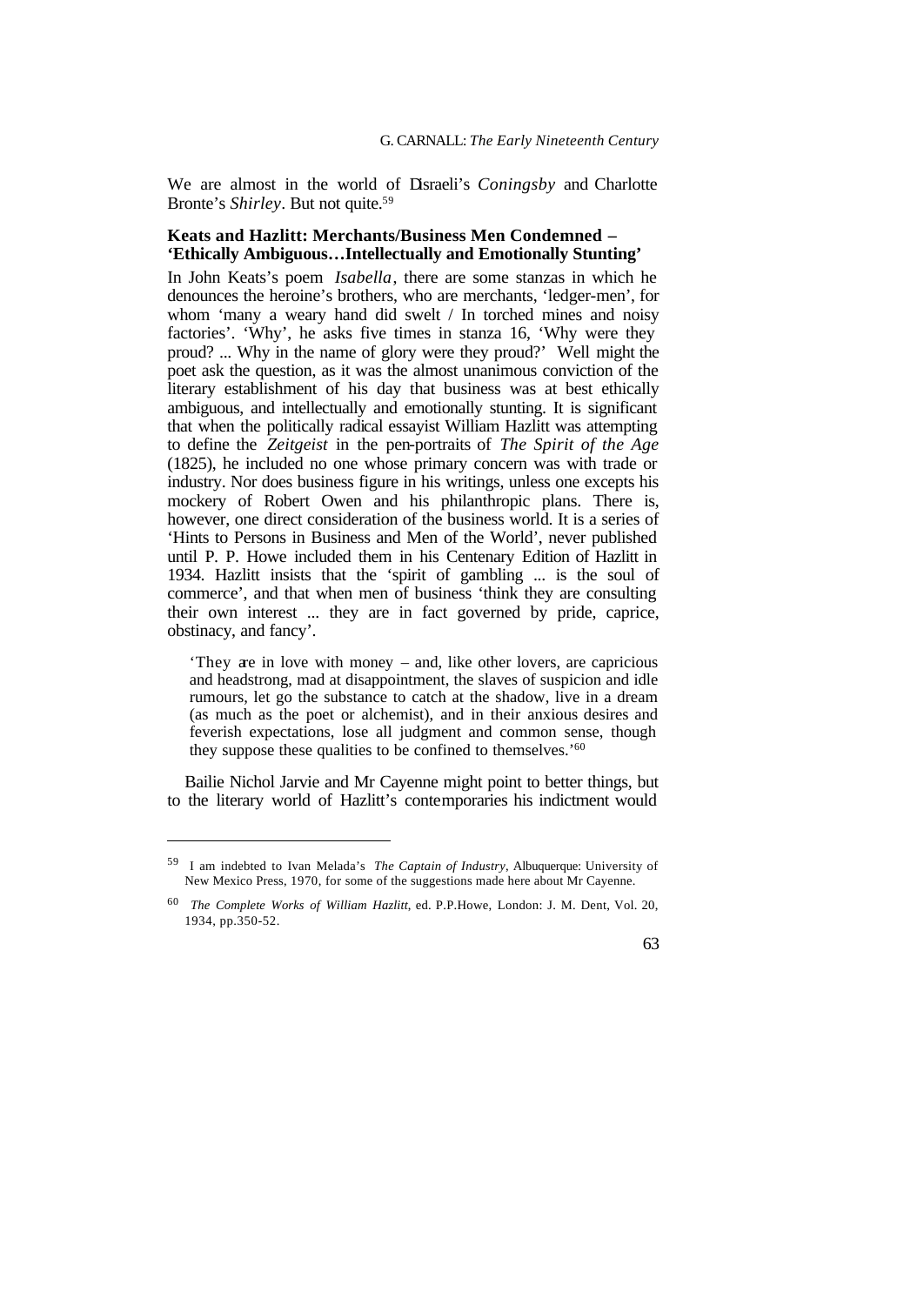We are almost in the world of Disraeli's *Coningsby* and Charlotte Bronte's *Shirley*. But not quite.[59]

### Keats and Hazlitt: Merchants/Business Men Condemned – 'Ethically Ambiguous…Intellectually and Emotionally Stunting'

In John Keats's poem *Isabella*, there are some stanzas in which he denounces the heroine's brothers, who are merchants, 'ledger-men', for whom 'many a weary hand did swelt / In torched mines and noisy factories'. 'Why', he asks five times in stanza 16, 'Why were they proud? ... Why in the name of glory were they proud?' Well might the poet ask the question, as it was the almost unanimous conviction of the literary establishment of his day that business was at best ethically ambiguous, and intellectually and emotionally stunting. It is significant that when the politically radical essayist William Hazlitt was attempting to define the *Zeitgeist* in the pen-portraits of *The Spirit of the Age* (1825), he included no one whose primary concern was with trade or industry. Nor does business figure in his writings, unless one excepts his mockery of Robert Owen and his philanthropic plans. There is, however, one direct consideration of the business world. It is a series of 'Hints to Persons in Business and Men of the World', never published until P. P. Howe included them in his Centenary Edition of Hazlitt in 1934. Hazlitt insists that the 'spirit of gambling ... is the soul of commerce', and that when men of business 'think they are consulting their own interest ... they are in fact governed by pride, caprice, obstinacy, and fancy'.

> 'They are in love with money – and, like other lovers, are capricious and headstrong, mad at disappointment, the slaves of suspicion and idle rumours, let go the substance to catch at the shadow, live in a dream (as much as the poet or alchemist), and in their anxious desires and feverish expectations, lose all judgment and common sense, though they suppose these qualities to be confined to themselves.'[60]

Bailie Nichol Jarvie and Mr Cayenne might point to better things, but to the literary world of Hazlitt's contemporaries his indictment would

---

[59] I am indebted to Ivan Melada's *The Captain of Industry*, Albuquerque: University of New Mexico Press, 1970, for some of the suggestions made here about Mr Cayenne.

[60] *The Complete Works of William Hazlitt*, ed. P.P.Howe, London: J. M. Dent, Vol. 20, 1934, pp.350-52.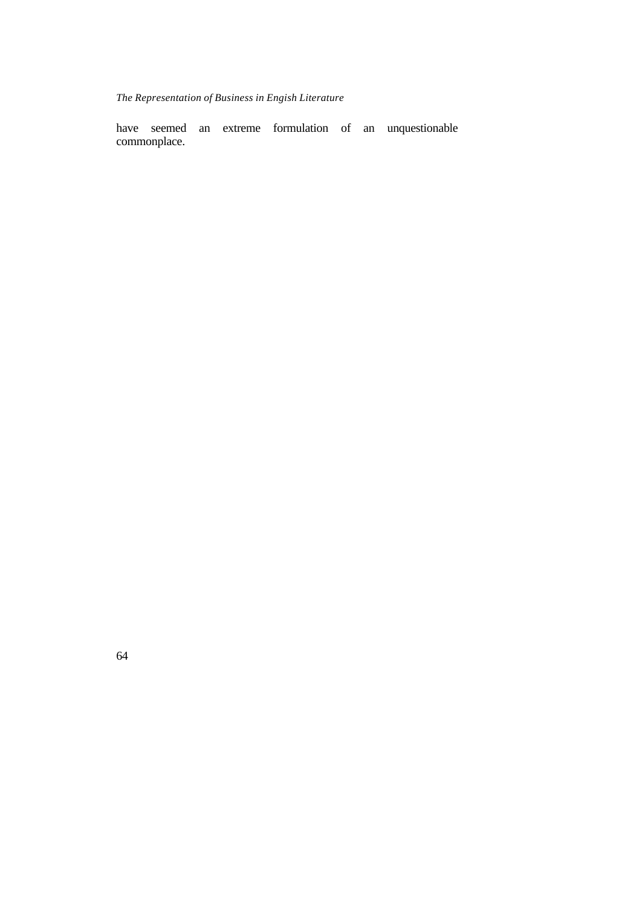have seemed an extreme formulation of an unquestionable commonplace.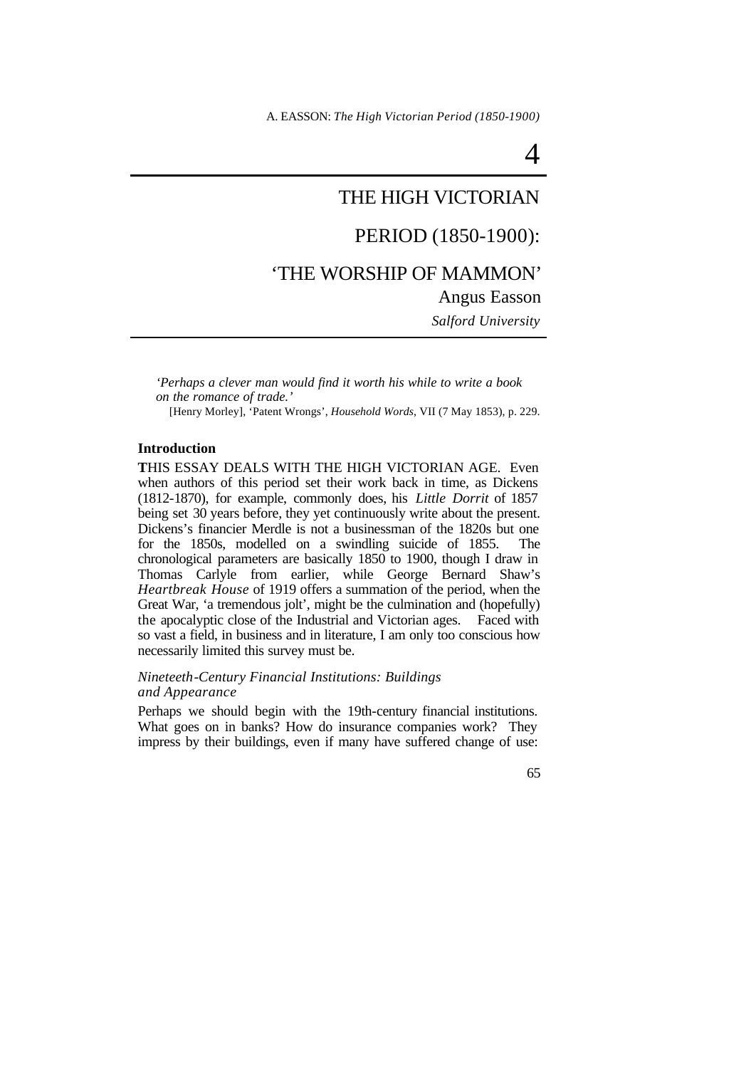# 4

# THE HIGH VICTORIAN PERIOD (1850-1900): 'THE WORSHIP OF MAMMON'

Angus Easson

*Salford University*

> *'Perhaps a clever man would find it worth his while to write a book on the romance of trade.'*
>
> [Henry Morley], 'Patent Wrongs', *Household Words*, VII (7 May 1853), p. 229.

## Introduction

**T**HIS ESSAY DEALS WITH THE HIGH VICTORIAN AGE. Even when authors of this period set their work back in time, as Dickens (1812-1870), for example, commonly does, his *Little Dorrit* of 1857 being set 30 years before, they yet continuously write about the present. Dickens's financier Merdle is not a businessman of the 1820s but one for the 1850s, modelled on a swindling suicide of 1855. The chronological parameters are basically 1850 to 1900, though I draw in Thomas Carlyle from earlier, while George Bernard Shaw's *Heartbreak House* of 1919 offers a summation of the period, when the Great War, 'a tremendous jolt', might be the culmination and (hopefully) the apocalyptic close of the Industrial and Victorian ages. Faced with so vast a field, in business and in literature, I am only too conscious how necessarily limited this survey must be.

### *Nineteeth-Century Financial Institutions: Buildings and Appearance*

Perhaps we should begin with the 19th-century financial institutions. What goes on in banks? How do insurance companies work? They impress by their buildings, even if many have suffered change of use: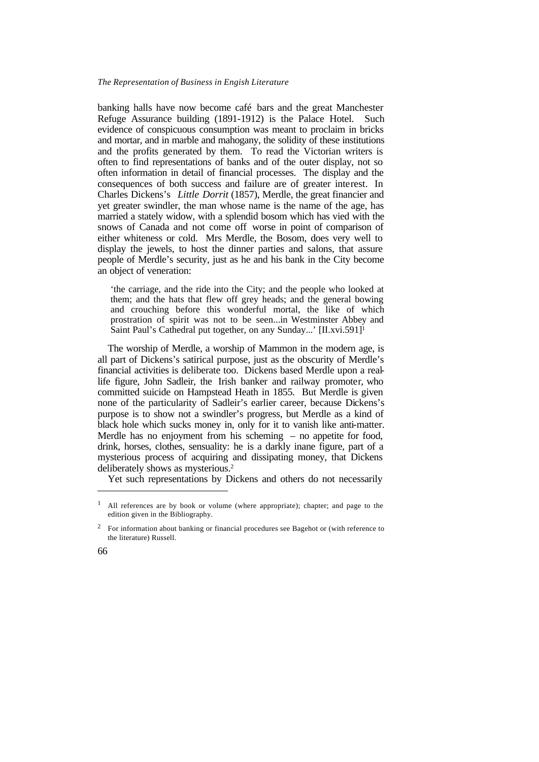banking halls have now become café bars and the great Manchester Refuge Assurance building (1891-1912) is the Palace Hotel. Such evidence of conspicuous consumption was meant to proclaim in bricks and mortar, and in marble and mahogany, the solidity of these institutions and the profits generated by them. To read the Victorian writers is often to find representations of banks and of the outer display, not so often information in detail of financial processes. The display and the consequences of both success and failure are of greater interest. In Charles Dickens's *Little Dorrit* (1857), Merdle, the great financier and yet greater swindler, the man whose name is the name of the age, has married a stately widow, with a splendid bosom which has vied with the snows of Canada and not come off worse in point of comparison of either whiteness or cold. Mrs Merdle, the Bosom, does very well to display the jewels, to host the dinner parties and salons, that assure people of Merdle's security, just as he and his bank in the City become an object of veneration:

> 'the carriage, and the ride into the City; and the people who looked at them; and the hats that flew off grey heads; and the general bowing and crouching before this wonderful mortal, the like of which prostration of spirit was not to be seen...in Westminster Abbey and Saint Paul's Cathedral put together, on any Sunday...' [II.xvi.591][1]

The worship of Merdle, a worship of Mammon in the modern age, is all part of Dickens's satirical purpose, just as the obscurity of Merdle's financial activities is deliberate too. Dickens based Merdle upon a real-life figure, John Sadleir, the Irish banker and railway promoter, who committed suicide on Hampstead Heath in 1855. But Merdle is given none of the particularity of Sadleir's earlier career, because Dickens's purpose is to show not a swindler's progress, but Merdle as a kind of black hole which sucks money in, only for it to vanish like anti-matter. Merdle has no enjoyment from his scheming – no appetite for food, drink, horses, clothes, sensuality: he is a darkly inane figure, part of a mysterious process of acquiring and dissipating money, that Dickens deliberately shows as mysterious.[2]

Yet such representations by Dickens and others do not necessarily

---

[1] All references are by book or volume (where appropriate); chapter; and page to the edition given in the Bibliography.

[2] For information about banking or financial procedures see Bagehot or (with reference to the literature) Russell.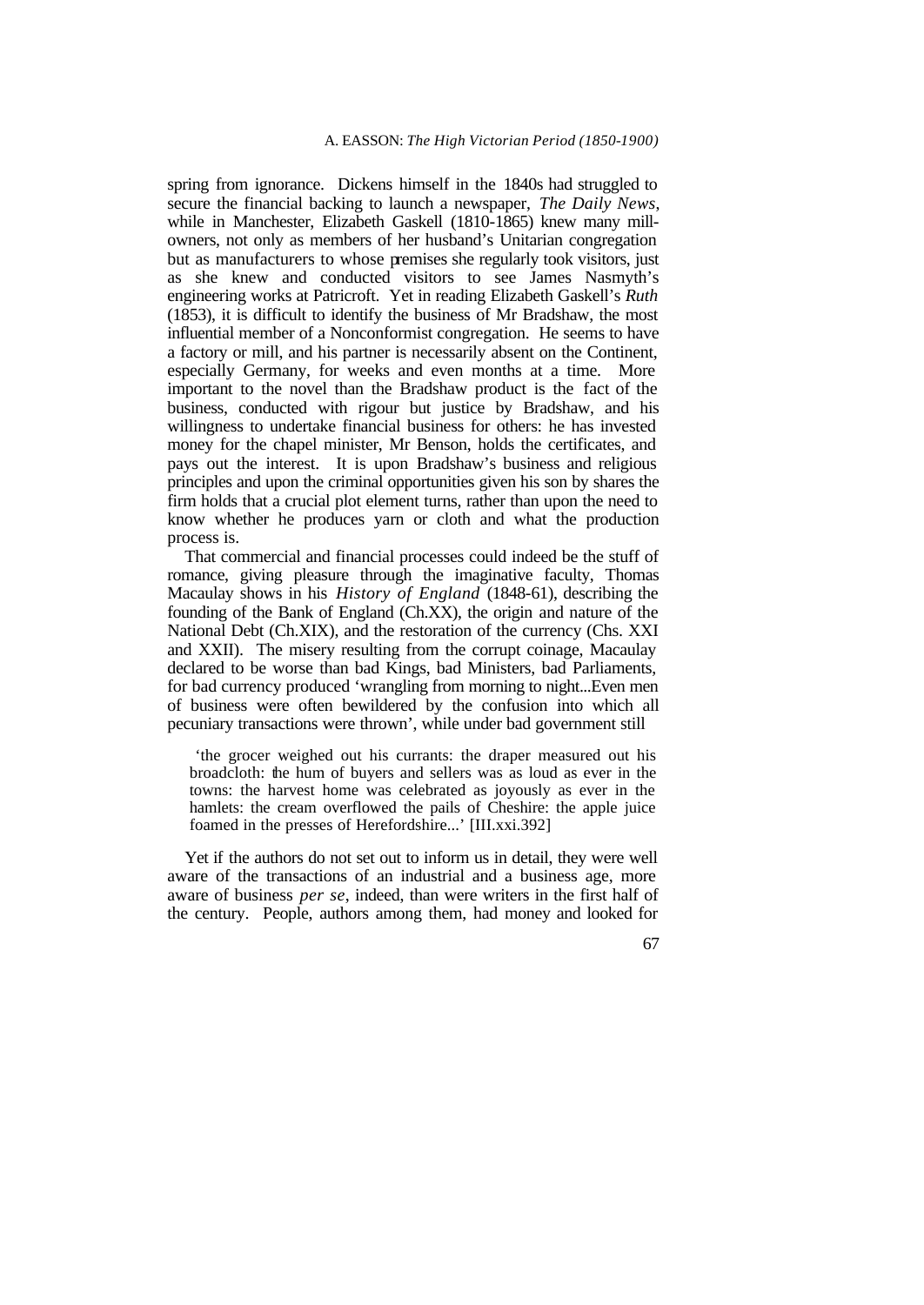spring from ignorance. Dickens himself in the 1840s had struggled to secure the financial backing to launch a newspaper, *The Daily News*, while in Manchester, Elizabeth Gaskell (1810-1865) knew many mill-owners, not only as members of her husband's Unitarian congregation but as manufacturers to whose premises she regularly took visitors, just as she knew and conducted visitors to see James Nasmyth's engineering works at Patricroft. Yet in reading Elizabeth Gaskell's *Ruth* (1853), it is difficult to identify the business of Mr Bradshaw, the most influential member of a Nonconformist congregation. He seems to have a factory or mill, and his partner is necessarily absent on the Continent, especially Germany, for weeks and even months at a time. More important to the novel than the Bradshaw product is the fact of the business, conducted with rigour but justice by Bradshaw, and his willingness to undertake financial business for others: he has invested money for the chapel minister, Mr Benson, holds the certificates, and pays out the interest. It is upon Bradshaw's business and religious principles and upon the criminal opportunities given his son by shares the firm holds that a crucial plot element turns, rather than upon the need to know whether he produces yarn or cloth and what the production process is.

That commercial and financial processes could indeed be the stuff of romance, giving pleasure through the imaginative faculty, Thomas Macaulay shows in his *History of England* (1848-61), describing the founding of the Bank of England (Ch.XX), the origin and nature of the National Debt (Ch.XIX), and the restoration of the currency (Chs. XXI and XXII). The misery resulting from the corrupt coinage, Macaulay declared to be worse than bad Kings, bad Ministers, bad Parliaments, for bad currency produced 'wrangling from morning to night...Even men of business were often bewildered by the confusion into which all pecuniary transactions were thrown', while under bad government still

> 'the grocer weighed out his currants: the draper measured out his broadcloth: the hum of buyers and sellers was as loud as ever in the towns: the harvest home was celebrated as joyously as ever in the hamlets: the cream overflowed the pails of Cheshire: the apple juice foamed in the presses of Herefordshire...' [III.xxi.392]

Yet if the authors do not set out to inform us in detail, they were well aware of the transactions of an industrial and a business age, more aware of business *per se*, indeed, than were writers in the first half of the century. People, authors among them, had money and looked for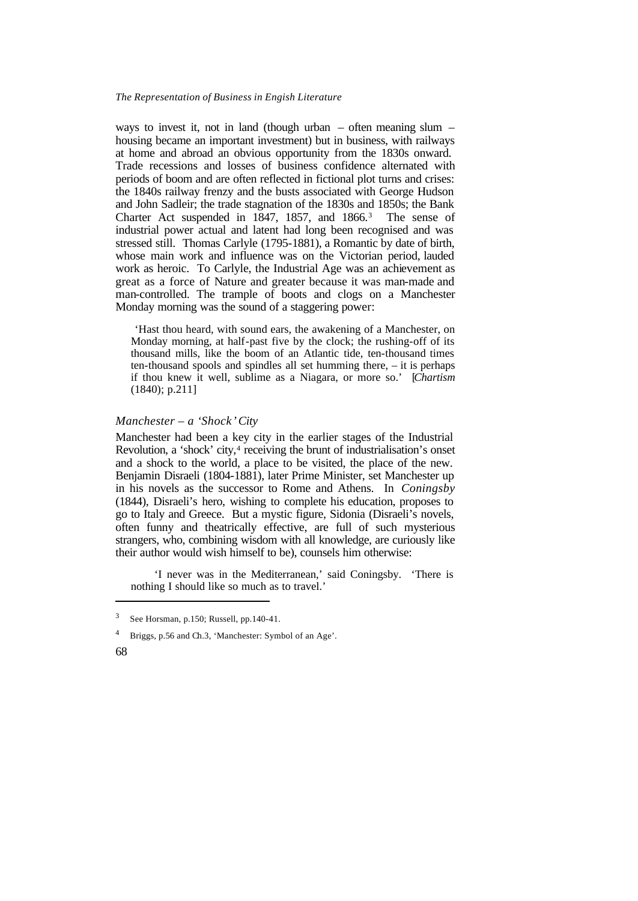ways to invest it, not in land (though urban – often meaning slum – housing became an important investment) but in business, with railways at home and abroad an obvious opportunity from the 1830s onward. Trade recessions and losses of business confidence alternated with periods of boom and are often reflected in fictional plot turns and crises: the 1840s railway frenzy and the busts associated with George Hudson and John Sadleir; the trade stagnation of the 1830s and 1850s; the Bank Charter Act suspended in 1847, 1857, and 1866.[3] The sense of industrial power actual and latent had long been recognised and was stressed still. Thomas Carlyle (1795-1881), a Romantic by date of birth, whose main work and influence was on the Victorian period, lauded work as heroic. To Carlyle, the Industrial Age was an achievement as great as a force of Nature and greater because it was man-made and man-controlled. The trample of boots and clogs on a Manchester Monday morning was the sound of a staggering power:

> 'Hast thou heard, with sound ears, the awakening of a Manchester, on Monday morning, at half-past five by the clock; the rushing-off of its thousand mills, like the boom of an Atlantic tide, ten-thousand times ten-thousand spools and spindles all set humming there, – it is perhaps if thou knew it well, sublime as a Niagara, or more so.' [*Chartism* (1840); p.211]

### *Manchester – a 'Shock' City*

Manchester had been a key city in the earlier stages of the Industrial Revolution, a 'shock' city,[4] receiving the brunt of industrialisation's onset and a shock to the world, a place to be visited, the place of the new. Benjamin Disraeli (1804-1881), later Prime Minister, set Manchester up in his novels as the successor to Rome and Athens. In *Coningsby* (1844), Disraeli's hero, wishing to complete his education, proposes to go to Italy and Greece. But a mystic figure, Sidonia (Disraeli's novels, often funny and theatrically effective, are full of such mysterious strangers, who, combining wisdom with all knowledge, are curiously like their author would wish himself to be), counsels him otherwise:

> 'I never was in the Mediterranean,' said Coningsby. 'There is nothing I should like so much as to travel.'

---

[3] See Horsman, p.150; Russell, pp.140-41.

[4] Briggs, p.56 and Ch.3, 'Manchester: Symbol of an Age'.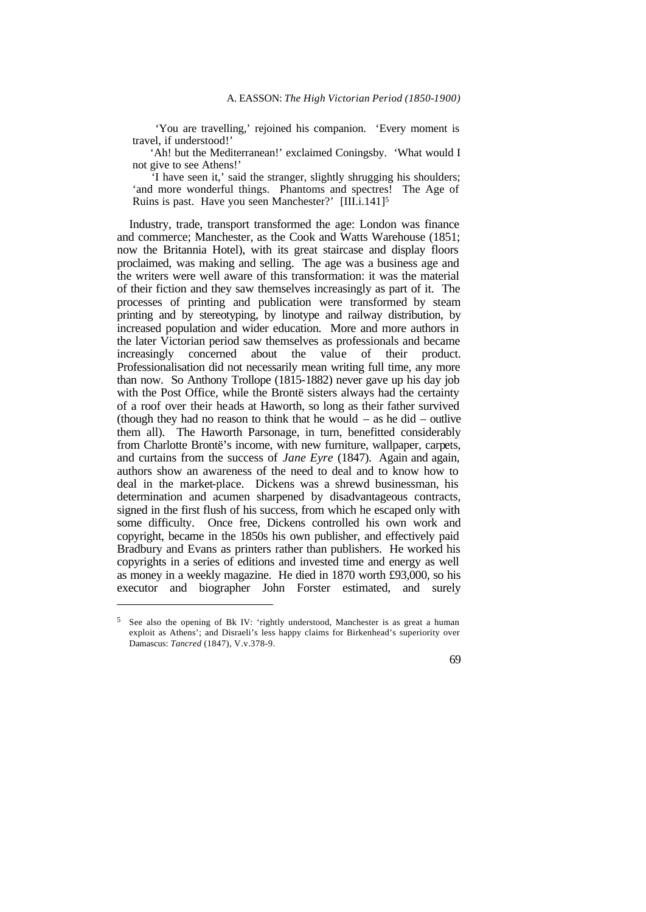> 'You are travelling,' rejoined his companion. 'Every moment is travel, if understood!'
>
> 'Ah! but the Mediterranean!' exclaimed Coningsby. 'What would I not give to see Athens!'
>
> 'I have seen it,' said the stranger, slightly shrugging his shoulders; 'and more wonderful things. Phantoms and spectres! The Age of Ruins is past. Have you seen Manchester?' [III.i.141][5]

Industry, trade, transport transformed the age: London was finance and commerce; Manchester, as the Cook and Watts Warehouse (1851; now the Britannia Hotel), with its great staircase and display floors proclaimed, was making and selling. The age was a business age and the writers were well aware of this transformation: it was the material of their fiction and they saw themselves increasingly as part of it. The processes of printing and publication were transformed by steam printing and by stereotyping, by linotype and railway distribution, by increased population and wider education. More and more authors in the later Victorian period saw themselves as professionals and became increasingly concerned about the value of their product. Professionalisation did not necessarily mean writing full time, any more than now. So Anthony Trollope (1815-1882) never gave up his day job with the Post Office, while the Brontë sisters always had the certainty of a roof over their heads at Haworth, so long as their father survived (though they had no reason to think that he would – as he did – outlive them all). The Haworth Parsonage, in turn, benefitted considerably from Charlotte Brontë's income, with new furniture, wallpaper, carpets, and curtains from the success of *Jane Eyre* (1847). Again and again, authors show an awareness of the need to deal and to know how to deal in the market-place. Dickens was a shrewd businessman, his determination and acumen sharpened by disadvantageous contracts, signed in the first flush of his success, from which he escaped only with some difficulty. Once free, Dickens controlled his own work and copyright, became in the 1850s his own publisher, and effectively paid Bradbury and Evans as printers rather than publishers. He worked his copyrights in a series of editions and invested time and energy as well as money in a weekly magazine. He died in 1870 worth £93,000, so his executor and biographer John Forster estimated, and surely

---

[5] See also the opening of Bk IV: 'rightly understood, Manchester is as great a human exploit as Athens'; and Disraeli's less happy claims for Birkenhead's superiority over Damascus: *Tancred* (1847), V.v.378-9.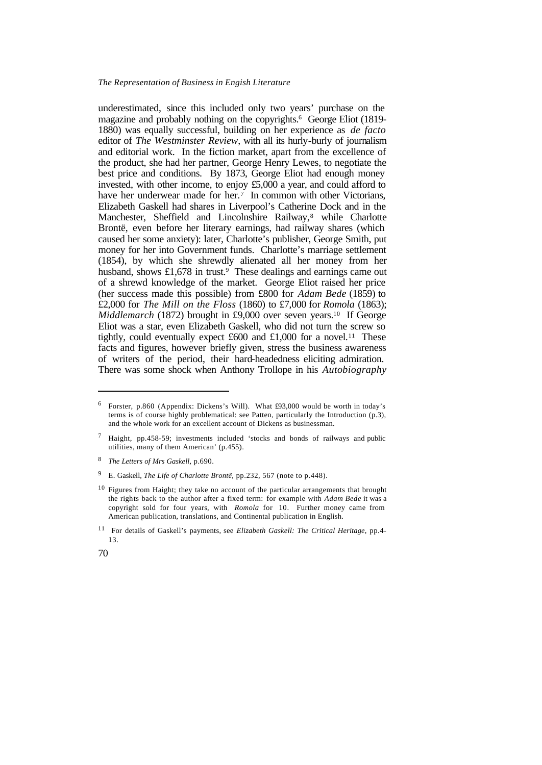underestimated, since this included only two years' purchase on the magazine and probably nothing on the copyrights.[6] George Eliot (1819-1880) was equally successful, building on her experience as *de facto* editor of *The Westminster Review*, with all its hurly-burly of journalism and editorial work. In the fiction market, apart from the excellence of the product, she had her partner, George Henry Lewes, to negotiate the best price and conditions. By 1873, George Eliot had enough money invested, with other income, to enjoy £5,000 a year, and could afford to have her underwear made for her.[7] In common with other Victorians, Elizabeth Gaskell had shares in Liverpool's Catherine Dock and in the Manchester, Sheffield and Lincolnshire Railway,[8] while Charlotte Brontë, even before her literary earnings, had railway shares (which caused her some anxiety): later, Charlotte's publisher, George Smith, put money for her into Government funds. Charlotte's marriage settlement (1854), by which she shrewdly alienated all her money from her husband, shows £1,678 in trust.[9] These dealings and earnings came out of a shrewd knowledge of the market. George Eliot raised her price (her success made this possible) from £800 for *Adam Bede* (1859) to £2,000 for *The Mill on the Floss* (1860) to £7,000 for *Romola* (1863); *Middlemarch* (1872) brought in £9,000 over seven years.[10] If George Eliot was a star, even Elizabeth Gaskell, who did not turn the screw so tightly, could eventually expect £600 and £1,000 for a novel.[11] These facts and figures, however briefly given, stress the business awareness of writers of the period, their hard-headedness eliciting admiration. There was some shock when Anthony Trollope in his *Autobiography*

---

[6] Forster, p.860 (Appendix: Dickens's Will). What £93,000 would be worth in today's terms is of course highly problematical: see Patten, particularly the Introduction (p.3), and the whole work for an excellent account of Dickens as businessman.

[7] Haight, pp.458-59; investments included 'stocks and bonds of railways and public utilities, many of them American' (p.455).

[8] *The Letters of Mrs Gaskell*, p.690.

[9] E. Gaskell, *The Life of Charlotte Brontë*, pp.232, 567 (note to p.448).

[10] Figures from Haight; they take no account of the particular arrangements that brought the rights back to the author after a fixed term: for example with *Adam Bede* it was a copyright sold for four years, with *Romola* for 10. Further money came from American publication, translations, and Continental publication in English.

[11] For details of Gaskell's payments, see *Elizabeth Gaskell: The Critical Heritage*, pp.4-13.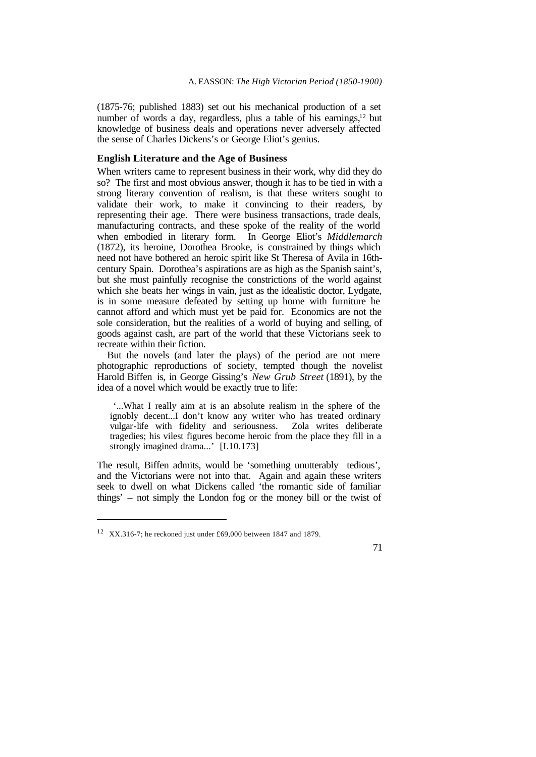(1875-76; published 1883) set out his mechanical production of a set number of words a day, regardless, plus a table of his earnings,[12] but knowledge of business deals and operations never adversely affected the sense of Charles Dickens's or George Eliot's genius.

### English Literature and the Age of Business

When writers came to represent business in their work, why did they do so? The first and most obvious answer, though it has to be tied in with a strong literary convention of realism, is that these writers sought to validate their work, to make it convincing to their readers, by representing their age. There were business transactions, trade deals, manufacturing contracts, and these spoke of the reality of the world when embodied in literary form. In George Eliot's *Middlemarch* (1872), its heroine, Dorothea Brooke, is constrained by things which need not have bothered an heroic spirit like St Theresa of Avila in 16th-century Spain. Dorothea's aspirations are as high as the Spanish saint's, but she must painfully recognise the constrictions of the world against which she beats her wings in vain, just as the idealistic doctor, Lydgate, is in some measure defeated by setting up home with furniture he cannot afford and which must yet be paid for. Economics are not the sole consideration, but the realities of a world of buying and selling, of goods against cash, are part of the world that these Victorians seek to recreate within their fiction.

But the novels (and later the plays) of the period are not mere photographic reproductions of society, tempted though the novelist Harold Biffen is, in George Gissing's *New Grub Street* (1891), by the idea of a novel which would be exactly true to life:

> '...What I really aim at is an absolute realism in the sphere of the ignobly decent...I don't know any writer who has treated ordinary vulgar-life with fidelity and seriousness. Zola writes deliberate tragedies; his vilest figures become heroic from the place they fill in a strongly imagined drama...' [I.10.173]

The result, Biffen admits, would be 'something unutterably tedious', and the Victorians were not into that. Again and again these writers seek to dwell on what Dickens called 'the romantic side of familiar things' – not simply the London fog or the money bill or the twist of

---

[12] XX.316-7; he reckoned just under £69,000 between 1847 and 1879.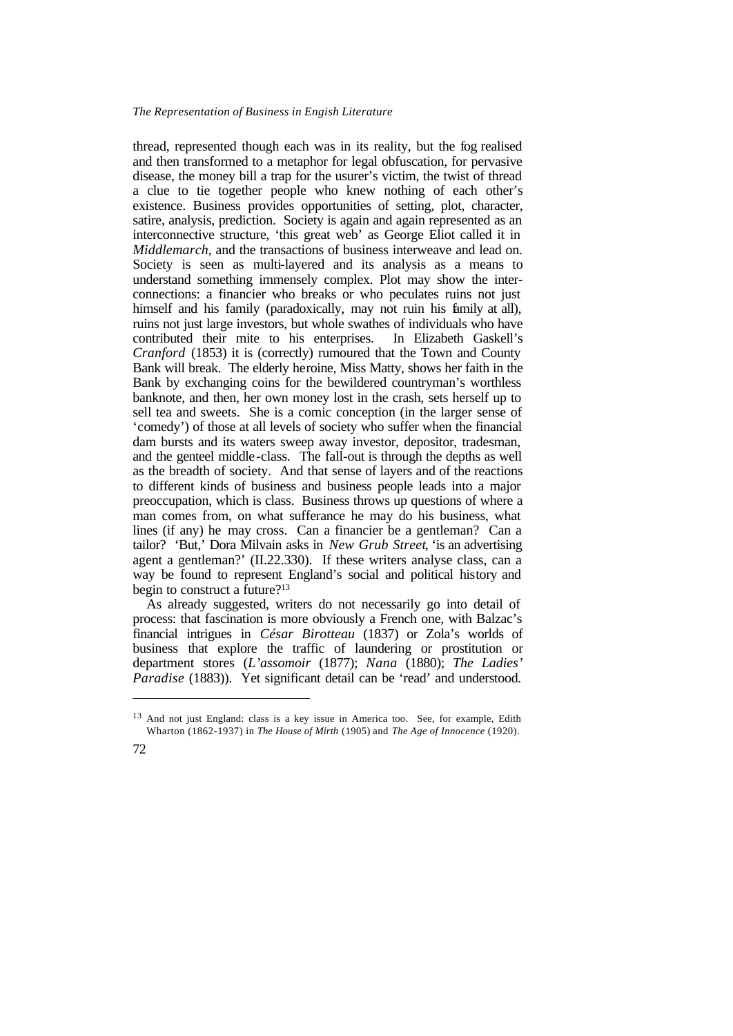thread, represented though each was in its reality, but the fog realised and then transformed to a metaphor for legal obfuscation, for pervasive disease, the money bill a trap for the usurer's victim, the twist of thread a clue to tie together people who knew nothing of each other's existence. Business provides opportunities of setting, plot, character, satire, analysis, prediction. Society is again and again represented as an interconnective structure, 'this great web' as George Eliot called it in *Middlemarch*, and the transactions of business interweave and lead on. Society is seen as multi-layered and its analysis as a means to understand something immensely complex. Plot may show the inter-connections: a financier who breaks or who peculates ruins not just himself and his family (paradoxically, may not ruin his family at all), ruins not just large investors, but whole swathes of individuals who have contributed their mite to his enterprises. In Elizabeth Gaskell's *Cranford* (1853) it is (correctly) rumoured that the Town and County Bank will break. The elderly heroine, Miss Matty, shows her faith in the Bank by exchanging coins for the bewildered countryman's worthless banknote, and then, her own money lost in the crash, sets herself up to sell tea and sweets. She is a comic conception (in the larger sense of 'comedy') of those at all levels of society who suffer when the financial dam bursts and its waters sweep away investor, depositor, tradesman, and the genteel middle-class. The fall-out is through the depths as well as the breadth of society. And that sense of layers and of the reactions to different kinds of business and business people leads into a major preoccupation, which is class. Business throws up questions of where a man comes from, on what sufferance he may do his business, what lines (if any) he may cross. Can a financier be a gentleman? Can a tailor? 'But,' Dora Milvain asks in *New Grub Street*, 'is an advertising agent a gentleman?' (II.22.330). If these writers analyse class, can a way be found to represent England's social and political history and begin to construct a future?[13]

As already suggested, writers do not necessarily go into detail of process: that fascination is more obviously a French one, with Balzac's financial intrigues in *César Birotteau* (1837) or Zola's worlds of business that explore the traffic of laundering or prostitution or department stores (*L'assomoir* (1877); *Nana* (1880); *The Ladies' Paradise* (1883)). Yet significant detail can be 'read' and understood.

[13] And not just England: class is a key issue in America too. See, for example, Edith Wharton (1862-1937) in *The House of Mirth* (1905) and *The Age of Innocence* (1920).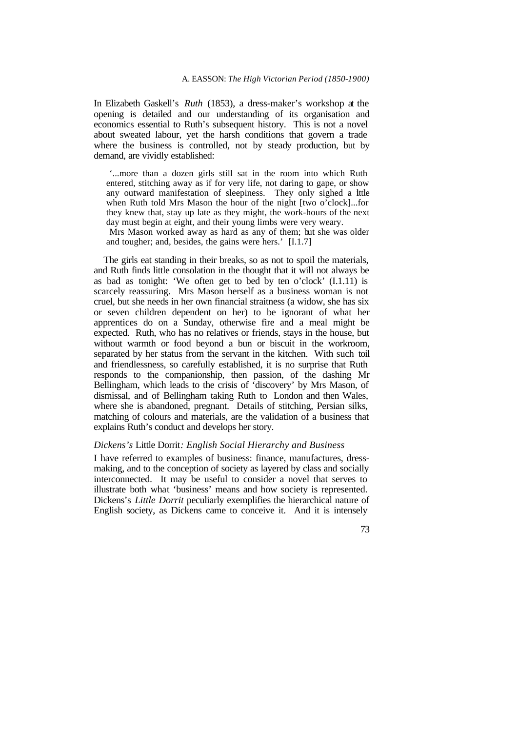In Elizabeth Gaskell's *Ruth* (1853), a dress-maker's workshop at the opening is detailed and our understanding of its organisation and economics essential to Ruth's subsequent history. This is not a novel about sweated labour, yet the harsh conditions that govern a trade where the business is controlled, not by steady production, but by demand, are vividly established:

> '...more than a dozen girls still sat in the room into which Ruth entered, stitching away as if for very life, not daring to gape, or show any outward manifestation of sleepiness. They only sighed a little when Ruth told Mrs Mason the hour of the night [two o'clock]...for they knew that, stay up late as they might, the work-hours of the next day must begin at eight, and their young limbs were very weary.
>
> Mrs Mason worked away as hard as any of them; but she was older and tougher; and, besides, the gains were hers.' [I.1.7]

The girls eat standing in their breaks, so as not to spoil the materials, and Ruth finds little consolation in the thought that it will not always be as bad as tonight: 'We often get to bed by ten o'clock' (I.1.11) is scarcely reassuring. Mrs Mason herself as a business woman is not cruel, but she needs in her own financial straitness (a widow, she has six or seven children dependent on her) to be ignorant of what her apprentices do on a Sunday, otherwise fire and a meal might be expected. Ruth, who has no relatives or friends, stays in the house, but without warmth or food beyond a bun or biscuit in the workroom, separated by her status from the servant in the kitchen. With such toil and friendlessness, so carefully established, it is no surprise that Ruth responds to the companionship, then passion, of the dashing Mr Bellingham, which leads to the crisis of 'discovery' by Mrs Mason, of dismissal, and of Bellingham taking Ruth to London and then Wales, where she is abandoned, pregnant. Details of stitching, Persian silks, matching of colours and materials, are the validation of a business that explains Ruth's conduct and develops her story.

### *Dickens's* Little Dorrit*: English Social Hierarchy and Business*

I have referred to examples of business: finance, manufactures, dress-making, and to the conception of society as layered by class and socially interconnected. It may be useful to consider a novel that serves to illustrate both what 'business' means and how society is represented. Dickens's *Little Dorrit* peculiarly exemplifies the hierarchical nature of English society, as Dickens came to conceive it. And it is intensely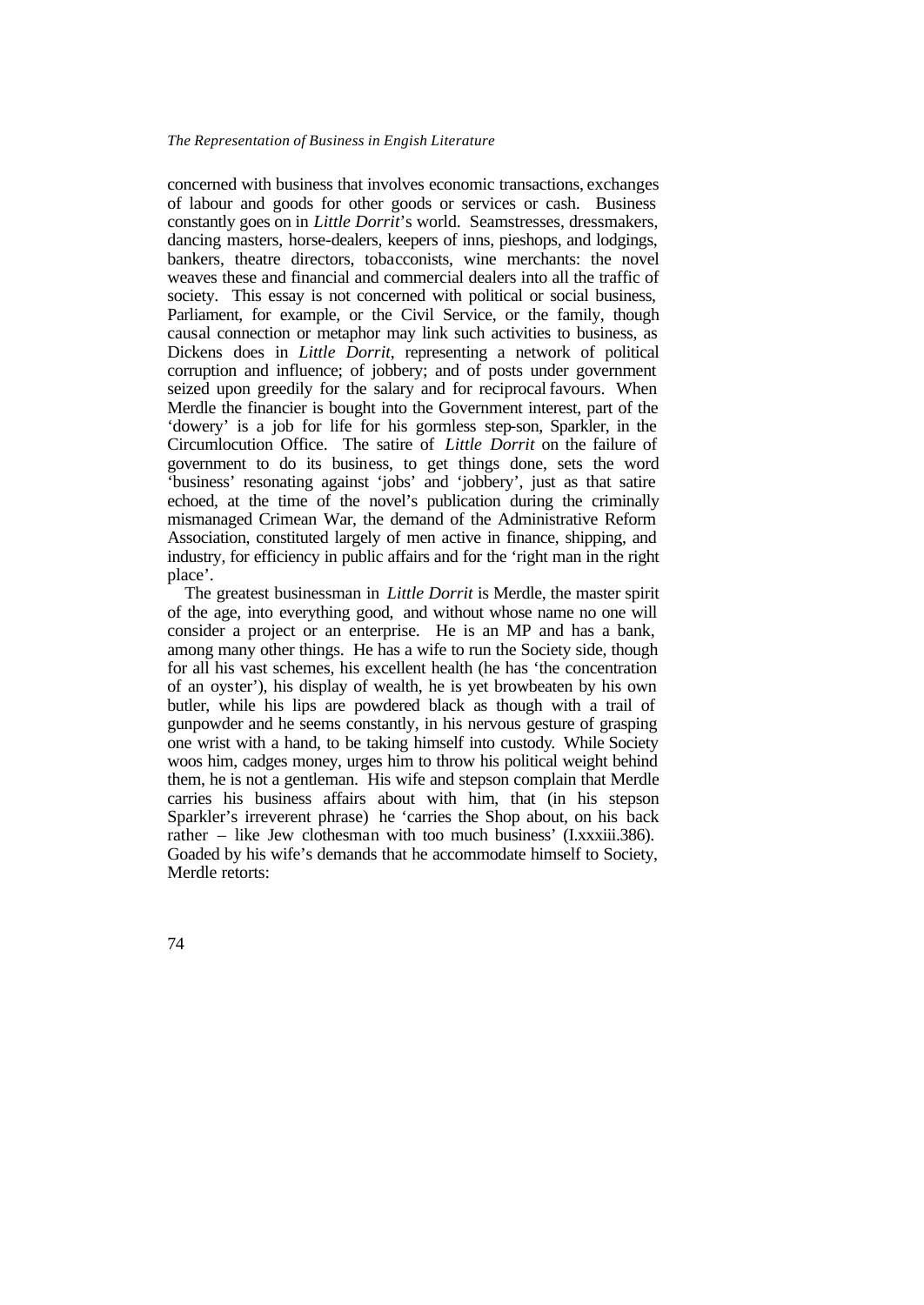concerned with business that involves economic transactions, exchanges of labour and goods for other goods or services or cash. Business constantly goes on in *Little Dorrit*'s world. Seamstresses, dressmakers, dancing masters, horse-dealers, keepers of inns, pieshops, and lodgings, bankers, theatre directors, tobacconists, wine merchants: the novel weaves these and financial and commercial dealers into all the traffic of society. This essay is not concerned with political or social business, Parliament, for example, or the Civil Service, or the family, though causal connection or metaphor may link such activities to business, as Dickens does in *Little Dorrit*, representing a network of political corruption and influence; of jobbery; and of posts under government seized upon greedily for the salary and for reciprocal favours. When Merdle the financier is bought into the Government interest, part of the 'dowery' is a job for life for his gormless step-son, Sparkler, in the Circumlocution Office. The satire of *Little Dorrit* on the failure of government to do its business, to get things done, sets the word 'business' resonating against 'jobs' and 'jobbery', just as that satire echoed, at the time of the novel's publication during the criminally mismanaged Crimean War, the demand of the Administrative Reform Association, constituted largely of men active in finance, shipping, and industry, for efficiency in public affairs and for the 'right man in the right place'.

The greatest businessman in *Little Dorrit* is Merdle, the master spirit of the age, into everything good, and without whose name no one will consider a project or an enterprise. He is an MP and has a bank, among many other things. He has a wife to run the Society side, though for all his vast schemes, his excellent health (he has 'the concentration of an oyster'), his display of wealth, he is yet browbeaten by his own butler, while his lips are powdered black as though with a trail of gunpowder and he seems constantly, in his nervous gesture of grasping one wrist with a hand, to be taking himself into custody. While Society woos him, cadges money, urges him to throw his political weight behind them, he is not a gentleman. His wife and stepson complain that Merdle carries his business affairs about with him, that (in his stepson Sparkler's irreverent phrase) he 'carries the Shop about, on his back rather – like Jew clothesman with too much business' (I.xxxiii.386). Goaded by his wife's demands that he accommodate himself to Society, Merdle retorts: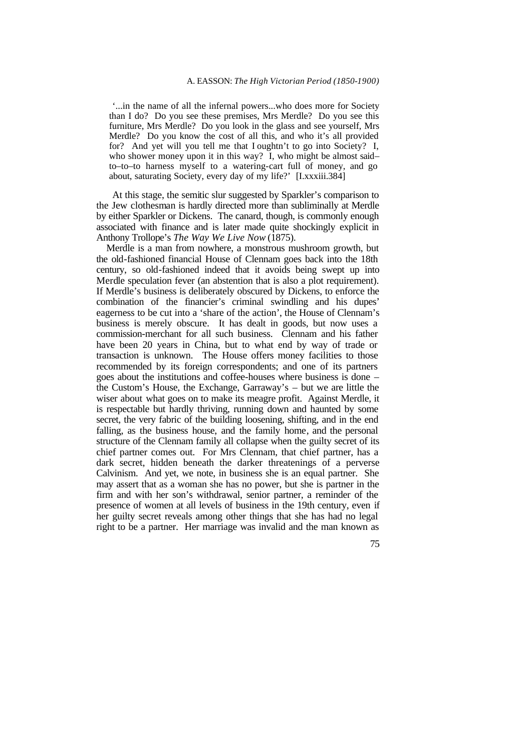> '...in the name of all the infernal powers...who does more for Society than I do? Do you see these premises, Mrs Merdle? Do you see this furniture, Mrs Merdle? Do you look in the glass and see yourself, Mrs Merdle? Do you know the cost of all this, and who it's all provided for? And yet will you tell me that I oughtn't to go into Society? I, who shower money upon it in this way? I, who might be almost said–to–to–to harness myself to a watering-cart full of money, and go about, saturating Society, every day of my life?' [I.xxxiii.384]

At this stage, the semitic slur suggested by Sparkler's comparison to the Jew clothesman is hardly directed more than subliminally at Merdle by either Sparkler or Dickens. The canard, though, is commonly enough associated with finance and is later made quite shockingly explicit in Anthony Trollope's *The Way We Live Now* (1875).

Merdle is a man from nowhere, a monstrous mushroom growth, but the old-fashioned financial House of Clennam goes back into the 18th century, so old-fashioned indeed that it avoids being swept up into Merdle speculation fever (an abstention that is also a plot requirement). If Merdle's business is deliberately obscured by Dickens, to enforce the combination of the financier's criminal swindling and his dupes' eagerness to be cut into a 'share of the action', the House of Clennam's business is merely obscure. It has dealt in goods, but now uses a commission-merchant for all such business. Clennam and his father have been 20 years in China, but to what end by way of trade or transaction is unknown. The House offers money facilities to those recommended by its foreign correspondents; and one of its partners goes about the institutions and coffee-houses where business is done – the Custom's House, the Exchange, Garraway's – but we are little the wiser about what goes on to make its meagre profit. Against Merdle, it is respectable but hardly thriving, running down and haunted by some secret, the very fabric of the building loosening, shifting, and in the end falling, as the business house, and the family home, and the personal structure of the Clennam family all collapse when the guilty secret of its chief partner comes out. For Mrs Clennam, that chief partner, has a dark secret, hidden beneath the darker threatenings of a perverse Calvinism. And yet, we note, in business she is an equal partner. She may assert that as a woman she has no power, but she is partner in the firm and with her son's withdrawal, senior partner, a reminder of the presence of women at all levels of business in the 19th century, even if her guilty secret reveals among other things that she has had no legal right to be a partner. Her marriage was invalid and the man known as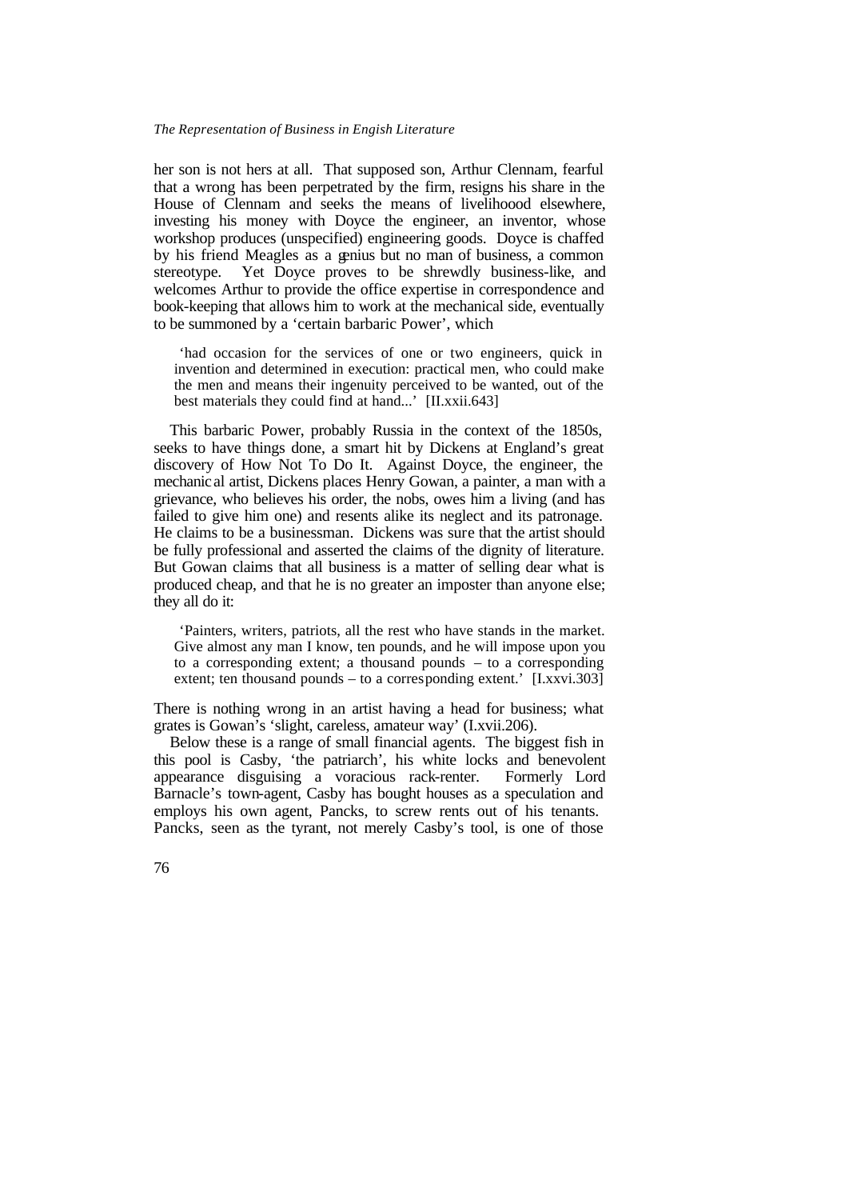her son is not hers at all. That supposed son, Arthur Clennam, fearful that a wrong has been perpetrated by the firm, resigns his share in the House of Clennam and seeks the means of livelihoood elsewhere, investing his money with Doyce the engineer, an inventor, whose workshop produces (unspecified) engineering goods. Doyce is chaffed by his friend Meagles as a genius but no man of business, a common stereotype. Yet Doyce proves to be shrewdly business-like, and welcomes Arthur to provide the office expertise in correspondence and book-keeping that allows him to work at the mechanical side, eventually to be summoned by a 'certain barbaric Power', which

> 'had occasion for the services of one or two engineers, quick in invention and determined in execution: practical men, who could make the men and means their ingenuity perceived to be wanted, out of the best materials they could find at hand...' [II.xxii.643]

This barbaric Power, probably Russia in the context of the 1850s, seeks to have things done, a smart hit by Dickens at England's great discovery of How Not To Do It. Against Doyce, the engineer, the mechanical artist, Dickens places Henry Gowan, a painter, a man with a grievance, who believes his order, the nobs, owes him a living (and has failed to give him one) and resents alike its neglect and its patronage. He claims to be a businessman. Dickens was sure that the artist should be fully professional and asserted the claims of the dignity of literature. But Gowan claims that all business is a matter of selling dear what is produced cheap, and that he is no greater an imposter than anyone else; they all do it:

> 'Painters, writers, patriots, all the rest who have stands in the market. Give almost any man I know, ten pounds, and he will impose upon you to a corresponding extent; a thousand pounds – to a corresponding extent; ten thousand pounds – to a corresponding extent.' [I.xxvi.303]

There is nothing wrong in an artist having a head for business; what grates is Gowan's 'slight, careless, amateur way' (I.xvii.206).

Below these is a range of small financial agents. The biggest fish in this pool is Casby, 'the patriarch', his white locks and benevolent appearance disguising a voracious rack-renter. Formerly Lord Barnacle's town-agent, Casby has bought houses as a speculation and employs his own agent, Pancks, to screw rents out of his tenants. Pancks, seen as the tyrant, not merely Casby's tool, is one of those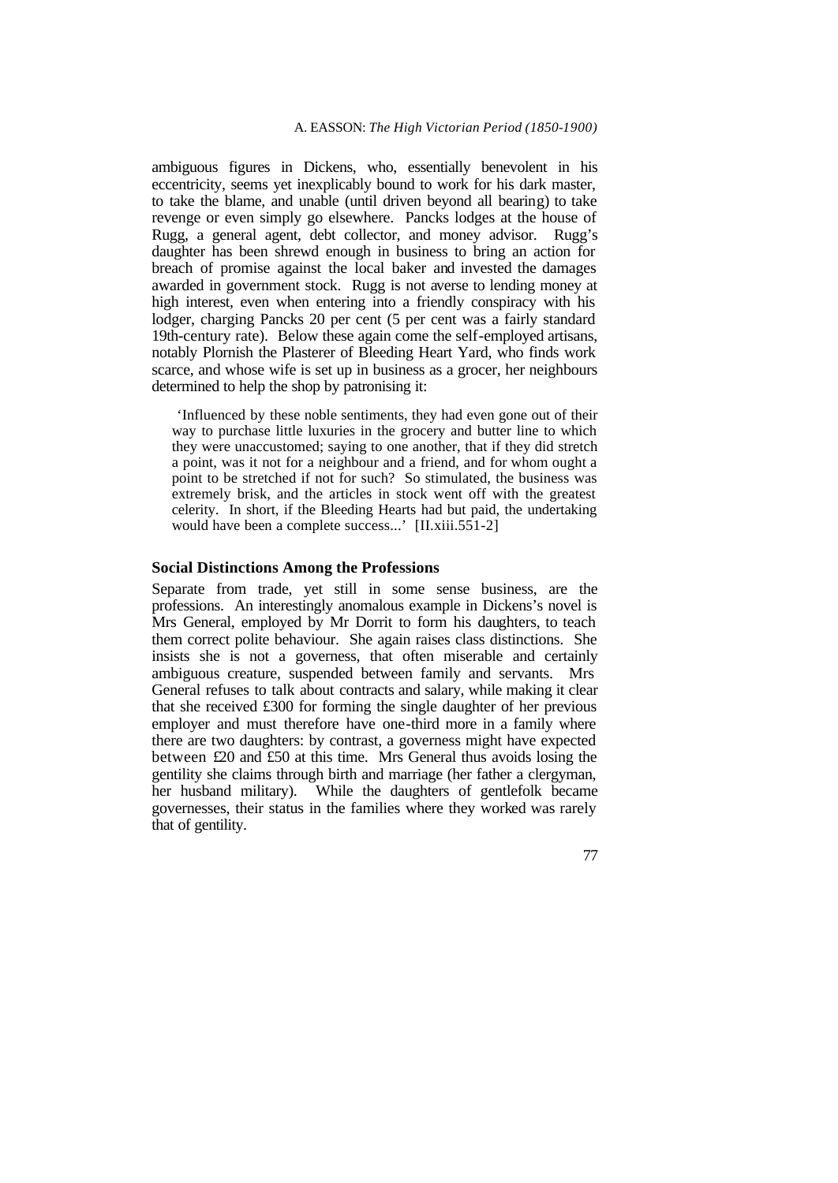ambiguous figures in Dickens, who, essentially benevolent in his eccentricity, seems yet inexplicably bound to work for his dark master, to take the blame, and unable (until driven beyond all bearing) to take revenge or even simply go elsewhere. Pancks lodges at the house of Rugg, a general agent, debt collector, and money advisor. Rugg's daughter has been shrewd enough in business to bring an action for breach of promise against the local baker and invested the damages awarded in government stock. Rugg is not averse to lending money at high interest, even when entering into a friendly conspiracy with his lodger, charging Pancks 20 per cent (5 per cent was a fairly standard 19th-century rate). Below these again come the self-employed artisans, notably Plornish the Plasterer of Bleeding Heart Yard, who finds work scarce, and whose wife is set up in business as a grocer, her neighbours determined to help the shop by patronising it:

> 'Influenced by these noble sentiments, they had even gone out of their way to purchase little luxuries in the grocery and butter line to which they were unaccustomed; saying to one another, that if they did stretch a point, was it not for a neighbour and a friend, and for whom ought a point to be stretched if not for such? So stimulated, the business was extremely brisk, and the articles in stock went off with the greatest celerity. In short, if the Bleeding Hearts had but paid, the undertaking would have been a complete success...' [II.xiii.551-2]

### Social Distinctions Among the Professions

Separate from trade, yet still in some sense business, are the professions. An interestingly anomalous example in Dickens's novel is Mrs General, employed by Mr Dorrit to form his daughters, to teach them correct polite behaviour. She again raises class distinctions. She insists she is not a governess, that often miserable and certainly ambiguous creature, suspended between family and servants. Mrs General refuses to talk about contracts and salary, while making it clear that she received £300 for forming the single daughter of her previous employer and must therefore have one-third more in a family where there are two daughters: by contrast, a governess might have expected between £20 and £50 at this time. Mrs General thus avoids losing the gentility she claims through birth and marriage (her father a clergyman, her husband military). While the daughters of gentlefolk became governesses, their status in the families where they worked was rarely that of gentility.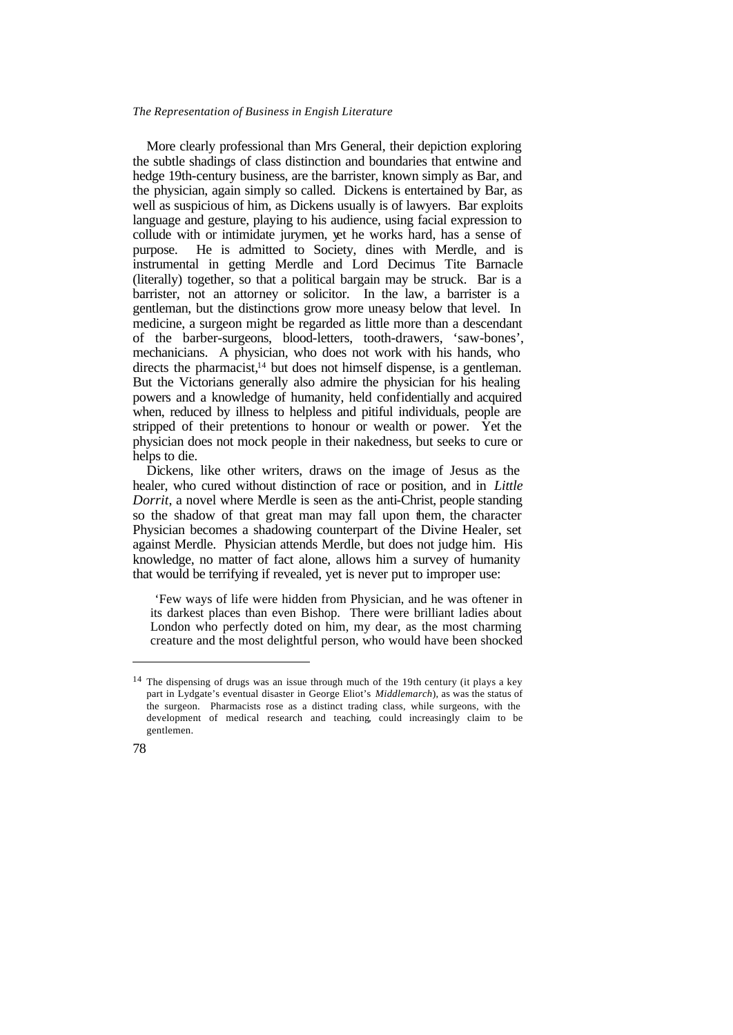More clearly professional than Mrs General, their depiction exploring the subtle shadings of class distinction and boundaries that entwine and hedge 19th-century business, are the barrister, known simply as Bar, and the physician, again simply so called. Dickens is entertained by Bar, as well as suspicious of him, as Dickens usually is of lawyers. Bar exploits language and gesture, playing to his audience, using facial expression to collude with or intimidate jurymen, yet he works hard, has a sense of purpose. He is admitted to Society, dines with Merdle, and is instrumental in getting Merdle and Lord Decimus Tite Barnacle (literally) together, so that a political bargain may be struck. Bar is a barrister, not an attorney or solicitor. In the law, a barrister is a gentleman, but the distinctions grow more uneasy below that level. In medicine, a surgeon might be regarded as little more than a descendant of the barber-surgeons, blood-letters, tooth-drawers, 'saw-bones', mechanicians. A physician, who does not work with his hands, who directs the pharmacist,[14] but does not himself dispense, is a gentleman. But the Victorians generally also admire the physician for his healing powers and a knowledge of humanity, held confidentially and acquired when, reduced by illness to helpless and pitiful individuals, people are stripped of their pretentions to honour or wealth or power. Yet the physician does not mock people in their nakedness, but seeks to cure or helps to die.

Dickens, like other writers, draws on the image of Jesus as the healer, who cured without distinction of race or position, and in *Little Dorrit*, a novel where Merdle is seen as the anti-Christ, people standing so the shadow of that great man may fall upon them, the character Physician becomes a shadowing counterpart of the Divine Healer, set against Merdle. Physician attends Merdle, but does not judge him. His knowledge, no matter of fact alone, allows him a survey of humanity that would be terrifying if revealed, yet is never put to improper use:

> 'Few ways of life were hidden from Physician, and he was oftener in its darkest places than even Bishop. There were brilliant ladies about London who perfectly doted on him, my dear, as the most charming creature and the most delightful person, who would have been shocked

---

[14] The dispensing of drugs was an issue through much of the 19th century (it plays a key part in Lydgate's eventual disaster in George Eliot's *Middlemarch*), as was the status of the surgeon. Pharmacists rose as a distinct trading class, while surgeons, with the development of medical research and teaching, could increasingly claim to be gentlemen.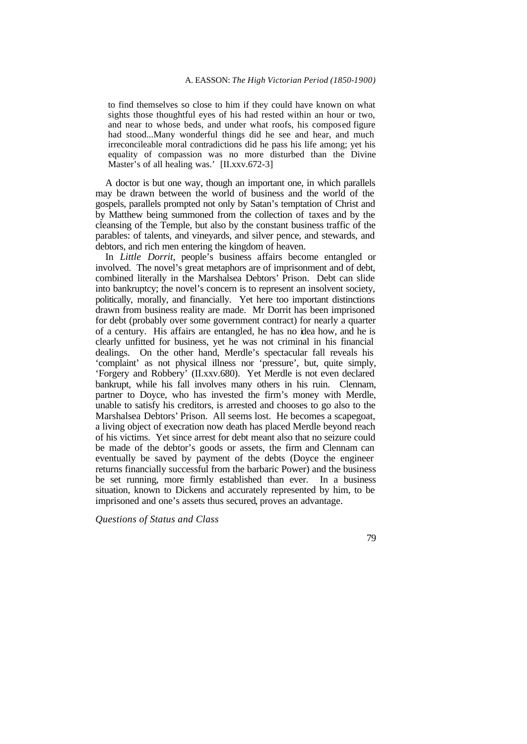to find themselves so close to him if they could have known on what sights those thoughtful eyes of his had rested within an hour or two, and near to whose beds, and under what roofs, his composed figure had stood...Many wonderful things did he see and hear, and much irreconcileable moral contradictions did he pass his life among; yet his equality of compassion was no more disturbed than the Divine Master's of all healing was.' [II.xxv.672-3]

A doctor is but one way, though an important one, in which parallels may be drawn between the world of business and the world of the gospels, parallels prompted not only by Satan's temptation of Christ and by Matthew being summoned from the collection of taxes and by the cleansing of the Temple, but also by the constant business traffic of the parables: of talents, and vineyards, and silver pence, and stewards, and debtors, and rich men entering the kingdom of heaven.

In *Little Dorrit*, people's business affairs become entangled or involved. The novel's great metaphors are of imprisonment and of debt, combined literally in the Marshalsea Debtors' Prison. Debt can slide into bankruptcy; the novel's concern is to represent an insolvent society, politically, morally, and financially. Yet here too important distinctions drawn from business reality are made. Mr Dorrit has been imprisoned for debt (probably over some government contract) for nearly a quarter of a century. His affairs are entangled, he has no idea how, and he is clearly unfitted for business, yet he was not criminal in his financial dealings. On the other hand, Merdle's spectacular fall reveals his 'complaint' as not physical illness nor 'pressure', but, quite simply, 'Forgery and Robbery' (II.xxv.680). Yet Merdle is not even declared bankrupt, while his fall involves many others in his ruin. Clennam, partner to Doyce, who has invested the firm's money with Merdle, unable to satisfy his creditors, is arrested and chooses to go also to the Marshalsea Debtors' Prison. All seems lost. He becomes a scapegoat, a living object of execration now death has placed Merdle beyond reach of his victims. Yet since arrest for debt meant also that no seizure could be made of the debtor's goods or assets, the firm and Clennam can eventually be saved by payment of the debts (Doyce the engineer returns financially successful from the barbaric Power) and the business be set running, more firmly established than ever. In a business situation, known to Dickens and accurately represented by him, to be imprisoned and one's assets thus secured, proves an advantage.

### *Questions of Status and Class*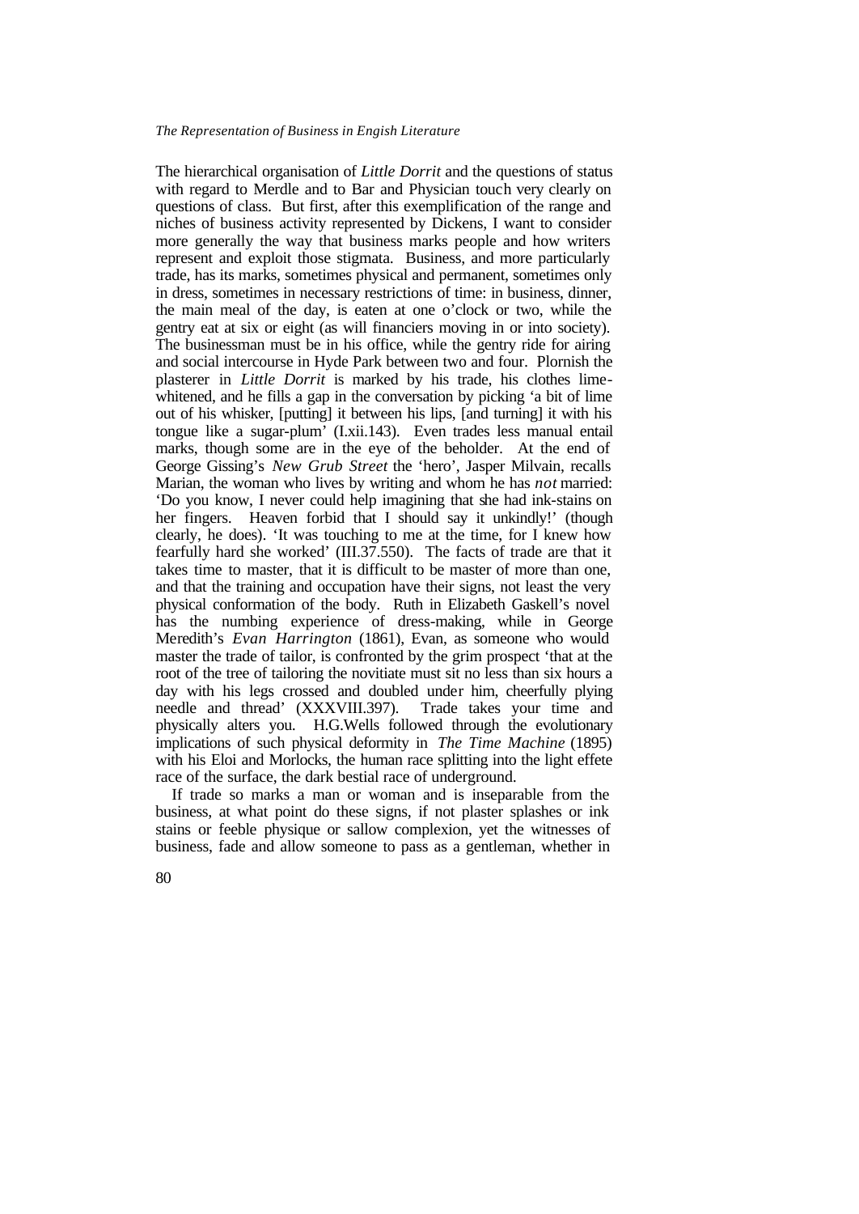The hierarchical organisation of *Little Dorrit* and the questions of status with regard to Merdle and to Bar and Physician touch very clearly on questions of class. But first, after this exemplification of the range and niches of business activity represented by Dickens, I want to consider more generally the way that business marks people and how writers represent and exploit those stigmata. Business, and more particularly trade, has its marks, sometimes physical and permanent, sometimes only in dress, sometimes in necessary restrictions of time: in business, dinner, the main meal of the day, is eaten at one o'clock or two, while the gentry eat at six or eight (as will financiers moving in or into society). The businessman must be in his office, while the gentry ride for airing and social intercourse in Hyde Park between two and four. Plornish the plasterer in *Little Dorrit* is marked by his trade, his clothes lime-whitened, and he fills a gap in the conversation by picking 'a bit of lime out of his whisker, [putting] it between his lips, [and turning] it with his tongue like a sugar-plum' (I.xii.143). Even trades less manual entail marks, though some are in the eye of the beholder. At the end of George Gissing's *New Grub Street* the 'hero', Jasper Milvain, recalls Marian, the woman who lives by writing and whom he has *not* married: 'Do you know, I never could help imagining that she had ink-stains on her fingers. Heaven forbid that I should say it unkindly!' (though clearly, he does). 'It was touching to me at the time, for I knew how fearfully hard she worked' (III.37.550). The facts of trade are that it takes time to master, that it is difficult to be master of more than one, and that the training and occupation have their signs, not least the very physical conformation of the body. Ruth in Elizabeth Gaskell's novel has the numbing experience of dress-making, while in George Meredith's *Evan Harrington* (1861), Evan, as someone who would master the trade of tailor, is confronted by the grim prospect 'that at the root of the tree of tailoring the novitiate must sit no less than six hours a day with his legs crossed and doubled under him, cheerfully plying needle and thread' (XXXVIII.397). Trade takes your time and physically alters you. H.G.Wells followed through the evolutionary implications of such physical deformity in *The Time Machine* (1895) with his Eloi and Morlocks, the human race splitting into the light effete race of the surface, the dark bestial race of underground.

If trade so marks a man or woman and is inseparable from the business, at what point do these signs, if not plaster splashes or ink stains or feeble physique or sallow complexion, yet the witnesses of business, fade and allow someone to pass as a gentleman, whether in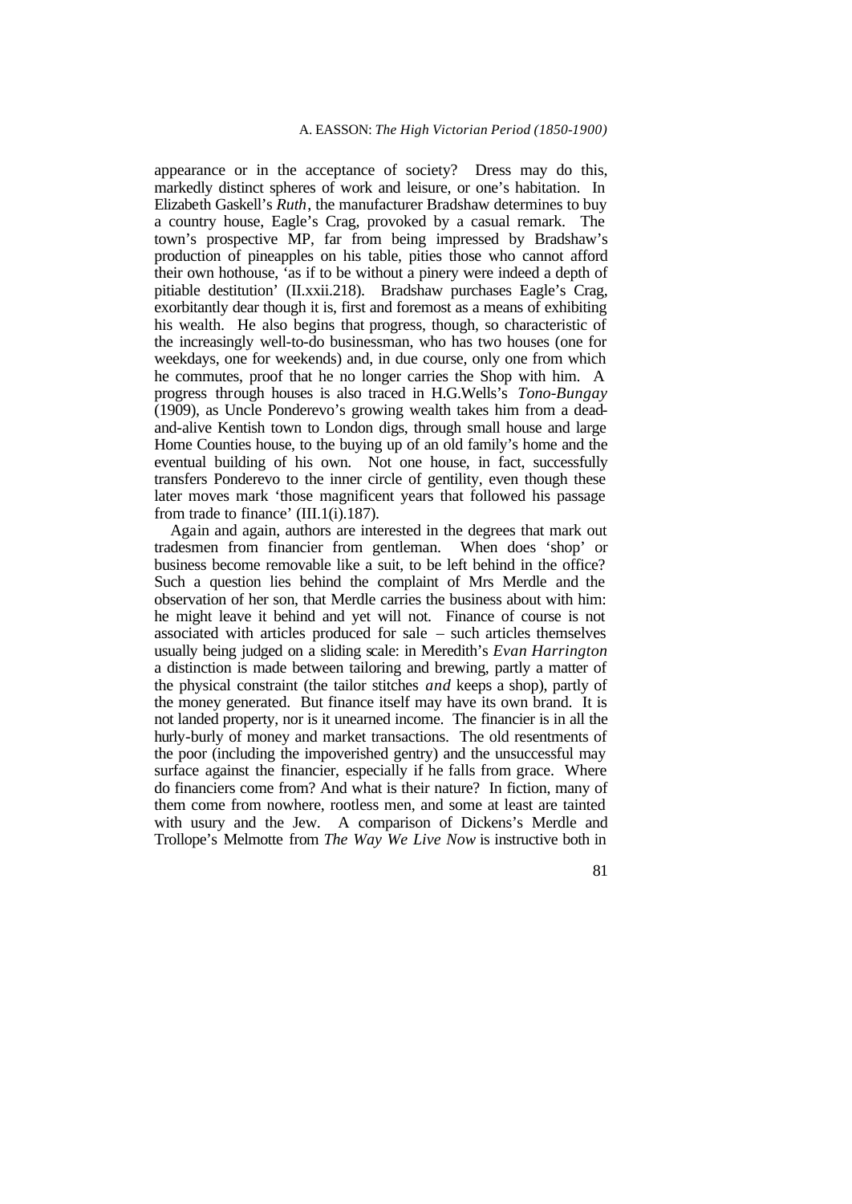appearance or in the acceptance of society? Dress may do this, markedly distinct spheres of work and leisure, or one's habitation. In Elizabeth Gaskell's *Ruth*, the manufacturer Bradshaw determines to buy a country house, Eagle's Crag, provoked by a casual remark. The town's prospective MP, far from being impressed by Bradshaw's production of pineapples on his table, pities those who cannot afford their own hothouse, 'as if to be without a pinery were indeed a depth of pitiable destitution' (II.xxii.218). Bradshaw purchases Eagle's Crag, exorbitantly dear though it is, first and foremost as a means of exhibiting his wealth. He also begins that progress, though, so characteristic of the increasingly well-to-do businessman, who has two houses (one for weekdays, one for weekends) and, in due course, only one from which he commutes, proof that he no longer carries the Shop with him. A progress through houses is also traced in H.G.Wells's *Tono-Bungay* (1909), as Uncle Ponderevo's growing wealth takes him from a dead-and-alive Kentish town to London digs, through small house and large Home Counties house, to the buying up of an old family's home and the eventual building of his own. Not one house, in fact, successfully transfers Ponderevo to the inner circle of gentility, even though these later moves mark 'those magnificent years that followed his passage from trade to finance' (III.1(i).187).

Again and again, authors are interested in the degrees that mark out tradesmen from financier from gentleman. When does 'shop' or business become removable like a suit, to be left behind in the office? Such a question lies behind the complaint of Mrs Merdle and the observation of her son, that Merdle carries the business about with him: he might leave it behind and yet will not. Finance of course is not associated with articles produced for sale – such articles themselves usually being judged on a sliding scale: in Meredith's *Evan Harrington* a distinction is made between tailoring and brewing, partly a matter of the physical constraint (the tailor stitches *and* keeps a shop), partly of the money generated. But finance itself may have its own brand. It is not landed property, nor is it unearned income. The financier is in all the hurly-burly of money and market transactions. The old resentments of the poor (including the impoverished gentry) and the unsuccessful may surface against the financier, especially if he falls from grace. Where do financiers come from? And what is their nature? In fiction, many of them come from nowhere, rootless men, and some at least are tainted with usury and the Jew. A comparison of Dickens's Merdle and Trollope's Melmotte from *The Way We Live Now* is instructive both in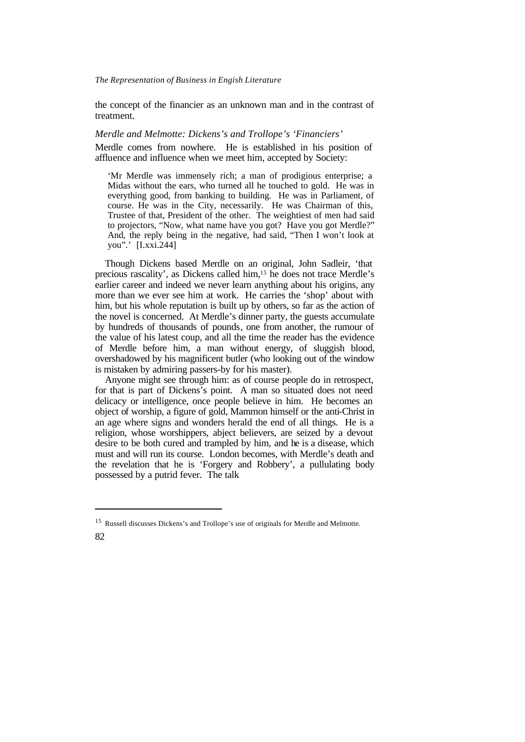the concept of the financier as an unknown man and in the contrast of treatment.

*Merdle and Melmotte: Dickens's and Trollope's 'Financiers'*

Merdle comes from nowhere. He is established in his position of affluence and influence when we meet him, accepted by Society:

> 'Mr Merdle was immensely rich; a man of prodigious enterprise; a Midas without the ears, who turned all he touched to gold. He was in everything good, from banking to building. He was in Parliament, of course. He was in the City, necessarily. He was Chairman of this, Trustee of that, President of the other. The weightiest of men had said to projectors, "Now, what name have you got? Have you got Merdle?" And, the reply being in the negative, had said, "Then I won't look at you".' [I.xxi.244]

Though Dickens based Merdle on an original, John Sadleir, 'that precious rascality', as Dickens called him,[15] he does not trace Merdle's earlier career and indeed we never learn anything about his origins, any more than we ever see him at work. He carries the 'shop' about with him, but his whole reputation is built up by others, so far as the action of the novel is concerned. At Merdle's dinner party, the guests accumulate by hundreds of thousands of pounds, one from another, the rumour of the value of his latest coup, and all the time the reader has the evidence of Merdle before him, a man without energy, of sluggish blood, overshadowed by his magnificent butler (who looking out of the window is mistaken by admiring passers-by for his master).

Anyone might see through him: as of course people do in retrospect, for that is part of Dickens's point. A man so situated does not need delicacy or intelligence, once people believe in him. He becomes an object of worship, a figure of gold, Mammon himself or the anti-Christ in an age where signs and wonders herald the end of all things. He is a religion, whose worshippers, abject believers, are seized by a devout desire to be both cured and trampled by him, and he is a disease, which must and will run its course. London becomes, with Merdle's death and the revelation that he is 'Forgery and Robbery', a pullulating body possessed by a putrid fever. The talk

---

[15] Russell discusses Dickens's and Trollope's use of originals for Merdle and Melmotte.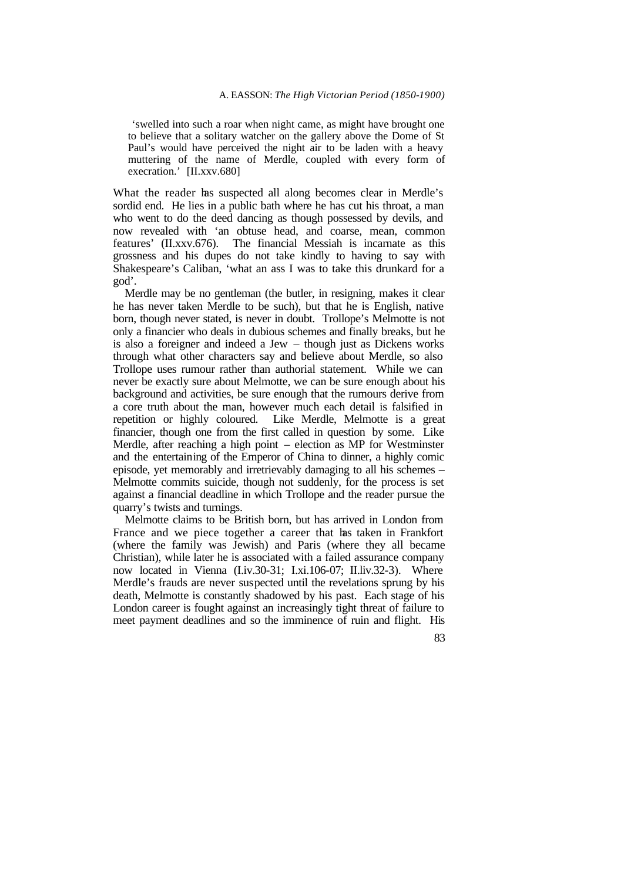> 'swelled into such a roar when night came, as might have brought one to believe that a solitary watcher on the gallery above the Dome of St Paul's would have perceived the night air to be laden with a heavy muttering of the name of Merdle, coupled with every form of execration.' [II.xxv.680]

What the reader has suspected all along becomes clear in Merdle's sordid end. He lies in a public bath where he has cut his throat, a man who went to do the deed dancing as though possessed by devils, and now revealed with 'an obtuse head, and coarse, mean, common features' (II.xxv.676). The financial Messiah is incarnate as this grossness and his dupes do not take kindly to having to say with Shakespeare's Caliban, 'what an ass I was to take this drunkard for a god'.

Merdle may be no gentleman (the butler, in resigning, makes it clear he has never taken Merdle to be such), but that he is English, native born, though never stated, is never in doubt. Trollope's Melmotte is not only a financier who deals in dubious schemes and finally breaks, but he is also a foreigner and indeed a Jew – though just as Dickens works through what other characters say and believe about Merdle, so also Trollope uses rumour rather than authorial statement. While we can never be exactly sure about Melmotte, we can be sure enough about his background and activities, be sure enough that the rumours derive from a core truth about the man, however much each detail is falsified in repetition or highly coloured. Like Merdle, Melmotte is a great financier, though one from the first called in question by some. Like Merdle, after reaching a high point – election as MP for Westminster and the entertaining of the Emperor of China to dinner, a highly comic episode, yet memorably and irretrievably damaging to all his schemes – Melmotte commits suicide, though not suddenly, for the process is set against a financial deadline in which Trollope and the reader pursue the quarry's twists and turnings.

Melmotte claims to be British born, but has arrived in London from France and we piece together a career that has taken in Frankfort (where the family was Jewish) and Paris (where they all became Christian), while later he is associated with a failed assurance company now located in Vienna (I.iv.30-31; I.xi.106-07; II.liv.32-3). Where Merdle's frauds are never suspected until the revelations sprung by his death, Melmotte is constantly shadowed by his past. Each stage of his London career is fought against an increasingly tight threat of failure to meet payment deadlines and so the imminence of ruin and flight. His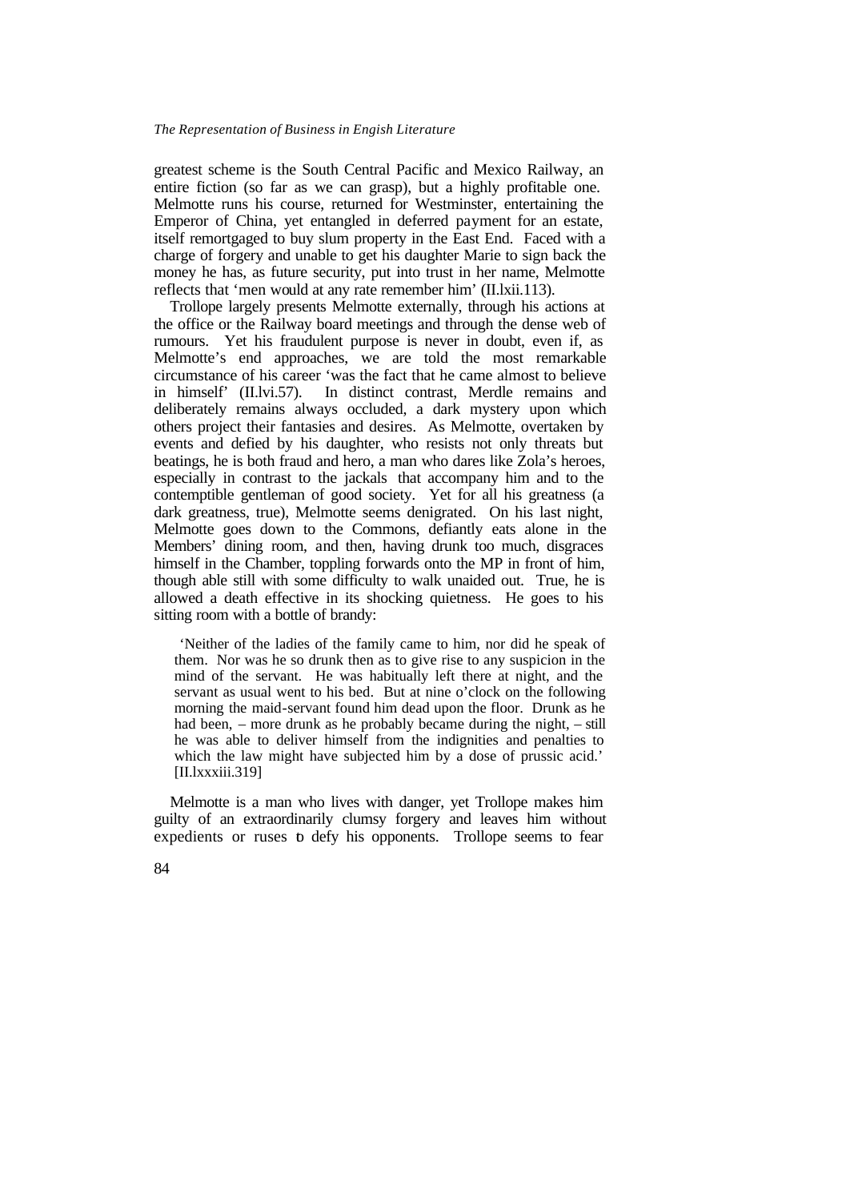greatest scheme is the South Central Pacific and Mexico Railway, an entire fiction (so far as we can grasp), but a highly profitable one. Melmotte runs his course, returned for Westminster, entertaining the Emperor of China, yet entangled in deferred payment for an estate, itself remortgaged to buy slum property in the East End. Faced with a charge of forgery and unable to get his daughter Marie to sign back the money he has, as future security, put into trust in her name, Melmotte reflects that 'men would at any rate remember him' (II.lxii.113).

Trollope largely presents Melmotte externally, through his actions at the office or the Railway board meetings and through the dense web of rumours. Yet his fraudulent purpose is never in doubt, even if, as Melmotte's end approaches, we are told the most remarkable circumstance of his career 'was the fact that he came almost to believe in himself' (II.lvi.57). In distinct contrast, Merdle remains and deliberately remains always occluded, a dark mystery upon which others project their fantasies and desires. As Melmotte, overtaken by events and defied by his daughter, who resists not only threats but beatings, he is both fraud and hero, a man who dares like Zola's heroes, especially in contrast to the jackals that accompany him and to the contemptible gentleman of good society. Yet for all his greatness (a dark greatness, true), Melmotte seems denigrated. On his last night, Melmotte goes down to the Commons, defiantly eats alone in the Members' dining room, and then, having drunk too much, disgraces himself in the Chamber, toppling forwards onto the MP in front of him, though able still with some difficulty to walk unaided out. True, he is allowed a death effective in its shocking quietness. He goes to his sitting room with a bottle of brandy:

> 'Neither of the ladies of the family came to him, nor did he speak of them. Nor was he so drunk then as to give rise to any suspicion in the mind of the servant. He was habitually left there at night, and the servant as usual went to his bed. But at nine o'clock on the following morning the maid-servant found him dead upon the floor. Drunk as he had been, – more drunk as he probably became during the night, – still he was able to deliver himself from the indignities and penalties to which the law might have subjected him by a dose of prussic acid.' [II.lxxxiii.319]

Melmotte is a man who lives with danger, yet Trollope makes him guilty of an extraordinarily clumsy forgery and leaves him without expedients or ruses to defy his opponents. Trollope seems to fear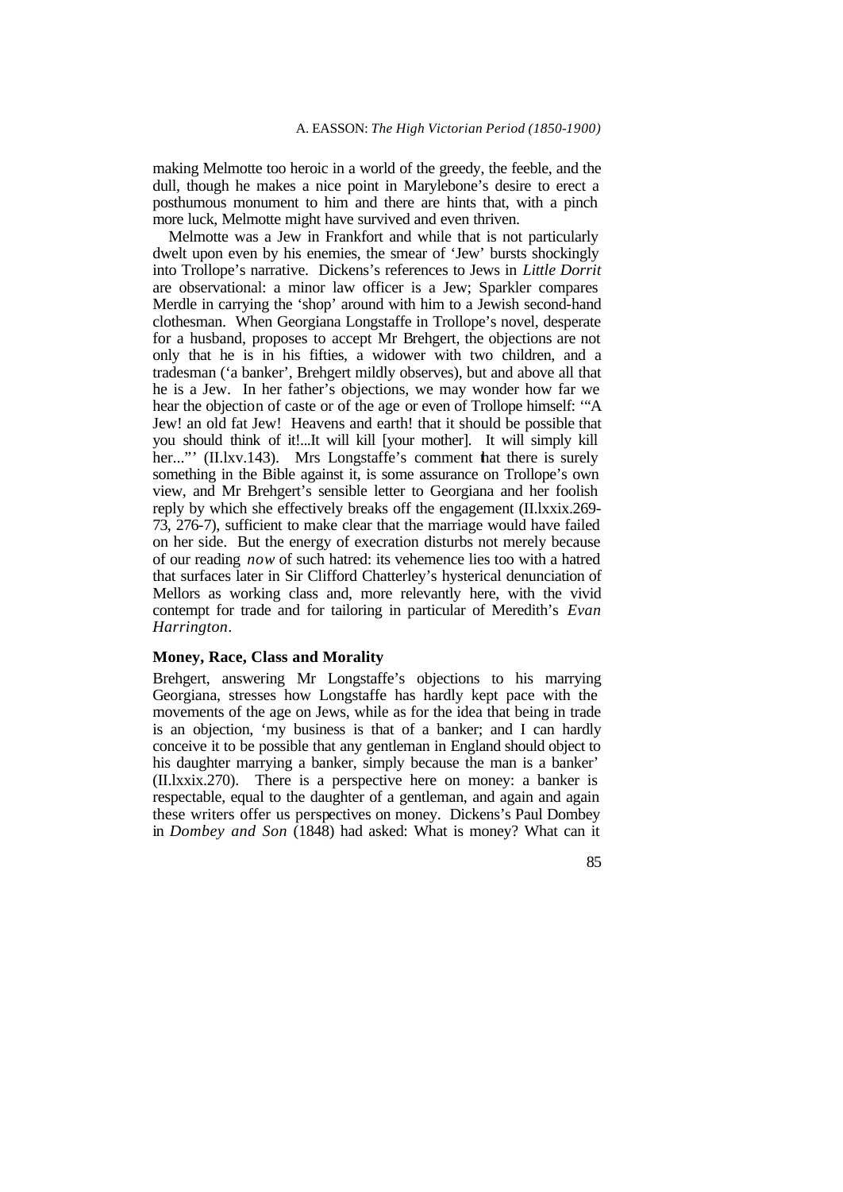making Melmotte too heroic in a world of the greedy, the feeble, and the dull, though he makes a nice point in Marylebone's desire to erect a posthumous monument to him and there are hints that, with a pinch more luck, Melmotte might have survived and even thriven.

Melmotte was a Jew in Frankfort and while that is not particularly dwelt upon even by his enemies, the smear of 'Jew' bursts shockingly into Trollope's narrative. Dickens's references to Jews in *Little Dorrit* are observational: a minor law officer is a Jew; Sparkler compares Merdle in carrying the 'shop' around with him to a Jewish second-hand clothesman. When Georgiana Longstaffe in Trollope's novel, desperate for a husband, proposes to accept Mr Brehgert, the objections are not only that he is in his fifties, a widower with two children, and a tradesman ('a banker', Brehgert mildly observes), but and above all that he is a Jew. In her father's objections, we may wonder how far we hear the objection of caste or of the age or even of Trollope himself: '"A Jew! an old fat Jew! Heavens and earth! that it should be possible that you should think of it!...It will kill [your mother]. It will simply kill her..."' (II.lxv.143). Mrs Longstaffe's comment that there is surely something in the Bible against it, is some assurance on Trollope's own view, and Mr Brehgert's sensible letter to Georgiana and her foolish reply by which she effectively breaks off the engagement (II.lxxix.269-73, 276-7), sufficient to make clear that the marriage would have failed on her side. But the energy of execration disturbs not merely because of our reading *now* of such hatred: its vehemence lies too with a hatred that surfaces later in Sir Clifford Chatterley's hysterical denunciation of Mellors as working class and, more relevantly here, with the vivid contempt for trade and for tailoring in particular of Meredith's *Evan Harrington*.

### Money, Race, Class and Morality

Brehgert, answering Mr Longstaffe's objections to his marrying Georgiana, stresses how Longstaffe has hardly kept pace with the movements of the age on Jews, while as for the idea that being in trade is an objection, 'my business is that of a banker; and I can hardly conceive it to be possible that any gentleman in England should object to his daughter marrying a banker, simply because the man is a banker' (II.lxxix.270). There is a perspective here on money: a banker is respectable, equal to the daughter of a gentleman, and again and again these writers offer us perspectives on money. Dickens's Paul Dombey in *Dombey and Son* (1848) had asked: What is money? What can it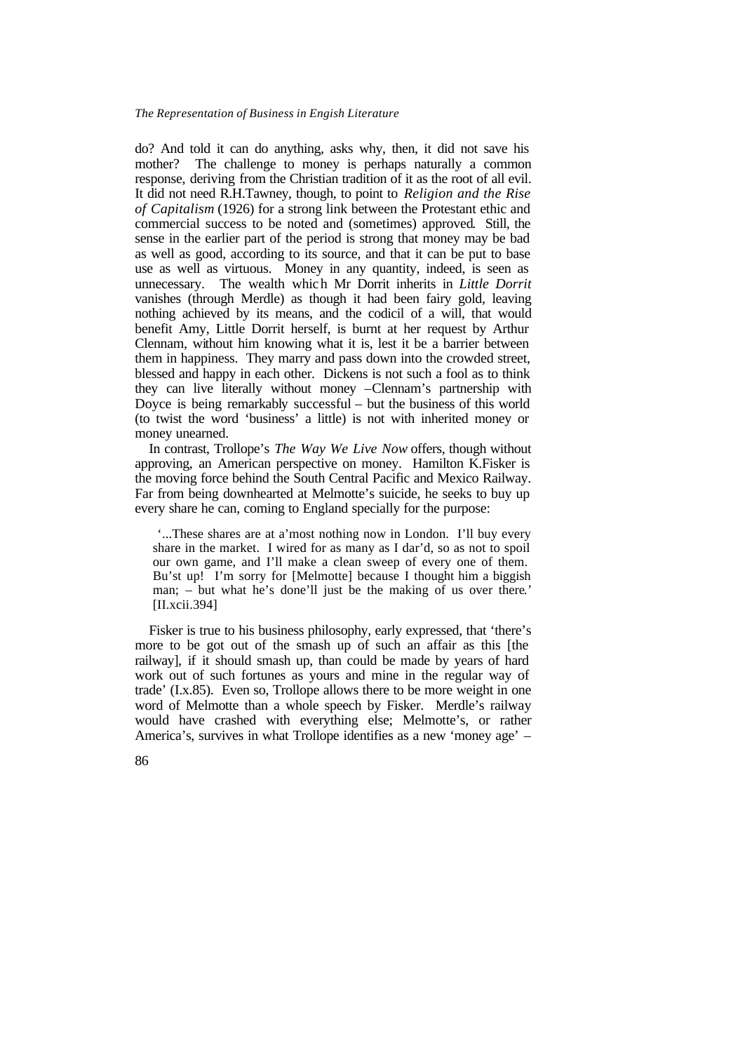do? And told it can do anything, asks why, then, it did not save his mother? The challenge to money is perhaps naturally a common response, deriving from the Christian tradition of it as the root of all evil. It did not need R.H.Tawney, though, to point to *Religion and the Rise of Capitalism* (1926) for a strong link between the Protestant ethic and commercial success to be noted and (sometimes) approved. Still, the sense in the earlier part of the period is strong that money may be bad as well as good, according to its source, and that it can be put to base use as well as virtuous. Money in any quantity, indeed, is seen as unnecessary. The wealth which Mr Dorrit inherits in *Little Dorrit* vanishes (through Merdle) as though it had been fairy gold, leaving nothing achieved by its means, and the codicil of a will, that would benefit Amy, Little Dorrit herself, is burnt at her request by Arthur Clennam, without him knowing what it is, lest it be a barrier between them in happiness. They marry and pass down into the crowded street, blessed and happy in each other. Dickens is not such a fool as to think they can live literally without money –Clennam's partnership with Doyce is being remarkably successful – but the business of this world (to twist the word 'business' a little) is not with inherited money or money unearned.

In contrast, Trollope's *The Way We Live Now* offers, though without approving, an American perspective on money. Hamilton K.Fisker is the moving force behind the South Central Pacific and Mexico Railway. Far from being downhearted at Melmotte's suicide, he seeks to buy up every share he can, coming to England specially for the purpose:

> '...These shares are at a'most nothing now in London. I'll buy every share in the market. I wired for as many as I dar'd, so as not to spoil our own game, and I'll make a clean sweep of every one of them. Bu'st up! I'm sorry for [Melmotte] because I thought him a biggish man; – but what he's done'll just be the making of us over there.' [II.xcii.394]

Fisker is true to his business philosophy, early expressed, that 'there's more to be got out of the smash up of such an affair as this [the railway], if it should smash up, than could be made by years of hard work out of such fortunes as yours and mine in the regular way of trade' (I.x.85). Even so, Trollope allows there to be more weight in one word of Melmotte than a whole speech by Fisker. Merdle's railway would have crashed with everything else; Melmotte's, or rather America's, survives in what Trollope identifies as a new 'money age' –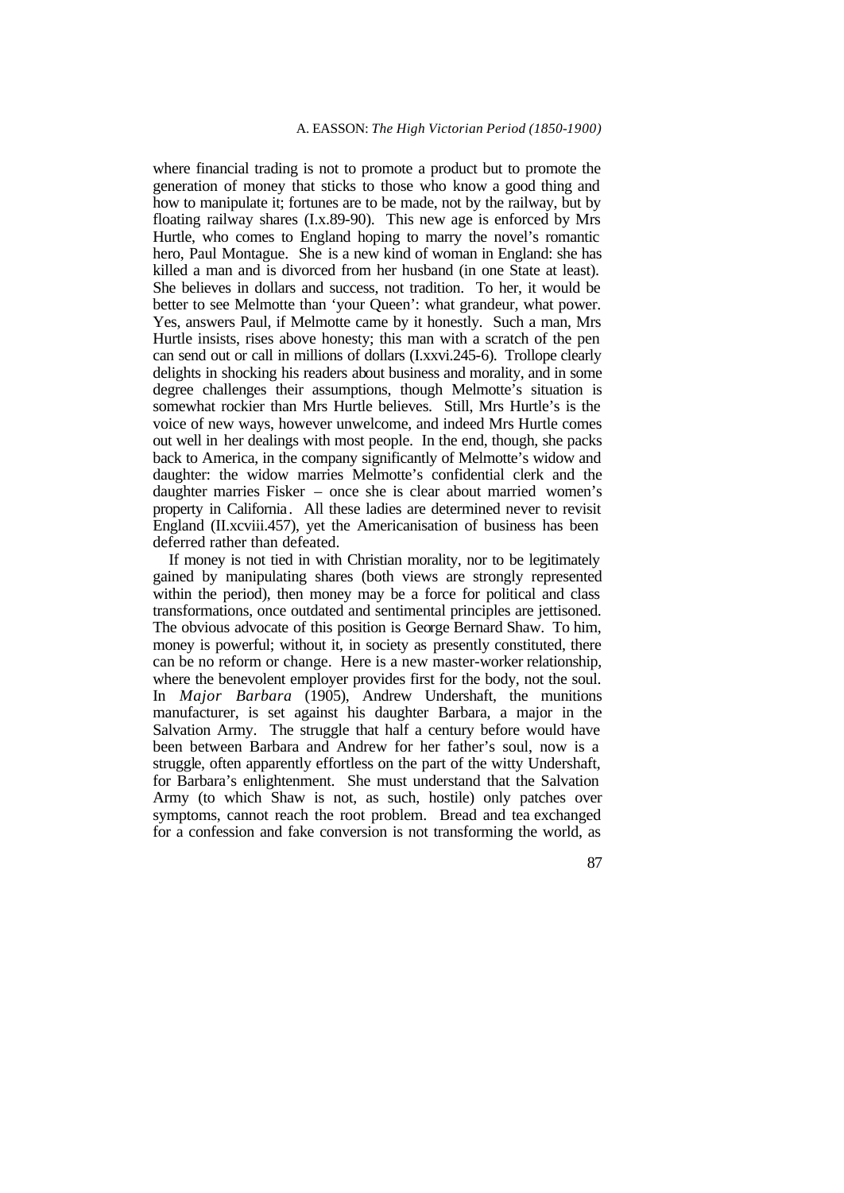where financial trading is not to promote a product but to promote the generation of money that sticks to those who know a good thing and how to manipulate it; fortunes are to be made, not by the railway, but by floating railway shares (I.x.89-90). This new age is enforced by Mrs Hurtle, who comes to England hoping to marry the novel's romantic hero, Paul Montague. She is a new kind of woman in England: she has killed a man and is divorced from her husband (in one State at least). She believes in dollars and success, not tradition. To her, it would be better to see Melmotte than 'your Queen': what grandeur, what power. Yes, answers Paul, if Melmotte came by it honestly. Such a man, Mrs Hurtle insists, rises above honesty; this man with a scratch of the pen can send out or call in millions of dollars (I.xxvi.245-6). Trollope clearly delights in shocking his readers about business and morality, and in some degree challenges their assumptions, though Melmotte's situation is somewhat rockier than Mrs Hurtle believes. Still, Mrs Hurtle's is the voice of new ways, however unwelcome, and indeed Mrs Hurtle comes out well in her dealings with most people. In the end, though, she packs back to America, in the company significantly of Melmotte's widow and daughter: the widow marries Melmotte's confidential clerk and the daughter marries Fisker – once she is clear about married women's property in California. All these ladies are determined never to revisit England (II.xcviii.457), yet the Americanisation of business has been deferred rather than defeated.

If money is not tied in with Christian morality, nor to be legitimately gained by manipulating shares (both views are strongly represented within the period), then money may be a force for political and class transformations, once outdated and sentimental principles are jettisoned. The obvious advocate of this position is George Bernard Shaw. To him, money is powerful; without it, in society as presently constituted, there can be no reform or change. Here is a new master-worker relationship, where the benevolent employer provides first for the body, not the soul. In *Major Barbara* (1905), Andrew Undershaft, the munitions manufacturer, is set against his daughter Barbara, a major in the Salvation Army. The struggle that half a century before would have been between Barbara and Andrew for her father's soul, now is a struggle, often apparently effortless on the part of the witty Undershaft, for Barbara's enlightenment. She must understand that the Salvation Army (to which Shaw is not, as such, hostile) only patches over symptoms, cannot reach the root problem. Bread and tea exchanged for a confession and fake conversion is not transforming the world, as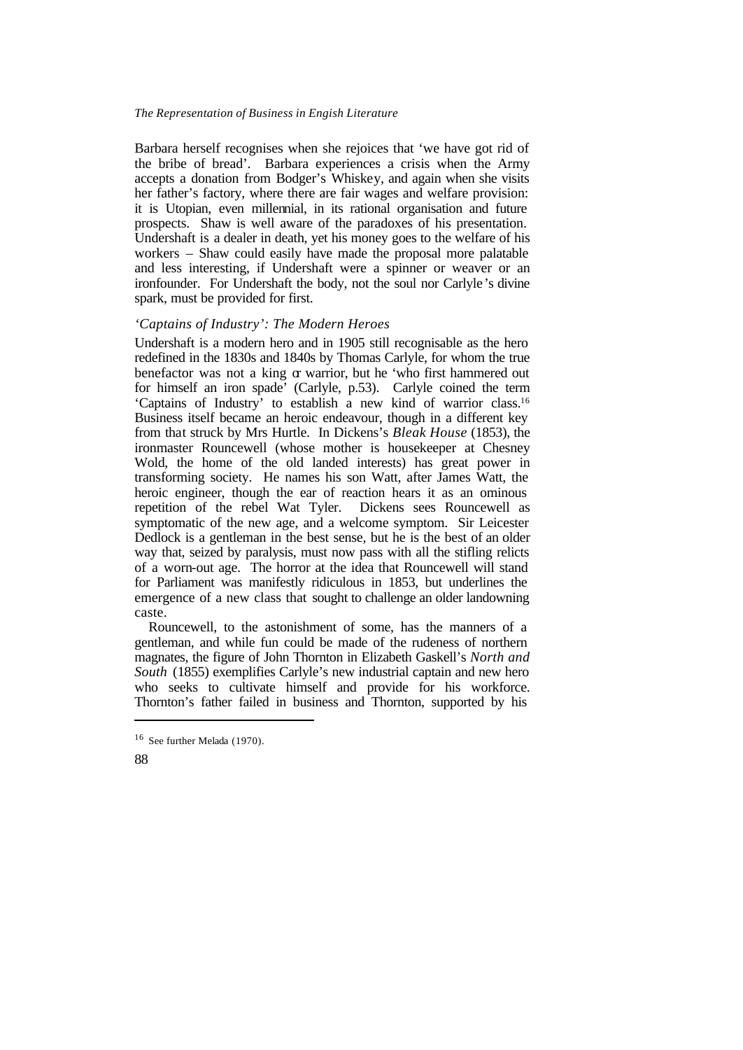Barbara herself recognises when she rejoices that 'we have got rid of the bribe of bread'. Barbara experiences a crisis when the Army accepts a donation from Bodger's Whiskey, and again when she visits her father's factory, where there are fair wages and welfare provision: it is Utopian, even millennial, in its rational organisation and future prospects. Shaw is well aware of the paradoxes of his presentation. Undershaft is a dealer in death, yet his money goes to the welfare of his workers – Shaw could easily have made the proposal more palatable and less interesting, if Undershaft were a spinner or weaver or an ironfounder. For Undershaft the body, not the soul nor Carlyle's divine spark, must be provided for first.

### *'Captains of Industry': The Modern Heroes*

Undershaft is a modern hero and in 1905 still recognisable as the hero redefined in the 1830s and 1840s by Thomas Carlyle, for whom the true benefactor was not a king or warrior, but he 'who first hammered out for himself an iron spade' (Carlyle, p.53). Carlyle coined the term 'Captains of Industry' to establish a new kind of warrior class.[16] Business itself became an heroic endeavour, though in a different key from that struck by Mrs Hurtle. In Dickens's *Bleak House* (1853), the ironmaster Rouncewell (whose mother is housekeeper at Chesney Wold, the home of the old landed interests) has great power in transforming society. He names his son Watt, after James Watt, the heroic engineer, though the ear of reaction hears it as an ominous repetition of the rebel Wat Tyler. Dickens sees Rouncewell as symptomatic of the new age, and a welcome symptom. Sir Leicester Dedlock is a gentleman in the best sense, but he is the best of an older way that, seized by paralysis, must now pass with all the stifling relicts of a worn-out age. The horror at the idea that Rouncewell will stand for Parliament was manifestly ridiculous in 1853, but underlines the emergence of a new class that sought to challenge an older landowning caste.

Rouncewell, to the astonishment of some, has the manners of a gentleman, and while fun could be made of the rudeness of northern magnates, the figure of John Thornton in Elizabeth Gaskell's *North and South* (1855) exemplifies Carlyle's new industrial captain and new hero who seeks to cultivate himself and provide for his workforce. Thornton's father failed in business and Thornton, supported by his

[16] See further Melada (1970).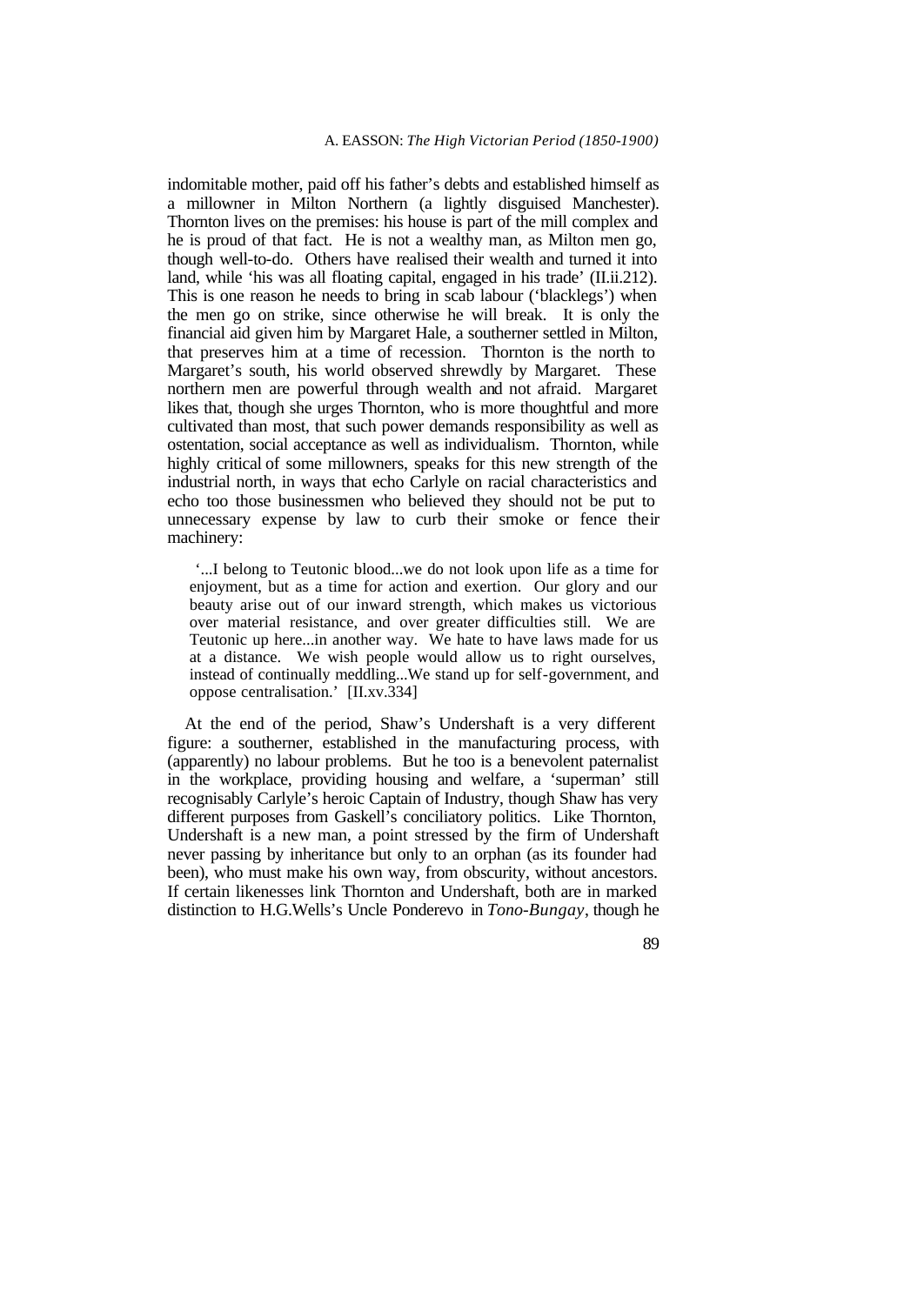indomitable mother, paid off his father's debts and established himself as a millowner in Milton Northern (a lightly disguised Manchester). Thornton lives on the premises: his house is part of the mill complex and he is proud of that fact. He is not a wealthy man, as Milton men go, though well-to-do. Others have realised their wealth and turned it into land, while 'his was all floating capital, engaged in his trade' (II.ii.212). This is one reason he needs to bring in scab labour ('blacklegs') when the men go on strike, since otherwise he will break. It is only the financial aid given him by Margaret Hale, a southerner settled in Milton, that preserves him at a time of recession. Thornton is the north to Margaret's south, his world observed shrewdly by Margaret. These northern men are powerful through wealth and not afraid. Margaret likes that, though she urges Thornton, who is more thoughtful and more cultivated than most, that such power demands responsibility as well as ostentation, social acceptance as well as individualism. Thornton, while highly critical of some millowners, speaks for this new strength of the industrial north, in ways that echo Carlyle on racial characteristics and echo too those businessmen who believed they should not be put to unnecessary expense by law to curb their smoke or fence their machinery:

> '...I belong to Teutonic blood...we do not look upon life as a time for enjoyment, but as a time for action and exertion. Our glory and our beauty arise out of our inward strength, which makes us victorious over material resistance, and over greater difficulties still. We are Teutonic up here...in another way. We hate to have laws made for us at a distance. We wish people would allow us to right ourselves, instead of continually meddling...We stand up for self-government, and oppose centralisation.' [II.xv.334]

At the end of the period, Shaw's Undershaft is a very different figure: a southerner, established in the manufacturing process, with (apparently) no labour problems. But he too is a benevolent paternalist in the workplace, providing housing and welfare, a 'superman' still recognisably Carlyle's heroic Captain of Industry, though Shaw has very different purposes from Gaskell's conciliatory politics. Like Thornton, Undershaft is a new man, a point stressed by the firm of Undershaft never passing by inheritance but only to an orphan (as its founder had been), who must make his own way, from obscurity, without ancestors. If certain likenesses link Thornton and Undershaft, both are in marked distinction to H.G.Wells's Uncle Ponderevo in *Tono-Bungay*, though he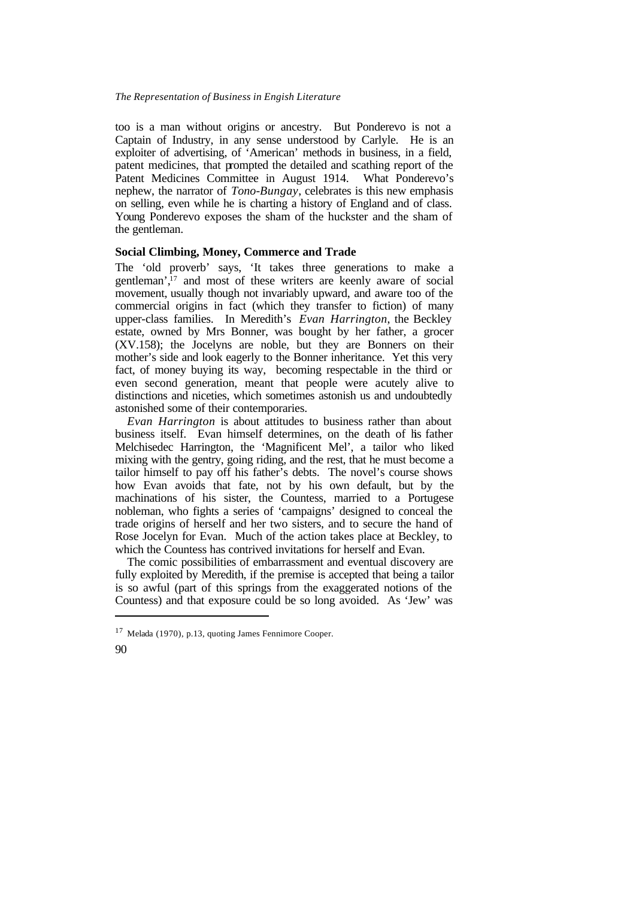too is a man without origins or ancestry. But Ponderevo is not a Captain of Industry, in any sense understood by Carlyle. He is an exploiter of advertising, of 'American' methods in business, in a field, patent medicines, that prompted the detailed and scathing report of the Patent Medicines Committee in August 1914. What Ponderevo's nephew, the narrator of *Tono-Bungay*, celebrates is this new emphasis on selling, even while he is charting a history of England and of class. Young Ponderevo exposes the sham of the huckster and the sham of the gentleman.

### Social Climbing, Money, Commerce and Trade

The 'old proverb' says, 'It takes three generations to make a gentleman',[17] and most of these writers are keenly aware of social movement, usually though not invariably upward, and aware too of the commercial origins in fact (which they transfer to fiction) of many upper-class families. In Meredith's *Evan Harrington*, the Beckley estate, owned by Mrs Bonner, was bought by her father, a grocer (XV.158); the Jocelyns are noble, but they are Bonners on their mother's side and look eagerly to the Bonner inheritance. Yet this very fact, of money buying its way, becoming respectable in the third or even second generation, meant that people were acutely alive to distinctions and niceties, which sometimes astonish us and undoubtedly astonished some of their contemporaries.

*Evan Harrington* is about attitudes to business rather than about business itself. Evan himself determines, on the death of his father Melchisedec Harrington, the 'Magnificent Mel', a tailor who liked mixing with the gentry, going riding, and the rest, that he must become a tailor himself to pay off his father's debts. The novel's course shows how Evan avoids that fate, not by his own default, but by the machinations of his sister, the Countess, married to a Portugese nobleman, who fights a series of 'campaigns' designed to conceal the trade origins of herself and her two sisters, and to secure the hand of Rose Jocelyn for Evan. Much of the action takes place at Beckley, to which the Countess has contrived invitations for herself and Evan.

The comic possibilities of embarrassment and eventual discovery are fully exploited by Meredith, if the premise is accepted that being a tailor is so awful (part of this springs from the exaggerated notions of the Countess) and that exposure could be so long avoided. As 'Jew' was

---

[17] Melada (1970), p.13, quoting James Fennimore Cooper.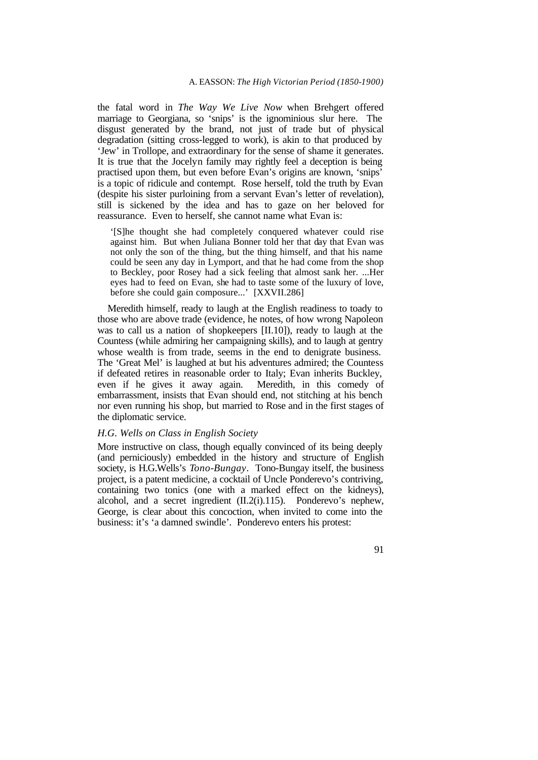the fatal word in *The Way We Live Now* when Brehgert offered marriage to Georgiana, so 'snips' is the ignominious slur here. The disgust generated by the brand, not just of trade but of physical degradation (sitting cross-legged to work), is akin to that produced by 'Jew' in Trollope, and extraordinary for the sense of shame it generates. It is true that the Jocelyn family may rightly feel a deception is being practised upon them, but even before Evan's origins are known, 'snips' is a topic of ridicule and contempt. Rose herself, told the truth by Evan (despite his sister purloining from a servant Evan's letter of revelation), still is sickened by the idea and has to gaze on her beloved for reassurance. Even to herself, she cannot name what Evan is:

> '[S]he thought she had completely conquered whatever could rise against him. But when Juliana Bonner told her that day that Evan was not only the son of the thing, but the thing himself, and that his name could be seen any day in Lymport, and that he had come from the shop to Beckley, poor Rosey had a sick feeling that almost sank her. ...Her eyes had to feed on Evan, she had to taste some of the luxury of love, before she could gain composure...' [XXVII.286]

Meredith himself, ready to laugh at the English readiness to toady to those who are above trade (evidence, he notes, of how wrong Napoleon was to call us a nation of shopkeepers [II.10]), ready to laugh at the Countess (while admiring her campaigning skills), and to laugh at gentry whose wealth is from trade, seems in the end to denigrate business. The 'Great Mel' is laughed at but his adventures admired; the Countess if defeated retires in reasonable order to Italy; Evan inherits Buckley, even if he gives it away again. Meredith, in this comedy of embarrassment, insists that Evan should end, not stitching at his bench nor even running his shop, but married to Rose and in the first stages of the diplomatic service.

### *H.G. Wells on Class in English Society*

More instructive on class, though equally convinced of its being deeply (and perniciously) embedded in the history and structure of English society, is H.G.Wells's *Tono-Bungay*. Tono-Bungay itself, the business project, is a patent medicine, a cocktail of Uncle Ponderevo's contriving, containing two tonics (one with a marked effect on the kidneys), alcohol, and a secret ingredient (II.2(i).115). Ponderevo's nephew, George, is clear about this concoction, when invited to come into the business: it's 'a damned swindle'. Ponderevo enters his protest: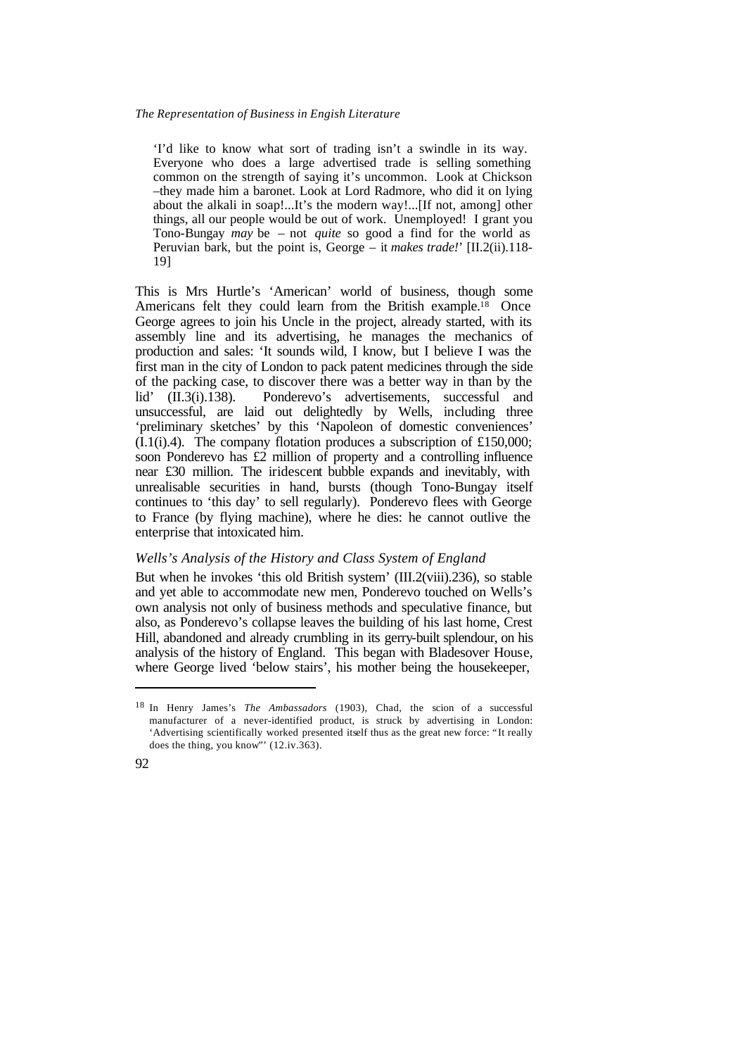> 'I'd like to know what sort of trading isn't a swindle in its way. Everyone who does a large advertised trade is selling something common on the strength of saying it's uncommon. Look at Chickson –they made him a baronet. Look at Lord Radmore, who did it on lying about the alkali in soap!...It's the modern way!...[If not, among] other things, all our people would be out of work. Unemployed! I grant you Tono-Bungay *may* be – not *quite* so good a find for the world as Peruvian bark, but the point is, George – it *makes trade!*' [II.2(ii).118-19]

This is Mrs Hurtle's 'American' world of business, though some Americans felt they could learn from the British example.[18] Once George agrees to join his Uncle in the project, already started, with its assembly line and its advertising, he manages the mechanics of production and sales: 'It sounds wild, I know, but I believe I was the first man in the city of London to pack patent medicines through the side of the packing case, to discover there was a better way in than by the lid' (II.3(i).138). Ponderevo's advertisements, successful and unsuccessful, are laid out delightedly by Wells, including three 'preliminary sketches' by this 'Napoleon of domestic conveniences' (I.1(i).4). The company flotation produces a subscription of £150,000; soon Ponderevo has £2 million of property and a controlling influence near £30 million. The iridescent bubble expands and inevitably, with unrealisable securities in hand, bursts (though Tono-Bungay itself continues to 'this day' to sell regularly). Ponderevo flees with George to France (by flying machine), where he dies: he cannot outlive the enterprise that intoxicated him.

### *Wells's Analysis of the History and Class System of England*

But when he invokes 'this old British system' (III.2(viii).236), so stable and yet able to accommodate new men, Ponderevo touched on Wells's own analysis not only of business methods and speculative finance, but also, as Ponderevo's collapse leaves the building of his last home, Crest Hill, abandoned and already crumbling in its gerry-built splendour, on his analysis of the history of England. This began with Bladesover House, where George lived 'below stairs', his mother being the housekeeper,

---

[18] In Henry James's *The Ambassadors* (1903), Chad, the scion of a successful manufacturer of a never-identified product, is struck by advertising in London: 'Advertising scientifically worked presented itself thus as the great new force: "It really does the thing, you know"' (12.iv.363).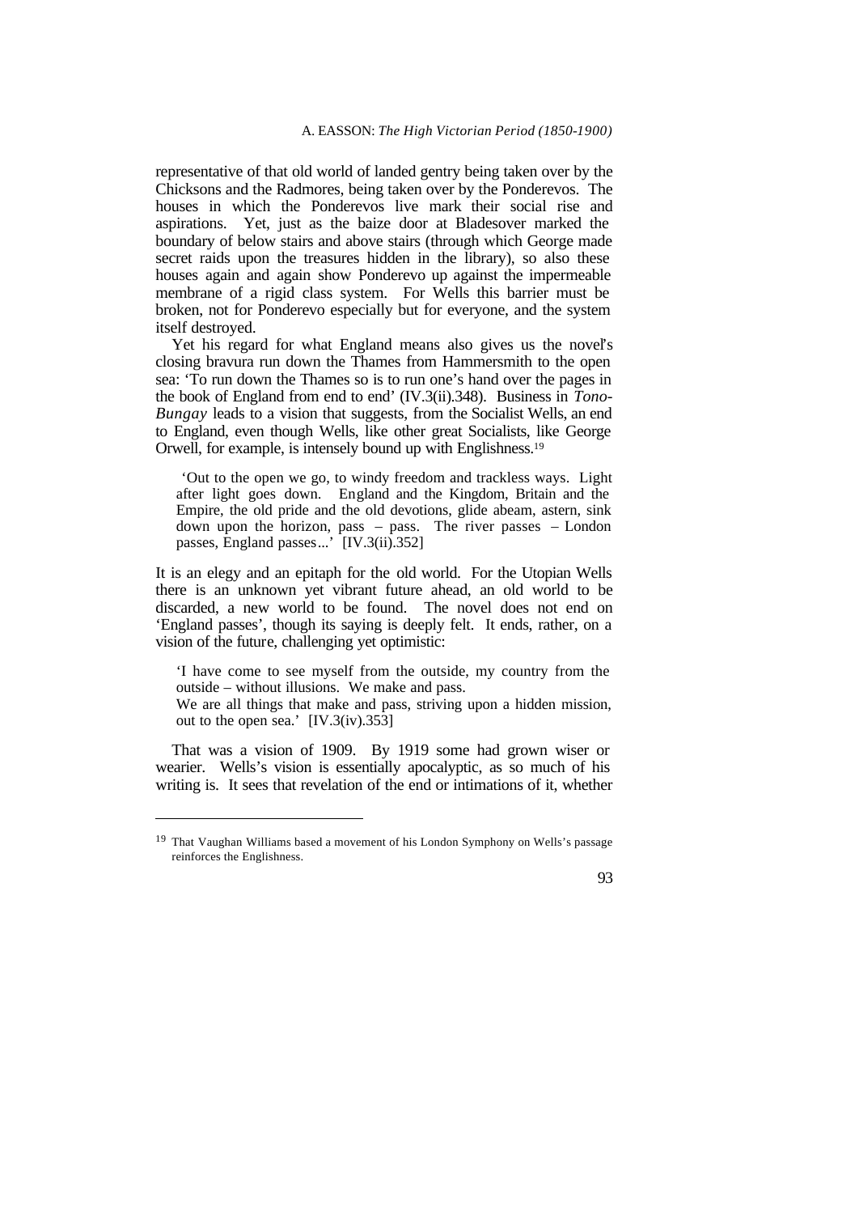representative of that old world of landed gentry being taken over by the Chicksons and the Radmores, being taken over by the Ponderevos. The houses in which the Ponderevos live mark their social rise and aspirations. Yet, just as the baize door at Bladesover marked the boundary of below stairs and above stairs (through which George made secret raids upon the treasures hidden in the library), so also these houses again and again show Ponderevo up against the impermeable membrane of a rigid class system. For Wells this barrier must be broken, not for Ponderevo especially but for everyone, and the system itself destroyed.

Yet his regard for what England means also gives us the novel's closing bravura run down the Thames from Hammersmith to the open sea: 'To run down the Thames so is to run one's hand over the pages in the book of England from end to end' (IV.3(ii).348). Business in *Tono-Bungay* leads to a vision that suggests, from the Socialist Wells, an end to England, even though Wells, like other great Socialists, like George Orwell, for example, is intensely bound up with Englishness.[19]

> 'Out to the open we go, to windy freedom and trackless ways. Light after light goes down. England and the Kingdom, Britain and the Empire, the old pride and the old devotions, glide abeam, astern, sink down upon the horizon, pass – pass. The river passes – London passes, England passes...' [IV.3(ii).352]

It is an elegy and an epitaph for the old world. For the Utopian Wells there is an unknown yet vibrant future ahead, an old world to be discarded, a new world to be found. The novel does not end on 'England passes', though its saying is deeply felt. It ends, rather, on a vision of the future, challenging yet optimistic:

> 'I have come to see myself from the outside, my country from the outside – without illusions. We make and pass.
> We are all things that make and pass, striving upon a hidden mission, out to the open sea.' [IV.3(iv).353]

That was a vision of 1909. By 1919 some had grown wiser or wearier. Wells's vision is essentially apocalyptic, as so much of his writing is. It sees that revelation of the end or intimations of it, whether

[19] That Vaughan Williams based a movement of his London Symphony on Wells's passage reinforces the Englishness.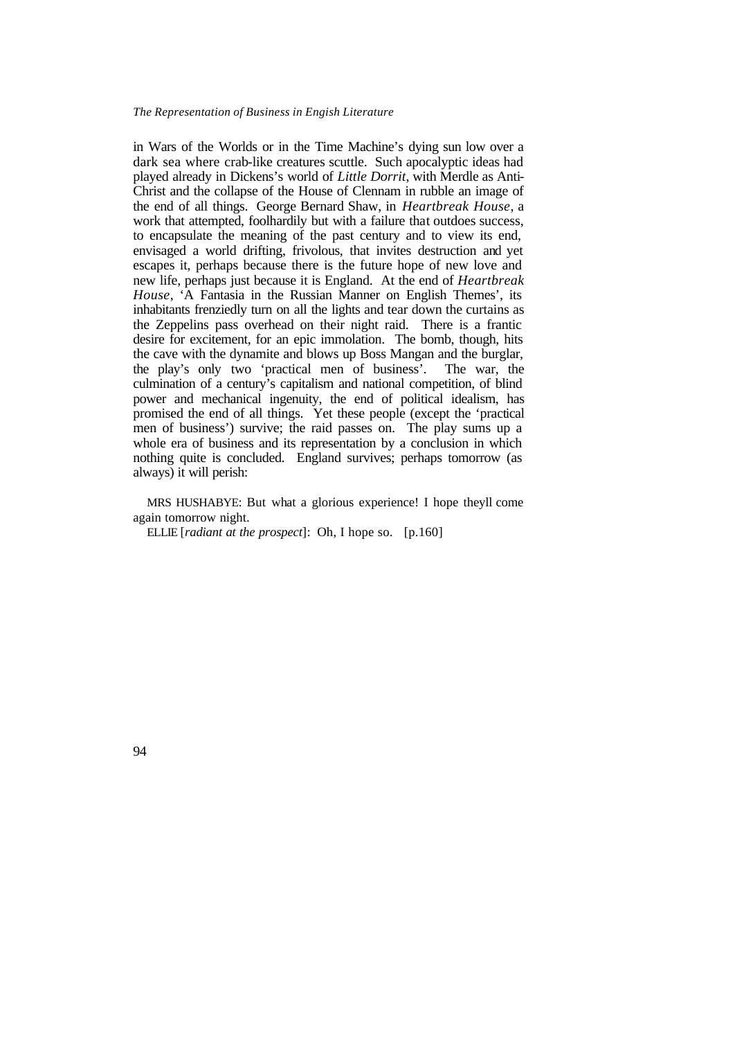in Wars of the Worlds or in the Time Machine's dying sun low over a dark sea where crab-like creatures scuttle. Such apocalyptic ideas had played already in Dickens's world of *Little Dorrit*, with Merdle as Anti-Christ and the collapse of the House of Clennam in rubble an image of the end of all things. George Bernard Shaw, in *Heartbreak House*, a work that attempted, foolhardily but with a failure that outdoes success, to encapsulate the meaning of the past century and to view its end, envisaged a world drifting, frivolous, that invites destruction and yet escapes it, perhaps because there is the future hope of new love and new life, perhaps just because it is England. At the end of *Heartbreak House*, 'A Fantasia in the Russian Manner on English Themes', its inhabitants frenziedly turn on all the lights and tear down the curtains as the Zeppelins pass overhead on their night raid. There is a frantic desire for excitement, for an epic immolation. The bomb, though, hits the cave with the dynamite and blows up Boss Mangan and the burglar, the play's only two 'practical men of business'. The war, the culmination of a century's capitalism and national competition, of blind power and mechanical ingenuity, the end of political idealism, has promised the end of all things. Yet these people (except the 'practical men of business') survive; the raid passes on. The play sums up a whole era of business and its representation by a conclusion in which nothing quite is concluded. England survives; perhaps tomorrow (as always) it will perish:

MRS HUSHABYE: But what a glorious experience! I hope theyll come again tomorrow night.

ELLIE [*radiant at the prospect*]: Oh, I hope so. [p.160]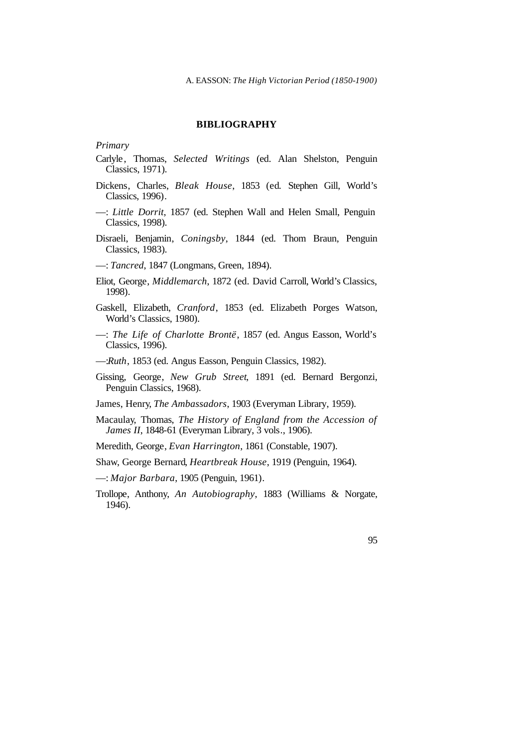## BIBLIOGRAPHY

*Primary*

Carlyle, Thomas, *Selected Writings* (ed. Alan Shelston, Penguin Classics, 1971).

Dickens, Charles, *Bleak House*, 1853 (ed. Stephen Gill, World's Classics, 1996).

—: *Little Dorrit*, 1857 (ed. Stephen Wall and Helen Small, Penguin Classics, 1998).

Disraeli, Benjamin, *Coningsby*, 1844 (ed. Thom Braun, Penguin Classics, 1983).

—: *Tancred*, 1847 (Longmans, Green, 1894).

Eliot, George, *Middlemarch*, 1872 (ed. David Carroll, World's Classics, 1998).

Gaskell, Elizabeth, *Cranford*, 1853 (ed. Elizabeth Porges Watson, World's Classics, 1980).

—: *The Life of Charlotte Brontë*, 1857 (ed. Angus Easson, World's Classics, 1996).

—:*Ruth*, 1853 (ed. Angus Easson, Penguin Classics, 1982).

Gissing, George, *New Grub Street*, 1891 (ed. Bernard Bergonzi, Penguin Classics, 1968).

James, Henry, *The Ambassadors*, 1903 (Everyman Library, 1959).

Macaulay, Thomas, *The History of England from the Accession of James II*, 1848-61 (Everyman Library, 3 vols., 1906).

Meredith, George, *Evan Harrington*, 1861 (Constable, 1907).

Shaw, George Bernard, *Heartbreak House*, 1919 (Penguin, 1964).

—: *Major Barbara*, 1905 (Penguin, 1961).

Trollope, Anthony, *An Autobiography*, 1883 (Williams & Norgate, 1946).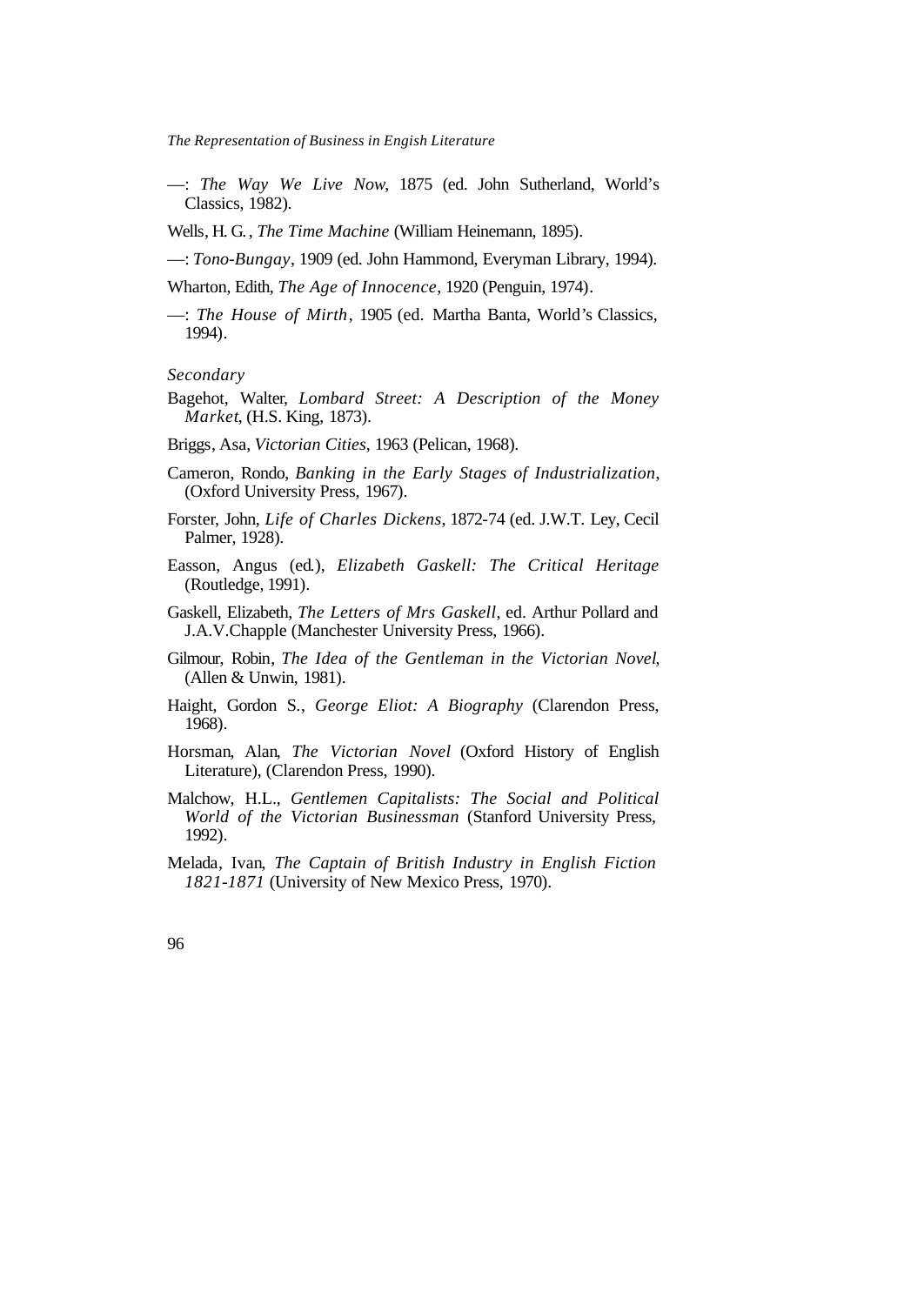—: *The Way We Live Now*, 1875 (ed. John Sutherland, World's Classics, 1982).

Wells, H. G., *The Time Machine* (William Heinemann, 1895).

—: *Tono-Bungay*, 1909 (ed. John Hammond, Everyman Library, 1994).

Wharton, Edith, *The Age of Innocence*, 1920 (Penguin, 1974).

—: *The House of Mirth*, 1905 (ed. Martha Banta, World's Classics, 1994).

*Secondary*

Bagehot, Walter, *Lombard Street: A Description of the Money Market*, (H.S. King, 1873).

Briggs, Asa, *Victorian Cities*, 1963 (Pelican, 1968).

Cameron, Rondo, *Banking in the Early Stages of Industrialization*, (Oxford University Press, 1967).

Forster, John, *Life of Charles Dickens*, 1872-74 (ed. J.W.T. Ley, Cecil Palmer, 1928).

Easson, Angus (ed.), *Elizabeth Gaskell: The Critical Heritage* (Routledge, 1991).

Gaskell, Elizabeth, *The Letters of Mrs Gaskell*, ed. Arthur Pollard and J.A.V.Chapple (Manchester University Press, 1966).

Gilmour, Robin, *The Idea of the Gentleman in the Victorian Novel*, (Allen & Unwin, 1981).

Haight, Gordon S., *George Eliot: A Biography* (Clarendon Press, 1968).

Horsman, Alan, *The Victorian Novel* (Oxford History of English Literature), (Clarendon Press, 1990).

Malchow, H.L., *Gentlemen Capitalists: The Social and Political World of the Victorian Businessman* (Stanford University Press, 1992).

Melada, Ivan, *The Captain of British Industry in English Fiction 1821-1871* (University of New Mexico Press, 1970).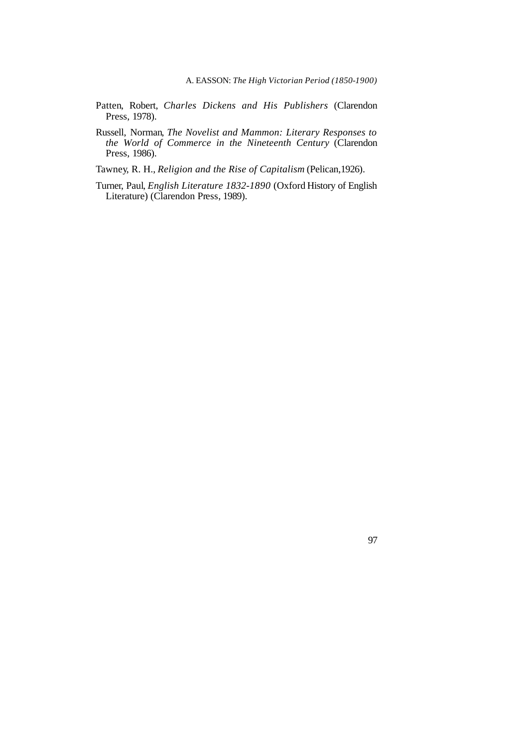Patten, Robert, *Charles Dickens and His Publishers* (Clarendon Press, 1978).

Russell, Norman, *The Novelist and Mammon: Literary Responses to the World of Commerce in the Nineteenth Century* (Clarendon Press, 1986).

Tawney, R. H., *Religion and the Rise of Capitalism* (Pelican,1926).

Turner, Paul, *English Literature 1832-1890* (Oxford History of English Literature) (Clarendon Press, 1989).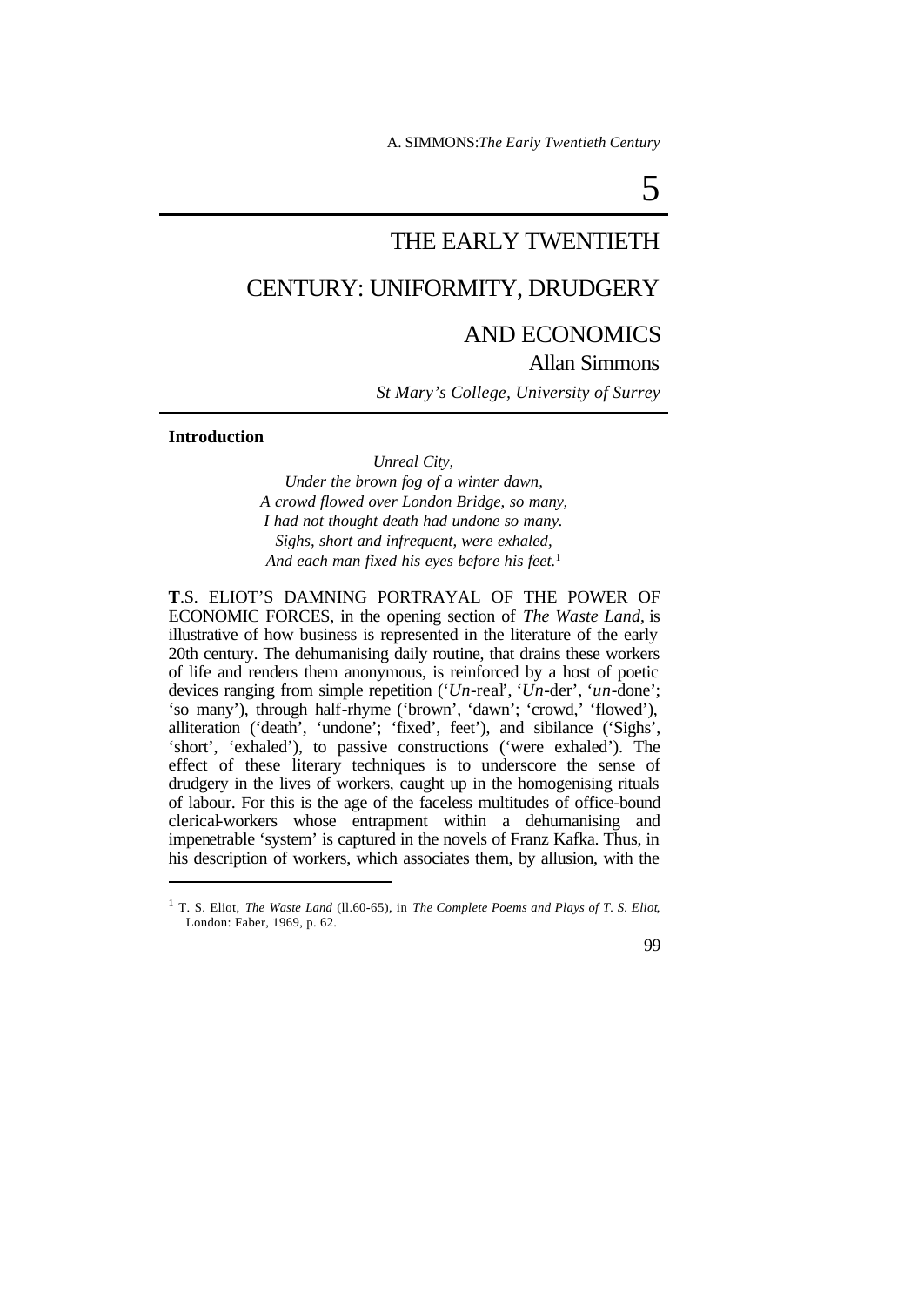# 5

# THE EARLY TWENTIETH CENTURY: UNIFORMITY, DRUDGERY AND ECONOMICS

Allan Simmons

*St Mary's College, University of Surrey*

## Introduction

*Unreal City,*
*Under the brown fog of a winter dawn,*
*A crowd flowed over London Bridge, so many,*
*I had not thought death had undone so many.*
*Sighs, short and infrequent, were exhaled,*
*And each man fixed his eyes before his feet.*[1]

**T**.S. ELIOT'S DAMNING PORTRAYAL OF THE POWER OF ECONOMIC FORCES, in the opening section of *The Waste Land*, is illustrative of how business is represented in the literature of the early 20th century. The dehumanising daily routine, that drains these workers of life and renders them anonymous, is reinforced by a host of poetic devices ranging from simple repetition ('*Un*-real', '*Un*-der', '*un*-done'; 'so many'), through half-rhyme ('brown', 'dawn'; 'crowd,' 'flowed'), alliteration ('death', 'undone'; 'fixed', feet'), and sibilance ('Sighs', 'short', 'exhaled'), to passive constructions ('were exhaled'). The effect of these literary techniques is to underscore the sense of drudgery in the lives of workers, caught up in the homogenising rituals of labour. For this is the age of the faceless multitudes of office-bound clerical-workers whose entrapment within a dehumanising and impenetrable 'system' is captured in the novels of Franz Kafka. Thus, in his description of workers, which associates them, by allusion, with the

[1] T. S. Eliot, *The Waste Land* (ll.60-65), in *The Complete Poems and Plays of T. S. Eliot*, London: Faber, 1969, p. 62.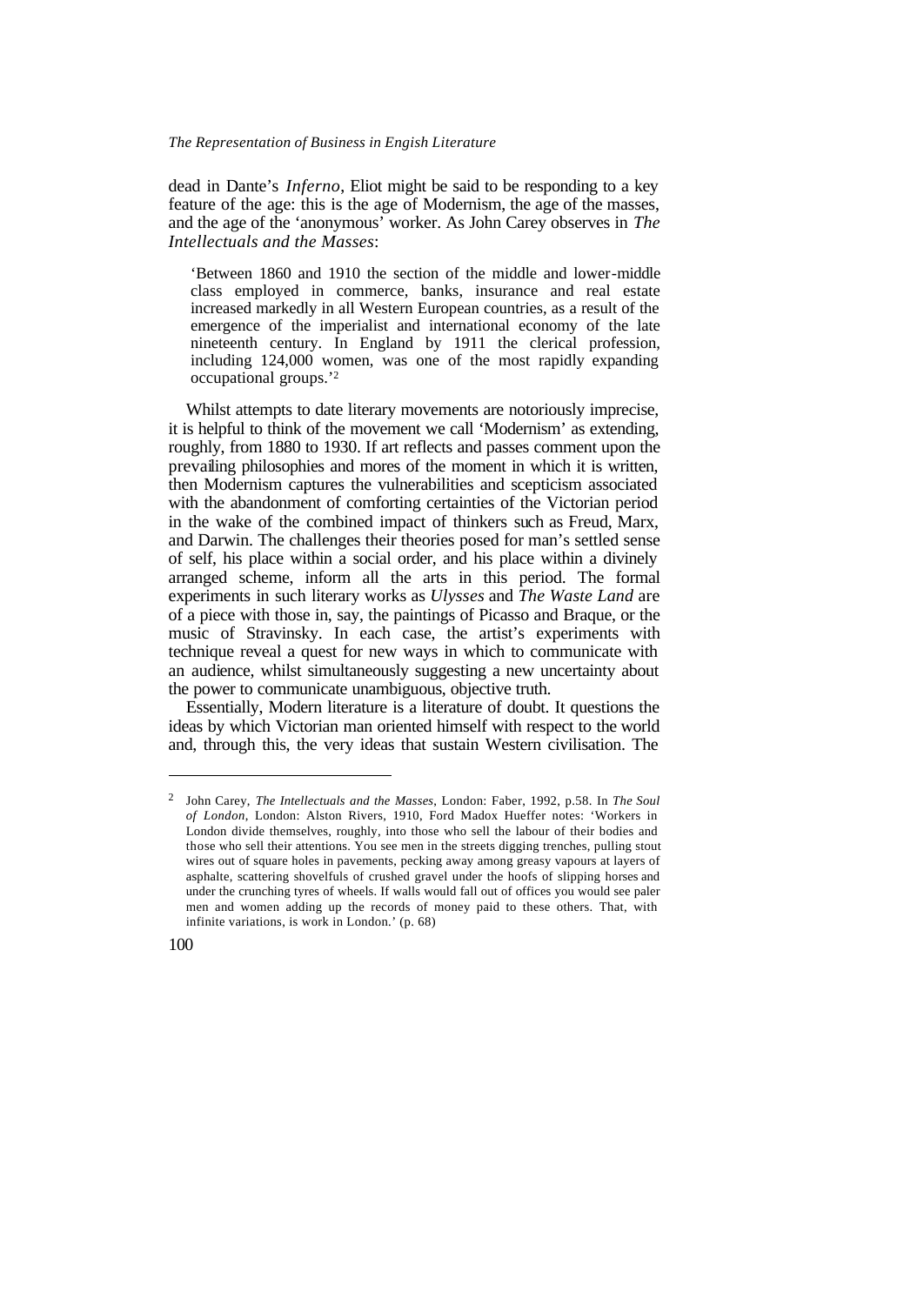dead in Dante's *Inferno*, Eliot might be said to be responding to a key feature of the age: this is the age of Modernism, the age of the masses, and the age of the 'anonymous' worker. As John Carey observes in *The Intellectuals and the Masses*:

> 'Between 1860 and 1910 the section of the middle and lower-middle class employed in commerce, banks, insurance and real estate increased markedly in all Western European countries, as a result of the emergence of the imperialist and international economy of the late nineteenth century. In England by 1911 the clerical profession, including 124,000 women, was one of the most rapidly expanding occupational groups.'[2]

Whilst attempts to date literary movements are notoriously imprecise, it is helpful to think of the movement we call 'Modernism' as extending, roughly, from 1880 to 1930. If art reflects and passes comment upon the prevailing philosophies and mores of the moment in which it is written, then Modernism captures the vulnerabilities and scepticism associated with the abandonment of comforting certainties of the Victorian period in the wake of the combined impact of thinkers such as Freud, Marx, and Darwin. The challenges their theories posed for man's settled sense of self, his place within a social order, and his place within a divinely arranged scheme, inform all the arts in this period. The formal experiments in such literary works as *Ulysses* and *The Waste Land* are of a piece with those in, say, the paintings of Picasso and Braque, or the music of Stravinsky. In each case, the artist's experiments with technique reveal a quest for new ways in which to communicate with an audience, whilst simultaneously suggesting a new uncertainty about the power to communicate unambiguous, objective truth.

Essentially, Modern literature is a literature of doubt. It questions the ideas by which Victorian man oriented himself with respect to the world and, through this, the very ideas that sustain Western civilisation. The

---

[2] John Carey, *The Intellectuals and the Masses*, London: Faber, 1992, p.58. In *The Soul of London*, London: Alston Rivers, 1910, Ford Madox Hueffer notes: 'Workers in London divide themselves, roughly, into those who sell the labour of their bodies and those who sell their attentions. You see men in the streets digging trenches, pulling stout wires out of square holes in pavements, pecking away among greasy vapours at layers of asphalte, scattering shovelfuls of crushed gravel under the hoofs of slipping horses and under the crunching tyres of wheels. If walls would fall out of offices you would see paler men and women adding up the records of money paid to these others. That, with infinite variations, is work in London.' (p. 68)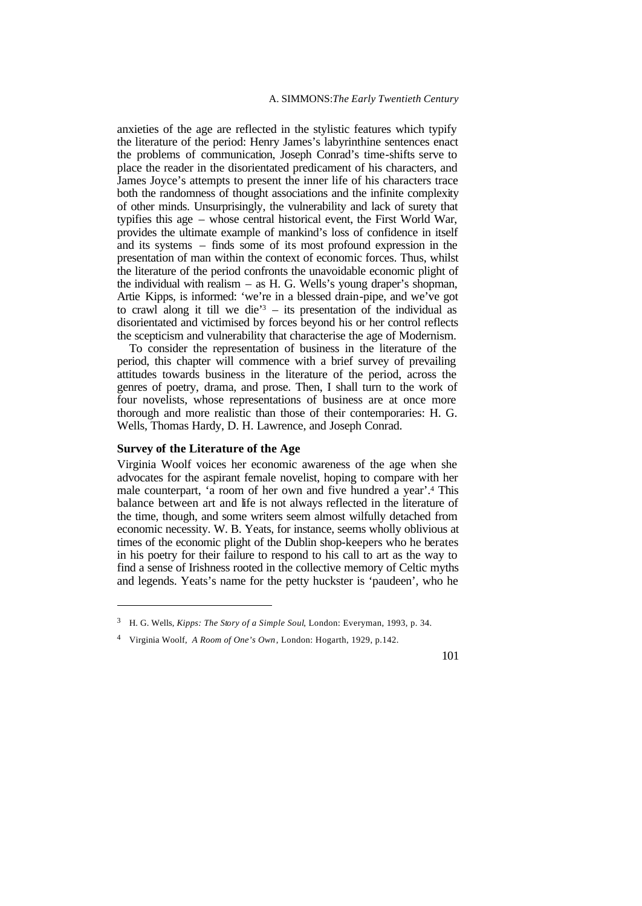anxieties of the age are reflected in the stylistic features which typify the literature of the period: Henry James's labyrinthine sentences enact the problems of communication, Joseph Conrad's time-shifts serve to place the reader in the disorientated predicament of his characters, and James Joyce's attempts to present the inner life of his characters trace both the randomness of thought associations and the infinite complexity of other minds. Unsurprisingly, the vulnerability and lack of surety that typifies this age – whose central historical event, the First World War, provides the ultimate example of mankind's loss of confidence in itself and its systems – finds some of its most profound expression in the presentation of man within the context of economic forces. Thus, whilst the literature of the period confronts the unavoidable economic plight of the individual with realism – as H. G. Wells's young draper's shopman, Artie Kipps, is informed: 'we're in a blessed drain-pipe, and we've got to crawl along it till we die'[3] – its presentation of the individual as disorientated and victimised by forces beyond his or her control reflects the scepticism and vulnerability that characterise the age of Modernism.

To consider the representation of business in the literature of the period, this chapter will commence with a brief survey of prevailing attitudes towards business in the literature of the period, across the genres of poetry, drama, and prose. Then, I shall turn to the work of four novelists, whose representations of business are at once more thorough and more realistic than those of their contemporaries: H. G. Wells, Thomas Hardy, D. H. Lawrence, and Joseph Conrad.

## Survey of the Literature of the Age

Virginia Woolf voices her economic awareness of the age when she advocates for the aspirant female novelist, hoping to compare with her male counterpart, 'a room of her own and five hundred a year'.[4] This balance between art and life is not always reflected in the literature of the time, though, and some writers seem almost wilfully detached from economic necessity. W. B. Yeats, for instance, seems wholly oblivious at times of the economic plight of the Dublin shop-keepers who he berates in his poetry for their failure to respond to his call to art as the way to find a sense of Irishness rooted in the collective memory of Celtic myths and legends. Yeats's name for the petty huckster is 'paudeen', who he

---

[3] H. G. Wells, *Kipps: The Story of a Simple Soul*, London: Everyman, 1993, p. 34.

[4] Virginia Woolf, *A Room of One's Own*, London: Hogarth, 1929, p.142.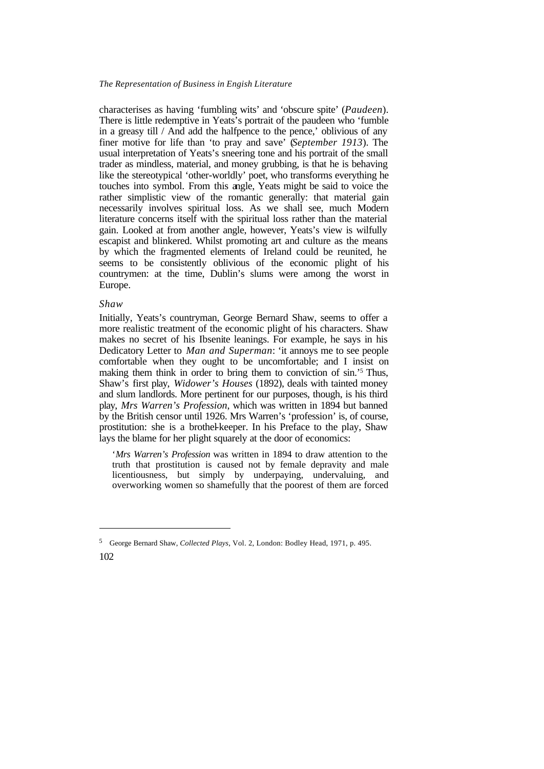characterises as having 'fumbling wits' and 'obscure spite' (*Paudeen*). There is little redemptive in Yeats's portrait of the paudeen who 'fumble in a greasy till / And add the halfpence to the pence,' oblivious of any finer motive for life than 'to pray and save' (*September 1913*). The usual interpretation of Yeats's sneering tone and his portrait of the small trader as mindless, material, and money grubbing, is that he is behaving like the stereotypical 'other-worldly' poet, who transforms everything he touches into symbol. From this angle, Yeats might be said to voice the rather simplistic view of the romantic generally: that material gain necessarily involves spiritual loss. As we shall see, much Modern literature concerns itself with the spiritual loss rather than the material gain. Looked at from another angle, however, Yeats's view is wilfully escapist and blinkered. Whilst promoting art and culture as the means by which the fragmented elements of Ireland could be reunited, he seems to be consistently oblivious of the economic plight of his countrymen: at the time, Dublin's slums were among the worst in Europe.

### *Shaw*

Initially, Yeats's countryman, George Bernard Shaw, seems to offer a more realistic treatment of the economic plight of his characters. Shaw makes no secret of his Ibsenite leanings. For example, he says in his Dedicatory Letter to *Man and Superman*: 'it annoys me to see people comfortable when they ought to be uncomfortable; and I insist on making them think in order to bring them to conviction of sin.'[5] Thus, Shaw's first play, *Widower's Houses* (1892), deals with tainted money and slum landlords. More pertinent for our purposes, though, is his third play, *Mrs Warren's Profession*, which was written in 1894 but banned by the British censor until 1926. Mrs Warren's 'profession' is, of course, prostitution: she is a brothel-keeper. In his Preface to the play, Shaw lays the blame for her plight squarely at the door of economics:

> '*Mrs Warren's Profession* was written in 1894 to draw attention to the truth that prostitution is caused not by female depravity and male licentiousness, but simply by underpaying, undervaluing, and overworking women so shamefully that the poorest of them are forced

---

[5] George Bernard Shaw, *Collected Plays*, Vol. 2, London: Bodley Head, 1971, p. 495.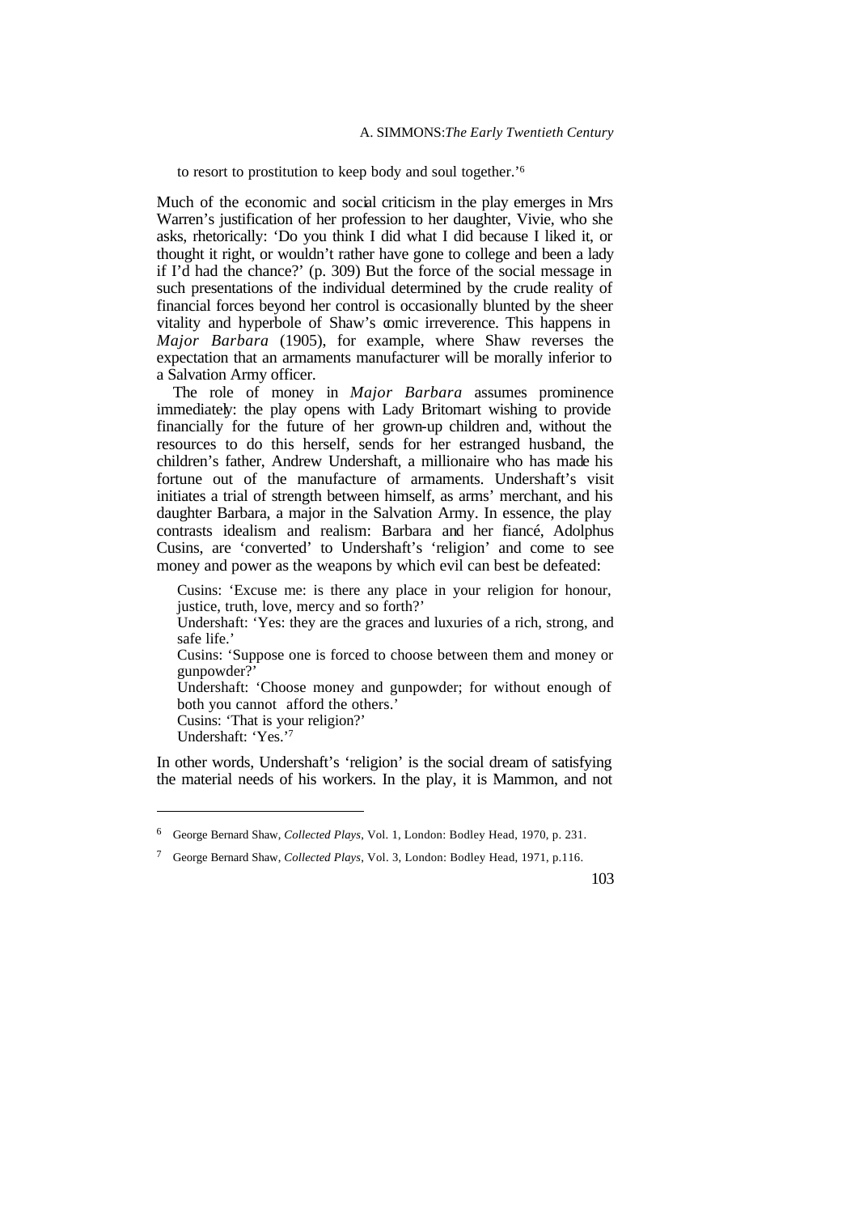to resort to prostitution to keep body and soul together.'[6]

Much of the economic and social criticism in the play emerges in Mrs Warren's justification of her profession to her daughter, Vivie, who she asks, rhetorically: 'Do you think I did what I did because I liked it, or thought it right, or wouldn't rather have gone to college and been a lady if I'd had the chance?' (p. 309) But the force of the social message in such presentations of the individual determined by the crude reality of financial forces beyond her control is occasionally blunted by the sheer vitality and hyperbole of Shaw's comic irreverence. This happens in *Major Barbara* (1905), for example, where Shaw reverses the expectation that an armaments manufacturer will be morally inferior to a Salvation Army officer.

The role of money in *Major Barbara* assumes prominence immediately: the play opens with Lady Britomart wishing to provide financially for the future of her grown-up children and, without the resources to do this herself, sends for her estranged husband, the children's father, Andrew Undershaft, a millionaire who has made his fortune out of the manufacture of armaments. Undershaft's visit initiates a trial of strength between himself, as arms' merchant, and his daughter Barbara, a major in the Salvation Army. In essence, the play contrasts idealism and realism: Barbara and her fiancé, Adolphus Cusins, are 'converted' to Undershaft's 'religion' and come to see money and power as the weapons by which evil can best be defeated:

> Cusins: 'Excuse me: is there any place in your religion for honour, justice, truth, love, mercy and so forth?'
> Undershaft: 'Yes: they are the graces and luxuries of a rich, strong, and safe life.'
> Cusins: 'Suppose one is forced to choose between them and money or gunpowder?'
> Undershaft: 'Choose money and gunpowder; for without enough of both you cannot afford the others.'
> Cusins: 'That is your religion?'
> Undershaft: 'Yes.'[7]

In other words, Undershaft's 'religion' is the social dream of satisfying the material needs of his workers. In the play, it is Mammon, and not

---

[6] George Bernard Shaw, *Collected Plays*, Vol. 1, London: Bodley Head, 1970, p. 231.

[7] George Bernard Shaw, *Collected Plays*, Vol. 3, London: Bodley Head, 1971, p.116.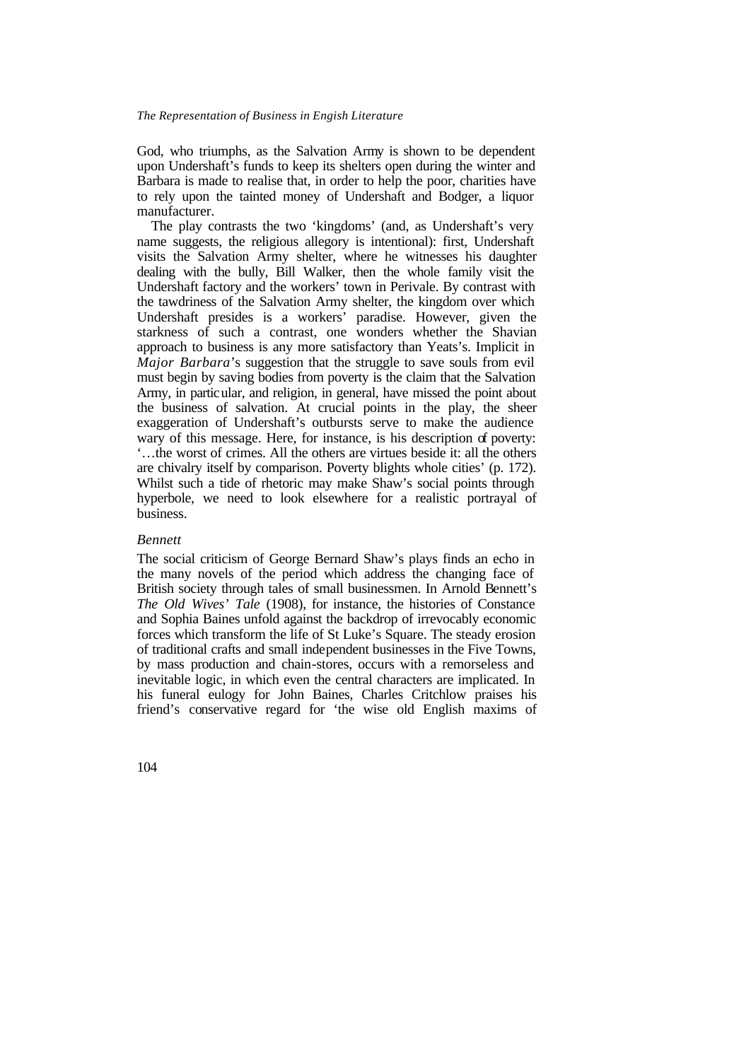God, who triumphs, as the Salvation Army is shown to be dependent upon Undershaft's funds to keep its shelters open during the winter and Barbara is made to realise that, in order to help the poor, charities have to rely upon the tainted money of Undershaft and Bodger, a liquor manufacturer.

The play contrasts the two 'kingdoms' (and, as Undershaft's very name suggests, the religious allegory is intentional): first, Undershaft visits the Salvation Army shelter, where he witnesses his daughter dealing with the bully, Bill Walker, then the whole family visit the Undershaft factory and the workers' town in Perivale. By contrast with the tawdriness of the Salvation Army shelter, the kingdom over which Undershaft presides is a workers' paradise. However, given the starkness of such a contrast, one wonders whether the Shavian approach to business is any more satisfactory than Yeats's. Implicit in *Major Barbara*'s suggestion that the struggle to save souls from evil must begin by saving bodies from poverty is the claim that the Salvation Army, in particular, and religion, in general, have missed the point about the business of salvation. At crucial points in the play, the sheer exaggeration of Undershaft's outbursts serve to make the audience wary of this message. Here, for instance, is his description of poverty: '…the worst of crimes. All the others are virtues beside it: all the others are chivalry itself by comparison. Poverty blights whole cities' (p. 172). Whilst such a tide of rhetoric may make Shaw's social points through hyperbole, we need to look elsewhere for a realistic portrayal of business.

### *Bennett*

The social criticism of George Bernard Shaw's plays finds an echo in the many novels of the period which address the changing face of British society through tales of small businessmen. In Arnold Bennett's *The Old Wives' Tale* (1908), for instance, the histories of Constance and Sophia Baines unfold against the backdrop of irrevocably economic forces which transform the life of St Luke's Square. The steady erosion of traditional crafts and small independent businesses in the Five Towns, by mass production and chain-stores, occurs with a remorseless and inevitable logic, in which even the central characters are implicated. In his funeral eulogy for John Baines, Charles Critchlow praises his friend's conservative regard for 'the wise old English maxims of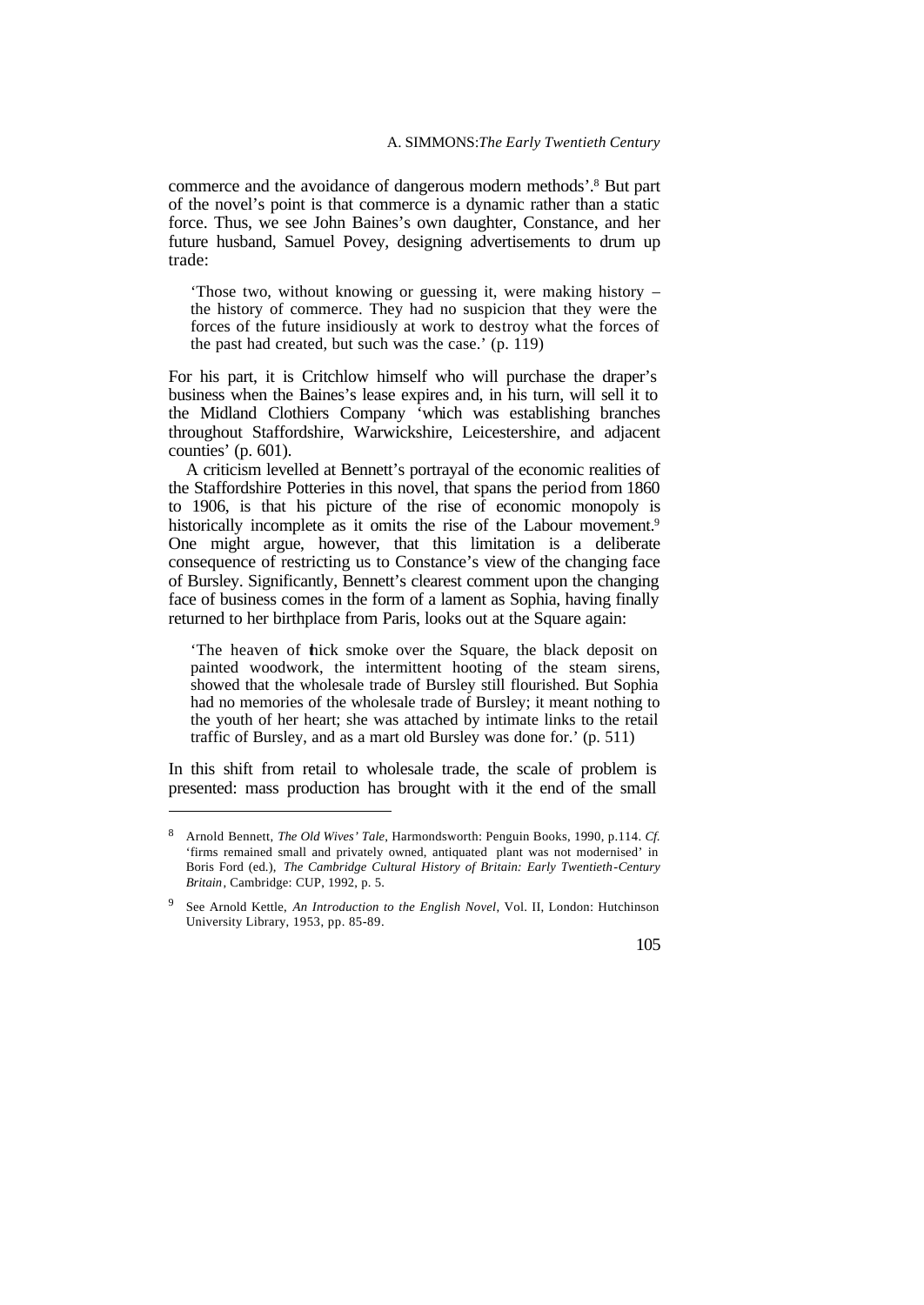commerce and the avoidance of dangerous modern methods'.[8] But part of the novel's point is that commerce is a dynamic rather than a static force. Thus, we see John Baines's own daughter, Constance, and her future husband, Samuel Povey, designing advertisements to drum up trade:

> 'Those two, without knowing or guessing it, were making history – the history of commerce. They had no suspicion that they were the forces of the future insidiously at work to destroy what the forces of the past had created, but such was the case.' (p. 119)

For his part, it is Critchlow himself who will purchase the draper's business when the Baines's lease expires and, in his turn, will sell it to the Midland Clothiers Company 'which was establishing branches throughout Staffordshire, Warwickshire, Leicestershire, and adjacent counties' (p. 601).

A criticism levelled at Bennett's portrayal of the economic realities of the Staffordshire Potteries in this novel, that spans the period from 1860 to 1906, is that his picture of the rise of economic monopoly is historically incomplete as it omits the rise of the Labour movement.[9] One might argue, however, that this limitation is a deliberate consequence of restricting us to Constance's view of the changing face of Bursley. Significantly, Bennett's clearest comment upon the changing face of business comes in the form of a lament as Sophia, having finally returned to her birthplace from Paris, looks out at the Square again:

> 'The heaven of thick smoke over the Square, the black deposit on painted woodwork, the intermittent hooting of the steam sirens, showed that the wholesale trade of Bursley still flourished. But Sophia had no memories of the wholesale trade of Bursley; it meant nothing to the youth of her heart; she was attached by intimate links to the retail traffic of Bursley, and as a mart old Bursley was done for.' (p. 511)

In this shift from retail to wholesale trade, the scale of problem is presented: mass production has brought with it the end of the small

---

[8] Arnold Bennett, *The Old Wives' Tale*, Harmondsworth: Penguin Books, 1990, p.114. *Cf.* 'firms remained small and privately owned, antiquated plant was not modernised' in Boris Ford (ed.), *The Cambridge Cultural History of Britain: Early Twentieth-Century Britain*, Cambridge: CUP, 1992, p. 5.

[9] See Arnold Kettle, *An Introduction to the English Novel*, Vol. II, London: Hutchinson University Library, 1953, pp. 85-89.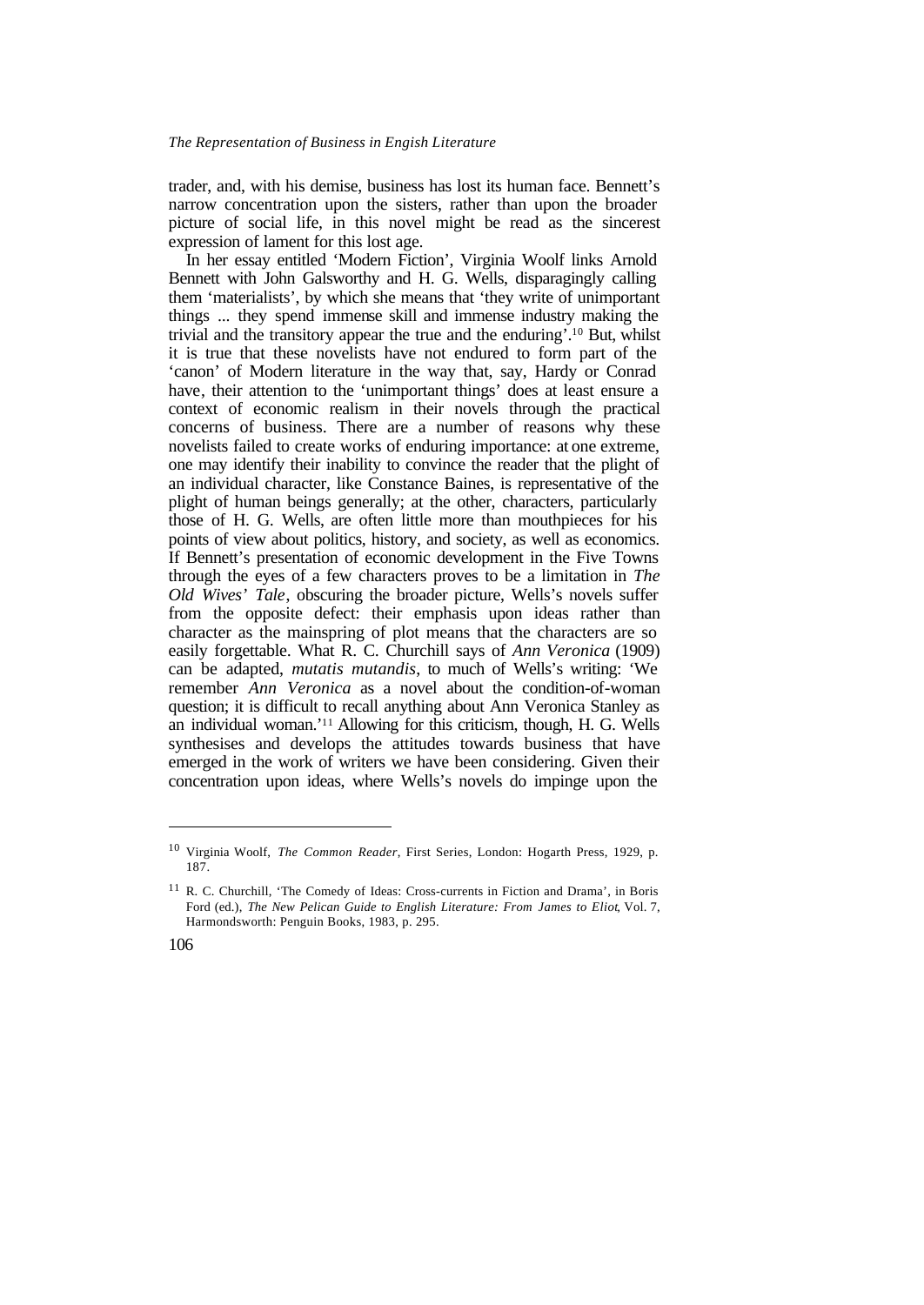trader, and, with his demise, business has lost its human face. Bennett's narrow concentration upon the sisters, rather than upon the broader picture of social life, in this novel might be read as the sincerest expression of lament for this lost age.

In her essay entitled 'Modern Fiction', Virginia Woolf links Arnold Bennett with John Galsworthy and H. G. Wells, disparagingly calling them 'materialists', by which she means that 'they write of unimportant things ... they spend immense skill and immense industry making the trivial and the transitory appear the true and the enduring'.[10] But, whilst it is true that these novelists have not endured to form part of the 'canon' of Modern literature in the way that, say, Hardy or Conrad have, their attention to the 'unimportant things' does at least ensure a context of economic realism in their novels through the practical concerns of business. There are a number of reasons why these novelists failed to create works of enduring importance: at one extreme, one may identify their inability to convince the reader that the plight of an individual character, like Constance Baines, is representative of the plight of human beings generally; at the other, characters, particularly those of H. G. Wells, are often little more than mouthpieces for his points of view about politics, history, and society, as well as economics. If Bennett's presentation of economic development in the Five Towns through the eyes of a few characters proves to be a limitation in *The Old Wives' Tale*, obscuring the broader picture, Wells's novels suffer from the opposite defect: their emphasis upon ideas rather than character as the mainspring of plot means that the characters are so easily forgettable. What R. C. Churchill says of *Ann Veronica* (1909) can be adapted, *mutatis mutandis*, to much of Wells's writing: 'We remember *Ann Veronica* as a novel about the condition-of-woman question; it is difficult to recall anything about Ann Veronica Stanley as an individual woman.'[11] Allowing for this criticism, though, H. G. Wells synthesises and develops the attitudes towards business that have emerged in the work of writers we have been considering. Given their concentration upon ideas, where Wells's novels do impinge upon the

---

[10] Virginia Woolf, *The Common Reader*, First Series, London: Hogarth Press, 1929, p. 187.

[11] R. C. Churchill, 'The Comedy of Ideas: Cross-currents in Fiction and Drama', in Boris Ford (ed.), *The New Pelican Guide to English Literature: From James to Eliot*, Vol. 7, Harmondsworth: Penguin Books, 1983, p. 295.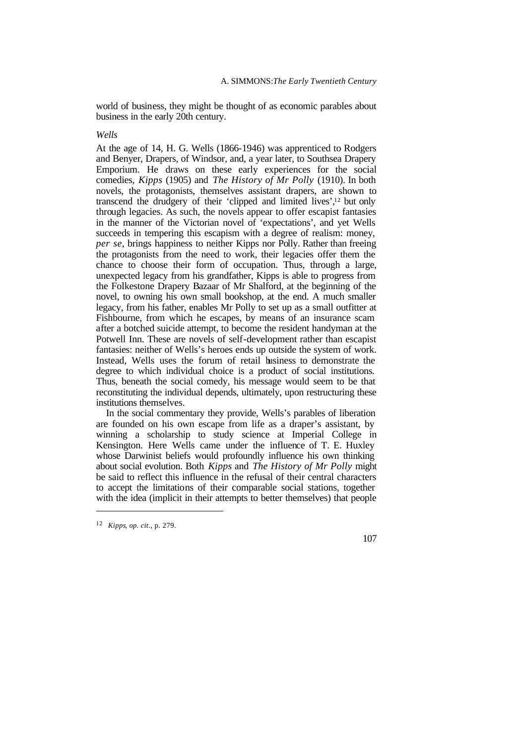world of business, they might be thought of as economic parables about business in the early 20th century.

*Wells*

At the age of 14, H. G. Wells (1866-1946) was apprenticed to Rodgers and Benyer, Drapers, of Windsor, and, a year later, to Southsea Drapery Emporium. He draws on these early experiences for the social comedies, *Kipps* (1905) and *The History of Mr Polly* (1910). In both novels, the protagonists, themselves assistant drapers, are shown to transcend the drudgery of their 'clipped and limited lives',[12] but only through legacies. As such, the novels appear to offer escapist fantasies in the manner of the Victorian novel of 'expectations', and yet Wells succeeds in tempering this escapism with a degree of realism: money, *per se*, brings happiness to neither Kipps nor Polly. Rather than freeing the protagonists from the need to work, their legacies offer them the chance to choose their form of occupation. Thus, through a large, unexpected legacy from his grandfather, Kipps is able to progress from the Folkestone Drapery Bazaar of Mr Shalford, at the beginning of the novel, to owning his own small bookshop, at the end. A much smaller legacy, from his father, enables Mr Polly to set up as a small outfitter at Fishbourne, from which he escapes, by means of an insurance scam after a botched suicide attempt, to become the resident handyman at the Potwell Inn. These are novels of self-development rather than escapist fantasies: neither of Wells's heroes ends up outside the system of work. Instead, Wells uses the forum of retail business to demonstrate the degree to which individual choice is a product of social institutions. Thus, beneath the social comedy, his message would seem to be that reconstituting the individual depends, ultimately, upon restructuring these institutions themselves.

In the social commentary they provide, Wells's parables of liberation are founded on his own escape from life as a draper's assistant, by winning a scholarship to study science at Imperial College in Kensington. Here Wells came under the influence of T. E. Huxley whose Darwinist beliefs would profoundly influence his own thinking about social evolution. Both *Kipps* and *The History of Mr Polly* might be said to reflect this influence in the refusal of their central characters to accept the limitations of their comparable social stations, together with the idea (implicit in their attempts to better themselves) that people

---

[12] *Kipps*, *op. cit*., p. 279.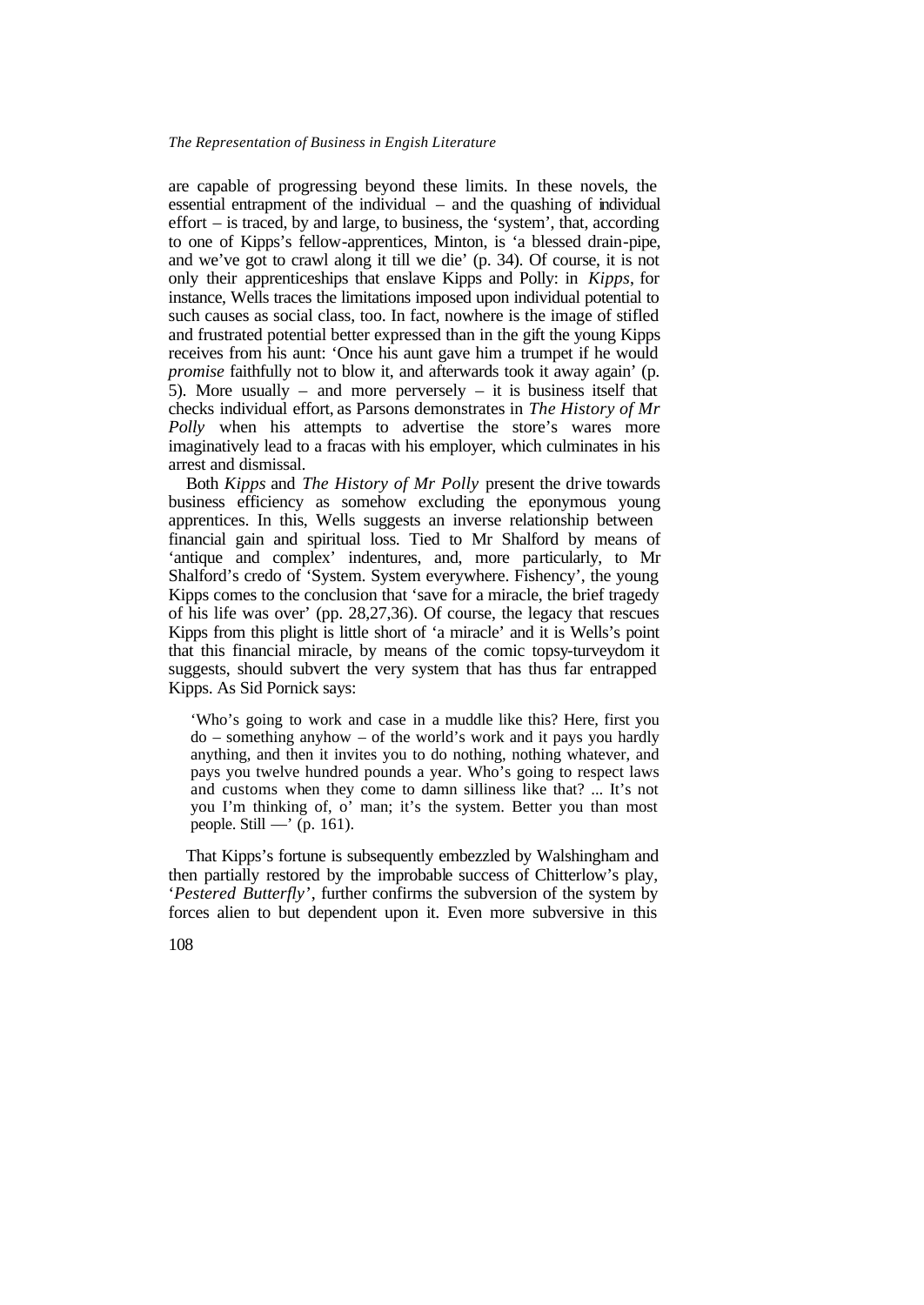are capable of progressing beyond these limits. In these novels, the essential entrapment of the individual – and the quashing of individual effort – is traced, by and large, to business, the 'system', that, according to one of Kipps's fellow-apprentices, Minton, is 'a blessed drain-pipe, and we've got to crawl along it till we die' (p. 34). Of course, it is not only their apprenticeships that enslave Kipps and Polly: in *Kipps*, for instance, Wells traces the limitations imposed upon individual potential to such causes as social class, too. In fact, nowhere is the image of stifled and frustrated potential better expressed than in the gift the young Kipps receives from his aunt: 'Once his aunt gave him a trumpet if he would *promise* faithfully not to blow it, and afterwards took it away again' (p. 5). More usually – and more perversely – it is business itself that checks individual effort, as Parsons demonstrates in *The History of Mr Polly* when his attempts to advertise the store's wares more imaginatively lead to a fracas with his employer, which culminates in his arrest and dismissal.

Both *Kipps* and *The History of Mr Polly* present the drive towards business efficiency as somehow excluding the eponymous young apprentices. In this, Wells suggests an inverse relationship between financial gain and spiritual loss. Tied to Mr Shalford by means of 'antique and complex' indentures, and, more particularly, to Mr Shalford's credo of 'System. System everywhere. Fishency', the young Kipps comes to the conclusion that 'save for a miracle, the brief tragedy of his life was over' (pp. 28,27,36). Of course, the legacy that rescues Kipps from this plight is little short of 'a miracle' and it is Wells's point that this financial miracle, by means of the comic topsy-turveydom it suggests, should subvert the very system that has thus far entrapped Kipps. As Sid Pornick says:

> 'Who's going to work and case in a muddle like this? Here, first you do – something anyhow – of the world's work and it pays you hardly anything, and then it invites you to do nothing, nothing whatever, and pays you twelve hundred pounds a year. Who's going to respect laws and customs when they come to damn silliness like that? ... It's not you I'm thinking of, o' man; it's the system. Better you than most people. Still —' (p. 161).

That Kipps's fortune is subsequently embezzled by Walshingham and then partially restored by the improbable success of Chitterlow's play, '*Pestered Butterfly*', further confirms the subversion of the system by forces alien to but dependent upon it. Even more subversive in this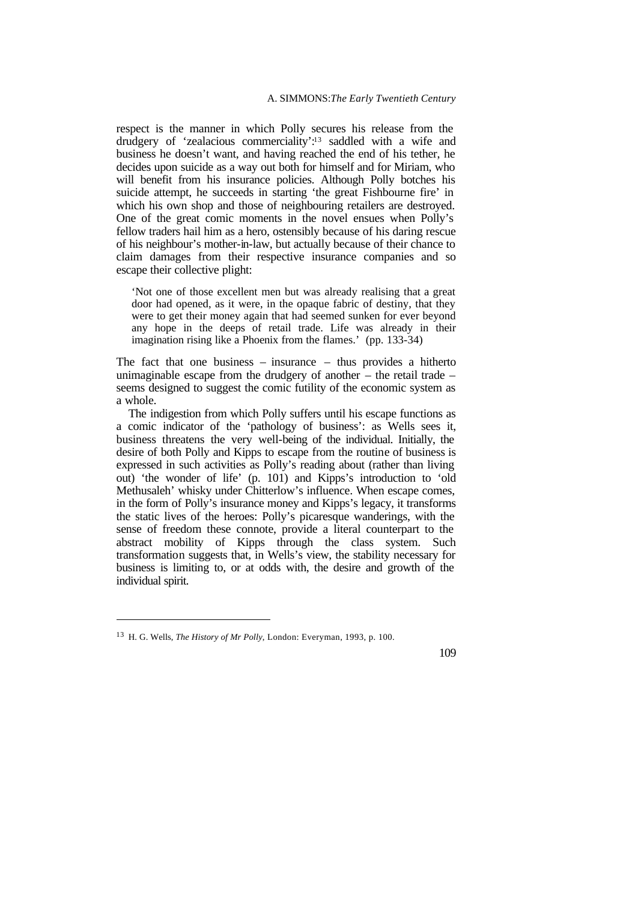respect is the manner in which Polly secures his release from the drudgery of 'zealacious commerciality':[13] saddled with a wife and business he doesn't want, and having reached the end of his tether, he decides upon suicide as a way out both for himself and for Miriam, who will benefit from his insurance policies. Although Polly botches his suicide attempt, he succeeds in starting 'the great Fishbourne fire' in which his own shop and those of neighbouring retailers are destroyed. One of the great comic moments in the novel ensues when Polly's fellow traders hail him as a hero, ostensibly because of his daring rescue of his neighbour's mother-in-law, but actually because of their chance to claim damages from their respective insurance companies and so escape their collective plight:

> 'Not one of those excellent men but was already realising that a great door had opened, as it were, in the opaque fabric of destiny, that they were to get their money again that had seemed sunken for ever beyond any hope in the deeps of retail trade. Life was already in their imagination rising like a Phoenix from the flames.' (pp. 133-34)

The fact that one business – insurance – thus provides a hitherto unimaginable escape from the drudgery of another – the retail trade – seems designed to suggest the comic futility of the economic system as a whole.

The indigestion from which Polly suffers until his escape functions as a comic indicator of the 'pathology of business': as Wells sees it, business threatens the very well-being of the individual. Initially, the desire of both Polly and Kipps to escape from the routine of business is expressed in such activities as Polly's reading about (rather than living out) 'the wonder of life' (p. 101) and Kipps's introduction to 'old Methusaleh' whisky under Chitterlow's influence. When escape comes, in the form of Polly's insurance money and Kipps's legacy, it transforms the static lives of the heroes: Polly's picaresque wanderings, with the sense of freedom these connote, provide a literal counterpart to the abstract mobility of Kipps through the class system. Such transformation suggests that, in Wells's view, the stability necessary for business is limiting to, or at odds with, the desire and growth of the individual spirit.

---

[13] H. G. Wells, *The History of Mr Polly*, London: Everyman, 1993, p. 100.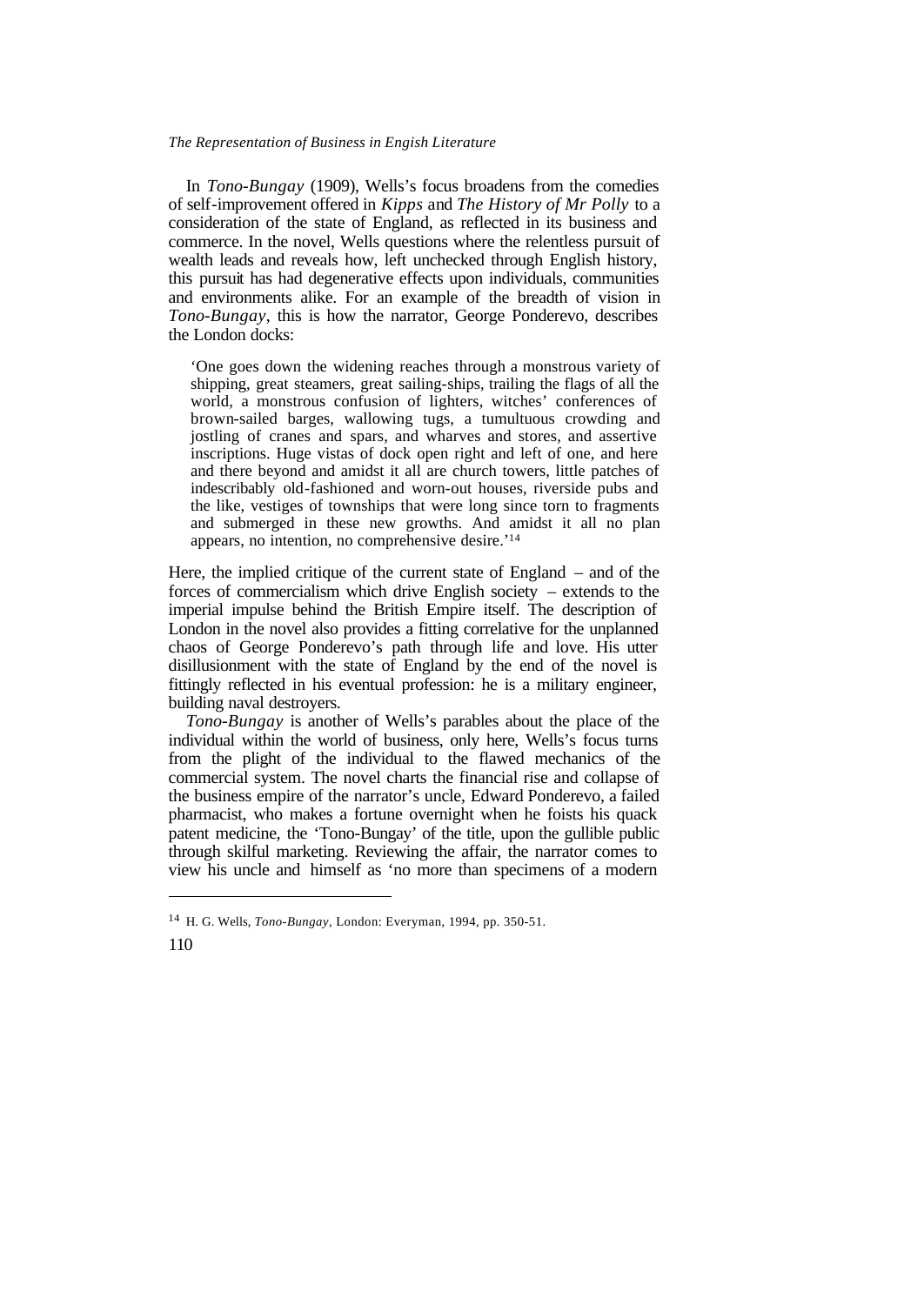In *Tono-Bungay* (1909), Wells's focus broadens from the comedies of self-improvement offered in *Kipps* and *The History of Mr Polly* to a consideration of the state of England, as reflected in its business and commerce. In the novel, Wells questions where the relentless pursuit of wealth leads and reveals how, left unchecked through English history, this pursuit has had degenerative effects upon individuals, communities and environments alike. For an example of the breadth of vision in *Tono-Bungay*, this is how the narrator, George Ponderevo, describes the London docks:

> 'One goes down the widening reaches through a monstrous variety of shipping, great steamers, great sailing-ships, trailing the flags of all the world, a monstrous confusion of lighters, witches' conferences of brown-sailed barges, wallowing tugs, a tumultuous crowding and jostling of cranes and spars, and wharves and stores, and assertive inscriptions. Huge vistas of dock open right and left of one, and here and there beyond and amidst it all are church towers, little patches of indescribably old-fashioned and worn-out houses, riverside pubs and the like, vestiges of townships that were long since torn to fragments and submerged in these new growths. And amidst it all no plan appears, no intention, no comprehensive desire.'[14]

Here, the implied critique of the current state of England – and of the forces of commercialism which drive English society – extends to the imperial impulse behind the British Empire itself. The description of London in the novel also provides a fitting correlative for the unplanned chaos of George Ponderevo's path through life and love. His utter disillusionment with the state of England by the end of the novel is fittingly reflected in his eventual profession: he is a military engineer, building naval destroyers.

*Tono-Bungay* is another of Wells's parables about the place of the individual within the world of business, only here, Wells's focus turns from the plight of the individual to the flawed mechanics of the commercial system. The novel charts the financial rise and collapse of the business empire of the narrator's uncle, Edward Ponderevo, a failed pharmacist, who makes a fortune overnight when he foists his quack patent medicine, the 'Tono-Bungay' of the title, upon the gullible public through skilful marketing. Reviewing the affair, the narrator comes to view his uncle and himself as 'no more than specimens of a modern

[14] H. G. Wells, *Tono-Bungay*, London: Everyman, 1994, pp. 350-51.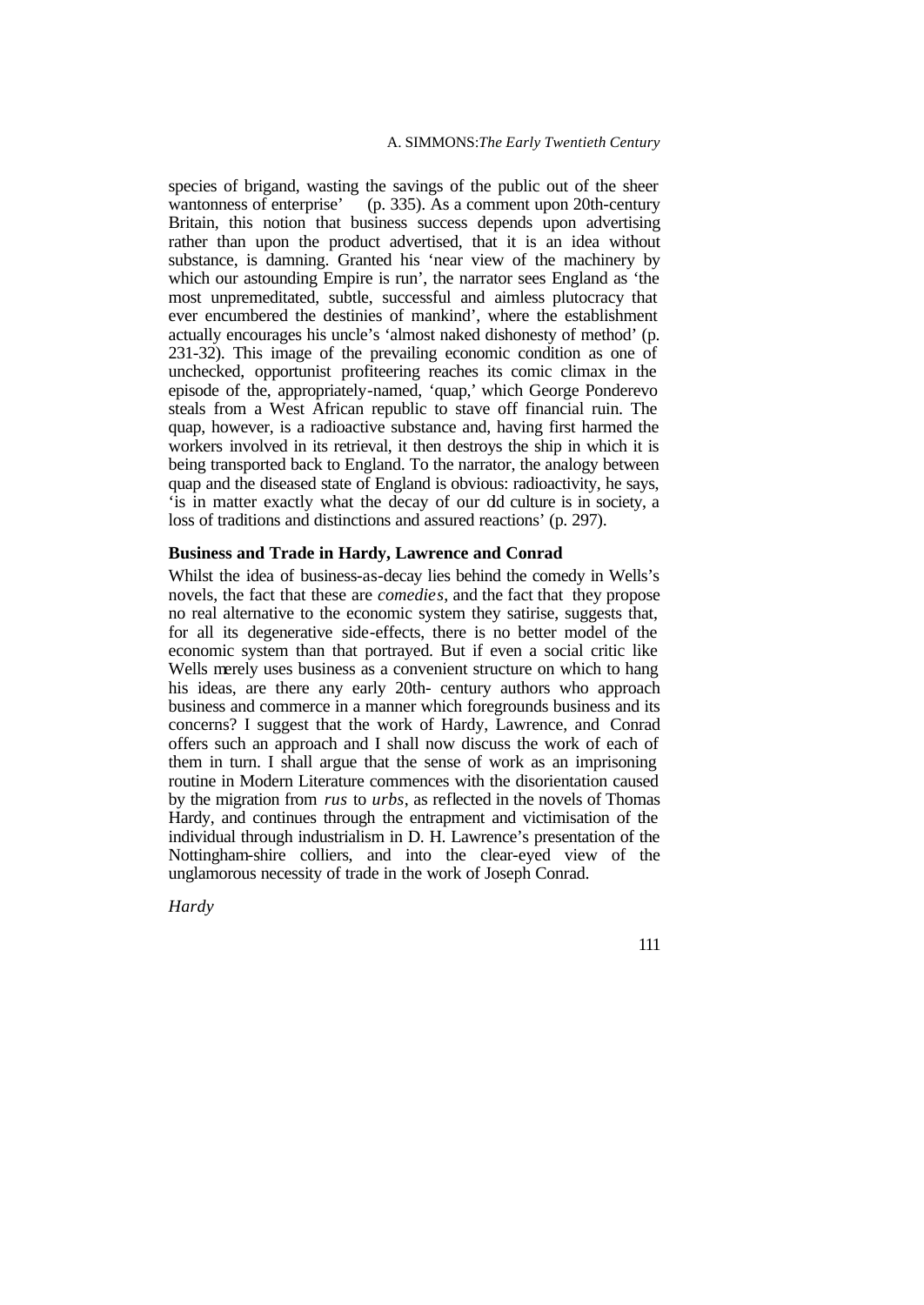species of brigand, wasting the savings of the public out of the sheer wantonness of enterprise' (p. 335). As a comment upon 20th-century Britain, this notion that business success depends upon advertising rather than upon the product advertised, that it is an idea without substance, is damning. Granted his 'near view of the machinery by which our astounding Empire is run', the narrator sees England as 'the most unpremeditated, subtle, successful and aimless plutocracy that ever encumbered the destinies of mankind', where the establishment actually encourages his uncle's 'almost naked dishonesty of method' (p. 231-32). This image of the prevailing economic condition as one of unchecked, opportunist profiteering reaches its comic climax in the episode of the, appropriately-named, 'quap,' which George Ponderevo steals from a West African republic to stave off financial ruin. The quap, however, is a radioactive substance and, having first harmed the workers involved in its retrieval, it then destroys the ship in which it is being transported back to England. To the narrator, the analogy between quap and the diseased state of England is obvious: radioactivity, he says, 'is in matter exactly what the decay of our old culture is in society, a loss of traditions and distinctions and assured reactions' (p. 297).

### Business and Trade in Hardy, Lawrence and Conrad

Whilst the idea of business-as-decay lies behind the comedy in Wells's novels, the fact that these are *comedies*, and the fact that they propose no real alternative to the economic system they satirise, suggests that, for all its degenerative side-effects, there is no better model of the economic system than that portrayed. But if even a social critic like Wells merely uses business as a convenient structure on which to hang his ideas, are there any early 20th- century authors who approach business and commerce in a manner which foregrounds business and its concerns? I suggest that the work of Hardy, Lawrence, and Conrad offers such an approach and I shall now discuss the work of each of them in turn. I shall argue that the sense of work as an imprisoning routine in Modern Literature commences with the disorientation caused by the migration from *rus* to *urbs*, as reflected in the novels of Thomas Hardy, and continues through the entrapment and victimisation of the individual through industrialism in D. H. Lawrence's presentation of the Nottingham-shire colliers, and into the clear-eyed view of the unglamorous necessity of trade in the work of Joseph Conrad.

*Hardy*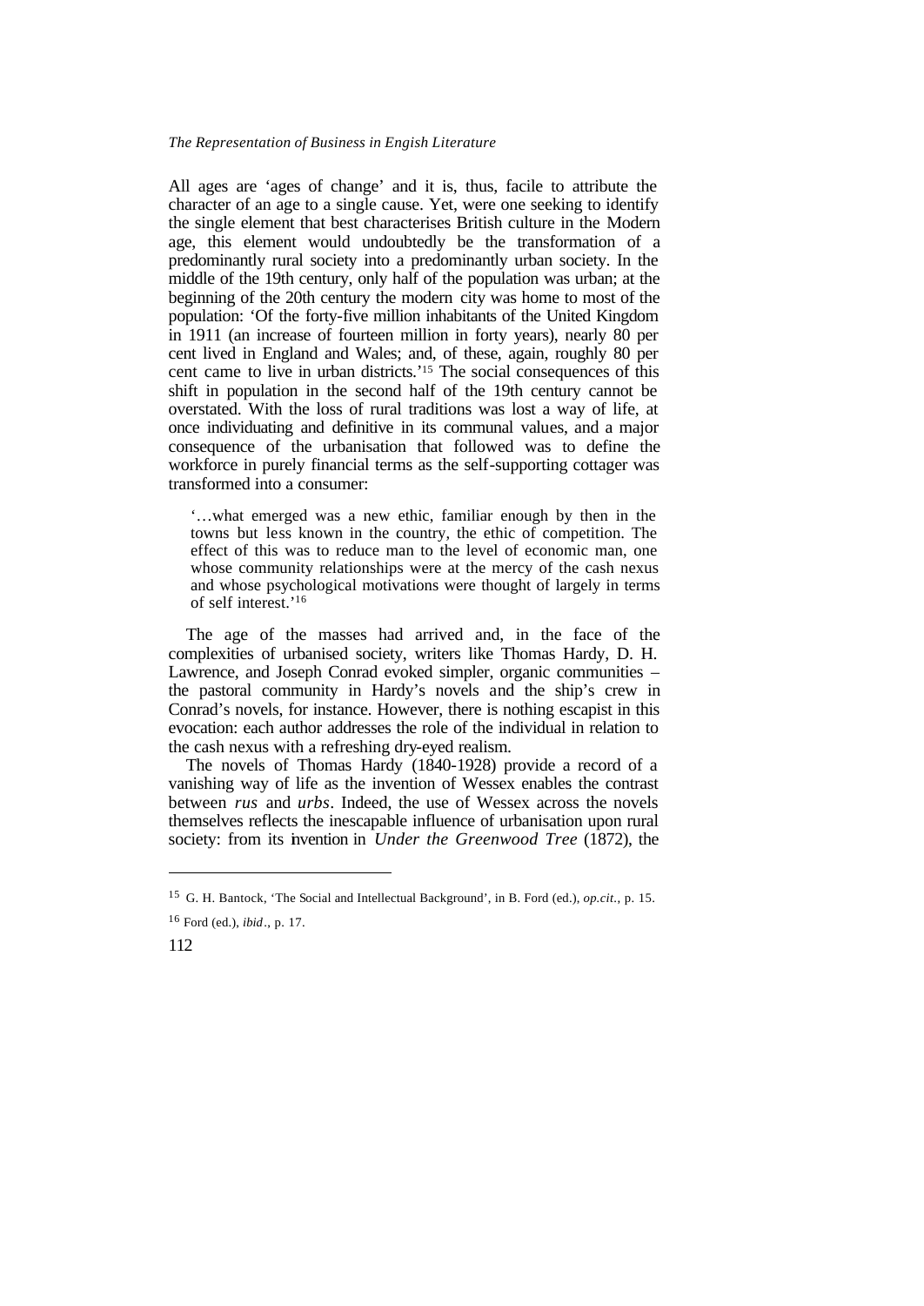All ages are 'ages of change' and it is, thus, facile to attribute the character of an age to a single cause. Yet, were one seeking to identify the single element that best characterises British culture in the Modern age, this element would undoubtedly be the transformation of a predominantly rural society into a predominantly urban society. In the middle of the 19th century, only half of the population was urban; at the beginning of the 20th century the modern city was home to most of the population: 'Of the forty-five million inhabitants of the United Kingdom in 1911 (an increase of fourteen million in forty years), nearly 80 per cent lived in England and Wales; and, of these, again, roughly 80 per cent came to live in urban districts.'[15] The social consequences of this shift in population in the second half of the 19th century cannot be overstated. With the loss of rural traditions was lost a way of life, at once individuating and definitive in its communal values, and a major consequence of the urbanisation that followed was to define the workforce in purely financial terms as the self-supporting cottager was transformed into a consumer:

> '…what emerged was a new ethic, familiar enough by then in the towns but less known in the country, the ethic of competition. The effect of this was to reduce man to the level of economic man, one whose community relationships were at the mercy of the cash nexus and whose psychological motivations were thought of largely in terms of self interest.'[16]

The age of the masses had arrived and, in the face of the complexities of urbanised society, writers like Thomas Hardy, D. H. Lawrence, and Joseph Conrad evoked simpler, organic communities – the pastoral community in Hardy's novels and the ship's crew in Conrad's novels, for instance. However, there is nothing escapist in this evocation: each author addresses the role of the individual in relation to the cash nexus with a refreshing dry-eyed realism.

The novels of Thomas Hardy (1840-1928) provide a record of a vanishing way of life as the invention of Wessex enables the contrast between *rus* and *urbs*. Indeed, the use of Wessex across the novels themselves reflects the inescapable influence of urbanisation upon rural society: from its invention in *Under the Greenwood Tree* (1872), the

---

[15] G. H. Bantock, 'The Social and Intellectual Background', in B. Ford (ed.), *op.cit.*, p. 15.

[16] Ford (ed.), *ibid*., p. 17.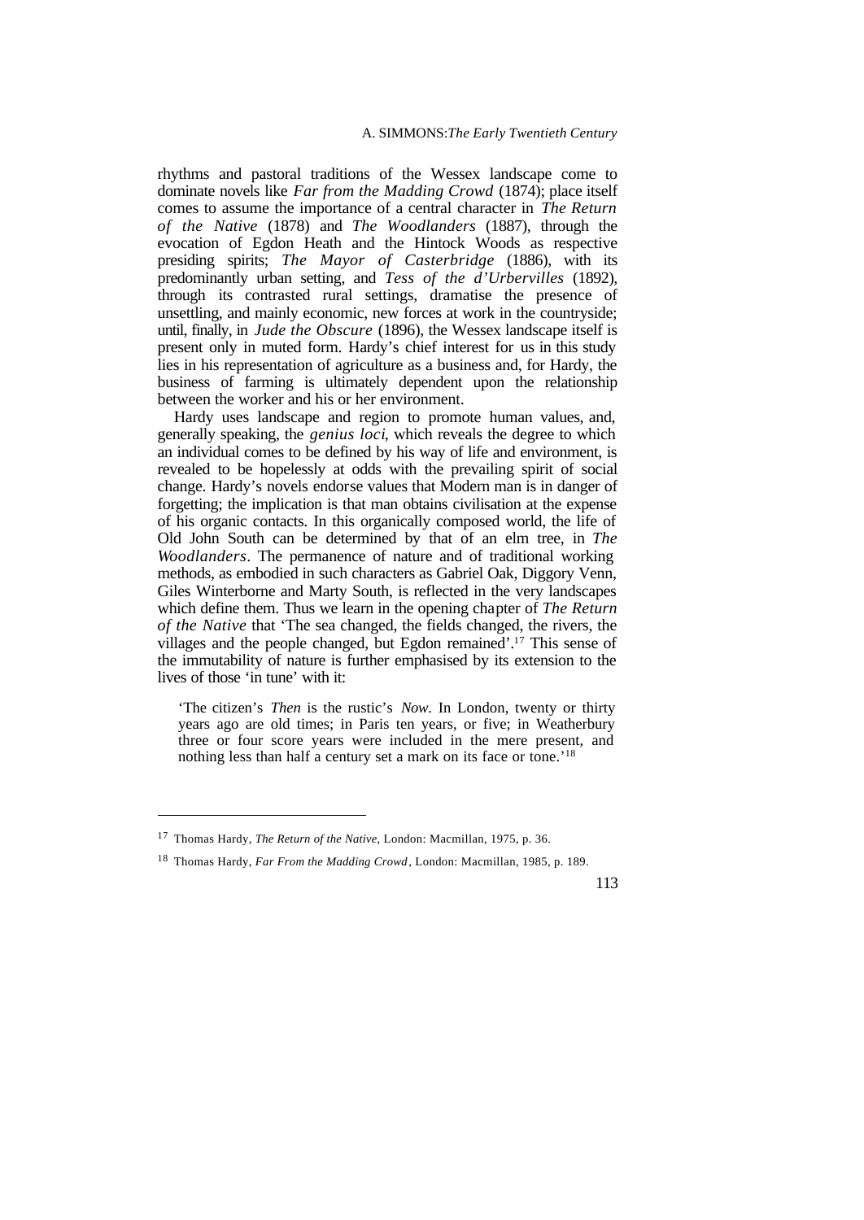rhythms and pastoral traditions of the Wessex landscape come to dominate novels like *Far from the Madding Crowd* (1874); place itself comes to assume the importance of a central character in *The Return of the Native* (1878) and *The Woodlanders* (1887), through the evocation of Egdon Heath and the Hintock Woods as respective presiding spirits; *The Mayor of Casterbridge* (1886), with its predominantly urban setting, and *Tess of the d'Urbervilles* (1892), through its contrasted rural settings, dramatise the presence of unsettling, and mainly economic, new forces at work in the countryside; until, finally, in *Jude the Obscure* (1896), the Wessex landscape itself is present only in muted form. Hardy's chief interest for us in this study lies in his representation of agriculture as a business and, for Hardy, the business of farming is ultimately dependent upon the relationship between the worker and his or her environment.

Hardy uses landscape and region to promote human values, and, generally speaking, the *genius loci*, which reveals the degree to which an individual comes to be defined by his way of life and environment, is revealed to be hopelessly at odds with the prevailing spirit of social change. Hardy's novels endorse values that Modern man is in danger of forgetting; the implication is that man obtains civilisation at the expense of his organic contacts. In this organically composed world, the life of Old John South can be determined by that of an elm tree, in *The Woodlanders*. The permanence of nature and of traditional working methods, as embodied in such characters as Gabriel Oak, Diggory Venn, Giles Winterborne and Marty South, is reflected in the very landscapes which define them. Thus we learn in the opening chapter of *The Return of the Native* that 'The sea changed, the fields changed, the rivers, the villages and the people changed, but Egdon remained'.[17] This sense of the immutability of nature is further emphasised by its extension to the lives of those 'in tune' with it:

> 'The citizen's *Then* is the rustic's *Now*. In London, twenty or thirty years ago are old times; in Paris ten years, or five; in Weatherbury three or four score years were included in the mere present, and nothing less than half a century set a mark on its face or tone.'[18]

---

[17] Thomas Hardy, *The Return of the Native*, London: Macmillan, 1975, p. 36.

[18] Thomas Hardy, *Far From the Madding Crowd*, London: Macmillan, 1985, p. 189.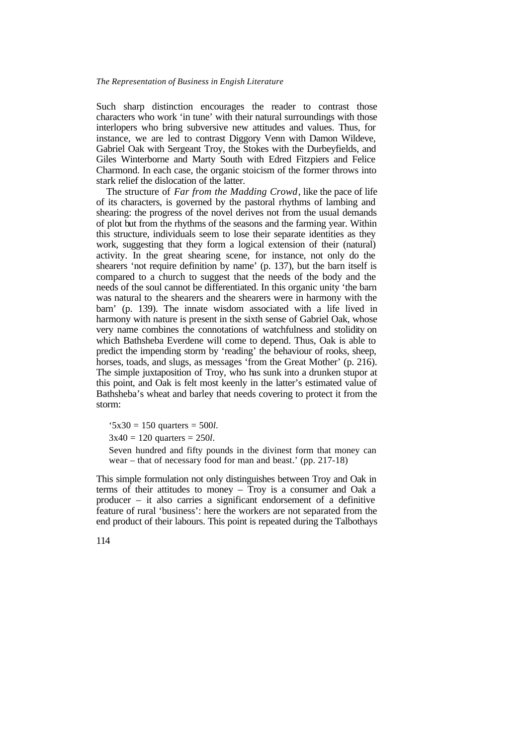Such sharp distinction encourages the reader to contrast those characters who work 'in tune' with their natural surroundings with those interlopers who bring subversive new attitudes and values. Thus, for instance, we are led to contrast Diggory Venn with Damon Wildeve, Gabriel Oak with Sergeant Troy, the Stokes with the Durbeyfields, and Giles Winterborne and Marty South with Edred Fitzpiers and Felice Charmond. In each case, the organic stoicism of the former throws into stark relief the dislocation of the latter.

The structure of *Far from the Madding Crowd*, like the pace of life of its characters, is governed by the pastoral rhythms of lambing and shearing: the progress of the novel derives not from the usual demands of plot but from the rhythms of the seasons and the farming year. Within this structure, individuals seem to lose their separate identities as they work, suggesting that they form a logical extension of their (natural) activity. In the great shearing scene, for instance, not only do the shearers 'not require definition by name' (p. 137), but the barn itself is compared to a church to suggest that the needs of the body and the needs of the soul cannot be differentiated. In this organic unity 'the barn was natural to the shearers and the shearers were in harmony with the barn' (p. 139). The innate wisdom associated with a life lived in harmony with nature is present in the sixth sense of Gabriel Oak, whose very name combines the connotations of watchfulness and stolidity on which Bathsheba Everdene will come to depend. Thus, Oak is able to predict the impending storm by 'reading' the behaviour of rooks, sheep, horses, toads, and slugs, as messages 'from the Great Mother' (p. 216). The simple juxtaposition of Troy, who has sunk into a drunken stupor at this point, and Oak is felt most keenly in the latter's estimated value of Bathsheba's wheat and barley that needs covering to protect it from the storm:

> '5x30 = 150 quarters = 500*l*.
>
> 3x40 = 120 quarters = 250*l*.
>
> Seven hundred and fifty pounds in the divinest form that money can wear – that of necessary food for man and beast.' (pp. 217-18)

This simple formulation not only distinguishes between Troy and Oak in terms of their attitudes to money – Troy is a consumer and Oak a producer – it also carries a significant endorsement of a definitive feature of rural 'business': here the workers are not separated from the end product of their labours. This point is repeated during the Talbothays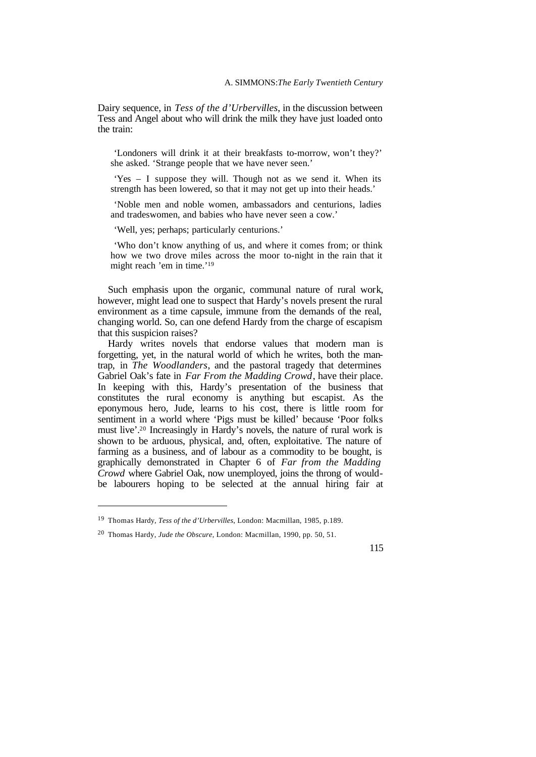Dairy sequence, in *Tess of the d'Urbervilles*, in the discussion between Tess and Angel about who will drink the milk they have just loaded onto the train:

> 'Londoners will drink it at their breakfasts to-morrow, won't they?' she asked. 'Strange people that we have never seen.'
>
> 'Yes – I suppose they will. Though not as we send it. When its strength has been lowered, so that it may not get up into their heads.'
>
> 'Noble men and noble women, ambassadors and centurions, ladies and tradeswomen, and babies who have never seen a cow.'
>
> 'Well, yes; perhaps; particularly centurions.'
>
> 'Who don't know anything of us, and where it comes from; or think how we two drove miles across the moor to-night in the rain that it might reach 'em in time.'[19]

Such emphasis upon the organic, communal nature of rural work, however, might lead one to suspect that Hardy's novels present the rural environment as a time capsule, immune from the demands of the real, changing world. So, can one defend Hardy from the charge of escapism that this suspicion raises?

Hardy writes novels that endorse values that modern man is forgetting, yet, in the natural world of which he writes, both the man-trap, in *The Woodlanders*, and the pastoral tragedy that determines Gabriel Oak's fate in *Far From the Madding Crowd*, have their place. In keeping with this, Hardy's presentation of the business that constitutes the rural economy is anything but escapist. As the eponymous hero, Jude, learns to his cost, there is little room for sentiment in a world where 'Pigs must be killed' because 'Poor folks must live'.[20] Increasingly in Hardy's novels, the nature of rural work is shown to be arduous, physical, and, often, exploitative. The nature of farming as a business, and of labour as a commodity to be bought, is graphically demonstrated in Chapter 6 of *Far from the Madding Crowd* where Gabriel Oak, now unemployed, joins the throng of would-be labourers hoping to be selected at the annual hiring fair at

---

[19] Thomas Hardy, *Tess of the d'Urbervilles*, London: Macmillan, 1985, p.189.

[20] Thomas Hardy, *Jude the Obscure*, London: Macmillan, 1990, pp. 50, 51.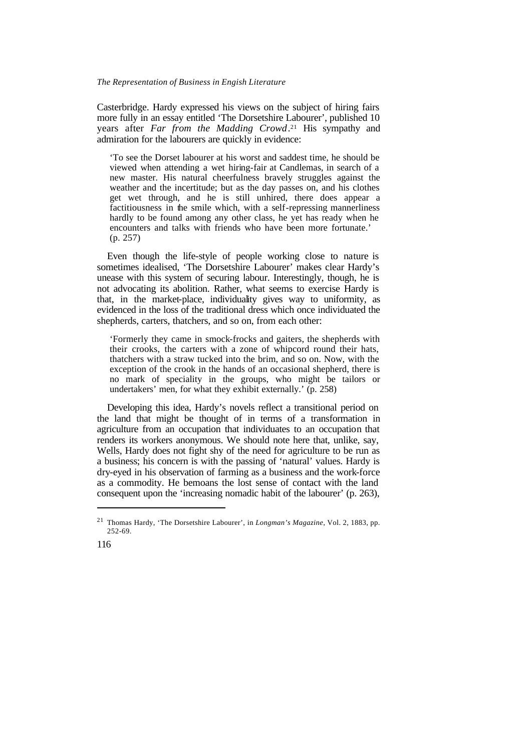Casterbridge. Hardy expressed his views on the subject of hiring fairs more fully in an essay entitled 'The Dorsetshire Labourer', published 10 years after *Far from the Madding Crowd*.[21] His sympathy and admiration for the labourers are quickly in evidence:

> 'To see the Dorset labourer at his worst and saddest time, he should be viewed when attending a wet hiring-fair at Candlemas, in search of a new master. His natural cheerfulness bravely struggles against the weather and the incertitude; but as the day passes on, and his clothes get wet through, and he is still unhired, there does appear a factitiousness in the smile which, with a self-repressing mannerliness hardly to be found among any other class, he yet has ready when he encounters and talks with friends who have been more fortunate.' (p. 257)

Even though the life-style of people working close to nature is sometimes idealised, 'The Dorsetshire Labourer' makes clear Hardy's unease with this system of securing labour. Interestingly, though, he is not advocating its abolition. Rather, what seems to exercise Hardy is that, in the market-place, individuality gives way to uniformity, as evidenced in the loss of the traditional dress which once individuated the shepherds, carters, thatchers, and so on, from each other:

> 'Formerly they came in smock-frocks and gaiters, the shepherds with their crooks, the carters with a zone of whipcord round their hats, thatchers with a straw tucked into the brim, and so on. Now, with the exception of the crook in the hands of an occasional shepherd, there is no mark of speciality in the groups, who might be tailors or undertakers' men, for what they exhibit externally.' (p. 258)

Developing this idea, Hardy's novels reflect a transitional period on the land that might be thought of in terms of a transformation in agriculture from an occupation that individuates to an occupation that renders its workers anonymous. We should note here that, unlike, say, Wells, Hardy does not fight shy of the need for agriculture to be run as a business; his concern is with the passing of 'natural' values. Hardy is dry-eyed in his observation of farming as a business and the work-force as a commodity. He bemoans the lost sense of contact with the land consequent upon the 'increasing nomadic habit of the labourer' (p. 263),

[21] Thomas Hardy, 'The Dorsetshire Labourer', in *Longman's Magazine*, Vol. 2, 1883, pp. 252-69.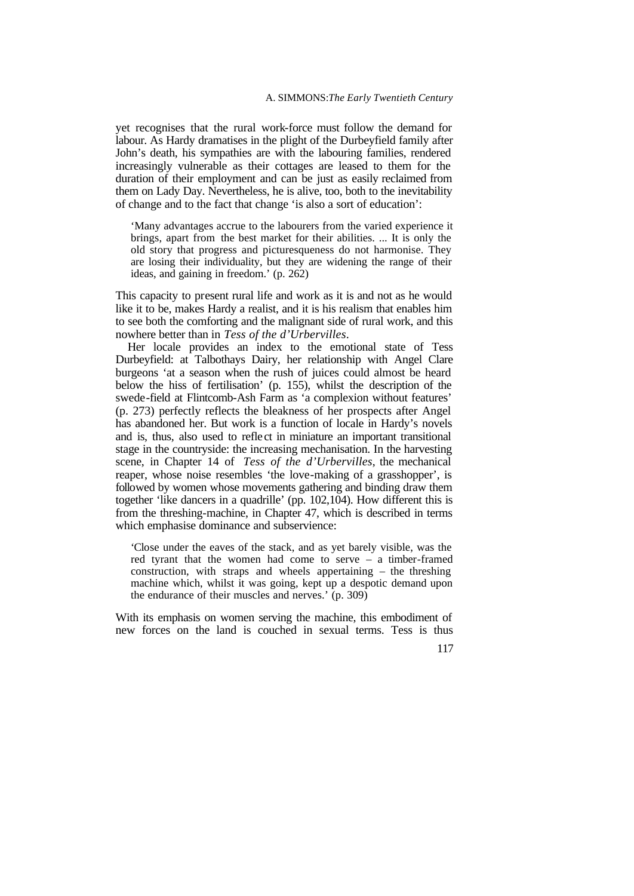yet recognises that the rural work-force must follow the demand for labour. As Hardy dramatises in the plight of the Durbeyfield family after John's death, his sympathies are with the labouring families, rendered increasingly vulnerable as their cottages are leased to them for the duration of their employment and can be just as easily reclaimed from them on Lady Day. Nevertheless, he is alive, too, both to the inevitability of change and to the fact that change 'is also a sort of education':

> 'Many advantages accrue to the labourers from the varied experience it brings, apart from the best market for their abilities. ... It is only the old story that progress and picturesqueness do not harmonise. They are losing their individuality, but they are widening the range of their ideas, and gaining in freedom.' (p. 262)

This capacity to present rural life and work as it is and not as he would like it to be, makes Hardy a realist, and it is his realism that enables him to see both the comforting and the malignant side of rural work, and this nowhere better than in *Tess of the d'Urbervilles*.

Her locale provides an index to the emotional state of Tess Durbeyfield: at Talbothays Dairy, her relationship with Angel Clare burgeons 'at a season when the rush of juices could almost be heard below the hiss of fertilisation' (p. 155), whilst the description of the swede-field at Flintcomb-Ash Farm as 'a complexion without features' (p. 273) perfectly reflects the bleakness of her prospects after Angel has abandoned her. But work is a function of locale in Hardy's novels and is, thus, also used to reflect in miniature an important transitional stage in the countryside: the increasing mechanisation. In the harvesting scene, in Chapter 14 of *Tess of the d'Urbervilles*, the mechanical reaper, whose noise resembles 'the love-making of a grasshopper', is followed by women whose movements gathering and binding draw them together 'like dancers in a quadrille' (pp. 102,104). How different this is from the threshing-machine, in Chapter 47, which is described in terms which emphasise dominance and subservience:

> 'Close under the eaves of the stack, and as yet barely visible, was the red tyrant that the women had come to serve – a timber-framed construction, with straps and wheels appertaining – the threshing machine which, whilst it was going, kept up a despotic demand upon the endurance of their muscles and nerves.' (p. 309)

With its emphasis on women serving the machine, this embodiment of new forces on the land is couched in sexual terms. Tess is thus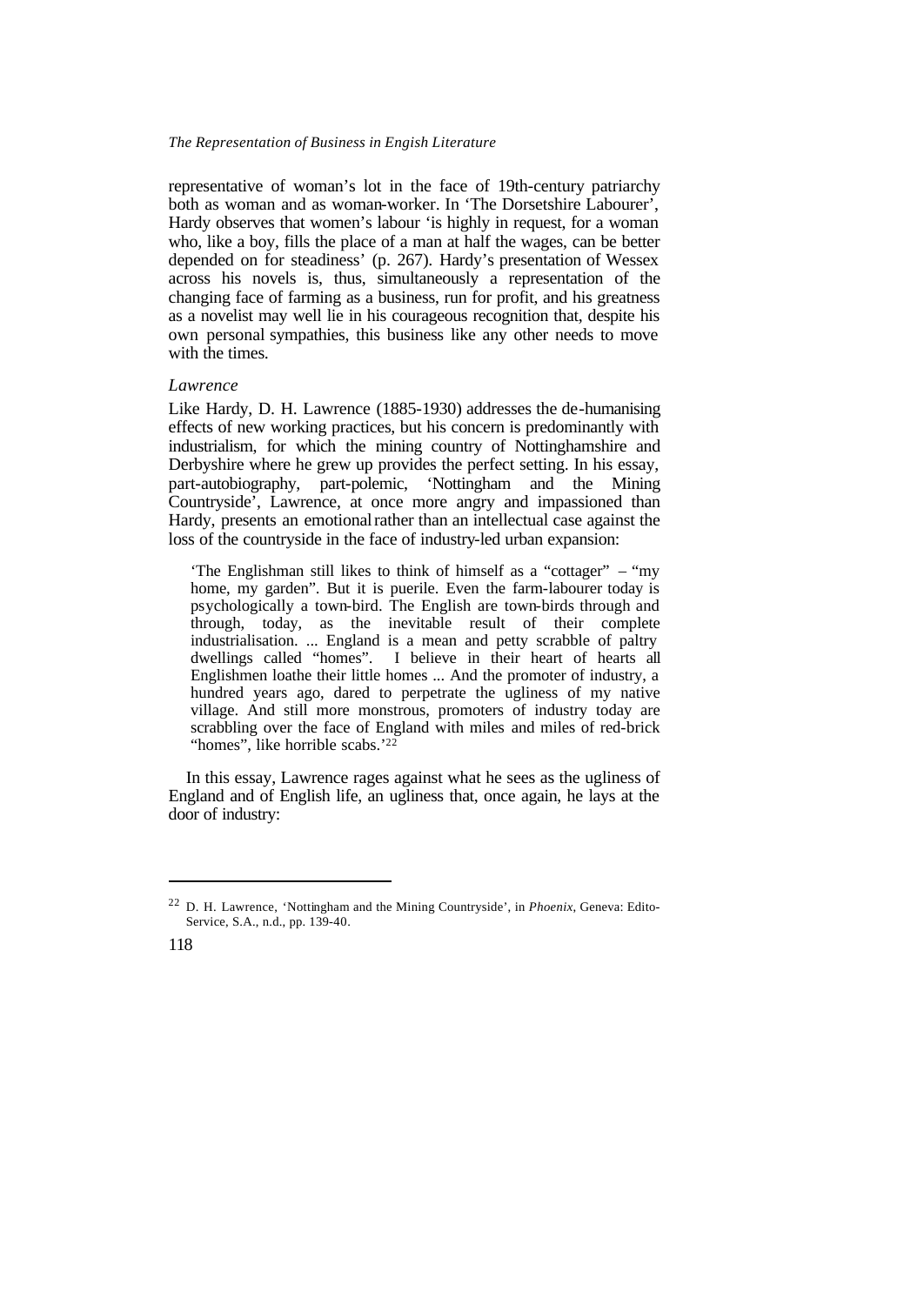representative of woman's lot in the face of 19th-century patriarchy both as woman and as woman-worker. In 'The Dorsetshire Labourer', Hardy observes that women's labour 'is highly in request, for a woman who, like a boy, fills the place of a man at half the wages, can be better depended on for steadiness' (p. 267). Hardy's presentation of Wessex across his novels is, thus, simultaneously a representation of the changing face of farming as a business, run for profit, and his greatness as a novelist may well lie in his courageous recognition that, despite his own personal sympathies, this business like any other needs to move with the times.

### *Lawrence*

Like Hardy, D. H. Lawrence (1885-1930) addresses the de-humanising effects of new working practices, but his concern is predominantly with industrialism, for which the mining country of Nottinghamshire and Derbyshire where he grew up provides the perfect setting. In his essay, part-autobiography, part-polemic, 'Nottingham and the Mining Countryside', Lawrence, at once more angry and impassioned than Hardy, presents an emotional rather than an intellectual case against the loss of the countryside in the face of industry-led urban expansion:

> 'The Englishman still likes to think of himself as a "cottager" – "my home, my garden". But it is puerile. Even the farm-labourer today is psychologically a town-bird. The English are town-birds through and through, today, as the inevitable result of their complete industrialisation. ... England is a mean and petty scrabble of paltry dwellings called "homes". I believe in their heart of hearts all Englishmen loathe their little homes ... And the promoter of industry, a hundred years ago, dared to perpetrate the ugliness of my native village. And still more monstrous, promoters of industry today are scrabbling over the face of England with miles and miles of red-brick "homes", like horrible scabs.'[22]

In this essay, Lawrence rages against what he sees as the ugliness of England and of English life, an ugliness that, once again, he lays at the door of industry:

---

[22] D. H. Lawrence, 'Nottingham and the Mining Countryside', in *Phoenix*, Geneva: Edito-Service, S.A., n.d., pp. 139-40.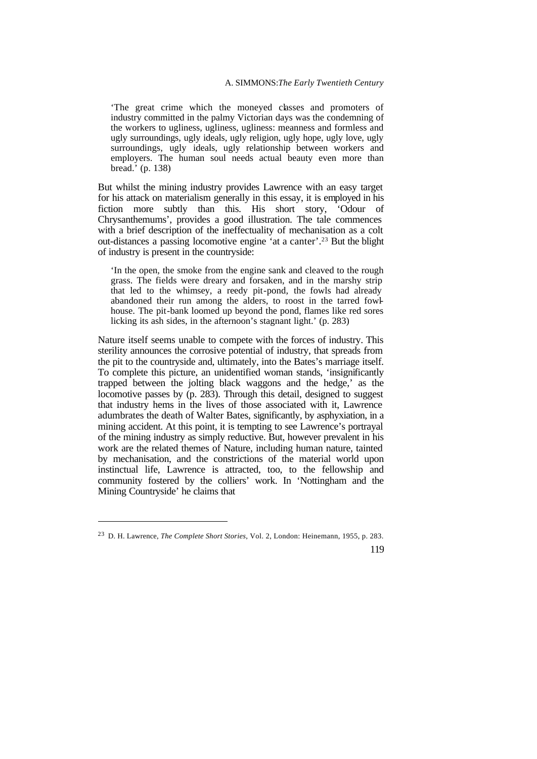> 'The great crime which the moneyed classes and promoters of industry committed in the palmy Victorian days was the condemning of the workers to ugliness, ugliness, ugliness: meanness and formless and ugly surroundings, ugly ideals, ugly religion, ugly hope, ugly love, ugly surroundings, ugly ideals, ugly relationship between workers and employers. The human soul needs actual beauty even more than bread.' (p. 138)

But whilst the mining industry provides Lawrence with an easy target for his attack on materialism generally in this essay, it is employed in his fiction more subtly than this. His short story, 'Odour of Chrysanthemums', provides a good illustration. The tale commences with a brief description of the ineffectuality of mechanisation as a colt out-distances a passing locomotive engine 'at a canter'.[23] But the blight of industry is present in the countryside:

> 'In the open, the smoke from the engine sank and cleaved to the rough grass. The fields were dreary and forsaken, and in the marshy strip that led to the whimsey, a reedy pit-pond, the fowls had already abandoned their run among the alders, to roost in the tarred fowl-house. The pit-bank loomed up beyond the pond, flames like red sores licking its ash sides, in the afternoon's stagnant light.' (p. 283)

Nature itself seems unable to compete with the forces of industry. This sterility announces the corrosive potential of industry, that spreads from the pit to the countryside and, ultimately, into the Bates's marriage itself. To complete this picture, an unidentified woman stands, 'insignificantly trapped between the jolting black waggons and the hedge,' as the locomotive passes by (p. 283). Through this detail, designed to suggest that industry hems in the lives of those associated with it, Lawrence adumbrates the death of Walter Bates, significantly, by asphyxiation, in a mining accident. At this point, it is tempting to see Lawrence's portrayal of the mining industry as simply reductive. But, however prevalent in his work are the related themes of Nature, including human nature, tainted by mechanisation, and the constrictions of the material world upon instinctual life, Lawrence is attracted, too, to the fellowship and community fostered by the colliers' work. In 'Nottingham and the Mining Countryside' he claims that

---

[23] D. H. Lawrence, *The Complete Short Stories*, Vol. 2, London: Heinemann, 1955, p. 283.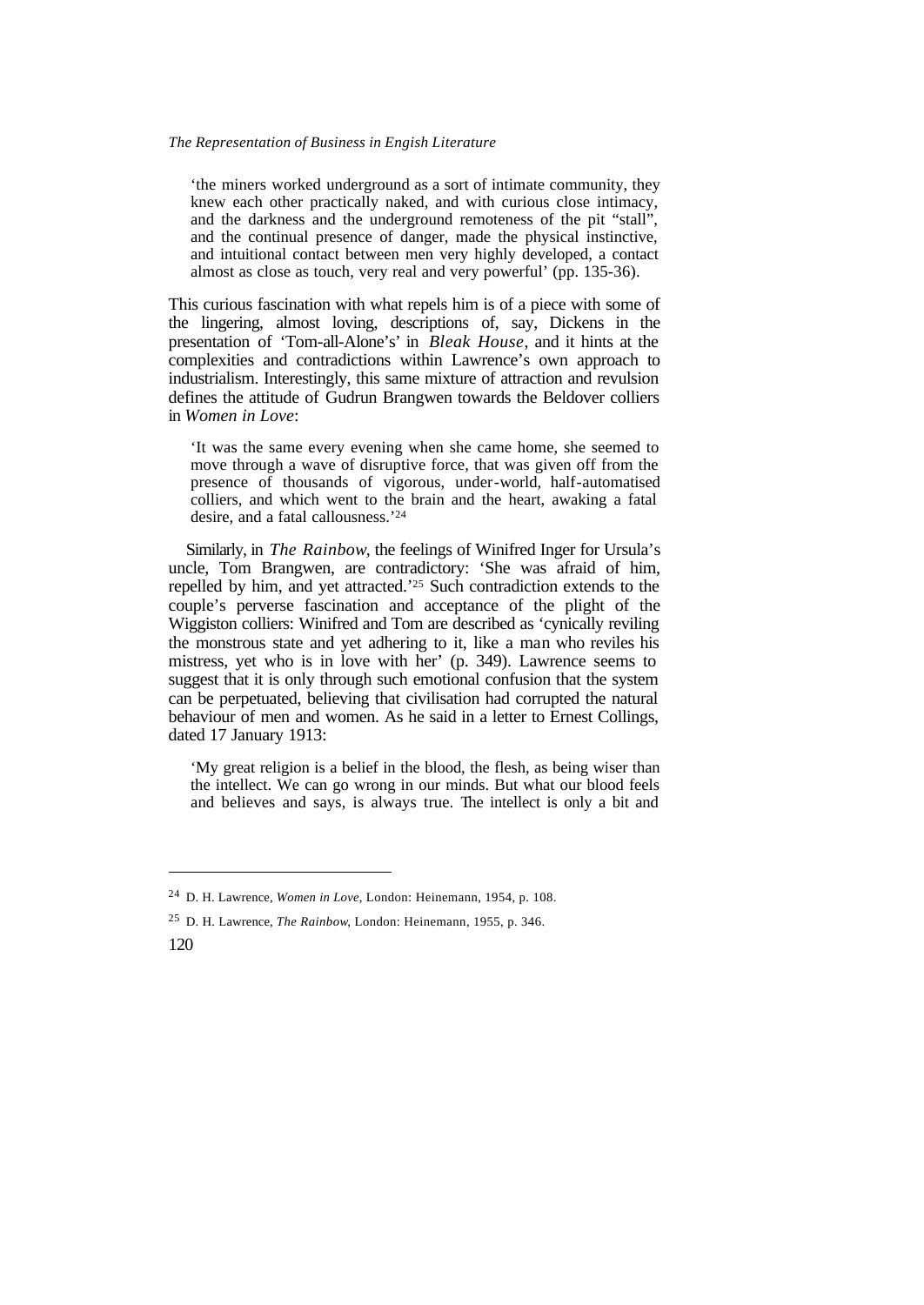> 'the miners worked underground as a sort of intimate community, they knew each other practically naked, and with curious close intimacy, and the darkness and the underground remoteness of the pit "stall", and the continual presence of danger, made the physical instinctive, and intuitional contact between men very highly developed, a contact almost as close as touch, very real and very powerful' (pp. 135-36).

This curious fascination with what repels him is of a piece with some of the lingering, almost loving, descriptions of, say, Dickens in the presentation of 'Tom-all-Alone's' in *Bleak House*, and it hints at the complexities and contradictions within Lawrence's own approach to industrialism. Interestingly, this same mixture of attraction and revulsion defines the attitude of Gudrun Brangwen towards the Beldover colliers in *Women in Love*:

> 'It was the same every evening when she came home, she seemed to move through a wave of disruptive force, that was given off from the presence of thousands of vigorous, under-world, half-automatised colliers, and which went to the brain and the heart, awaking a fatal desire, and a fatal callousness.'[24]

Similarly, in *The Rainbow*, the feelings of Winifred Inger for Ursula's uncle, Tom Brangwen, are contradictory: 'She was afraid of him, repelled by him, and yet attracted.'[25] Such contradiction extends to the couple's perverse fascination and acceptance of the plight of the Wiggiston colliers: Winifred and Tom are described as 'cynically reviling the monstrous state and yet adhering to it, like a man who reviles his mistress, yet who is in love with her' (p. 349). Lawrence seems to suggest that it is only through such emotional confusion that the system can be perpetuated, believing that civilisation had corrupted the natural behaviour of men and women. As he said in a letter to Ernest Collings, dated 17 January 1913:

> 'My great religion is a belief in the blood, the flesh, as being wiser than the intellect. We can go wrong in our minds. But what our blood feels and believes and says, is always true. The intellect is only a bit and

---

[24] D. H. Lawrence, *Women in Love*, London: Heinemann, 1954, p. 108.

[25] D. H. Lawrence, *The Rainbow*, London: Heinemann, 1955, p. 346.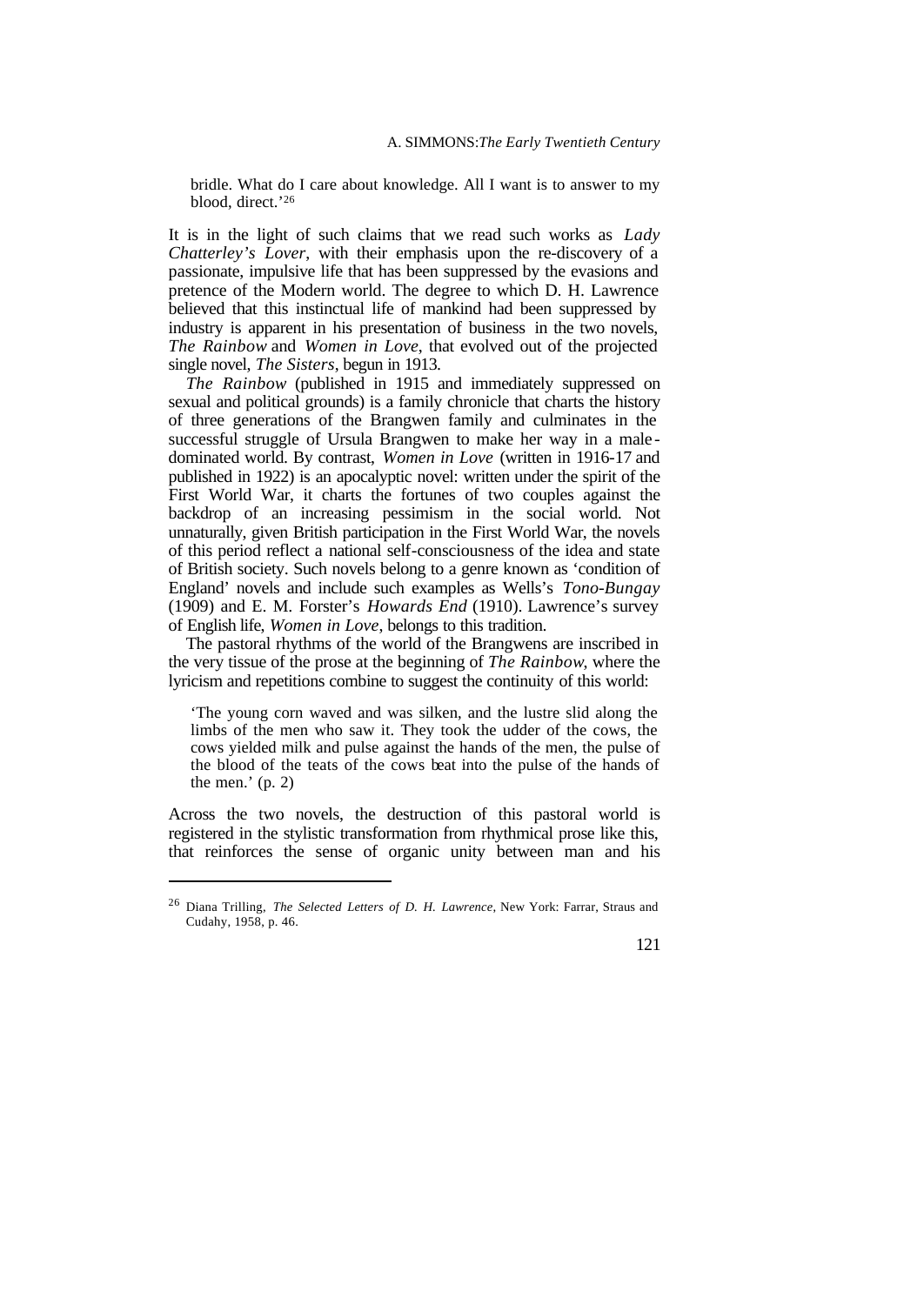> bridle. What do I care about knowledge. All I want is to answer to my blood, direct.'[26]

It is in the light of such claims that we read such works as *Lady Chatterley's Lover*, with their emphasis upon the re-discovery of a passionate, impulsive life that has been suppressed by the evasions and pretence of the Modern world. The degree to which D. H. Lawrence believed that this instinctual life of mankind had been suppressed by industry is apparent in his presentation of business in the two novels, *The Rainbow* and *Women in Love*, that evolved out of the projected single novel, *The Sisters*, begun in 1913.

*The Rainbow* (published in 1915 and immediately suppressed on sexual and political grounds) is a family chronicle that charts the history of three generations of the Brangwen family and culminates in the successful struggle of Ursula Brangwen to make her way in a male-dominated world. By contrast, *Women in Love* (written in 1916-17 and published in 1922) is an apocalyptic novel: written under the spirit of the First World War, it charts the fortunes of two couples against the backdrop of an increasing pessimism in the social world. Not unnaturally, given British participation in the First World War, the novels of this period reflect a national self-consciousness of the idea and state of British society. Such novels belong to a genre known as 'condition of England' novels and include such examples as Wells's *Tono-Bungay* (1909) and E. M. Forster's *Howards End* (1910). Lawrence's survey of English life, *Women in Love*, belongs to this tradition.

The pastoral rhythms of the world of the Brangwens are inscribed in the very tissue of the prose at the beginning of *The Rainbow*, where the lyricism and repetitions combine to suggest the continuity of this world:

> 'The young corn waved and was silken, and the lustre slid along the limbs of the men who saw it. They took the udder of the cows, the cows yielded milk and pulse against the hands of the men, the pulse of the blood of the teats of the cows beat into the pulse of the hands of the men.' (p. 2)

Across the two novels, the destruction of this pastoral world is registered in the stylistic transformation from rhythmical prose like this, that reinforces the sense of organic unity between man and his

---

[26] Diana Trilling, *The Selected Letters of D. H. Lawrence*, New York: Farrar, Straus and Cudahy, 1958, p. 46.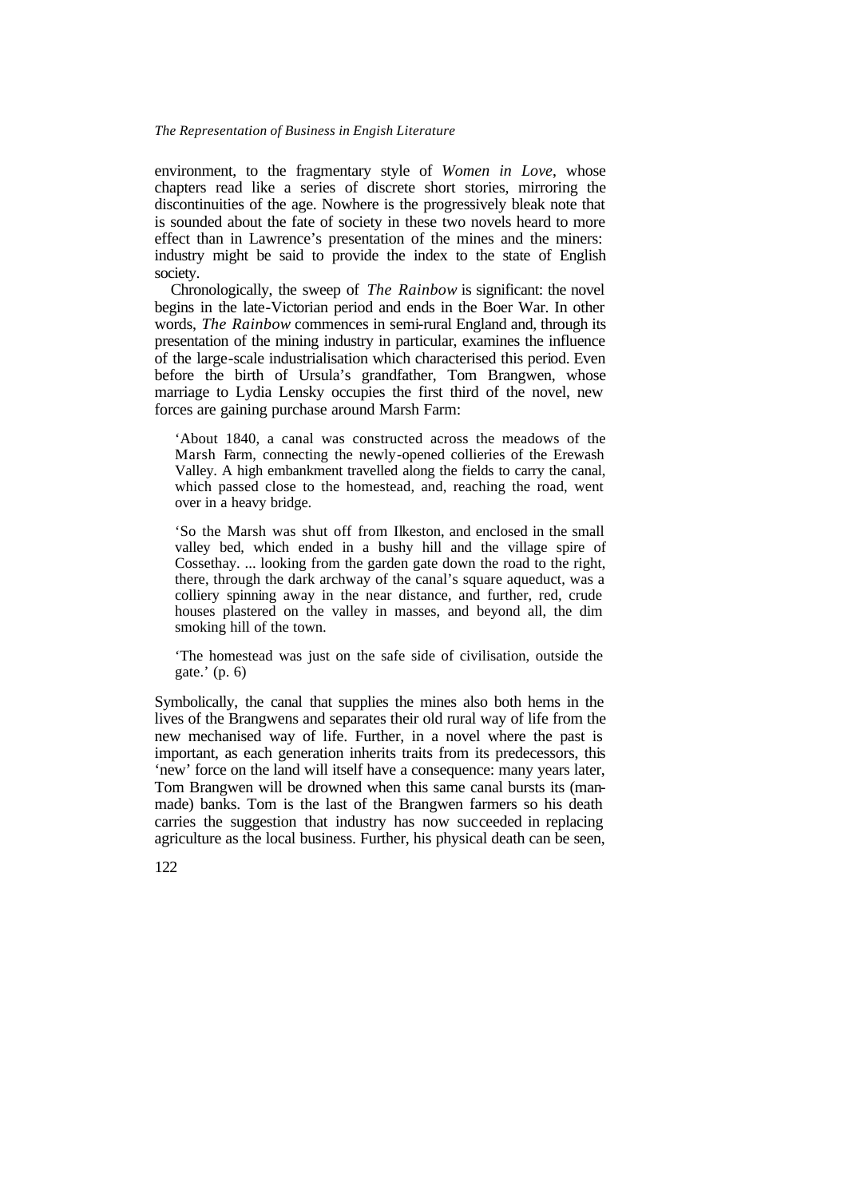environment, to the fragmentary style of *Women in Love*, whose chapters read like a series of discrete short stories, mirroring the discontinuities of the age. Nowhere is the progressively bleak note that is sounded about the fate of society in these two novels heard to more effect than in Lawrence's presentation of the mines and the miners: industry might be said to provide the index to the state of English society.

Chronologically, the sweep of *The Rainbow* is significant: the novel begins in the late-Victorian period and ends in the Boer War. In other words, *The Rainbow* commences in semi-rural England and, through its presentation of the mining industry in particular, examines the influence of the large-scale industrialisation which characterised this period. Even before the birth of Ursula's grandfather, Tom Brangwen, whose marriage to Lydia Lensky occupies the first third of the novel, new forces are gaining purchase around Marsh Farm:

> 'About 1840, a canal was constructed across the meadows of the Marsh Farm, connecting the newly-opened collieries of the Erewash Valley. A high embankment travelled along the fields to carry the canal, which passed close to the homestead, and, reaching the road, went over in a heavy bridge.
>
> 'So the Marsh was shut off from Ilkeston, and enclosed in the small valley bed, which ended in a bushy hill and the village spire of Cossethay. ... looking from the garden gate down the road to the right, there, through the dark archway of the canal's square aqueduct, was a colliery spinning away in the near distance, and further, red, crude houses plastered on the valley in masses, and beyond all, the dim smoking hill of the town.
>
> 'The homestead was just on the safe side of civilisation, outside the gate.' (p. 6)

Symbolically, the canal that supplies the mines also both hems in the lives of the Brangwens and separates their old rural way of life from the new mechanised way of life. Further, in a novel where the past is important, as each generation inherits traits from its predecessors, this 'new' force on the land will itself have a consequence: many years later, Tom Brangwen will be drowned when this same canal bursts its (man-made) banks. Tom is the last of the Brangwen farmers so his death carries the suggestion that industry has now succeeded in replacing agriculture as the local business. Further, his physical death can be seen,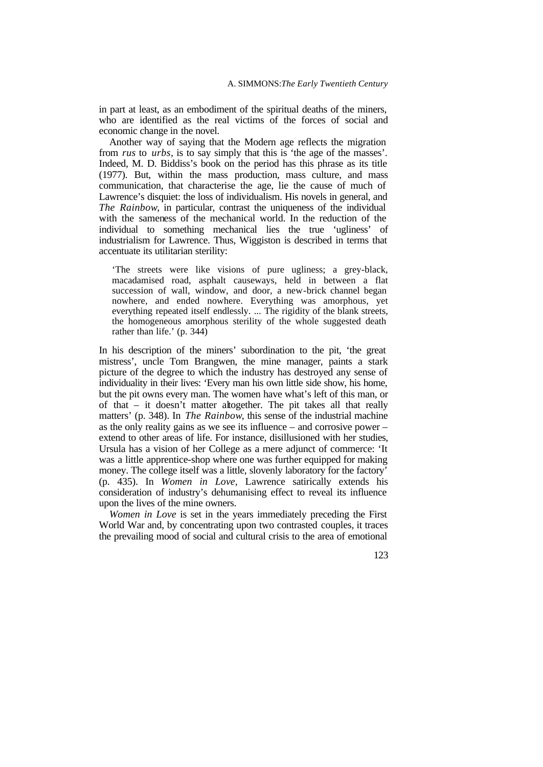in part at least, as an embodiment of the spiritual deaths of the miners, who are identified as the real victims of the forces of social and economic change in the novel.

Another way of saying that the Modern age reflects the migration from *rus* to *urbs*, is to say simply that this is 'the age of the masses'. Indeed, M. D. Biddiss's book on the period has this phrase as its title (1977). But, within the mass production, mass culture, and mass communication, that characterise the age, lie the cause of much of Lawrence's disquiet: the loss of individualism. His novels in general, and *The Rainbow*, in particular, contrast the uniqueness of the individual with the sameness of the mechanical world. In the reduction of the individual to something mechanical lies the true 'ugliness' of industrialism for Lawrence. Thus, Wiggiston is described in terms that accentuate its utilitarian sterility:

> 'The streets were like visions of pure ugliness; a grey-black, macadamised road, asphalt causeways, held in between a flat succession of wall, window, and door, a new-brick channel began nowhere, and ended nowhere. Everything was amorphous, yet everything repeated itself endlessly. ... The rigidity of the blank streets, the homogeneous amorphous sterility of the whole suggested death rather than life.' (p. 344)

In his description of the miners' subordination to the pit, 'the great mistress', uncle Tom Brangwen, the mine manager, paints a stark picture of the degree to which the industry has destroyed any sense of individuality in their lives: 'Every man his own little side show, his home, but the pit owns every man. The women have what's left of this man, or of that – it doesn't matter altogether. The pit takes all that really matters' (p. 348). In *The Rainbow*, this sense of the industrial machine as the only reality gains as we see its influence – and corrosive power – extend to other areas of life. For instance, disillusioned with her studies, Ursula has a vision of her College as a mere adjunct of commerce: 'It was a little apprentice-shop where one was further equipped for making money. The college itself was a little, slovenly laboratory for the factory' (p. 435). In *Women in Love*, Lawrence satirically extends his consideration of industry's dehumanising effect to reveal its influence upon the lives of the mine owners.

*Women in Love* is set in the years immediately preceding the First World War and, by concentrating upon two contrasted couples, it traces the prevailing mood of social and cultural crisis to the area of emotional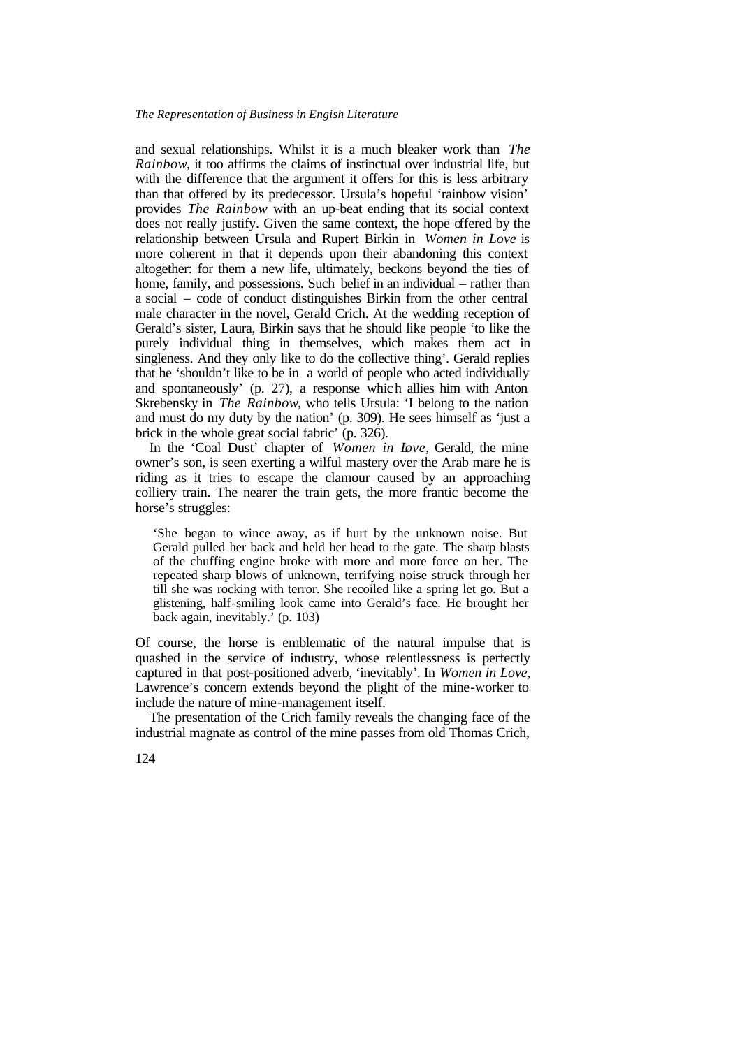and sexual relationships. Whilst it is a much bleaker work than *The Rainbow*, it too affirms the claims of instinctual over industrial life, but with the difference that the argument it offers for this is less arbitrary than that offered by its predecessor. Ursula's hopeful 'rainbow vision' provides *The Rainbow* with an up-beat ending that its social context does not really justify. Given the same context, the hope offered by the relationship between Ursula and Rupert Birkin in *Women in Love* is more coherent in that it depends upon their abandoning this context altogether: for them a new life, ultimately, beckons beyond the ties of home, family, and possessions. Such belief in an individual – rather than a social – code of conduct distinguishes Birkin from the other central male character in the novel, Gerald Crich. At the wedding reception of Gerald's sister, Laura, Birkin says that he should like people 'to like the purely individual thing in themselves, which makes them act in singleness. And they only like to do the collective thing'. Gerald replies that he 'shouldn't like to be in a world of people who acted individually and spontaneously' (p. 27), a response which allies him with Anton Skrebensky in *The Rainbow*, who tells Ursula: 'I belong to the nation and must do my duty by the nation' (p. 309). He sees himself as 'just a brick in the whole great social fabric' (p. 326).

In the 'Coal Dust' chapter of *Women in Love*, Gerald, the mine owner's son, is seen exerting a wilful mastery over the Arab mare he is riding as it tries to escape the clamour caused by an approaching colliery train. The nearer the train gets, the more frantic become the horse's struggles:

> 'She began to wince away, as if hurt by the unknown noise. But Gerald pulled her back and held her head to the gate. The sharp blasts of the chuffing engine broke with more and more force on her. The repeated sharp blows of unknown, terrifying noise struck through her till she was rocking with terror. She recoiled like a spring let go. But a glistening, half-smiling look came into Gerald's face. He brought her back again, inevitably.' (p. 103)

Of course, the horse is emblematic of the natural impulse that is quashed in the service of industry, whose relentlessness is perfectly captured in that post-positioned adverb, 'inevitably'. In *Women in Love*, Lawrence's concern extends beyond the plight of the mine-worker to include the nature of mine-management itself.

The presentation of the Crich family reveals the changing face of the industrial magnate as control of the mine passes from old Thomas Crich,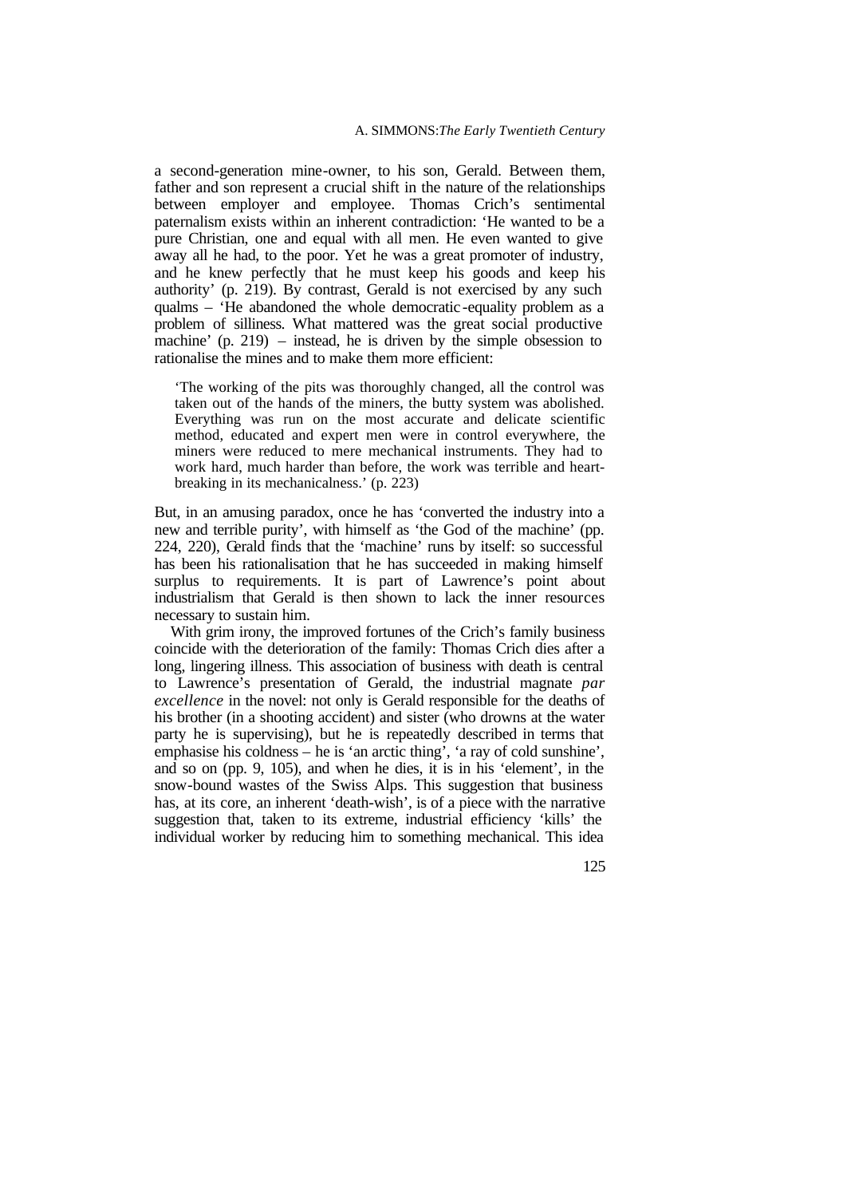a second-generation mine-owner, to his son, Gerald. Between them, father and son represent a crucial shift in the nature of the relationships between employer and employee. Thomas Crich's sentimental paternalism exists within an inherent contradiction: 'He wanted to be a pure Christian, one and equal with all men. He even wanted to give away all he had, to the poor. Yet he was a great promoter of industry, and he knew perfectly that he must keep his goods and keep his authority' (p. 219). By contrast, Gerald is not exercised by any such qualms – 'He abandoned the whole democratic-equality problem as a problem of silliness. What mattered was the great social productive machine' (p. 219) – instead, he is driven by the simple obsession to rationalise the mines and to make them more efficient:

> 'The working of the pits was thoroughly changed, all the control was taken out of the hands of the miners, the butty system was abolished. Everything was run on the most accurate and delicate scientific method, educated and expert men were in control everywhere, the miners were reduced to mere mechanical instruments. They had to work hard, much harder than before, the work was terrible and heart-breaking in its mechanicalness.' (p. 223)

But, in an amusing paradox, once he has 'converted the industry into a new and terrible purity', with himself as 'the God of the machine' (pp. 224, 220), Gerald finds that the 'machine' runs by itself: so successful has been his rationalisation that he has succeeded in making himself surplus to requirements. It is part of Lawrence's point about industrialism that Gerald is then shown to lack the inner resources necessary to sustain him.

With grim irony, the improved fortunes of the Crich's family business coincide with the deterioration of the family: Thomas Crich dies after a long, lingering illness. This association of business with death is central to Lawrence's presentation of Gerald, the industrial magnate *par excellence* in the novel: not only is Gerald responsible for the deaths of his brother (in a shooting accident) and sister (who drowns at the water party he is supervising), but he is repeatedly described in terms that emphasise his coldness – he is 'an arctic thing', 'a ray of cold sunshine', and so on (pp. 9, 105), and when he dies, it is in his 'element', in the snow-bound wastes of the Swiss Alps. This suggestion that business has, at its core, an inherent 'death-wish', is of a piece with the narrative suggestion that, taken to its extreme, industrial efficiency 'kills' the individual worker by reducing him to something mechanical. This idea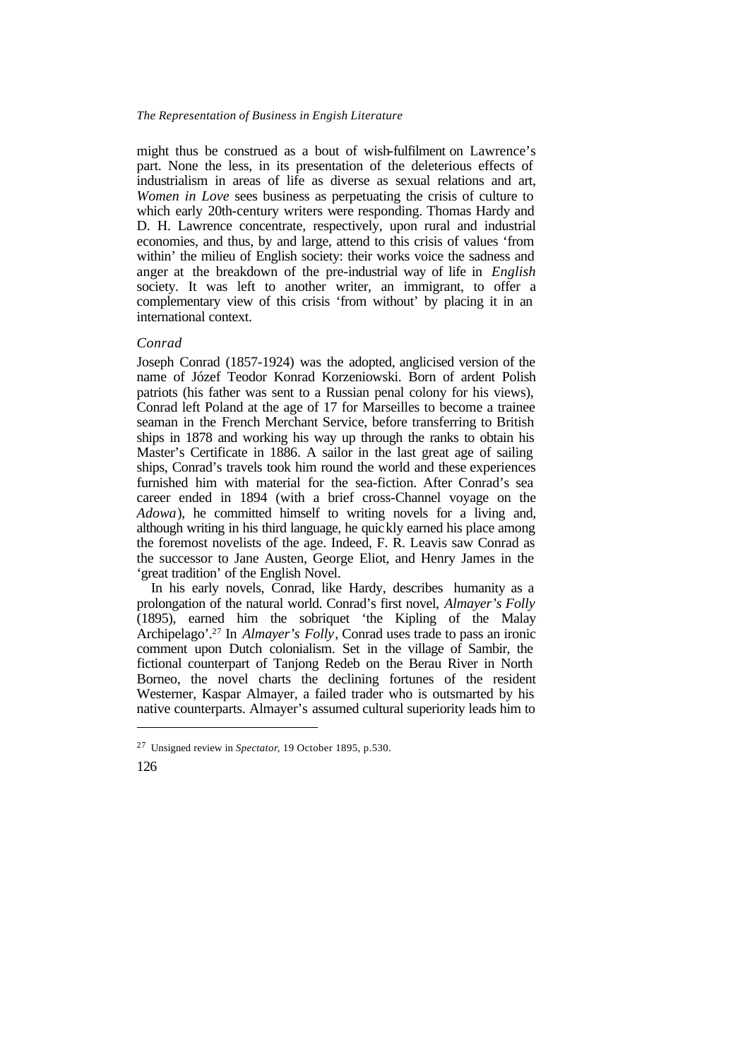might thus be construed as a bout of wish-fulfilment on Lawrence's part. None the less, in its presentation of the deleterious effects of industrialism in areas of life as diverse as sexual relations and art, *Women in Love* sees business as perpetuating the crisis of culture to which early 20th-century writers were responding. Thomas Hardy and D. H. Lawrence concentrate, respectively, upon rural and industrial economies, and thus, by and large, attend to this crisis of values 'from within' the milieu of English society: their works voice the sadness and anger at the breakdown of the pre-industrial way of life in *English* society. It was left to another writer, an immigrant, to offer a complementary view of this crisis 'from without' by placing it in an international context.

### *Conrad*

Joseph Conrad (1857-1924) was the adopted, anglicised version of the name of Józef Teodor Konrad Korzeniowski. Born of ardent Polish patriots (his father was sent to a Russian penal colony for his views), Conrad left Poland at the age of 17 for Marseilles to become a trainee seaman in the French Merchant Service, before transferring to British ships in 1878 and working his way up through the ranks to obtain his Master's Certificate in 1886. A sailor in the last great age of sailing ships, Conrad's travels took him round the world and these experiences furnished him with material for the sea-fiction. After Conrad's sea career ended in 1894 (with a brief cross-Channel voyage on the *Adowa*), he committed himself to writing novels for a living and, although writing in his third language, he quickly earned his place among the foremost novelists of the age. Indeed, F. R. Leavis saw Conrad as the successor to Jane Austen, George Eliot, and Henry James in the 'great tradition' of the English Novel.

In his early novels, Conrad, like Hardy, describes humanity as a prolongation of the natural world. Conrad's first novel, *Almayer's Folly* (1895), earned him the sobriquet 'the Kipling of the Malay Archipelago'.[27] In *Almayer's Folly*, Conrad uses trade to pass an ironic comment upon Dutch colonialism. Set in the village of Sambir, the fictional counterpart of Tanjong Redeb on the Berau River in North Borneo, the novel charts the declining fortunes of the resident Westerner, Kaspar Almayer, a failed trader who is outsmarted by his native counterparts. Almayer's assumed cultural superiority leads him to

---

[27] Unsigned review in *Spectator*, 19 October 1895, p.530.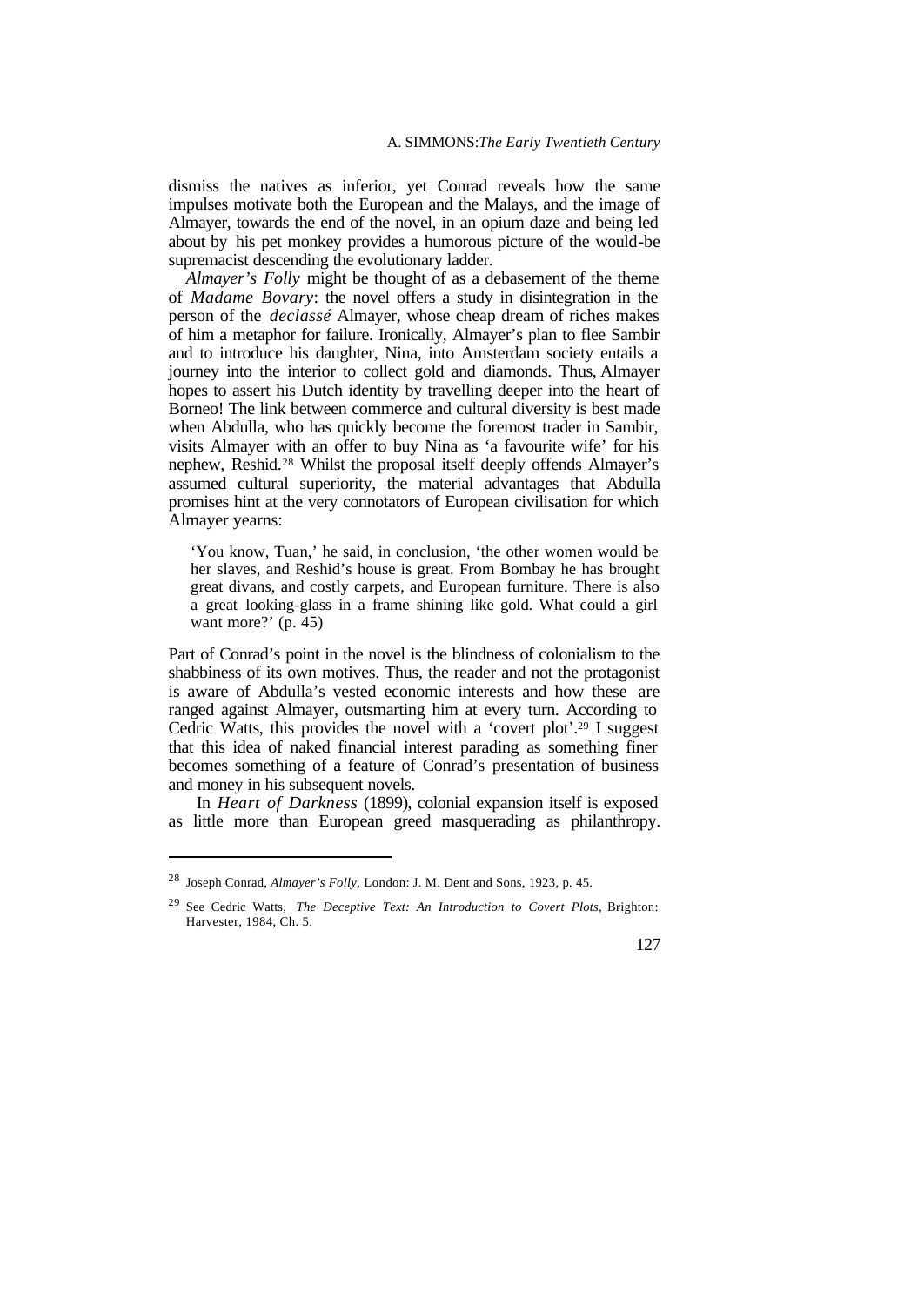dismiss the natives as inferior, yet Conrad reveals how the same impulses motivate both the European and the Malays, and the image of Almayer, towards the end of the novel, in an opium daze and being led about by his pet monkey provides a humorous picture of the would-be supremacist descending the evolutionary ladder.

*Almayer's Folly* might be thought of as a debasement of the theme of *Madame Bovary*: the novel offers a study in disintegration in the person of the *declassé* Almayer, whose cheap dream of riches makes of him a metaphor for failure. Ironically, Almayer's plan to flee Sambir and to introduce his daughter, Nina, into Amsterdam society entails a journey into the interior to collect gold and diamonds. Thus, Almayer hopes to assert his Dutch identity by travelling deeper into the heart of Borneo! The link between commerce and cultural diversity is best made when Abdulla, who has quickly become the foremost trader in Sambir, visits Almayer with an offer to buy Nina as 'a favourite wife' for his nephew, Reshid.[28] Whilst the proposal itself deeply offends Almayer's assumed cultural superiority, the material advantages that Abdulla promises hint at the very connotators of European civilisation for which Almayer yearns:

> 'You know, Tuan,' he said, in conclusion, 'the other women would be her slaves, and Reshid's house is great. From Bombay he has brought great divans, and costly carpets, and European furniture. There is also a great looking-glass in a frame shining like gold. What could a girl want more?' (p. 45)

Part of Conrad's point in the novel is the blindness of colonialism to the shabbiness of its own motives. Thus, the reader and not the protagonist is aware of Abdulla's vested economic interests and how these are ranged against Almayer, outsmarting him at every turn. According to Cedric Watts, this provides the novel with a 'covert plot'.[29] I suggest that this idea of naked financial interest parading as something finer becomes something of a feature of Conrad's presentation of business and money in his subsequent novels.

In *Heart of Darkness* (1899), colonial expansion itself is exposed as little more than European greed masquerading as philanthropy.

---

[28] Joseph Conrad, *Almayer's Folly*, London: J. M. Dent and Sons, 1923, p. 45.

[29] See Cedric Watts, *The Deceptive Text: An Introduction to Covert Plots*, Brighton: Harvester, 1984, Ch. 5.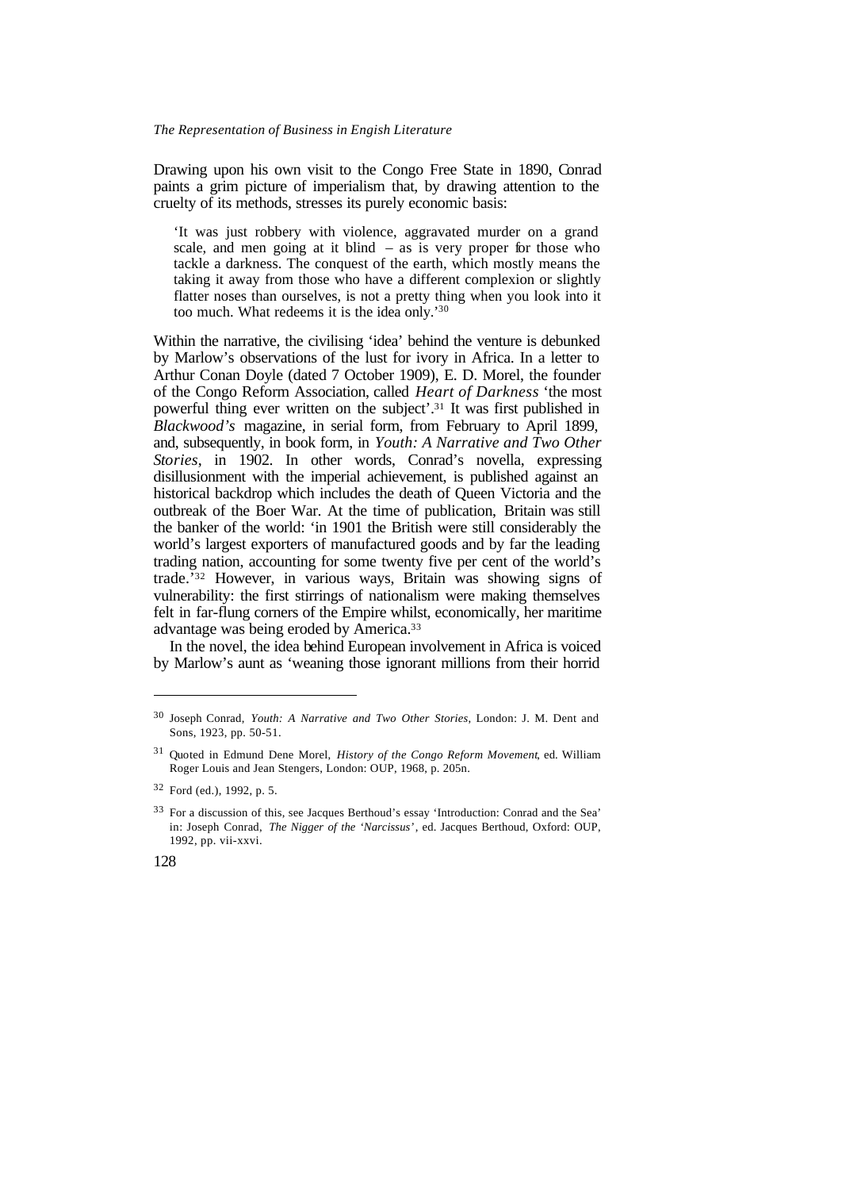Drawing upon his own visit to the Congo Free State in 1890, Conrad paints a grim picture of imperialism that, by drawing attention to the cruelty of its methods, stresses its purely economic basis:

> 'It was just robbery with violence, aggravated murder on a grand scale, and men going at it blind – as is very proper for those who tackle a darkness. The conquest of the earth, which mostly means the taking it away from those who have a different complexion or slightly flatter noses than ourselves, is not a pretty thing when you look into it too much. What redeems it is the idea only.'[30]

Within the narrative, the civilising 'idea' behind the venture is debunked by Marlow's observations of the lust for ivory in Africa. In a letter to Arthur Conan Doyle (dated 7 October 1909), E. D. Morel, the founder of the Congo Reform Association, called *Heart of Darkness* 'the most powerful thing ever written on the subject'.[31] It was first published in *Blackwood's* magazine, in serial form, from February to April 1899, and, subsequently, in book form, in *Youth: A Narrative and Two Other Stories*, in 1902. In other words, Conrad's novella, expressing disillusionment with the imperial achievement, is published against an historical backdrop which includes the death of Queen Victoria and the outbreak of the Boer War. At the time of publication, Britain was still the banker of the world: 'in 1901 the British were still considerably the world's largest exporters of manufactured goods and by far the leading trading nation, accounting for some twenty five per cent of the world's trade.'[32] However, in various ways, Britain was showing signs of vulnerability: the first stirrings of nationalism were making themselves felt in far-flung corners of the Empire whilst, economically, her maritime advantage was being eroded by America.[33]

In the novel, the idea behind European involvement in Africa is voiced by Marlow's aunt as 'weaning those ignorant millions from their horrid

---

[30] Joseph Conrad, *Youth: A Narrative and Two Other Stories*, London: J. M. Dent and Sons, 1923, pp. 50-51.

[31] Quoted in Edmund Dene Morel, *History of the Congo Reform Movement*, ed. William Roger Louis and Jean Stengers, London: OUP, 1968, p. 205n.

[32] Ford (ed.), 1992, p. 5.

[33] For a discussion of this, see Jacques Berthoud's essay 'Introduction: Conrad and the Sea' in: Joseph Conrad, *The Nigger of the 'Narcissus'*, ed. Jacques Berthoud, Oxford: OUP, 1992, pp. vii-xxvi.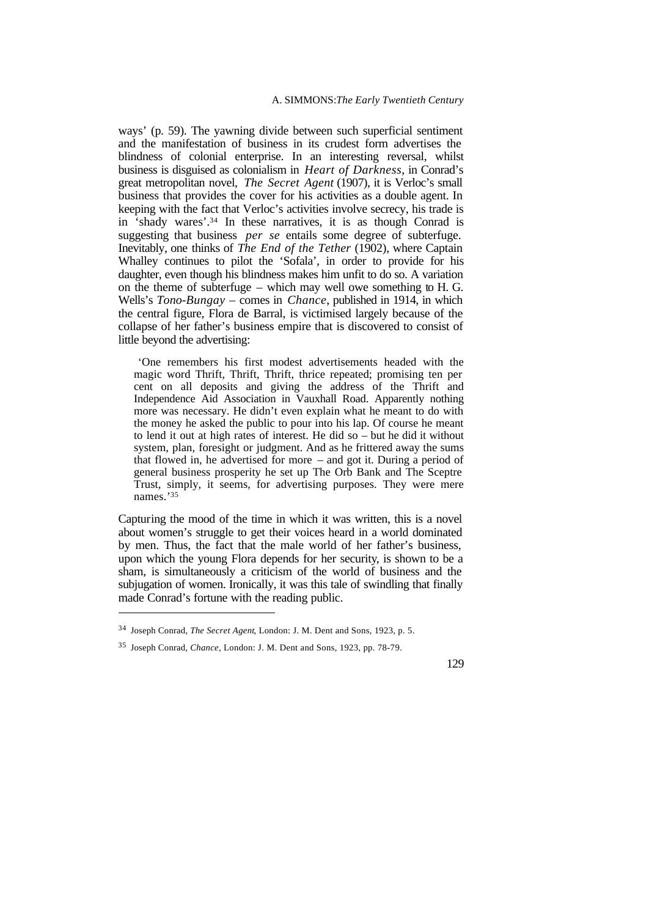ways' (p. 59). The yawning divide between such superficial sentiment and the manifestation of business in its crudest form advertises the blindness of colonial enterprise. In an interesting reversal, whilst business is disguised as colonialism in *Heart of Darkness*, in Conrad's great metropolitan novel, *The Secret Agent* (1907), it is Verloc's small business that provides the cover for his activities as a double agent. In keeping with the fact that Verloc's activities involve secrecy, his trade is in 'shady wares'.[34] In these narratives, it is as though Conrad is suggesting that business *per se* entails some degree of subterfuge. Inevitably, one thinks of *The End of the Tether* (1902), where Captain Whalley continues to pilot the 'Sofala', in order to provide for his daughter, even though his blindness makes him unfit to do so. A variation on the theme of subterfuge – which may well owe something to H. G. Wells's *Tono-Bungay* – comes in *Chance*, published in 1914, in which the central figure, Flora de Barral, is victimised largely because of the collapse of her father's business empire that is discovered to consist of little beyond the advertising:

> 'One remembers his first modest advertisements headed with the magic word Thrift, Thrift, Thrift, thrice repeated; promising ten per cent on all deposits and giving the address of the Thrift and Independence Aid Association in Vauxhall Road. Apparently nothing more was necessary. He didn't even explain what he meant to do with the money he asked the public to pour into his lap. Of course he meant to lend it out at high rates of interest. He did so – but he did it without system, plan, foresight or judgment. And as he frittered away the sums that flowed in, he advertised for more – and got it. During a period of general business prosperity he set up The Orb Bank and The Sceptre Trust, simply, it seems, for advertising purposes. They were mere names.'[35]

Capturing the mood of the time in which it was written, this is a novel about women's struggle to get their voices heard in a world dominated by men. Thus, the fact that the male world of her father's business, upon which the young Flora depends for her security, is shown to be a sham, is simultaneously a criticism of the world of business and the subjugation of women. Ironically, it was this tale of swindling that finally made Conrad's fortune with the reading public.

---

[34] Joseph Conrad, *The Secret Agent*, London: J. M. Dent and Sons, 1923, p. 5.

[35] Joseph Conrad, *Chance*, London: J. M. Dent and Sons, 1923, pp. 78-79.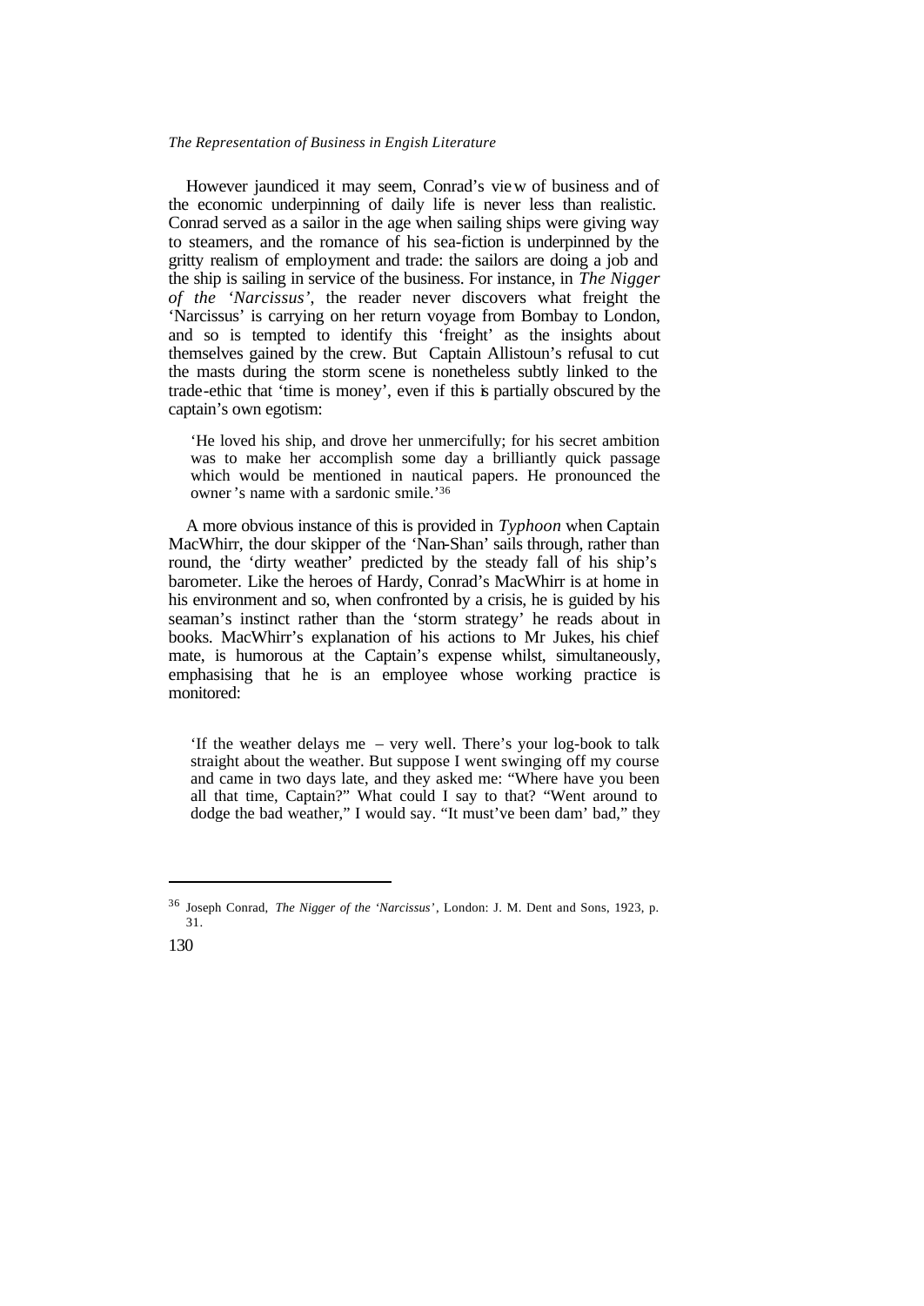However jaundiced it may seem, Conrad's view of business and of the economic underpinning of daily life is never less than realistic. Conrad served as a sailor in the age when sailing ships were giving way to steamers, and the romance of his sea-fiction is underpinned by the gritty realism of employment and trade: the sailors are doing a job and the ship is sailing in service of the business. For instance, in *The Nigger of the 'Narcissus'*, the reader never discovers what freight the 'Narcissus' is carrying on her return voyage from Bombay to London, and so is tempted to identify this 'freight' as the insights about themselves gained by the crew. But Captain Allistoun's refusal to cut the masts during the storm scene is nonetheless subtly linked to the trade-ethic that 'time is money', even if this is partially obscured by the captain's own egotism:

> 'He loved his ship, and drove her unmercifully; for his secret ambition was to make her accomplish some day a brilliantly quick passage which would be mentioned in nautical papers. He pronounced the owner's name with a sardonic smile.'[36]

A more obvious instance of this is provided in *Typhoon* when Captain MacWhirr, the dour skipper of the 'Nan-Shan' sails through, rather than round, the 'dirty weather' predicted by the steady fall of his ship's barometer. Like the heroes of Hardy, Conrad's MacWhirr is at home in his environment and so, when confronted by a crisis, he is guided by his seaman's instinct rather than the 'storm strategy' he reads about in books. MacWhirr's explanation of his actions to Mr Jukes, his chief mate, is humorous at the Captain's expense whilst, simultaneously, emphasising that he is an employee whose working practice is monitored:

> 'If the weather delays me – very well. There's your log-book to talk straight about the weather. But suppose I went swinging off my course and came in two days late, and they asked me: "Where have you been all that time, Captain?" What could I say to that? "Went around to dodge the bad weather," I would say. "It must've been dam' bad," they

[36] Joseph Conrad, *The Nigger of the 'Narcissus'*, London: J. M. Dent and Sons, 1923, p. 31.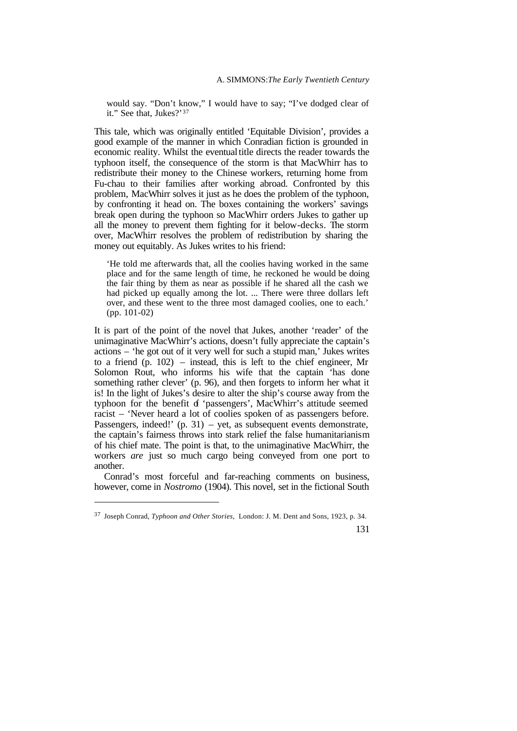> would say. "Don't know," I would have to say; "I've dodged clear of it." See that, Jukes?'[37]

This tale, which was originally entitled 'Equitable Division', provides a good example of the manner in which Conradian fiction is grounded in economic reality. Whilst the eventual title directs the reader towards the typhoon itself, the consequence of the storm is that MacWhirr has to redistribute their money to the Chinese workers, returning home from Fu-chau to their families after working abroad. Confronted by this problem, MacWhirr solves it just as he does the problem of the typhoon, by confronting it head on. The boxes containing the workers' savings break open during the typhoon so MacWhirr orders Jukes to gather up all the money to prevent them fighting for it below-decks. The storm over, MacWhirr resolves the problem of redistribution by sharing the money out equitably. As Jukes writes to his friend:

> 'He told me afterwards that, all the coolies having worked in the same place and for the same length of time, he reckoned he would be doing the fair thing by them as near as possible if he shared all the cash we had picked up equally among the lot. ... There were three dollars left over, and these went to the three most damaged coolies, one to each.' (pp. 101-02)

It is part of the point of the novel that Jukes, another 'reader' of the unimaginative MacWhirr's actions, doesn't fully appreciate the captain's actions – 'he got out of it very well for such a stupid man,' Jukes writes to a friend (p. 102) – instead, this is left to the chief engineer, Mr Solomon Rout, who informs his wife that the captain 'has done something rather clever' (p. 96), and then forgets to inform her what it is! In the light of Jukes's desire to alter the ship's course away from the typhoon for the benefit of 'passengers', MacWhirr's attitude seemed racist – 'Never heard a lot of coolies spoken of as passengers before. Passengers, indeed!' (p. 31) – yet, as subsequent events demonstrate, the captain's fairness throws into stark relief the false humanitarianism of his chief mate. The point is that, to the unimaginative MacWhirr, the workers *are* just so much cargo being conveyed from one port to another.

Conrad's most forceful and far-reaching comments on business, however, come in *Nostromo* (1904). This novel, set in the fictional South

---

[37] Joseph Conrad, *Typhoon and Other Stories*, London: J. M. Dent and Sons, 1923, p. 34.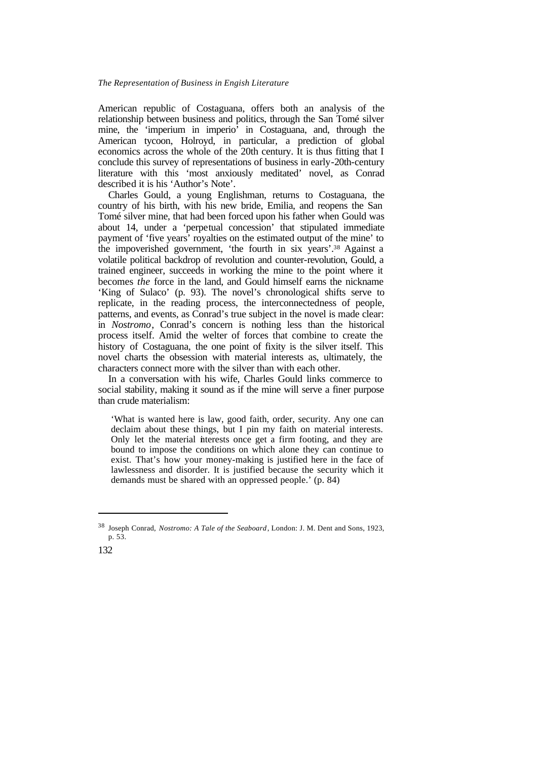American republic of Costaguana, offers both an analysis of the relationship between business and politics, through the San Tomé silver mine, the 'imperium in imperio' in Costaguana, and, through the American tycoon, Holroyd, in particular, a prediction of global economics across the whole of the 20th century. It is thus fitting that I conclude this survey of representations of business in early-20th-century literature with this 'most anxiously meditated' novel, as Conrad described it is his 'Author's Note'.

Charles Gould, a young Englishman, returns to Costaguana, the country of his birth, with his new bride, Emilia, and reopens the San Tomé silver mine, that had been forced upon his father when Gould was about 14, under a 'perpetual concession' that stipulated immediate payment of 'five years' royalties on the estimated output of the mine' to the impoverished government, 'the fourth in six years'.[38] Against a volatile political backdrop of revolution and counter-revolution, Gould, a trained engineer, succeeds in working the mine to the point where it becomes *the* force in the land, and Gould himself earns the nickname 'King of Sulaco' (p. 93). The novel's chronological shifts serve to replicate, in the reading process, the interconnectedness of people, patterns, and events, as Conrad's true subject in the novel is made clear: in *Nostromo*, Conrad's concern is nothing less than the historical process itself. Amid the welter of forces that combine to create the history of Costaguana, the one point of fixity is the silver itself. This novel charts the obsession with material interests as, ultimately, the characters connect more with the silver than with each other.

In a conversation with his wife, Charles Gould links commerce to social stability, making it sound as if the mine will serve a finer purpose than crude materialism:

> 'What is wanted here is law, good faith, order, security. Any one can declaim about these things, but I pin my faith on material interests. Only let the material interests once get a firm footing, and they are bound to impose the conditions on which alone they can continue to exist. That's how your money-making is justified here in the face of lawlessness and disorder. It is justified because the security which it demands must be shared with an oppressed people.' (p. 84)

---

[38] Joseph Conrad, *Nostromo: A Tale of the Seaboard*, London: J. M. Dent and Sons, 1923, p. 53.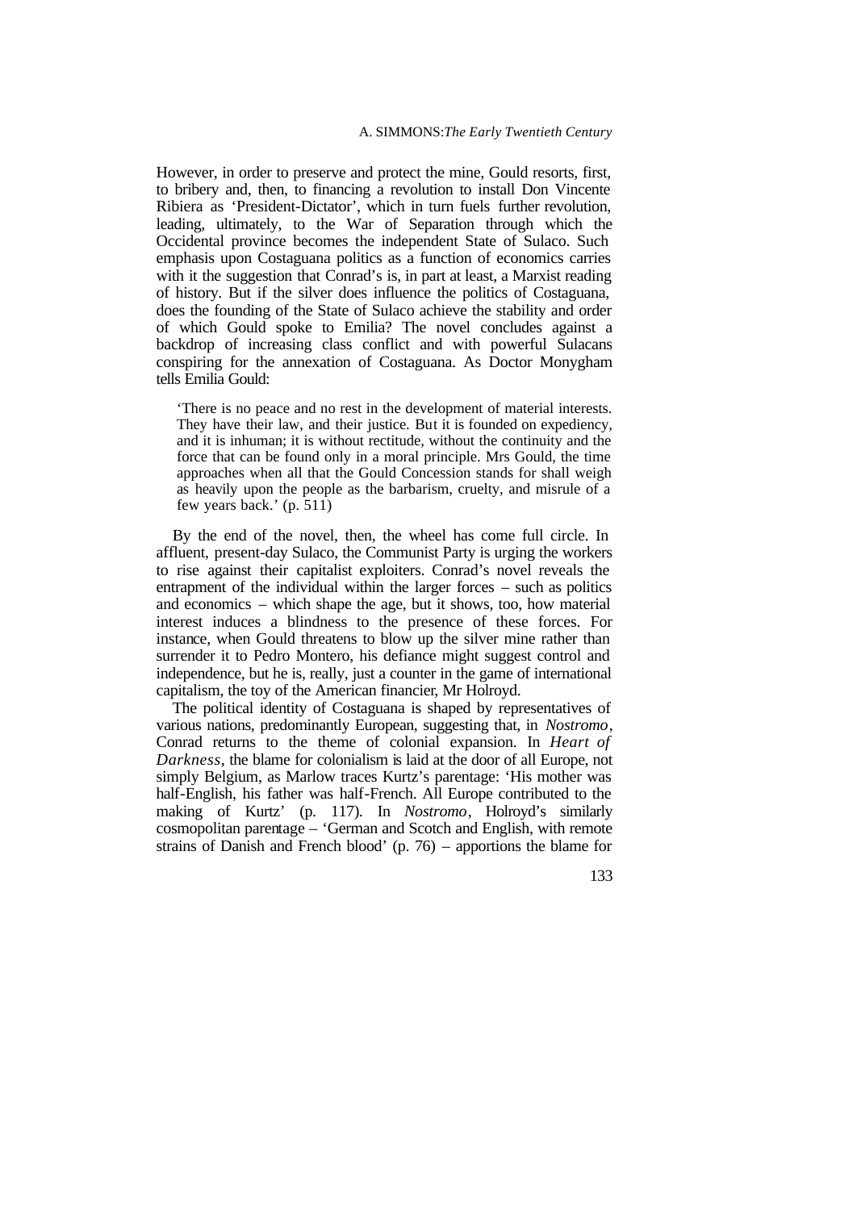However, in order to preserve and protect the mine, Gould resorts, first, to bribery and, then, to financing a revolution to install Don Vincente Ribiera as 'President-Dictator', which in turn fuels further revolution, leading, ultimately, to the War of Separation through which the Occidental province becomes the independent State of Sulaco. Such emphasis upon Costaguana politics as a function of economics carries with it the suggestion that Conrad's is, in part at least, a Marxist reading of history. But if the silver does influence the politics of Costaguana, does the founding of the State of Sulaco achieve the stability and order of which Gould spoke to Emilia? The novel concludes against a backdrop of increasing class conflict and with powerful Sulacans conspiring for the annexation of Costaguana. As Doctor Monygham tells Emilia Gould:

> 'There is no peace and no rest in the development of material interests. They have their law, and their justice. But it is founded on expediency, and it is inhuman; it is without rectitude, without the continuity and the force that can be found only in a moral principle. Mrs Gould, the time approaches when all that the Gould Concession stands for shall weigh as heavily upon the people as the barbarism, cruelty, and misrule of a few years back.' (p. 511)

By the end of the novel, then, the wheel has come full circle. In affluent, present-day Sulaco, the Communist Party is urging the workers to rise against their capitalist exploiters. Conrad's novel reveals the entrapment of the individual within the larger forces – such as politics and economics – which shape the age, but it shows, too, how material interest induces a blindness to the presence of these forces. For instance, when Gould threatens to blow up the silver mine rather than surrender it to Pedro Montero, his defiance might suggest control and independence, but he is, really, just a counter in the game of international capitalism, the toy of the American financier, Mr Holroyd.

The political identity of Costaguana is shaped by representatives of various nations, predominantly European, suggesting that, in *Nostromo*, Conrad returns to the theme of colonial expansion. In *Heart of Darkness*, the blame for colonialism is laid at the door of all Europe, not simply Belgium, as Marlow traces Kurtz's parentage: 'His mother was half-English, his father was half-French. All Europe contributed to the making of Kurtz' (p. 117). In *Nostromo*, Holroyd's similarly cosmopolitan parentage – 'German and Scotch and English, with remote strains of Danish and French blood' (p. 76) – apportions the blame for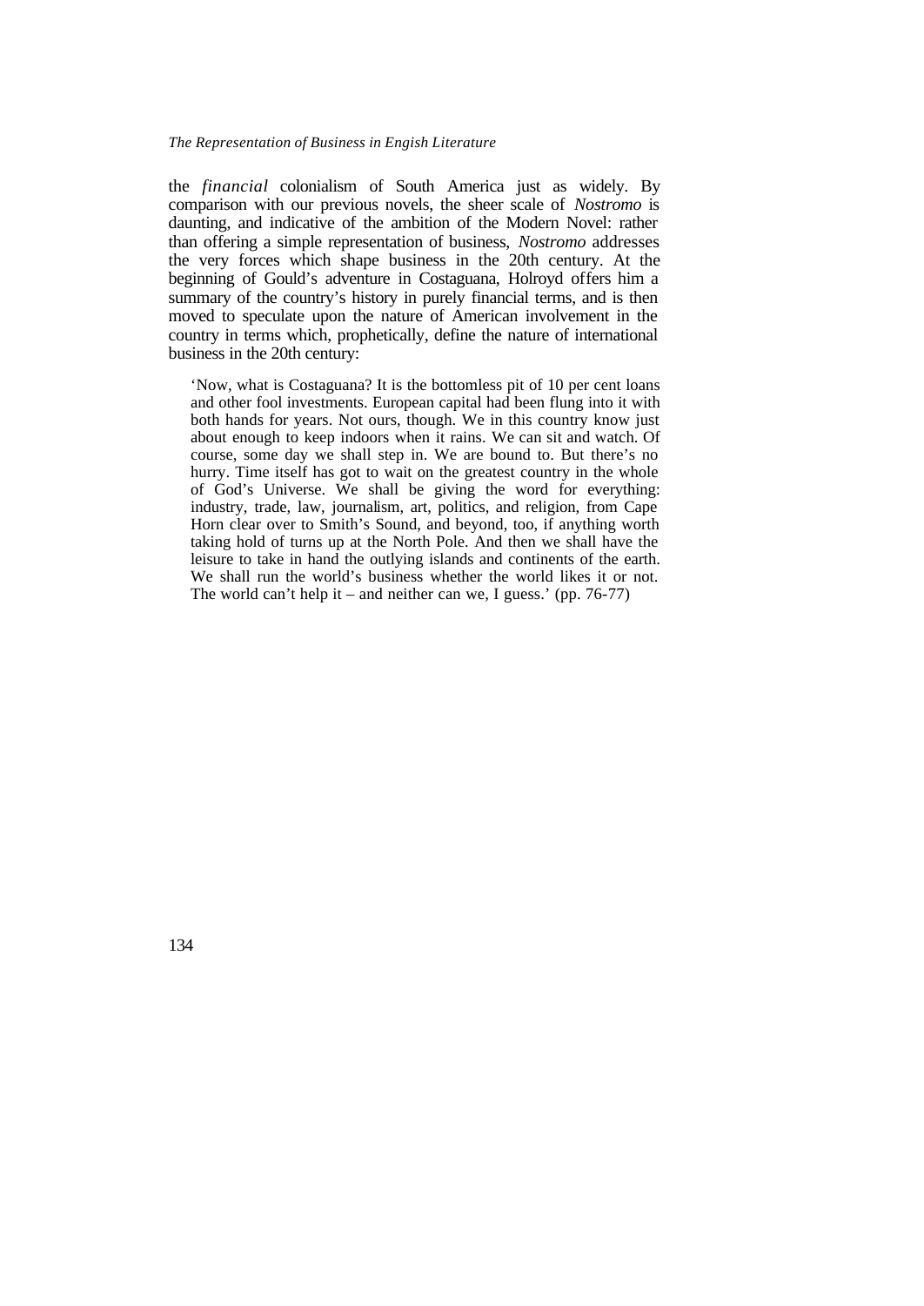the *financial* colonialism of South America just as widely. By comparison with our previous novels, the sheer scale of *Nostromo* is daunting, and indicative of the ambition of the Modern Novel: rather than offering a simple representation of business, *Nostromo* addresses the very forces which shape business in the 20th century. At the beginning of Gould's adventure in Costaguana, Holroyd offers him a summary of the country's history in purely financial terms, and is then moved to speculate upon the nature of American involvement in the country in terms which, prophetically, define the nature of international business in the 20th century:

> 'Now, what is Costaguana? It is the bottomless pit of 10 per cent loans and other fool investments. European capital had been flung into it with both hands for years. Not ours, though. We in this country know just about enough to keep indoors when it rains. We can sit and watch. Of course, some day we shall step in. We are bound to. But there's no hurry. Time itself has got to wait on the greatest country in the whole of God's Universe. We shall be giving the word for everything: industry, trade, law, journalism, art, politics, and religion, from Cape Horn clear over to Smith's Sound, and beyond, too, if anything worth taking hold of turns up at the North Pole. And then we shall have the leisure to take in hand the outlying islands and continents of the earth. We shall run the world's business whether the world likes it or not. The world can't help it – and neither can we, I guess.' (pp. 76-77)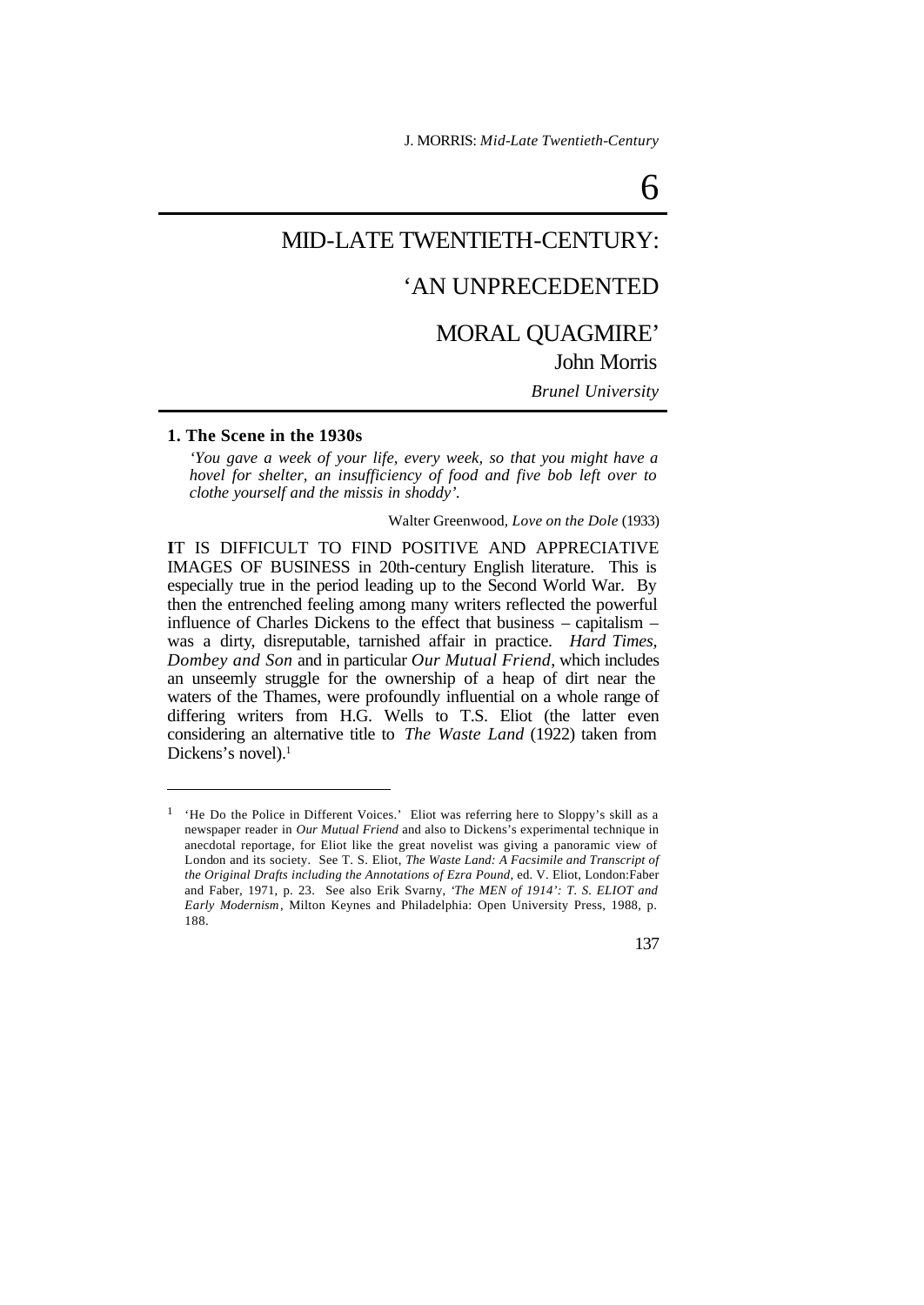6

# MID-LATE TWENTIETH-CENTURY: 'AN UNPRECEDENTED MORAL QUAGMIRE'

John Morris

*Brunel University*

## 1. The Scene in the 1930s

> *'You gave a week of your life, every week, so that you might have a hovel for shelter, an insufficiency of food and five bob left over to clothe yourself and the missis in shoddy'.*
>
> Walter Greenwood, *Love on the Dole* (1933)

**I**T IS DIFFICULT TO FIND POSITIVE AND APPRECIATIVE IMAGES OF BUSINESS in 20th-century English literature. This is especially true in the period leading up to the Second World War. By then the entrenched feeling among many writers reflected the powerful influence of Charles Dickens to the effect that business – capitalism – was a dirty, disreputable, tarnished affair in practice. *Hard Times, Dombey and Son* and in particular *Our Mutual Friend*, which includes an unseemly struggle for the ownership of a heap of dirt near the waters of the Thames, were profoundly influential on a whole range of differing writers from H.G. Wells to T.S. Eliot (the latter even considering an alternative title to *The Waste Land* (1922) taken from Dickens's novel).[1]

---

[1] 'He Do the Police in Different Voices.' Eliot was referring here to Sloppy's skill as a newspaper reader in *Our Mutual Friend* and also to Dickens's experimental technique in anecdotal reportage, for Eliot like the great novelist was giving a panoramic view of London and its society. See T. S. Eliot, *The Waste Land: A Facsimile and Transcript of the Original Drafts including the Annotations of Ezra Pound*, ed. V. Eliot, London:Faber and Faber, 1971, p. 23. See also Erik Svarny, *'The MEN of 1914': T. S. ELIOT and Early Modernism*, Milton Keynes and Philadelphia: Open University Press, 1988, p. 188.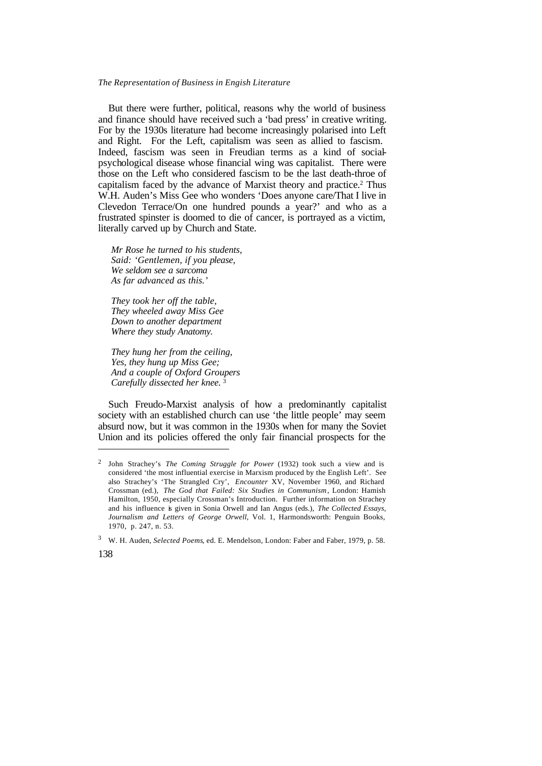But there were further, political, reasons why the world of business and finance should have received such a 'bad press' in creative writing. For by the 1930s literature had become increasingly polarised into Left and Right. For the Left, capitalism was seen as allied to fascism. Indeed, fascism was seen in Freudian terms as a kind of social-psychological disease whose financial wing was capitalist. There were those on the Left who considered fascism to be the last death-throe of capitalism faced by the advance of Marxist theory and practice.[2] Thus W.H. Auden's Miss Gee who wonders 'Does anyone care/That I live in Clevedon Terrace/On one hundred pounds a year?' and who as a frustrated spinster is doomed to die of cancer, is portrayed as a victim, literally carved up by Church and State.

> *Mr Rose he turned to his students,*
> *Said: 'Gentlemen, if you please,*
> *We seldom see a sarcoma*
> *As far advanced as this.'*
>
> *They took her off the table,*
> *They wheeled away Miss Gee*
> *Down to another department*
> *Where they study Anatomy.*
>
> *They hung her from the ceiling,*
> *Yes, they hung up Miss Gee;*
> *And a couple of Oxford Groupers*
> *Carefully dissected her knee.*[3]

Such Freudo-Marxist analysis of how a predominantly capitalist society with an established church can use 'the little people' may seem absurd now, but it was common in the 1930s when for many the Soviet Union and its policies offered the only fair financial prospects for the

---

[2] John Strachey's *The Coming Struggle for Power* (1932) took such a view and is considered 'the most influential exercise in Marxism produced by the English Left'. See also Strachey's 'The Strangled Cry', *Encounter* XV, November 1960, and Richard Crossman (ed.), *The God that Failed: Six Studies in Communism*, London: Hamish Hamilton, 1950, especially Crossman's Introduction. Further information on Strachey and his influence is given in Sonia Orwell and Ian Angus (eds.), *The Collected Essays, Journalism and Letters of George Orwell*, Vol. 1, Harmondsworth: Penguin Books, 1970, p. 247, n. 53.

[3] W. H. Auden, *Selected Poems*, ed. E. Mendelson, London: Faber and Faber, 1979, p. 58.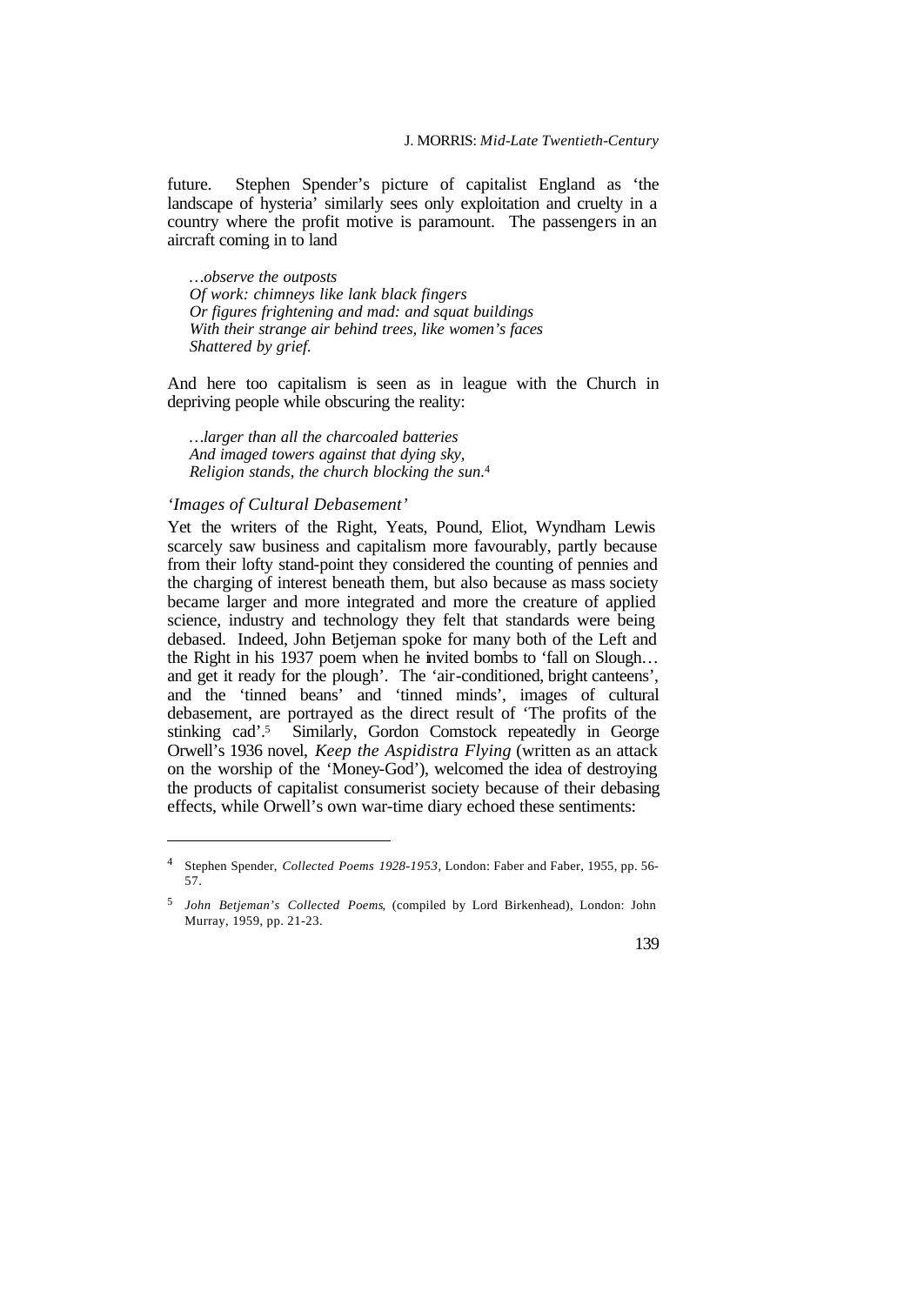future. Stephen Spender's picture of capitalist England as 'the landscape of hysteria' similarly sees only exploitation and cruelty in a country where the profit motive is paramount. The passengers in an aircraft coming in to land

> *…observe the outposts*
> *Of work: chimneys like lank black fingers*
> *Or figures frightening and mad: and squat buildings*
> *With their strange air behind trees, like women's faces*
> *Shattered by grief.*

And here too capitalism is seen as in league with the Church in depriving people while obscuring the reality:

> *…larger than all the charcoaled batteries*
> *And imaged towers against that dying sky,*
> *Religion stands, the church blocking the sun.*[4]

### *'Images of Cultural Debasement'*

Yet the writers of the Right, Yeats, Pound, Eliot, Wyndham Lewis scarcely saw business and capitalism more favourably, partly because from their lofty stand-point they considered the counting of pennies and the charging of interest beneath them, but also because as mass society became larger and more integrated and more the creature of applied science, industry and technology they felt that standards were being debased. Indeed, John Betjeman spoke for many both of the Left and the Right in his 1937 poem when he invited bombs to 'fall on Slough… and get it ready for the plough'. The 'air-conditioned, bright canteens', and the 'tinned beans' and 'tinned minds', images of cultural debasement, are portrayed as the direct result of 'The profits of the stinking cad'.[5] Similarly, Gordon Comstock repeatedly in George Orwell's 1936 novel, *Keep the Aspidistra Flying* (written as an attack on the worship of the 'Money-God'), welcomed the idea of destroying the products of capitalist consumerist society because of their debasing effects, while Orwell's own war-time diary echoed these sentiments:

---

[4] Stephen Spender, *Collected Poems 1928-1953*, London: Faber and Faber, 1955, pp. 56-57.

[5] *John Betjeman's Collected Poems*, (compiled by Lord Birkenhead), London: John Murray, 1959, pp. 21-23.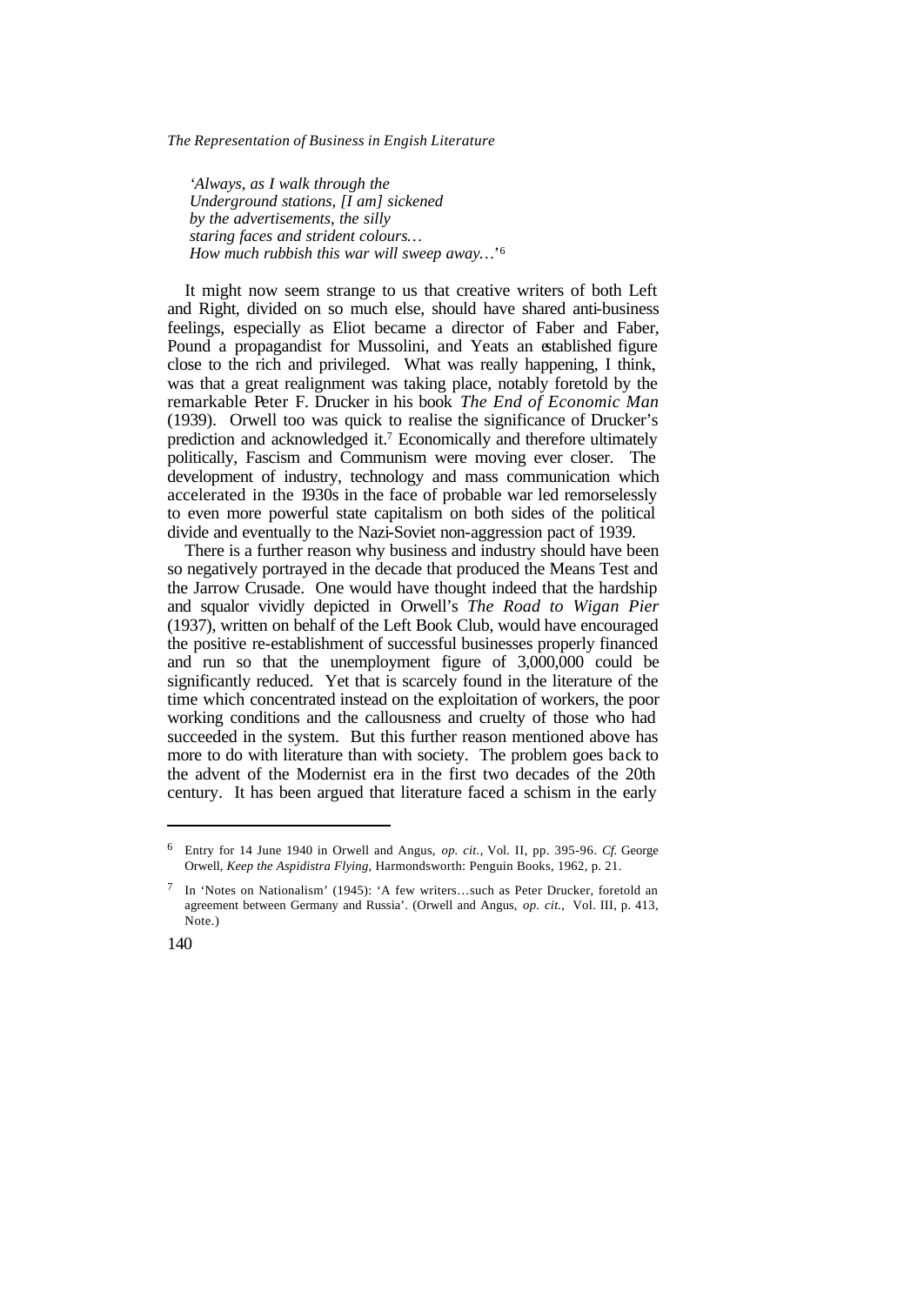*'Always, as I walk through the*
*Underground stations, [I am] sickened*
*by the advertisements, the silly*
*staring faces and strident colours…*
*How much rubbish this war will sweep away…'*[6]

It might now seem strange to us that creative writers of both Left and Right, divided on so much else, should have shared anti-business feelings, especially as Eliot became a director of Faber and Faber, Pound a propagandist for Mussolini, and Yeats an established figure close to the rich and privileged. What was really happening, I think, was that a great realignment was taking place, notably foretold by the remarkable Peter F. Drucker in his book *The End of Economic Man* (1939). Orwell too was quick to realise the significance of Drucker's prediction and acknowledged it.[7] Economically and therefore ultimately politically, Fascism and Communism were moving ever closer. The development of industry, technology and mass communication which accelerated in the 1930s in the face of probable war led remorselessly to even more powerful state capitalism on both sides of the political divide and eventually to the Nazi-Soviet non-aggression pact of 1939.

There is a further reason why business and industry should have been so negatively portrayed in the decade that produced the Means Test and the Jarrow Crusade. One would have thought indeed that the hardship and squalor vividly depicted in Orwell's *The Road to Wigan Pier* (1937), written on behalf of the Left Book Club, would have encouraged the positive re-establishment of successful businesses properly financed and run so that the unemployment figure of 3,000,000 could be significantly reduced. Yet that is scarcely found in the literature of the time which concentrated instead on the exploitation of workers, the poor working conditions and the callousness and cruelty of those who had succeeded in the system. But this further reason mentioned above has more to do with literature than with society. The problem goes back to the advent of the Modernist era in the first two decades of the 20th century. It has been argued that literature faced a schism in the early

---

[6] Entry for 14 June 1940 in Orwell and Angus, *op. cit.*, Vol. II, pp. 395-96. *Cf.* George Orwell, *Keep the Aspidistra Flying*, Harmondsworth: Penguin Books, 1962, p. 21.

[7] In 'Notes on Nationalism' (1945): 'A few writers…such as Peter Drucker, foretold an agreement between Germany and Russia'. (Orwell and Angus, *op. cit.*, Vol. III, p. 413, Note.)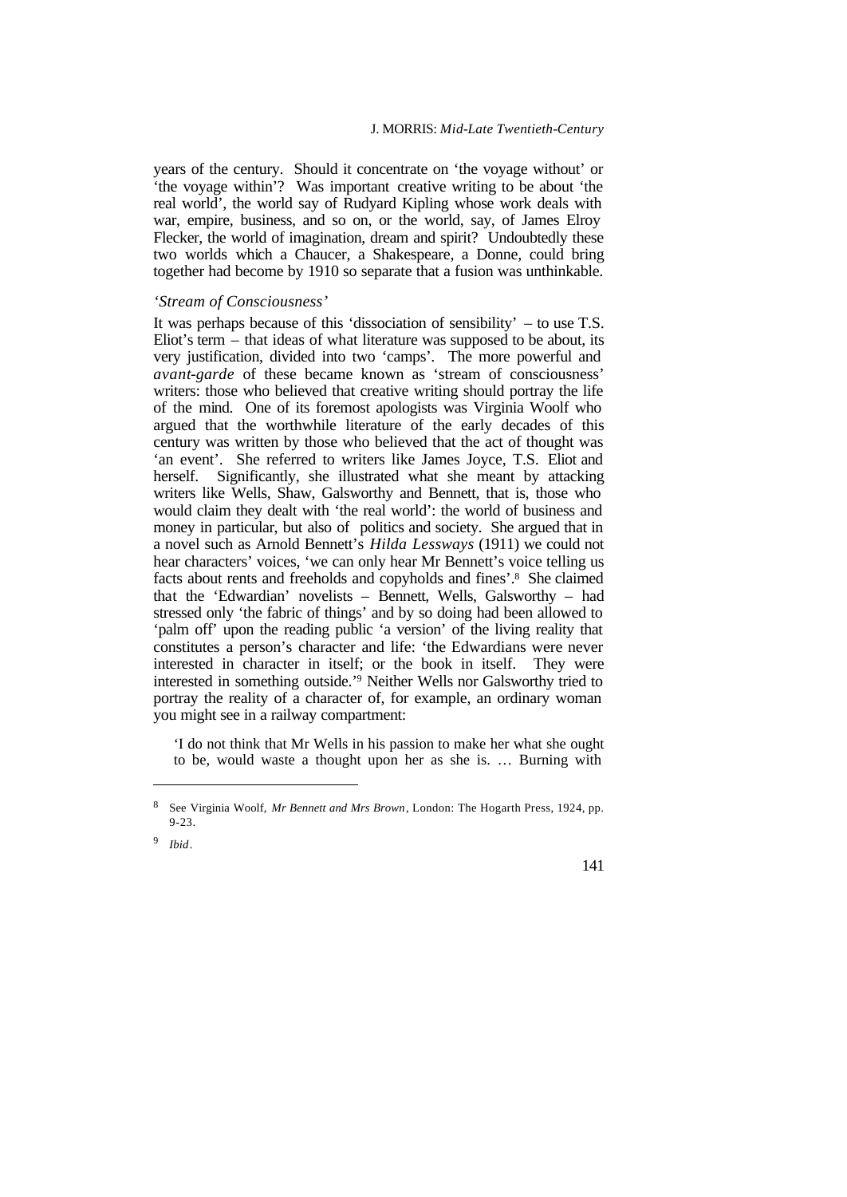years of the century. Should it concentrate on 'the voyage without' or 'the voyage within'? Was important creative writing to be about 'the real world', the world say of Rudyard Kipling whose work deals with war, empire, business, and so on, or the world, say, of James Elroy Flecker, the world of imagination, dream and spirit? Undoubtedly these two worlds which a Chaucer, a Shakespeare, a Donne, could bring together had become by 1910 so separate that a fusion was unthinkable.

*'Stream of Consciousness'*

It was perhaps because of this 'dissociation of sensibility' – to use T.S. Eliot's term – that ideas of what literature was supposed to be about, its very justification, divided into two 'camps'. The more powerful and *avant-garde* of these became known as 'stream of consciousness' writers: those who believed that creative writing should portray the life of the mind. One of its foremost apologists was Virginia Woolf who argued that the worthwhile literature of the early decades of this century was written by those who believed that the act of thought was 'an event'. She referred to writers like James Joyce, T.S. Eliot and herself. Significantly, she illustrated what she meant by attacking writers like Wells, Shaw, Galsworthy and Bennett, that is, those who would claim they dealt with 'the real world': the world of business and money in particular, but also of politics and society. She argued that in a novel such as Arnold Bennett's *Hilda Lessways* (1911) we could not hear characters' voices, 'we can only hear Mr Bennett's voice telling us facts about rents and freeholds and copyholds and fines'.[8] She claimed that the 'Edwardian' novelists – Bennett, Wells, Galsworthy – had stressed only 'the fabric of things' and by so doing had been allowed to 'palm off' upon the reading public 'a version' of the living reality that constitutes a person's character and life: 'the Edwardians were never interested in character in itself; or the book in itself. They were interested in something outside.'[9] Neither Wells nor Galsworthy tried to portray the reality of a character of, for example, an ordinary woman you might see in a railway compartment:

> 'I do not think that Mr Wells in his passion to make her what she ought to be, would waste a thought upon her as she is. … Burning with

[8] See Virginia Woolf, *Mr Bennett and Mrs Brown*, London: The Hogarth Press, 1924, pp. 9-23.

[9] *Ibid*.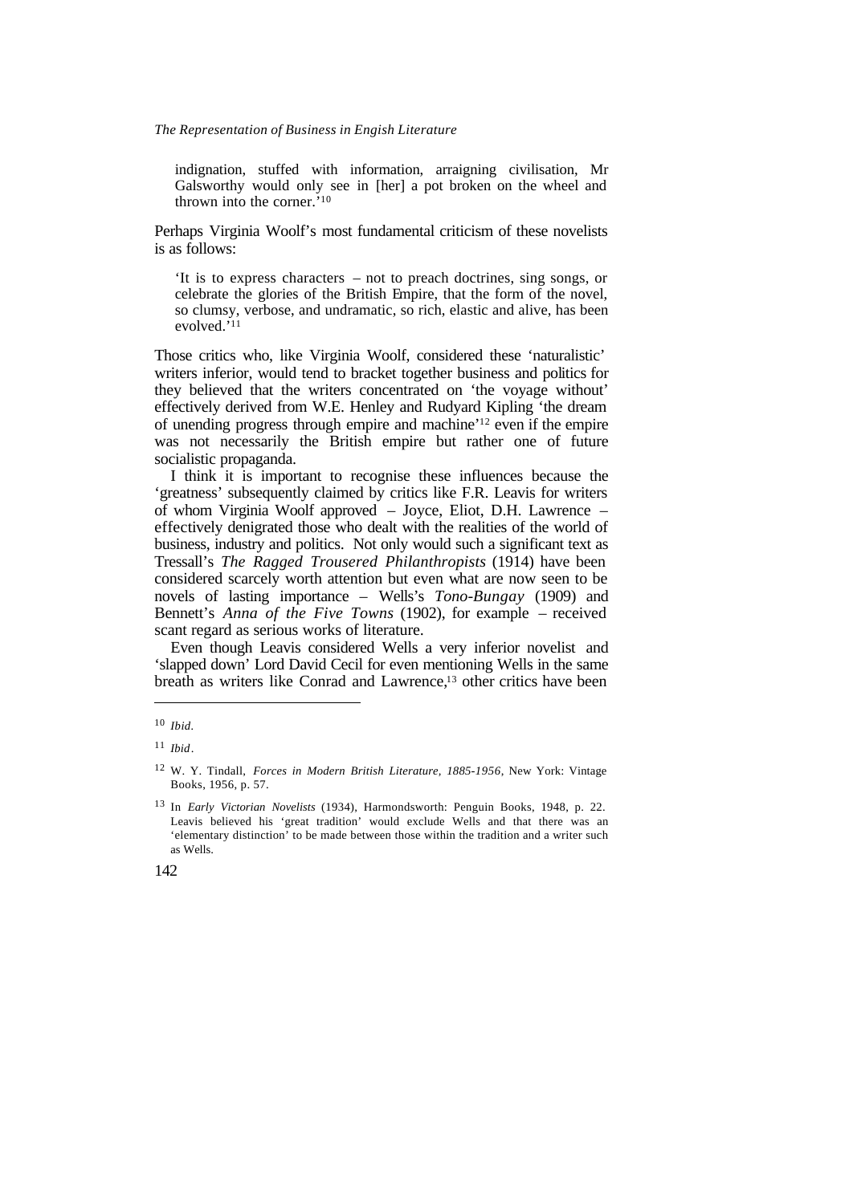> indignation, stuffed with information, arraigning civilisation, Mr Galsworthy would only see in [her] a pot broken on the wheel and thrown into the corner.'[10]

Perhaps Virginia Woolf's most fundamental criticism of these novelists is as follows:

> 'It is to express characters – not to preach doctrines, sing songs, or celebrate the glories of the British Empire, that the form of the novel, so clumsy, verbose, and undramatic, so rich, elastic and alive, has been evolved.'[11]

Those critics who, like Virginia Woolf, considered these 'naturalistic' writers inferior, would tend to bracket together business and politics for they believed that the writers concentrated on 'the voyage without' effectively derived from W.E. Henley and Rudyard Kipling 'the dream of unending progress through empire and machine'[12] even if the empire was not necessarily the British empire but rather one of future socialistic propaganda.

I think it is important to recognise these influences because the 'greatness' subsequently claimed by critics like F.R. Leavis for writers of whom Virginia Woolf approved – Joyce, Eliot, D.H. Lawrence – effectively denigrated those who dealt with the realities of the world of business, industry and politics. Not only would such a significant text as Tressall's *The Ragged Trousered Philanthropists* (1914) have been considered scarcely worth attention but even what are now seen to be novels of lasting importance – Wells's *Tono-Bungay* (1909) and Bennett's *Anna of the Five Towns* (1902), for example – received scant regard as serious works of literature.

Even though Leavis considered Wells a very inferior novelist and 'slapped down' Lord David Cecil for even mentioning Wells in the same breath as writers like Conrad and Lawrence,[13] other critics have been

---

[10] *Ibid.*

[11] *Ibid*.

[12] W. Y. Tindall, *Forces in Modern British Literature, 1885-1956*, New York: Vintage Books, 1956, p. 57.

[13] In *Early Victorian Novelists* (1934), Harmondsworth: Penguin Books, 1948, p. 22. Leavis believed his 'great tradition' would exclude Wells and that there was an 'elementary distinction' to be made between those within the tradition and a writer such as Wells.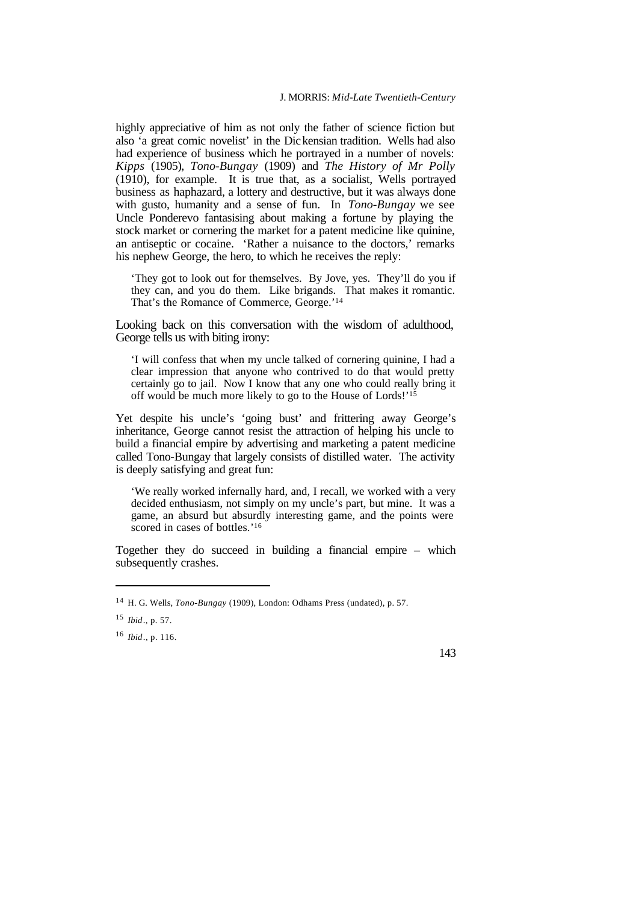highly appreciative of him as not only the father of science fiction but also 'a great comic novelist' in the Dickensian tradition. Wells had also had experience of business which he portrayed in a number of novels: *Kipps* (1905), *Tono-Bungay* (1909) and *The History of Mr Polly* (1910), for example. It is true that, as a socialist, Wells portrayed business as haphazard, a lottery and destructive, but it was always done with gusto, humanity and a sense of fun. In *Tono-Bungay* we see Uncle Ponderevo fantasising about making a fortune by playing the stock market or cornering the market for a patent medicine like quinine, an antiseptic or cocaine. 'Rather a nuisance to the doctors,' remarks his nephew George, the hero, to which he receives the reply:

> 'They got to look out for themselves. By Jove, yes. They'll do you if they can, and you do them. Like brigands. That makes it romantic. That's the Romance of Commerce, George.'[14]

Looking back on this conversation with the wisdom of adulthood, George tells us with biting irony:

> 'I will confess that when my uncle talked of cornering quinine, I had a clear impression that anyone who contrived to do that would pretty certainly go to jail. Now I know that any one who could really bring it off would be much more likely to go to the House of Lords!'[15]

Yet despite his uncle's 'going bust' and frittering away George's inheritance, George cannot resist the attraction of helping his uncle to build a financial empire by advertising and marketing a patent medicine called Tono-Bungay that largely consists of distilled water. The activity is deeply satisfying and great fun:

> 'We really worked infernally hard, and, I recall, we worked with a very decided enthusiasm, not simply on my uncle's part, but mine. It was a game, an absurd but absurdly interesting game, and the points were scored in cases of bottles.'[16]

Together they do succeed in building a financial empire – which subsequently crashes.

---

[14] H. G. Wells, *Tono-Bungay* (1909), London: Odhams Press (undated), p. 57.

[15] *Ibid*., p. 57.

[16] *Ibid*., p. 116.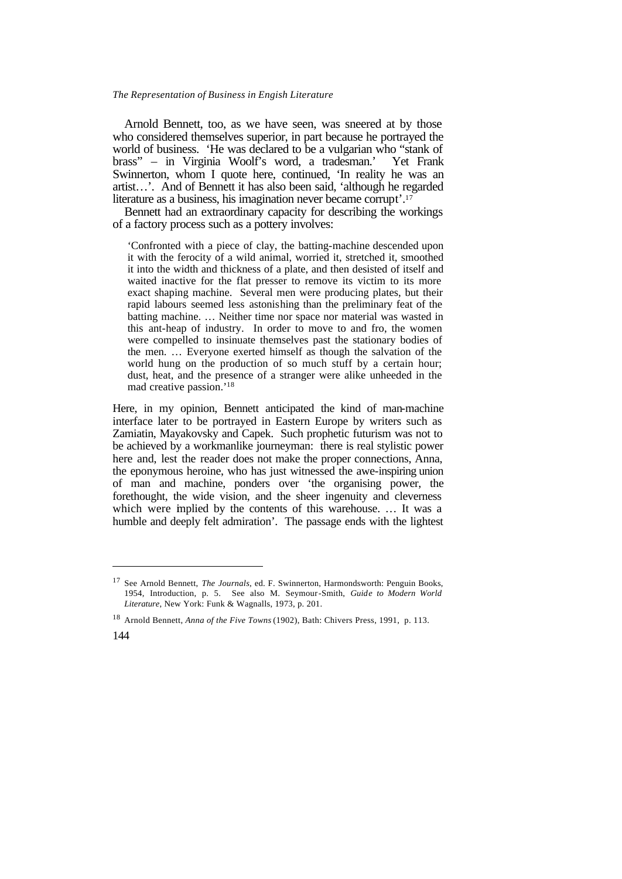Arnold Bennett, too, as we have seen, was sneered at by those who considered themselves superior, in part because he portrayed the world of business. 'He was declared to be a vulgarian who "stank of brass" – in Virginia Woolf's word, a tradesman.' Yet Frank Swinnerton, whom I quote here, continued, 'In reality he was an artist…'. And of Bennett it has also been said, 'although he regarded literature as a business, his imagination never became corrupt'.[17]

Bennett had an extraordinary capacity for describing the workings of a factory process such as a pottery involves:

> 'Confronted with a piece of clay, the batting-machine descended upon it with the ferocity of a wild animal, worried it, stretched it, smoothed it into the width and thickness of a plate, and then desisted of itself and waited inactive for the flat presser to remove its victim to its more exact shaping machine. Several men were producing plates, but their rapid labours seemed less astonishing than the preliminary feat of the batting machine. … Neither time nor space nor material was wasted in this ant-heap of industry. In order to move to and fro, the women were compelled to insinuate themselves past the stationary bodies of the men. … Everyone exerted himself as though the salvation of the world hung on the production of so much stuff by a certain hour; dust, heat, and the presence of a stranger were alike unheeded in the mad creative passion.'[18]

Here, in my opinion, Bennett anticipated the kind of man-machine interface later to be portrayed in Eastern Europe by writers such as Zamiatin, Mayakovsky and Capek. Such prophetic futurism was not to be achieved by a workmanlike journeyman: there is real stylistic power here and, lest the reader does not make the proper connections, Anna, the eponymous heroine, who has just witnessed the awe-inspiring union of man and machine, ponders over 'the organising power, the forethought, the wide vision, and the sheer ingenuity and cleverness which were implied by the contents of this warehouse. … It was a humble and deeply felt admiration'. The passage ends with the lightest

---

[17] See Arnold Bennett, *The Journals*, ed. F. Swinnerton, Harmondsworth: Penguin Books, 1954, Introduction, p. 5. See also M. Seymour-Smith, *Guide to Modern World Literature*, New York: Funk & Wagnalls, 1973, p. 201.

[18] Arnold Bennett, *Anna of the Five Towns* (1902), Bath: Chivers Press, 1991, p. 113.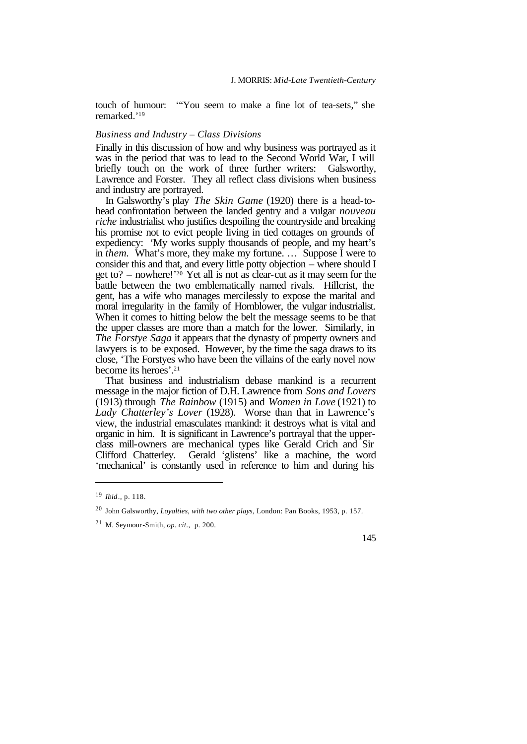touch of humour: '"You seem to make a fine lot of tea-sets," she remarked.'[19]

### *Business and Industry – Class Divisions*

Finally in this discussion of how and why business was portrayed as it was in the period that was to lead to the Second World War, I will briefly touch on the work of three further writers: Galsworthy, Lawrence and Forster. They all reflect class divisions when business and industry are portrayed.

In Galsworthy's play *The Skin Game* (1920) there is a head-to-head confrontation between the landed gentry and a vulgar *nouveau riche* industrialist who justifies despoiling the countryside and breaking his promise not to evict people living in tied cottages on grounds of expediency: 'My works supply thousands of people, and my heart's in *them*. What's more, they make my fortune. … Suppose I were to consider this and that, and every little potty objection – where should I get to? – nowhere!'[20] Yet all is not as clear-cut as it may seem for the battle between the two emblematically named rivals. Hillcrist, the gent, has a wife who manages mercilessly to expose the marital and moral irregularity in the family of Hornblower, the vulgar industrialist. When it comes to hitting below the belt the message seems to be that the upper classes are more than a match for the lower. Similarly, in *The Forstye Saga* it appears that the dynasty of property owners and lawyers is to be exposed. However, by the time the saga draws to its close, 'The Forstyes who have been the villains of the early novel now become its heroes'.[21]

That business and industrialism debase mankind is a recurrent message in the major fiction of D.H. Lawrence from *Sons and Lovers* (1913) through *The Rainbow* (1915) and *Women in Love* (1921) to *Lady Chatterley's Lover* (1928). Worse than that in Lawrence's view, the industrial emasculates mankind: it destroys what is vital and organic in him. It is significant in Lawrence's portrayal that the upper-class mill-owners are mechanical types like Gerald Crich and Sir Clifford Chatterley. Gerald 'glistens' like a machine, the word 'mechanical' is constantly used in reference to him and during his

---

[19] *Ibid*., p. 118.

[20] John Galsworthy, *Loyalties, with two other plays*, London: Pan Books, 1953, p. 157.

[21] M. Seymour-Smith, *op. cit.*, p. 200.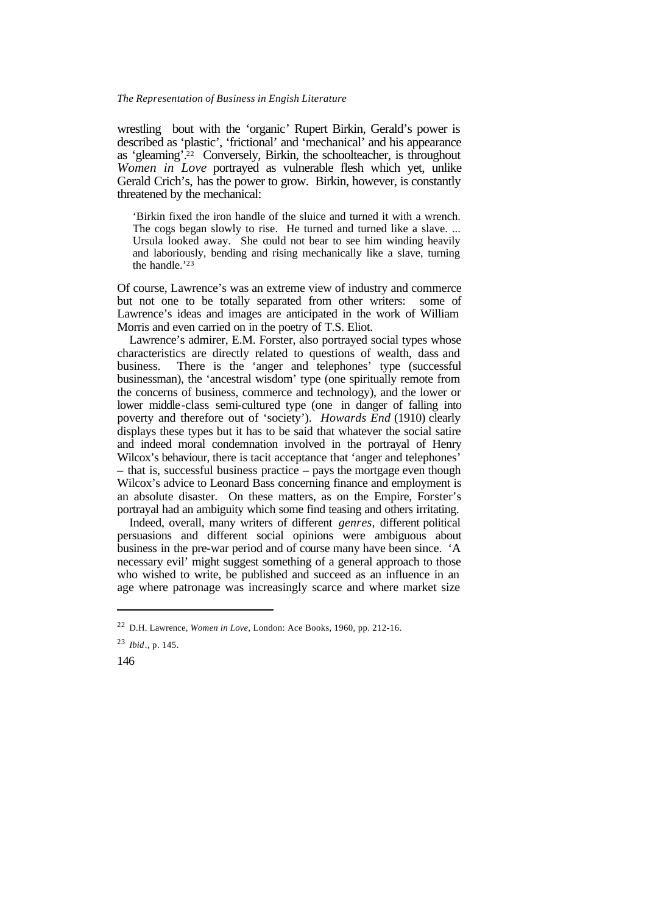wrestling bout with the 'organic' Rupert Birkin, Gerald's power is described as 'plastic', 'frictional' and 'mechanical' and his appearance as 'gleaming'.[22] Conversely, Birkin, the schoolteacher, is throughout *Women in Love* portrayed as vulnerable flesh which yet, unlike Gerald Crich's, has the power to grow. Birkin, however, is constantly threatened by the mechanical:

> 'Birkin fixed the iron handle of the sluice and turned it with a wrench. The cogs began slowly to rise. He turned and turned like a slave. ... Ursula looked away. She could not bear to see him winding heavily and laboriously, bending and rising mechanically like a slave, turning the handle.'[23]

Of course, Lawrence's was an extreme view of industry and commerce but not one to be totally separated from other writers: some of Lawrence's ideas and images are anticipated in the work of William Morris and even carried on in the poetry of T.S. Eliot.

Lawrence's admirer, E.M. Forster, also portrayed social types whose characteristics are directly related to questions of wealth, dass and business. There is the 'anger and telephones' type (successful businessman), the 'ancestral wisdom' type (one spiritually remote from the concerns of business, commerce and technology), and the lower or lower middle-class semi-cultured type (one in danger of falling into poverty and therefore out of 'society'). *Howards End* (1910) clearly displays these types but it has to be said that whatever the social satire and indeed moral condemnation involved in the portrayal of Henry Wilcox's behaviour, there is tacit acceptance that 'anger and telephones' – that is, successful business practice – pays the mortgage even though Wilcox's advice to Leonard Bass concerning finance and employment is an absolute disaster. On these matters, as on the Empire, Forster's portrayal had an ambiguity which some find teasing and others irritating.

Indeed, overall, many writers of different *genres*, different political persuasions and different social opinions were ambiguous about business in the pre-war period and of course many have been since. 'A necessary evil' might suggest something of a general approach to those who wished to write, be published and succeed as an influence in an age where patronage was increasingly scarce and where market size

---

[22] D.H. Lawrence, *Women in Love*, London: Ace Books, 1960, pp. 212-16.

[23] *Ibid*., p. 145.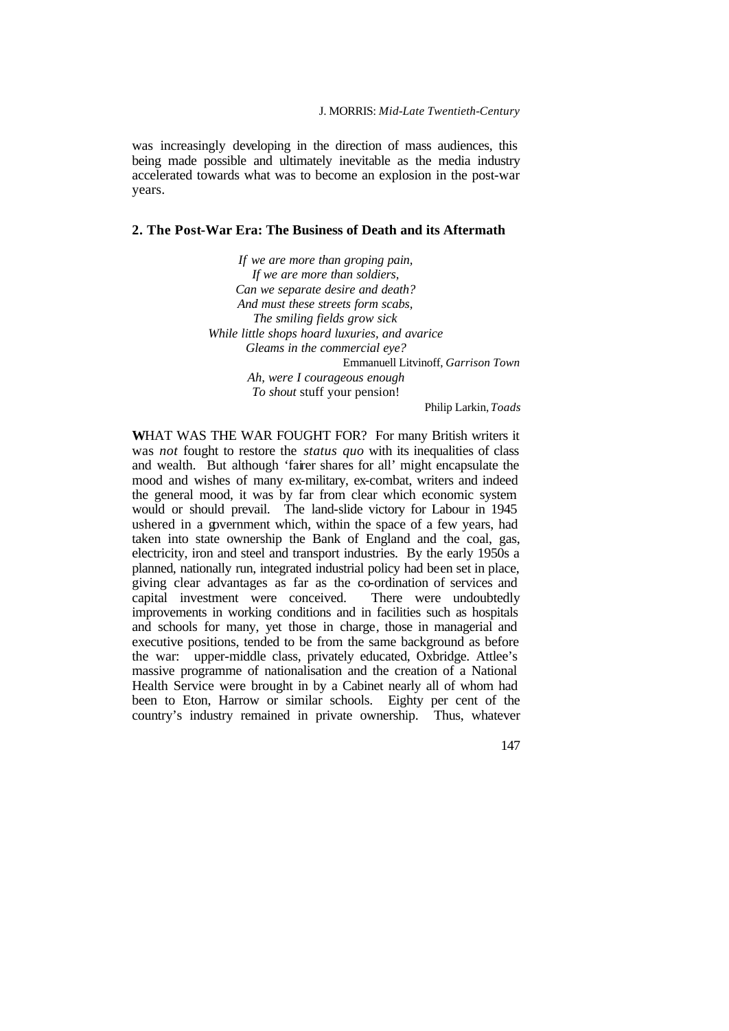was increasingly developing in the direction of mass audiences, this being made possible and ultimately inevitable as the media industry accelerated towards what was to become an explosion in the post-war years.

## 2. The Post-War Era: The Business of Death and its Aftermath

> *If we are more than groping pain,*
> *If we are more than soldiers,*
> *Can we separate desire and death?*
> *And must these streets form scabs,*
> *The smiling fields grow sick*
> *While little shops hoard luxuries, and avarice*
> *Gleams in the commercial eye?*
>
> Emmanuell Litvinoff, *Garrison Town*
>
> *Ah, were I courageous enough*
> *To shout* stuff your pension!
>
> Philip Larkin, *Toads*

**W**HAT WAS THE WAR FOUGHT FOR? For many British writers it was *not* fought to restore the *status quo* with its inequalities of class and wealth. But although 'fairer shares for all' might encapsulate the mood and wishes of many ex-military, ex-combat, writers and indeed the general mood, it was by far from clear which economic system would or should prevail. The land-slide victory for Labour in 1945 ushered in a government which, within the space of a few years, had taken into state ownership the Bank of England and the coal, gas, electricity, iron and steel and transport industries. By the early 1950s a planned, nationally run, integrated industrial policy had been set in place, giving clear advantages as far as the co-ordination of services and capital investment were conceived. There were undoubtedly improvements in working conditions and in facilities such as hospitals and schools for many, yet those in charge, those in managerial and executive positions, tended to be from the same background as before the war: upper-middle class, privately educated, Oxbridge. Attlee's massive programme of nationalisation and the creation of a National Health Service were brought in by a Cabinet nearly all of whom had been to Eton, Harrow or similar schools. Eighty per cent of the country's industry remained in private ownership. Thus, whatever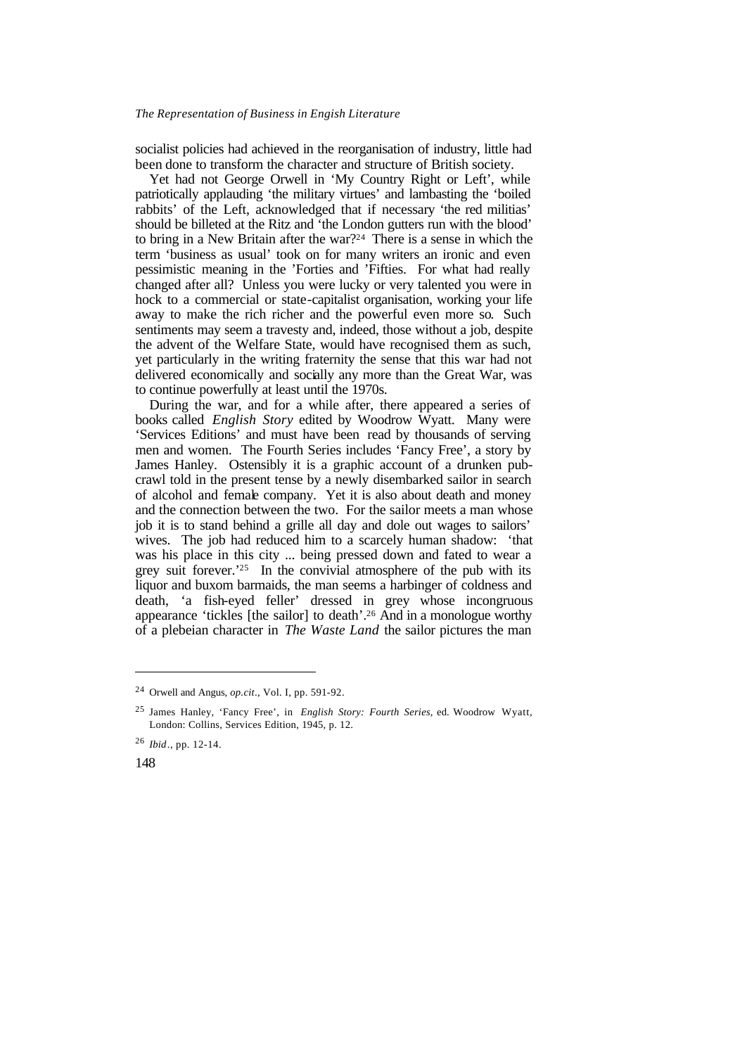socialist policies had achieved in the reorganisation of industry, little had been done to transform the character and structure of British society.

Yet had not George Orwell in 'My Country Right or Left', while patriotically applauding 'the military virtues' and lambasting the 'boiled rabbits' of the Left, acknowledged that if necessary 'the red militias' should be billeted at the Ritz and 'the London gutters run with the blood' to bring in a New Britain after the war?[24] There is a sense in which the term 'business as usual' took on for many writers an ironic and even pessimistic meaning in the 'Forties and 'Fifties. For what had really changed after all? Unless you were lucky or very talented you were in hock to a commercial or state-capitalist organisation, working your life away to make the rich richer and the powerful even more so. Such sentiments may seem a travesty and, indeed, those without a job, despite the advent of the Welfare State, would have recognised them as such, yet particularly in the writing fraternity the sense that this war had not delivered economically and socially any more than the Great War, was to continue powerfully at least until the 1970s.

During the war, and for a while after, there appeared a series of books called *English Story* edited by Woodrow Wyatt. Many were 'Services Editions' and must have been read by thousands of serving men and women. The Fourth Series includes 'Fancy Free', a story by James Hanley. Ostensibly it is a graphic account of a drunken pub-crawl told in the present tense by a newly disembarked sailor in search of alcohol and female company. Yet it is also about death and money and the connection between the two. For the sailor meets a man whose job it is to stand behind a grille all day and dole out wages to sailors' wives. The job had reduced him to a scarcely human shadow: 'that was his place in this city ... being pressed down and fated to wear a grey suit forever.'[25] In the convivial atmosphere of the pub with its liquor and buxom barmaids, the man seems a harbinger of coldness and death, 'a fish-eyed feller' dressed in grey whose incongruous appearance 'tickles [the sailor] to death'.[26] And in a monologue worthy of a plebeian character in *The Waste Land* the sailor pictures the man

---

[24] Orwell and Angus, *op.cit*., Vol. I, pp. 591-92.

[25] James Hanley, 'Fancy Free', in *English Story: Fourth Series*, ed. Woodrow Wyatt, London: Collins, Services Edition, 1945, p. 12.

[26] *Ibid*., pp. 12-14.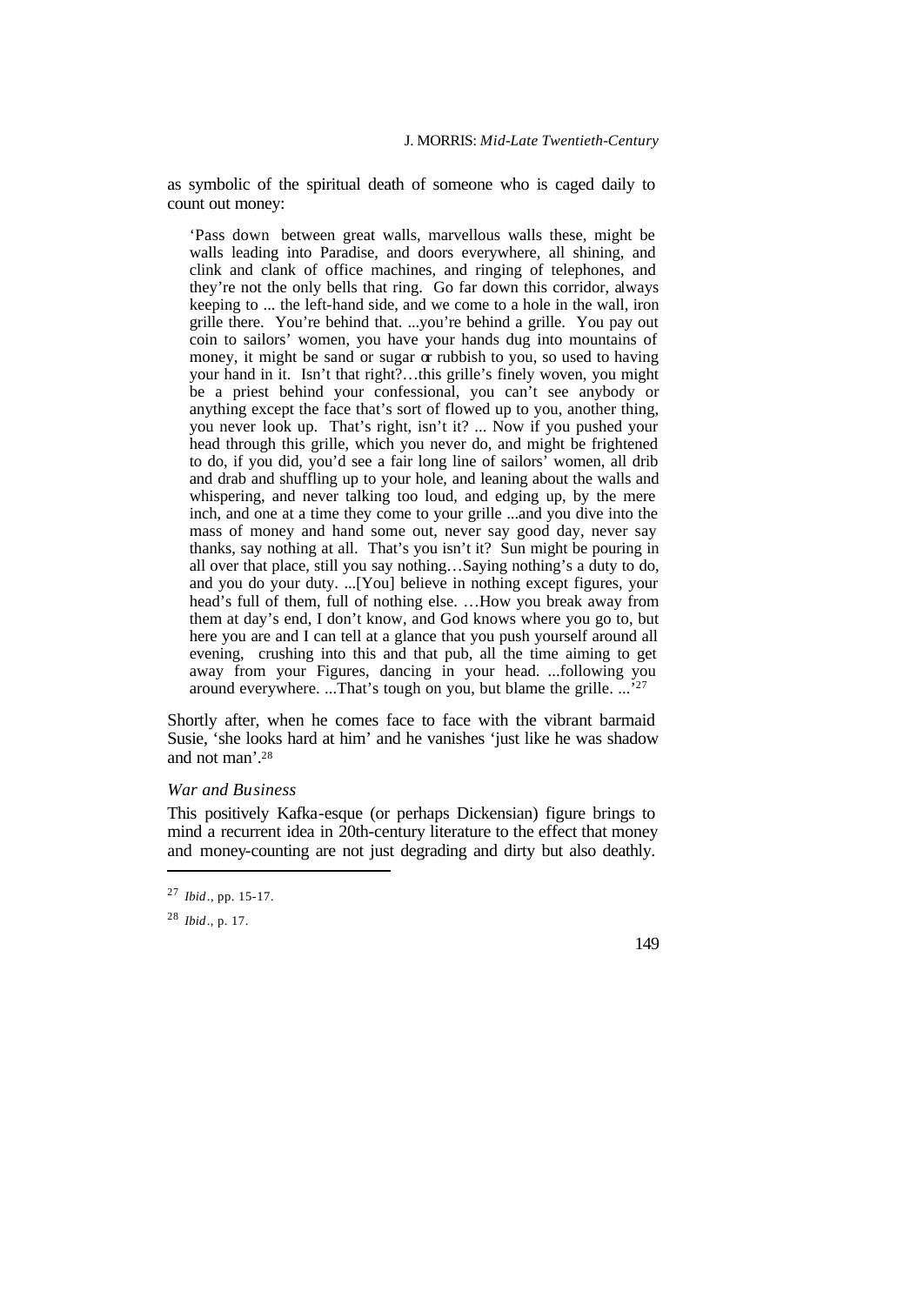as symbolic of the spiritual death of someone who is caged daily to count out money:

> 'Pass down between great walls, marvellous walls these, might be walls leading into Paradise, and doors everywhere, all shining, and clink and clank of office machines, and ringing of telephones, and they're not the only bells that ring. Go far down this corridor, always keeping to ... the left-hand side, and we come to a hole in the wall, iron grille there. You're behind that. ...you're behind a grille. You pay out coin to sailors' women, you have your hands dug into mountains of money, it might be sand or sugar or rubbish to you, so used to having your hand in it. Isn't that right?…this grille's finely woven, you might be a priest behind your confessional, you can't see anybody or anything except the face that's sort of flowed up to you, another thing, you never look up. That's right, isn't it? ... Now if you pushed your head through this grille, which you never do, and might be frightened to do, if you did, you'd see a fair long line of sailors' women, all drib and drab and shuffling up to your hole, and leaning about the walls and whispering, and never talking too loud, and edging up, by the mere inch, and one at a time they come to your grille ...and you dive into the mass of money and hand some out, never say good day, never say thanks, say nothing at all. That's you isn't it? Sun might be pouring in all over that place, still you say nothing…Saying nothing's a duty to do, and you do your duty. ...[You] believe in nothing except figures, your head's full of them, full of nothing else. …How you break away from them at day's end, I don't know, and God knows where you go to, but here you are and I can tell at a glance that you push yourself around all evening, crushing into this and that pub, all the time aiming to get away from your Figures, dancing in your head. ...following you around everywhere. ...That's tough on you, but blame the grille. ...'[27]

Shortly after, when he comes face to face with the vibrant barmaid Susie, 'she looks hard at him' and he vanishes 'just like he was shadow and not man'.[28]

### *War and Business*

This positively Kafka-esque (or perhaps Dickensian) figure brings to mind a recurrent idea in 20th-century literature to the effect that money and money-counting are not just degrading and dirty but also deathly.

---

[27] *Ibid*., pp. 15-17.

[28] *Ibid*., p. 17.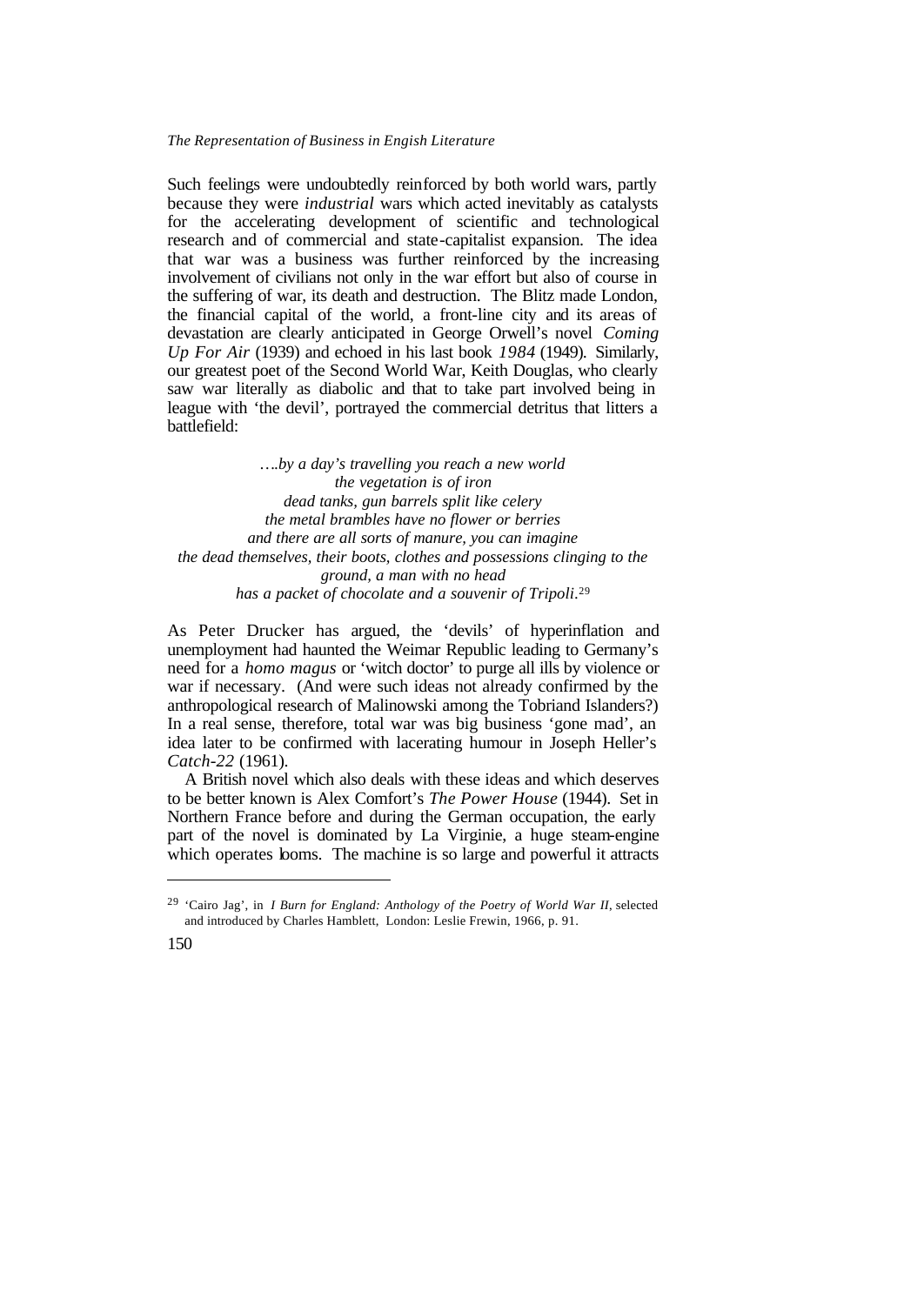Such feelings were undoubtedly reinforced by both world wars, partly because they were *industrial* wars which acted inevitably as catalysts for the accelerating development of scientific and technological research and of commercial and state-capitalist expansion. The idea that war was a business was further reinforced by the increasing involvement of civilians not only in the war effort but also of course in the suffering of war, its death and destruction. The Blitz made London, the financial capital of the world, a front-line city and its areas of devastation are clearly anticipated in George Orwell's novel *Coming Up For Air* (1939) and echoed in his last book *1984* (1949). Similarly, our greatest poet of the Second World War, Keith Douglas, who clearly saw war literally as diabolic and that to take part involved being in league with 'the devil', portrayed the commercial detritus that litters a battlefield:

> *….by a day's travelling you reach a new world*
> *the vegetation is of iron*
> *dead tanks, gun barrels split like celery*
> *the metal brambles have no flower or berries*
> *and there are all sorts of manure, you can imagine*
> *the dead themselves, their boots, clothes and possessions clinging to the ground, a man with no head*
> *has a packet of chocolate and a souvenir of Tripoli.*[29]

As Peter Drucker has argued, the 'devils' of hyperinflation and unemployment had haunted the Weimar Republic leading to Germany's need for a *homo magus* or 'witch doctor' to purge all ills by violence or war if necessary. (And were such ideas not already confirmed by the anthropological research of Malinowski among the Tobriand Islanders?) In a real sense, therefore, total war was big business 'gone mad', an idea later to be confirmed with lacerating humour in Joseph Heller's *Catch-22* (1961).

A British novel which also deals with these ideas and which deserves to be better known is Alex Comfort's *The Power House* (1944). Set in Northern France before and during the German occupation, the early part of the novel is dominated by La Virginie, a huge steam-engine which operates looms. The machine is so large and powerful it attracts

---

[29] 'Cairo Jag', in *I Burn for England: Anthology of the Poetry of World War II*, selected and introduced by Charles Hamblett, London: Leslie Frewin, 1966, p. 91.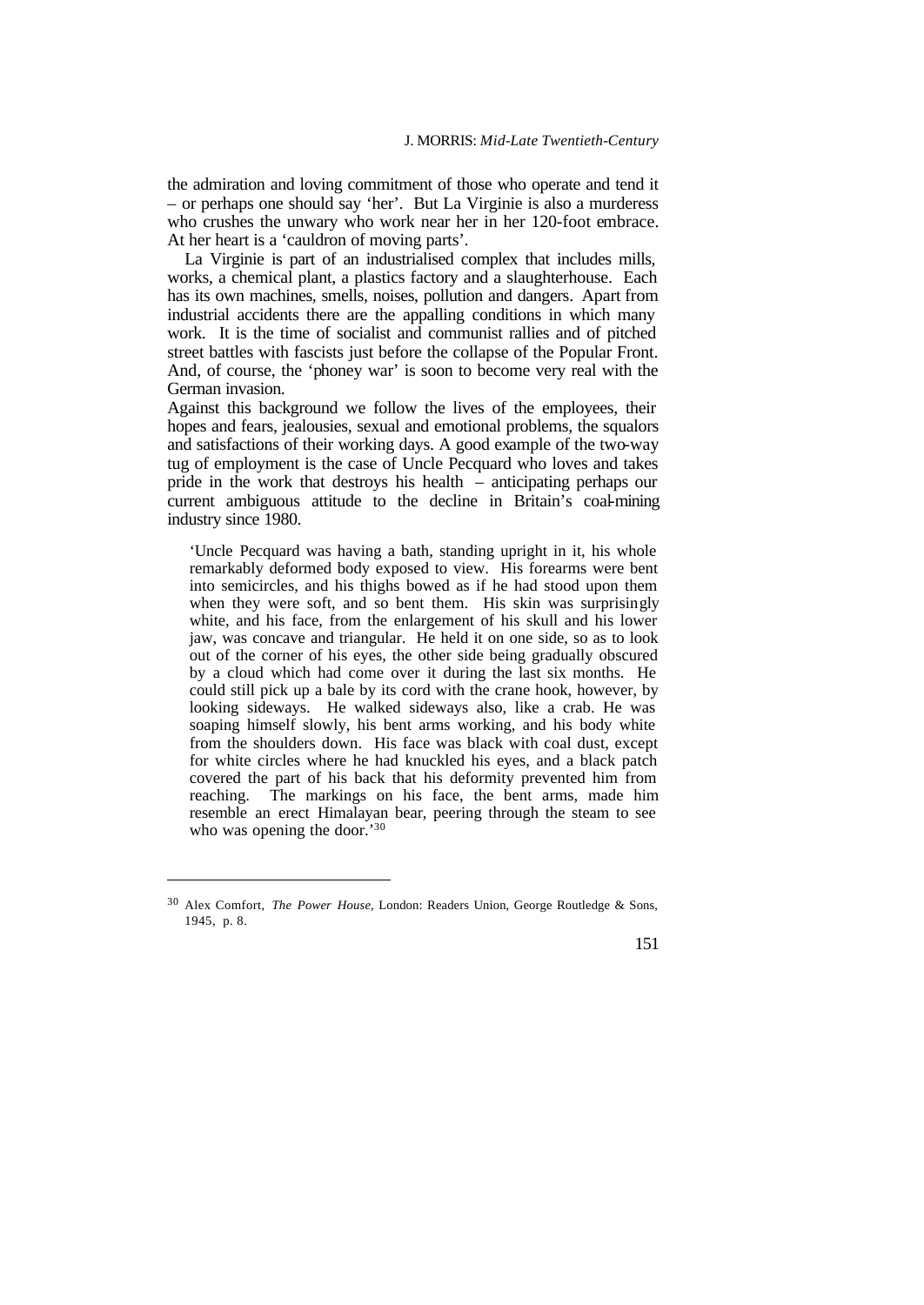the admiration and loving commitment of those who operate and tend it – or perhaps one should say 'her'. But La Virginie is also a murderess who crushes the unwary who work near her in her 120-foot embrace. At her heart is a 'cauldron of moving parts'.

La Virginie is part of an industrialised complex that includes mills, works, a chemical plant, a plastics factory and a slaughterhouse. Each has its own machines, smells, noises, pollution and dangers. Apart from industrial accidents there are the appalling conditions in which many work. It is the time of socialist and communist rallies and of pitched street battles with fascists just before the collapse of the Popular Front. And, of course, the 'phoney war' is soon to become very real with the German invasion.

Against this background we follow the lives of the employees, their hopes and fears, jealousies, sexual and emotional problems, the squalors and satisfactions of their working days. A good example of the two-way tug of employment is the case of Uncle Pecquard who loves and takes pride in the work that destroys his health – anticipating perhaps our current ambiguous attitude to the decline in Britain's coal-mining industry since 1980.

> 'Uncle Pecquard was having a bath, standing upright in it, his whole remarkably deformed body exposed to view. His forearms were bent into semicircles, and his thighs bowed as if he had stood upon them when they were soft, and so bent them. His skin was surprisingly white, and his face, from the enlargement of his skull and his lower jaw, was concave and triangular. He held it on one side, so as to look out of the corner of his eyes, the other side being gradually obscured by a cloud which had come over it during the last six months. He could still pick up a bale by its cord with the crane hook, however, by looking sideways. He walked sideways also, like a crab. He was soaping himself slowly, his bent arms working, and his body white from the shoulders down. His face was black with coal dust, except for white circles where he had knuckled his eyes, and a black patch covered the part of his back that his deformity prevented him from reaching. The markings on his face, the bent arms, made him resemble an erect Himalayan bear, peering through the steam to see who was opening the door.'[30]

[30] Alex Comfort, *The Power House*, London: Readers Union, George Routledge & Sons, 1945, p. 8.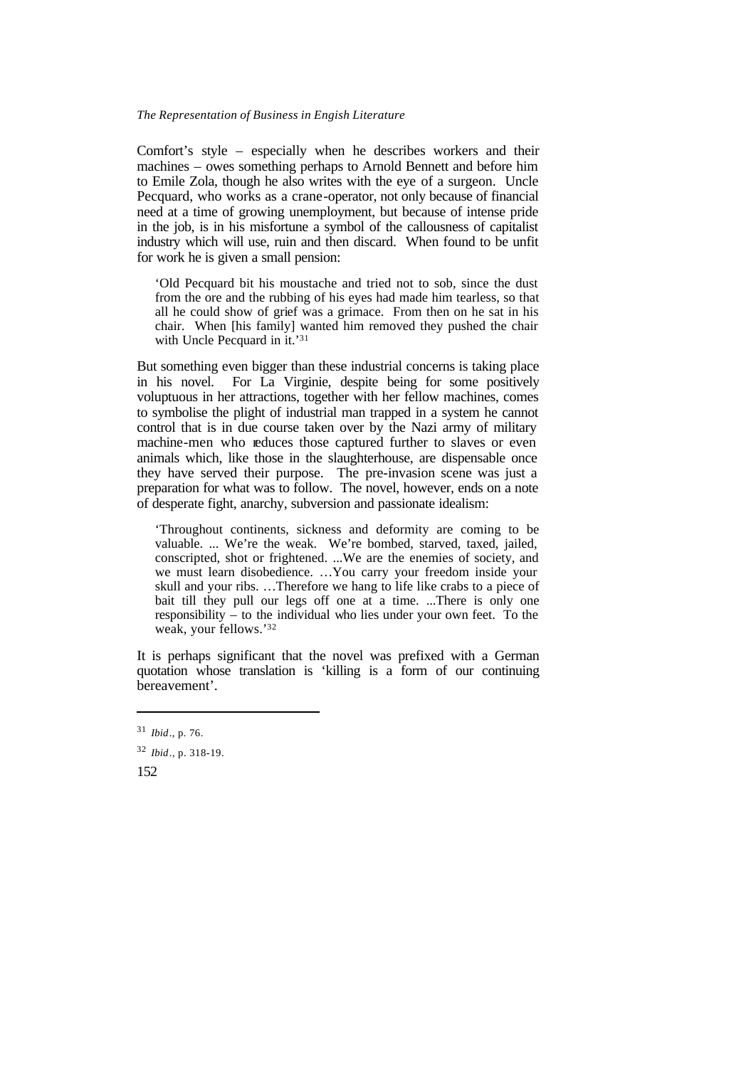Comfort's style – especially when he describes workers and their machines – owes something perhaps to Arnold Bennett and before him to Emile Zola, though he also writes with the eye of a surgeon. Uncle Pecquard, who works as a crane-operator, not only because of financial need at a time of growing unemployment, but because of intense pride in the job, is in his misfortune a symbol of the callousness of capitalist industry which will use, ruin and then discard. When found to be unfit for work he is given a small pension:

> 'Old Pecquard bit his moustache and tried not to sob, since the dust from the ore and the rubbing of his eyes had made him tearless, so that all he could show of grief was a grimace. From then on he sat in his chair. When [his family] wanted him removed they pushed the chair with Uncle Pecquard in it.'[31]

But something even bigger than these industrial concerns is taking place in his novel. For La Virginie, despite being for some positively voluptuous in her attractions, together with her fellow machines, comes to symbolise the plight of industrial man trapped in a system he cannot control that is in due course taken over by the Nazi army of military machine-men who reduces those captured further to slaves or even animals which, like those in the slaughterhouse, are dispensable once they have served their purpose. The pre-invasion scene was just a preparation for what was to follow. The novel, however, ends on a note of desperate fight, anarchy, subversion and passionate idealism:

> 'Throughout continents, sickness and deformity are coming to be valuable. ... We're the weak. We're bombed, starved, taxed, jailed, conscripted, shot or frightened. ...We are the enemies of society, and we must learn disobedience. …You carry your freedom inside your skull and your ribs. …Therefore we hang to life like crabs to a piece of bait till they pull our legs off one at a time. ...There is only one responsibility – to the individual who lies under your own feet. To the weak, your fellows.'[32]

It is perhaps significant that the novel was prefixed with a German quotation whose translation is 'killing is a form of our continuing bereavement'.

---

[31] *Ibid*., p. 76.

[32] *Ibid*., p. 318-19.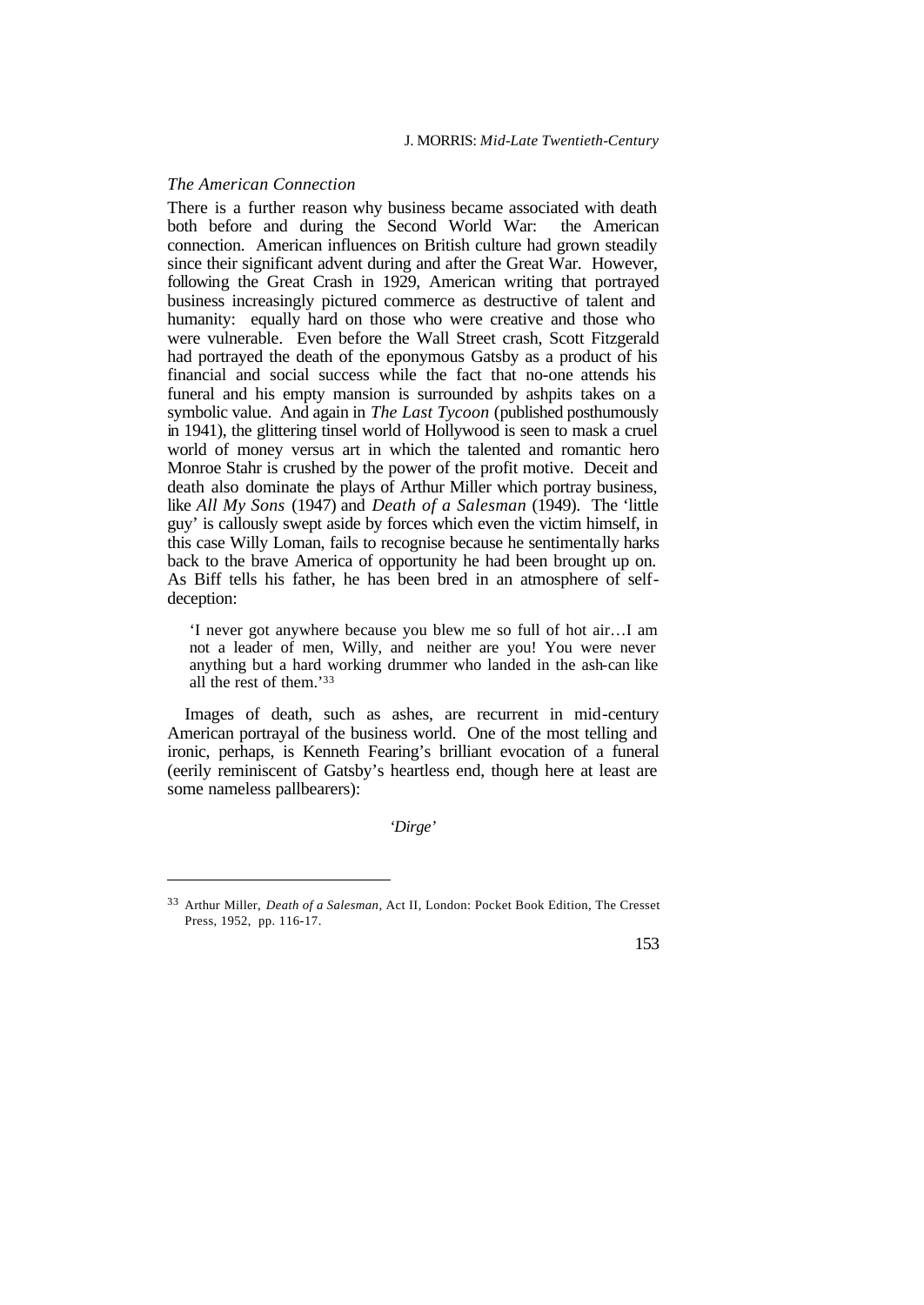*The American Connection*

There is a further reason why business became associated with death both before and during the Second World War: the American connection. American influences on British culture had grown steadily since their significant advent during and after the Great War. However, following the Great Crash in 1929, American writing that portrayed business increasingly pictured commerce as destructive of talent and humanity: equally hard on those who were creative and those who were vulnerable. Even before the Wall Street crash, Scott Fitzgerald had portrayed the death of the eponymous Gatsby as a product of his financial and social success while the fact that no-one attends his funeral and his empty mansion is surrounded by ashpits takes on a symbolic value. And again in *The Last Tycoon* (published posthumously in 1941), the glittering tinsel world of Hollywood is seen to mask a cruel world of money versus art in which the talented and romantic hero Monroe Stahr is crushed by the power of the profit motive. Deceit and death also dominate the plays of Arthur Miller which portray business, like *All My Sons* (1947) and *Death of a Salesman* (1949). The 'little guy' is callously swept aside by forces which even the victim himself, in this case Willy Loman, fails to recognise because he sentimentally harks back to the brave America of opportunity he had been brought up on. As Biff tells his father, he has been bred in an atmosphere of self-deception:

> 'I never got anywhere because you blew me so full of hot air…I am not a leader of men, Willy, and neither are you! You were never anything but a hard working drummer who landed in the ash-can like all the rest of them.'[33]

Images of death, such as ashes, are recurrent in mid-century American portrayal of the business world. One of the most telling and ironic, perhaps, is Kenneth Fearing's brilliant evocation of a funeral (eerily reminiscent of Gatsby's heartless end, though here at least are some nameless pallbearers):

*'Dirge'*

---

[33] Arthur Miller, *Death of a Salesman*, Act II, London: Pocket Book Edition, The Cresset Press, 1952, pp. 116-17.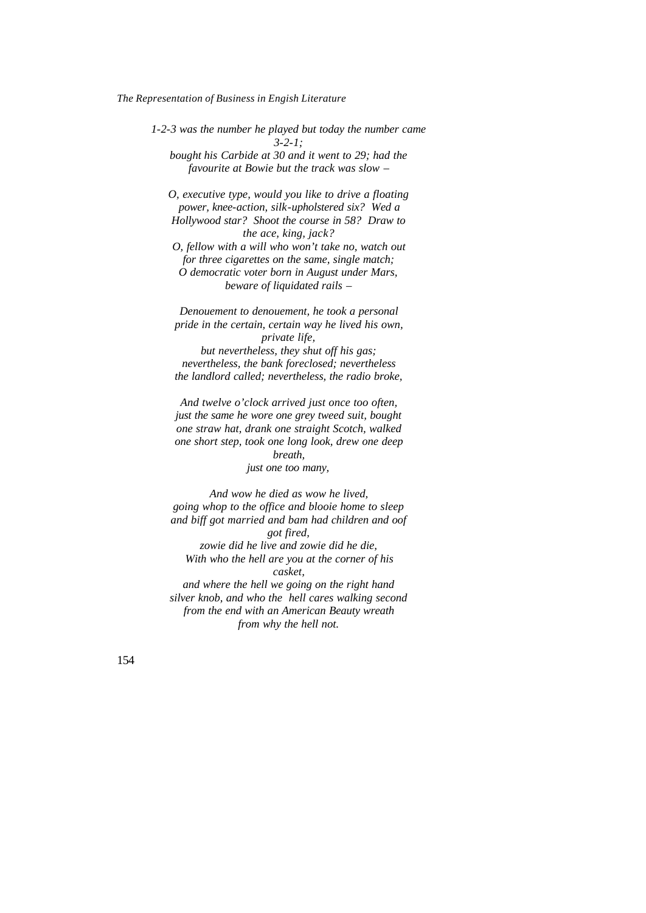*1-2-3 was the number he played but today the number came 3-2-1;*
*bought his Carbide at 30 and it went to 29; had the favourite at Bowie but the track was slow –*

*O, executive type, would you like to drive a floating power, knee-action, silk-upholstered six? Wed a Hollywood star? Shoot the course in 58? Draw to the ace, king, jack?*
*O, fellow with a will who won't take no, watch out for three cigarettes on the same, single match;*
*O democratic voter born in August under Mars, beware of liquidated rails –*

*Denouement to denouement, he took a personal pride in the certain, certain way he lived his own, private life,*
*but nevertheless, they shut off his gas; nevertheless, the bank foreclosed; nevertheless the landlord called; nevertheless, the radio broke,*

*And twelve o'clock arrived just once too often,*
*just the same he wore one grey tweed suit, bought one straw hat, drank one straight Scotch, walked one short step, took one long look, drew one deep breath,*
*just one too many,*

*And wow he died as wow he lived,*
*going whop to the office and blooie home to sleep and biff got married and bam had children and oof got fired,*
*zowie did he live and zowie did he die,*
*With who the hell are you at the corner of his casket,*
*and where the hell we going on the right hand silver knob, and who the hell cares walking second from the end with an American Beauty wreath from why the hell not.*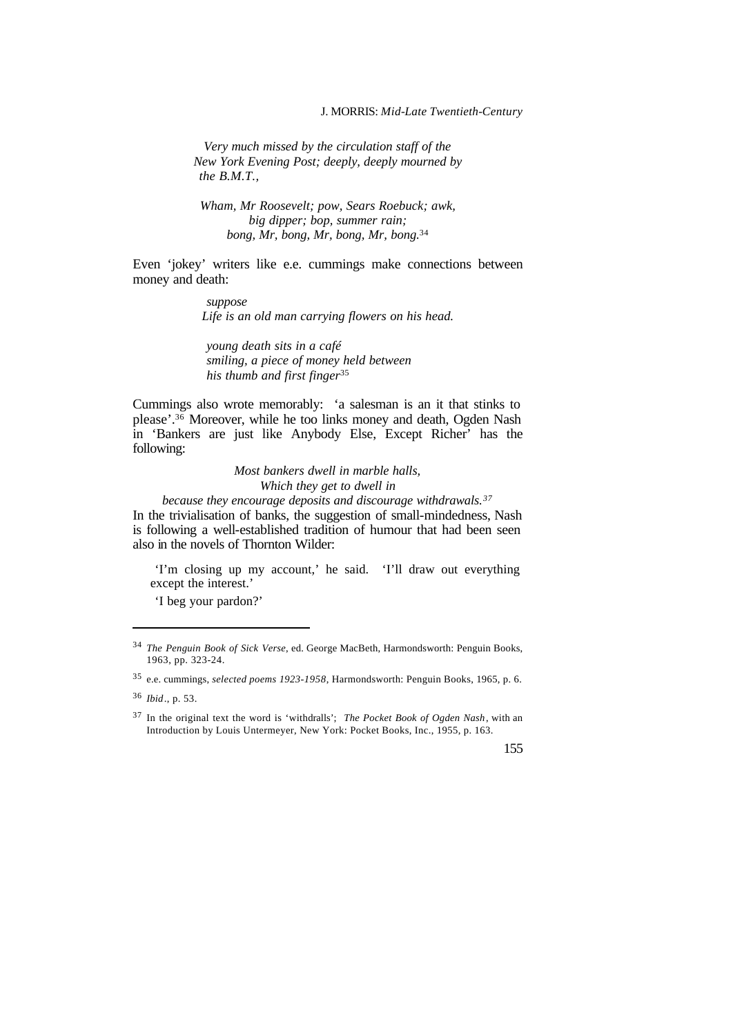*Very much missed by the circulation staff of the*
*New York Evening Post; deeply, deeply mourned by*
*the B.M.T.,*

*Wham, Mr Roosevelt; pow, Sears Roebuck; awk,*
*big dipper; bop, summer rain;*
*bong, Mr, bong, Mr, bong, Mr, bong.*[34]

Even 'jokey' writers like e.e. cummings make connections between money and death:

*suppose*
*Life is an old man carrying flowers on his head.*

*young death sits in a café*
*smiling, a piece of money held between*
*his thumb and first finger*[35]

Cummings also wrote memorably: 'a salesman is an it that stinks to please'.[36] Moreover, while he too links money and death, Ogden Nash in 'Bankers are just like Anybody Else, Except Richer' has the following:

*Most bankers dwell in marble halls,*
*Which they get to dwell in*
*because they encourage deposits and discourage withdrawals.*[37]

In the trivialisation of banks, the suggestion of small-mindedness, Nash is following a well-established tradition of humour that had been seen also in the novels of Thornton Wilder:

'I'm closing up my account,' he said. 'I'll draw out everything except the interest.'

'I beg your pardon?'

---

[34] *The Penguin Book of Sick Verse*, ed. George MacBeth, Harmondsworth: Penguin Books, 1963, pp. 323-24.

[35] e.e. cummings, *selected poems 1923-1958*, Harmondsworth: Penguin Books, 1965, p. 6.

[36] *Ibid*., p. 53.

[37] In the original text the word is 'withdralls'; *The Pocket Book of Ogden Nash*, with an Introduction by Louis Untermeyer, New York: Pocket Books, Inc., 1955, p. 163.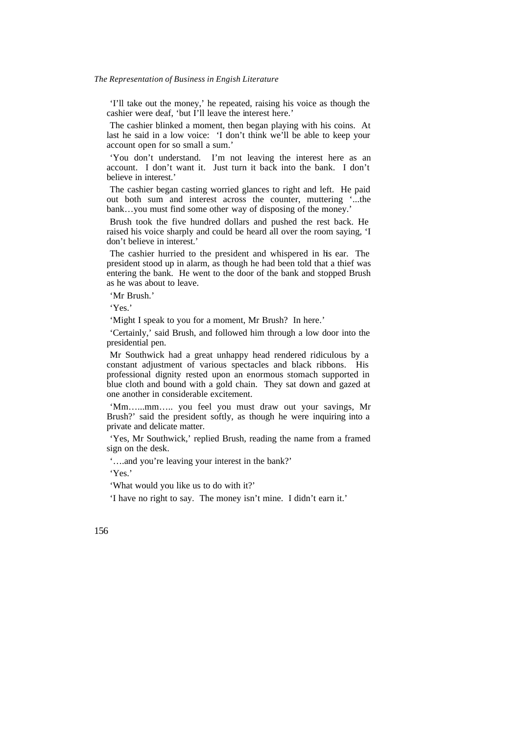'I'll take out the money,' he repeated, raising his voice as though the cashier were deaf, 'but I'll leave the interest here.'

The cashier blinked a moment, then began playing with his coins. At last he said in a low voice: 'I don't think we'll be able to keep your account open for so small a sum.'

'You don't understand. I'm not leaving the interest here as an account. I don't want it. Just turn it back into the bank. I don't believe in interest.'

The cashier began casting worried glances to right and left. He paid out both sum and interest across the counter, muttering '...the bank…you must find some other way of disposing of the money.'

Brush took the five hundred dollars and pushed the rest back. He raised his voice sharply and could be heard all over the room saying, 'I don't believe in interest.'

The cashier hurried to the president and whispered in his ear. The president stood up in alarm, as though he had been told that a thief was entering the bank. He went to the door of the bank and stopped Brush as he was about to leave.

'Mr Brush.'

'Yes.'

'Might I speak to you for a moment, Mr Brush? In here.'

'Certainly,' said Brush, and followed him through a low door into the presidential pen.

Mr Southwick had a great unhappy head rendered ridiculous by a constant adjustment of various spectacles and black ribbons. His professional dignity rested upon an enormous stomach supported in blue cloth and bound with a gold chain. They sat down and gazed at one another in considerable excitement.

'Mm…...mm….. you feel you must draw out your savings, Mr Brush?' said the president softly, as though he were inquiring into a private and delicate matter.

'Yes, Mr Southwick,' replied Brush, reading the name from a framed sign on the desk.

'….and you're leaving your interest in the bank?'

'Yes.'

'What would you like us to do with it?'

'I have no right to say. The money isn't mine. I didn't earn it.'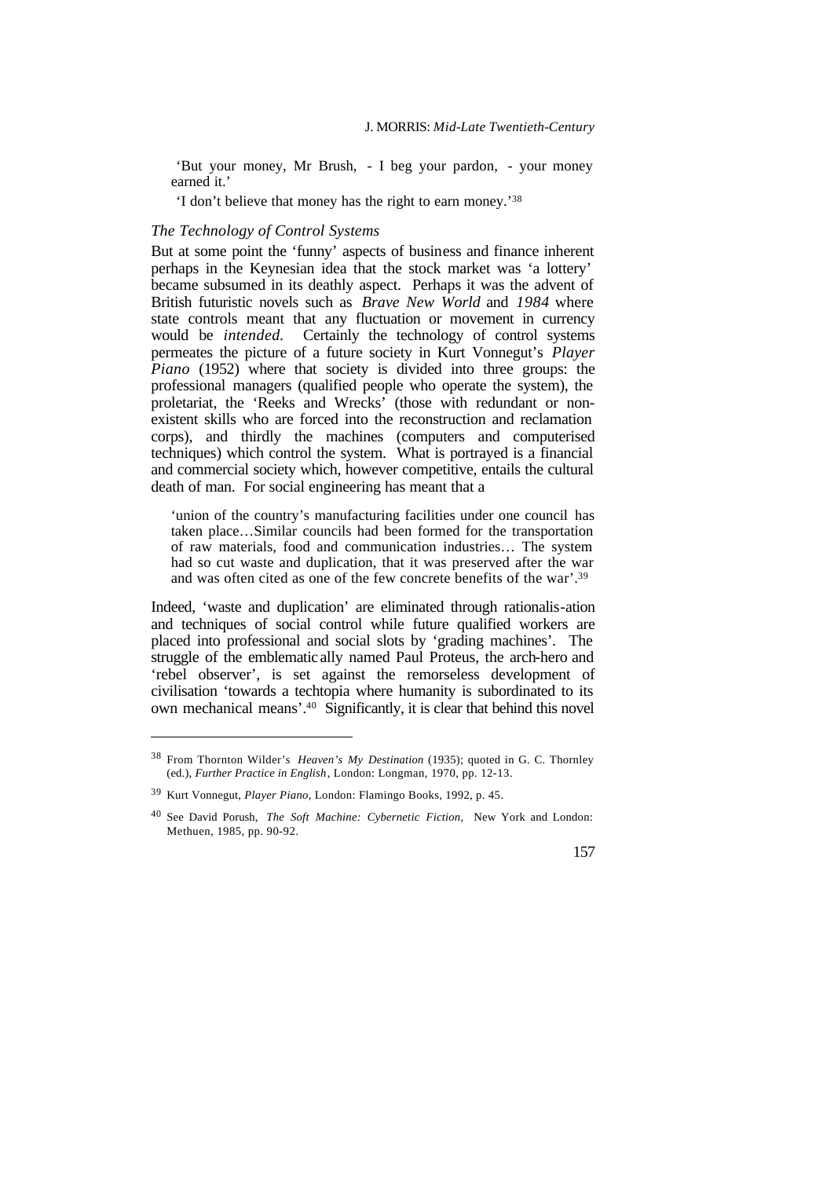'But your money, Mr Brush, - I beg your pardon, - your money earned it.'

'I don't believe that money has the right to earn money.'[38]

### *The Technology of Control Systems*

But at some point the 'funny' aspects of business and finance inherent perhaps in the Keynesian idea that the stock market was 'a lottery' became subsumed in its deathly aspect. Perhaps it was the advent of British futuristic novels such as *Brave New World* and *1984* where state controls meant that any fluctuation or movement in currency would be *intended*. Certainly the technology of control systems permeates the picture of a future society in Kurt Vonnegut's *Player Piano* (1952) where that society is divided into three groups: the professional managers (qualified people who operate the system), the proletariat, the 'Reeks and Wrecks' (those with redundant or non-existent skills who are forced into the reconstruction and reclamation corps), and thirdly the machines (computers and computerised techniques) which control the system. What is portrayed is a financial and commercial society which, however competitive, entails the cultural death of man. For social engineering has meant that a

> 'union of the country's manufacturing facilities under one council has taken place…Similar councils had been formed for the transportation of raw materials, food and communication industries… The system had so cut waste and duplication, that it was preserved after the war and was often cited as one of the few concrete benefits of the war'.[39]

Indeed, 'waste and duplication' are eliminated through rationalis-ation and techniques of social control while future qualified workers are placed into professional and social slots by 'grading machines'. The struggle of the emblematically named Paul Proteus, the arch-hero and 'rebel observer', is set against the remorseless development of civilisation 'towards a techtopia where humanity is subordinated to its own mechanical means'.[40] Significantly, it is clear that behind this novel

---

[38] From Thornton Wilder's *Heaven's My Destination* (1935); quoted in G. C. Thornley (ed.), *Further Practice in English*, London: Longman, 1970, pp. 12-13.

[39] Kurt Vonnegut, *Player Piano*, London: Flamingo Books, 1992, p. 45.

[40] See David Porush, *The Soft Machine: Cybernetic Fiction*, New York and London: Methuen, 1985, pp. 90-92.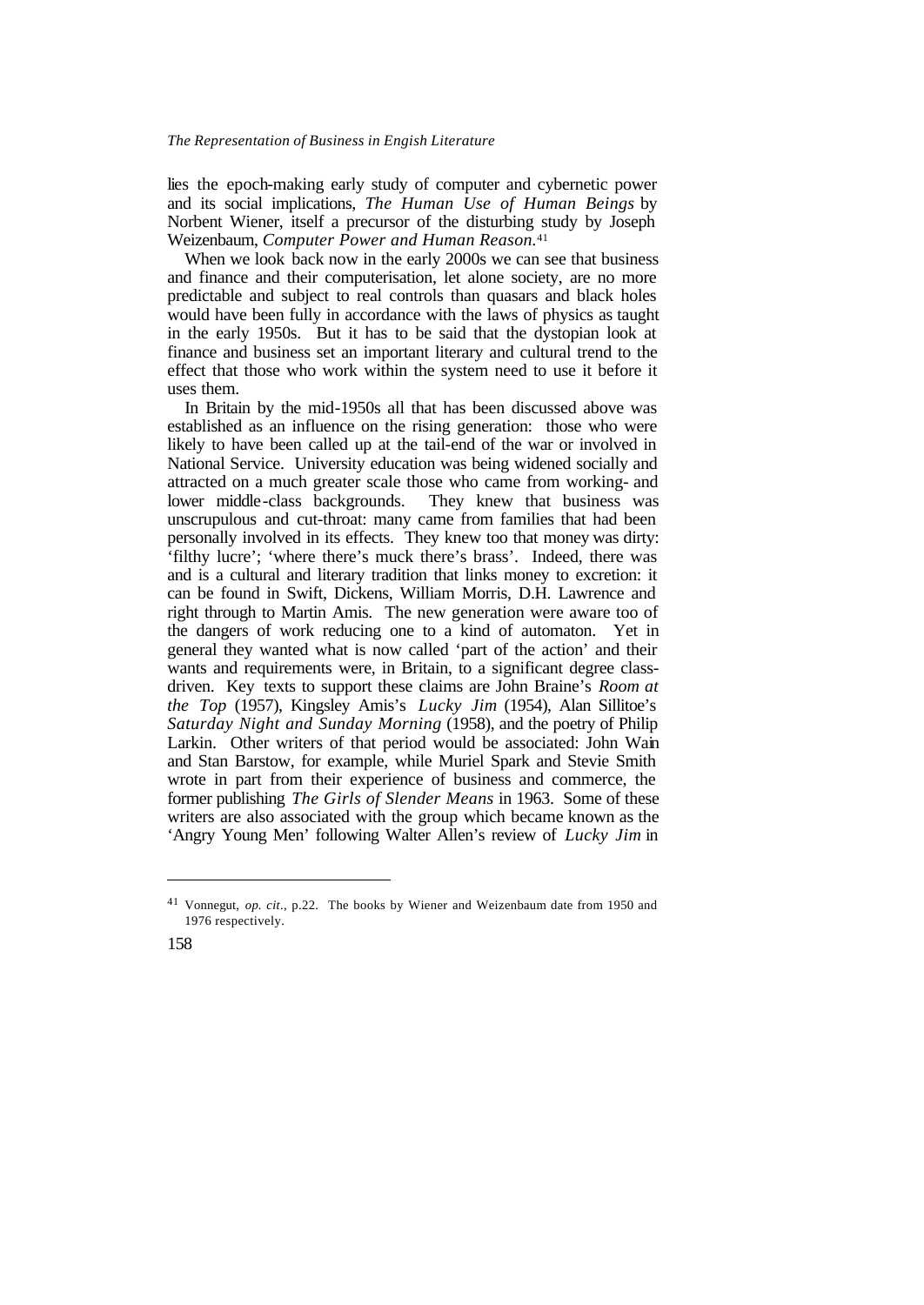lies the epoch-making early study of computer and cybernetic power and its social implications, *The Human Use of Human Beings* by Norbent Wiener, itself a precursor of the disturbing study by Joseph Weizenbaum, *Computer Power and Human Reason*.[41]

When we look back now in the early 2000s we can see that business and finance and their computerisation, let alone society, are no more predictable and subject to real controls than quasars and black holes would have been fully in accordance with the laws of physics as taught in the early 1950s. But it has to be said that the dystopian look at finance and business set an important literary and cultural trend to the effect that those who work within the system need to use it before it uses them.

In Britain by the mid-1950s all that has been discussed above was established as an influence on the rising generation: those who were likely to have been called up at the tail-end of the war or involved in National Service. University education was being widened socially and attracted on a much greater scale those who came from working- and lower middle-class backgrounds. They knew that business was unscrupulous and cut-throat: many came from families that had been personally involved in its effects. They knew too that money was dirty: 'filthy lucre'; 'where there's muck there's brass'. Indeed, there was and is a cultural and literary tradition that links money to excretion: it can be found in Swift, Dickens, William Morris, D.H. Lawrence and right through to Martin Amis. The new generation were aware too of the dangers of work reducing one to a kind of automaton. Yet in general they wanted what is now called 'part of the action' and their wants and requirements were, in Britain, to a significant degree class-driven. Key texts to support these claims are John Braine's *Room at the Top* (1957), Kingsley Amis's *Lucky Jim* (1954), Alan Sillitoe's *Saturday Night and Sunday Morning* (1958), and the poetry of Philip Larkin. Other writers of that period would be associated: John Wain and Stan Barstow, for example, while Muriel Spark and Stevie Smith wrote in part from their experience of business and commerce, the former publishing *The Girls of Slender Means* in 1963. Some of these writers are also associated with the group which became known as the 'Angry Young Men' following Walter Allen's review of *Lucky Jim* in

---

[41] Vonnegut, *op. cit.*, p.22. The books by Wiener and Weizenbaum date from 1950 and 1976 respectively.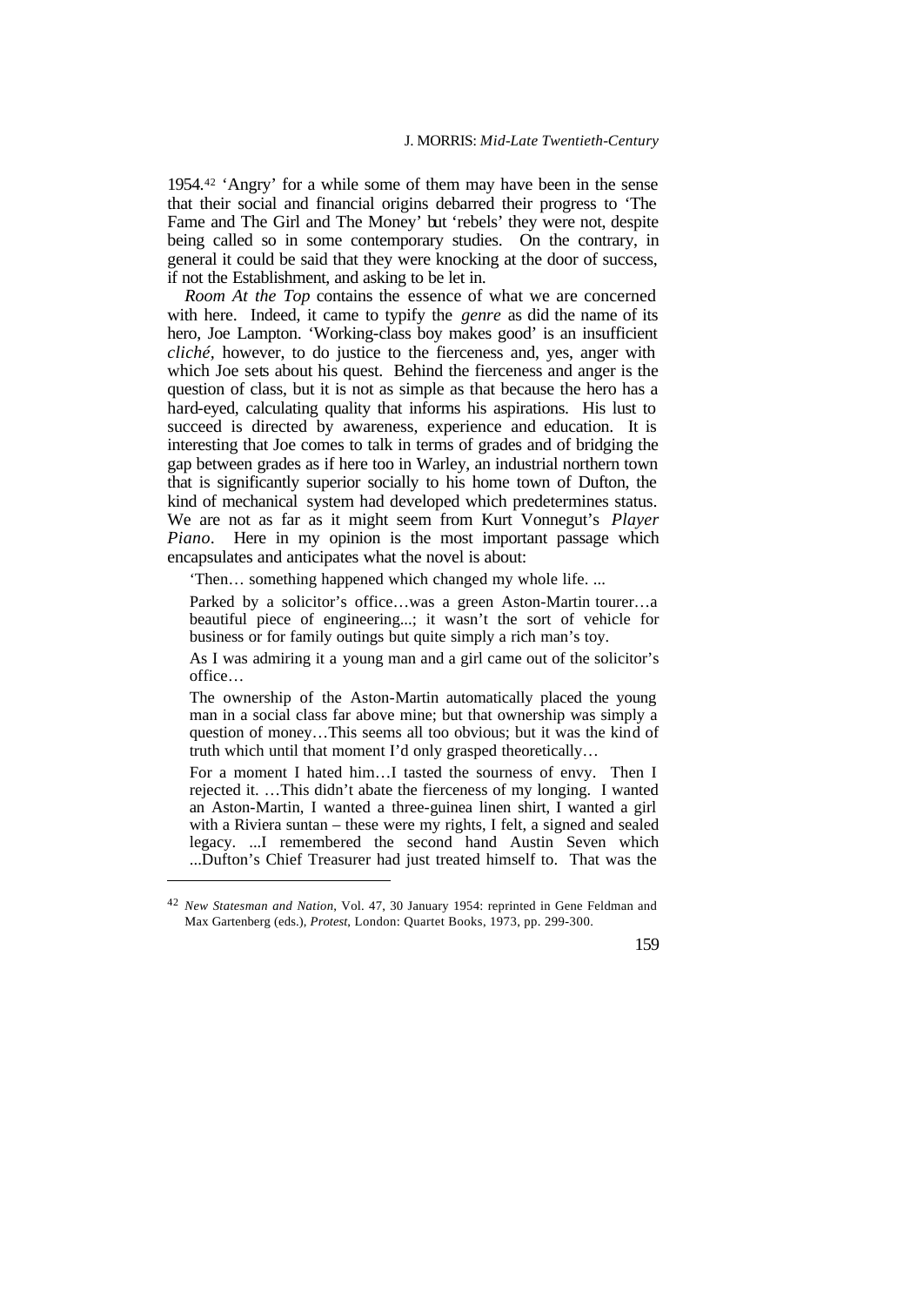1954.[42] 'Angry' for a while some of them may have been in the sense that their social and financial origins debarred their progress to 'The Fame and The Girl and The Money' but 'rebels' they were not, despite being called so in some contemporary studies. On the contrary, in general it could be said that they were knocking at the door of success, if not the Establishment, and asking to be let in.

*Room At the Top* contains the essence of what we are concerned with here. Indeed, it came to typify the *genre* as did the name of its hero, Joe Lampton. 'Working-class boy makes good' is an insufficient *cliché*, however, to do justice to the fierceness and, yes, anger with which Joe sets about his quest. Behind the fierceness and anger is the question of class, but it is not as simple as that because the hero has a hard-eyed, calculating quality that informs his aspirations. His lust to succeed is directed by awareness, experience and education. It is interesting that Joe comes to talk in terms of grades and of bridging the gap between grades as if here too in Warley, an industrial northern town that is significantly superior socially to his home town of Dufton, the kind of mechanical system had developed which predetermines status. We are not as far as it might seem from Kurt Vonnegut's *Player Piano*. Here in my opinion is the most important passage which encapsulates and anticipates what the novel is about:

> 'Then… something happened which changed my whole life. ...
>
> Parked by a solicitor's office…was a green Aston-Martin tourer…a beautiful piece of engineering...; it wasn't the sort of vehicle for business or for family outings but quite simply a rich man's toy.
>
> As I was admiring it a young man and a girl came out of the solicitor's office…
>
> The ownership of the Aston-Martin automatically placed the young man in a social class far above mine; but that ownership was simply a question of money…This seems all too obvious; but it was the kind of truth which until that moment I'd only grasped theoretically…
>
> For a moment I hated him…I tasted the sourness of envy. Then I rejected it. …This didn't abate the fierceness of my longing. I wanted an Aston-Martin, I wanted a three-guinea linen shirt, I wanted a girl with a Riviera suntan – these were my rights, I felt, a signed and sealed legacy. ...I remembered the second hand Austin Seven which ...Dufton's Chief Treasurer had just treated himself to. That was the

---

[42] *New Statesman and Nation*, Vol. 47, 30 January 1954: reprinted in Gene Feldman and Max Gartenberg (eds.), *Protest*, London: Quartet Books, 1973, pp. 299-300.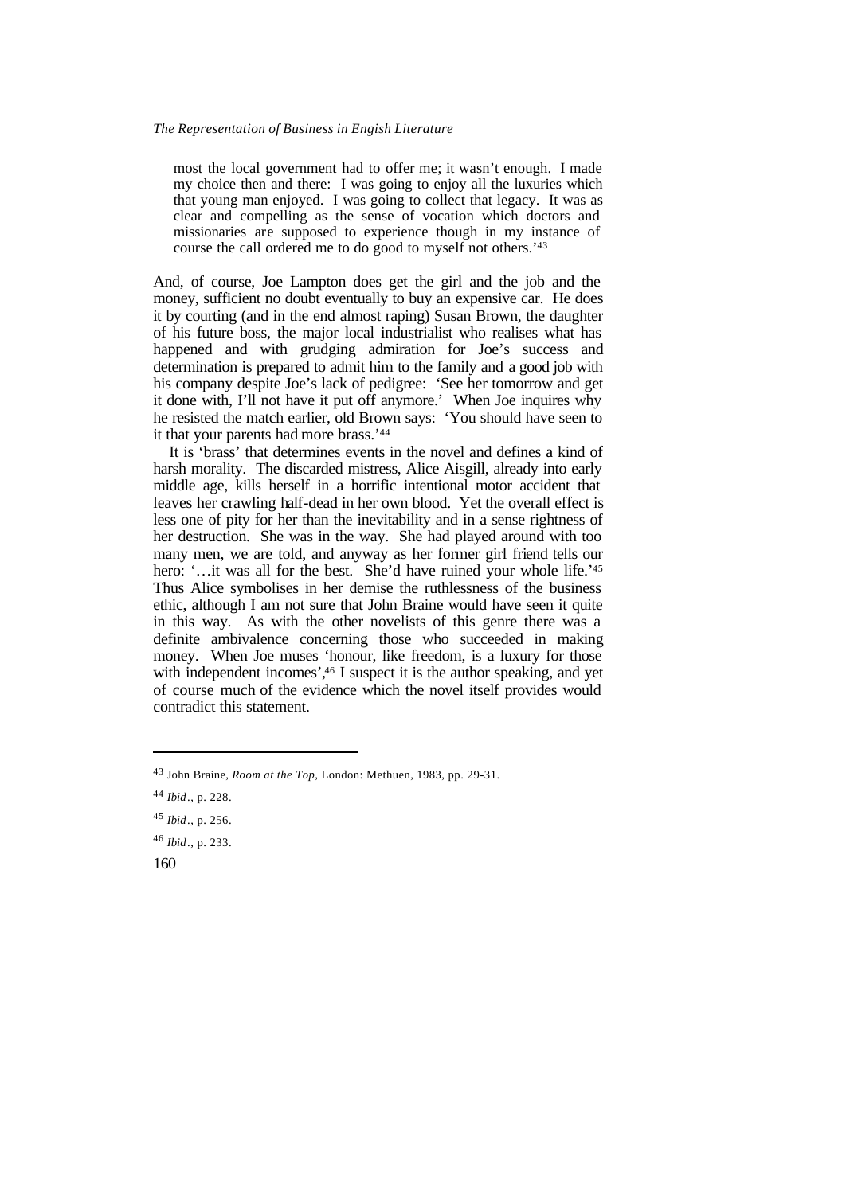> most the local government had to offer me; it wasn't enough. I made my choice then and there: I was going to enjoy all the luxuries which that young man enjoyed. I was going to collect that legacy. It was as clear and compelling as the sense of vocation which doctors and missionaries are supposed to experience though in my instance of course the call ordered me to do good to myself not others.'[43]

And, of course, Joe Lampton does get the girl and the job and the money, sufficient no doubt eventually to buy an expensive car. He does it by courting (and in the end almost raping) Susan Brown, the daughter of his future boss, the major local industrialist who realises what has happened and with grudging admiration for Joe's success and determination is prepared to admit him to the family and a good job with his company despite Joe's lack of pedigree: 'See her tomorrow and get it done with, I'll not have it put off anymore.' When Joe inquires why he resisted the match earlier, old Brown says: 'You should have seen to it that your parents had more brass.'[44]

It is 'brass' that determines events in the novel and defines a kind of harsh morality. The discarded mistress, Alice Aisgill, already into early middle age, kills herself in a horrific intentional motor accident that leaves her crawling half-dead in her own blood. Yet the overall effect is less one of pity for her than the inevitability and in a sense rightness of her destruction. She was in the way. She had played around with too many men, we are told, and anyway as her former girl friend tells our hero: '…it was all for the best. She'd have ruined your whole life.'[45] Thus Alice symbolises in her demise the ruthlessness of the business ethic, although I am not sure that John Braine would have seen it quite in this way. As with the other novelists of this genre there was a definite ambivalence concerning those who succeeded in making money. When Joe muses 'honour, like freedom, is a luxury for those with independent incomes',[46] I suspect it is the author speaking, and yet of course much of the evidence which the novel itself provides would contradict this statement.

---

[43] John Braine, *Room at the Top*, London: Methuen, 1983, pp. 29-31.

[44] *Ibid*., p. 228.

[45] *Ibid*., p. 256.

[46] *Ibid*., p. 233.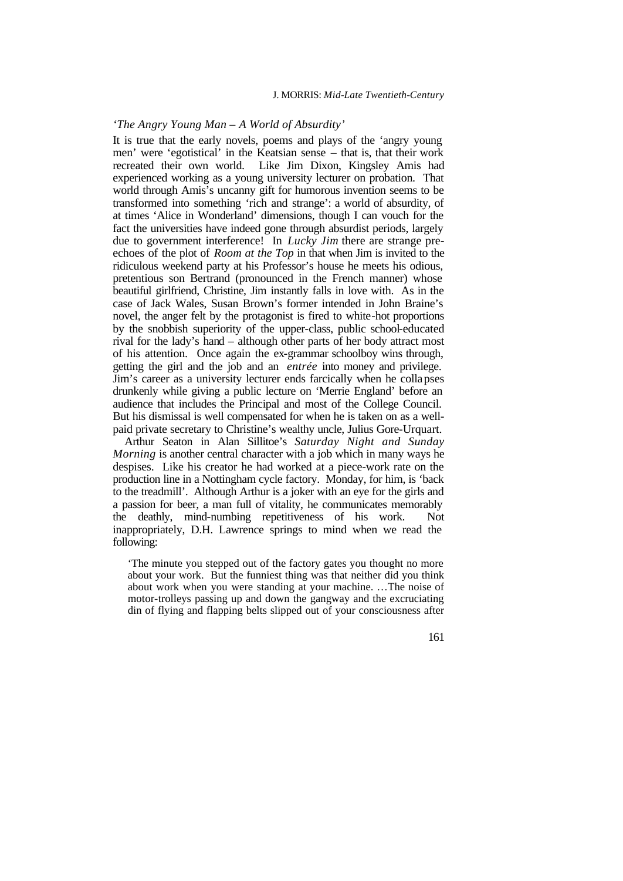*'The Angry Young Man – A World of Absurdity'*

It is true that the early novels, poems and plays of the 'angry young men' were 'egotistical' in the Keatsian sense – that is, that their work recreated their own world. Like Jim Dixon, Kingsley Amis had experienced working as a young university lecturer on probation. That world through Amis's uncanny gift for humorous invention seems to be transformed into something 'rich and strange': a world of absurdity, of at times 'Alice in Wonderland' dimensions, though I can vouch for the fact the universities have indeed gone through absurdist periods, largely due to government interference! In *Lucky Jim* there are strange pre-echoes of the plot of *Room at the Top* in that when Jim is invited to the ridiculous weekend party at his Professor's house he meets his odious, pretentious son Bertrand (pronounced in the French manner) whose beautiful girlfriend, Christine, Jim instantly falls in love with. As in the case of Jack Wales, Susan Brown's former intended in John Braine's novel, the anger felt by the protagonist is fired to white-hot proportions by the snobbish superiority of the upper-class, public school-educated rival for the lady's hand – although other parts of her body attract most of his attention. Once again the ex-grammar schoolboy wins through, getting the girl and the job and an *entrée* into money and privilege. Jim's career as a university lecturer ends farcically when he collapses drunkenly while giving a public lecture on 'Merrie England' before an audience that includes the Principal and most of the College Council. But his dismissal is well compensated for when he is taken on as a well-paid private secretary to Christine's wealthy uncle, Julius Gore-Urquart.

Arthur Seaton in Alan Sillitoe's *Saturday Night and Sunday Morning* is another central character with a job which in many ways he despises. Like his creator he had worked at a piece-work rate on the production line in a Nottingham cycle factory. Monday, for him, is 'back to the treadmill'. Although Arthur is a joker with an eye for the girls and a passion for beer, a man full of vitality, he communicates memorably the deathly, mind-numbing repetitiveness of his work. Not inappropriately, D.H. Lawrence springs to mind when we read the following:

> 'The minute you stepped out of the factory gates you thought no more about your work. But the funniest thing was that neither did you think about work when you were standing at your machine. …The noise of motor-trolleys passing up and down the gangway and the excruciating din of flying and flapping belts slipped out of your consciousness after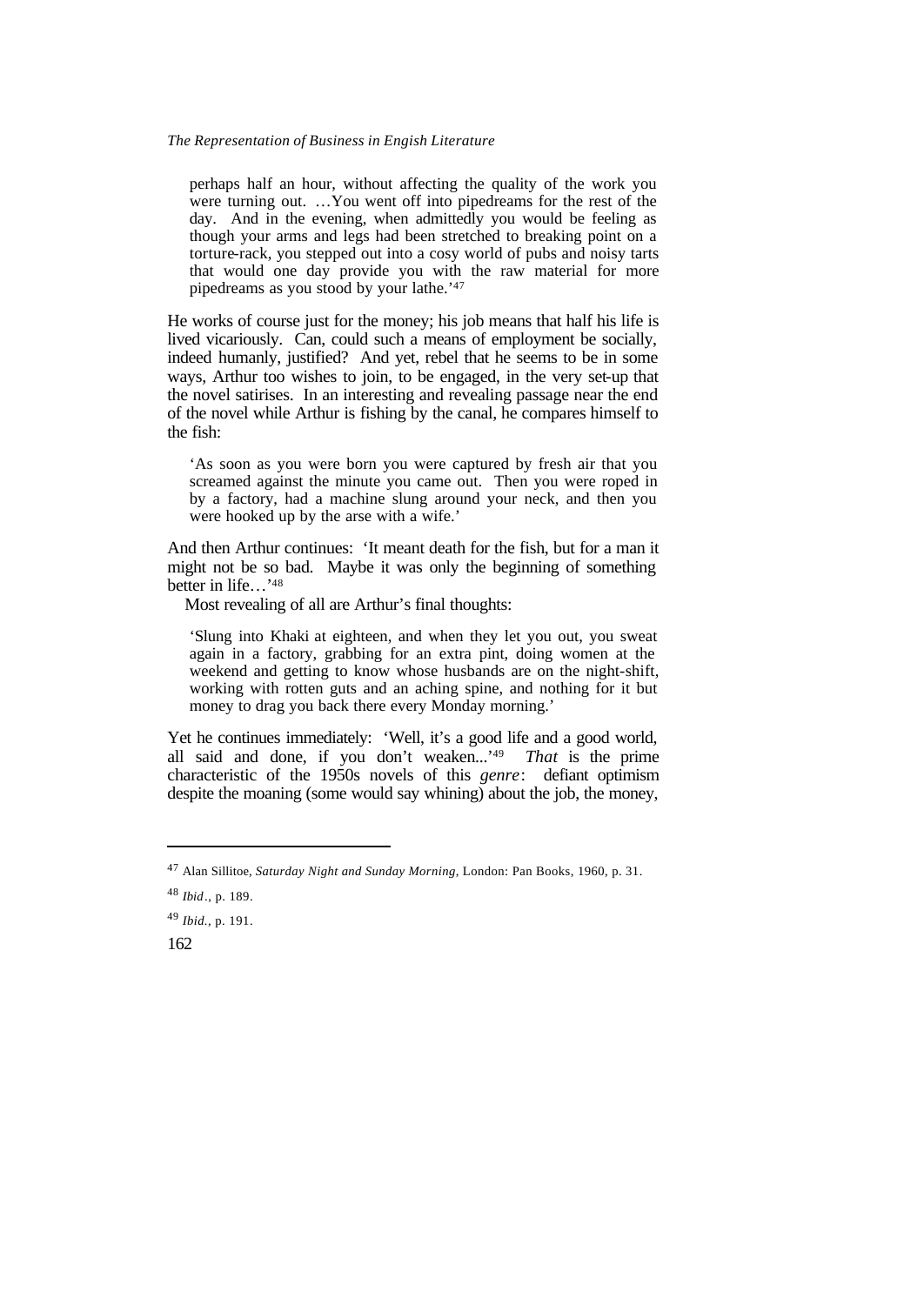> perhaps half an hour, without affecting the quality of the work you were turning out. …You went off into pipedreams for the rest of the day. And in the evening, when admittedly you would be feeling as though your arms and legs had been stretched to breaking point on a torture-rack, you stepped out into a cosy world of pubs and noisy tarts that would one day provide you with the raw material for more pipedreams as you stood by your lathe.'[47]

He works of course just for the money; his job means that half his life is lived vicariously. Can, could such a means of employment be socially, indeed humanly, justified? And yet, rebel that he seems to be in some ways, Arthur too wishes to join, to be engaged, in the very set-up that the novel satirises. In an interesting and revealing passage near the end of the novel while Arthur is fishing by the canal, he compares himself to the fish:

> 'As soon as you were born you were captured by fresh air that you screamed against the minute you came out. Then you were roped in by a factory, had a machine slung around your neck, and then you were hooked up by the arse with a wife.'

And then Arthur continues: 'It meant death for the fish, but for a man it might not be so bad. Maybe it was only the beginning of something better in life…'[48]

Most revealing of all are Arthur's final thoughts:

> 'Slung into Khaki at eighteen, and when they let you out, you sweat again in a factory, grabbing for an extra pint, doing women at the weekend and getting to know whose husbands are on the night-shift, working with rotten guts and an aching spine, and nothing for it but money to drag you back there every Monday morning.'

Yet he continues immediately: 'Well, it's a good life and a good world, all said and done, if you don't weaken...'[49] *That* is the prime characteristic of the 1950s novels of this *genre*: defiant optimism despite the moaning (some would say whining) about the job, the money,

---

[47] Alan Sillitoe, *Saturday Night and Sunday Morning*, London: Pan Books, 1960, p. 31.

[48] *Ibid*., p. 189.

[49] *Ibid.*, p. 191.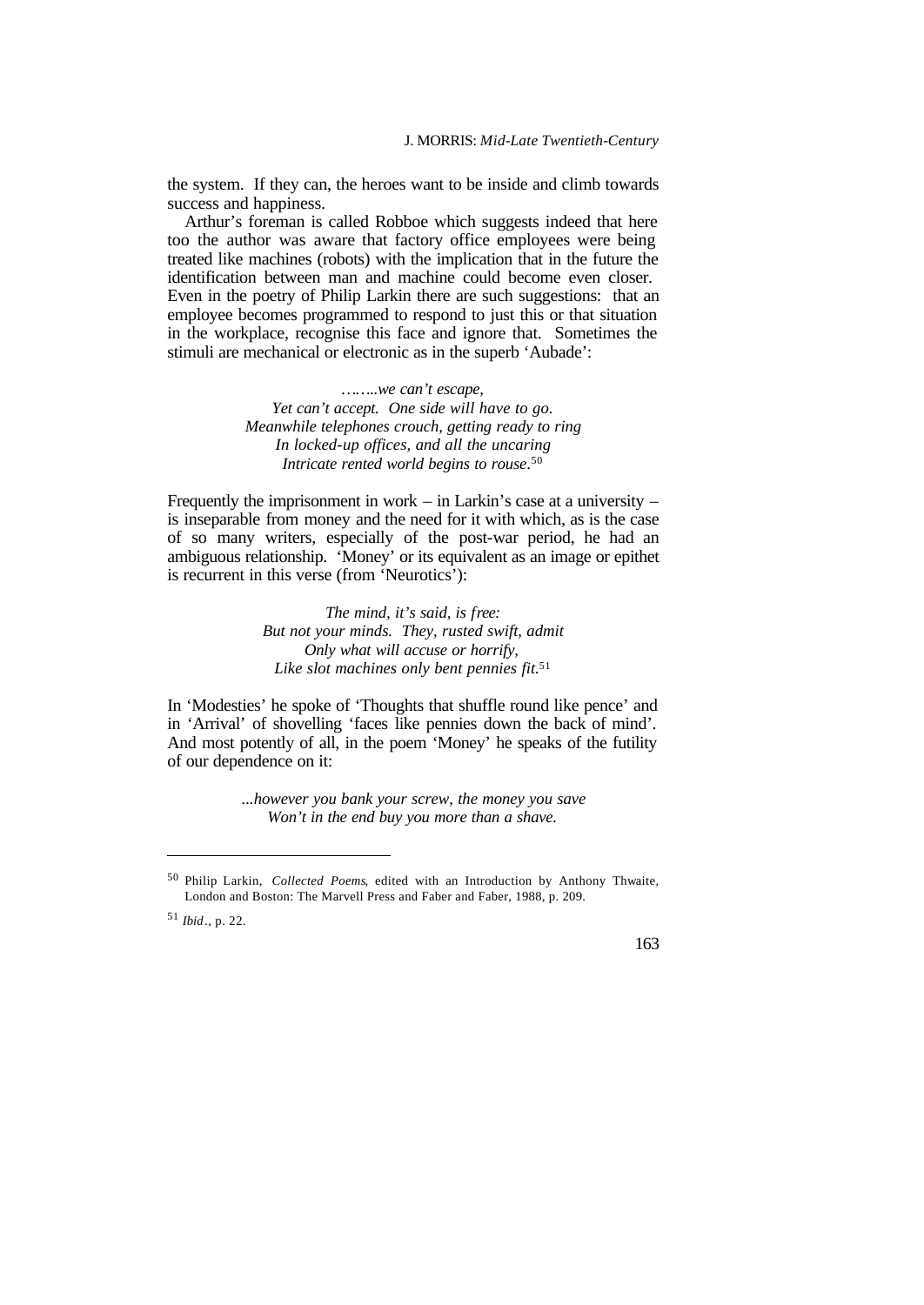the system. If they can, the heroes want to be inside and climb towards success and happiness.

Arthur's foreman is called Robboe which suggests indeed that here too the author was aware that factory office employees were being treated like machines (robots) with the implication that in the future the identification between man and machine could become even closer. Even in the poetry of Philip Larkin there are such suggestions: that an employee becomes programmed to respond to just this or that situation in the workplace, recognise this face and ignore that. Sometimes the stimuli are mechanical or electronic as in the superb 'Aubade':

> *……..we can't escape,*
> *Yet can't accept. One side will have to go.*
> *Meanwhile telephones crouch, getting ready to ring*
> *In locked-up offices, and all the uncaring*
> *Intricate rented world begins to rouse.*[50]

Frequently the imprisonment in work – in Larkin's case at a university – is inseparable from money and the need for it with which, as is the case of so many writers, especially of the post-war period, he had an ambiguous relationship. 'Money' or its equivalent as an image or epithet is recurrent in this verse (from 'Neurotics'):

> *The mind, it's said, is free:*
> *But not your minds. They, rusted swift, admit*
> *Only what will accuse or horrify,*
> *Like slot machines only bent pennies fit.*[51]

In 'Modesties' he spoke of 'Thoughts that shuffle round like pence' and in 'Arrival' of shovelling 'faces like pennies down the back of mind'. And most potently of all, in the poem 'Money' he speaks of the futility of our dependence on it:

> *...however you bank your screw, the money you save*
> *Won't in the end buy you more than a shave.*

---

[50] Philip Larkin, *Collected Poems*, edited with an Introduction by Anthony Thwaite, London and Boston: The Marvell Press and Faber and Faber, 1988, p. 209.

[51] *Ibid*., p. 22.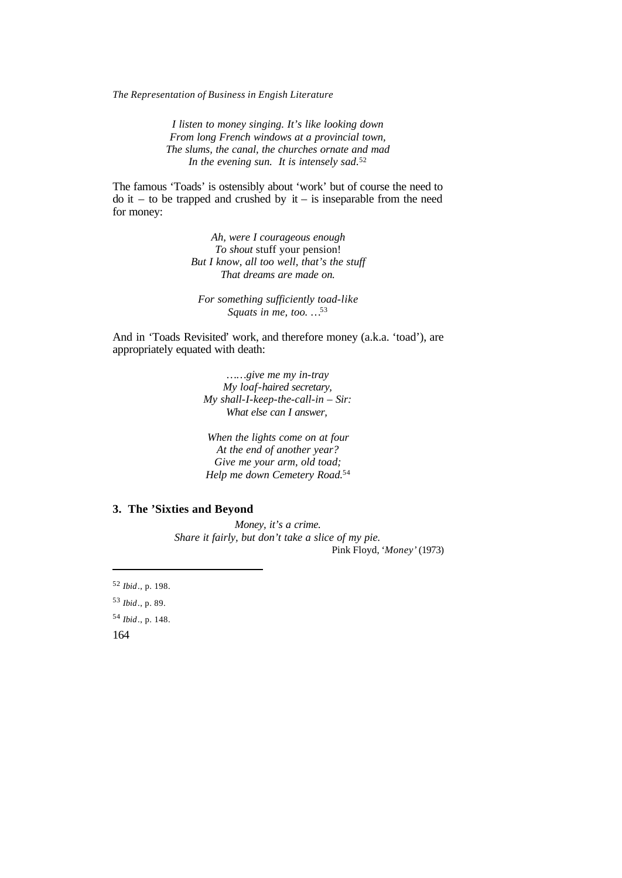*I listen to money singing. It's like looking down*
*From long French windows at a provincial town,*
*The slums, the canal, the churches ornate and mad*
*In the evening sun. It is intensely sad.*[52]

The famous 'Toads' is ostensibly about 'work' but of course the need to do it – to be trapped and crushed by it – is inseparable from the need for money:

*Ah, were I courageous enough*
*To shout* stuff your pension!
*But I know, all too well, that's the stuff*
*That dreams are made on.*

*For something sufficiently toad-like*
*Squats in me, too. …*[53]

And in 'Toads Revisited' work, and therefore money (a.k.a. 'toad'), are appropriately equated with death:

*……give me my in-tray*
*My loaf-haired secretary,*
*My shall-I-keep-the-call-in – Sir:*
*What else can I answer,*

*When the lights come on at four*
*At the end of another year?*
*Give me your arm, old toad;*
*Help me down Cemetery Road.*[54]

### 3. The 'Sixties and Beyond

*Money, it's a crime.*
*Share it fairly, but don't take a slice of my pie.*
Pink Floyd, '*Money'* (1973)

---

[52] *Ibid*., p. 198.

[53] *Ibid*., p. 89.

[54] *Ibid*., p. 148.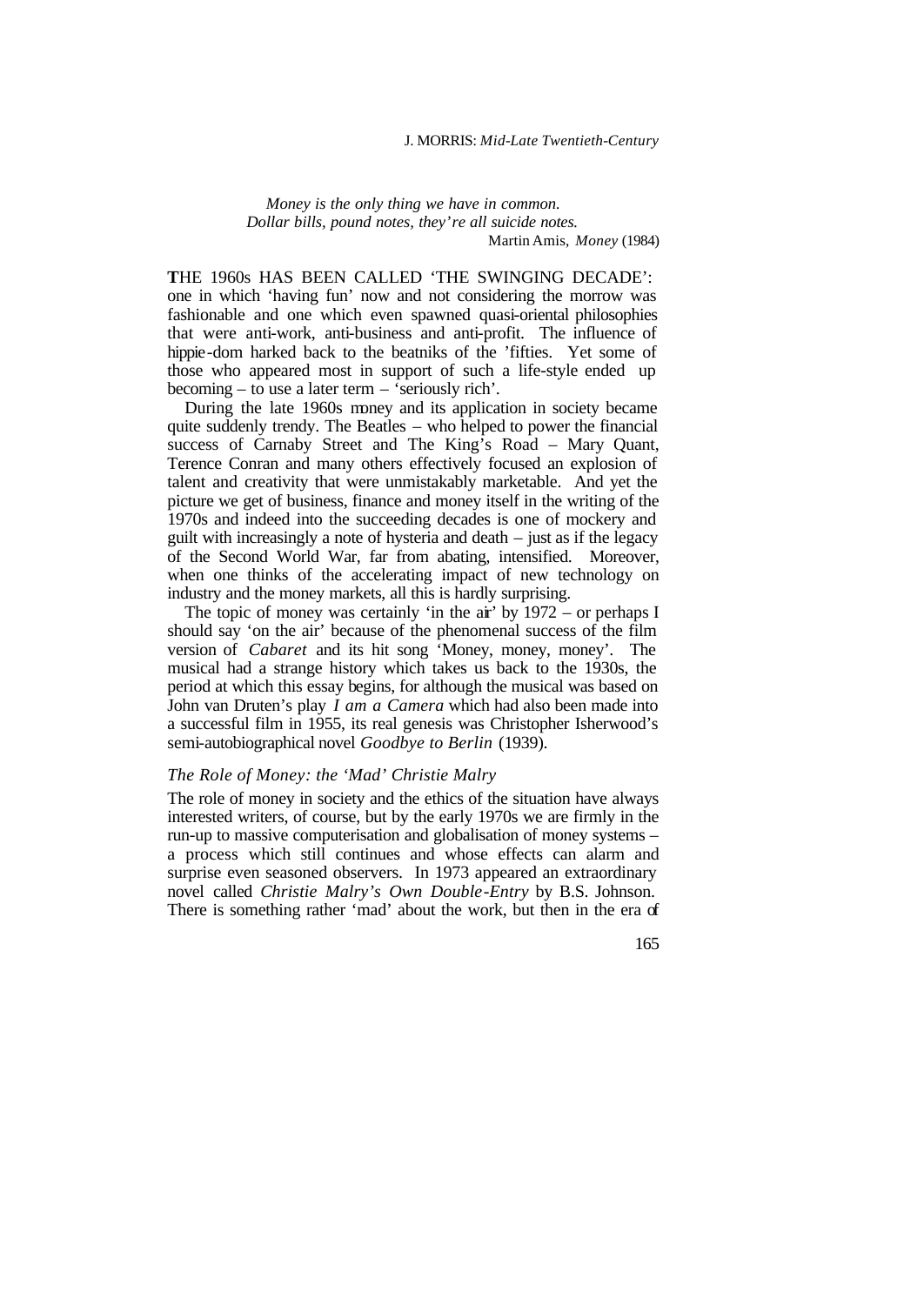*Money is the only thing we have in common.*
*Dollar bills, pound notes, they're all suicide notes.*
Martin Amis, *Money* (1984)

**T**HE 1960s HAS BEEN CALLED 'THE SWINGING DECADE': one in which 'having fun' now and not considering the morrow was fashionable and one which even spawned quasi-oriental philosophies that were anti-work, anti-business and anti-profit. The influence of hippie-dom harked back to the beatniks of the 'fifties. Yet some of those who appeared most in support of such a life-style ended up becoming – to use a later term – 'seriously rich'.

During the late 1960s money and its application in society became quite suddenly trendy. The Beatles – who helped to power the financial success of Carnaby Street and The King's Road – Mary Quant, Terence Conran and many others effectively focused an explosion of talent and creativity that were unmistakably marketable. And yet the picture we get of business, finance and money itself in the writing of the 1970s and indeed into the succeeding decades is one of mockery and guilt with increasingly a note of hysteria and death – just as if the legacy of the Second World War, far from abating, intensified. Moreover, when one thinks of the accelerating impact of new technology on industry and the money markets, all this is hardly surprising.

The topic of money was certainly 'in the air' by 1972 – or perhaps I should say 'on the air' because of the phenomenal success of the film version of *Cabaret* and its hit song 'Money, money, money'. The musical had a strange history which takes us back to the 1930s, the period at which this essay begins, for although the musical was based on John van Druten's play *I am a Camera* which had also been made into a successful film in 1955, its real genesis was Christopher Isherwood's semi-autobiographical novel *Goodbye to Berlin* (1939).

### *The Role of Money: the 'Mad' Christie Malry*

The role of money in society and the ethics of the situation have always interested writers, of course, but by the early 1970s we are firmly in the run-up to massive computerisation and globalisation of money systems – a process which still continues and whose effects can alarm and surprise even seasoned observers. In 1973 appeared an extraordinary novel called *Christie Malry's Own Double-Entry* by B.S. Johnson. There is something rather 'mad' about the work, but then in the era of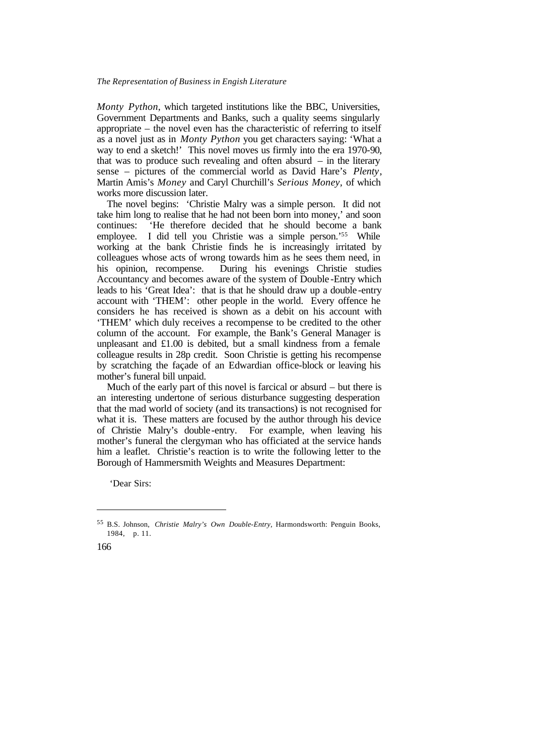*Monty Python*, which targeted institutions like the BBC, Universities, Government Departments and Banks, such a quality seems singularly appropriate – the novel even has the characteristic of referring to itself as a novel just as in *Monty Python* you get characters saying: 'What a way to end a sketch!' This novel moves us firmly into the era 1970-90, that was to produce such revealing and often absurd – in the literary sense – pictures of the commercial world as David Hare's *Plenty*, Martin Amis's *Money* and Caryl Churchill's *Serious Money*, of which works more discussion later.

The novel begins: 'Christie Malry was a simple person. It did not take him long to realise that he had not been born into money,' and soon continues: 'He therefore decided that he should become a bank employee. I did tell you Christie was a simple person.'[55] While working at the bank Christie finds he is increasingly irritated by colleagues whose acts of wrong towards him as he sees them need, in his opinion, recompense. During his evenings Christie studies Accountancy and becomes aware of the system of Double-Entry which leads to his 'Great Idea': that is that he should draw up a double-entry account with 'THEM': other people in the world. Every offence he considers he has received is shown as a debit on his account with 'THEM' which duly receives a recompense to be credited to the other column of the account. For example, the Bank's General Manager is unpleasant and £1.00 is debited, but a small kindness from a female colleague results in 28p credit. Soon Christie is getting his recompense by scratching the façade of an Edwardian office-block or leaving his mother's funeral bill unpaid.

Much of the early part of this novel is farcical or absurd – but there is an interesting undertone of serious disturbance suggesting desperation that the mad world of society (and its transactions) is not recognised for what it is. These matters are focused by the author through his device of Christie Malry's double-entry. For example, when leaving his mother's funeral the clergyman who has officiated at the service hands him a leaflet. Christie's reaction is to write the following letter to the Borough of Hammersmith Weights and Measures Department:

'Dear Sirs:

---

[55] B.S. Johnson, *Christie Malry's Own Double-Entry*, Harmondsworth: Penguin Books, 1984, p. 11.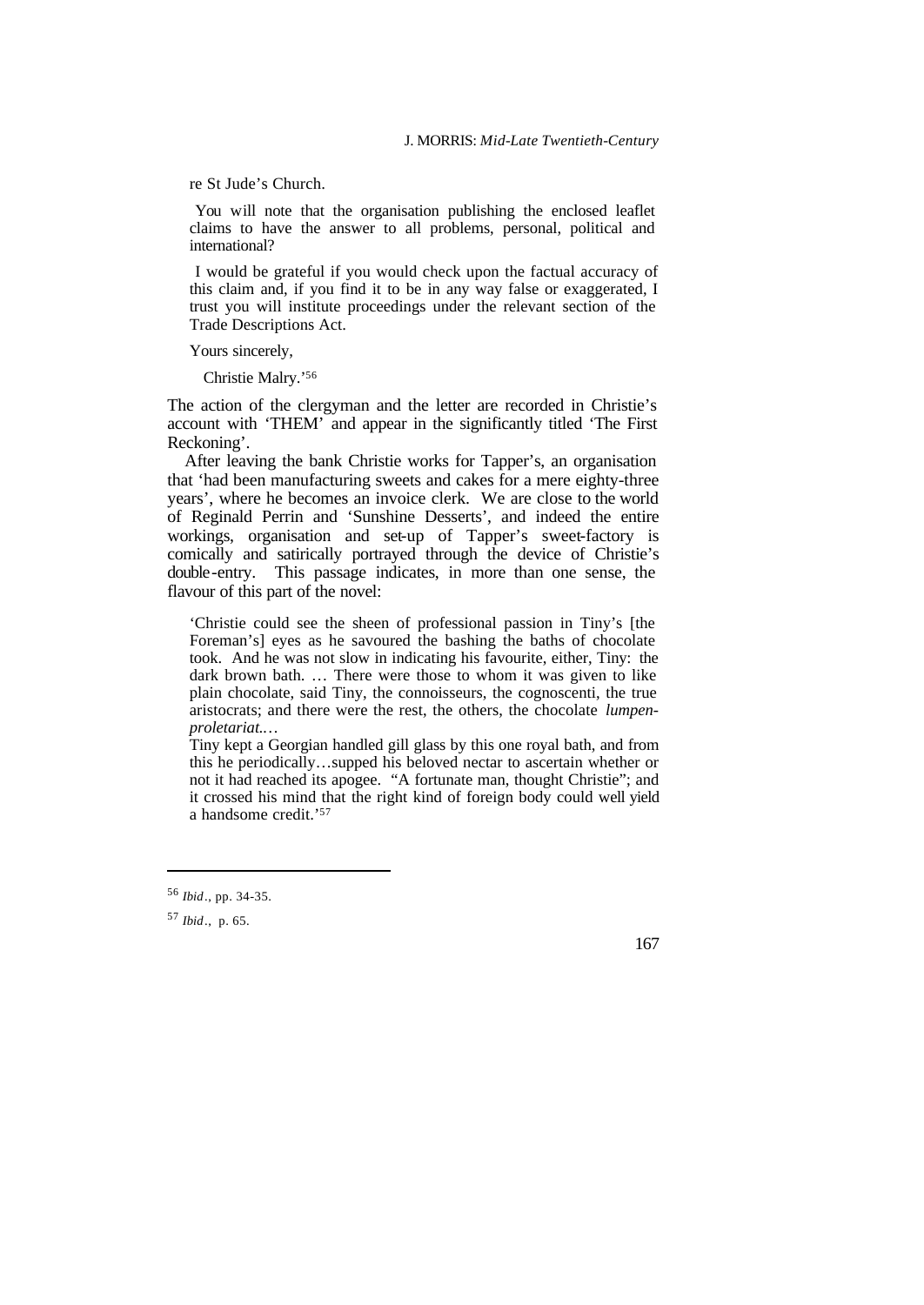re St Jude's Church.

You will note that the organisation publishing the enclosed leaflet claims to have the answer to all problems, personal, political and international?

I would be grateful if you would check upon the factual accuracy of this claim and, if you find it to be in any way false or exaggerated, I trust you will institute proceedings under the relevant section of the Trade Descriptions Act.

Yours sincerely,

Christie Malry.'[56]

The action of the clergyman and the letter are recorded in Christie's account with 'THEM' and appear in the significantly titled 'The First Reckoning'.

After leaving the bank Christie works for Tapper's, an organisation that 'had been manufacturing sweets and cakes for a mere eighty-three years', where he becomes an invoice clerk. We are close to the world of Reginald Perrin and 'Sunshine Desserts', and indeed the entire workings, organisation and set-up of Tapper's sweet-factory is comically and satirically portrayed through the device of Christie's double-entry. This passage indicates, in more than one sense, the flavour of this part of the novel:

> 'Christie could see the sheen of professional passion in Tiny's [the Foreman's] eyes as he savoured the bashing the baths of chocolate took. And he was not slow in indicating his favourite, either, Tiny: the dark brown bath. … There were those to whom it was given to like plain chocolate, said Tiny, the connoisseurs, the cognoscenti, the true aristocrats; and there were the rest, the others, the chocolate *lumpen-proletariat.*…
>
> Tiny kept a Georgian handled gill glass by this one royal bath, and from this he periodically…supped his beloved nectar to ascertain whether or not it had reached its apogee. "A fortunate man, thought Christie"; and it crossed his mind that the right kind of foreign body could well yield a handsome credit.'[57]

---

[56] *Ibid*., pp. 34-35.

[57] *Ibid*., p. 65.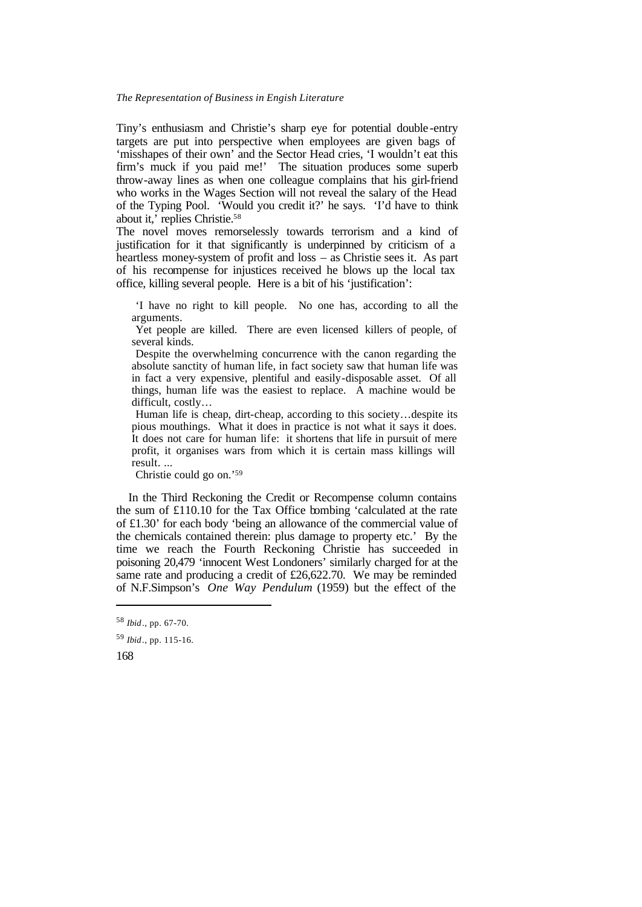Tiny's enthusiasm and Christie's sharp eye for potential double-entry targets are put into perspective when employees are given bags of 'misshapes of their own' and the Sector Head cries, 'I wouldn't eat this firm's muck if you paid me!' The situation produces some superb throw-away lines as when one colleague complains that his girl-friend who works in the Wages Section will not reveal the salary of the Head of the Typing Pool. 'Would you credit it?' he says. 'I'd have to think about it,' replies Christie.[58]

The novel moves remorselessly towards terrorism and a kind of justification for it that significantly is underpinned by criticism of a heartless money-system of profit and loss – as Christie sees it. As part of his recompense for injustices received he blows up the local tax office, killing several people. Here is a bit of his 'justification':

> 'I have no right to kill people. No one has, according to all the arguments.
>
> Yet people are killed. There are even licensed killers of people, of several kinds.
>
> Despite the overwhelming concurrence with the canon regarding the absolute sanctity of human life, in fact society saw that human life was in fact a very expensive, plentiful and easily-disposable asset. Of all things, human life was the easiest to replace. A machine would be difficult, costly…
>
> Human life is cheap, dirt-cheap, according to this society…despite its pious mouthings. What it does in practice is not what it says it does. It does not care for human life: it shortens that life in pursuit of mere profit, it organises wars from which it is certain mass killings will result. ...
>
> Christie could go on.'[59]

In the Third Reckoning the Credit or Recompense column contains the sum of £110.10 for the Tax Office bombing 'calculated at the rate of £1.30' for each body 'being an allowance of the commercial value of the chemicals contained therein: plus damage to property etc.' By the time we reach the Fourth Reckoning Christie has succeeded in poisoning 20,479 'innocent West Londoners' similarly charged for at the same rate and producing a credit of £26,622.70. We may be reminded of N.F.Simpson's *One Way Pendulum* (1959) but the effect of the

---

[58] *Ibid*., pp. 67-70.

[59] *Ibid*., pp. 115-16.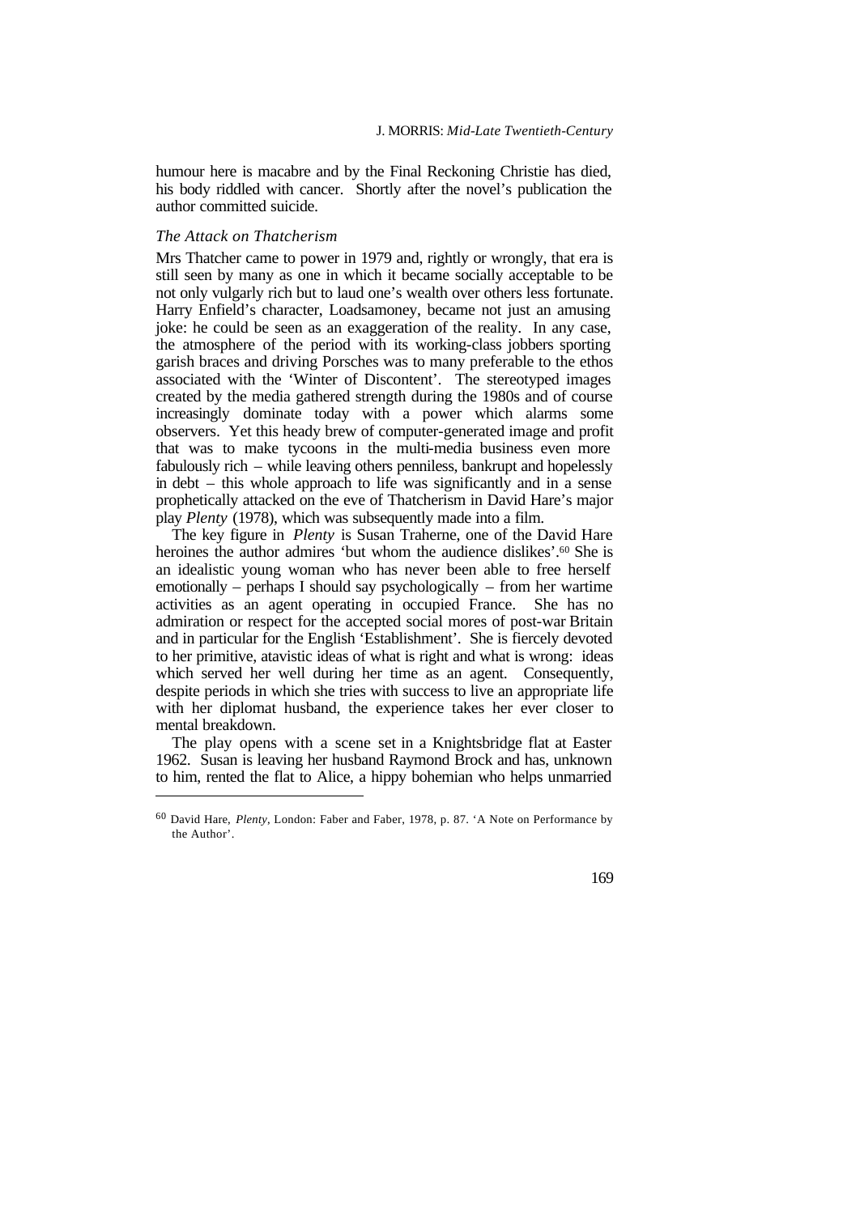humour here is macabre and by the Final Reckoning Christie has died, his body riddled with cancer. Shortly after the novel's publication the author committed suicide.

### *The Attack on Thatcherism*

Mrs Thatcher came to power in 1979 and, rightly or wrongly, that era is still seen by many as one in which it became socially acceptable to be not only vulgarly rich but to laud one's wealth over others less fortunate. Harry Enfield's character, Loadsamoney, became not just an amusing joke: he could be seen as an exaggeration of the reality. In any case, the atmosphere of the period with its working-class jobbers sporting garish braces and driving Porsches was to many preferable to the ethos associated with the 'Winter of Discontent'. The stereotyped images created by the media gathered strength during the 1980s and of course increasingly dominate today with a power which alarms some observers. Yet this heady brew of computer-generated image and profit that was to make tycoons in the multi-media business even more fabulously rich – while leaving others penniless, bankrupt and hopelessly in debt – this whole approach to life was significantly and in a sense prophetically attacked on the eve of Thatcherism in David Hare's major play *Plenty* (1978), which was subsequently made into a film.

The key figure in *Plenty* is Susan Traherne, one of the David Hare heroines the author admires 'but whom the audience dislikes'.[60] She is an idealistic young woman who has never been able to free herself emotionally – perhaps I should say psychologically – from her wartime activities as an agent operating in occupied France. She has no admiration or respect for the accepted social mores of post-war Britain and in particular for the English 'Establishment'. She is fiercely devoted to her primitive, atavistic ideas of what is right and what is wrong: ideas which served her well during her time as an agent. Consequently, despite periods in which she tries with success to live an appropriate life with her diplomat husband, the experience takes her ever closer to mental breakdown.

The play opens with a scene set in a Knightsbridge flat at Easter 1962. Susan is leaving her husband Raymond Brock and has, unknown to him, rented the flat to Alice, a hippy bohemian who helps unmarried

---

[60] David Hare, *Plenty*, London: Faber and Faber, 1978, p. 87. 'A Note on Performance by the Author'.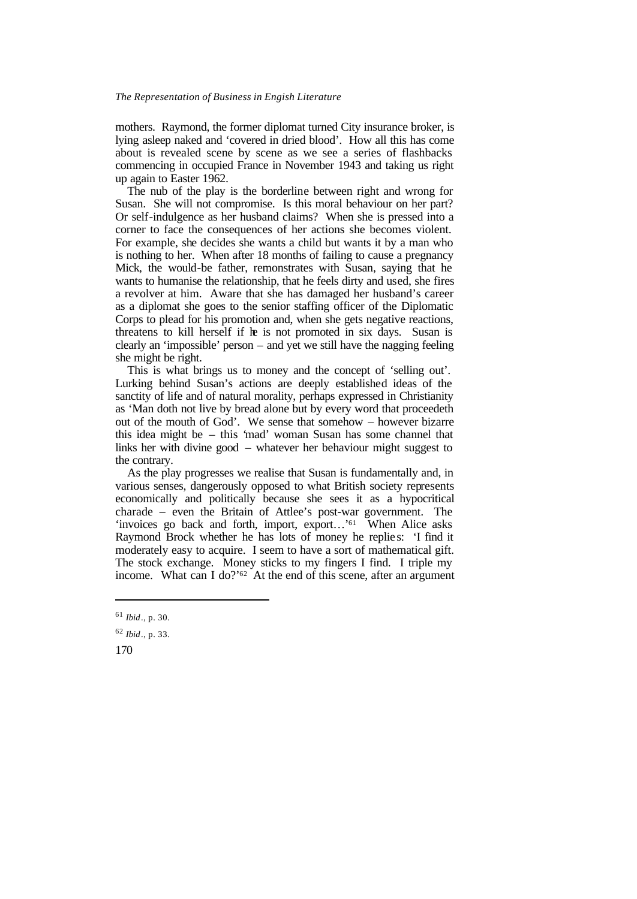mothers. Raymond, the former diplomat turned City insurance broker, is lying asleep naked and 'covered in dried blood'. How all this has come about is revealed scene by scene as we see a series of flashbacks commencing in occupied France in November 1943 and taking us right up again to Easter 1962.

The nub of the play is the borderline between right and wrong for Susan. She will not compromise. Is this moral behaviour on her part? Or self-indulgence as her husband claims? When she is pressed into a corner to face the consequences of her actions she becomes violent. For example, she decides she wants a child but wants it by a man who is nothing to her. When after 18 months of failing to cause a pregnancy Mick, the would-be father, remonstrates with Susan, saying that he wants to humanise the relationship, that he feels dirty and used, she fires a revolver at him. Aware that she has damaged her husband's career as a diplomat she goes to the senior staffing officer of the Diplomatic Corps to plead for his promotion and, when she gets negative reactions, threatens to kill herself if he is not promoted in six days. Susan is clearly an 'impossible' person – and yet we still have the nagging feeling she might be right.

This is what brings us to money and the concept of 'selling out'. Lurking behind Susan's actions are deeply established ideas of the sanctity of life and of natural morality, perhaps expressed in Christianity as 'Man doth not live by bread alone but by every word that proceedeth out of the mouth of God'. We sense that somehow – however bizarre this idea might be – this 'mad' woman Susan has some channel that links her with divine good – whatever her behaviour might suggest to the contrary.

As the play progresses we realise that Susan is fundamentally and, in various senses, dangerously opposed to what British society represents economically and politically because she sees it as a hypocritical charade – even the Britain of Attlee's post-war government. The 'invoices go back and forth, import, export…'[61] When Alice asks Raymond Brock whether he has lots of money he replies: 'I find it moderately easy to acquire. I seem to have a sort of mathematical gift. The stock exchange. Money sticks to my fingers I find. I triple my income. What can I do?'[62] At the end of this scene, after an argument

---

[61] *Ibid*., p. 30.

[62] *Ibid*., p. 33.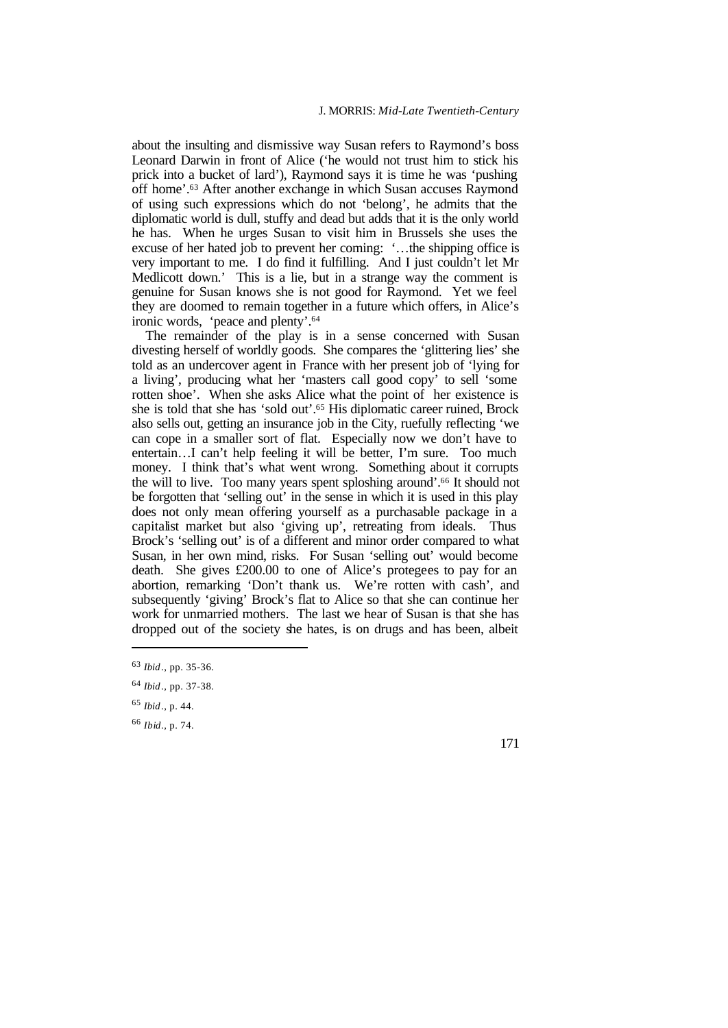about the insulting and dismissive way Susan refers to Raymond's boss Leonard Darwin in front of Alice ('he would not trust him to stick his prick into a bucket of lard'), Raymond says it is time he was 'pushing off home'.[63] After another exchange in which Susan accuses Raymond of using such expressions which do not 'belong', he admits that the diplomatic world is dull, stuffy and dead but adds that it is the only world he has. When he urges Susan to visit him in Brussels she uses the excuse of her hated job to prevent her coming: '…the shipping office is very important to me. I do find it fulfilling. And I just couldn't let Mr Medlicott down.' This is a lie, but in a strange way the comment is genuine for Susan knows she is not good for Raymond. Yet we feel they are doomed to remain together in a future which offers, in Alice's ironic words, 'peace and plenty'.[64]

The remainder of the play is in a sense concerned with Susan divesting herself of worldly goods. She compares the 'glittering lies' she told as an undercover agent in France with her present job of 'lying for a living', producing what her 'masters call good copy' to sell 'some rotten shoe'. When she asks Alice what the point of her existence is she is told that she has 'sold out'.[65] His diplomatic career ruined, Brock also sells out, getting an insurance job in the City, ruefully reflecting 'we can cope in a smaller sort of flat. Especially now we don't have to entertain…I can't help feeling it will be better, I'm sure. Too much money. I think that's what went wrong. Something about it corrupts the will to live. Too many years spent sploshing around'.[66] It should not be forgotten that 'selling out' in the sense in which it is used in this play does not only mean offering yourself as a purchasable package in a capitalist market but also 'giving up', retreating from ideals. Thus Brock's 'selling out' is of a different and minor order compared to what Susan, in her own mind, risks. For Susan 'selling out' would become death. She gives £200.00 to one of Alice's protegees to pay for an abortion, remarking 'Don't thank us. We're rotten with cash', and subsequently 'giving' Brock's flat to Alice so that she can continue her work for unmarried mothers. The last we hear of Susan is that she has dropped out of the society she hates, is on drugs and has been, albeit

[63] *Ibid*., pp. 35-36.

[64] *Ibid*., pp. 37-38.

[65] *Ibid*., p. 44.

[66] *Ibid*., p. 74.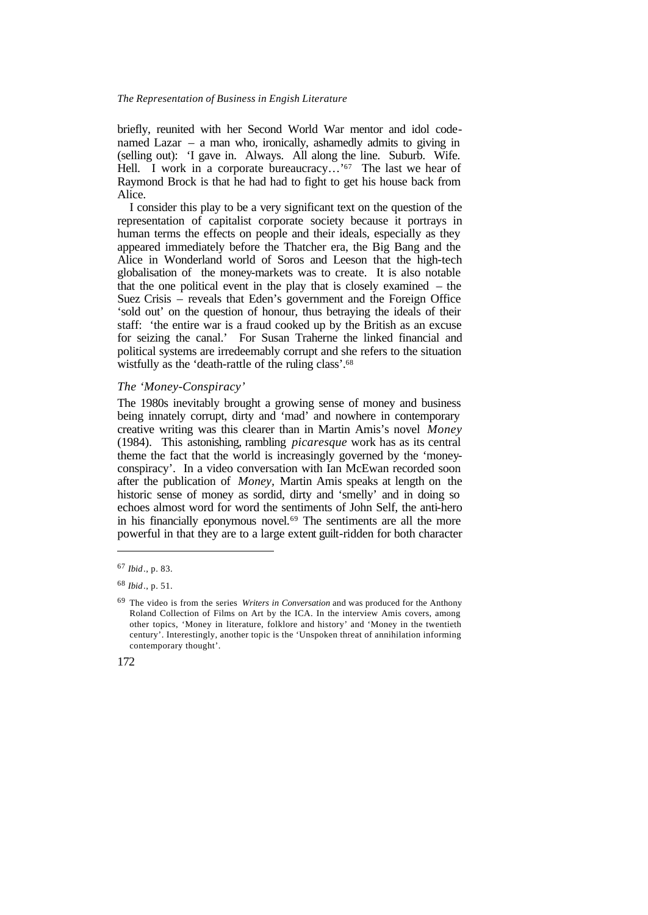briefly, reunited with her Second World War mentor and idol code-named Lazar – a man who, ironically, ashamedly admits to giving in (selling out): 'I gave in. Always. All along the line. Suburb. Wife. Hell. I work in a corporate bureaucracy…'[67] The last we hear of Raymond Brock is that he had had to fight to get his house back from Alice.

I consider this play to be a very significant text on the question of the representation of capitalist corporate society because it portrays in human terms the effects on people and their ideals, especially as they appeared immediately before the Thatcher era, the Big Bang and the Alice in Wonderland world of Soros and Leeson that the high-tech globalisation of the money-markets was to create. It is also notable that the one political event in the play that is closely examined – the Suez Crisis – reveals that Eden's government and the Foreign Office 'sold out' on the question of honour, thus betraying the ideals of their staff: 'the entire war is a fraud cooked up by the British as an excuse for seizing the canal.' For Susan Traherne the linked financial and political systems are irredeemably corrupt and she refers to the situation wistfully as the 'death-rattle of the ruling class'.[68]

### *The 'Money-Conspiracy'*

The 1980s inevitably brought a growing sense of money and business being innately corrupt, dirty and 'mad' and nowhere in contemporary creative writing was this clearer than in Martin Amis's novel *Money* (1984). This astonishing, rambling *picaresque* work has as its central theme the fact that the world is increasingly governed by the 'money-conspiracy'. In a video conversation with Ian McEwan recorded soon after the publication of *Money*, Martin Amis speaks at length on the historic sense of money as sordid, dirty and 'smelly' and in doing so echoes almost word for word the sentiments of John Self, the anti-hero in his financially eponymous novel.[69] The sentiments are all the more powerful in that they are to a large extent guilt-ridden for both character

---

[67] *Ibid*., p. 83.

[68] *Ibid*., p. 51.

[69] The video is from the series *Writers in Conversation* and was produced for the Anthony Roland Collection of Films on Art by the ICA. In the interview Amis covers, among other topics, 'Money in literature, folklore and history' and 'Money in the twentieth century'. Interestingly, another topic is the 'Unspoken threat of annihilation informing contemporary thought'.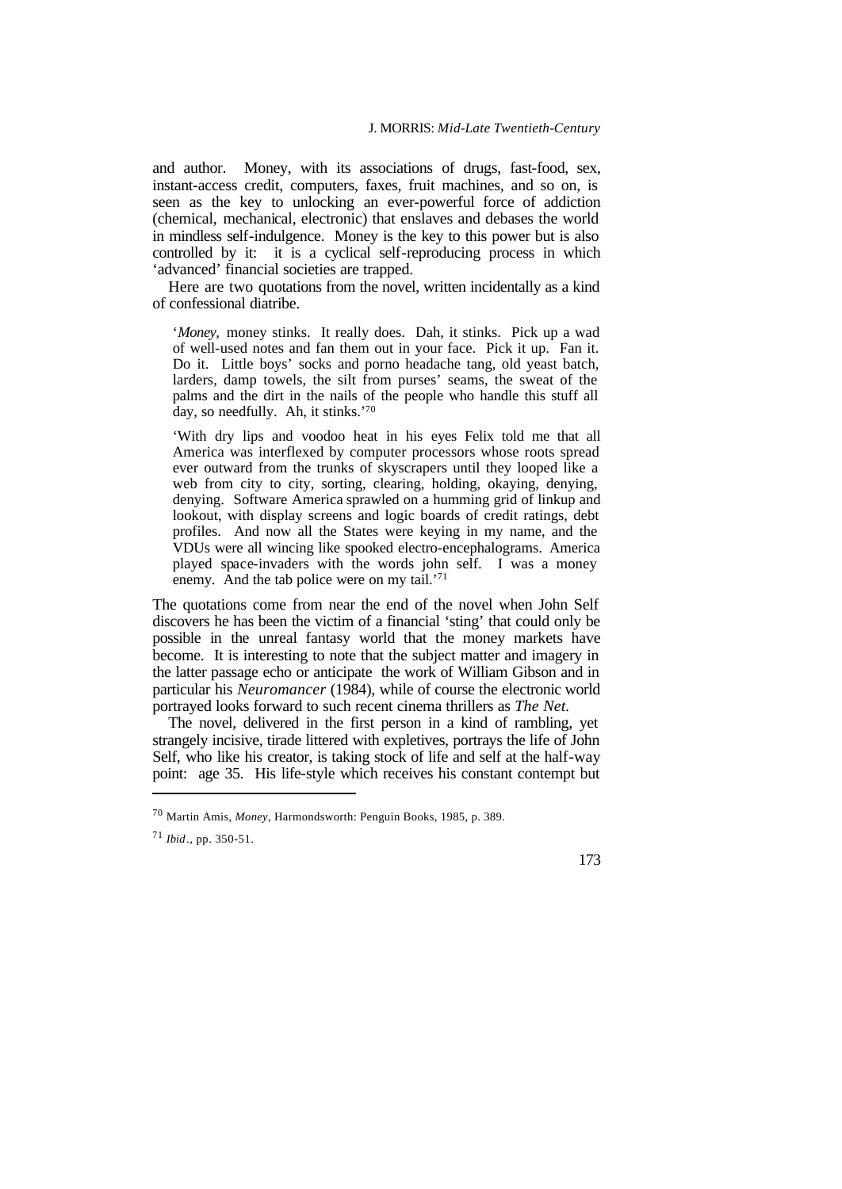and author. Money, with its associations of drugs, fast-food, sex, instant-access credit, computers, faxes, fruit machines, and so on, is seen as the key to unlocking an ever-powerful force of addiction (chemical, mechanical, electronic) that enslaves and debases the world in mindless self-indulgence. Money is the key to this power but is also controlled by it: it is a cyclical self-reproducing process in which 'advanced' financial societies are trapped.

Here are two quotations from the novel, written incidentally as a kind of confessional diatribe.

> '*Money*, money stinks. It really does. Dah, it stinks. Pick up a wad of well-used notes and fan them out in your face. Pick it up. Fan it. Do it. Little boys' socks and porno headache tang, old yeast batch, larders, damp towels, the silt from purses' seams, the sweat of the palms and the dirt in the nails of the people who handle this stuff all day, so needfully. Ah, it stinks.'[70]
>
> 'With dry lips and voodoo heat in his eyes Felix told me that all America was interflexed by computer processors whose roots spread ever outward from the trunks of skyscrapers until they looped like a web from city to city, sorting, clearing, holding, okaying, denying, denying. Software America sprawled on a humming grid of linkup and lookout, with display screens and logic boards of credit ratings, debt profiles. And now all the States were keying in my name, and the VDUs were all wincing like spooked electro-encephalograms. America played space-invaders with the words john self. I was a money enemy. And the tab police were on my tail.'[71]

The quotations come from near the end of the novel when John Self discovers he has been the victim of a financial 'sting' that could only be possible in the unreal fantasy world that the money markets have become. It is interesting to note that the subject matter and imagery in the latter passage echo or anticipate the work of William Gibson and in particular his *Neuromancer* (1984), while of course the electronic world portrayed looks forward to such recent cinema thrillers as *The Net*.

The novel, delivered in the first person in a kind of rambling, yet strangely incisive, tirade littered with expletives, portrays the life of John Self, who like his creator, is taking stock of life and self at the half-way point: age 35. His life-style which receives his constant contempt but

---

[70] Martin Amis, *Money*, Harmondsworth: Penguin Books, 1985, p. 389.

[71] *Ibid*., pp. 350-51.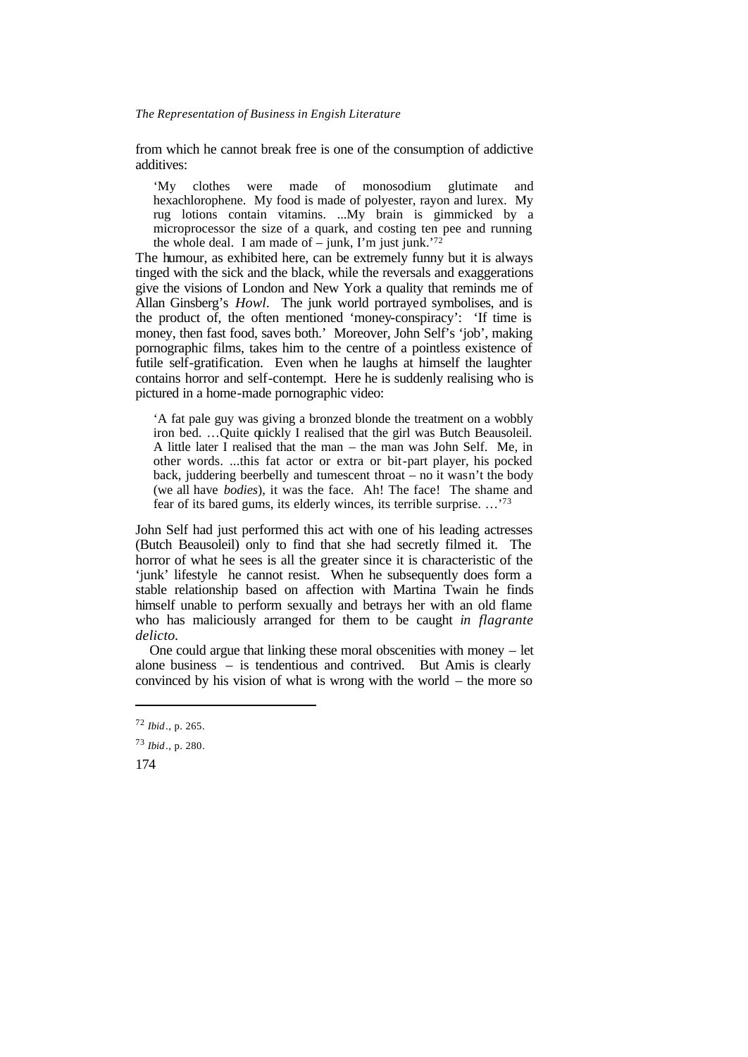from which he cannot break free is one of the consumption of addictive additives:

> 'My clothes were made of monosodium glutimate and hexachlorophene. My food is made of polyester, rayon and lurex. My rug lotions contain vitamins. ...My brain is gimmicked by a microprocessor the size of a quark, and costing ten pee and running the whole deal. I am made of – junk, I'm just junk.'[72]

The humour, as exhibited here, can be extremely funny but it is always tinged with the sick and the black, while the reversals and exaggerations give the visions of London and New York a quality that reminds me of Allan Ginsberg's *Howl*. The junk world portrayed symbolises, and is the product of, the often mentioned 'money-conspiracy': 'If time is money, then fast food, saves both.' Moreover, John Self's 'job', making pornographic films, takes him to the centre of a pointless existence of futile self-gratification. Even when he laughs at himself the laughter contains horror and self-contempt. Here he is suddenly realising who is pictured in a home-made pornographic video:

> 'A fat pale guy was giving a bronzed blonde the treatment on a wobbly iron bed. …Quite quickly I realised that the girl was Butch Beausoleil. A little later I realised that the man – the man was John Self. Me, in other words. ...this fat actor or extra or bit-part player, his pocked back, juddering beerbelly and tumescent throat – no it wasn't the body (we all have *bodies*), it was the face. Ah! The face! The shame and fear of its bared gums, its elderly winces, its terrible surprise. …'[73]

John Self had just performed this act with one of his leading actresses (Butch Beausoleil) only to find that she had secretly filmed it. The horror of what he sees is all the greater since it is characteristic of the 'junk' lifestyle he cannot resist. When he subsequently does form a stable relationship based on affection with Martina Twain he finds himself unable to perform sexually and betrays her with an old flame who has maliciously arranged for them to be caught *in flagrante delicto*.

One could argue that linking these moral obscenities with money – let alone business – is tendentious and contrived. But Amis is clearly convinced by his vision of what is wrong with the world – the more so

---

[72] *Ibid*., p. 265.

[73] *Ibid*., p. 280.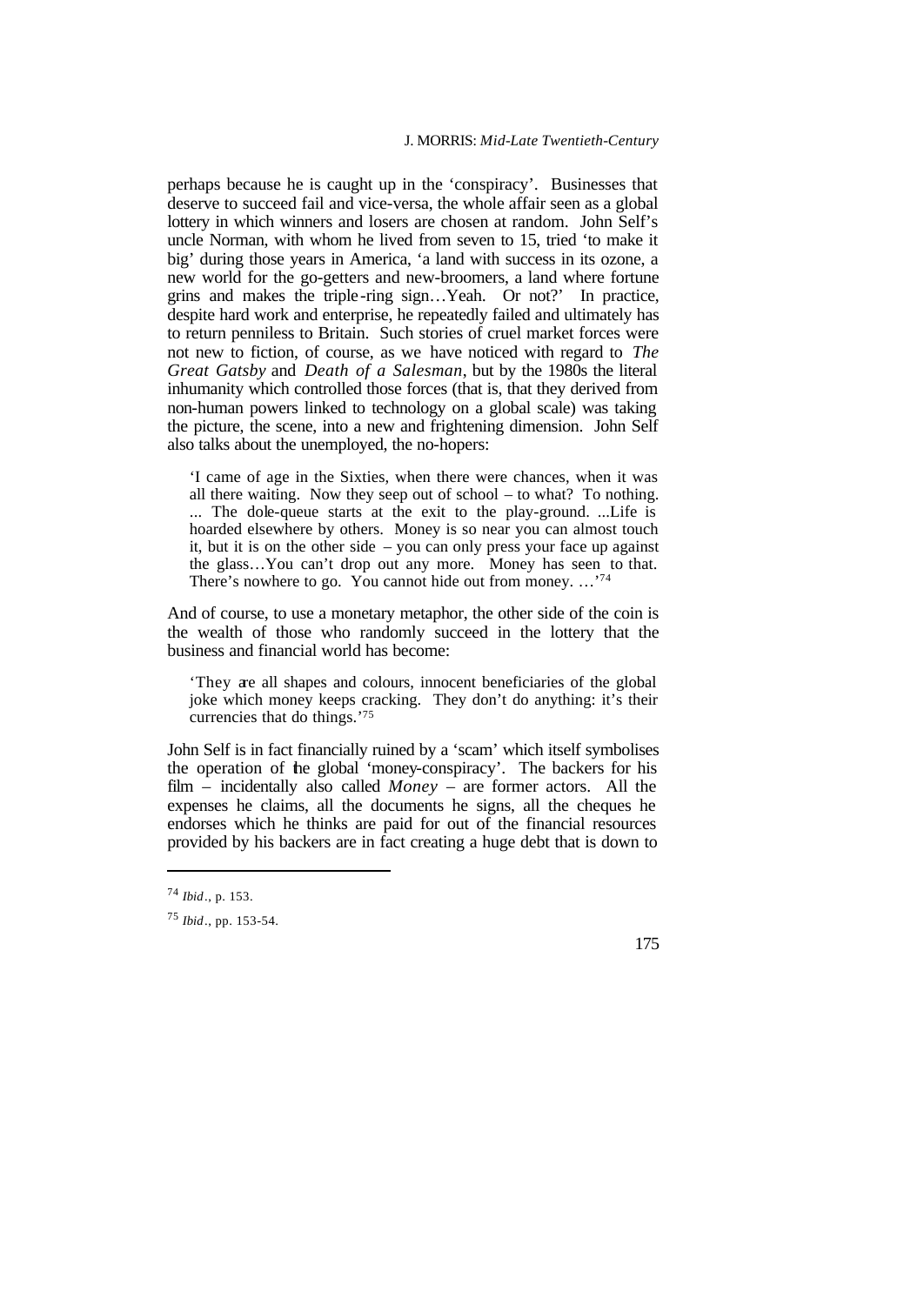perhaps because he is caught up in the 'conspiracy'. Businesses that deserve to succeed fail and vice-versa, the whole affair seen as a global lottery in which winners and losers are chosen at random. John Self's uncle Norman, with whom he lived from seven to 15, tried 'to make it big' during those years in America, 'a land with success in its ozone, a new world for the go-getters and new-broomers, a land where fortune grins and makes the triple-ring sign…Yeah. Or not?' In practice, despite hard work and enterprise, he repeatedly failed and ultimately has to return penniless to Britain. Such stories of cruel market forces were not new to fiction, of course, as we have noticed with regard to *The Great Gatsby* and *Death of a Salesman*, but by the 1980s the literal inhumanity which controlled those forces (that is, that they derived from non-human powers linked to technology on a global scale) was taking the picture, the scene, into a new and frightening dimension. John Self also talks about the unemployed, the no-hopers:

> 'I came of age in the Sixties, when there were chances, when it was all there waiting. Now they seep out of school – to what? To nothing. ... The dole-queue starts at the exit to the play-ground. ...Life is hoarded elsewhere by others. Money is so near you can almost touch it, but it is on the other side – you can only press your face up against the glass…You can't drop out any more. Money has seen to that. There's nowhere to go. You cannot hide out from money. …'[74]

And of course, to use a monetary metaphor, the other side of the coin is the wealth of those who randomly succeed in the lottery that the business and financial world has become:

> 'They are all shapes and colours, innocent beneficiaries of the global joke which money keeps cracking. They don't do anything: it's their currencies that do things.'[75]

John Self is in fact financially ruined by a 'scam' which itself symbolises the operation of the global 'money-conspiracy'. The backers for his film – incidentally also called *Money* – are former actors. All the expenses he claims, all the documents he signs, all the cheques he endorses which he thinks are paid for out of the financial resources provided by his backers are in fact creating a huge debt that is down to

---

[74] *Ibid*., p. 153.

[75] *Ibid*., pp. 153-54.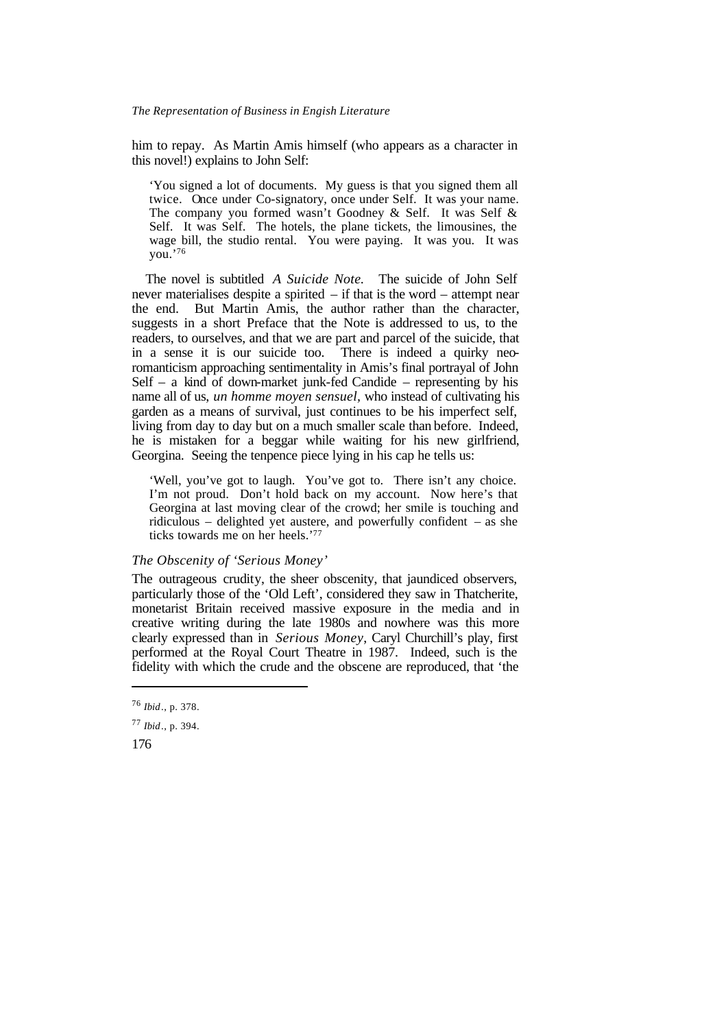him to repay. As Martin Amis himself (who appears as a character in this novel!) explains to John Self:

> 'You signed a lot of documents. My guess is that you signed them all twice. Once under Co-signatory, once under Self. It was your name. The company you formed wasn't Goodney & Self. It was Self & Self. It was Self. The hotels, the plane tickets, the limousines, the wage bill, the studio rental. You were paying. It was you. It was you.'[76]

The novel is subtitled *A Suicide Note*. The suicide of John Self never materialises despite a spirited – if that is the word – attempt near the end. But Martin Amis, the author rather than the character, suggests in a short Preface that the Note is addressed to us, to the readers, to ourselves, and that we are part and parcel of the suicide, that in a sense it is our suicide too. There is indeed a quirky neo-romanticism approaching sentimentality in Amis's final portrayal of John Self – a kind of down-market junk-fed Candide – representing by his name all of us, *un homme moyen sensuel*, who instead of cultivating his garden as a means of survival, just continues to be his imperfect self, living from day to day but on a much smaller scale than before. Indeed, he is mistaken for a beggar while waiting for his new girlfriend, Georgina. Seeing the tenpence piece lying in his cap he tells us:

> 'Well, you've got to laugh. You've got to. There isn't any choice. I'm not proud. Don't hold back on my account. Now here's that Georgina at last moving clear of the crowd; her smile is touching and ridiculous – delighted yet austere, and powerfully confident – as she ticks towards me on her heels.'[77]

### *The Obscenity of 'Serious Money'*

The outrageous crudity, the sheer obscenity, that jaundiced observers, particularly those of the 'Old Left', considered they saw in Thatcherite, monetarist Britain received massive exposure in the media and in creative writing during the late 1980s and nowhere was this more clearly expressed than in *Serious Money*, Caryl Churchill's play, first performed at the Royal Court Theatre in 1987. Indeed, such is the fidelity with which the crude and the obscene are reproduced, that 'the

---

[76] *Ibid*., p. 378.

[77] *Ibid*., p. 394.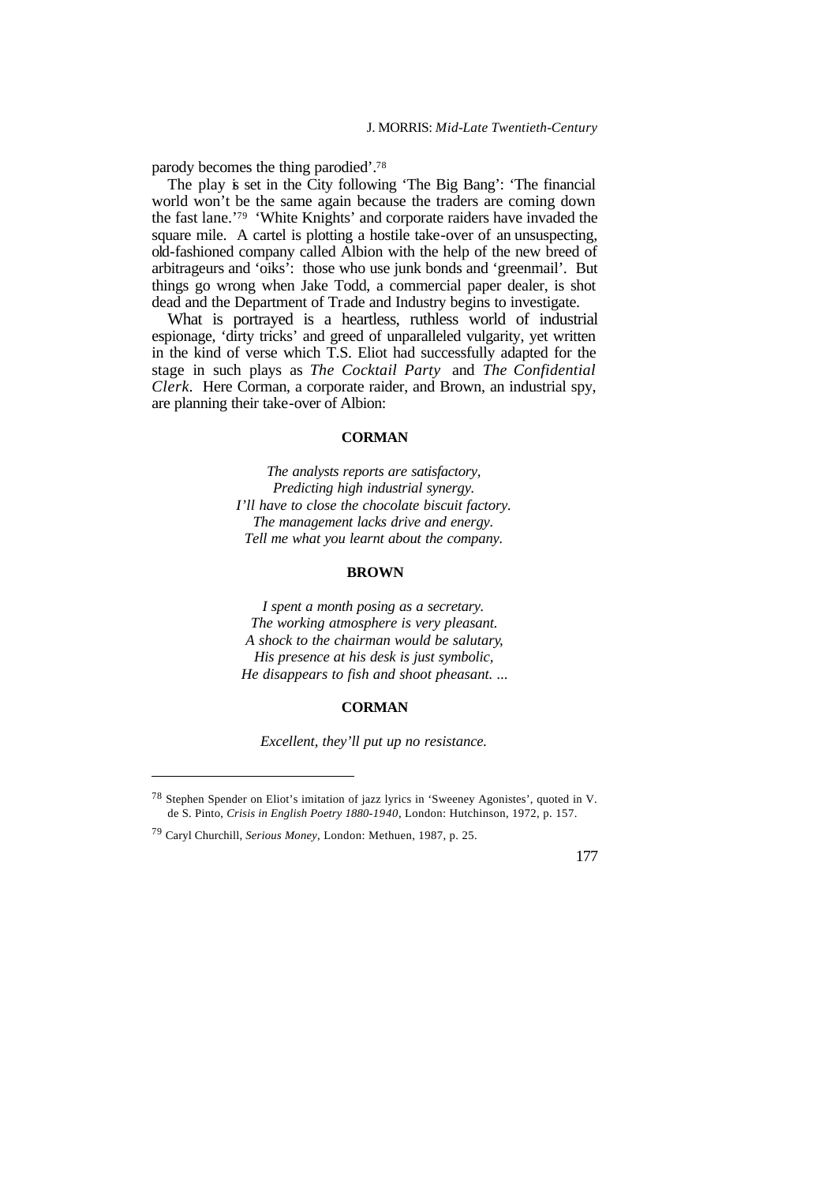parody becomes the thing parodied'.[78]

The play is set in the City following 'The Big Bang': 'The financial world won't be the same again because the traders are coming down the fast lane.'[79] 'White Knights' and corporate raiders have invaded the square mile. A cartel is plotting a hostile take-over of an unsuspecting, old-fashioned company called Albion with the help of the new breed of arbitrageurs and 'oiks': those who use junk bonds and 'greenmail'. But things go wrong when Jake Todd, a commercial paper dealer, is shot dead and the Department of Trade and Industry begins to investigate.

What is portrayed is a heartless, ruthless world of industrial espionage, 'dirty tricks' and greed of unparalleled vulgarity, yet written in the kind of verse which T.S. Eliot had successfully adapted for the stage in such plays as *The Cocktail Party* and *The Confidential Clerk*. Here Corman, a corporate raider, and Brown, an industrial spy, are planning their take-over of Albion:

**CORMAN**

*The analysts reports are satisfactory,*
*Predicting high industrial synergy.*
*I'll have to close the chocolate biscuit factory.*
*The management lacks drive and energy.*
*Tell me what you learnt about the company.*

**BROWN**

*I spent a month posing as a secretary.*
*The working atmosphere is very pleasant.*
*A shock to the chairman would be salutary,*
*His presence at his desk is just symbolic,*
*He disappears to fish and shoot pheasant. ...*

**CORMAN**

*Excellent, they'll put up no resistance.*

---

[78] Stephen Spender on Eliot's imitation of jazz lyrics in 'Sweeney Agonistes', quoted in V. de S. Pinto, *Crisis in English Poetry 1880-1940*, London: Hutchinson, 1972, p. 157.

[79] Caryl Churchill, *Serious Money*, London: Methuen, 1987, p. 25.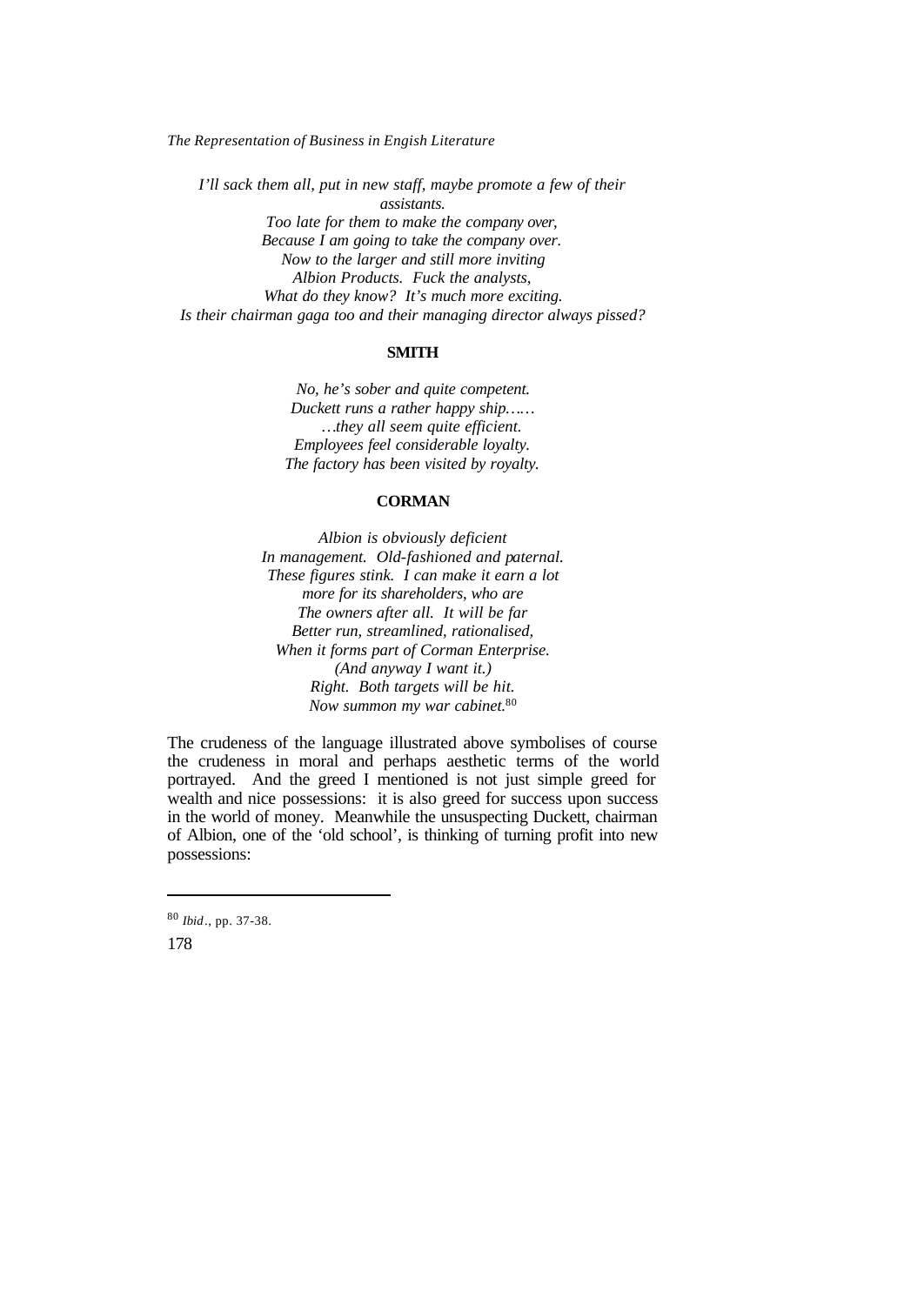*I'll sack them all, put in new staff, maybe promote a few of their assistants.*
*Too late for them to make the company over,*
*Because I am going to take the company over.*
*Now to the larger and still more inviting*
*Albion Products. Fuck the analysts,*
*What do they know? It's much more exciting.*
*Is their chairman gaga too and their managing director always pissed?*

**SMITH**

*No, he's sober and quite competent.*
*Duckett runs a rather happy ship……*
*…they all seem quite efficient.*
*Employees feel considerable loyalty.*
*The factory has been visited by royalty.*

**CORMAN**

*Albion is obviously deficient*
*In management. Old-fashioned and paternal.*
*These figures stink. I can make it earn a lot*
*more for its shareholders, who are*
*The owners after all. It will be far*
*Better run, streamlined, rationalised,*
*When it forms part of Corman Enterprise.*
*(And anyway I want it.)*
*Right. Both targets will be hit.*
*Now summon my war cabinet.*[80]

The crudeness of the language illustrated above symbolises of course the crudeness in moral and perhaps aesthetic terms of the world portrayed. And the greed I mentioned is not just simple greed for wealth and nice possessions: it is also greed for success upon success in the world of money. Meanwhile the unsuspecting Duckett, chairman of Albion, one of the 'old school', is thinking of turning profit into new possessions:

---

[80] *Ibid*., pp. 37-38.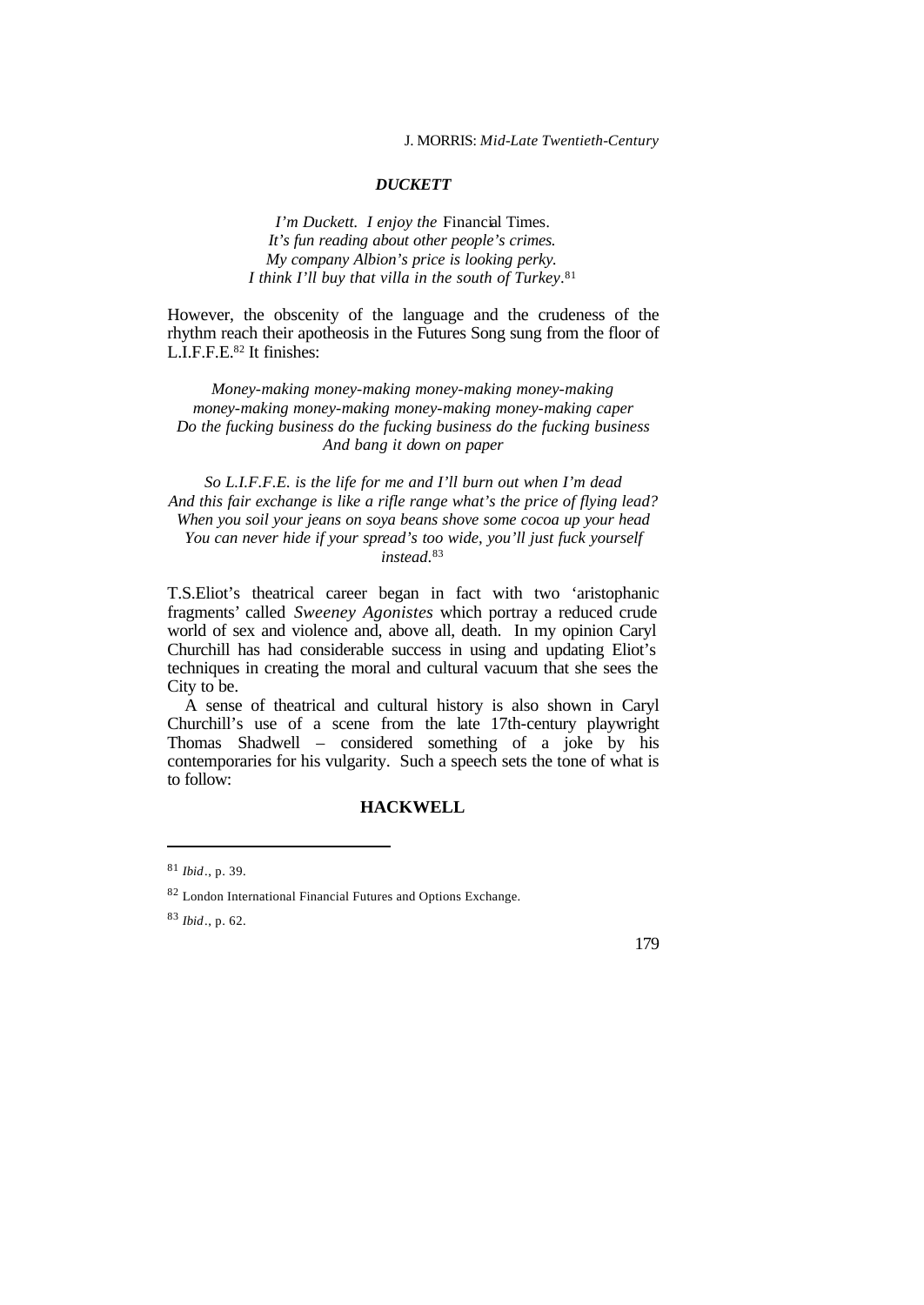***DUCKETT***

*I'm Duckett. I enjoy the* Financial Times.
*It's fun reading about other people's crimes.*
*My company Albion's price is looking perky.*
*I think I'll buy that villa in the south of Turkey*.[81]

However, the obscenity of the language and the crudeness of the rhythm reach their apotheosis in the Futures Song sung from the floor of L.I.F.F.E.[82] It finishes:

*Money-making money-making money-making money-making*
*money-making money-making money-making money-making caper*
*Do the fucking business do the fucking business do the fucking business*
*And bang it down on paper*

*So L.I.F.F.E. is the life for me and I'll burn out when I'm dead*
*And this fair exchange is like a rifle range what's the price of flying lead?*
*When you soil your jeans on soya beans shove some cocoa up your head*
*You can never hide if your spread's too wide, you'll just fuck yourself instead*.[83]

T.S.Eliot's theatrical career began in fact with two 'aristophanic fragments' called *Sweeney Agonistes* which portray a reduced crude world of sex and violence and, above all, death. In my opinion Caryl Churchill has had considerable success in using and updating Eliot's techniques in creating the moral and cultural vacuum that she sees the City to be.

A sense of theatrical and cultural history is also shown in Caryl Churchill's use of a scene from the late 17th-century playwright Thomas Shadwell – considered something of a joke by his contemporaries for his vulgarity. Such a speech sets the tone of what is to follow:

**HACKWELL**

---

[81] *Ibid*., p. 39.

[82] London International Financial Futures and Options Exchange.

[83] *Ibid*., p. 62.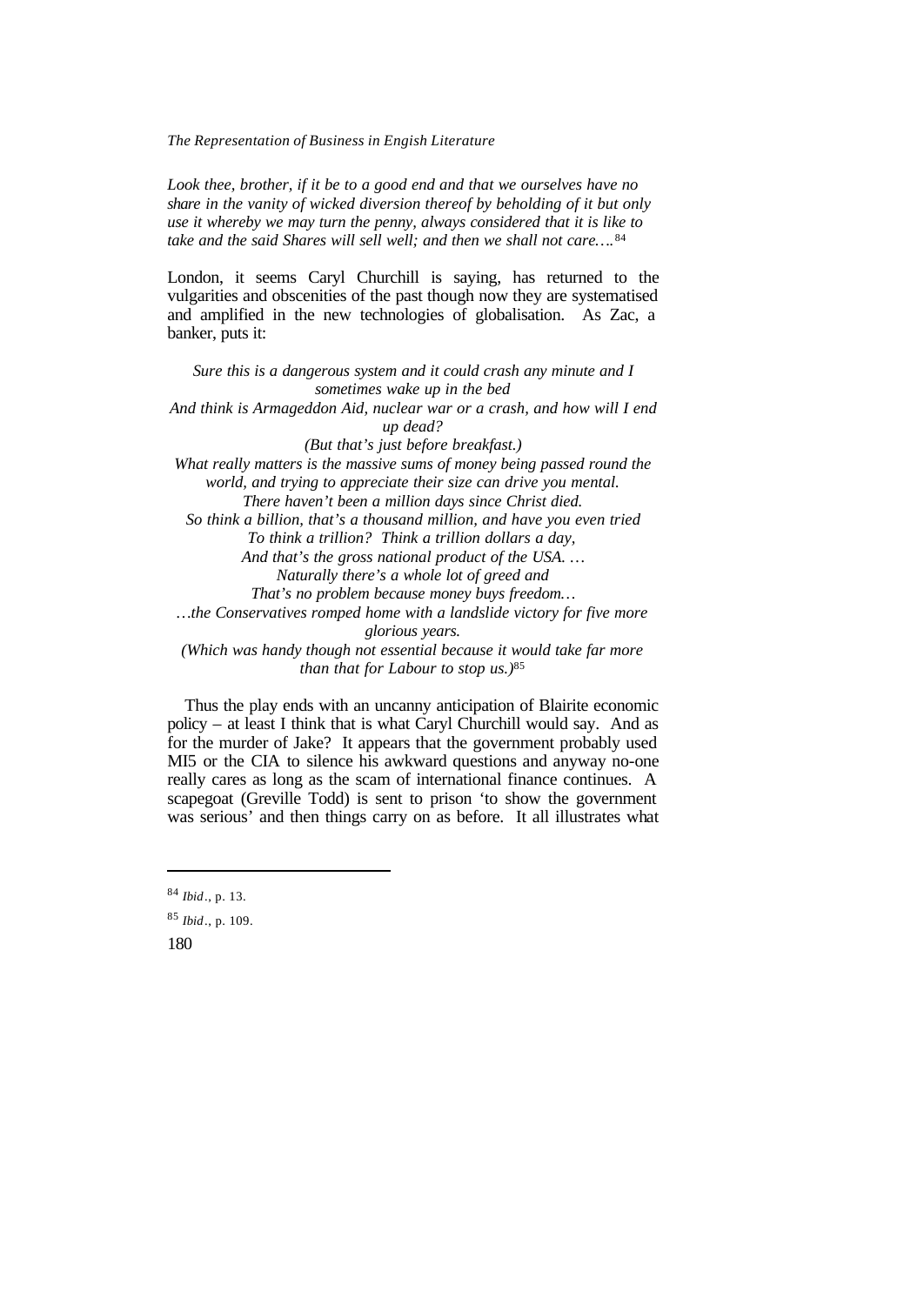*Look thee, brother, if it be to a good end and that we ourselves have no share in the vanity of wicked diversion thereof by beholding of it but only use it whereby we may turn the penny, always considered that it is like to take and the said Shares will sell well; and then we shall not care….*[84]

London, it seems Caryl Churchill is saying, has returned to the vulgarities and obscenities of the past though now they are systematised and amplified in the new technologies of globalisation. As Zac, a banker, puts it:

*Sure this is a dangerous system and it could crash any minute and I sometimes wake up in the bed*
*And think is Armageddon Aid, nuclear war or a crash, and how will I end up dead?*
*(But that's just before breakfast.)*
*What really matters is the massive sums of money being passed round the world, and trying to appreciate their size can drive you mental.*
*There haven't been a million days since Christ died.*
*So think a billion, that's a thousand million, and have you even tried*
*To think a trillion? Think a trillion dollars a day,*
*And that's the gross national product of the USA. …*
*Naturally there's a whole lot of greed and*
*That's no problem because money buys freedom…*
*…the Conservatives romped home with a landslide victory for five more glorious years.*
*(Which was handy though not essential because it would take far more than that for Labour to stop us.)*[85]

Thus the play ends with an uncanny anticipation of Blairite economic policy – at least I think that is what Caryl Churchill would say. And as for the murder of Jake? It appears that the government probably used MI5 or the CIA to silence his awkward questions and anyway no-one really cares as long as the scam of international finance continues. A scapegoat (Greville Todd) is sent to prison 'to show the government was serious' and then things carry on as before. It all illustrates what

---

[84] *Ibid*., p. 13.

[85] *Ibid*., p. 109.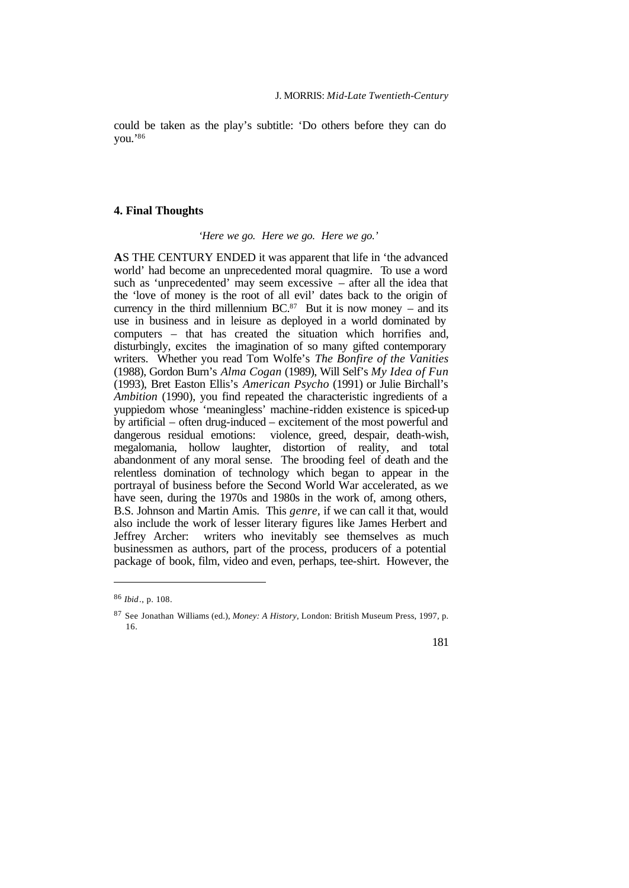could be taken as the play's subtitle: 'Do others before they can do you.'[86]

## 4. Final Thoughts

*'Here we go. Here we go. Here we go.'*

**A**S THE CENTURY ENDED it was apparent that life in 'the advanced world' had become an unprecedented moral quagmire. To use a word such as 'unprecedented' may seem excessive – after all the idea that the 'love of money is the root of all evil' dates back to the origin of currency in the third millennium BC.[87] But it is now money – and its use in business and in leisure as deployed in a world dominated by computers – that has created the situation which horrifies and, disturbingly, excites the imagination of so many gifted contemporary writers. Whether you read Tom Wolfe's *The Bonfire of the Vanities* (1988), Gordon Burn's *Alma Cogan* (1989), Will Self's *My Idea of Fun* (1993), Bret Easton Ellis's *American Psycho* (1991) or Julie Birchall's *Ambition* (1990), you find repeated the characteristic ingredients of a yuppiedom whose 'meaningless' machine-ridden existence is spiced-up by artificial – often drug-induced – excitement of the most powerful and dangerous residual emotions: violence, greed, despair, death-wish, megalomania, hollow laughter, distortion of reality, and total abandonment of any moral sense. The brooding feel of death and the relentless domination of technology which began to appear in the portrayal of business before the Second World War accelerated, as we have seen, during the 1970s and 1980s in the work of, among others, B.S. Johnson and Martin Amis. This *genre*, if we can call it that, would also include the work of lesser literary figures like James Herbert and Jeffrey Archer: writers who inevitably see themselves as much businessmen as authors, part of the process, producers of a potential package of book, film, video and even, perhaps, tee-shirt. However, the

---

[86] *Ibid*., p. 108.

[87] See Jonathan Williams (ed.), *Money: A History*, London: British Museum Press, 1997, p. 16.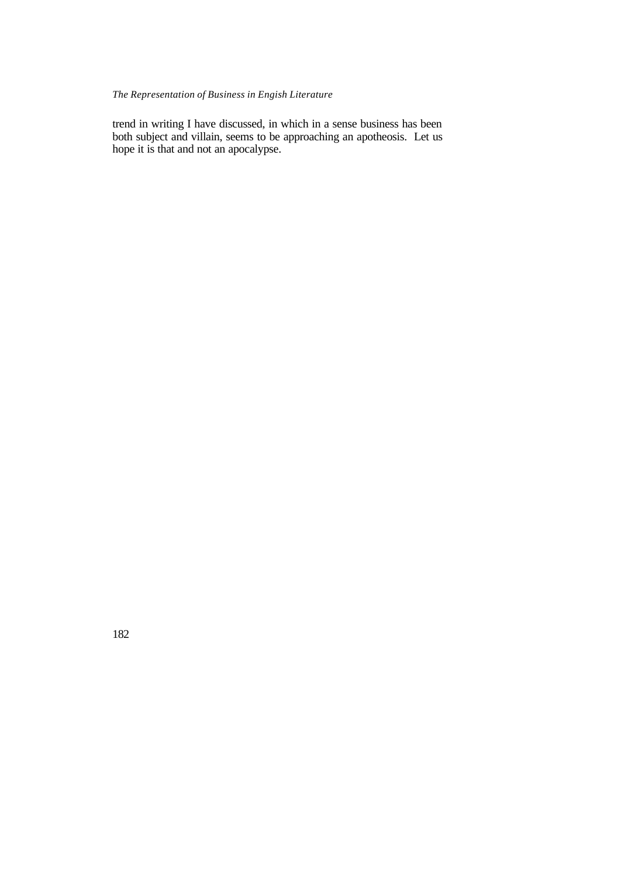trend in writing I have discussed, in which in a sense business has been both subject and villain, seems to be approaching an apotheosis. Let us hope it is that and not an apocalypse.